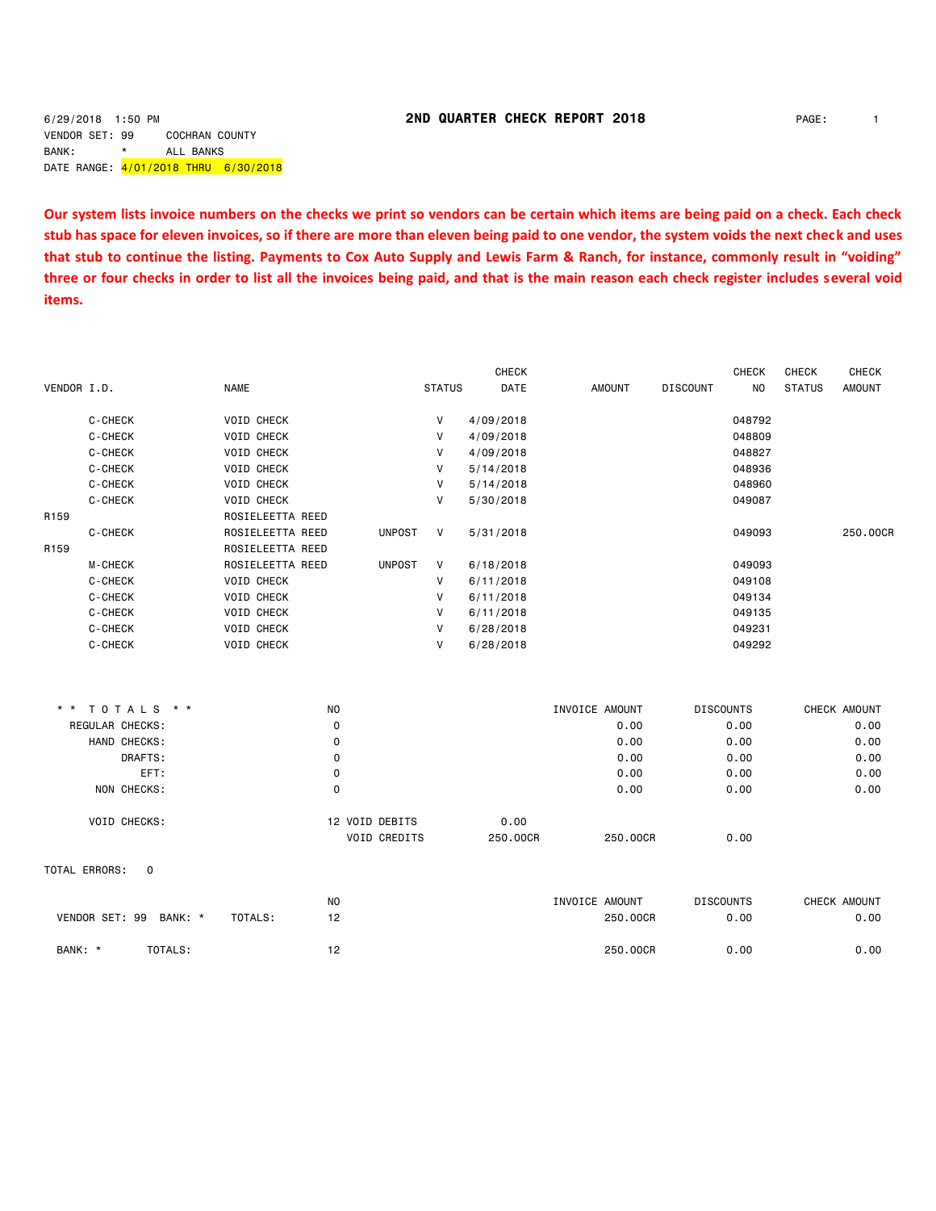6/29/2018 1:50 PM **2ND QUARTER CHECK REPORT 2018**

VENDOR SET: 99 COCHRAN COUNTY
BANK: * ALL BANKS
DATE RANGE: 4/01/2018 THRU 6/30/2018

**Our system lists invoice numbers on the checks we print so vendors can be certain which items are being paid on a check. Each check stub has space for eleven invoices, so if there are more than eleven being paid to one vendor, the system voids the next check and uses that stub to continue the listing. Payments to Cox Auto Supply and Lewis Farm & Ranch, for instance, commonly result in "voiding" three or four checks in order to list all the invoices being paid, and that is the main reason each check register includes several void items.**

| VENDOR I.D. | NAME | | STATUS | CHECK DATE | AMOUNT | DISCOUNT | CHECK NO | CHECK STATUS | CHECK AMOUNT |
|---|---|---|---|---|---|---|---|---|---|
| C-CHECK | VOID CHECK | | V | 4/09/2018 | | | 048792 | | |
| C-CHECK | VOID CHECK | | V | 4/09/2018 | | | 048809 | | |
| C-CHECK | VOID CHECK | | V | 4/09/2018 | | | 048827 | | |
| C-CHECK | VOID CHECK | | V | 5/14/2018 | | | 048936 | | |
| C-CHECK | VOID CHECK | | V | 5/14/2018 | | | 048960 | | |
| C-CHECK | VOID CHECK | | V | 5/30/2018 | | | 049087 | | |
| R159 | ROSIELEETTA REED | | | | | | | | |
| C-CHECK | ROSIELEETTA REED | UNPOST | V | 5/31/2018 | | | 049093 | | 250.00CR |
| R159 | ROSIELEETTA REED | | | | | | | | |
| M-CHECK | ROSIELEETTA REED | UNPOST | V | 6/18/2018 | | | 049093 | | |
| C-CHECK | VOID CHECK | | V | 6/11/2018 | | | 049108 | | |
| C-CHECK | VOID CHECK | | V | 6/11/2018 | | | 049134 | | |
| C-CHECK | VOID CHECK | | V | 6/11/2018 | | | 049135 | | |
| C-CHECK | VOID CHECK | | V | 6/28/2018 | | | 049231 | | |
| C-CHECK | VOID CHECK | | V | 6/28/2018 | | | 049292 | | |

| * * T O T A L S * * | NO | | | INVOICE AMOUNT | DISCOUNTS | CHECK AMOUNT |
|---|---|---|---|---|---|---|
| REGULAR CHECKS: | 0 | | | 0.00 | 0.00 | 0.00 |
| HAND CHECKS: | 0 | | | 0.00 | 0.00 | 0.00 |
| DRAFTS: | 0 | | | 0.00 | 0.00 | 0.00 |
| EFT: | 0 | | | 0.00 | 0.00 | 0.00 |
| NON CHECKS: | 0 | | | 0.00 | 0.00 | 0.00 |
| VOID CHECKS: | 12 | VOID DEBITS | 0.00 | | | |
| | | VOID CREDITS | 250.00CR | 250.00CR | 0.00 | |

TOTAL ERRORS: 0

| | NO | INVOICE AMOUNT | DISCOUNTS | CHECK AMOUNT |
|---|---|---|---|---|
| VENDOR SET: 99 BANK: * TOTALS: | 12 | 250.00CR | 0.00 | 0.00 |
| BANK: * TOTALS: | 12 | 250.00CR | 0.00 | 0.00 |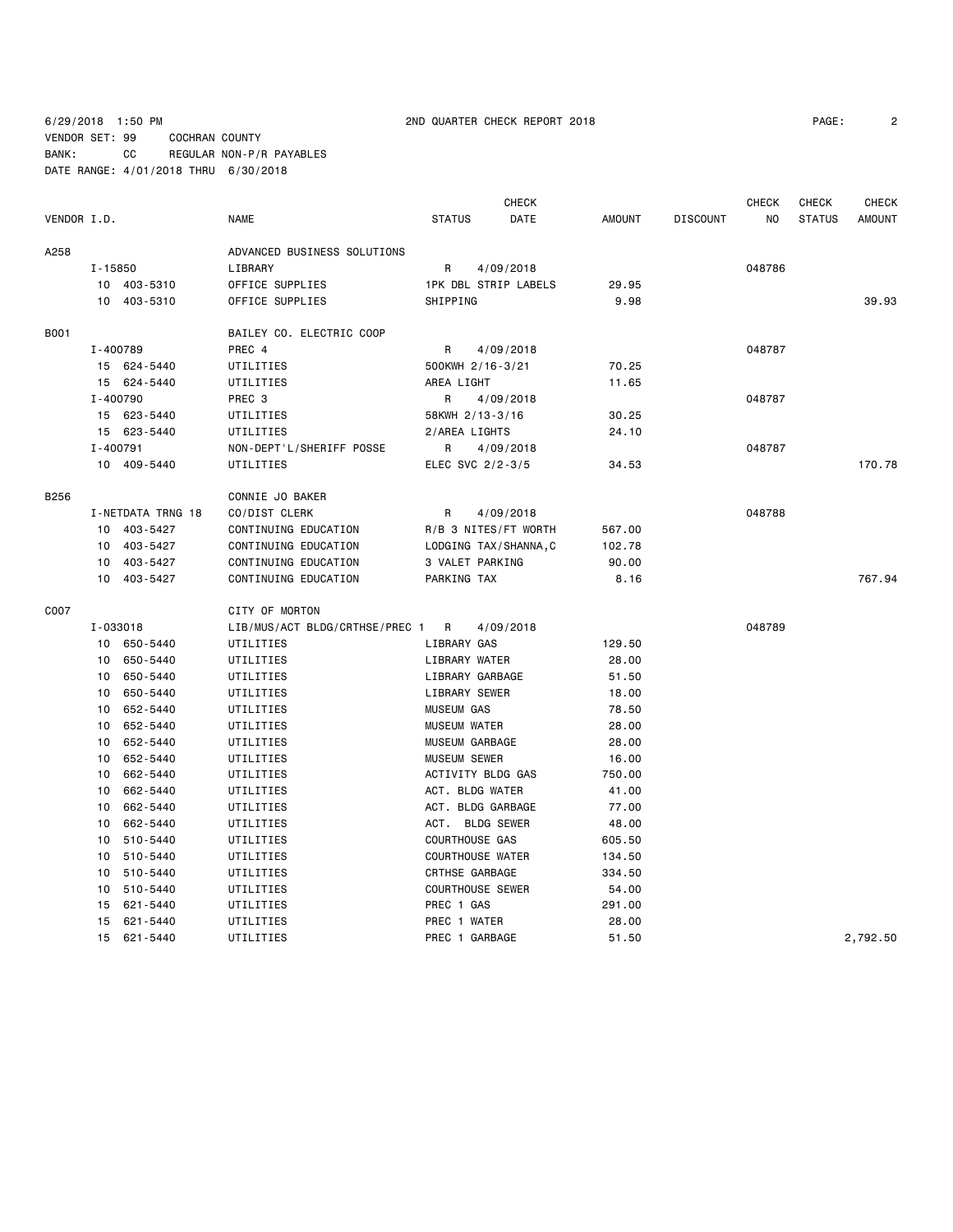6/29/2018 1:50 PM 2ND QUARTER CHECK REPORT 2018

VENDOR SET: 99 COCHRAN COUNTY
BANK: CC REGULAR NON-P/R PAYABLES
DATE RANGE: 4/01/2018 THRU 6/30/2018

| VENDOR I.D. | NAME | STATUS | CHECK DATE | AMOUNT | DISCOUNT | CHECK NO | CHECK STATUS | CHECK AMOUNT |
|---|---|---|---|---|---|---|---|---|
| A258 | ADVANCED BUSINESS SOLUTIONS | | | | | | | |
| I-15850 | LIBRARY | R | 4/09/2018 | | | 048786 | | |
| 10 403-5310 | OFFICE SUPPLIES | 1PK DBL STRIP LABELS | | 29.95 | | | | |
| 10 403-5310 | OFFICE SUPPLIES | SHIPPING | | 9.98 | | | | 39.93 |
| B001 | BAILEY CO. ELECTRIC COOP | | | | | | | |
| I-400789 | PREC 4 | R | 4/09/2018 | | | 048787 | | |
| 15 624-5440 | UTILITIES | 500KWH 2/16-3/21 | | 70.25 | | | | |
| 15 624-5440 | UTILITIES | AREA LIGHT | | 11.65 | | | | |
| I-400790 | PREC 3 | R | 4/09/2018 | | | 048787 | | |
| 15 623-5440 | UTILITIES | 58KWH 2/13-3/16 | | 30.25 | | | | |
| 15 623-5440 | UTILITIES | 2/AREA LIGHTS | | 24.10 | | | | |
| I-400791 | NON-DEPT'L/SHERIFF POSSE | R | 4/09/2018 | | | 048787 | | |
| 10 409-5440 | UTILITIES | ELEC SVC 2/2-3/5 | | 34.53 | | | | 170.78 |
| B256 | CONNIE JO BAKER | | | | | | | |
| I-NETDATA TRNG 18 | CO/DIST CLERK | R | 4/09/2018 | | | 048788 | | |
| 10 403-5427 | CONTINUING EDUCATION | R/B 3 NITES/FT WORTH | | 567.00 | | | | |
| 10 403-5427 | CONTINUING EDUCATION | LODGING TAX/SHANNA,C | | 102.78 | | | | |
| 10 403-5427 | CONTINUING EDUCATION | 3 VALET PARKING | | 90.00 | | | | |
| 10 403-5427 | CONTINUING EDUCATION | PARKING TAX | | 8.16 | | | | 767.94 |
| C007 | CITY OF MORTON | | | | | | | |
| I-033018 | LIB/MUS/ACT BLDG/CRTHSE/PREC 1 | R | 4/09/2018 | | | 048789 | | |
| 10 650-5440 | UTILITIES | LIBRARY GAS | | 129.50 | | | | |
| 10 650-5440 | UTILITIES | LIBRARY WATER | | 28.00 | | | | |
| 10 650-5440 | UTILITIES | LIBRARY GARBAGE | | 51.50 | | | | |
| 10 650-5440 | UTILITIES | LIBRARY SEWER | | 18.00 | | | | |
| 10 652-5440 | UTILITIES | MUSEUM GAS | | 78.50 | | | | |
| 10 652-5440 | UTILITIES | MUSEUM WATER | | 28.00 | | | | |
| 10 652-5440 | UTILITIES | MUSEUM GARBAGE | | 28.00 | | | | |
| 10 652-5440 | UTILITIES | MUSEUM SEWER | | 16.00 | | | | |
| 10 662-5440 | UTILITIES | ACTIVITY BLDG GAS | | 750.00 | | | | |
| 10 662-5440 | UTILITIES | ACT. BLDG WATER | | 41.00 | | | | |
| 10 662-5440 | UTILITIES | ACT. BLDG GARBAGE | | 77.00 | | | | |
| 10 662-5440 | UTILITIES | ACT. BLDG SEWER | | 48.00 | | | | |
| 10 510-5440 | UTILITIES | COURTHOUSE GAS | | 605.50 | | | | |
| 10 510-5440 | UTILITIES | COURTHOUSE WATER | | 134.50 | | | | |
| 10 510-5440 | UTILITIES | CRTHSE GARBAGE | | 334.50 | | | | |
| 10 510-5440 | UTILITIES | COURTHOUSE SEWER | | 54.00 | | | | |
| 15 621-5440 | UTILITIES | PREC 1 GAS | | 291.00 | | | | |
| 15 621-5440 | UTILITIES | PREC 1 WATER | | 28.00 | | | | |
| 15 621-5440 | UTILITIES | PREC 1 GARBAGE | | 51.50 | | | | 2,792.50 |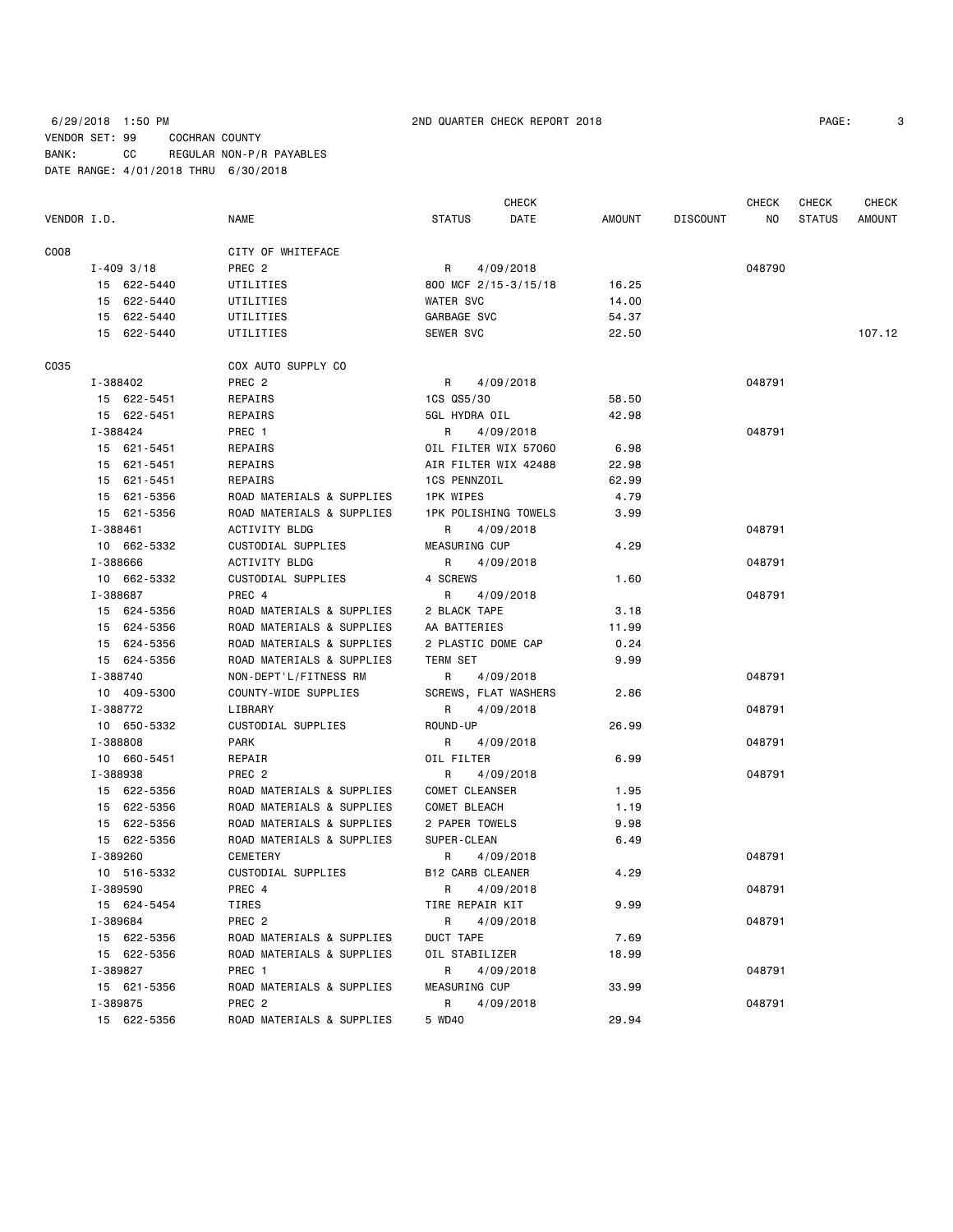6/29/2018 1:50 PM 2ND QUARTER CHECK REPORT 2018
VENDOR SET: 99 COCHRAN COUNTY
BANK: CC REGULAR NON-P/R PAYABLES
DATE RANGE: 4/01/2018 THRU 6/30/2018

| VENDOR I.D. | NAME | STATUS | CHECK DATE | AMOUNT | DISCOUNT | CHECK NO | CHECK STATUS | CHECK AMOUNT |
|---|---|---|---|---|---|---|---|---|
| C008 | CITY OF WHITEFACE | | | | | | | |
| I-409 3/18 | PREC 2 | R | 4/09/2018 | | | 048790 | | |
| 15 622-5440 | UTILITIES | 800 MCF 2/15-3/15/18 | | 16.25 | | | | |
| 15 622-5440 | UTILITIES | WATER SVC | | 14.00 | | | | |
| 15 622-5440 | UTILITIES | GARBAGE SVC | | 54.37 | | | | |
| 15 622-5440 | UTILITIES | SEWER SVC | | 22.50 | | | | 107.12 |
| C035 | COX AUTO SUPPLY CO | | | | | | | |
| I-388402 | PREC 2 | R | 4/09/2018 | | | 048791 | | |
| 15 622-5451 | REPAIRS | 1CS QS5/30 | | 58.50 | | | | |
| 15 622-5451 | REPAIRS | 5GL HYDRA OIL | | 42.98 | | | | |
| I-388424 | PREC 1 | R | 4/09/2018 | | | 048791 | | |
| 15 621-5451 | REPAIRS | OIL FILTER WIX 57060 | | 6.98 | | | | |
| 15 621-5451 | REPAIRS | AIR FILTER WIX 42488 | | 22.98 | | | | |
| 15 621-5451 | REPAIRS | 1CS PENNZOIL | | 62.99 | | | | |
| 15 621-5356 | ROAD MATERIALS & SUPPLIES | 1PK WIPES | | 4.79 | | | | |
| 15 621-5356 | ROAD MATERIALS & SUPPLIES | 1PK POLISHING TOWELS | | 3.99 | | | | |
| I-388461 | ACTIVITY BLDG | R | 4/09/2018 | | | 048791 | | |
| 10 662-5332 | CUSTODIAL SUPPLIES | MEASURING CUP | | 4.29 | | | | |
| I-388666 | ACTIVITY BLDG | R | 4/09/2018 | | | 048791 | | |
| 10 662-5332 | CUSTODIAL SUPPLIES | 4 SCREWS | | 1.60 | | | | |
| I-388687 | PREC 4 | R | 4/09/2018 | | | 048791 | | |
| 15 624-5356 | ROAD MATERIALS & SUPPLIES | 2 BLACK TAPE | | 3.18 | | | | |
| 15 624-5356 | ROAD MATERIALS & SUPPLIES | AA BATTERIES | | 11.99 | | | | |
| 15 624-5356 | ROAD MATERIALS & SUPPLIES | 2 PLASTIC DOME CAP | | 0.24 | | | | |
| 15 624-5356 | ROAD MATERIALS & SUPPLIES | TERM SET | | 9.99 | | | | |
| I-388740 | NON-DEPT'L/FITNESS RM | R | 4/09/2018 | | | 048791 | | |
| 10 409-5300 | COUNTY-WIDE SUPPLIES | SCREWS, FLAT WASHERS | | 2.86 | | | | |
| I-388772 | LIBRARY | R | 4/09/2018 | | | 048791 | | |
| 10 650-5332 | CUSTODIAL SUPPLIES | ROUND-UP | | 26.99 | | | | |
| I-388808 | PARK | R | 4/09/2018 | | | 048791 | | |
| 10 660-5451 | REPAIR | OIL FILTER | | 6.99 | | | | |
| I-388938 | PREC 2 | R | 4/09/2018 | | | 048791 | | |
| 15 622-5356 | ROAD MATERIALS & SUPPLIES | COMET CLEANSER | | 1.95 | | | | |
| 15 622-5356 | ROAD MATERIALS & SUPPLIES | COMET BLEACH | | 1.19 | | | | |
| 15 622-5356 | ROAD MATERIALS & SUPPLIES | 2 PAPER TOWELS | | 9.98 | | | | |
| 15 622-5356 | ROAD MATERIALS & SUPPLIES | SUPER-CLEAN | | 6.49 | | | | |
| I-389260 | CEMETERY | R | 4/09/2018 | | | 048791 | | |
| 10 516-5332 | CUSTODIAL SUPPLIES | B12 CARB CLEANER | | 4.29 | | | | |
| I-389590 | PREC 4 | R | 4/09/2018 | | | 048791 | | |
| 15 624-5454 | TIRES | TIRE REPAIR KIT | | 9.99 | | | | |
| I-389684 | PREC 2 | R | 4/09/2018 | | | 048791 | | |
| 15 622-5356 | ROAD MATERIALS & SUPPLIES | DUCT TAPE | | 7.69 | | | | |
| 15 622-5356 | ROAD MATERIALS & SUPPLIES | OIL STABILIZER | | 18.99 | | | | |
| I-389827 | PREC 1 | R | 4/09/2018 | | | 048791 | | |
| 15 621-5356 | ROAD MATERIALS & SUPPLIES | MEASURING CUP | | 33.99 | | | | |
| I-389875 | PREC 2 | R | 4/09/2018 | | | 048791 | | |
| 15 622-5356 | ROAD MATERIALS & SUPPLIES | 5 WD40 | | 29.94 | | | | |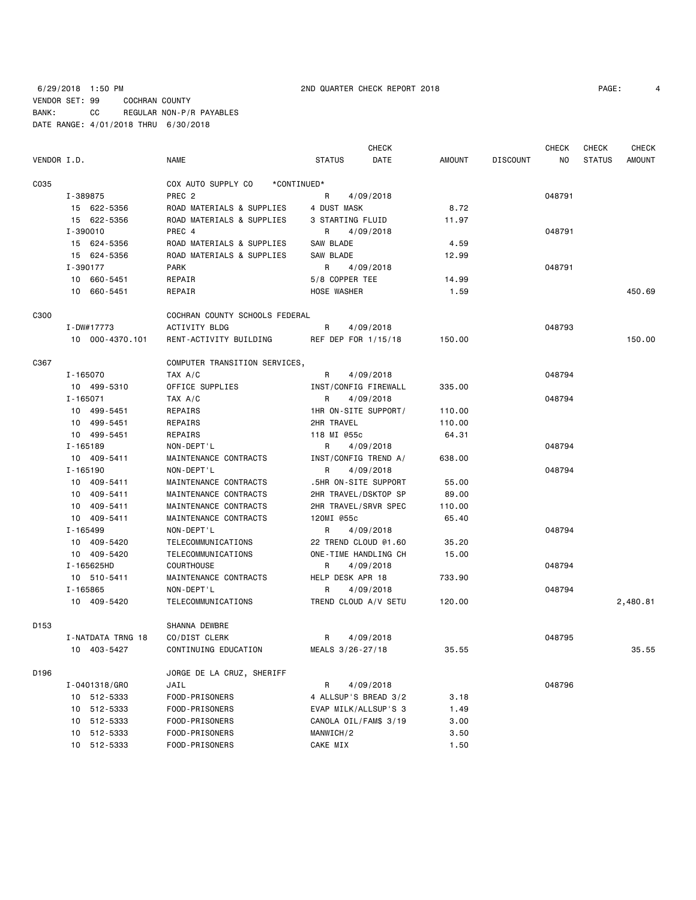6/29/2018 1:50 PM 2ND QUARTER CHECK REPORT 2018
VENDOR SET: 99 COCHRAN COUNTY
BANK: CC REGULAR NON-P/R PAYABLES
DATE RANGE: 4/01/2018 THRU 6/30/2018

| VENDOR I.D. | NAME | STATUS | CHECK DATE | AMOUNT | DISCOUNT | CHECK NO | CHECK STATUS | CHECK AMOUNT |
|---|---|---|---|---|---|---|---|---|
| C035 | COX AUTO SUPPLY CO *CONTINUED* | | | | | | | |
| I-389875 | PREC 2 | R | 4/09/2018 | | | 048791 | | |
| 15 622-5356 | ROAD MATERIALS & SUPPLIES | 4 DUST MASK | | 8.72 | | | | |
| 15 622-5356 | ROAD MATERIALS & SUPPLIES | 3 STARTING FLUID | | 11.97 | | | | |
| I-390010 | PREC 4 | R | 4/09/2018 | | | 048791 | | |
| 15 624-5356 | ROAD MATERIALS & SUPPLIES | SAW BLADE | | 4.59 | | | | |
| 15 624-5356 | ROAD MATERIALS & SUPPLIES | SAW BLADE | | 12.99 | | | | |
| I-390177 | PARK | R | 4/09/2018 | | | 048791 | | |
| 10 660-5451 | REPAIR | 5/8 COPPER TEE | | 14.99 | | | | |
| 10 660-5451 | REPAIR | HOSE WASHER | | 1.59 | | | | 450.69 |
| C300 | COCHRAN COUNTY SCHOOLS FEDERAL | | | | | | | |
| I-DW#17773 | ACTIVITY BLDG | R | 4/09/2018 | | | 048793 | | |
| 10 000-4370.101 | RENT-ACTIVITY BUILDING | REF DEP FOR 1/15/18 | | 150.00 | | | | 150.00 |
| C367 | COMPUTER TRANSITION SERVICES, | | | | | | | |
| I-165070 | TAX A/C | R | 4/09/2018 | | | 048794 | | |
| 10 499-5310 | OFFICE SUPPLIES | INST/CONFIG FIREWALL | | 335.00 | | | | |
| I-165071 | TAX A/C | R | 4/09/2018 | | | 048794 | | |
| 10 499-5451 | REPAIRS | 1HR ON-SITE SUPPORT/ | | 110.00 | | | | |
| 10 499-5451 | REPAIRS | 2HR TRAVEL | | 110.00 | | | | |
| 10 499-5451 | REPAIRS | 118 MI @55c | | 64.31 | | | | |
| I-165189 | NON-DEPT'L | R | 4/09/2018 | | | 048794 | | |
| 10 409-5411 | MAINTENANCE CONTRACTS | INST/CONFIG TREND A/ | | 638.00 | | | | |
| I-165190 | NON-DEPT'L | R | 4/09/2018 | | | 048794 | | |
| 10 409-5411 | MAINTENANCE CONTRACTS | .5HR ON-SITE SUPPORT | | 55.00 | | | | |
| 10 409-5411 | MAINTENANCE CONTRACTS | 2HR TRAVEL/DSKTOP SP | | 89.00 | | | | |
| 10 409-5411 | MAINTENANCE CONTRACTS | 2HR TRAVEL/SRVR SPEC | | 110.00 | | | | |
| 10 409-5411 | MAINTENANCE CONTRACTS | 120MI @55c | | 65.40 | | | | |
| I-165499 | NON-DEPT'L | R | 4/09/2018 | | | 048794 | | |
| 10 409-5420 | TELECOMMUNICATIONS | 22 TREND CLOUD @1.60 | | 35.20 | | | | |
| 10 409-5420 | TELECOMMUNICATIONS | ONE-TIME HANDLING CH | | 15.00 | | | | |
| I-165625HD | COURTHOUSE | R | 4/09/2018 | | | 048794 | | |
| 10 510-5411 | MAINTENANCE CONTRACTS | HELP DESK APR 18 | | 733.90 | | | | |
| I-165865 | NON-DEPT'L | R | 4/09/2018 | | | 048794 | | |
| 10 409-5420 | TELECOMMUNICATIONS | TREND CLOUD A/V SETU | | 120.00 | | | | 2,480.81 |
| D153 | SHANNA DEWBRE | | | | | | | |
| I-NATDATA TRNG 18 | CO/DIST CLERK | R | 4/09/2018 | | | 048795 | | |
| 10 403-5427 | CONTINUING EDUCATION | MEALS 3/26-27/18 | | 35.55 | | | | 35.55 |
| D196 | JORGE DE LA CRUZ, SHERIFF | | | | | | | |
| I-0401318/GRO | JAIL | R | 4/09/2018 | | | 048796 | | |
| 10 512-5333 | FOOD-PRISONERS | 4 ALLSUP'S BREAD 3/2 | | 3.18 | | | | |
| 10 512-5333 | FOOD-PRISONERS | EVAP MILK/ALLSUP'S 3 | | 1.49 | | | | |
| 10 512-5333 | FOOD-PRISONERS | CANOLA OIL/FAM$ 3/19 | | 3.00 | | | | |
| 10 512-5333 | FOOD-PRISONERS | MANWICH/2 | | 3.50 | | | | |
| 10 512-5333 | FOOD-PRISONERS | CAKE MIX | | 1.50 | | | | |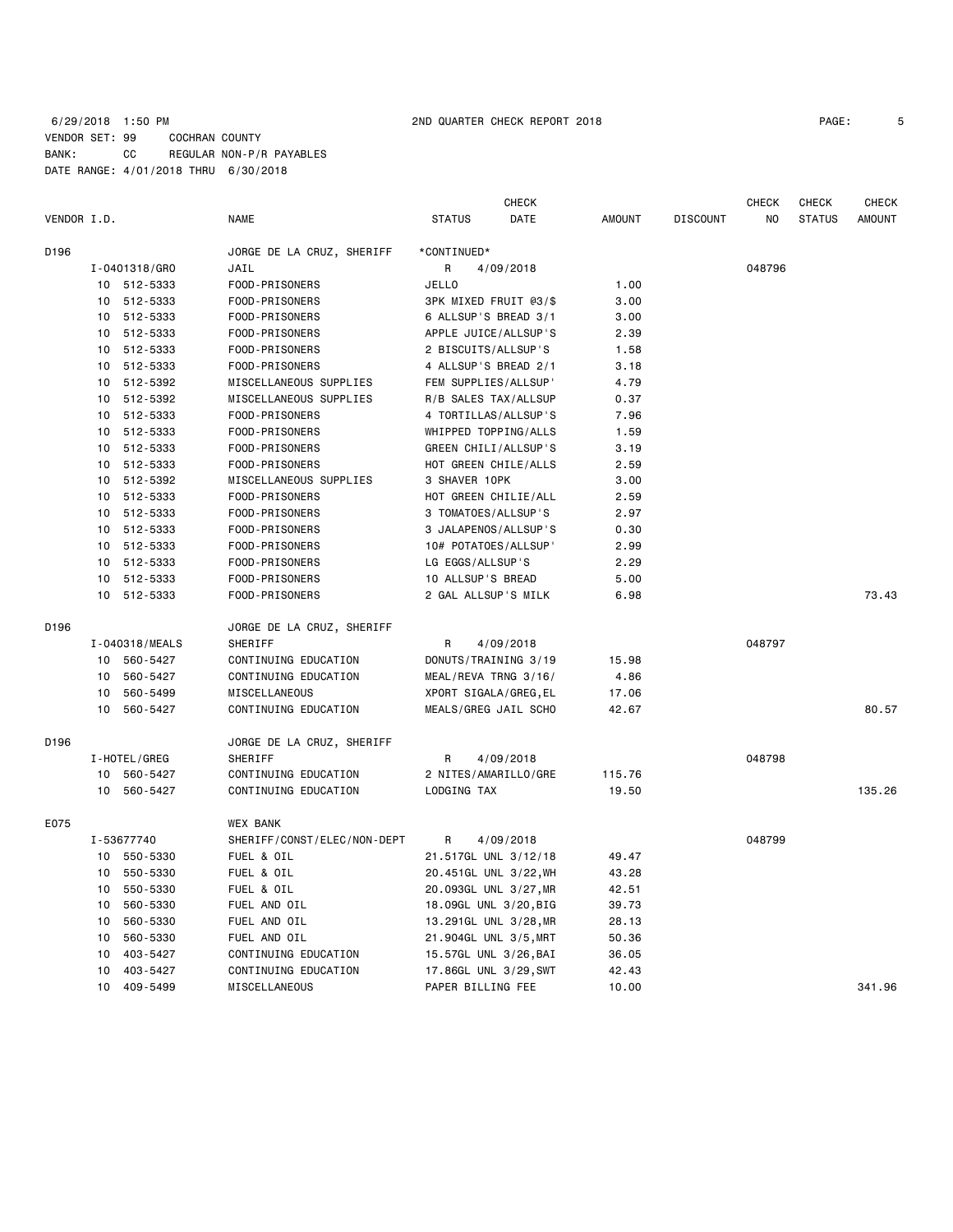6/29/2018 1:50 PM 2ND QUARTER CHECK REPORT 2018

VENDOR SET: 99 COCHRAN COUNTY
BANK: CC REGULAR NON-P/R PAYABLES
DATE RANGE: 4/01/2018 THRU 6/30/2018

| VENDOR I.D. | | NAME | STATUS | CHECK DATE | AMOUNT | DISCOUNT | CHECK NO | CHECK STATUS | CHECK AMOUNT |
|---|---|---|---|---|---|---|---|---|---|
| D196 | | JORGE DE LA CRUZ, SHERIFF | *CONTINUED* | | | | | | |
| | I-0401318/GRO | JAIL | R | 4/09/2018 | | | 048796 | | |
| | 10 512-5333 | FOOD-PRISONERS | JELLO | | 1.00 | | | | |
| | 10 512-5333 | FOOD-PRISONERS | 3PK MIXED FRUIT @3/$ | | 3.00 | | | | |
| | 10 512-5333 | FOOD-PRISONERS | 6 ALLSUP'S BREAD 3/1 | | 3.00 | | | | |
| | 10 512-5333 | FOOD-PRISONERS | APPLE JUICE/ALLSUP'S | | 2.39 | | | | |
| | 10 512-5333 | FOOD-PRISONERS | 2 BISCUITS/ALLSUP'S | | 1.58 | | | | |
| | 10 512-5333 | FOOD-PRISONERS | 4 ALLSUP'S BREAD 2/1 | | 3.18 | | | | |
| | 10 512-5392 | MISCELLANEOUS SUPPLIES | FEM SUPPLIES/ALLSUP' | | 4.79 | | | | |
| | 10 512-5392 | MISCELLANEOUS SUPPLIES | R/B SALES TAX/ALLSUP | | 0.37 | | | | |
| | 10 512-5333 | FOOD-PRISONERS | 4 TORTILLAS/ALLSUP'S | | 7.96 | | | | |
| | 10 512-5333 | FOOD-PRISONERS | WHIPPED TOPPING/ALLS | | 1.59 | | | | |
| | 10 512-5333 | FOOD-PRISONERS | GREEN CHILI/ALLSUP'S | | 3.19 | | | | |
| | 10 512-5333 | FOOD-PRISONERS | HOT GREEN CHILE/ALLS | | 2.59 | | | | |
| | 10 512-5392 | MISCELLANEOUS SUPPLIES | 3 SHAVER 10PK | | 3.00 | | | | |
| | 10 512-5333 | FOOD-PRISONERS | HOT GREEN CHILIE/ALL | | 2.59 | | | | |
| | 10 512-5333 | FOOD-PRISONERS | 3 TOMATOES/ALLSUP'S | | 2.97 | | | | |
| | 10 512-5333 | FOOD-PRISONERS | 3 JALAPENOS/ALLSUP'S | | 0.30 | | | | |
| | 10 512-5333 | FOOD-PRISONERS | 10# POTATOES/ALLSUP' | | 2.99 | | | | |
| | 10 512-5333 | FOOD-PRISONERS | LG EGGS/ALLSUP'S | | 2.29 | | | | |
| | 10 512-5333 | FOOD-PRISONERS | 10 ALLSUP'S BREAD | | 5.00 | | | | |
| | 10 512-5333 | FOOD-PRISONERS | 2 GAL ALLSUP'S MILK | | 6.98 | | | | 73.43 |
| D196 | | JORGE DE LA CRUZ, SHERIFF | | | | | | | |
| | I-040318/MEALS | SHERIFF | R | 4/09/2018 | | | 048797 | | |
| | 10 560-5427 | CONTINUING EDUCATION | DONUTS/TRAINING 3/19 | | 15.98 | | | | |
| | 10 560-5427 | CONTINUING EDUCATION | MEAL/REVA TRNG 3/16/ | | 4.86 | | | | |
| | 10 560-5499 | MISCELLANEOUS | XPORT SIGALA/GREG,EL | | 17.06 | | | | |
| | 10 560-5427 | CONTINUING EDUCATION | MEALS/GREG JAIL SCHO | | 42.67 | | | | 80.57 |
| D196 | | JORGE DE LA CRUZ, SHERIFF | | | | | | | |
| | I-HOTEL/GREG | SHERIFF | R | 4/09/2018 | | | 048798 | | |
| | 10 560-5427 | CONTINUING EDUCATION | 2 NITES/AMARILLO/GRE | | 115.76 | | | | |
| | 10 560-5427 | CONTINUING EDUCATION | LODGING TAX | | 19.50 | | | | 135.26 |
| E075 | | WEX BANK | | | | | | | |
| | I-53677740 | SHERIFF/CONST/ELEC/NON-DEPT | R | 4/09/2018 | | | 048799 | | |
| | 10 550-5330 | FUEL & OIL | 21.517GL UNL 3/12/18 | | 49.47 | | | | |
| | 10 550-5330 | FUEL & OIL | 20.451GL UNL 3/22,WH | | 43.28 | | | | |
| | 10 550-5330 | FUEL & OIL | 20.093GL UNL 3/27,MR | | 42.51 | | | | |
| | 10 560-5330 | FUEL AND OIL | 18.09GL UNL 3/20,BIG | | 39.73 | | | | |
| | 10 560-5330 | FUEL AND OIL | 13.291GL UNL 3/28,MR | | 28.13 | | | | |
| | 10 560-5330 | FUEL AND OIL | 21.904GL UNL 3/5,MRT | | 50.36 | | | | |
| | 10 403-5427 | CONTINUING EDUCATION | 15.57GL UNL 3/26,BAI | | 36.05 | | | | |
| | 10 403-5427 | CONTINUING EDUCATION | 17.86GL UNL 3/29,SWT | | 42.43 | | | | |
| | 10 409-5499 | MISCELLANEOUS | PAPER BILLING FEE | | 10.00 | | | | 341.96 |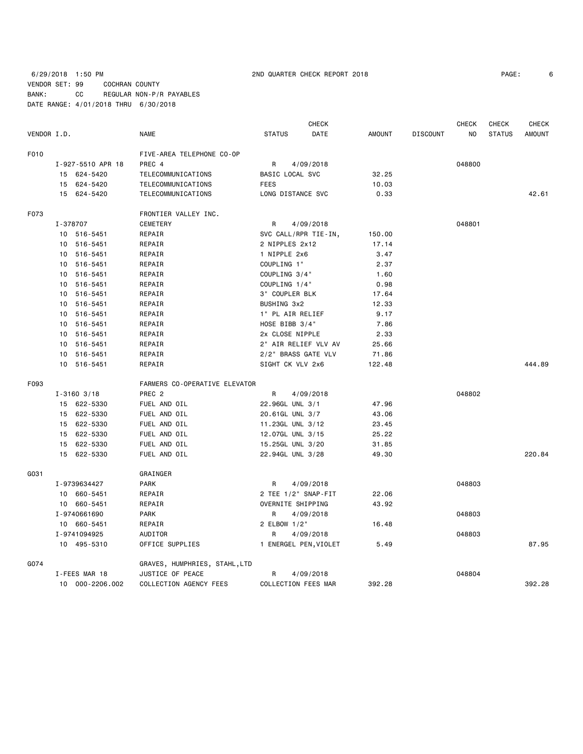6/29/2018 1:50 PM 2ND QUARTER CHECK REPORT 2018

VENDOR SET: 99 COCHRAN COUNTY
BANK: CC REGULAR NON-P/R PAYABLES
DATE RANGE: 4/01/2018 THRU 6/30/2018

| VENDOR I.D. | NAME | STATUS | CHECK DATE | AMOUNT | DISCOUNT | CHECK NO | CHECK STATUS | CHECK AMOUNT |
|---|---|---|---|---|---|---|---|---|
| F010 | FIVE-AREA TELEPHONE CO-OP | | | | | | | |
| I-927-5510 APR 18 | PREC 4 | R | 4/09/2018 | | | 048800 | | |
| 15 624-5420 | TELECOMMUNICATIONS | BASIC LOCAL SVC | | 32.25 | | | | |
| 15 624-5420 | TELECOMMUNICATIONS | FEES | | 10.03 | | | | |
| 15 624-5420 | TELECOMMUNICATIONS | LONG DISTANCE SVC | | 0.33 | | | | 42.61 |
| F073 | FRONTIER VALLEY INC. | | | | | | | |
| I-378707 | CEMETERY | R | 4/09/2018 | | | 048801 | | |
| 10 516-5451 | REPAIR | SVC CALL/RPR TIE-IN, | | 150.00 | | | | |
| 10 516-5451 | REPAIR | 2 NIPPLES 2x12 | | 17.14 | | | | |
| 10 516-5451 | REPAIR | 1 NIPPLE 2x6 | | 3.47 | | | | |
| 10 516-5451 | REPAIR | COUPLING 1" | | 2.37 | | | | |
| 10 516-5451 | REPAIR | COUPLING 3/4" | | 1.60 | | | | |
| 10 516-5451 | REPAIR | COUPLING 1/4" | | 0.98 | | | | |
| 10 516-5451 | REPAIR | 3" COUPLER BLK | | 17.64 | | | | |
| 10 516-5451 | REPAIR | BUSHING 3x2 | | 12.33 | | | | |
| 10 516-5451 | REPAIR | 1" PL AIR RELIEF | | 9.17 | | | | |
| 10 516-5451 | REPAIR | HOSE BIBB 3/4" | | 7.86 | | | | |
| 10 516-5451 | REPAIR | 2x CLOSE NIPPLE | | 2.33 | | | | |
| 10 516-5451 | REPAIR | 2" AIR RELIEF VLV AV | | 25.66 | | | | |
| 10 516-5451 | REPAIR | 2/2" BRASS GATE VLV | | 71.86 | | | | |
| 10 516-5451 | REPAIR | SIGHT CK VLV 2x6 | | 122.48 | | | | 444.89 |
| F093 | FARMERS CO-OPERATIVE ELEVATOR | | | | | | | |
| I-3160 3/18 | PREC 2 | R | 4/09/2018 | | | 048802 | | |
| 15 622-5330 | FUEL AND OIL | 22.96GL UNL 3/1 | | 47.96 | | | | |
| 15 622-5330 | FUEL AND OIL | 20.61GL UNL 3/7 | | 43.06 | | | | |
| 15 622-5330 | FUEL AND OIL | 11.23GL UNL 3/12 | | 23.45 | | | | |
| 15 622-5330 | FUEL AND OIL | 12.07GL UNL 3/15 | | 25.22 | | | | |
| 15 622-5330 | FUEL AND OIL | 15.25GL UNL 3/20 | | 31.85 | | | | |
| 15 622-5330 | FUEL AND OIL | 22.94GL UNL 3/28 | | 49.30 | | | | 220.84 |
| G031 | GRAINGER | | | | | | | |
| I-9739634427 | PARK | R | 4/09/2018 | | | 048803 | | |
| 10 660-5451 | REPAIR | 2 TEE 1/2" SNAP-FIT | | 22.06 | | | | |
| 10 660-5451 | REPAIR | OVERNITE SHIPPING | | 43.92 | | | | |
| I-9740661690 | PARK | R | 4/09/2018 | | | 048803 | | |
| 10 660-5451 | REPAIR | 2 ELBOW 1/2" | | 16.48 | | | | |
| I-9741094925 | AUDITOR | R | 4/09/2018 | | | 048803 | | |
| 10 495-5310 | OFFICE SUPPLIES | 1 ENERGEL PEN,VIOLET | | 5.49 | | | | 87.95 |
| G074 | GRAVES, HUMPHRIES, STAHL,LTD | | | | | | | |
| I-FEES MAR 18 | JUSTICE OF PEACE | R | 4/09/2018 | | | 048804 | | |
| 10 000-2206.002 | COLLECTION AGENCY FEES | COLLECTION FEES MAR | | 392.28 | | | | 392.28 |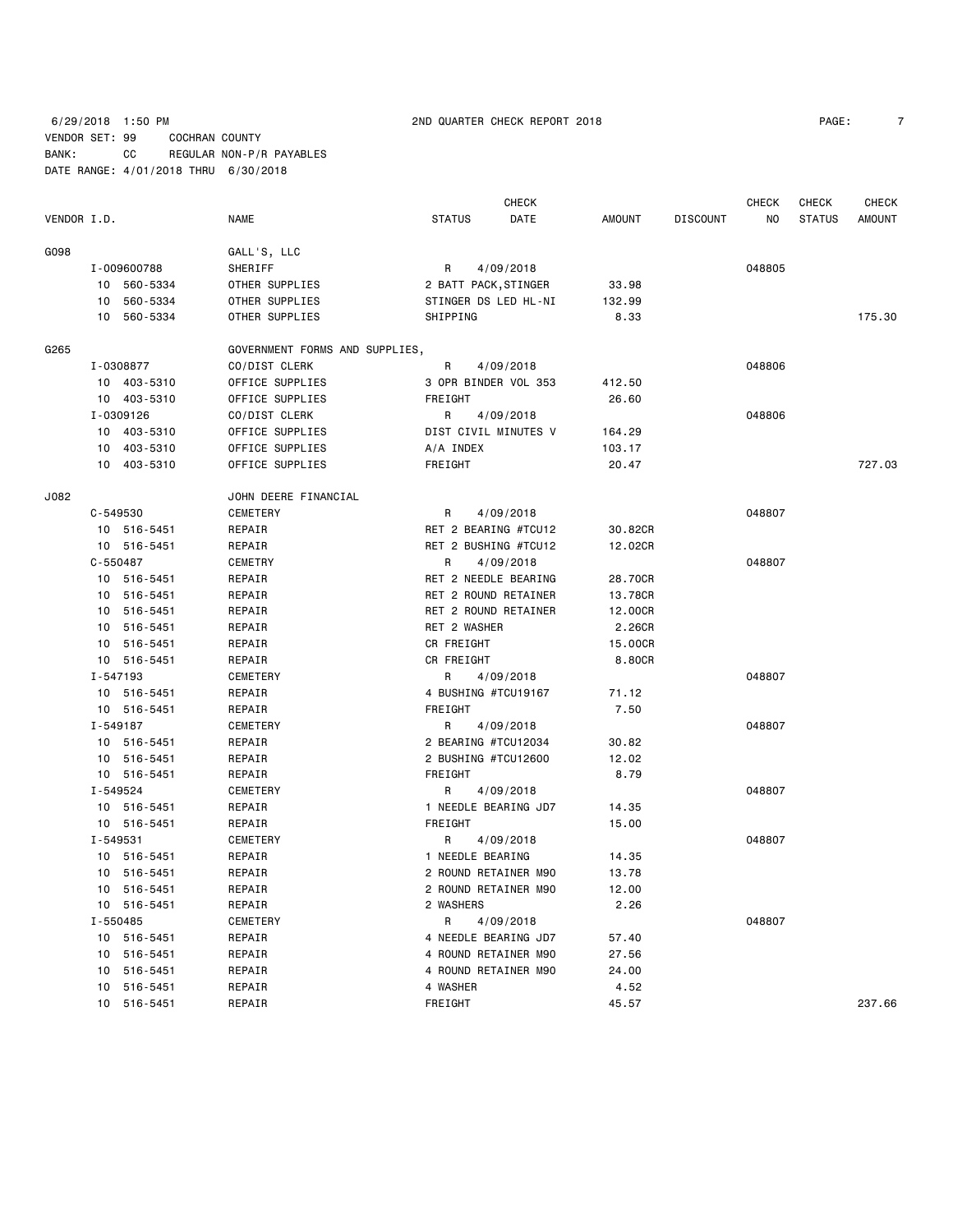6/29/2018 1:50 PM 2ND QUARTER CHECK REPORT 2018
VENDOR SET: 99 COCHRAN COUNTY
BANK: CC REGULAR NON-P/R PAYABLES
DATE RANGE: 4/01/2018 THRU 6/30/2018

| VENDOR I.D. | NAME | STATUS | CHECK DATE | AMOUNT | DISCOUNT | CHECK NO | CHECK STATUS | CHECK AMOUNT |
|---|---|---|---|---|---|---|---|---|
| G098 | GALL'S, LLC | | | | | | | |
| I-009600788 | SHERIFF | R | 4/09/2018 | | | 048805 | | |
| 10 560-5334 | OTHER SUPPLIES | 2 BATT PACK,STINGER | | 33.98 | | | | |
| 10 560-5334 | OTHER SUPPLIES | STINGER DS LED HL-NI | | 132.99 | | | | |
| 10 560-5334 | OTHER SUPPLIES | SHIPPING | | 8.33 | | | | 175.30 |
| G265 | GOVERNMENT FORMS AND SUPPLIES, | | | | | | | |
| I-0308877 | CO/DIST CLERK | R | 4/09/2018 | | | 048806 | | |
| 10 403-5310 | OFFICE SUPPLIES | 3 OPR BINDER VOL 353 | | 412.50 | | | | |
| 10 403-5310 | OFFICE SUPPLIES | FREIGHT | | 26.60 | | | | |
| I-0309126 | CO/DIST CLERK | R | 4/09/2018 | | | 048806 | | |
| 10 403-5310 | OFFICE SUPPLIES | DIST CIVIL MINUTES V | | 164.29 | | | | |
| 10 403-5310 | OFFICE SUPPLIES | A/A INDEX | | 103.17 | | | | |
| 10 403-5310 | OFFICE SUPPLIES | FREIGHT | | 20.47 | | | | 727.03 |
| J082 | JOHN DEERE FINANCIAL | | | | | | | |
| C-549530 | CEMETERY | R | 4/09/2018 | | | 048807 | | |
| 10 516-5451 | REPAIR | RET 2 BEARING #TCU12 | | 30.82CR | | | | |
| 10 516-5451 | REPAIR | RET 2 BUSHING #TCU12 | | 12.02CR | | | | |
| C-550487 | CEMETRY | R | 4/09/2018 | | | 048807 | | |
| 10 516-5451 | REPAIR | RET 2 NEEDLE BEARING | | 28.70CR | | | | |
| 10 516-5451 | REPAIR | RET 2 ROUND RETAINER | | 13.78CR | | | | |
| 10 516-5451 | REPAIR | RET 2 ROUND RETAINER | | 12.00CR | | | | |
| 10 516-5451 | REPAIR | RET 2 WASHER | | 2.26CR | | | | |
| 10 516-5451 | REPAIR | CR FREIGHT | | 15.00CR | | | | |
| 10 516-5451 | REPAIR | CR FREIGHT | | 8.80CR | | | | |
| I-547193 | CEMETERY | R | 4/09/2018 | | | 048807 | | |
| 10 516-5451 | REPAIR | 4 BUSHING #TCU19167 | | 71.12 | | | | |
| 10 516-5451 | REPAIR | FREIGHT | | 7.50 | | | | |
| I-549187 | CEMETERY | R | 4/09/2018 | | | 048807 | | |
| 10 516-5451 | REPAIR | 2 BEARING #TCU12034 | | 30.82 | | | | |
| 10 516-5451 | REPAIR | 2 BUSHING #TCU12600 | | 12.02 | | | | |
| 10 516-5451 | REPAIR | FREIGHT | | 8.79 | | | | |
| I-549524 | CEMETERY | R | 4/09/2018 | | | 048807 | | |
| 10 516-5451 | REPAIR | 1 NEEDLE BEARING JD7 | | 14.35 | | | | |
| 10 516-5451 | REPAIR | FREIGHT | | 15.00 | | | | |
| I-549531 | CEMETERY | R | 4/09/2018 | | | 048807 | | |
| 10 516-5451 | REPAIR | 1 NEEDLE BEARING | | 14.35 | | | | |
| 10 516-5451 | REPAIR | 2 ROUND RETAINER M90 | | 13.78 | | | | |
| 10 516-5451 | REPAIR | 2 ROUND RETAINER M90 | | 12.00 | | | | |
| 10 516-5451 | REPAIR | 2 WASHERS | | 2.26 | | | | |
| I-550485 | CEMETERY | R | 4/09/2018 | | | 048807 | | |
| 10 516-5451 | REPAIR | 4 NEEDLE BEARING JD7 | | 57.40 | | | | |
| 10 516-5451 | REPAIR | 4 ROUND RETAINER M90 | | 27.56 | | | | |
| 10 516-5451 | REPAIR | 4 ROUND RETAINER M90 | | 24.00 | | | | |
| 10 516-5451 | REPAIR | 4 WASHER | | 4.52 | | | | |
| 10 516-5451 | REPAIR | FREIGHT | | 45.57 | | | | 237.66 |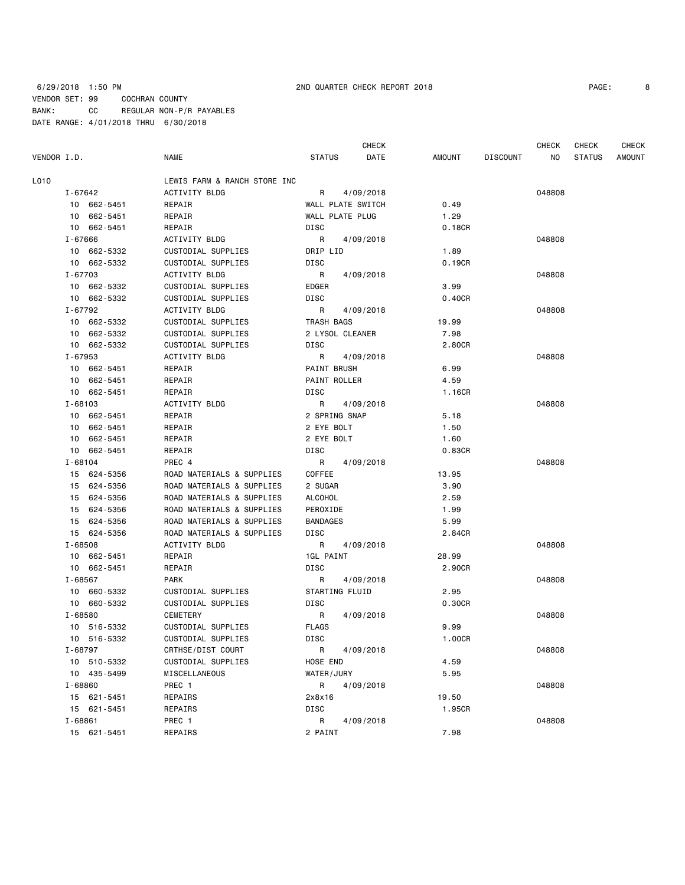6/29/2018 1:50 PM    2ND QUARTER CHECK REPORT 2018

VENDOR SET: 99    COCHRAN COUNTY
BANK: CC    REGULAR NON-P/R PAYABLES
DATE RANGE: 4/01/2018 THRU 6/30/2018

| VENDOR I.D. | NAME | STATUS | CHECK DATE | AMOUNT | DISCOUNT | CHECK NO | CHECK STATUS | CHECK AMOUNT |
|---|---|---|---|---|---|---|---|---|
| L010 | LEWIS FARM & RANCH STORE INC | | | | | | | |
| I-67642 | ACTIVITY BLDG | R | 4/09/2018 | | | 048808 | | |
| 10 662-5451 | REPAIR | WALL PLATE SWITCH | | 0.49 | | | | |
| 10 662-5451 | REPAIR | WALL PLATE PLUG | | 1.29 | | | | |
| 10 662-5451 | REPAIR | DISC | | 0.18CR | | | | |
| I-67666 | ACTIVITY BLDG | R | 4/09/2018 | | | 048808 | | |
| 10 662-5332 | CUSTODIAL SUPPLIES | DRIP LID | | 1.89 | | | | |
| 10 662-5332 | CUSTODIAL SUPPLIES | DISC | | 0.19CR | | | | |
| I-67703 | ACTIVITY BLDG | R | 4/09/2018 | | | 048808 | | |
| 10 662-5332 | CUSTODIAL SUPPLIES | EDGER | | 3.99 | | | | |
| 10 662-5332 | CUSTODIAL SUPPLIES | DISC | | 0.40CR | | | | |
| I-67792 | ACTIVITY BLDG | R | 4/09/2018 | | | 048808 | | |
| 10 662-5332 | CUSTODIAL SUPPLIES | TRASH BAGS | | 19.99 | | | | |
| 10 662-5332 | CUSTODIAL SUPPLIES | 2 LYSOL CLEANER | | 7.98 | | | | |
| 10 662-5332 | CUSTODIAL SUPPLIES | DISC | | 2.80CR | | | | |
| I-67953 | ACTIVITY BLDG | R | 4/09/2018 | | | 048808 | | |
| 10 662-5451 | REPAIR | PAINT BRUSH | | 6.99 | | | | |
| 10 662-5451 | REPAIR | PAINT ROLLER | | 4.59 | | | | |
| 10 662-5451 | REPAIR | DISC | | 1.16CR | | | | |
| I-68103 | ACTIVITY BLDG | R | 4/09/2018 | | | 048808 | | |
| 10 662-5451 | REPAIR | 2 SPRING SNAP | | 5.18 | | | | |
| 10 662-5451 | REPAIR | 2 EYE BOLT | | 1.50 | | | | |
| 10 662-5451 | REPAIR | 2 EYE BOLT | | 1.60 | | | | |
| 10 662-5451 | REPAIR | DISC | | 0.83CR | | | | |
| I-68104 | PREC 4 | R | 4/09/2018 | | | 048808 | | |
| 15 624-5356 | ROAD MATERIALS & SUPPLIES | COFFEE | | 13.95 | | | | |
| 15 624-5356 | ROAD MATERIALS & SUPPLIES | 2 SUGAR | | 3.90 | | | | |
| 15 624-5356 | ROAD MATERIALS & SUPPLIES | ALCOHOL | | 2.59 | | | | |
| 15 624-5356 | ROAD MATERIALS & SUPPLIES | PEROXIDE | | 1.99 | | | | |
| 15 624-5356 | ROAD MATERIALS & SUPPLIES | BANDAGES | | 5.99 | | | | |
| 15 624-5356 | ROAD MATERIALS & SUPPLIES | DISC | | 2.84CR | | | | |
| I-68508 | ACTIVITY BLDG | R | 4/09/2018 | | | 048808 | | |
| 10 662-5451 | REPAIR | 1GL PAINT | | 28.99 | | | | |
| 10 662-5451 | REPAIR | DISC | | 2.90CR | | | | |
| I-68567 | PARK | R | 4/09/2018 | | | 048808 | | |
| 10 660-5332 | CUSTODIAL SUPPLIES | STARTING FLUID | | 2.95 | | | | |
| 10 660-5332 | CUSTODIAL SUPPLIES | DISC | | 0.30CR | | | | |
| I-68580 | CEMETERY | R | 4/09/2018 | | | 048808 | | |
| 10 516-5332 | CUSTODIAL SUPPLIES | FLAGS | | 9.99 | | | | |
| 10 516-5332 | CUSTODIAL SUPPLIES | DISC | | 1.00CR | | | | |
| I-68797 | CRTHSE/DIST COURT | R | 4/09/2018 | | | 048808 | | |
| 10 510-5332 | CUSTODIAL SUPPLIES | HOSE END | | 4.59 | | | | |
| 10 435-5499 | MISCELLANEOUS | WATER/JURY | | 5.95 | | | | |
| I-68860 | PREC 1 | R | 4/09/2018 | | | 048808 | | |
| 15 621-5451 | REPAIRS | 2x8x16 | | 19.50 | | | | |
| 15 621-5451 | REPAIRS | DISC | | 1.95CR | | | | |
| I-68861 | PREC 1 | R | 4/09/2018 | | | 048808 | | |
| 15 621-5451 | REPAIRS | 2 PAINT | | 7.98 | | | | |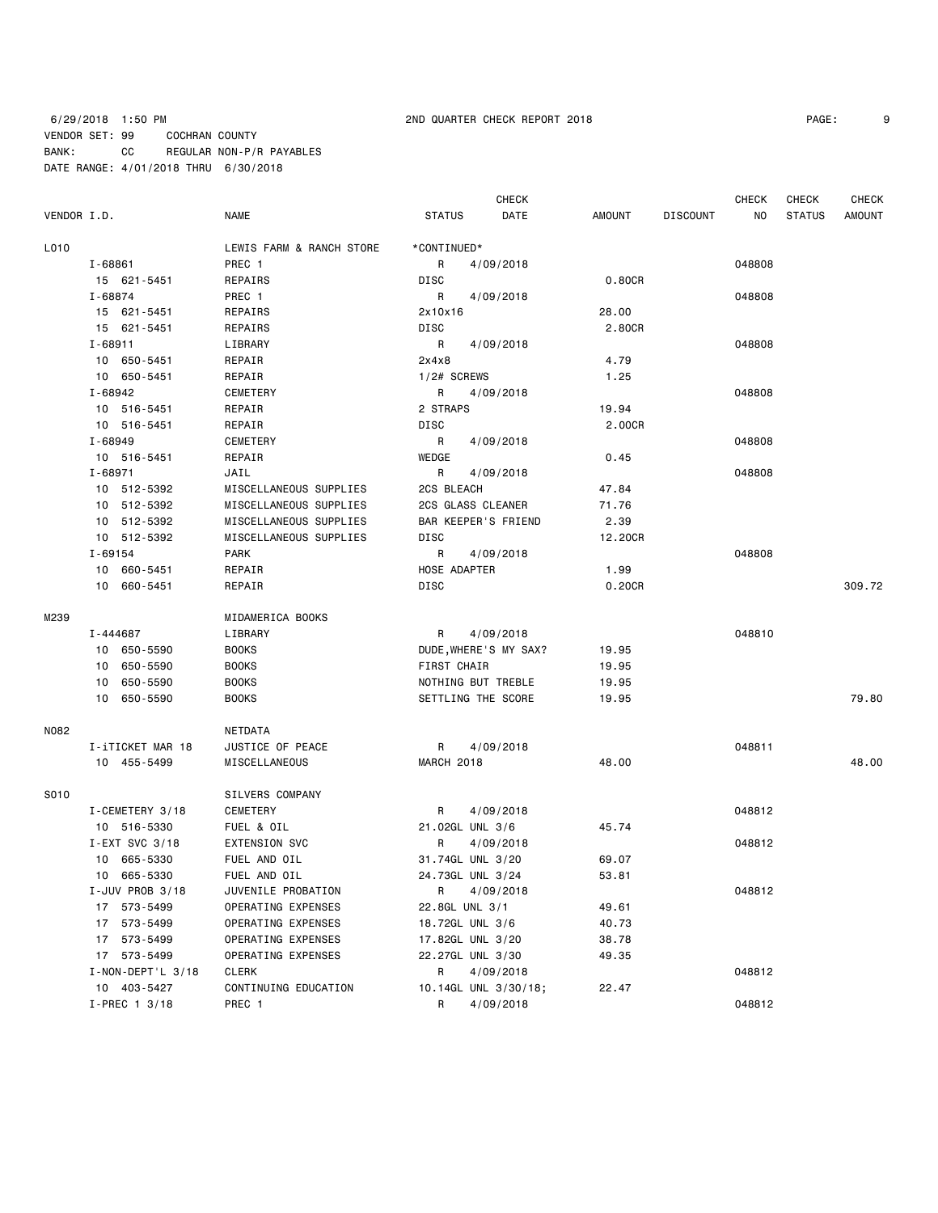6/29/2018 1:50 PM 2ND QUARTER CHECK REPORT 2018

VENDOR SET: 99 COCHRAN COUNTY

BANK: CC REGULAR NON-P/R PAYABLES

DATE RANGE: 4/01/2018 THRU 6/30/2018

| VENDOR I.D. | | NAME | STATUS | CHECK DATE | AMOUNT | DISCOUNT | CHECK NO | CHECK STATUS | CHECK AMOUNT |
|---|---|---|---|---|---|---|---|---|---|
| L010 | | LEWIS FARM & RANCH STORE | *CONTINUED* | | | | | | |
| | I-68861 | PREC 1 | R | 4/09/2018 | | | 048808 | | |
| | 15 621-5451 | REPAIRS | DISC | | 0.80CR | | | | |
| | I-68874 | PREC 1 | R | 4/09/2018 | | | 048808 | | |
| | 15 621-5451 | REPAIRS | 2x10x16 | | 28.00 | | | | |
| | 15 621-5451 | REPAIRS | DISC | | 2.80CR | | | | |
| | I-68911 | LIBRARY | R | 4/09/2018 | | | 048808 | | |
| | 10 650-5451 | REPAIR | 2x4x8 | | 4.79 | | | | |
| | 10 650-5451 | REPAIR | 1/2# SCREWS | | 1.25 | | | | |
| | I-68942 | CEMETERY | R | 4/09/2018 | | | 048808 | | |
| | 10 516-5451 | REPAIR | 2 STRAPS | | 19.94 | | | | |
| | 10 516-5451 | REPAIR | DISC | | 2.00CR | | | | |
| | I-68949 | CEMETERY | R | 4/09/2018 | | | 048808 | | |
| | 10 516-5451 | REPAIR | WEDGE | | 0.45 | | | | |
| | I-68971 | JAIL | R | 4/09/2018 | | | 048808 | | |
| | 10 512-5392 | MISCELLANEOUS SUPPLIES | 2CS BLEACH | | 47.84 | | | | |
| | 10 512-5392 | MISCELLANEOUS SUPPLIES | 2CS GLASS CLEANER | | 71.76 | | | | |
| | 10 512-5392 | MISCELLANEOUS SUPPLIES | BAR KEEPER'S FRIEND | | 2.39 | | | | |
| | 10 512-5392 | MISCELLANEOUS SUPPLIES | DISC | | 12.20CR | | | | |
| | I-69154 | PARK | R | 4/09/2018 | | | 048808 | | |
| | 10 660-5451 | REPAIR | HOSE ADAPTER | | 1.99 | | | | |
| | 10 660-5451 | REPAIR | DISC | | 0.20CR | | | | 309.72 |
| M239 | | MIDAMERICA BOOKS | | | | | | | |
| | I-444687 | LIBRARY | R | 4/09/2018 | | | 048810 | | |
| | 10 650-5590 | BOOKS | DUDE,WHERE'S MY SAX? | | 19.95 | | | | |
| | 10 650-5590 | BOOKS | FIRST CHAIR | | 19.95 | | | | |
| | 10 650-5590 | BOOKS | NOTHING BUT TREBLE | | 19.95 | | | | |
| | 10 650-5590 | BOOKS | SETTLING THE SCORE | | 19.95 | | | | 79.80 |
| N082 | | NETDATA | | | | | | | |
| | I-iTICKET MAR 18 | JUSTICE OF PEACE | R | 4/09/2018 | | | 048811 | | |
| | 10 455-5499 | MISCELLANEOUS | MARCH 2018 | | 48.00 | | | | 48.00 |
| S010 | | SILVERS COMPANY | | | | | | | |
| | I-CEMETERY 3/18 | CEMETERY | R | 4/09/2018 | | | 048812 | | |
| | 10 516-5330 | FUEL & OIL | 21.02GL UNL 3/6 | | 45.74 | | | | |
| | I-EXT SVC 3/18 | EXTENSION SVC | R | 4/09/2018 | | | 048812 | | |
| | 10 665-5330 | FUEL AND OIL | 31.74GL UNL 3/20 | | 69.07 | | | | |
| | 10 665-5330 | FUEL AND OIL | 24.73GL UNL 3/24 | | 53.81 | | | | |
| | I-JUV PROB 3/18 | JUVENILE PROBATION | R | 4/09/2018 | | | 048812 | | |
| | 17 573-5499 | OPERATING EXPENSES | 22.8GL UNL 3/1 | | 49.61 | | | | |
| | 17 573-5499 | OPERATING EXPENSES | 18.72GL UNL 3/6 | | 40.73 | | | | |
| | 17 573-5499 | OPERATING EXPENSES | 17.82GL UNL 3/20 | | 38.78 | | | | |
| | 17 573-5499 | OPERATING EXPENSES | 22.27GL UNL 3/30 | | 49.35 | | | | |
| | I-NON-DEPT'L 3/18 | CLERK | R | 4/09/2018 | | | 048812 | | |
| | 10 403-5427 | CONTINUING EDUCATION | 10.14GL UNL 3/30/18; | | 22.47 | | | | |
| | I-PREC 1 3/18 | PREC 1 | R | 4/09/2018 | | | 048812 | | |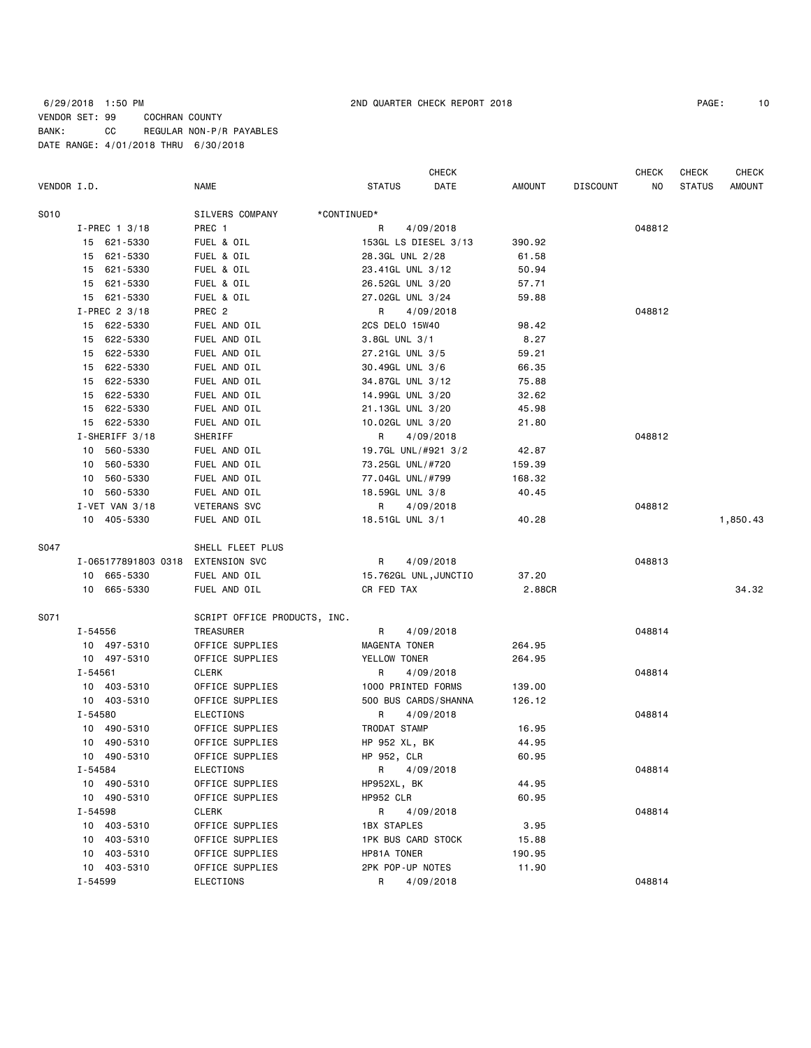6/29/2018 1:50 PM 2ND QUARTER CHECK REPORT 2018

VENDOR SET: 99 COCHRAN COUNTY
BANK: CC REGULAR NON-P/R PAYABLES
DATE RANGE: 4/01/2018 THRU 6/30/2018

| VENDOR I.D. | | NAME | STATUS | CHECK DATE | AMOUNT | DISCOUNT | CHECK NO | CHECK STATUS | CHECK AMOUNT |
|---|---|---|---|---|---|---|---|---|---|
| S010 | | SILVERS COMPANY | *CONTINUED* | | | | | | |
| | I-PREC 1 3/18 | PREC 1 | R | 4/09/2018 | | | 048812 | | |
| | 15 621-5330 | FUEL & OIL | 153GL LS DIESEL 3/13 | | 390.92 | | | | |
| | 15 621-5330 | FUEL & OIL | 28.3GL UNL 2/28 | | 61.58 | | | | |
| | 15 621-5330 | FUEL & OIL | 23.41GL UNL 3/12 | | 50.94 | | | | |
| | 15 621-5330 | FUEL & OIL | 26.52GL UNL 3/20 | | 57.71 | | | | |
| | 15 621-5330 | FUEL & OIL | 27.02GL UNL 3/24 | | 59.88 | | | | |
| | I-PREC 2 3/18 | PREC 2 | R | 4/09/2018 | | | 048812 | | |
| | 15 622-5330 | FUEL AND OIL | 2CS DELO 15W40 | | 98.42 | | | | |
| | 15 622-5330 | FUEL AND OIL | 3.8GL UNL 3/1 | | 8.27 | | | | |
| | 15 622-5330 | FUEL AND OIL | 27.21GL UNL 3/5 | | 59.21 | | | | |
| | 15 622-5330 | FUEL AND OIL | 30.49GL UNL 3/6 | | 66.35 | | | | |
| | 15 622-5330 | FUEL AND OIL | 34.87GL UNL 3/12 | | 75.88 | | | | |
| | 15 622-5330 | FUEL AND OIL | 14.99GL UNL 3/20 | | 32.62 | | | | |
| | 15 622-5330 | FUEL AND OIL | 21.13GL UNL 3/20 | | 45.98 | | | | |
| | 15 622-5330 | FUEL AND OIL | 10.02GL UNL 3/20 | | 21.80 | | | | |
| | I-SHERIFF 3/18 | SHERIFF | R | 4/09/2018 | | | 048812 | | |
| | 10 560-5330 | FUEL AND OIL | 19.7GL UNL/#921 3/2 | | 42.87 | | | | |
| | 10 560-5330 | FUEL AND OIL | 73.25GL UNL/#720 | | 159.39 | | | | |
| | 10 560-5330 | FUEL AND OIL | 77.04GL UNL/#799 | | 168.32 | | | | |
| | 10 560-5330 | FUEL AND OIL | 18.59GL UNL 3/8 | | 40.45 | | | | |
| | I-VET VAN 3/18 | VETERANS SVC | R | 4/09/2018 | | | 048812 | | |
| | 10 405-5330 | FUEL AND OIL | 18.51GL UNL 3/1 | | 40.28 | | | | 1,850.43 |
| S047 | | SHELL FLEET PLUS | | | | | | | |
| | I-065177891803 0318 | EXTENSION SVC | R | 4/09/2018 | | | 048813 | | |
| | 10 665-5330 | FUEL AND OIL | 15.762GL UNL,JUNCTIO | | 37.20 | | | | |
| | 10 665-5330 | FUEL AND OIL | CR FED TAX | | 2.88CR | | | | 34.32 |
| S071 | | SCRIPT OFFICE PRODUCTS, INC. | | | | | | | |
| | I-54556 | TREASURER | R | 4/09/2018 | | | 048814 | | |
| | 10 497-5310 | OFFICE SUPPLIES | MAGENTA TONER | | 264.95 | | | | |
| | 10 497-5310 | OFFICE SUPPLIES | YELLOW TONER | | 264.95 | | | | |
| | I-54561 | CLERK | R | 4/09/2018 | | | 048814 | | |
| | 10 403-5310 | OFFICE SUPPLIES | 1000 PRINTED FORMS | | 139.00 | | | | |
| | 10 403-5310 | OFFICE SUPPLIES | 500 BUS CARDS/SHANNA | | 126.12 | | | | |
| | I-54580 | ELECTIONS | R | 4/09/2018 | | | 048814 | | |
| | 10 490-5310 | OFFICE SUPPLIES | TRODAT STAMP | | 16.95 | | | | |
| | 10 490-5310 | OFFICE SUPPLIES | HP 952 XL, BK | | 44.95 | | | | |
| | 10 490-5310 | OFFICE SUPPLIES | HP 952, CLR | | 60.95 | | | | |
| | I-54584 | ELECTIONS | R | 4/09/2018 | | | 048814 | | |
| | 10 490-5310 | OFFICE SUPPLIES | HP952XL, BK | | 44.95 | | | | |
| | 10 490-5310 | OFFICE SUPPLIES | HP952 CLR | | 60.95 | | | | |
| | I-54598 | CLERK | R | 4/09/2018 | | | 048814 | | |
| | 10 403-5310 | OFFICE SUPPLIES | 1BX STAPLES | | 3.95 | | | | |
| | 10 403-5310 | OFFICE SUPPLIES | 1PK BUS CARD STOCK | | 15.88 | | | | |
| | 10 403-5310 | OFFICE SUPPLIES | HP81A TONER | | 190.95 | | | | |
| | 10 403-5310 | OFFICE SUPPLIES | 2PK POP-UP NOTES | | 11.90 | | | | |
| | I-54599 | ELECTIONS | R | 4/09/2018 | | | 048814 | | |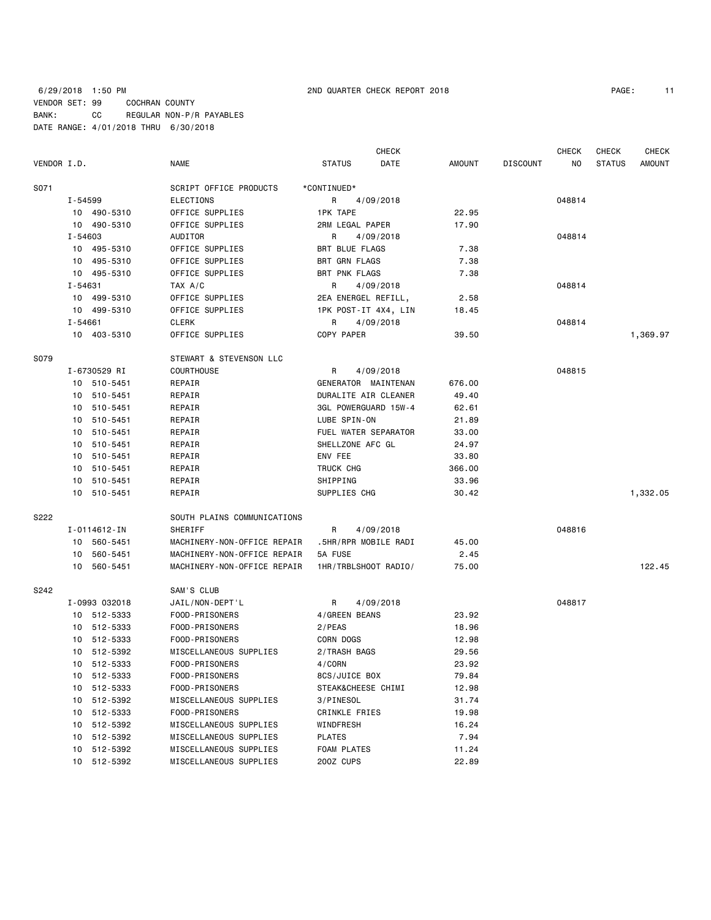6/29/2018 1:50 PM 2ND QUARTER CHECK REPORT 2018

VENDOR SET: 99 COCHRAN COUNTY

BANK: CC REGULAR NON-P/R PAYABLES

DATE RANGE: 4/01/2018 THRU 6/30/2018

| VENDOR I.D. | | NAME | STATUS | CHECK DATE | AMOUNT | DISCOUNT | CHECK NO | CHECK STATUS | CHECK AMOUNT |
|---|---|---|---|---|---|---|---|---|---|
| S071 | | SCRIPT OFFICE PRODUCTS | *CONTINUED* | | | | | | |
| | I-54599 | ELECTIONS | R | 4/09/2018 | | | 048814 | | |
| | 10 490-5310 | OFFICE SUPPLIES | 1PK TAPE | | 22.95 | | | | |
| | 10 490-5310 | OFFICE SUPPLIES | 2RM LEGAL PAPER | | 17.90 | | | | |
| | I-54603 | AUDITOR | R | 4/09/2018 | | | 048814 | | |
| | 10 495-5310 | OFFICE SUPPLIES | BRT BLUE FLAGS | | 7.38 | | | | |
| | 10 495-5310 | OFFICE SUPPLIES | BRT GRN FLAGS | | 7.38 | | | | |
| | 10 495-5310 | OFFICE SUPPLIES | BRT PNK FLAGS | | 7.38 | | | | |
| | I-54631 | TAX A/C | R | 4/09/2018 | | | 048814 | | |
| | 10 499-5310 | OFFICE SUPPLIES | 2EA ENERGEL REFILL, | | 2.58 | | | | |
| | 10 499-5310 | OFFICE SUPPLIES | 1PK POST-IT 4X4, LIN | | 18.45 | | | | |
| | I-54661 | CLERK | R | 4/09/2018 | | | 048814 | | |
| | 10 403-5310 | OFFICE SUPPLIES | COPY PAPER | | 39.50 | | | | 1,369.97 |
| S079 | | STEWART & STEVENSON LLC | | | | | | | |
| | I-6730529 RI | COURTHOUSE | R | 4/09/2018 | | | 048815 | | |
| | 10 510-5451 | REPAIR | GENERATOR MAINTENAN | | 676.00 | | | | |
| | 10 510-5451 | REPAIR | DURALITE AIR CLEANER | | 49.40 | | | | |
| | 10 510-5451 | REPAIR | 3GL POWERGUARD 15W-4 | | 62.61 | | | | |
| | 10 510-5451 | REPAIR | LUBE SPIN-ON | | 21.89 | | | | |
| | 10 510-5451 | REPAIR | FUEL WATER SEPARATOR | | 33.00 | | | | |
| | 10 510-5451 | REPAIR | SHELLZONE AFC GL | | 24.97 | | | | |
| | 10 510-5451 | REPAIR | ENV FEE | | 33.80 | | | | |
| | 10 510-5451 | REPAIR | TRUCK CHG | | 366.00 | | | | |
| | 10 510-5451 | REPAIR | SHIPPING | | 33.96 | | | | |
| | 10 510-5451 | REPAIR | SUPPLIES CHG | | 30.42 | | | | 1,332.05 |
| S222 | | SOUTH PLAINS COMMUNICATIONS | | | | | | | |
| | I-0114612-IN | SHERIFF | R | 4/09/2018 | | | 048816 | | |
| | 10 560-5451 | MACHINERY-NON-OFFICE REPAIR | .5HR/RPR MOBILE RADI | | 45.00 | | | | |
| | 10 560-5451 | MACHINERY-NON-OFFICE REPAIR | 5A FUSE | | 2.45 | | | | |
| | 10 560-5451 | MACHINERY-NON-OFFICE REPAIR | 1HR/TRBLSHOOT RADIO/ | | 75.00 | | | | 122.45 |
| S242 | | SAM'S CLUB | | | | | | | |
| | I-0993 032018 | JAIL/NON-DEPT'L | R | 4/09/2018 | | | 048817 | | |
| | 10 512-5333 | FOOD-PRISONERS | 4/GREEN BEANS | | 23.92 | | | | |
| | 10 512-5333 | FOOD-PRISONERS | 2/PEAS | | 18.96 | | | | |
| | 10 512-5333 | FOOD-PRISONERS | CORN DOGS | | 12.98 | | | | |
| | 10 512-5392 | MISCELLANEOUS SUPPLIES | 2/TRASH BAGS | | 29.56 | | | | |
| | 10 512-5333 | FOOD-PRISONERS | 4/CORN | | 23.92 | | | | |
| | 10 512-5333 | FOOD-PRISONERS | 8CS/JUICE BOX | | 79.84 | | | | |
| | 10 512-5333 | FOOD-PRISONERS | STEAK&CHEESE CHIMI | | 12.98 | | | | |
| | 10 512-5392 | MISCELLANEOUS SUPPLIES | 3/PINESOL | | 31.74 | | | | |
| | 10 512-5333 | FOOD-PRISONERS | CRINKLE FRIES | | 19.98 | | | | |
| | 10 512-5392 | MISCELLANEOUS SUPPLIES | WINDFRESH | | 16.24 | | | | |
| | 10 512-5392 | MISCELLANEOUS SUPPLIES | PLATES | | 7.94 | | | | |
| | 10 512-5392 | MISCELLANEOUS SUPPLIES | FOAM PLATES | | 11.24 | | | | |
| | 10 512-5392 | MISCELLANEOUS SUPPLIES | 20OZ CUPS | | 22.89 | | | | |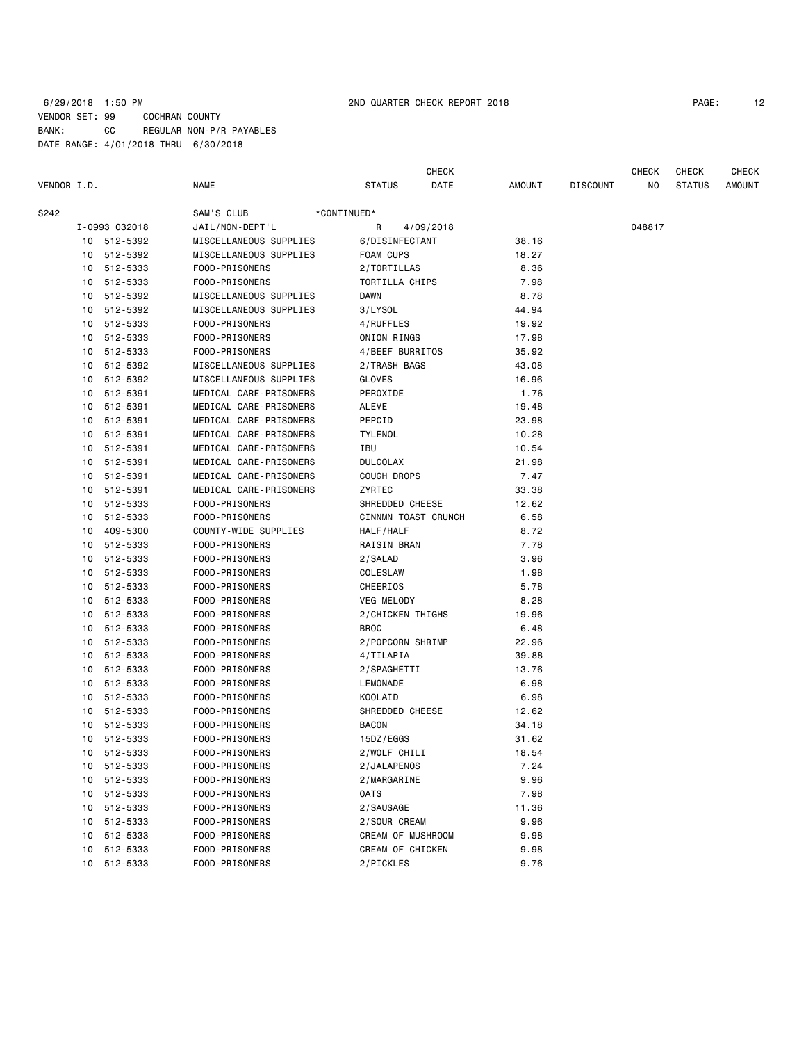6/29/2018 1:50 PM 2ND QUARTER CHECK REPORT 2018

VENDOR SET: 99 COCHRAN COUNTY
BANK: CC REGULAR NON-P/R PAYABLES
DATE RANGE: 4/01/2018 THRU 6/30/2018

| VENDOR I.D. | | NAME | STATUS | CHECK DATE | AMOUNT | DISCOUNT | CHECK NO | CHECK STATUS | CHECK AMOUNT |
|---|---|---|---|---|---|---|---|---|---|
| S242 | | SAM'S CLUB | *CONTINUED* | | | | | | |
| I-0993 032018 | | JAIL/NON-DEPT'L | R | 4/09/2018 | | | 048817 | | |
| 10 | 512-5392 | MISCELLANEOUS SUPPLIES | 6/DISINFECTANT | | 38.16 | | | | |
| 10 | 512-5392 | MISCELLANEOUS SUPPLIES | FOAM CUPS | | 18.27 | | | | |
| 10 | 512-5333 | FOOD-PRISONERS | 2/TORTILLAS | | 8.36 | | | | |
| 10 | 512-5333 | FOOD-PRISONERS | TORTILLA CHIPS | | 7.98 | | | | |
| 10 | 512-5392 | MISCELLANEOUS SUPPLIES | DAWN | | 8.78 | | | | |
| 10 | 512-5392 | MISCELLANEOUS SUPPLIES | 3/LYSOL | | 44.94 | | | | |
| 10 | 512-5333 | FOOD-PRISONERS | 4/RUFFLES | | 19.92 | | | | |
| 10 | 512-5333 | FOOD-PRISONERS | ONION RINGS | | 17.98 | | | | |
| 10 | 512-5333 | FOOD-PRISONERS | 4/BEEF BURRITOS | | 35.92 | | | | |
| 10 | 512-5392 | MISCELLANEOUS SUPPLIES | 2/TRASH BAGS | | 43.08 | | | | |
| 10 | 512-5392 | MISCELLANEOUS SUPPLIES | GLOVES | | 16.96 | | | | |
| 10 | 512-5391 | MEDICAL CARE-PRISONERS | PEROXIDE | | 1.76 | | | | |
| 10 | 512-5391 | MEDICAL CARE-PRISONERS | ALEVE | | 19.48 | | | | |
| 10 | 512-5391 | MEDICAL CARE-PRISONERS | PEPCID | | 23.98 | | | | |
| 10 | 512-5391 | MEDICAL CARE-PRISONERS | TYLENOL | | 10.28 | | | | |
| 10 | 512-5391 | MEDICAL CARE-PRISONERS | IBU | | 10.54 | | | | |
| 10 | 512-5391 | MEDICAL CARE-PRISONERS | DULCOLAX | | 21.98 | | | | |
| 10 | 512-5391 | MEDICAL CARE-PRISONERS | COUGH DROPS | | 7.47 | | | | |
| 10 | 512-5391 | MEDICAL CARE-PRISONERS | ZYRTEC | | 33.38 | | | | |
| 10 | 512-5333 | FOOD-PRISONERS | SHREDDED CHEESE | | 12.62 | | | | |
| 10 | 512-5333 | FOOD-PRISONERS | CINNMN TOAST CRUNCH | | 6.58 | | | | |
| 10 | 409-5300 | COUNTY-WIDE SUPPLIES | HALF/HALF | | 8.72 | | | | |
| 10 | 512-5333 | FOOD-PRISONERS | RAISIN BRAN | | 7.78 | | | | |
| 10 | 512-5333 | FOOD-PRISONERS | 2/SALAD | | 3.96 | | | | |
| 10 | 512-5333 | FOOD-PRISONERS | COLESLAW | | 1.98 | | | | |
| 10 | 512-5333 | FOOD-PRISONERS | CHEERIOS | | 5.78 | | | | |
| 10 | 512-5333 | FOOD-PRISONERS | VEG MELODY | | 8.28 | | | | |
| 10 | 512-5333 | FOOD-PRISONERS | 2/CHICKEN THIGHS | | 19.96 | | | | |
| 10 | 512-5333 | FOOD-PRISONERS | BROC | | 6.48 | | | | |
| 10 | 512-5333 | FOOD-PRISONERS | 2/POPCORN SHRIMP | | 22.96 | | | | |
| 10 | 512-5333 | FOOD-PRISONERS | 4/TILAPIA | | 39.88 | | | | |
| 10 | 512-5333 | FOOD-PRISONERS | 2/SPAGHETTI | | 13.76 | | | | |
| 10 | 512-5333 | FOOD-PRISONERS | LEMONADE | | 6.98 | | | | |
| 10 | 512-5333 | FOOD-PRISONERS | KOOLAID | | 6.98 | | | | |
| 10 | 512-5333 | FOOD-PRISONERS | SHREDDED CHEESE | | 12.62 | | | | |
| 10 | 512-5333 | FOOD-PRISONERS | BACON | | 34.18 | | | | |
| 10 | 512-5333 | FOOD-PRISONERS | 15DZ/EGGS | | 31.62 | | | | |
| 10 | 512-5333 | FOOD-PRISONERS | 2/WOLF CHILI | | 18.54 | | | | |
| 10 | 512-5333 | FOOD-PRISONERS | 2/JALAPENOS | | 7.24 | | | | |
| 10 | 512-5333 | FOOD-PRISONERS | 2/MARGARINE | | 9.96 | | | | |
| 10 | 512-5333 | FOOD-PRISONERS | OATS | | 7.98 | | | | |
| 10 | 512-5333 | FOOD-PRISONERS | 2/SAUSAGE | | 11.36 | | | | |
| 10 | 512-5333 | FOOD-PRISONERS | 2/SOUR CREAM | | 9.96 | | | | |
| 10 | 512-5333 | FOOD-PRISONERS | CREAM OF MUSHROOM | | 9.98 | | | | |
| 10 | 512-5333 | FOOD-PRISONERS | CREAM OF CHICKEN | | 9.98 | | | | |
| 10 | 512-5333 | FOOD-PRISONERS | 2/PICKLES | | 9.76 | | | | |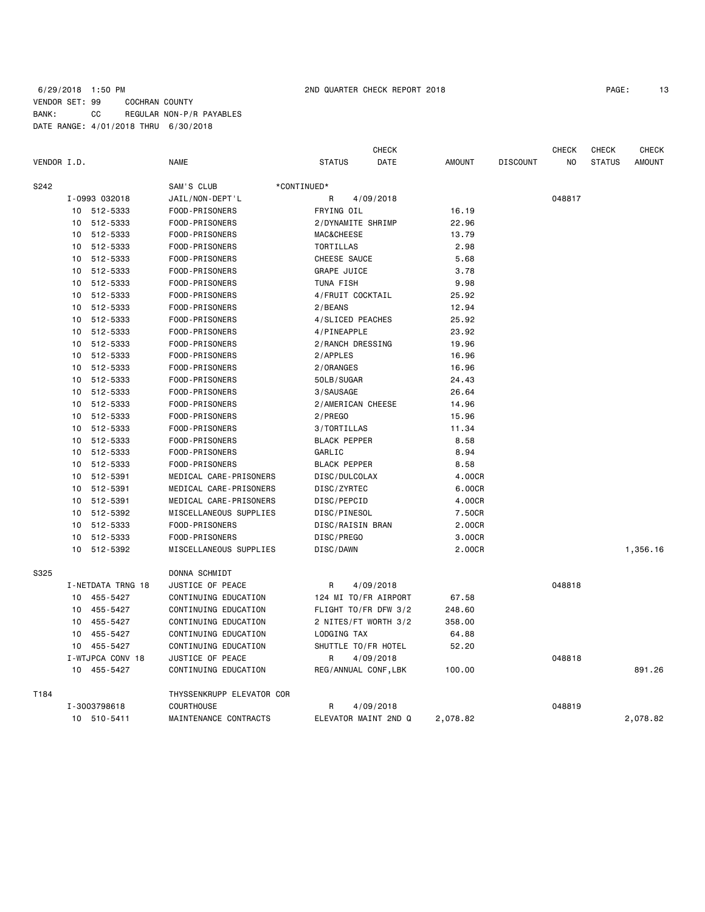6/29/2018 1:50 PM 2ND QUARTER CHECK REPORT 2018

VENDOR SET: 99 COCHRAN COUNTY
BANK: CC REGULAR NON-P/R PAYABLES
DATE RANGE: 4/01/2018 THRU 6/30/2018

| VENDOR I.D. | NAME | STATUS | CHECK DATE | AMOUNT | DISCOUNT | CHECK NO | CHECK STATUS | CHECK AMOUNT |
|---|---|---|---|---|---|---|---|---|
| S242 | SAM'S CLUB | *CONTINUED* | | | | | | |
| I-0993 032018 | JAIL/NON-DEPT'L | R | 4/09/2018 | | | 048817 | | |
| 10 512-5333 | FOOD-PRISONERS | FRYING OIL | | 16.19 | | | | |
| 10 512-5333 | FOOD-PRISONERS | 2/DYNAMITE SHRIMP | | 22.96 | | | | |
| 10 512-5333 | FOOD-PRISONERS | MAC&CHEESE | | 13.79 | | | | |
| 10 512-5333 | FOOD-PRISONERS | TORTILLAS | | 2.98 | | | | |
| 10 512-5333 | FOOD-PRISONERS | CHEESE SAUCE | | 5.68 | | | | |
| 10 512-5333 | FOOD-PRISONERS | GRAPE JUICE | | 3.78 | | | | |
| 10 512-5333 | FOOD-PRISONERS | TUNA FISH | | 9.98 | | | | |
| 10 512-5333 | FOOD-PRISONERS | 4/FRUIT COCKTAIL | | 25.92 | | | | |
| 10 512-5333 | FOOD-PRISONERS | 2/BEANS | | 12.94 | | | | |
| 10 512-5333 | FOOD-PRISONERS | 4/SLICED PEACHES | | 25.92 | | | | |
| 10 512-5333 | FOOD-PRISONERS | 4/PINEAPPLE | | 23.92 | | | | |
| 10 512-5333 | FOOD-PRISONERS | 2/RANCH DRESSING | | 19.96 | | | | |
| 10 512-5333 | FOOD-PRISONERS | 2/APPLES | | 16.96 | | | | |
| 10 512-5333 | FOOD-PRISONERS | 2/ORANGES | | 16.96 | | | | |
| 10 512-5333 | FOOD-PRISONERS | 50LB/SUGAR | | 24.43 | | | | |
| 10 512-5333 | FOOD-PRISONERS | 3/SAUSAGE | | 26.64 | | | | |
| 10 512-5333 | FOOD-PRISONERS | 2/AMERICAN CHEESE | | 14.96 | | | | |
| 10 512-5333 | FOOD-PRISONERS | 2/PREGO | | 15.96 | | | | |
| 10 512-5333 | FOOD-PRISONERS | 3/TORTILLAS | | 11.34 | | | | |
| 10 512-5333 | FOOD-PRISONERS | BLACK PEPPER | | 8.58 | | | | |
| 10 512-5333 | FOOD-PRISONERS | GARLIC | | 8.94 | | | | |
| 10 512-5333 | FOOD-PRISONERS | BLACK PEPPER | | 8.58 | | | | |
| 10 512-5391 | MEDICAL CARE-PRISONERS | DISC/DULCOLAX | | 4.00CR | | | | |
| 10 512-5391 | MEDICAL CARE-PRISONERS | DISC/ZYRTEC | | 6.00CR | | | | |
| 10 512-5391 | MEDICAL CARE-PRISONERS | DISC/PEPCID | | 4.00CR | | | | |
| 10 512-5392 | MISCELLANEOUS SUPPLIES | DISC/PINESOL | | 7.50CR | | | | |
| 10 512-5333 | FOOD-PRISONERS | DISC/RAISIN BRAN | | 2.00CR | | | | |
| 10 512-5333 | FOOD-PRISONERS | DISC/PREGO | | 3.00CR | | | | |
| 10 512-5392 | MISCELLANEOUS SUPPLIES | DISC/DAWN | | 2.00CR | | | | 1,356.16 |
| S325 | DONNA SCHMIDT | | | | | | | |
| I-NETDATA TRNG 18 | JUSTICE OF PEACE | R | 4/09/2018 | | | 048818 | | |
| 10 455-5427 | CONTINUING EDUCATION | 124 MI TO/FR AIRPORT | | 67.58 | | | | |
| 10 455-5427 | CONTINUING EDUCATION | FLIGHT TO/FR DFW 3/2 | | 248.60 | | | | |
| 10 455-5427 | CONTINUING EDUCATION | 2 NITES/FT WORTH 3/2 | | 358.00 | | | | |
| 10 455-5427 | CONTINUING EDUCATION | LODGING TAX | | 64.88 | | | | |
| 10 455-5427 | CONTINUING EDUCATION | SHUTTLE TO/FR HOTEL | | 52.20 | | | | |
| I-WTJPCA CONV 18 | JUSTICE OF PEACE | R | 4/09/2018 | | | 048818 | | |
| 10 455-5427 | CONTINUING EDUCATION | REG/ANNUAL CONF,LBK | | 100.00 | | | | 891.26 |
| T184 | THYSSENKRUPP ELEVATOR COR | | | | | | | |
| I-3003798618 | COURTHOUSE | R | 4/09/2018 | | | 048819 | | |
| 10 510-5411 | MAINTENANCE CONTRACTS | ELEVATOR MAINT 2ND Q | | 2,078.82 | | | | 2,078.82 |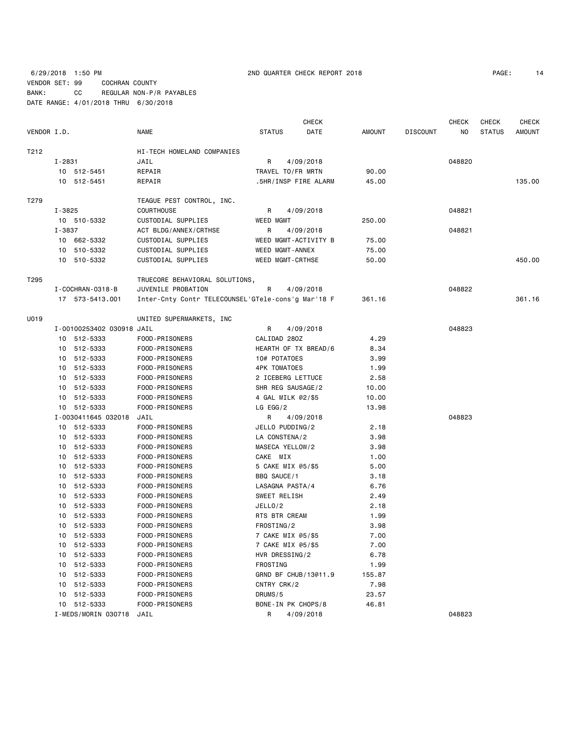6/29/2018 1:50 PM 2ND QUARTER CHECK REPORT 2018

VENDOR SET: 99 COCHRAN COUNTY
BANK: CC REGULAR NON-P/R PAYABLES
DATE RANGE: 4/01/2018 THRU 6/30/2018

| VENDOR I.D. | NAME | STATUS | CHECK DATE | AMOUNT | DISCOUNT | CHECK NO | CHECK STATUS | CHECK AMOUNT |
|---|---|---|---|---|---|---|---|---|
| T212 | HI-TECH HOMELAND COMPANIES | | | | | | | |
| I-2831 | JAIL | R | 4/09/2018 | | | 048820 | | |
| 10 512-5451 | REPAIR | TRAVEL TO/FR MRTN | | 90.00 | | | | |
| 10 512-5451 | REPAIR | .5HR/INSP FIRE ALARM | | 45.00 | | | | 135.00 |
| T279 | TEAGUE PEST CONTROL, INC. | | | | | | | |
| I-3825 | COURTHOUSE | R | 4/09/2018 | | | 048821 | | |
| 10 510-5332 | CUSTODIAL SUPPLIES | WEED MGMT | | 250.00 | | | | |
| I-3837 | ACT BLDG/ANNEX/CRTHSE | R | 4/09/2018 | | | 048821 | | |
| 10 662-5332 | CUSTODIAL SUPPLIES | WEED MGMT-ACTIVITY B | | 75.00 | | | | |
| 10 510-5332 | CUSTODIAL SUPPLIES | WEED MGMT-ANNEX | | 75.00 | | | | |
| 10 510-5332 | CUSTODIAL SUPPLIES | WEED MGMT-CRTHSE | | 50.00 | | | | 450.00 |
| T295 | TRUECORE BEHAVIORAL SOLUTIONS, | | | | | | | |
| I-COCHRAN-0318-B | JUVENILE PROBATION | R | 4/09/2018 | | | 048822 | | |
| 17 573-5413.001 | Inter-Cnty Contr TELECOUNSEL'GTele-cons'g Mar'18 F | | | 361.16 | | | | 361.16 |
| U019 | UNITED SUPERMARKETS, INC | | | | | | | |
| I-00100253402 030918 | JAIL | R | 4/09/2018 | | | 048823 | | |
| 10 512-5333 | FOOD-PRISONERS | CALIDAD 28OZ | | 4.29 | | | | |
| 10 512-5333 | FOOD-PRISONERS | HEARTH OF TX BREAD/6 | | 8.34 | | | | |
| 10 512-5333 | FOOD-PRISONERS | 10# POTATOES | | 3.99 | | | | |
| 10 512-5333 | FOOD-PRISONERS | 4PK TOMATOES | | 1.99 | | | | |
| 10 512-5333 | FOOD-PRISONERS | 2 ICEBERG LETTUCE | | 2.58 | | | | |
| 10 512-5333 | FOOD-PRISONERS | SHR REG SAUSAGE/2 | | 10.00 | | | | |
| 10 512-5333 | FOOD-PRISONERS | 4 GAL MILK @2/$5 | | 10.00 | | | | |
| 10 512-5333 | FOOD-PRISONERS | LG EGG/2 | | 13.98 | | | | |
| I-0030411645 032018 | JAIL | R | 4/09/2018 | | | 048823 | | |
| 10 512-5333 | FOOD-PRISONERS | JELLO PUDDING/2 | | 2.18 | | | | |
| 10 512-5333 | FOOD-PRISONERS | LA CONSTENA/2 | | 3.98 | | | | |
| 10 512-5333 | FOOD-PRISONERS | MASECA YELLOW/2 | | 3.98 | | | | |
| 10 512-5333 | FOOD-PRISONERS | CAKE MIX | | 1.00 | | | | |
| 10 512-5333 | FOOD-PRISONERS | 5 CAKE MIX @5/$5 | | 5.00 | | | | |
| 10 512-5333 | FOOD-PRISONERS | BBQ SAUCE/1 | | 3.18 | | | | |
| 10 512-5333 | FOOD-PRISONERS | LASAGNA PASTA/4 | | 6.76 | | | | |
| 10 512-5333 | FOOD-PRISONERS | SWEET RELISH | | 2.49 | | | | |
| 10 512-5333 | FOOD-PRISONERS | JELLO/2 | | 2.18 | | | | |
| 10 512-5333 | FOOD-PRISONERS | RTS BTR CREAM | | 1.99 | | | | |
| 10 512-5333 | FOOD-PRISONERS | FROSTING/2 | | 3.98 | | | | |
| 10 512-5333 | FOOD-PRISONERS | 7 CAKE MIX @5/$5 | | 7.00 | | | | |
| 10 512-5333 | FOOD-PRISONERS | 7 CAKE MIX @5/$5 | | 7.00 | | | | |
| 10 512-5333 | FOOD-PRISONERS | HVR DRESSING/2 | | 6.78 | | | | |
| 10 512-5333 | FOOD-PRISONERS | FROSTING | | 1.99 | | | | |
| 10 512-5333 | FOOD-PRISONERS | GRND BF CHUB/13@11.9 | | 155.87 | | | | |
| 10 512-5333 | FOOD-PRISONERS | CNTRY CRK/2 | | 7.98 | | | | |
| 10 512-5333 | FOOD-PRISONERS | DRUMS/5 | | 23.57 | | | | |
| 10 512-5333 | FOOD-PRISONERS | BONE-IN PK CHOPS/8 | | 46.81 | | | | |
| I-MEDS/MORIN 030718 | JAIL | R | 4/09/2018 | | | 048823 | | |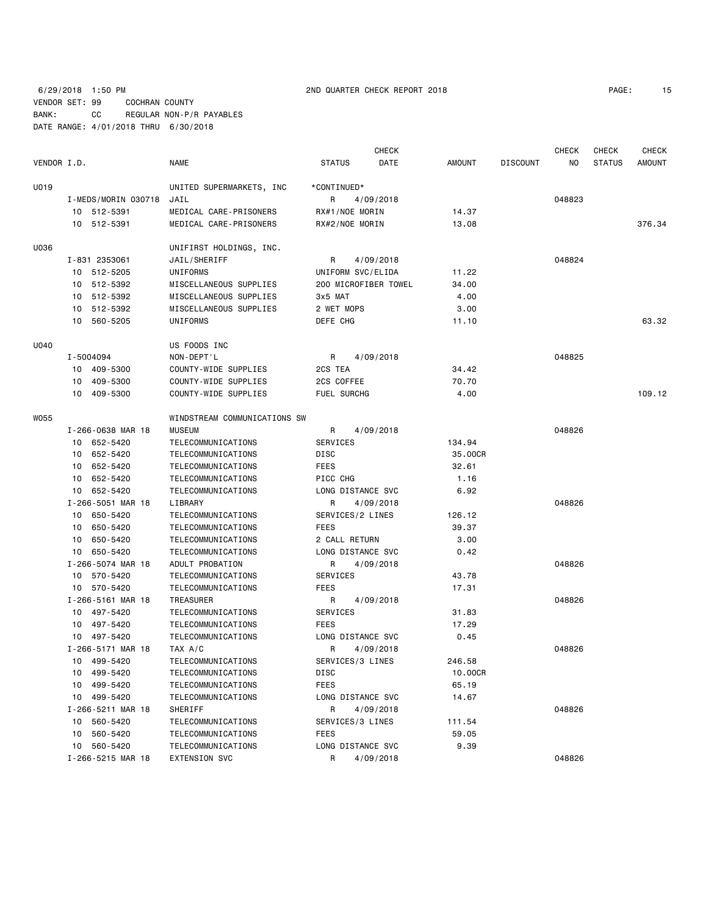6/29/2018 1:50 PM 2ND QUARTER CHECK REPORT 2018

VENDOR SET: 99 COCHRAN COUNTY
BANK: CC REGULAR NON-P/R PAYABLES
DATE RANGE: 4/01/2018 THRU 6/30/2018

| VENDOR I.D. | | NAME | STATUS | CHECK DATE | AMOUNT | DISCOUNT | CHECK NO | CHECK STATUS | CHECK AMOUNT |
|---|---|---|---|---|---|---|---|---|---|
| U019 | | UNITED SUPERMARKETS, INC | *CONTINUED* | | | | | | |
| | I-MEDS/MORIN 030718 | JAIL | R | 4/09/2018 | | | 048823 | | |
| | 10 512-5391 | MEDICAL CARE-PRISONERS | RX#1/NOE MORIN | | 14.37 | | | | |
| | 10 512-5391 | MEDICAL CARE-PRISONERS | RX#2/NOE MORIN | | 13.08 | | | | 376.34 |
| U036 | | UNIFIRST HOLDINGS, INC. | | | | | | | |
| | I-831 2353061 | JAIL/SHERIFF | R | 4/09/2018 | | | 048824 | | |
| | 10 512-5205 | UNIFORMS | UNIFORM SVC/ELIDA | | 11.22 | | | | |
| | 10 512-5392 | MISCELLANEOUS SUPPLIES | 200 MICROFIBER TOWEL | | 34.00 | | | | |
| | 10 512-5392 | MISCELLANEOUS SUPPLIES | 3x5 MAT | | 4.00 | | | | |
| | 10 512-5392 | MISCELLANEOUS SUPPLIES | 2 WET MOPS | | 3.00 | | | | |
| | 10 560-5205 | UNIFORMS | DEFE CHG | | 11.10 | | | | 63.32 |
| U040 | | US FOODS INC | | | | | | | |
| | I-5004094 | NON-DEPT'L | R | 4/09/2018 | | | 048825 | | |
| | 10 409-5300 | COUNTY-WIDE SUPPLIES | 2CS TEA | | 34.42 | | | | |
| | 10 409-5300 | COUNTY-WIDE SUPPLIES | 2CS COFFEE | | 70.70 | | | | |
| | 10 409-5300 | COUNTY-WIDE SUPPLIES | FUEL SURCHG | | 4.00 | | | | 109.12 |
| W055 | | WINDSTREAM COMMUNICATIONS SW | | | | | | | |
| | I-266-0638 MAR 18 | MUSEUM | R | 4/09/2018 | | | 048826 | | |
| | 10 652-5420 | TELECOMMUNICATIONS | SERVICES | | 134.94 | | | | |
| | 10 652-5420 | TELECOMMUNICATIONS | DISC | | 35.00CR | | | | |
| | 10 652-5420 | TELECOMMUNICATIONS | FEES | | 32.61 | | | | |
| | 10 652-5420 | TELECOMMUNICATIONS | PICC CHG | | 1.16 | | | | |
| | 10 652-5420 | TELECOMMUNICATIONS | LONG DISTANCE SVC | | 6.92 | | | | |
| | I-266-5051 MAR 18 | LIBRARY | R | 4/09/2018 | | | 048826 | | |
| | 10 650-5420 | TELECOMMUNICATIONS | SERVICES/2 LINES | | 126.12 | | | | |
| | 10 650-5420 | TELECOMMUNICATIONS | FEES | | 39.37 | | | | |
| | 10 650-5420 | TELECOMMUNICATIONS | 2 CALL RETURN | | 3.00 | | | | |
| | 10 650-5420 | TELECOMMUNICATIONS | LONG DISTANCE SVC | | 0.42 | | | | |
| | I-266-5074 MAR 18 | ADULT PROBATION | R | 4/09/2018 | | | 048826 | | |
| | 10 570-5420 | TELECOMMUNICATIONS | SERVICES | | 43.78 | | | | |
| | 10 570-5420 | TELECOMMUNICATIONS | FEES | | 17.31 | | | | |
| | I-266-5161 MAR 18 | TREASURER | R | 4/09/2018 | | | 048826 | | |
| | 10 497-5420 | TELECOMMUNICATIONS | SERVICES | | 31.83 | | | | |
| | 10 497-5420 | TELECOMMUNICATIONS | FEES | | 17.29 | | | | |
| | 10 497-5420 | TELECOMMUNICATIONS | LONG DISTANCE SVC | | 0.45 | | | | |
| | I-266-5171 MAR 18 | TAX A/C | R | 4/09/2018 | | | 048826 | | |
| | 10 499-5420 | TELECOMMUNICATIONS | SERVICES/3 LINES | | 246.58 | | | | |
| | 10 499-5420 | TELECOMMUNICATIONS | DISC | | 10.00CR | | | | |
| | 10 499-5420 | TELECOMMUNICATIONS | FEES | | 65.19 | | | | |
| | 10 499-5420 | TELECOMMUNICATIONS | LONG DISTANCE SVC | | 14.67 | | | | |
| | I-266-5211 MAR 18 | SHERIFF | R | 4/09/2018 | | | 048826 | | |
| | 10 560-5420 | TELECOMMUNICATIONS | SERVICES/3 LINES | | 111.54 | | | | |
| | 10 560-5420 | TELECOMMUNICATIONS | FEES | | 59.05 | | | | |
| | 10 560-5420 | TELECOMMUNICATIONS | LONG DISTANCE SVC | | 9.39 | | | | |
| | I-266-5215 MAR 18 | EXTENSION SVC | R | 4/09/2018 | | | 048826 | | |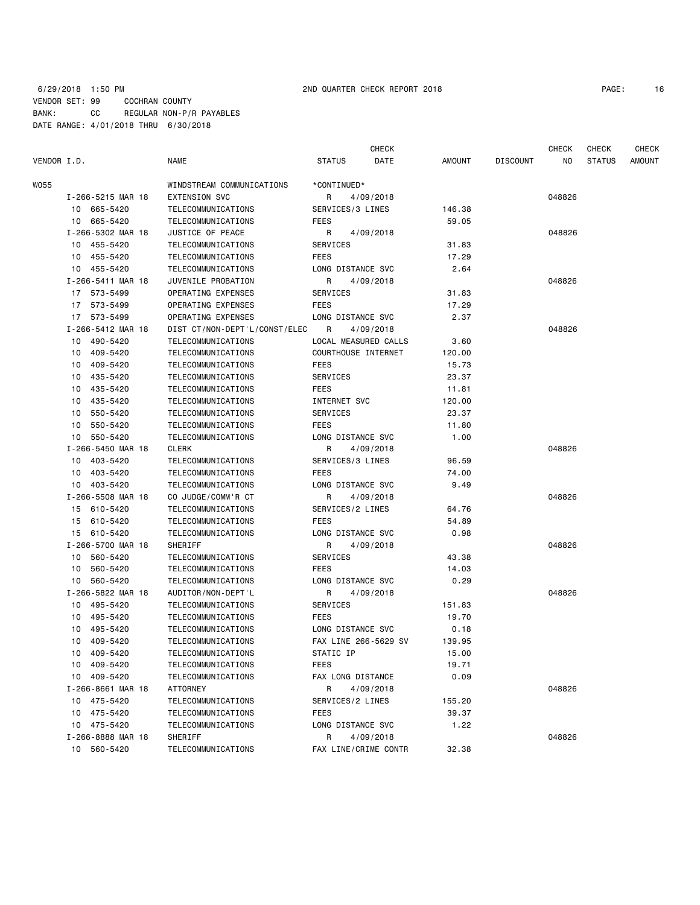6/29/2018 1:50 PM 2ND QUARTER CHECK REPORT 2018

VENDOR SET: 99 COCHRAN COUNTY
BANK: CC REGULAR NON-P/R PAYABLES
DATE RANGE: 4/01/2018 THRU 6/30/2018

| VENDOR I.D. | NAME | STATUS | CHECK DATE | AMOUNT | DISCOUNT | CHECK NO | CHECK STATUS | CHECK AMOUNT |
|---|---|---|---|---|---|---|---|---|
| W055 | WINDSTREAM COMMUNICATIONS | *CONTINUED* | | | | | | |
| I-266-5215 MAR 18 | EXTENSION SVC | R | 4/09/2018 | | | 048826 | | |
| 10 665-5420 | TELECOMMUNICATIONS | SERVICES/3 LINES | | 146.38 | | | | |
| 10 665-5420 | TELECOMMUNICATIONS | FEES | | 59.05 | | | | |
| I-266-5302 MAR 18 | JUSTICE OF PEACE | R | 4/09/2018 | | | 048826 | | |
| 10 455-5420 | TELECOMMUNICATIONS | SERVICES | | 31.83 | | | | |
| 10 455-5420 | TELECOMMUNICATIONS | FEES | | 17.29 | | | | |
| 10 455-5420 | TELECOMMUNICATIONS | LONG DISTANCE SVC | | 2.64 | | | | |
| I-266-5411 MAR 18 | JUVENILE PROBATION | R | 4/09/2018 | | | 048826 | | |
| 17 573-5499 | OPERATING EXPENSES | SERVICES | | 31.83 | | | | |
| 17 573-5499 | OPERATING EXPENSES | FEES | | 17.29 | | | | |
| 17 573-5499 | OPERATING EXPENSES | LONG DISTANCE SVC | | 2.37 | | | | |
| I-266-5412 MAR 18 | DIST CT/NON-DEPT'L/CONST/ELEC | R | 4/09/2018 | | | 048826 | | |
| 10 490-5420 | TELECOMMUNICATIONS | LOCAL MEASURED CALLS | | 3.60 | | | | |
| 10 409-5420 | TELECOMMUNICATIONS | COURTHOUSE INTERNET | | 120.00 | | | | |
| 10 409-5420 | TELECOMMUNICATIONS | FEES | | 15.73 | | | | |
| 10 435-5420 | TELECOMMUNICATIONS | SERVICES | | 23.37 | | | | |
| 10 435-5420 | TELECOMMUNICATIONS | FEES | | 11.81 | | | | |
| 10 435-5420 | TELECOMMUNICATIONS | INTERNET SVC | | 120.00 | | | | |
| 10 550-5420 | TELECOMMUNICATIONS | SERVICES | | 23.37 | | | | |
| 10 550-5420 | TELECOMMUNICATIONS | FEES | | 11.80 | | | | |
| 10 550-5420 | TELECOMMUNICATIONS | LONG DISTANCE SVC | | 1.00 | | | | |
| I-266-5450 MAR 18 | CLERK | R | 4/09/2018 | | | 048826 | | |
| 10 403-5420 | TELECOMMUNICATIONS | SERVICES/3 LINES | | 96.59 | | | | |
| 10 403-5420 | TELECOMMUNICATIONS | FEES | | 74.00 | | | | |
| 10 403-5420 | TELECOMMUNICATIONS | LONG DISTANCE SVC | | 9.49 | | | | |
| I-266-5508 MAR 18 | CO JUDGE/COMM'R CT | R | 4/09/2018 | | | 048826 | | |
| 15 610-5420 | TELECOMMUNICATIONS | SERVICES/2 LINES | | 64.76 | | | | |
| 15 610-5420 | TELECOMMUNICATIONS | FEES | | 54.89 | | | | |
| 15 610-5420 | TELECOMMUNICATIONS | LONG DISTANCE SVC | | 0.98 | | | | |
| I-266-5700 MAR 18 | SHERIFF | R | 4/09/2018 | | | 048826 | | |
| 10 560-5420 | TELECOMMUNICATIONS | SERVICES | | 43.38 | | | | |
| 10 560-5420 | TELECOMMUNICATIONS | FEES | | 14.03 | | | | |
| 10 560-5420 | TELECOMMUNICATIONS | LONG DISTANCE SVC | | 0.29 | | | | |
| I-266-5822 MAR 18 | AUDITOR/NON-DEPT'L | R | 4/09/2018 | | | 048826 | | |
| 10 495-5420 | TELECOMMUNICATIONS | SERVICES | | 151.83 | | | | |
| 10 495-5420 | TELECOMMUNICATIONS | FEES | | 19.70 | | | | |
| 10 495-5420 | TELECOMMUNICATIONS | LONG DISTANCE SVC | | 0.18 | | | | |
| 10 409-5420 | TELECOMMUNICATIONS | FAX LINE 266-5629 SV | | 139.95 | | | | |
| 10 409-5420 | TELECOMMUNICATIONS | STATIC IP | | 15.00 | | | | |
| 10 409-5420 | TELECOMMUNICATIONS | FEES | | 19.71 | | | | |
| 10 409-5420 | TELECOMMUNICATIONS | FAX LONG DISTANCE | | 0.09 | | | | |
| I-266-8661 MAR 18 | ATTORNEY | R | 4/09/2018 | | | 048826 | | |
| 10 475-5420 | TELECOMMUNICATIONS | SERVICES/2 LINES | | 155.20 | | | | |
| 10 475-5420 | TELECOMMUNICATIONS | FEES | | 39.37 | | | | |
| 10 475-5420 | TELECOMMUNICATIONS | LONG DISTANCE SVC | | 1.22 | | | | |
| I-266-8888 MAR 18 | SHERIFF | R | 4/09/2018 | | | 048826 | | |
| 10 560-5420 | TELECOMMUNICATIONS | FAX LINE/CRIME CONTR | | 32.38 | | | | |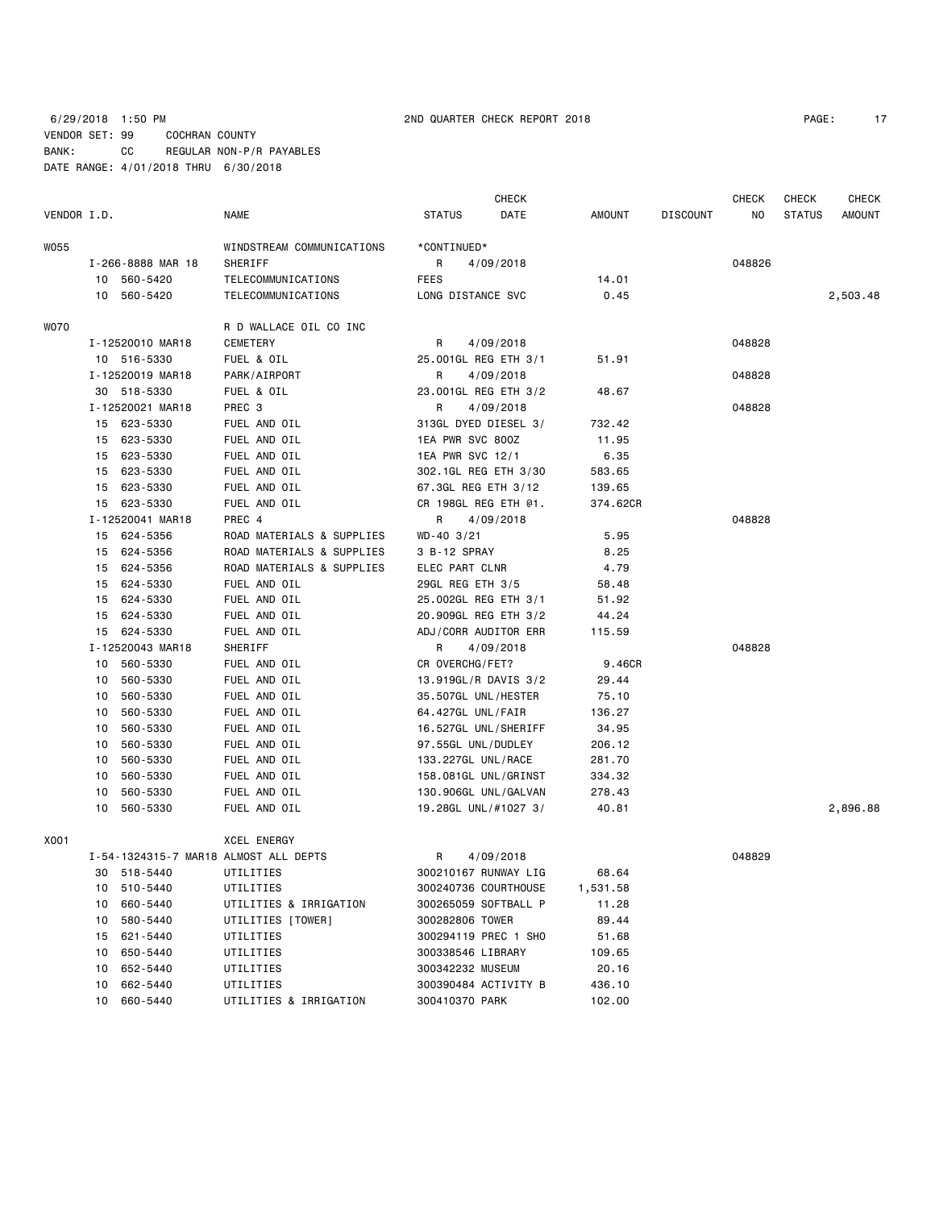6/29/2018 1:50 PM 2ND QUARTER CHECK REPORT 2018
VENDOR SET: 99 COCHRAN COUNTY
BANK: CC REGULAR NON-P/R PAYABLES
DATE RANGE: 4/01/2018 THRU 6/30/2018

| VENDOR I.D. | NAME | STATUS | CHECK DATE | AMOUNT | DISCOUNT | CHECK NO | CHECK STATUS | CHECK AMOUNT |
|---|---|---|---|---|---|---|---|---|
| W055 | WINDSTREAM COMMUNICATIONS | *CONTINUED* | | | | | | |
| I-266-8888 MAR 18 | SHERIFF | R | 4/09/2018 | | | 048826 | | |
| 10 560-5420 | TELECOMMUNICATIONS | FEES | | 14.01 | | | | |
| 10 560-5420 | TELECOMMUNICATIONS | LONG DISTANCE SVC | | 0.45 | | | | 2,503.48 |
| W070 | R D WALLACE OIL CO INC | | | | | | | |
| I-12520010 MAR18 | CEMETERY | R | 4/09/2018 | | | 048828 | | |
| 10 516-5330 | FUEL & OIL | 25.001GL REG ETH 3/1 | | 51.91 | | | | |
| I-12520019 MAR18 | PARK/AIRPORT | R | 4/09/2018 | | | 048828 | | |
| 30 518-5330 | FUEL & OIL | 23.001GL REG ETH 3/2 | | 48.67 | | | | |
| I-12520021 MAR18 | PREC 3 | R | 4/09/2018 | | | 048828 | | |
| 15 623-5330 | FUEL AND OIL | 313GL DYED DIESEL 3/ | | 732.42 | | | | |
| 15 623-5330 | FUEL AND OIL | 1EA PWR SVC 80OZ | | 11.95 | | | | |
| 15 623-5330 | FUEL AND OIL | 1EA PWR SVC 12/1 | | 6.35 | | | | |
| 15 623-5330 | FUEL AND OIL | 302.1GL REG ETH 3/30 | | 583.65 | | | | |
| 15 623-5330 | FUEL AND OIL | 67.3GL REG ETH 3/12 | | 139.65 | | | | |
| 15 623-5330 | FUEL AND OIL | CR 198GL REG ETH @1. | | 374.62CR | | | | |
| I-12520041 MAR18 | PREC 4 | R | 4/09/2018 | | | 048828 | | |
| 15 624-5356 | ROAD MATERIALS & SUPPLIES | WD-40 3/21 | | 5.95 | | | | |
| 15 624-5356 | ROAD MATERIALS & SUPPLIES | 3 B-12 SPRAY | | 8.25 | | | | |
| 15 624-5356 | ROAD MATERIALS & SUPPLIES | ELEC PART CLNR | | 4.79 | | | | |
| 15 624-5330 | FUEL AND OIL | 29GL REG ETH 3/5 | | 58.48 | | | | |
| 15 624-5330 | FUEL AND OIL | 25.002GL REG ETH 3/1 | | 51.92 | | | | |
| 15 624-5330 | FUEL AND OIL | 20.909GL REG ETH 3/2 | | 44.24 | | | | |
| 15 624-5330 | FUEL AND OIL | ADJ/CORR AUDITOR ERR | | 115.59 | | | | |
| I-12520043 MAR18 | SHERIFF | R | 4/09/2018 | | | 048828 | | |
| 10 560-5330 | FUEL AND OIL | CR OVERCHG/FET? | | 9.46CR | | | | |
| 10 560-5330 | FUEL AND OIL | 13.919GL/R DAVIS 3/2 | | 29.44 | | | | |
| 10 560-5330 | FUEL AND OIL | 35.507GL UNL/HESTER | | 75.10 | | | | |
| 10 560-5330 | FUEL AND OIL | 64.427GL UNL/FAIR | | 136.27 | | | | |
| 10 560-5330 | FUEL AND OIL | 16.527GL UNL/SHERIFF | | 34.95 | | | | |
| 10 560-5330 | FUEL AND OIL | 97.55GL UNL/DUDLEY | | 206.12 | | | | |
| 10 560-5330 | FUEL AND OIL | 133.227GL UNL/RACE | | 281.70 | | | | |
| 10 560-5330 | FUEL AND OIL | 158.081GL UNL/GRINST | | 334.32 | | | | |
| 10 560-5330 | FUEL AND OIL | 130.906GL UNL/GALVAN | | 278.43 | | | | |
| 10 560-5330 | FUEL AND OIL | 19.28GL UNL/#1027 3/ | | 40.81 | | | | 2,896.88 |
| X001 | XCEL ENERGY | | | | | | | |
| I-54-1324315-7 MAR18 | ALMOST ALL DEPTS | R | 4/09/2018 | | | 048829 | | |
| 30 518-5440 | UTILITIES | 300210167 RUNWAY LIG | | 68.64 | | | | |
| 10 510-5440 | UTILITIES | 300240736 COURTHOUSE | | 1,531.58 | | | | |
| 10 660-5440 | UTILITIES & IRRIGATION | 300265059 SOFTBALL P | | 11.28 | | | | |
| 10 580-5440 | UTILITIES [TOWER] | 300282806 TOWER | | 89.44 | | | | |
| 15 621-5440 | UTILITIES | 300294119 PREC 1 SHO | | 51.68 | | | | |
| 10 650-5440 | UTILITIES | 300338546 LIBRARY | | 109.65 | | | | |
| 10 652-5440 | UTILITIES | 300342232 MUSEUM | | 20.16 | | | | |
| 10 662-5440 | UTILITIES | 300390484 ACTIVITY B | | 436.10 | | | | |
| 10 660-5440 | UTILITIES & IRRIGATION | 300410370 PARK | | 102.00 | | | | |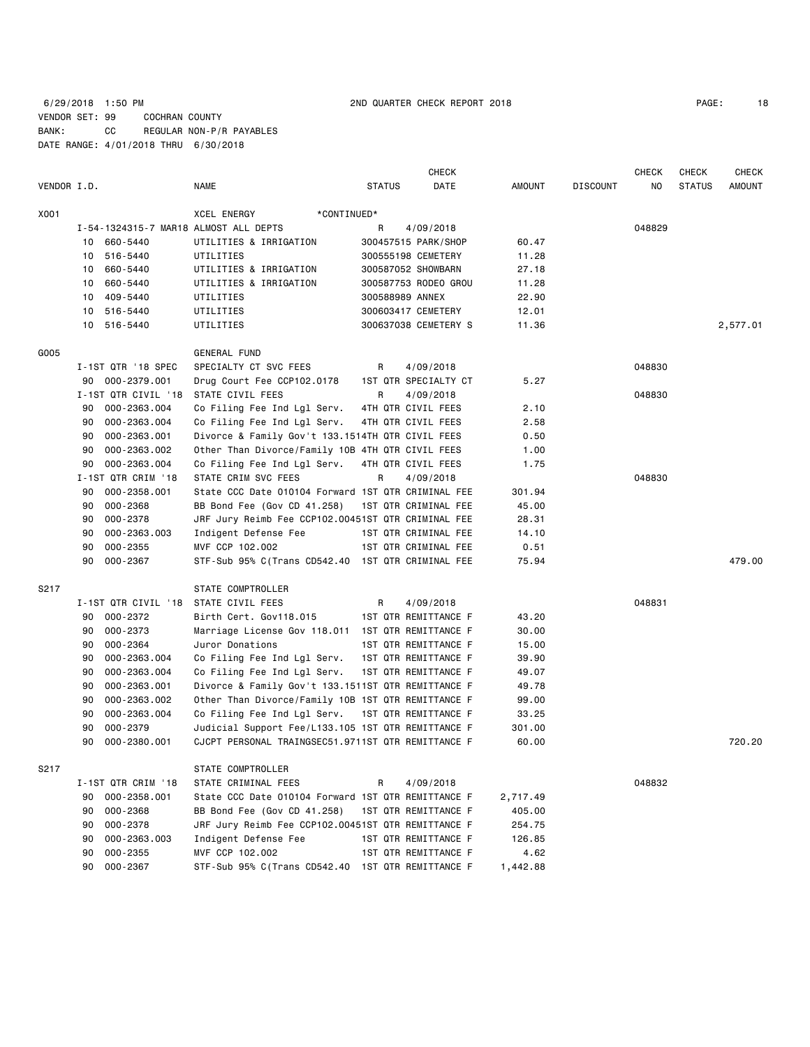6/29/2018 1:50 PM 2ND QUARTER CHECK REPORT 2018 PAGE: 18
VENDOR SET: 99 COCHRAN COUNTY
BANK: CC REGULAR NON-P/R PAYABLES
DATE RANGE: 4/01/2018 THRU 6/30/2018

| VENDOR I.D. | NAME | STATUS | CHECK DATE | AMOUNT | DISCOUNT | CHECK NO | CHECK STATUS | CHECK AMOUNT |
|---|---|---|---|---|---|---|---|---|
| X001 | XCEL ENERGY *CONTINUED* | | | | | | | |
| I-54-1324315-7 MAR18 | ALMOST ALL DEPTS | R | 4/09/2018 | | | 048829 | | |
| 10 660-5440 | UTILITIES & IRRIGATION | 300457515 PARK/SHOP | | 60.47 | | | | |
| 10 516-5440 | UTILITIES | 300555198 CEMETERY | | 11.28 | | | | |
| 10 660-5440 | UTILITIES & IRRIGATION | 300587052 SHOWBARN | | 27.18 | | | | |
| 10 660-5440 | UTILITIES & IRRIGATION | 300587753 RODEO GROU | | 11.28 | | | | |
| 10 409-5440 | UTILITIES | 300588989 ANNEX | | 22.90 | | | | |
| 10 516-5440 | UTILITIES | 300603417 CEMETERY | | 12.01 | | | | |
| 10 516-5440 | UTILITIES | 300637038 CEMETERY S | | 11.36 | | | | 2,577.01 |
| G005 | GENERAL FUND | | | | | | | |
| I-1ST QTR '18 SPEC | SPECIALTY CT SVC FEES | R | 4/09/2018 | | | 048830 | | |
| 90 000-2379.001 | Drug Court Fee CCP102.0178 | 1ST QTR SPECIALTY CT | | 5.27 | | | | |
| I-1ST QTR CIVIL '18 | STATE CIVIL FEES | R | 4/09/2018 | | | 048830 | | |
| 90 000-2363.004 | Co Filing Fee Ind Lgl Serv. | 4TH QTR CIVIL FEES | | 2.10 | | | | |
| 90 000-2363.004 | Co Filing Fee Ind Lgl Serv. | 4TH QTR CIVIL FEES | | 2.58 | | | | |
| 90 000-2363.001 | Divorce & Family Gov't 133.151 | 4TH QTR CIVIL FEES | | 0.50 | | | | |
| 90 000-2363.002 | Other Than Divorce/Family 10B | 4TH QTR CIVIL FEES | | 1.00 | | | | |
| 90 000-2363.004 | Co Filing Fee Ind Lgl Serv. | 4TH QTR CIVIL FEES | | 1.75 | | | | |
| I-1ST QTR CRIM '18 | STATE CRIM SVC FEES | R | 4/09/2018 | | | 048830 | | |
| 90 000-2358.001 | State CCC Date 010104 Forward | 1ST QTR CRIMINAL FEE | | 301.94 | | | | |
| 90 000-2368 | BB Bond Fee (Gov CD 41.258) | 1ST QTR CRIMINAL FEE | | 45.00 | | | | |
| 90 000-2378 | JRF Jury Reimb Fee CCP102.0045 | 1ST QTR CRIMINAL FEE | | 28.31 | | | | |
| 90 000-2363.003 | Indigent Defense Fee | 1ST QTR CRIMINAL FEE | | 14.10 | | | | |
| 90 000-2355 | MVF CCP 102.002 | 1ST QTR CRIMINAL FEE | | 0.51 | | | | |
| 90 000-2367 | STF-Sub 95% C(Trans CD542.40 | 1ST QTR CRIMINAL FEE | | 75.94 | | | | 479.00 |
| S217 | STATE COMPTROLLER | | | | | | | |
| I-1ST QTR CIVIL '18 | STATE CIVIL FEES | R | 4/09/2018 | | | 048831 | | |
| 90 000-2372 | Birth Cert. Gov118.015 | 1ST QTR REMITTANCE F | | 43.20 | | | | |
| 90 000-2373 | Marriage License Gov 118.011 | 1ST QTR REMITTANCE F | | 30.00 | | | | |
| 90 000-2364 | Juror Donations | 1ST QTR REMITTANCE F | | 15.00 | | | | |
| 90 000-2363.004 | Co Filing Fee Ind Lgl Serv. | 1ST QTR REMITTANCE F | | 39.90 | | | | |
| 90 000-2363.004 | Co Filing Fee Ind Lgl Serv. | 1ST QTR REMITTANCE F | | 49.07 | | | | |
| 90 000-2363.001 | Divorce & Family Gov't 133.151 | 1ST QTR REMITTANCE F | | 49.78 | | | | |
| 90 000-2363.002 | Other Than Divorce/Family 10B | 1ST QTR REMITTANCE F | | 99.00 | | | | |
| 90 000-2363.004 | Co Filing Fee Ind Lgl Serv. | 1ST QTR REMITTANCE F | | 33.25 | | | | |
| 90 000-2379 | Judicial Support Fee/L133.105 | 1ST QTR REMITTANCE F | | 301.00 | | | | |
| 90 000-2380.001 | CJCPT PERSONAL TRAINGSEC51.971 | 1ST QTR REMITTANCE F | | 60.00 | | | | 720.20 |
| S217 | STATE COMPTROLLER | | | | | | | |
| I-1ST QTR CRIM '18 | STATE CRIMINAL FEES | R | 4/09/2018 | | | 048832 | | |
| 90 000-2358.001 | State CCC Date 010104 Forward | 1ST QTR REMITTANCE F | | 2,717.49 | | | | |
| 90 000-2368 | BB Bond Fee (Gov CD 41.258) | 1ST QTR REMITTANCE F | | 405.00 | | | | |
| 90 000-2378 | JRF Jury Reimb Fee CCP102.0045 | 1ST QTR REMITTANCE F | | 254.75 | | | | |
| 90 000-2363.003 | Indigent Defense Fee | 1ST QTR REMITTANCE F | | 126.85 | | | | |
| 90 000-2355 | MVF CCP 102.002 | 1ST QTR REMITTANCE F | | 4.62 | | | | |
| 90 000-2367 | STF-Sub 95% C(Trans CD542.40 | 1ST QTR REMITTANCE F | | 1,442.88 | | | | |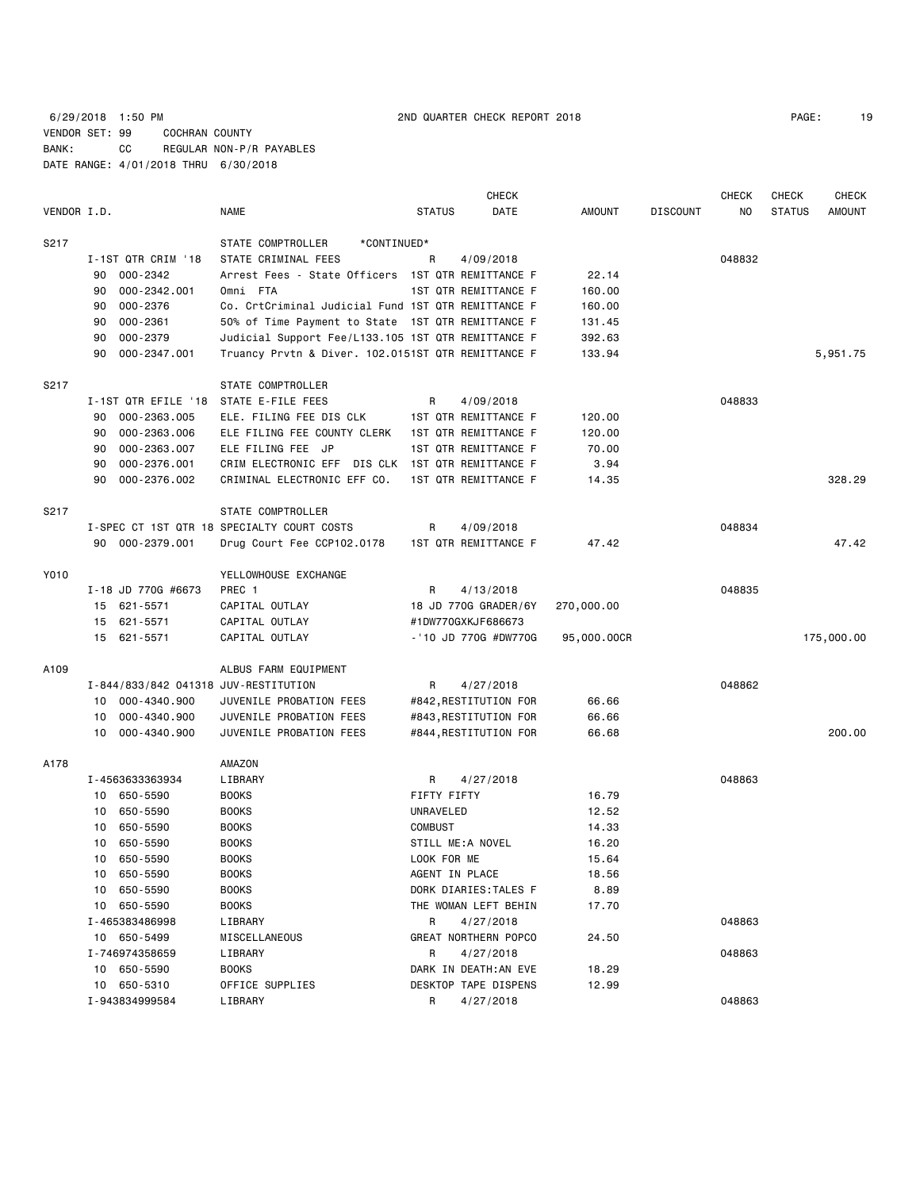6/29/2018 1:50 PM 2ND QUARTER CHECK REPORT 2018

VENDOR SET: 99 COCHRAN COUNTY
BANK: CC REGULAR NON-P/R PAYABLES
DATE RANGE: 4/01/2018 THRU 6/30/2018

| VENDOR I.D. | | NAME | STATUS | CHECK DATE | AMOUNT | DISCOUNT | CHECK NO | CHECK STATUS | CHECK AMOUNT |
|---|---|---|---|---|---|---|---|---|---|
| S217 | | STATE COMPTROLLER *CONTINUED* | | | | | | | |
| | I-1ST QTR CRIM '18 | STATE CRIMINAL FEES | R | 4/09/2018 | | | 048832 | | |
| | 90 000-2342 | Arrest Fees - State Officers | 1ST QTR REMITTANCE F | | 22.14 | | | | |
| | 90 000-2342.001 | Omni FTA | 1ST QTR REMITTANCE F | | 160.00 | | | | |
| | 90 000-2376 | Co. CrtCriminal Judicial Fund | 1ST QTR REMITTANCE F | | 160.00 | | | | |
| | 90 000-2361 | 50% of Time Payment to State | 1ST QTR REMITTANCE F | | 131.45 | | | | |
| | 90 000-2379 | Judicial Support Fee/L133.105 | 1ST QTR REMITTANCE F | | 392.63 | | | | |
| | 90 000-2347.001 | Truancy Prvtn & Diver. 102.015 | 1ST QTR REMITTANCE F | | 133.94 | | | | 5,951.75 |
| S217 | | STATE COMPTROLLER | | | | | | | |
| | I-1ST QTR EFILE '18 | STATE E-FILE FEES | R | 4/09/2018 | | | 048833 | | |
| | 90 000-2363.005 | ELE. FILING FEE DIS CLK | 1ST QTR REMITTANCE F | | 120.00 | | | | |
| | 90 000-2363.006 | ELE FILING FEE COUNTY CLERK | 1ST QTR REMITTANCE F | | 120.00 | | | | |
| | 90 000-2363.007 | ELE FILING FEE JP | 1ST QTR REMITTANCE F | | 70.00 | | | | |
| | 90 000-2376.001 | CRIM ELECTRONIC EFF DIS CLK | 1ST QTR REMITTANCE F | | 3.94 | | | | |
| | 90 000-2376.002 | CRIMINAL ELECTRONIC EFF CO. | 1ST QTR REMITTANCE F | | 14.35 | | | | 328.29 |
| S217 | | STATE COMPTROLLER | | | | | | | |
| | I-SPEC CT 1ST QTR 18 | SPECIALTY COURT COSTS | R | 4/09/2018 | | | 048834 | | |
| | 90 000-2379.001 | Drug Court Fee CCP102.0178 | 1ST QTR REMITTANCE F | | 47.42 | | | | 47.42 |
| Y010 | | YELLOWHOUSE EXCHANGE | | | | | | | |
| | I-18 JD 770G #6673 | PREC 1 | R | 4/13/2018 | | | 048835 | | |
| | 15 621-5571 | CAPITAL OUTLAY | 18 JD 770G GRADER/6Y | | 270,000.00 | | | | |
| | 15 621-5571 | CAPITAL OUTLAY | #1DW770GXKJF686673 | | | | | | |
| | 15 621-5571 | CAPITAL OUTLAY | -'10 JD 770G #DW770G | | 95,000.00CR | | | | 175,000.00 |
| A109 | | ALBUS FARM EQUIPMENT | | | | | | | |
| | I-844/833/842 041318 | JUV-RESTITUTION | R | 4/27/2018 | | | 048862 | | |
| | 10 000-4340.900 | JUVENILE PROBATION FEES | #842,RESTITUTION FOR | | 66.66 | | | | |
| | 10 000-4340.900 | JUVENILE PROBATION FEES | #843,RESTITUTION FOR | | 66.66 | | | | |
| | 10 000-4340.900 | JUVENILE PROBATION FEES | #844,RESTITUTION FOR | | 66.68 | | | | 200.00 |
| A178 | | AMAZON | | | | | | | |
| | I-4563633363934 | LIBRARY | R | 4/27/2018 | | | 048863 | | |
| | 10 650-5590 | BOOKS | FIFTY FIFTY | | 16.79 | | | | |
| | 10 650-5590 | BOOKS | UNRAVELED | | 12.52 | | | | |
| | 10 650-5590 | BOOKS | COMBUST | | 14.33 | | | | |
| | 10 650-5590 | BOOKS | STILL ME:A NOVEL | | 16.20 | | | | |
| | 10 650-5590 | BOOKS | LOOK FOR ME | | 15.64 | | | | |
| | 10 650-5590 | BOOKS | AGENT IN PLACE | | 18.56 | | | | |
| | 10 650-5590 | BOOKS | DORK DIARIES:TALES F | | 8.89 | | | | |
| | 10 650-5590 | BOOKS | THE WOMAN LEFT BEHIN | | 17.70 | | | | |
| | I-465383486998 | LIBRARY | R | 4/27/2018 | | | 048863 | | |
| | 10 650-5499 | MISCELLANEOUS | GREAT NORTHERN POPCO | | 24.50 | | | | |
| | I-746974358659 | LIBRARY | R | 4/27/2018 | | | 048863 | | |
| | 10 650-5590 | BOOKS | DARK IN DEATH:AN EVE | | 18.29 | | | | |
| | 10 650-5310 | OFFICE SUPPLIES | DESKTOP TAPE DISPENS | | 12.99 | | | | |
| | I-943834999584 | LIBRARY | R | 4/27/2018 | | | 048863 | | |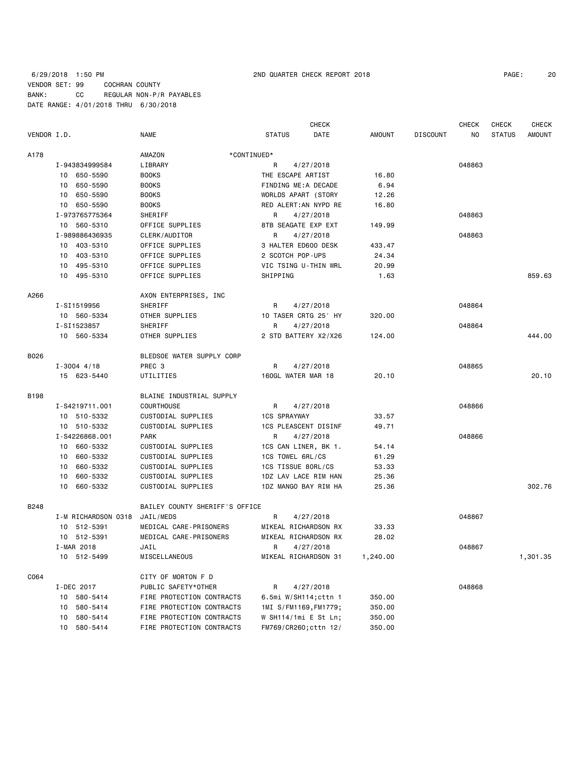6/29/2018 1:50 PM 2ND QUARTER CHECK REPORT 2018

VENDOR SET: 99 COCHRAN COUNTY
BANK: CC REGULAR NON-P/R PAYABLES
DATE RANGE: 4/01/2018 THRU 6/30/2018

| VENDOR I.D. | NAME | STATUS | CHECK DATE | AMOUNT | DISCOUNT | CHECK NO | CHECK STATUS | CHECK AMOUNT |
|---|---|---|---|---|---|---|---|---|
| A178 | AMAZON | *CONTINUED* | | | | | | |
| I-943834999584 | LIBRARY | R | 4/27/2018 | | | 048863 | | |
| 10 650-5590 | BOOKS | THE ESCAPE ARTIST | | 16.80 | | | | |
| 10 650-5590 | BOOKS | FINDING ME:A DECADE | | 6.94 | | | | |
| 10 650-5590 | BOOKS | WORLDS APART (STORY | | 12.26 | | | | |
| 10 650-5590 | BOOKS | RED ALERT:AN NYPD RE | | 16.80 | | | | |
| I-973765775364 | SHERIFF | R | 4/27/2018 | | | 048863 | | |
| 10 560-5310 | OFFICE SUPPLIES | 8TB SEAGATE EXP EXT | | 149.99 | | | | |
| I-989886436935 | CLERK/AUDITOR | R | 4/27/2018 | | | 048863 | | |
| 10 403-5310 | OFFICE SUPPLIES | 3 HALTER ED600 DESK | | 433.47 | | | | |
| 10 403-5310 | OFFICE SUPPLIES | 2 SCOTCH POP-UPS | | 24.34 | | | | |
| 10 495-5310 | OFFICE SUPPLIES | VIC TSING U-THIN WRL | | 20.99 | | | | |
| 10 495-5310 | OFFICE SUPPLIES | SHIPPING | | 1.63 | | | | 859.63 |
| A266 | AXON ENTERPRISES, INC | | | | | | | |
| I-SI1519956 | SHERIFF | R | 4/27/2018 | | | 048864 | | |
| 10 560-5334 | OTHER SUPPLIES | 10 TASER CRTG 25' HY | | 320.00 | | | | |
| I-SI1523857 | SHERIFF | R | 4/27/2018 | | | 048864 | | |
| 10 560-5334 | OTHER SUPPLIES | 2 STD BATTERY X2/X26 | | 124.00 | | | | 444.00 |
| B026 | BLEDSOE WATER SUPPLY CORP | | | | | | | |
| I-3004 4/18 | PREC 3 | R | 4/27/2018 | | | 048865 | | |
| 15 623-5440 | UTILITIES | 160GL WATER MAR 18 | | 20.10 | | | | 20.10 |
| B198 | BLAINE INDUSTRIAL SUPPLY | | | | | | | |
| I-S4219711.001 | COURTHOUSE | R | 4/27/2018 | | | 048866 | | |
| 10 510-5332 | CUSTODIAL SUPPLIES | 1CS SPRAYWAY | | 33.57 | | | | |
| 10 510-5332 | CUSTODIAL SUPPLIES | 1CS PLEASCENT DISINF | | 49.71 | | | | |
| I-S4226868.001 | PARK | R | 4/27/2018 | | | 048866 | | |
| 10 660-5332 | CUSTODIAL SUPPLIES | 1CS CAN LINER, BK 1. | | 54.14 | | | | |
| 10 660-5332 | CUSTODIAL SUPPLIES | 1CS TOWEL 6RL/CS | | 61.29 | | | | |
| 10 660-5332 | CUSTODIAL SUPPLIES | 1CS TISSUE 80RL/CS | | 53.33 | | | | |
| 10 660-5332 | CUSTODIAL SUPPLIES | 1DZ LAV LACE RIM HAN | | 25.36 | | | | |
| 10 660-5332 | CUSTODIAL SUPPLIES | 1DZ MANGO BAY RIM HA | | 25.36 | | | | 302.76 |
| B248 | BAILEY COUNTY SHERIFF'S OFFICE | | | | | | | |
| I-M RICHARDSON 0318 | JAIL/MEDS | R | 4/27/2018 | | | 048867 | | |
| 10 512-5391 | MEDICAL CARE-PRISONERS | MIKEAL RICHARDSON RX | | 33.33 | | | | |
| 10 512-5391 | MEDICAL CARE-PRISONERS | MIKEAL RICHARDSON RX | | 28.02 | | | | |
| I-MAR 2018 | JAIL | R | 4/27/2018 | | | 048867 | | |
| 10 512-5499 | MISCELLANEOUS | MIKEAL RICHARDSON 31 | | 1,240.00 | | | | 1,301.35 |
| C064 | CITY OF MORTON F D | | | | | | | |
| I-DEC 2017 | PUBLIC SAFETY*OTHER | R | 4/27/2018 | | | 048868 | | |
| 10 580-5414 | FIRE PROTECTION CONTRACTS | 6.5mi W/SH114;cttn 1 | | 350.00 | | | | |
| 10 580-5414 | FIRE PROTECTION CONTRACTS | 1MI S/FM1169,FM1779; | | 350.00 | | | | |
| 10 580-5414 | FIRE PROTECTION CONTRACTS | W SH114/1mi E St Ln; | | 350.00 | | | | |
| 10 580-5414 | FIRE PROTECTION CONTRACTS | FM769/CR260;cttn 12/ | | 350.00 | | | | |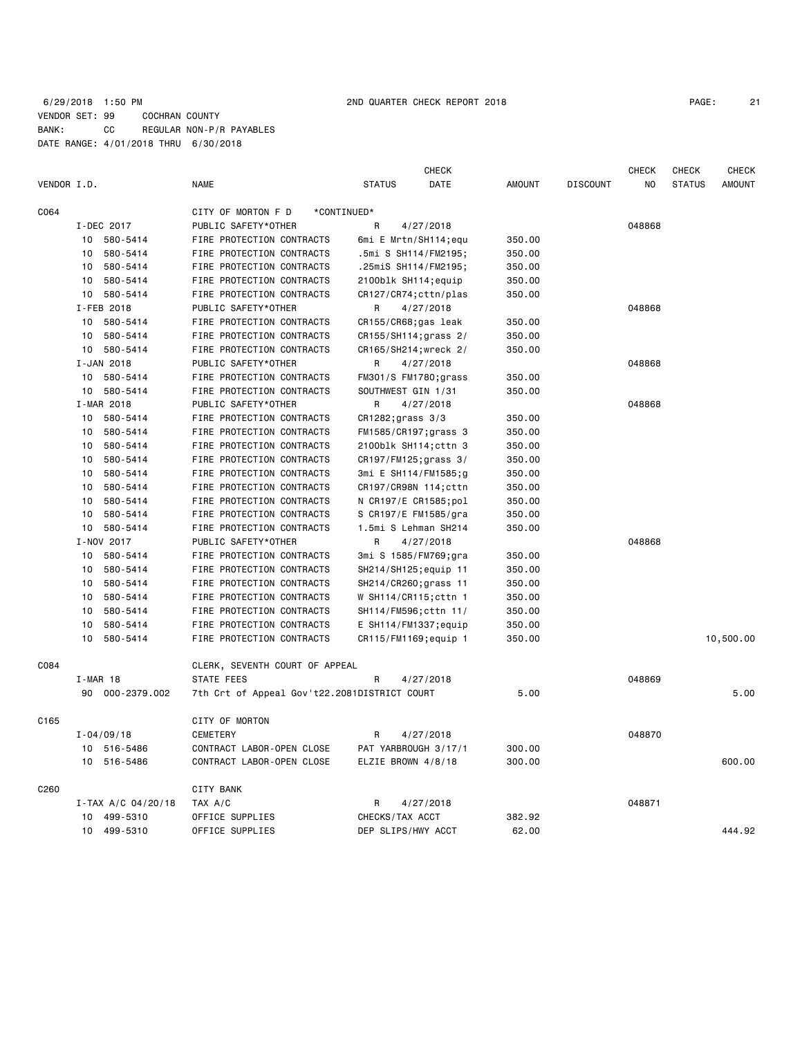6/29/2018 1:50 PM 2ND QUARTER CHECK REPORT 2018

VENDOR SET: 99 COCHRAN COUNTY
BANK: CC REGULAR NON-P/R PAYABLES
DATE RANGE: 4/01/2018 THRU 6/30/2018

| VENDOR I.D. | NAME | STATUS | CHECK DATE | AMOUNT | DISCOUNT | CHECK NO | CHECK STATUS | CHECK AMOUNT |
|---|---|---|---|---|---|---|---|---|
| C064 | CITY OF MORTON F D *CONTINUED* | | | | | | | |
| I-DEC 2017 | PUBLIC SAFETY*OTHER | R | 4/27/2018 | | | 048868 | | |
| 10 580-5414 | FIRE PROTECTION CONTRACTS | 6mi E Mrtn/SH114;equ | | 350.00 | | | | |
| 10 580-5414 | FIRE PROTECTION CONTRACTS | .5mi S SH114/FM2195; | | 350.00 | | | | |
| 10 580-5414 | FIRE PROTECTION CONTRACTS | .25miS SH114/FM2195; | | 350.00 | | | | |
| 10 580-5414 | FIRE PROTECTION CONTRACTS | 2100blk SH114;equip | | 350.00 | | | | |
| 10 580-5414 | FIRE PROTECTION CONTRACTS | CR127/CR74;cttn/plas | | 350.00 | | | | |
| I-FEB 2018 | PUBLIC SAFETY*OTHER | R | 4/27/2018 | | | 048868 | | |
| 10 580-5414 | FIRE PROTECTION CONTRACTS | CR155/CR68;gas leak | | 350.00 | | | | |
| 10 580-5414 | FIRE PROTECTION CONTRACTS | CR155/SH114;grass 2/ | | 350.00 | | | | |
| 10 580-5414 | FIRE PROTECTION CONTRACTS | CR165/SH214;wreck 2/ | | 350.00 | | | | |
| I-JAN 2018 | PUBLIC SAFETY*OTHER | R | 4/27/2018 | | | 048868 | | |
| 10 580-5414 | FIRE PROTECTION CONTRACTS | FM301/S FM1780;grass | | 350.00 | | | | |
| 10 580-5414 | FIRE PROTECTION CONTRACTS | SOUTHWEST GIN 1/31 | | 350.00 | | | | |
| I-MAR 2018 | PUBLIC SAFETY*OTHER | R | 4/27/2018 | | | 048868 | | |
| 10 580-5414 | FIRE PROTECTION CONTRACTS | CR1282;grass 3/3 | | 350.00 | | | | |
| 10 580-5414 | FIRE PROTECTION CONTRACTS | FM1585/CR197;grass 3 | | 350.00 | | | | |
| 10 580-5414 | FIRE PROTECTION CONTRACTS | 2100blk SH114;cttn 3 | | 350.00 | | | | |
| 10 580-5414 | FIRE PROTECTION CONTRACTS | CR197/FM125;grass 3/ | | 350.00 | | | | |
| 10 580-5414 | FIRE PROTECTION CONTRACTS | 3mi E SH114/FM1585;g | | 350.00 | | | | |
| 10 580-5414 | FIRE PROTECTION CONTRACTS | CR197/CR98N 114;cttn | | 350.00 | | | | |
| 10 580-5414 | FIRE PROTECTION CONTRACTS | N CR197/E CR1585;pol | | 350.00 | | | | |
| 10 580-5414 | FIRE PROTECTION CONTRACTS | S CR197/E FM1585/gra | | 350.00 | | | | |
| 10 580-5414 | FIRE PROTECTION CONTRACTS | 1.5mi S Lehman SH214 | | 350.00 | | | | |
| I-NOV 2017 | PUBLIC SAFETY*OTHER | R | 4/27/2018 | | | 048868 | | |
| 10 580-5414 | FIRE PROTECTION CONTRACTS | 3mi S 1585/FM769;gra | | 350.00 | | | | |
| 10 580-5414 | FIRE PROTECTION CONTRACTS | SH214/SH125;equip 11 | | 350.00 | | | | |
| 10 580-5414 | FIRE PROTECTION CONTRACTS | SH214/CR260;grass 11 | | 350.00 | | | | |
| 10 580-5414 | FIRE PROTECTION CONTRACTS | W SH114/CR115;cttn 1 | | 350.00 | | | | |
| 10 580-5414 | FIRE PROTECTION CONTRACTS | SH114/FM596;cttn 11/ | | 350.00 | | | | |
| 10 580-5414 | FIRE PROTECTION CONTRACTS | E SH114/FM1337;equip | | 350.00 | | | | |
| 10 580-5414 | FIRE PROTECTION CONTRACTS | CR115/FM1169;equip 1 | | 350.00 | | | | 10,500.00 |
| C084 | CLERK, SEVENTH COURT OF APPEAL | | | | | | | |
| I-MAR 18 | STATE FEES | R | 4/27/2018 | | | 048869 | | |
| 90 000-2379.002 | 7th Crt of Appeal Gov't22.2081 | DISTRICT COURT | | 5.00 | | | | 5.00 |
| C165 | CITY OF MORTON | | | | | | | |
| I-04/09/18 | CEMETERY | R | 4/27/2018 | | | 048870 | | |
| 10 516-5486 | CONTRACT LABOR-OPEN CLOSE | PAT YARBROUGH 3/17/1 | | 300.00 | | | | |
| 10 516-5486 | CONTRACT LABOR-OPEN CLOSE | ELZIE BROWN 4/8/18 | | 300.00 | | | | 600.00 |
| C260 | CITY BANK | | | | | | | |
| I-TAX A/C 04/20/18 | TAX A/C | R | 4/27/2018 | | | 048871 | | |
| 10 499-5310 | OFFICE SUPPLIES | CHECKS/TAX ACCT | | 382.92 | | | | |
| 10 499-5310 | OFFICE SUPPLIES | DEP SLIPS/HWY ACCT | | 62.00 | | | | 444.92 |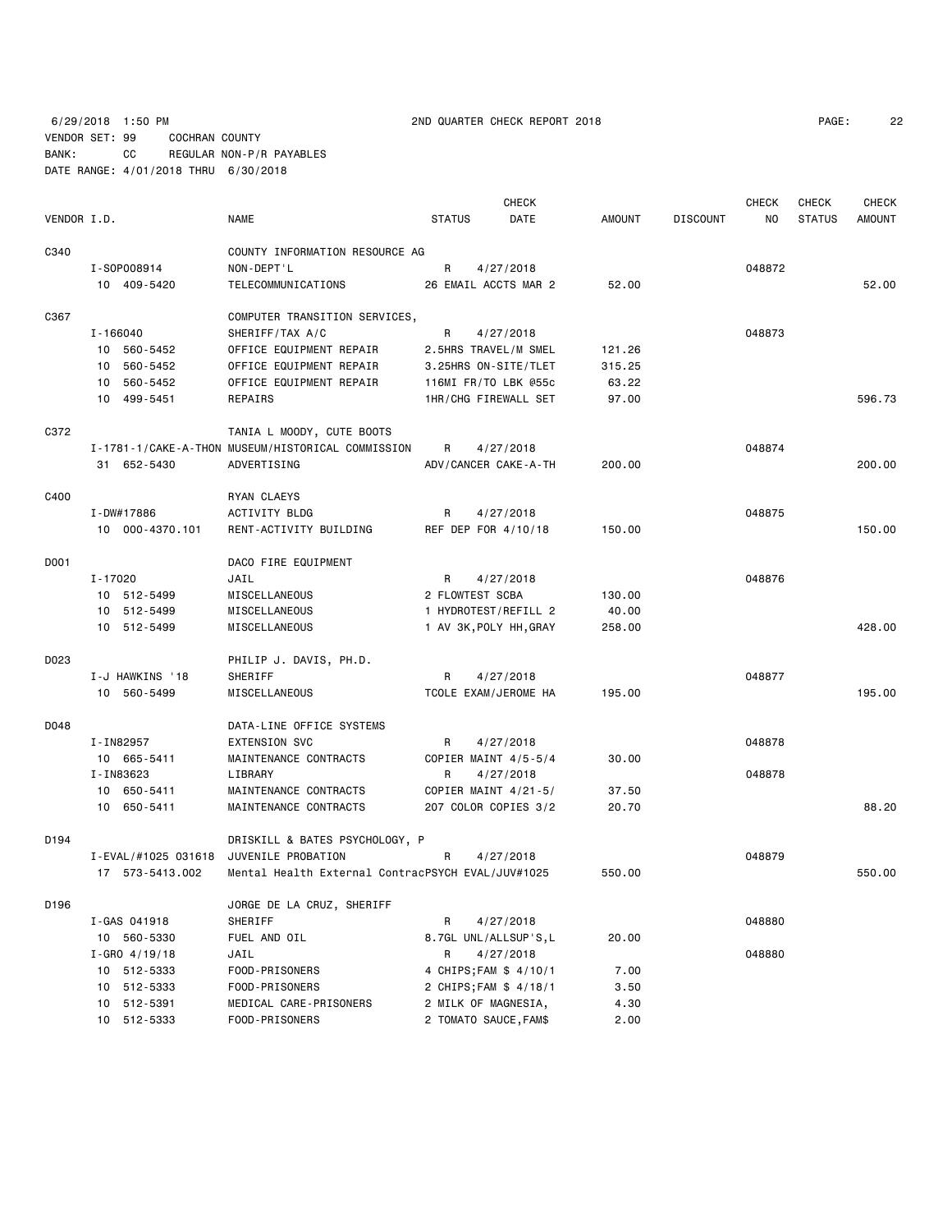6/29/2018 1:50 PM 2ND QUARTER CHECK REPORT 2018

VENDOR SET: 99 COCHRAN COUNTY
BANK: CC REGULAR NON-P/R PAYABLES
DATE RANGE: 4/01/2018 THRU 6/30/2018

| VENDOR I.D. | NAME | STATUS | CHECK DATE | AMOUNT | DISCOUNT | CHECK NO | CHECK STATUS | CHECK AMOUNT |
|---|---|---|---|---|---|---|---|---|
| C340 | COUNTY INFORMATION RESOURCE AG | | | | | | | |
| I-SOP008914 | NON-DEPT'L | R | 4/27/2018 | | | 048872 | | |
| 10 409-5420 | TELECOMMUNICATIONS | 26 EMAIL ACCTS MAR 2 | | 52.00 | | | | 52.00 |
| C367 | COMPUTER TRANSITION SERVICES, | | | | | | | |
| I-166040 | SHERIFF/TAX A/C | R | 4/27/2018 | | | 048873 | | |
| 10 560-5452 | OFFICE EQUIPMENT REPAIR | 2.5HRS TRAVEL/M SMEL | | 121.26 | | | | |
| 10 560-5452 | OFFICE EQUIPMENT REPAIR | 3.25HRS ON-SITE/TLET | | 315.25 | | | | |
| 10 560-5452 | OFFICE EQUIPMENT REPAIR | 116MI FR/TO LBK @55c | | 63.22 | | | | |
| 10 499-5451 | REPAIRS | 1HR/CHG FIREWALL SET | | 97.00 | | | | 596.73 |
| C372 | TANIA L MOODY, CUTE BOOTS | | | | | | | |
| I-1781-1/CAKE-A-THON | MUSEUM/HISTORICAL COMMISSION | R | 4/27/2018 | | | 048874 | | |
| 31 652-5430 | ADVERTISING | ADV/CANCER CAKE-A-TH | | 200.00 | | | | 200.00 |
| C400 | RYAN CLAEYS | | | | | | | |
| I-DW#17886 | ACTIVITY BLDG | R | 4/27/2018 | | | 048875 | | |
| 10 000-4370.101 | RENT-ACTIVITY BUILDING | REF DEP FOR 4/10/18 | | 150.00 | | | | 150.00 |
| D001 | DACO FIRE EQUIPMENT | | | | | | | |
| I-17020 | JAIL | R | 4/27/2018 | | | 048876 | | |
| 10 512-5499 | MISCELLANEOUS | 2 FLOWTEST SCBA | | 130.00 | | | | |
| 10 512-5499 | MISCELLANEOUS | 1 HYDROTEST/REFILL 2 | | 40.00 | | | | |
| 10 512-5499 | MISCELLANEOUS | 1 AV 3K,POLY HH,GRAY | | 258.00 | | | | 428.00 |
| D023 | PHILIP J. DAVIS, PH.D. | | | | | | | |
| I-J HAWKINS '18 | SHERIFF | R | 4/27/2018 | | | 048877 | | |
| 10 560-5499 | MISCELLANEOUS | TCOLE EXAM/JEROME HA | | 195.00 | | | | 195.00 |
| D048 | DATA-LINE OFFICE SYSTEMS | | | | | | | |
| I-IN82957 | EXTENSION SVC | R | 4/27/2018 | | | 048878 | | |
| 10 665-5411 | MAINTENANCE CONTRACTS | COPIER MAINT 4/5-5/4 | | 30.00 | | | | |
| I-IN83623 | LIBRARY | R | 4/27/2018 | | | 048878 | | |
| 10 650-5411 | MAINTENANCE CONTRACTS | COPIER MAINT 4/21-5/ | | 37.50 | | | | |
| 10 650-5411 | MAINTENANCE CONTRACTS | 207 COLOR COPIES 3/2 | | 20.70 | | | | 88.20 |
| D194 | DRISKILL & BATES PSYCHOLOGY, P | | | | | | | |
| I-EVAL/#1025 031618 | JUVENILE PROBATION | R | 4/27/2018 | | | 048879 | | |
| 17 573-5413.002 | Mental Health External Contrac | PSYCH EVAL/JUV#1025 | | 550.00 | | | | 550.00 |
| D196 | JORGE DE LA CRUZ, SHERIFF | | | | | | | |
| I-GAS 041918 | SHERIFF | R | 4/27/2018 | | | 048880 | | |
| 10 560-5330 | FUEL AND OIL | 8.7GL UNL/ALLSUP'S,L | | 20.00 | | | | |
| I-GRO 4/19/18 | JAIL | R | 4/27/2018 | | | 048880 | | |
| 10 512-5333 | FOOD-PRISONERS | 4 CHIPS;FAM $ 4/10/1 | | 7.00 | | | | |
| 10 512-5333 | FOOD-PRISONERS | 2 CHIPS;FAM $ 4/18/1 | | 3.50 | | | | |
| 10 512-5391 | MEDICAL CARE-PRISONERS | 2 MILK OF MAGNESIA, | | 4.30 | | | | |
| 10 512-5333 | FOOD-PRISONERS | 2 TOMATO SAUCE,FAM$ | | 2.00 | | | | |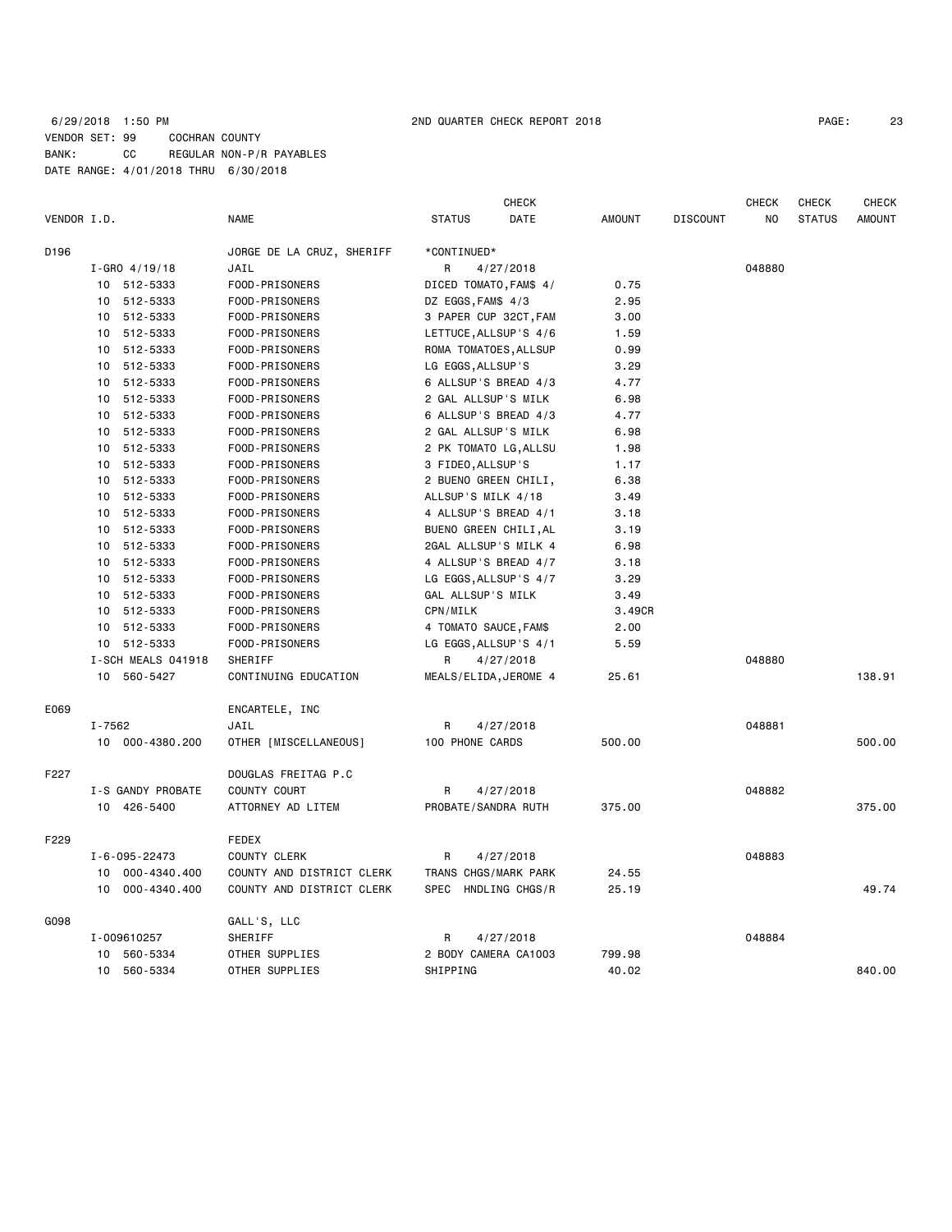6/29/2018 1:50 PM 2ND QUARTER CHECK REPORT 2018
VENDOR SET: 99 COCHRAN COUNTY
BANK: CC REGULAR NON-P/R PAYABLES
DATE RANGE: 4/01/2018 THRU 6/30/2018

| VENDOR I.D. | | NAME | STATUS | CHECK DATE | AMOUNT | DISCOUNT | CHECK NO | CHECK STATUS | CHECK AMOUNT |
|---|---|---|---|---|---|---|---|---|---|
| D196 | | JORGE DE LA CRUZ, SHERIFF | *CONTINUED* | | | | | | |
| | I-GRO 4/19/18 | JAIL | R | 4/27/2018 | | | 048880 | | |
| | 10 512-5333 | FOOD-PRISONERS | DICED TOMATO,FAM$ 4/ | | 0.75 | | | | |
| | 10 512-5333 | FOOD-PRISONERS | DZ EGGS,FAM$ 4/3 | | 2.95 | | | | |
| | 10 512-5333 | FOOD-PRISONERS | 3 PAPER CUP 32CT,FAM | | 3.00 | | | | |
| | 10 512-5333 | FOOD-PRISONERS | LETTUCE,ALLSUP'S 4/6 | | 1.59 | | | | |
| | 10 512-5333 | FOOD-PRISONERS | ROMA TOMATOES,ALLSUP | | 0.99 | | | | |
| | 10 512-5333 | FOOD-PRISONERS | LG EGGS,ALLSUP'S | | 3.29 | | | | |
| | 10 512-5333 | FOOD-PRISONERS | 6 ALLSUP'S BREAD 4/3 | | 4.77 | | | | |
| | 10 512-5333 | FOOD-PRISONERS | 2 GAL ALLSUP'S MILK | | 6.98 | | | | |
| | 10 512-5333 | FOOD-PRISONERS | 6 ALLSUP'S BREAD 4/3 | | 4.77 | | | | |
| | 10 512-5333 | FOOD-PRISONERS | 2 GAL ALLSUP'S MILK | | 6.98 | | | | |
| | 10 512-5333 | FOOD-PRISONERS | 2 PK TOMATO LG,ALLSU | | 1.98 | | | | |
| | 10 512-5333 | FOOD-PRISONERS | 3 FIDEO,ALLSUP'S | | 1.17 | | | | |
| | 10 512-5333 | FOOD-PRISONERS | 2 BUENO GREEN CHILI, | | 6.38 | | | | |
| | 10 512-5333 | FOOD-PRISONERS | ALLSUP'S MILK 4/18 | | 3.49 | | | | |
| | 10 512-5333 | FOOD-PRISONERS | 4 ALLSUP'S BREAD 4/1 | | 3.18 | | | | |
| | 10 512-5333 | FOOD-PRISONERS | BUENO GREEN CHILI,AL | | 3.19 | | | | |
| | 10 512-5333 | FOOD-PRISONERS | 2GAL ALLSUP'S MILK 4 | | 6.98 | | | | |
| | 10 512-5333 | FOOD-PRISONERS | 4 ALLSUP'S BREAD 4/7 | | 3.18 | | | | |
| | 10 512-5333 | FOOD-PRISONERS | LG EGGS,ALLSUP'S 4/7 | | 3.29 | | | | |
| | 10 512-5333 | FOOD-PRISONERS | GAL ALLSUP'S MILK | | 3.49 | | | | |
| | 10 512-5333 | FOOD-PRISONERS | CPN/MILK | | 3.49CR | | | | |
| | 10 512-5333 | FOOD-PRISONERS | 4 TOMATO SAUCE,FAM$ | | 2.00 | | | | |
| | 10 512-5333 | FOOD-PRISONERS | LG EGGS,ALLSUP'S 4/1 | | 5.59 | | | | |
| | I-SCH MEALS 041918 | SHERIFF | R | 4/27/2018 | | | 048880 | | |
| | 10 560-5427 | CONTINUING EDUCATION | MEALS/ELIDA,JEROME 4 | | 25.61 | | | | 138.91 |
| E069 | | ENCARTELE, INC | | | | | | | |
| | I-7562 | JAIL | R | 4/27/2018 | | | 048881 | | |
| | 10 000-4380.200 | OTHER [MISCELLANEOUS] | 100 PHONE CARDS | | 500.00 | | | | 500.00 |
| F227 | | DOUGLAS FREITAG P.C | | | | | | | |
| | I-S GANDY PROBATE | COUNTY COURT | R | 4/27/2018 | | | 048882 | | |
| | 10 426-5400 | ATTORNEY AD LITEM | PROBATE/SANDRA RUTH | | 375.00 | | | | 375.00 |
| F229 | | FEDEX | | | | | | | |
| | I-6-095-22473 | COUNTY CLERK | R | 4/27/2018 | | | 048883 | | |
| | 10 000-4340.400 | COUNTY AND DISTRICT CLERK | TRANS CHGS/MARK PARK | | 24.55 | | | | |
| | 10 000-4340.400 | COUNTY AND DISTRICT CLERK | SPEC HNDLING CHGS/R | | 25.19 | | | | 49.74 |
| G098 | | GALL'S, LLC | | | | | | | |
| | I-009610257 | SHERIFF | R | 4/27/2018 | | | 048884 | | |
| | 10 560-5334 | OTHER SUPPLIES | 2 BODY CAMERA CA1003 | | 799.98 | | | | |
| | 10 560-5334 | OTHER SUPPLIES | SHIPPING | | 40.02 | | | | 840.00 |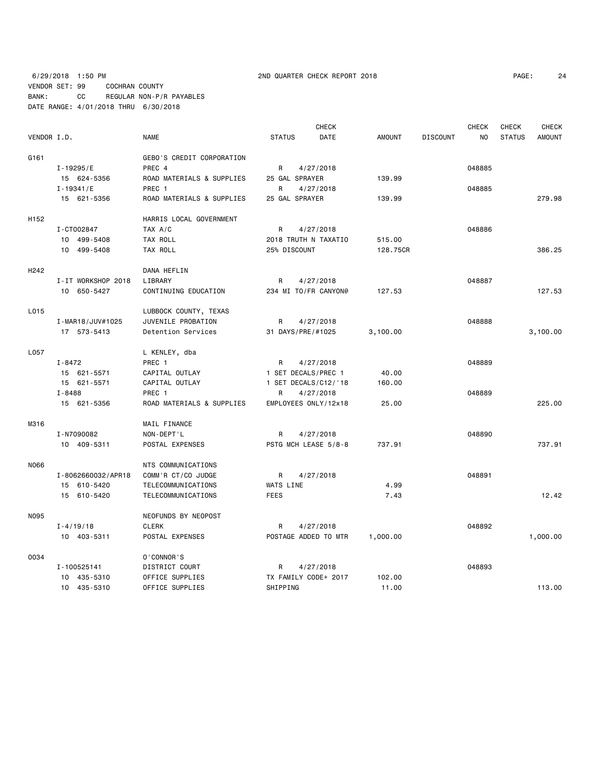6/29/2018 1:50 PM 2ND QUARTER CHECK REPORT 2018
VENDOR SET: 99 COCHRAN COUNTY
BANK: CC REGULAR NON-P/R PAYABLES
DATE RANGE: 4/01/2018 THRU 6/30/2018

| VENDOR I.D. | NAME | STATUS | CHECK DATE | AMOUNT | DISCOUNT | CHECK NO | CHECK STATUS | CHECK AMOUNT |
|---|---|---|---|---|---|---|---|---|
| G161 | GEBO'S CREDIT CORPORATION | | | | | | | |
| I-19295/E | PREC 4 | R | 4/27/2018 | | | 048885 | | |
| 15 624-5356 | ROAD MATERIALS & SUPPLIES | 25 GAL SPRAYER | | 139.99 | | | | |
| I-19341/E | PREC 1 | R | 4/27/2018 | | | 048885 | | |
| 15 621-5356 | ROAD MATERIALS & SUPPLIES | 25 GAL SPRAYER | | 139.99 | | | | 279.98 |
| H152 | HARRIS LOCAL GOVERNMENT | | | | | | | |
| I-CT002847 | TAX A/C | R | 4/27/2018 | | | 048886 | | |
| 10 499-5408 | TAX ROLL | 2018 TRUTH N TAXATIO | | 515.00 | | | | |
| 10 499-5408 | TAX ROLL | 25% DISCOUNT | | 128.75CR | | | | 386.25 |
| H242 | DANA HEFLIN | | | | | | | |
| I-IT WORKSHOP 2018 | LIBRARY | R | 4/27/2018 | | | 048887 | | |
| 10 650-5427 | CONTINUING EDUCATION | 234 MI TO/FR CANYON@ | | 127.53 | | | | 127.53 |
| L015 | LUBBOCK COUNTY, TEXAS | | | | | | | |
| I-MAR18/JUV#1025 | JUVENILE PROBATION | R | 4/27/2018 | | | 048888 | | |
| 17 573-5413 | Detention Services | 31 DAYS/PRE/#1025 | | 3,100.00 | | | | 3,100.00 |
| L057 | L KENLEY, dba | | | | | | | |
| I-8472 | PREC 1 | R | 4/27/2018 | | | 048889 | | |
| 15 621-5571 | CAPITAL OUTLAY | 1 SET DECALS/PREC 1 | | 40.00 | | | | |
| 15 621-5571 | CAPITAL OUTLAY | 1 SET DECALS/C12/'18 | | 160.00 | | | | |
| I-8488 | PREC 1 | R | 4/27/2018 | | | 048889 | | |
| 15 621-5356 | ROAD MATERIALS & SUPPLIES | EMPLOYEES ONLY/12x18 | | 25.00 | | | | 225.00 |
| M316 | MAIL FINANCE | | | | | | | |
| I-N7090082 | NON-DEPT'L | R | 4/27/2018 | | | 048890 | | |
| 10 409-5311 | POSTAL EXPENSES | PSTG MCH LEASE 5/8-8 | | 737.91 | | | | 737.91 |
| N066 | NTS COMMUNICATIONS | | | | | | | |
| I-8062660032/APR18 | COMM'R CT/CO JUDGE | R | 4/27/2018 | | | 048891 | | |
| 15 610-5420 | TELECOMMUNICATIONS | WATS LINE | | 4.99 | | | | |
| 15 610-5420 | TELECOMMUNICATIONS | FEES | | 7.43 | | | | 12.42 |
| N095 | NEOFUNDS BY NEOPOST | | | | | | | |
| I-4/19/18 | CLERK | R | 4/27/2018 | | | 048892 | | |
| 10 403-5311 | POSTAL EXPENSES | POSTAGE ADDED TO MTR | | 1,000.00 | | | | 1,000.00 |
| O034 | O'CONNOR'S | | | | | | | |
| I-100525141 | DISTRICT COURT | R | 4/27/2018 | | | 048893 | | |
| 10 435-5310 | OFFICE SUPPLIES | TX FAMILY CODE+ 2017 | | 102.00 | | | | |
| 10 435-5310 | OFFICE SUPPLIES | SHIPPING | | 11.00 | | | | 113.00 |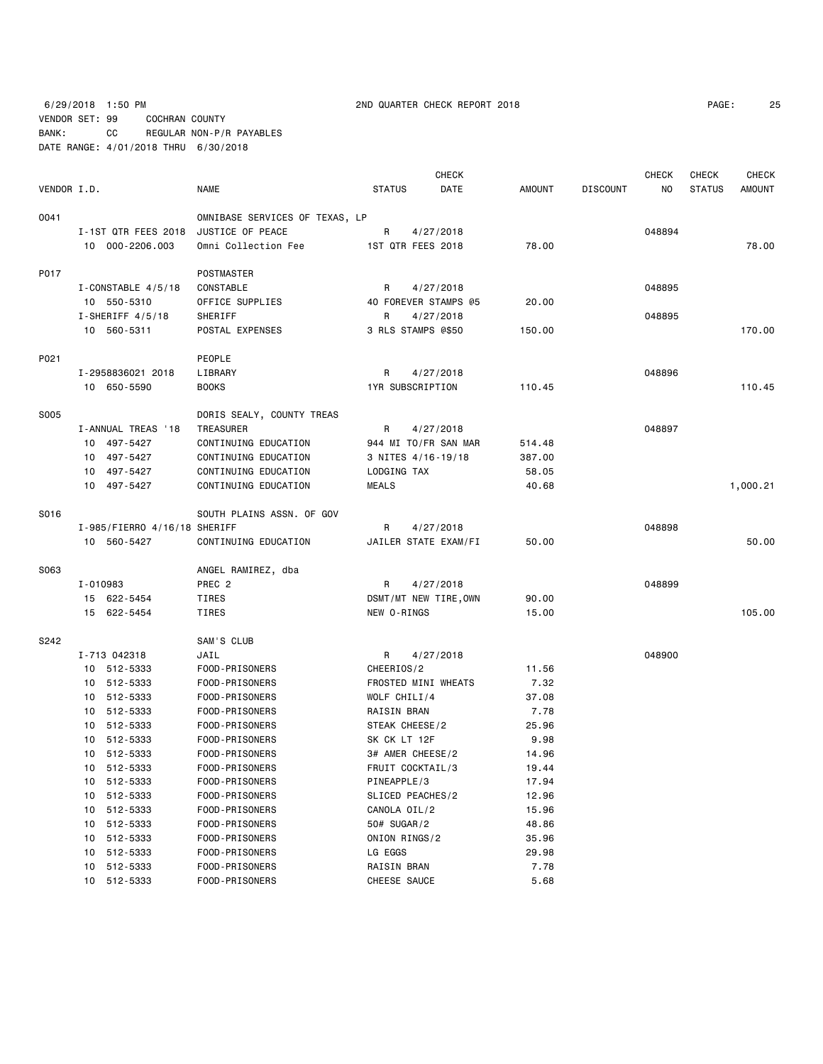6/29/2018 1:50 PM 2ND QUARTER CHECK REPORT 2018

VENDOR SET: 99 COCHRAN COUNTY
BANK: CC REGULAR NON-P/R PAYABLES
DATE RANGE: 4/01/2018 THRU 6/30/2018

| VENDOR I.D. | | NAME | STATUS | CHECK DATE | AMOUNT | DISCOUNT | CHECK NO | CHECK STATUS | CHECK AMOUNT |
|---|---|---|---|---|---|---|---|---|---|
| 0041 | | OMNIBASE SERVICES OF TEXAS, LP | | | | | | | |
| | I-1ST QTR FEES 2018 | JUSTICE OF PEACE | R | 4/27/2018 | | | 048894 | | |
| | 10 000-2206.003 | Omni Collection Fee | 1ST QTR FEES 2018 | | 78.00 | | | | 78.00 |
| P017 | | POSTMASTER | | | | | | | |
| | I-CONSTABLE 4/5/18 | CONSTABLE | R | 4/27/2018 | | | 048895 | | |
| | 10 550-5310 | OFFICE SUPPLIES | 40 FOREVER STAMPS @5 | | 20.00 | | | | |
| | I-SHERIFF 4/5/18 | SHERIFF | R | 4/27/2018 | | | 048895 | | |
| | 10 560-5311 | POSTAL EXPENSES | 3 RLS STAMPS @$50 | | 150.00 | | | | 170.00 |
| P021 | | PEOPLE | | | | | | | |
| | I-2958836021 2018 | LIBRARY | R | 4/27/2018 | | | 048896 | | |
| | 10 650-5590 | BOOKS | 1YR SUBSCRIPTION | | 110.45 | | | | 110.45 |
| S005 | | DORIS SEALY, COUNTY TREAS | | | | | | | |
| | I-ANNUAL TREAS '18 | TREASURER | R | 4/27/2018 | | | 048897 | | |
| | 10 497-5427 | CONTINUING EDUCATION | 944 MI TO/FR SAN MAR | | 514.48 | | | | |
| | 10 497-5427 | CONTINUING EDUCATION | 3 NITES 4/16-19/18 | | 387.00 | | | | |
| | 10 497-5427 | CONTINUING EDUCATION | LODGING TAX | | 58.05 | | | | |
| | 10 497-5427 | CONTINUING EDUCATION | MEALS | | 40.68 | | | | 1,000.21 |
| S016 | | SOUTH PLAINS ASSN. OF GOV | | | | | | | |
| | I-985/FIERRO 4/16/18 | SHERIFF | R | 4/27/2018 | | | 048898 | | |
| | 10 560-5427 | CONTINUING EDUCATION | JAILER STATE EXAM/FI | | 50.00 | | | | 50.00 |
| S063 | | ANGEL RAMIREZ, dba | | | | | | | |
| | I-010983 | PREC 2 | R | 4/27/2018 | | | 048899 | | |
| | 15 622-5454 | TIRES | DSMT/MT NEW TIRE,OWN | | 90.00 | | | | |
| | 15 622-5454 | TIRES | NEW O-RINGS | | 15.00 | | | | 105.00 |
| S242 | | SAM'S CLUB | | | | | | | |
| | I-713 042318 | JAIL | R | 4/27/2018 | | | 048900 | | |
| | 10 512-5333 | FOOD-PRISONERS | CHEERIOS/2 | | 11.56 | | | | |
| | 10 512-5333 | FOOD-PRISONERS | FROSTED MINI WHEATS | | 7.32 | | | | |
| | 10 512-5333 | FOOD-PRISONERS | WOLF CHILI/4 | | 37.08 | | | | |
| | 10 512-5333 | FOOD-PRISONERS | RAISIN BRAN | | 7.78 | | | | |
| | 10 512-5333 | FOOD-PRISONERS | STEAK CHEESE/2 | | 25.96 | | | | |
| | 10 512-5333 | FOOD-PRISONERS | SK CK LT 12F | | 9.98 | | | | |
| | 10 512-5333 | FOOD-PRISONERS | 3# AMER CHEESE/2 | | 14.96 | | | | |
| | 10 512-5333 | FOOD-PRISONERS | FRUIT COCKTAIL/3 | | 19.44 | | | | |
| | 10 512-5333 | FOOD-PRISONERS | PINEAPPLE/3 | | 17.94 | | | | |
| | 10 512-5333 | FOOD-PRISONERS | SLICED PEACHES/2 | | 12.96 | | | | |
| | 10 512-5333 | FOOD-PRISONERS | CANOLA OIL/2 | | 15.96 | | | | |
| | 10 512-5333 | FOOD-PRISONERS | 50# SUGAR/2 | | 48.86 | | | | |
| | 10 512-5333 | FOOD-PRISONERS | ONION RINGS/2 | | 35.96 | | | | |
| | 10 512-5333 | FOOD-PRISONERS | LG EGGS | | 29.98 | | | | |
| | 10 512-5333 | FOOD-PRISONERS | RAISIN BRAN | | 7.78 | | | | |
| | 10 512-5333 | FOOD-PRISONERS | CHEESE SAUCE | | 5.68 | | | | |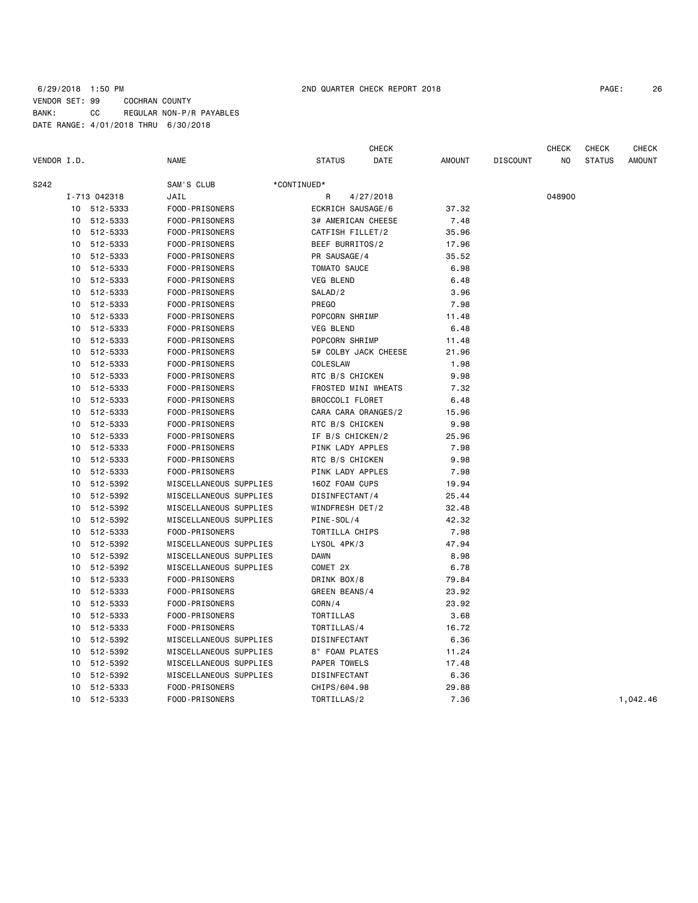6/29/2018 1:50 PM 2ND QUARTER CHECK REPORT 2018

VENDOR SET: 99 COCHRAN COUNTY
BANK: CC REGULAR NON-P/R PAYABLES
DATE RANGE: 4/01/2018 THRU 6/30/2018

| VENDOR I.D. | | NAME | STATUS | CHECK DATE | AMOUNT | DISCOUNT | CHECK NO | CHECK STATUS | CHECK AMOUNT |
|---|---|---|---|---|---|---|---|---|---|
| S242 | | SAM'S CLUB | *CONTINUED* | | | | | | |
| I-713 042318 | | JAIL | R | 4/27/2018 | | | 048900 | | |
| 10 | 512-5333 | FOOD-PRISONERS | ECKRICH SAUSAGE/6 | | 37.32 | | | | |
| 10 | 512-5333 | FOOD-PRISONERS | 3# AMERICAN CHEESE | | 7.48 | | | | |
| 10 | 512-5333 | FOOD-PRISONERS | CATFISH FILLET/2 | | 35.96 | | | | |
| 10 | 512-5333 | FOOD-PRISONERS | BEEF BURRITOS/2 | | 17.96 | | | | |
| 10 | 512-5333 | FOOD-PRISONERS | PR SAUSAGE/4 | | 35.52 | | | | |
| 10 | 512-5333 | FOOD-PRISONERS | TOMATO SAUCE | | 6.98 | | | | |
| 10 | 512-5333 | FOOD-PRISONERS | VEG BLEND | | 6.48 | | | | |
| 10 | 512-5333 | FOOD-PRISONERS | SALAD/2 | | 3.96 | | | | |
| 10 | 512-5333 | FOOD-PRISONERS | PREGO | | 7.98 | | | | |
| 10 | 512-5333 | FOOD-PRISONERS | POPCORN SHRIMP | | 11.48 | | | | |
| 10 | 512-5333 | FOOD-PRISONERS | VEG BLEND | | 6.48 | | | | |
| 10 | 512-5333 | FOOD-PRISONERS | POPCORN SHRIMP | | 11.48 | | | | |
| 10 | 512-5333 | FOOD-PRISONERS | 5# COLBY JACK CHEESE | | 21.96 | | | | |
| 10 | 512-5333 | FOOD-PRISONERS | COLESLAW | | 1.98 | | | | |
| 10 | 512-5333 | FOOD-PRISONERS | RTC B/S CHICKEN | | 9.98 | | | | |
| 10 | 512-5333 | FOOD-PRISONERS | FROSTED MINI WHEATS | | 7.32 | | | | |
| 10 | 512-5333 | FOOD-PRISONERS | BROCCOLI FLORET | | 6.48 | | | | |
| 10 | 512-5333 | FOOD-PRISONERS | CARA CARA ORANGES/2 | | 15.96 | | | | |
| 10 | 512-5333 | FOOD-PRISONERS | RTC B/S CHICKEN | | 9.98 | | | | |
| 10 | 512-5333 | FOOD-PRISONERS | IF B/S CHICKEN/2 | | 25.96 | | | | |
| 10 | 512-5333 | FOOD-PRISONERS | PINK LADY APPLES | | 7.98 | | | | |
| 10 | 512-5333 | FOOD-PRISONERS | RTC B/S CHICKEN | | 9.98 | | | | |
| 10 | 512-5333 | FOOD-PRISONERS | PINK LADY APPLES | | 7.98 | | | | |
| 10 | 512-5392 | MISCELLANEOUS SUPPLIES | 16OZ FOAM CUPS | | 19.94 | | | | |
| 10 | 512-5392 | MISCELLANEOUS SUPPLIES | DISINFECTANT/4 | | 25.44 | | | | |
| 10 | 512-5392 | MISCELLANEOUS SUPPLIES | WINDFRESH DET/2 | | 32.48 | | | | |
| 10 | 512-5392 | MISCELLANEOUS SUPPLIES | PINE-SOL/4 | | 42.32 | | | | |
| 10 | 512-5333 | FOOD-PRISONERS | TORTILLA CHIPS | | 7.98 | | | | |
| 10 | 512-5392 | MISCELLANEOUS SUPPLIES | LYSOL 4PK/3 | | 47.94 | | | | |
| 10 | 512-5392 | MISCELLANEOUS SUPPLIES | DAWN | | 8.98 | | | | |
| 10 | 512-5392 | MISCELLANEOUS SUPPLIES | COMET 2X | | 6.78 | | | | |
| 10 | 512-5333 | FOOD-PRISONERS | DRINK BOX/8 | | 79.84 | | | | |
| 10 | 512-5333 | FOOD-PRISONERS | GREEN BEANS/4 | | 23.92 | | | | |
| 10 | 512-5333 | FOOD-PRISONERS | CORN/4 | | 23.92 | | | | |
| 10 | 512-5333 | FOOD-PRISONERS | TORTILLAS | | 3.68 | | | | |
| 10 | 512-5333 | FOOD-PRISONERS | TORTILLAS/4 | | 16.72 | | | | |
| 10 | 512-5392 | MISCELLANEOUS SUPPLIES | DISINFECTANT | | 6.36 | | | | |
| 10 | 512-5392 | MISCELLANEOUS SUPPLIES | 8" FOAM PLATES | | 11.24 | | | | |
| 10 | 512-5392 | MISCELLANEOUS SUPPLIES | PAPER TOWELS | | 17.48 | | | | |
| 10 | 512-5392 | MISCELLANEOUS SUPPLIES | DISINFECTANT | | 6.36 | | | | |
| 10 | 512-5333 | FOOD-PRISONERS | CHIPS/6@4.98 | | 29.88 | | | | |
| 10 | 512-5333 | FOOD-PRISONERS | TORTILLAS/2 | | 7.36 | | | | 1,042.46 |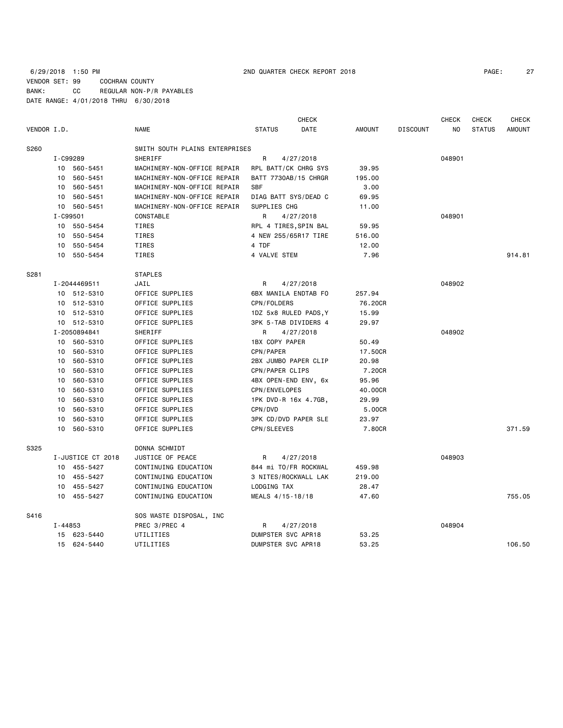6/29/2018 1:50 PM 2ND QUARTER CHECK REPORT 2018

VENDOR SET: 99 COCHRAN COUNTY
BANK: CC REGULAR NON-P/R PAYABLES
DATE RANGE: 4/01/2018 THRU 6/30/2018

| VENDOR I.D. | | NAME | STATUS | CHECK DATE | AMOUNT | DISCOUNT | CHECK NO | CHECK STATUS | CHECK AMOUNT |
|---|---|---|---|---|---|---|---|---|---|
| S260 | | SMITH SOUTH PLAINS ENTERPRISES | | | | | | | |
| | I-C99289 | SHERIFF | R | 4/27/2018 | | | 048901 | | |
| | 10 560-5451 | MACHINERY-NON-OFFICE REPAIR | RPL BATT/CK CHRG SYS | | 39.95 | | | | |
| | 10 560-5451 | MACHINERY-NON-OFFICE REPAIR | BATT 7730AB/15 CHRGR | | 195.00 | | | | |
| | 10 560-5451 | MACHINERY-NON-OFFICE REPAIR | SBF | | 3.00 | | | | |
| | 10 560-5451 | MACHINERY-NON-OFFICE REPAIR | DIAG BATT SYS/DEAD C | | 69.95 | | | | |
| | 10 560-5451 | MACHINERY-NON-OFFICE REPAIR | SUPPLIES CHG | | 11.00 | | | | |
| | I-C99501 | CONSTABLE | R | 4/27/2018 | | | 048901 | | |
| | 10 550-5454 | TIRES | RPL 4 TIRES,SPIN BAL | | 59.95 | | | | |
| | 10 550-5454 | TIRES | 4 NEW 255/65R17 TIRE | | 516.00 | | | | |
| | 10 550-5454 | TIRES | 4 TDF | | 12.00 | | | | |
| | 10 550-5454 | TIRES | 4 VALVE STEM | | 7.96 | | | | 914.81 |
| S281 | | STAPLES | | | | | | | |
| | I-2044469511 | JAIL | R | 4/27/2018 | | | 048902 | | |
| | 10 512-5310 | OFFICE SUPPLIES | 6BX MANILA ENDTAB FO | | 257.94 | | | | |
| | 10 512-5310 | OFFICE SUPPLIES | CPN/FOLDERS | | 76.20CR | | | | |
| | 10 512-5310 | OFFICE SUPPLIES | 1DZ 5x8 RULED PADS,Y | | 15.99 | | | | |
| | 10 512-5310 | OFFICE SUPPLIES | 3PK 5-TAB DIVIDERS 4 | | 29.97 | | | | |
| | I-2050894841 | SHERIFF | R | 4/27/2018 | | | 048902 | | |
| | 10 560-5310 | OFFICE SUPPLIES | 1BX COPY PAPER | | 50.49 | | | | |
| | 10 560-5310 | OFFICE SUPPLIES | CPN/PAPER | | 17.50CR | | | | |
| | 10 560-5310 | OFFICE SUPPLIES | 2BX JUMBO PAPER CLIP | | 20.98 | | | | |
| | 10 560-5310 | OFFICE SUPPLIES | CPN/PAPER CLIPS | | 7.20CR | | | | |
| | 10 560-5310 | OFFICE SUPPLIES | 4BX OPEN-END ENV, 6x | | 95.96 | | | | |
| | 10 560-5310 | OFFICE SUPPLIES | CPN/ENVELOPES | | 40.00CR | | | | |
| | 10 560-5310 | OFFICE SUPPLIES | 1PK DVD-R 16x 4.7GB, | | 29.99 | | | | |
| | 10 560-5310 | OFFICE SUPPLIES | CPN/DVD | | 5.00CR | | | | |
| | 10 560-5310 | OFFICE SUPPLIES | 3PK CD/DVD PAPER SLE | | 23.97 | | | | |
| | 10 560-5310 | OFFICE SUPPLIES | CPN/SLEEVES | | 7.80CR | | | | 371.59 |
| S325 | | DONNA SCHMIDT | | | | | | | |
| | I-JUSTICE CT 2018 | JUSTICE OF PEACE | R | 4/27/2018 | | | 048903 | | |
| | 10 455-5427 | CONTINUING EDUCATION | 844 mi TO/FR ROCKWAL | | 459.98 | | | | |
| | 10 455-5427 | CONTINUING EDUCATION | 3 NITES/ROCKWALL LAK | | 219.00 | | | | |
| | 10 455-5427 | CONTINUING EDUCATION | LODGING TAX | | 28.47 | | | | |
| | 10 455-5427 | CONTINUING EDUCATION | MEALS 4/15-18/18 | | 47.60 | | | | 755.05 |
| S416 | | SOS WASTE DISPOSAL, INC | | | | | | | |
| | I-44853 | PREC 3/PREC 4 | R | 4/27/2018 | | | 048904 | | |
| | 15 623-5440 | UTILITIES | DUMPSTER SVC APR18 | | 53.25 | | | | |
| | 15 624-5440 | UTILITIES | DUMPSTER SVC APR18 | | 53.25 | | | | 106.50 |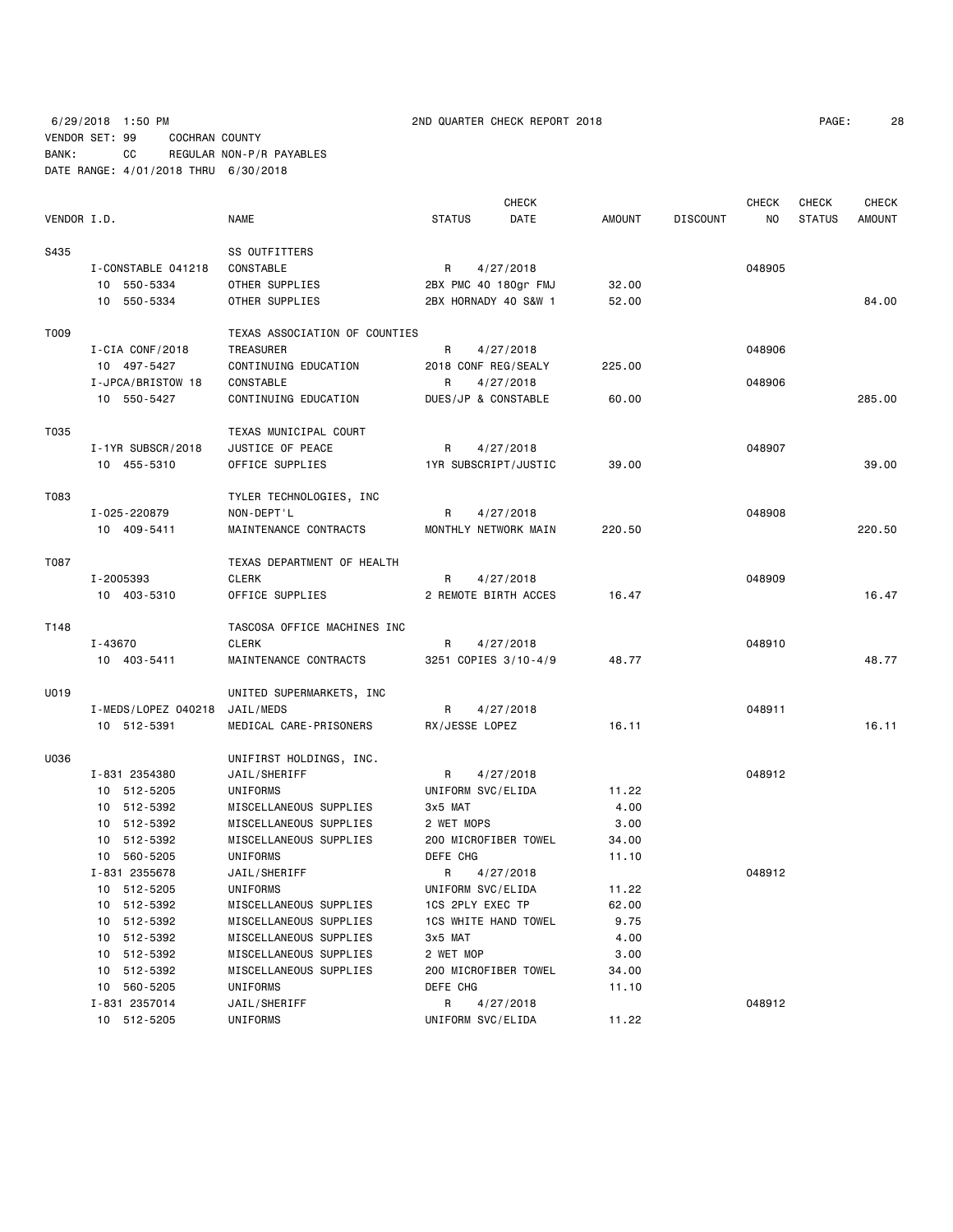6/29/2018 1:50 PM 2ND QUARTER CHECK REPORT 2018

VENDOR SET: 99 COCHRAN COUNTY
BANK: CC REGULAR NON-P/R PAYABLES
DATE RANGE: 4/01/2018 THRU 6/30/2018

| VENDOR I.D. | | NAME | STATUS | CHECK DATE | AMOUNT | DISCOUNT | CHECK NO | CHECK STATUS | CHECK AMOUNT |
|---|---|---|---|---|---|---|---|---|---|
| S435 | | SS OUTFITTERS | | | | | | | |
| | I-CONSTABLE 041218 | CONSTABLE | R | 4/27/2018 | | | 048905 | | |
| | 10 550-5334 | OTHER SUPPLIES | 2BX PMC 40 180gr FMJ | | 32.00 | | | | |
| | 10 550-5334 | OTHER SUPPLIES | 2BX HORNADY 40 S&W 1 | | 52.00 | | | | 84.00 |
| T009 | | TEXAS ASSOCIATION OF COUNTIES | | | | | | | |
| | I-CIA CONF/2018 | TREASURER | R | 4/27/2018 | | | 048906 | | |
| | 10 497-5427 | CONTINUING EDUCATION | 2018 CONF REG/SEALY | | 225.00 | | | | |
| | I-JPCA/BRISTOW 18 | CONSTABLE | R | 4/27/2018 | | | 048906 | | |
| | 10 550-5427 | CONTINUING EDUCATION | DUES/JP & CONSTABLE | | 60.00 | | | | 285.00 |
| T035 | | TEXAS MUNICIPAL COURT | | | | | | | |
| | I-1YR SUBSCR/2018 | JUSTICE OF PEACE | R | 4/27/2018 | | | 048907 | | |
| | 10 455-5310 | OFFICE SUPPLIES | 1YR SUBSCRIPT/JUSTIC | | 39.00 | | | | 39.00 |
| T083 | | TYLER TECHNOLOGIES, INC | | | | | | | |
| | I-025-220879 | NON-DEPT'L | R | 4/27/2018 | | | 048908 | | |
| | 10 409-5411 | MAINTENANCE CONTRACTS | MONTHLY NETWORK MAIN | | 220.50 | | | | 220.50 |
| T087 | | TEXAS DEPARTMENT OF HEALTH | | | | | | | |
| | I-2005393 | CLERK | R | 4/27/2018 | | | 048909 | | |
| | 10 403-5310 | OFFICE SUPPLIES | 2 REMOTE BIRTH ACCES | | 16.47 | | | | 16.47 |
| T148 | | TASCOSA OFFICE MACHINES INC | | | | | | | |
| | I-43670 | CLERK | R | 4/27/2018 | | | 048910 | | |
| | 10 403-5411 | MAINTENANCE CONTRACTS | 3251 COPIES 3/10-4/9 | | 48.77 | | | | 48.77 |
| U019 | | UNITED SUPERMARKETS, INC | | | | | | | |
| | I-MEDS/LOPEZ 040218 | JAIL/MEDS | R | 4/27/2018 | | | 048911 | | |
| | 10 512-5391 | MEDICAL CARE-PRISONERS | RX/JESSE LOPEZ | | 16.11 | | | | 16.11 |
| U036 | | UNIFIRST HOLDINGS, INC. | | | | | | | |
| | I-831 2354380 | JAIL/SHERIFF | R | 4/27/2018 | | | 048912 | | |
| | 10 512-5205 | UNIFORMS | UNIFORM SVC/ELIDA | | 11.22 | | | | |
| | 10 512-5392 | MISCELLANEOUS SUPPLIES | 3x5 MAT | | 4.00 | | | | |
| | 10 512-5392 | MISCELLANEOUS SUPPLIES | 2 WET MOPS | | 3.00 | | | | |
| | 10 512-5392 | MISCELLANEOUS SUPPLIES | 200 MICROFIBER TOWEL | | 34.00 | | | | |
| | 10 560-5205 | UNIFORMS | DEFE CHG | | 11.10 | | | | |
| | I-831 2355678 | JAIL/SHERIFF | R | 4/27/2018 | | | 048912 | | |
| | 10 512-5205 | UNIFORMS | UNIFORM SVC/ELIDA | | 11.22 | | | | |
| | 10 512-5392 | MISCELLANEOUS SUPPLIES | 1CS 2PLY EXEC TP | | 62.00 | | | | |
| | 10 512-5392 | MISCELLANEOUS SUPPLIES | 1CS WHITE HAND TOWEL | | 9.75 | | | | |
| | 10 512-5392 | MISCELLANEOUS SUPPLIES | 3x5 MAT | | 4.00 | | | | |
| | 10 512-5392 | MISCELLANEOUS SUPPLIES | 2 WET MOP | | 3.00 | | | | |
| | 10 512-5392 | MISCELLANEOUS SUPPLIES | 200 MICROFIBER TOWEL | | 34.00 | | | | |
| | 10 560-5205 | UNIFORMS | DEFE CHG | | 11.10 | | | | |
| | I-831 2357014 | JAIL/SHERIFF | R | 4/27/2018 | | | 048912 | | |
| | 10 512-5205 | UNIFORMS | UNIFORM SVC/ELIDA | | 11.22 | | | | |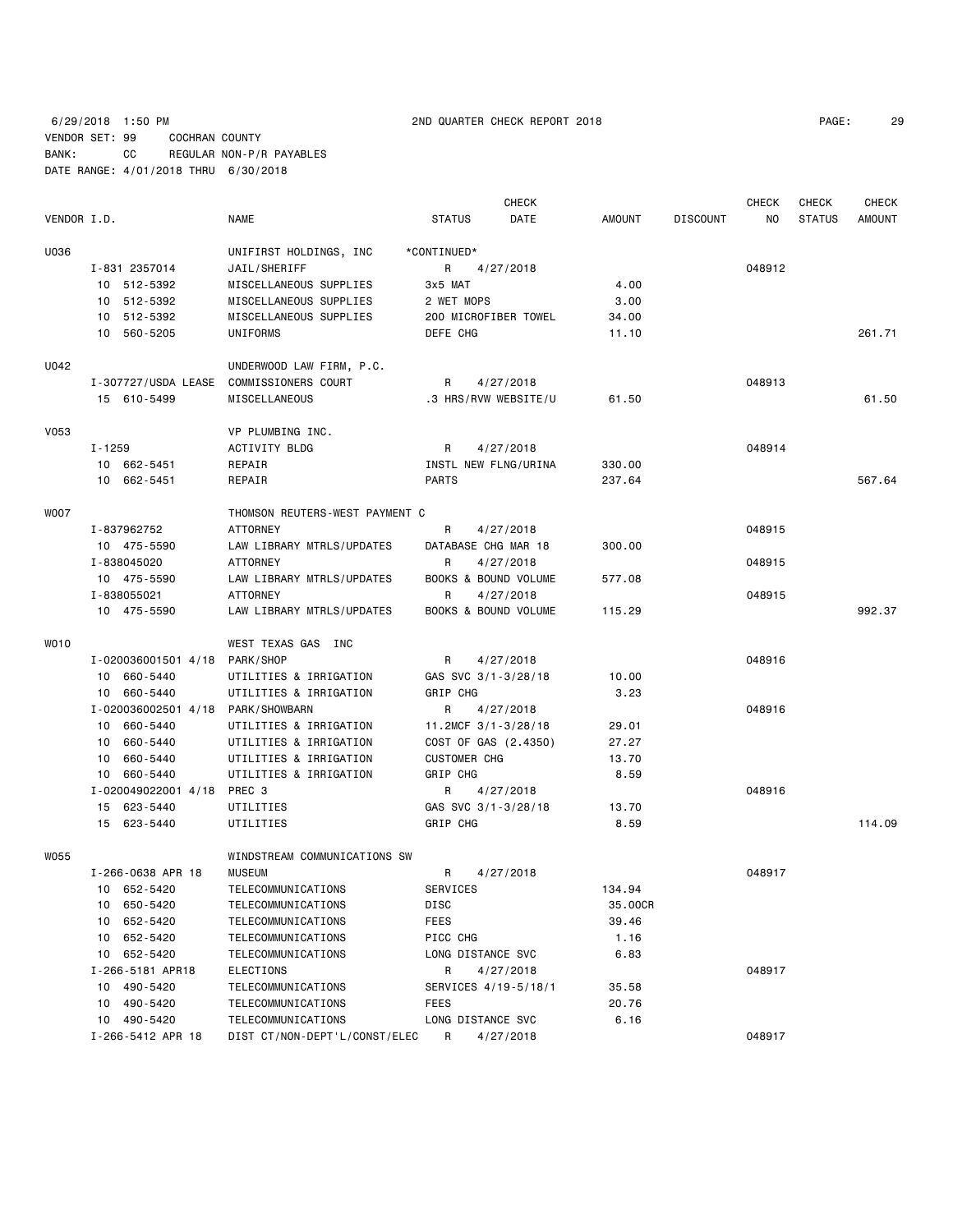6/29/2018 1:50 PM 2ND QUARTER CHECK REPORT 2018

VENDOR SET: 99 COCHRAN COUNTY
BANK: CC REGULAR NON-P/R PAYABLES
DATE RANGE: 4/01/2018 THRU 6/30/2018

| VENDOR I.D. | NAME | STATUS | CHECK DATE | AMOUNT | DISCOUNT | CHECK NO | CHECK STATUS | CHECK AMOUNT |
|---|---|---|---|---|---|---|---|---|
| U036 | UNIFIRST HOLDINGS, INC | *CONTINUED* | | | | | | |
| I-831 2357014 | JAIL/SHERIFF | R | 4/27/2018 | | | 048912 | | |
| 10 512-5392 | MISCELLANEOUS SUPPLIES | 3x5 MAT | | 4.00 | | | | |
| 10 512-5392 | MISCELLANEOUS SUPPLIES | 2 WET MOPS | | 3.00 | | | | |
| 10 512-5392 | MISCELLANEOUS SUPPLIES | 200 MICROFIBER TOWEL | | 34.00 | | | | |
| 10 560-5205 | UNIFORMS | DEFE CHG | | 11.10 | | | | 261.71 |
| U042 | UNDERWOOD LAW FIRM, P.C. | | | | | | | |
| I-307727/USDA LEASE | COMMISSIONERS COURT | R | 4/27/2018 | | | 048913 | | |
| 15 610-5499 | MISCELLANEOUS | .3 HRS/RVW WEBSITE/U | | 61.50 | | | | 61.50 |
| V053 | VP PLUMBING INC. | | | | | | | |
| I-1259 | ACTIVITY BLDG | R | 4/27/2018 | | | 048914 | | |
| 10 662-5451 | REPAIR | INSTL NEW FLNG/URINA | | 330.00 | | | | |
| 10 662-5451 | REPAIR | PARTS | | 237.64 | | | | 567.64 |
| W007 | THOMSON REUTERS-WEST PAYMENT C | | | | | | | |
| I-837962752 | ATTORNEY | R | 4/27/2018 | | | 048915 | | |
| 10 475-5590 | LAW LIBRARY MTRLS/UPDATES | DATABASE CHG MAR 18 | | 300.00 | | | | |
| I-838045020 | ATTORNEY | R | 4/27/2018 | | | 048915 | | |
| 10 475-5590 | LAW LIBRARY MTRLS/UPDATES | BOOKS & BOUND VOLUME | | 577.08 | | | | |
| I-838055021 | ATTORNEY | R | 4/27/2018 | | | 048915 | | |
| 10 475-5590 | LAW LIBRARY MTRLS/UPDATES | BOOKS & BOUND VOLUME | | 115.29 | | | | 992.37 |
| W010 | WEST TEXAS GAS INC | | | | | | | |
| I-020036001501 4/18 | PARK/SHOP | R | 4/27/2018 | | | 048916 | | |
| 10 660-5440 | UTILITIES & IRRIGATION | GAS SVC 3/1-3/28/18 | | 10.00 | | | | |
| 10 660-5440 | UTILITIES & IRRIGATION | GRIP CHG | | 3.23 | | | | |
| I-020036002501 4/18 | PARK/SHOWBARN | R | 4/27/2018 | | | 048916 | | |
| 10 660-5440 | UTILITIES & IRRIGATION | 11.2MCF 3/1-3/28/18 | | 29.01 | | | | |
| 10 660-5440 | UTILITIES & IRRIGATION | COST OF GAS (2.4350) | | 27.27 | | | | |
| 10 660-5440 | UTILITIES & IRRIGATION | CUSTOMER CHG | | 13.70 | | | | |
| 10 660-5440 | UTILITIES & IRRIGATION | GRIP CHG | | 8.59 | | | | |
| I-020049022001 4/18 | PREC 3 | R | 4/27/2018 | | | 048916 | | |
| 15 623-5440 | UTILITIES | GAS SVC 3/1-3/28/18 | | 13.70 | | | | |
| 15 623-5440 | UTILITIES | GRIP CHG | | 8.59 | | | | 114.09 |
| W055 | WINDSTREAM COMMUNICATIONS SW | | | | | | | |
| I-266-0638 APR 18 | MUSEUM | R | 4/27/2018 | | | 048917 | | |
| 10 652-5420 | TELECOMMUNICATIONS | SERVICES | | 134.94 | | | | |
| 10 650-5420 | TELECOMMUNICATIONS | DISC | | 35.00CR | | | | |
| 10 652-5420 | TELECOMMUNICATIONS | FEES | | 39.46 | | | | |
| 10 652-5420 | TELECOMMUNICATIONS | PICC CHG | | 1.16 | | | | |
| 10 652-5420 | TELECOMMUNICATIONS | LONG DISTANCE SVC | | 6.83 | | | | |
| I-266-5181 APR18 | ELECTIONS | R | 4/27/2018 | | | 048917 | | |
| 10 490-5420 | TELECOMMUNICATIONS | SERVICES 4/19-5/18/1 | | 35.58 | | | | |
| 10 490-5420 | TELECOMMUNICATIONS | FEES | | 20.76 | | | | |
| 10 490-5420 | TELECOMMUNICATIONS | LONG DISTANCE SVC | | 6.16 | | | | |
| I-266-5412 APR 18 | DIST CT/NON-DEPT'L/CONST/ELEC | R | 4/27/2018 | | | 048917 | | |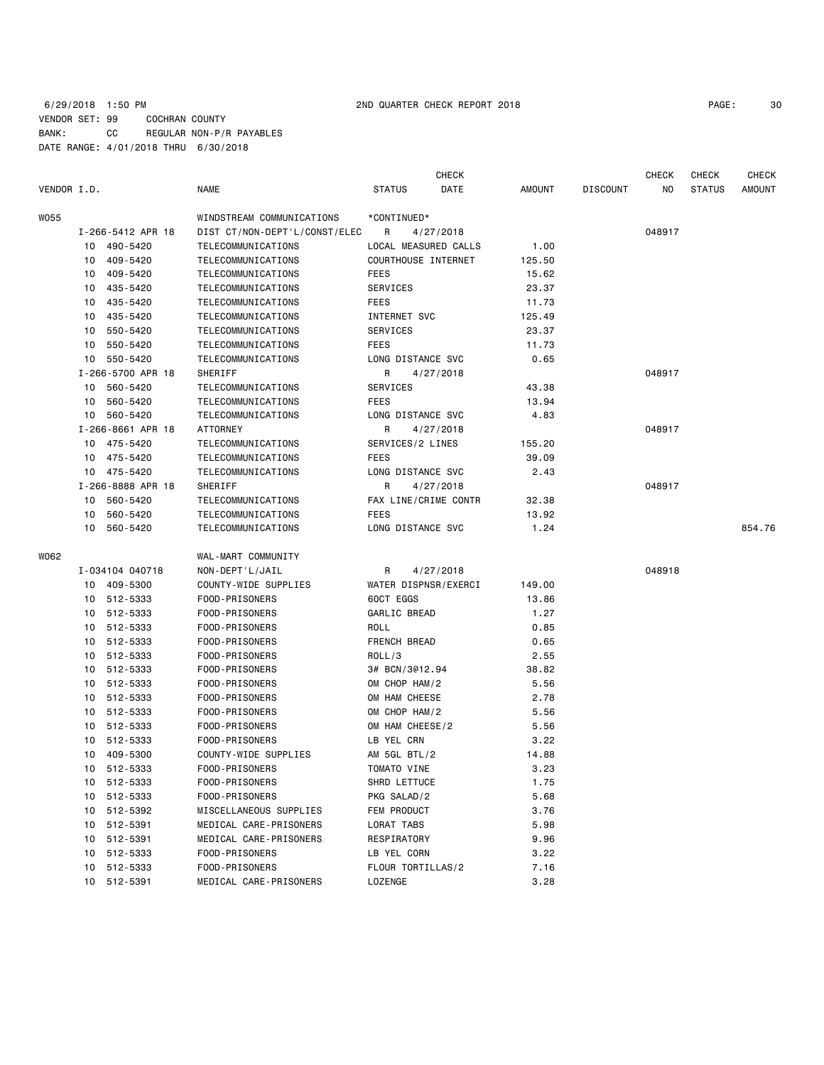6/29/2018 1:50 PM 2ND QUARTER CHECK REPORT 2018

VENDOR SET: 99 COCHRAN COUNTY
BANK: CC REGULAR NON-P/R PAYABLES
DATE RANGE: 4/01/2018 THRU 6/30/2018

| VENDOR I.D. | NAME | STATUS | CHECK DATE | AMOUNT | DISCOUNT | CHECK NO | CHECK STATUS | CHECK AMOUNT |
|---|---|---|---|---|---|---|---|---|
| W055 | WINDSTREAM COMMUNICATIONS | *CONTINUED* | | | | | | |
| I-266-5412 APR 18 | DIST CT/NON-DEPT'L/CONST/ELEC | R | 4/27/2018 | | | 048917 | | |
| 10 490-5420 | TELECOMMUNICATIONS | LOCAL MEASURED CALLS | | 1.00 | | | | |
| 10 409-5420 | TELECOMMUNICATIONS | COURTHOUSE INTERNET | | 125.50 | | | | |
| 10 409-5420 | TELECOMMUNICATIONS | FEES | | 15.62 | | | | |
| 10 435-5420 | TELECOMMUNICATIONS | SERVICES | | 23.37 | | | | |
| 10 435-5420 | TELECOMMUNICATIONS | FEES | | 11.73 | | | | |
| 10 435-5420 | TELECOMMUNICATIONS | INTERNET SVC | | 125.49 | | | | |
| 10 550-5420 | TELECOMMUNICATIONS | SERVICES | | 23.37 | | | | |
| 10 550-5420 | TELECOMMUNICATIONS | FEES | | 11.73 | | | | |
| 10 550-5420 | TELECOMMUNICATIONS | LONG DISTANCE SVC | | 0.65 | | | | |
| I-266-5700 APR 18 | SHERIFF | R | 4/27/2018 | | | 048917 | | |
| 10 560-5420 | TELECOMMUNICATIONS | SERVICES | | 43.38 | | | | |
| 10 560-5420 | TELECOMMUNICATIONS | FEES | | 13.94 | | | | |
| 10 560-5420 | TELECOMMUNICATIONS | LONG DISTANCE SVC | | 4.83 | | | | |
| I-266-8661 APR 18 | ATTORNEY | R | 4/27/2018 | | | 048917 | | |
| 10 475-5420 | TELECOMMUNICATIONS | SERVICES/2 LINES | | 155.20 | | | | |
| 10 475-5420 | TELECOMMUNICATIONS | FEES | | 39.09 | | | | |
| 10 475-5420 | TELECOMMUNICATIONS | LONG DISTANCE SVC | | 2.43 | | | | |
| I-266-8888 APR 18 | SHERIFF | R | 4/27/2018 | | | 048917 | | |
| 10 560-5420 | TELECOMMUNICATIONS | FAX LINE/CRIME CONTR | | 32.38 | | | | |
| 10 560-5420 | TELECOMMUNICATIONS | FEES | | 13.92 | | | | |
| 10 560-5420 | TELECOMMUNICATIONS | LONG DISTANCE SVC | | 1.24 | | | | 854.76 |
| W062 | WAL-MART COMMUNITY | | | | | | | |
| I-034104 040718 | NON-DEPT'L/JAIL | R | 4/27/2018 | | | 048918 | | |
| 10 409-5300 | COUNTY-WIDE SUPPLIES | WATER DISPNSR/EXERCI | | 149.00 | | | | |
| 10 512-5333 | FOOD-PRISONERS | 60CT EGGS | | 13.86 | | | | |
| 10 512-5333 | FOOD-PRISONERS | GARLIC BREAD | | 1.27 | | | | |
| 10 512-5333 | FOOD-PRISONERS | ROLL | | 0.85 | | | | |
| 10 512-5333 | FOOD-PRISONERS | FRENCH BREAD | | 0.65 | | | | |
| 10 512-5333 | FOOD-PRISONERS | ROLL/3 | | 2.55 | | | | |
| 10 512-5333 | FOOD-PRISONERS | 3# BCN/3@12.94 | | 38.82 | | | | |
| 10 512-5333 | FOOD-PRISONERS | OM CHOP HAM/2 | | 5.56 | | | | |
| 10 512-5333 | FOOD-PRISONERS | OM HAM CHEESE | | 2.78 | | | | |
| 10 512-5333 | FOOD-PRISONERS | OM CHOP HAM/2 | | 5.56 | | | | |
| 10 512-5333 | FOOD-PRISONERS | OM HAM CHEESE/2 | | 5.56 | | | | |
| 10 512-5333 | FOOD-PRISONERS | LB YEL CRN | | 3.22 | | | | |
| 10 409-5300 | COUNTY-WIDE SUPPLIES | AM 5GL BTL/2 | | 14.88 | | | | |
| 10 512-5333 | FOOD-PRISONERS | TOMATO VINE | | 3.23 | | | | |
| 10 512-5333 | FOOD-PRISONERS | SHRD LETTUCE | | 1.75 | | | | |
| 10 512-5333 | FOOD-PRISONERS | PKG SALAD/2 | | 5.68 | | | | |
| 10 512-5392 | MISCELLANEOUS SUPPLIES | FEM PRODUCT | | 3.76 | | | | |
| 10 512-5391 | MEDICAL CARE-PRISONERS | LORAT TABS | | 5.98 | | | | |
| 10 512-5391 | MEDICAL CARE-PRISONERS | RESPIRATORY | | 9.96 | | | | |
| 10 512-5333 | FOOD-PRISONERS | LB YEL CORN | | 3.22 | | | | |
| 10 512-5333 | FOOD-PRISONERS | FLOUR TORTILLAS/2 | | 7.16 | | | | |
| 10 512-5391 | MEDICAL CARE-PRISONERS | LOZENGE | | 3.28 | | | | |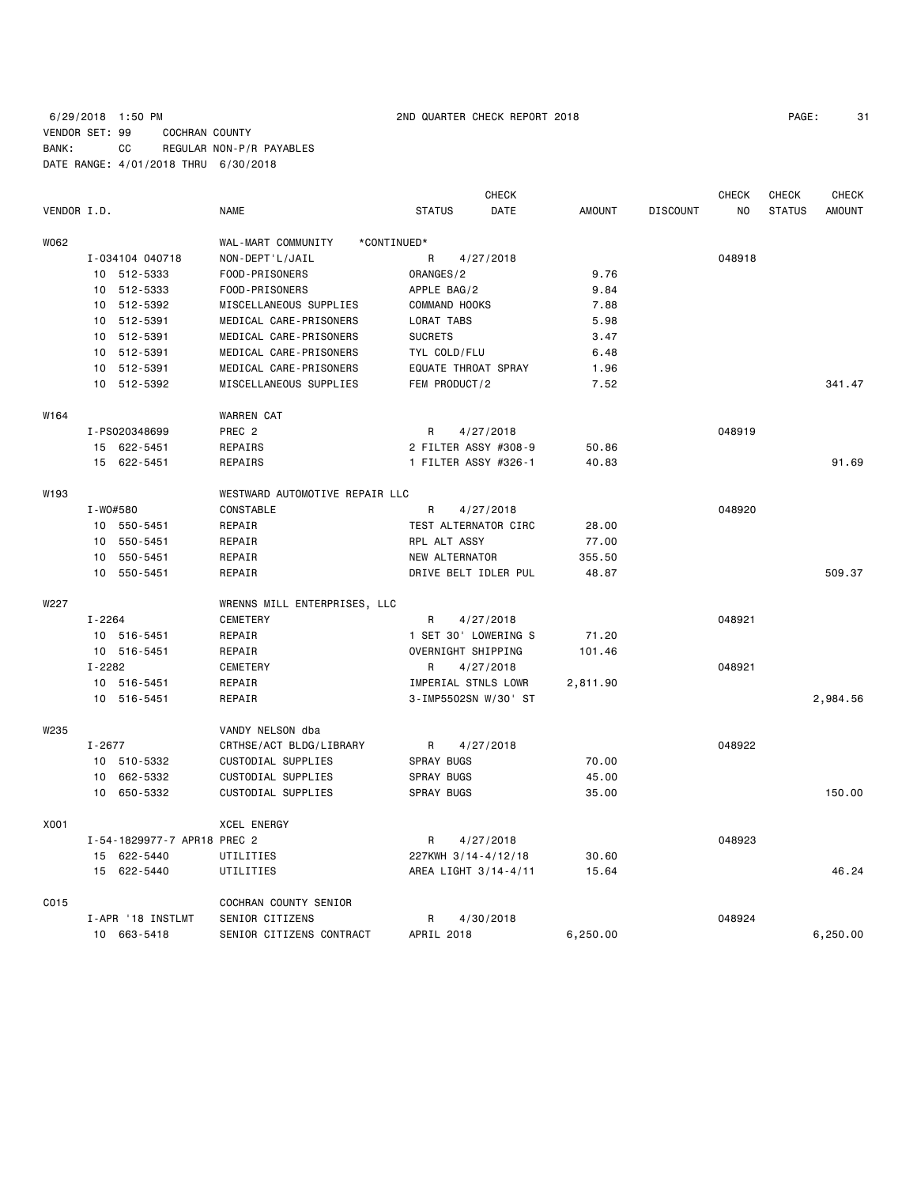6/29/2018 1:50 PM 2ND QUARTER CHECK REPORT 2018

VENDOR SET: 99 COCHRAN COUNTY
BANK: CC REGULAR NON-P/R PAYABLES
DATE RANGE: 4/01/2018 THRU 6/30/2018

| VENDOR I.D. | NAME | STATUS | CHECK DATE | AMOUNT | DISCOUNT | CHECK NO | CHECK STATUS | CHECK AMOUNT |
|---|---|---|---|---|---|---|---|---|
| W062 | WAL-MART COMMUNITY *CONTINUED* | | | | | | | |
| I-034104 040718 | NON-DEPT'L/JAIL | R | 4/27/2018 | | | 048918 | | |
| 10 512-5333 | FOOD-PRISONERS | ORANGES/2 | | 9.76 | | | | |
| 10 512-5333 | FOOD-PRISONERS | APPLE BAG/2 | | 9.84 | | | | |
| 10 512-5392 | MISCELLANEOUS SUPPLIES | COMMAND HOOKS | | 7.88 | | | | |
| 10 512-5391 | MEDICAL CARE-PRISONERS | LORAT TABS | | 5.98 | | | | |
| 10 512-5391 | MEDICAL CARE-PRISONERS | SUCRETS | | 3.47 | | | | |
| 10 512-5391 | MEDICAL CARE-PRISONERS | TYL COLD/FLU | | 6.48 | | | | |
| 10 512-5391 | MEDICAL CARE-PRISONERS | EQUATE THROAT SPRAY | | 1.96 | | | | |
| 10 512-5392 | MISCELLANEOUS SUPPLIES | FEM PRODUCT/2 | | 7.52 | | | | 341.47 |
| W164 | WARREN CAT | | | | | | | |
| I-PS020348699 | PREC 2 | R | 4/27/2018 | | | 048919 | | |
| 15 622-5451 | REPAIRS | 2 FILTER ASSY #308-9 | | 50.86 | | | | |
| 15 622-5451 | REPAIRS | 1 FILTER ASSY #326-1 | | 40.83 | | | | 91.69 |
| W193 | WESTWARD AUTOMOTIVE REPAIR LLC | | | | | | | |
| I-WO#580 | CONSTABLE | R | 4/27/2018 | | | 048920 | | |
| 10 550-5451 | REPAIR | TEST ALTERNATOR CIRC | | 28.00 | | | | |
| 10 550-5451 | REPAIR | RPL ALT ASSY | | 77.00 | | | | |
| 10 550-5451 | REPAIR | NEW ALTERNATOR | | 355.50 | | | | |
| 10 550-5451 | REPAIR | DRIVE BELT IDLER PUL | | 48.87 | | | | 509.37 |
| W227 | WRENNS MILL ENTERPRISES, LLC | | | | | | | |
| I-2264 | CEMETERY | R | 4/27/2018 | | | 048921 | | |
| 10 516-5451 | REPAIR | 1 SET 30' LOWERING S | | 71.20 | | | | |
| 10 516-5451 | REPAIR | OVERNIGHT SHIPPING | | 101.46 | | | | |
| I-2282 | CEMETERY | R | 4/27/2018 | | | 048921 | | |
| 10 516-5451 | REPAIR | IMPERIAL STNLS LOWR | | 2,811.90 | | | | |
| 10 516-5451 | REPAIR | 3-IMP5502SN W/30' ST | | | | | | 2,984.56 |
| W235 | VANDY NELSON dba | | | | | | | |
| I-2677 | CRTHSE/ACT BLDG/LIBRARY | R | 4/27/2018 | | | 048922 | | |
| 10 510-5332 | CUSTODIAL SUPPLIES | SPRAY BUGS | | 70.00 | | | | |
| 10 662-5332 | CUSTODIAL SUPPLIES | SPRAY BUGS | | 45.00 | | | | |
| 10 650-5332 | CUSTODIAL SUPPLIES | SPRAY BUGS | | 35.00 | | | | 150.00 |
| X001 | XCEL ENERGY | | | | | | | |
| I-54-1829977-7 APR18 | PREC 2 | R | 4/27/2018 | | | 048923 | | |
| 15 622-5440 | UTILITIES | 227KWH 3/14-4/12/18 | | 30.60 | | | | |
| 15 622-5440 | UTILITIES | AREA LIGHT 3/14-4/11 | | 15.64 | | | | 46.24 |
| C015 | COCHRAN COUNTY SENIOR | | | | | | | |
| I-APR '18 INSTLMT | SENIOR CITIZENS | R | 4/30/2018 | | | 048924 | | |
| 10 663-5418 | SENIOR CITIZENS CONTRACT | APRIL 2018 | | 6,250.00 | | | | 6,250.00 |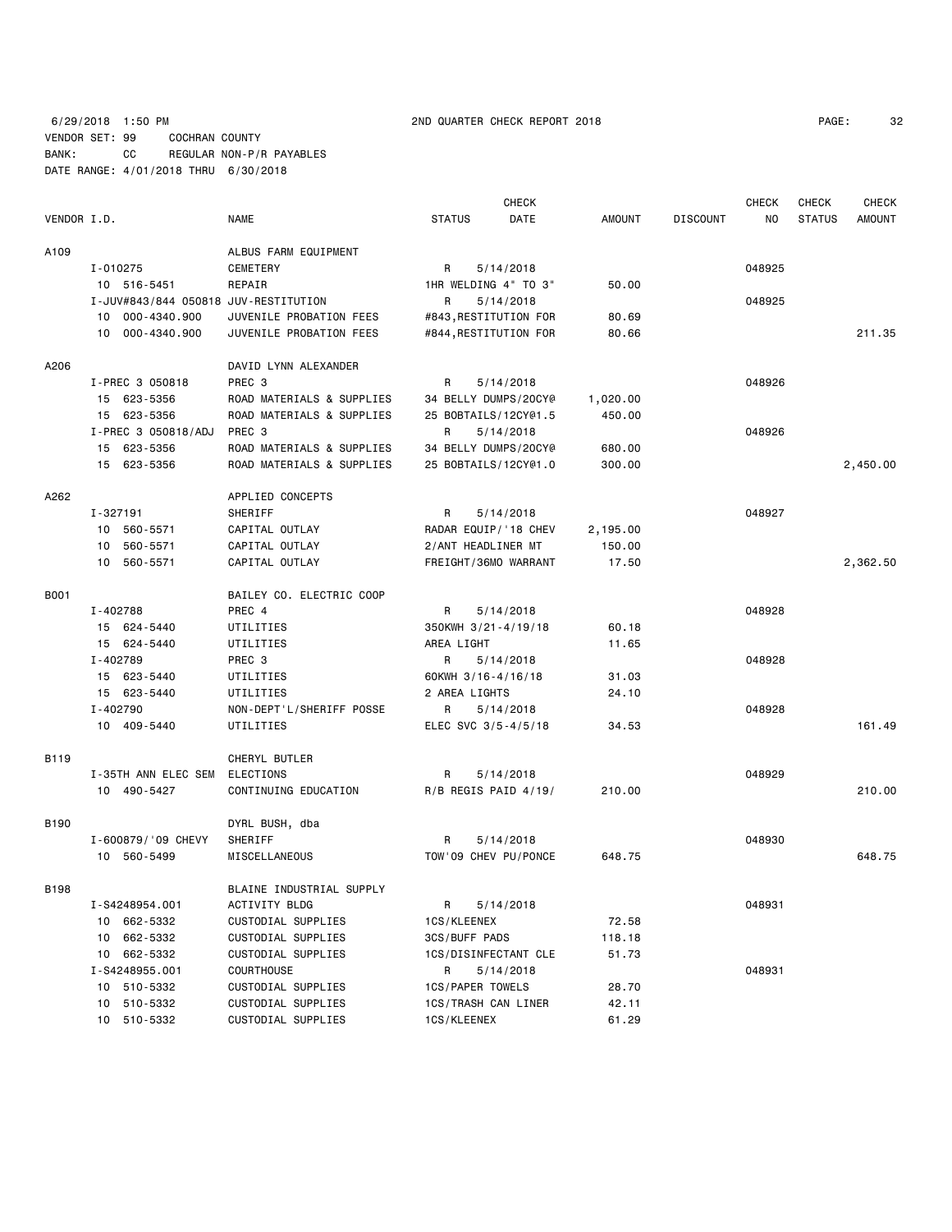6/29/2018 1:50 PM 2ND QUARTER CHECK REPORT 2018

VENDOR SET: 99 COCHRAN COUNTY
BANK: CC REGULAR NON-P/R PAYABLES
DATE RANGE: 4/01/2018 THRU 6/30/2018

| VENDOR I.D. | | NAME | STATUS | CHECK DATE | AMOUNT | DISCOUNT | CHECK NO | CHECK STATUS | CHECK AMOUNT |
|---|---|---|---|---|---|---|---|---|---|
| A109 | | ALBUS FARM EQUIPMENT | | | | | | | |
| | I-010275 | CEMETERY | R | 5/14/2018 | | | 048925 | | |
| | 10 516-5451 | REPAIR | 1HR WELDING 4" TO 3" | | 50.00 | | | | |
| | I-JUV#843/844 050818 | JUV-RESTITUTION | R | 5/14/2018 | | | 048925 | | |
| | 10 000-4340.900 | JUVENILE PROBATION FEES | #843,RESTITUTION FOR | | 80.69 | | | | |
| | 10 000-4340.900 | JUVENILE PROBATION FEES | #844,RESTITUTION FOR | | 80.66 | | | | 211.35 |
| A206 | | DAVID LYNN ALEXANDER | | | | | | | |
| | I-PREC 3 050818 | PREC 3 | R | 5/14/2018 | | | 048926 | | |
| | 15 623-5356 | ROAD MATERIALS & SUPPLIES | 34 BELLY DUMPS/20CY@ | | 1,020.00 | | | | |
| | 15 623-5356 | ROAD MATERIALS & SUPPLIES | 25 BOBTAILS/12CY@1.5 | | 450.00 | | | | |
| | I-PREC 3 050818/ADJ | PREC 3 | R | 5/14/2018 | | | 048926 | | |
| | 15 623-5356 | ROAD MATERIALS & SUPPLIES | 34 BELLY DUMPS/20CY@ | | 680.00 | | | | |
| | 15 623-5356 | ROAD MATERIALS & SUPPLIES | 25 BOBTAILS/12CY@1.0 | | 300.00 | | | | 2,450.00 |
| A262 | | APPLIED CONCEPTS | | | | | | | |
| | I-327191 | SHERIFF | R | 5/14/2018 | | | 048927 | | |
| | 10 560-5571 | CAPITAL OUTLAY | RADAR EQUIP/'18 CHEV | | 2,195.00 | | | | |
| | 10 560-5571 | CAPITAL OUTLAY | 2/ANT HEADLINER MT | | 150.00 | | | | |
| | 10 560-5571 | CAPITAL OUTLAY | FREIGHT/36MO WARRANT | | 17.50 | | | | 2,362.50 |
| B001 | | BAILEY CO. ELECTRIC COOP | | | | | | | |
| | I-402788 | PREC 4 | R | 5/14/2018 | | | 048928 | | |
| | 15 624-5440 | UTILITIES | 350KWH 3/21-4/19/18 | | 60.18 | | | | |
| | 15 624-5440 | UTILITIES | AREA LIGHT | | 11.65 | | | | |
| | I-402789 | PREC 3 | R | 5/14/2018 | | | 048928 | | |
| | 15 623-5440 | UTILITIES | 60KWH 3/16-4/16/18 | | 31.03 | | | | |
| | 15 623-5440 | UTILITIES | 2 AREA LIGHTS | | 24.10 | | | | |
| | I-402790 | NON-DEPT'L/SHERIFF POSSE | R | 5/14/2018 | | | 048928 | | |
| | 10 409-5440 | UTILITIES | ELEC SVC 3/5-4/5/18 | | 34.53 | | | | 161.49 |
| B119 | | CHERYL BUTLER | | | | | | | |
| | I-35TH ANN ELEC SEM | ELECTIONS | R | 5/14/2018 | | | 048929 | | |
| | 10 490-5427 | CONTINUING EDUCATION | R/B REGIS PAID 4/19/ | | 210.00 | | | | 210.00 |
| B190 | | DYRL BUSH, dba | | | | | | | |
| | I-600879/'09 CHEVY | SHERIFF | R | 5/14/2018 | | | 048930 | | |
| | 10 560-5499 | MISCELLANEOUS | TOW'09 CHEV PU/PONCE | | 648.75 | | | | 648.75 |
| B198 | | BLAINE INDUSTRIAL SUPPLY | | | | | | | |
| | I-S4248954.001 | ACTIVITY BLDG | R | 5/14/2018 | | | 048931 | | |
| | 10 662-5332 | CUSTODIAL SUPPLIES | 1CS/KLEENEX | | 72.58 | | | | |
| | 10 662-5332 | CUSTODIAL SUPPLIES | 3CS/BUFF PADS | | 118.18 | | | | |
| | 10 662-5332 | CUSTODIAL SUPPLIES | 1CS/DISINFECTANT CLE | | 51.73 | | | | |
| | I-S4248955.001 | COURTHOUSE | R | 5/14/2018 | | | 048931 | | |
| | 10 510-5332 | CUSTODIAL SUPPLIES | 1CS/PAPER TOWELS | | 28.70 | | | | |
| | 10 510-5332 | CUSTODIAL SUPPLIES | 1CS/TRASH CAN LINER | | 42.11 | | | | |
| | 10 510-5332 | CUSTODIAL SUPPLIES | 1CS/KLEENEX | | 61.29 | | | | |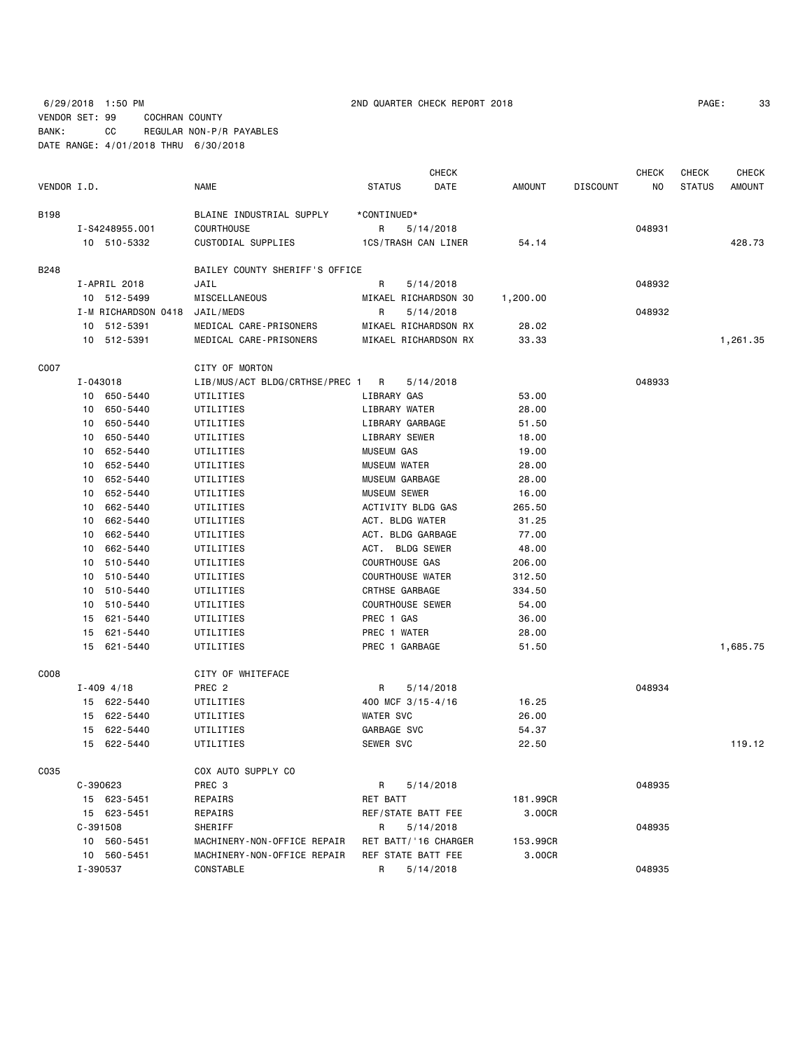6/29/2018 1:50 PM 2ND QUARTER CHECK REPORT 2018

VENDOR SET: 99 COCHRAN COUNTY
BANK: CC REGULAR NON-P/R PAYABLES
DATE RANGE: 4/01/2018 THRU 6/30/2018

| VENDOR I.D. | | NAME | STATUS | CHECK DATE | AMOUNT | DISCOUNT | CHECK NO | CHECK STATUS | CHECK AMOUNT |
|---|---|---|---|---|---|---|---|---|---|
| B198 | | BLAINE INDUSTRIAL SUPPLY | *CONTINUED* | | | | | | |
| | I-S4248955.001 | COURTHOUSE | R | 5/14/2018 | | | 048931 | | |
| | 10 510-5332 | CUSTODIAL SUPPLIES | 1CS/TRASH CAN LINER | | 54.14 | | | | 428.73 |
| B248 | | BAILEY COUNTY SHERIFF'S OFFICE | | | | | | | |
| | I-APRIL 2018 | JAIL | R | 5/14/2018 | | | 048932 | | |
| | 10 512-5499 | MISCELLANEOUS | MIKAEL RICHARDSON 30 | | 1,200.00 | | | | |
| | I-M RICHARDSON 0418 | JAIL/MEDS | R | 5/14/2018 | | | 048932 | | |
| | 10 512-5391 | MEDICAL CARE-PRISONERS | MIKAEL RICHARDSON RX | | 28.02 | | | | |
| | 10 512-5391 | MEDICAL CARE-PRISONERS | MIKAEL RICHARDSON RX | | 33.33 | | | | 1,261.35 |
| C007 | | CITY OF MORTON | | | | | | | |
| | I-043018 | LIB/MUS/ACT BLDG/CRTHSE/PREC 1 | R | 5/14/2018 | | | 048933 | | |
| | 10 650-5440 | UTILITIES | LIBRARY GAS | | 53.00 | | | | |
| | 10 650-5440 | UTILITIES | LIBRARY WATER | | 28.00 | | | | |
| | 10 650-5440 | UTILITIES | LIBRARY GARBAGE | | 51.50 | | | | |
| | 10 650-5440 | UTILITIES | LIBRARY SEWER | | 18.00 | | | | |
| | 10 652-5440 | UTILITIES | MUSEUM GAS | | 19.00 | | | | |
| | 10 652-5440 | UTILITIES | MUSEUM WATER | | 28.00 | | | | |
| | 10 652-5440 | UTILITIES | MUSEUM GARBAGE | | 28.00 | | | | |
| | 10 652-5440 | UTILITIES | MUSEUM SEWER | | 16.00 | | | | |
| | 10 662-5440 | UTILITIES | ACTIVITY BLDG GAS | | 265.50 | | | | |
| | 10 662-5440 | UTILITIES | ACT. BLDG WATER | | 31.25 | | | | |
| | 10 662-5440 | UTILITIES | ACT. BLDG GARBAGE | | 77.00 | | | | |
| | 10 662-5440 | UTILITIES | ACT. BLDG SEWER | | 48.00 | | | | |
| | 10 510-5440 | UTILITIES | COURTHOUSE GAS | | 206.00 | | | | |
| | 10 510-5440 | UTILITIES | COURTHOUSE WATER | | 312.50 | | | | |
| | 10 510-5440 | UTILITIES | CRTHSE GARBAGE | | 334.50 | | | | |
| | 10 510-5440 | UTILITIES | COURTHOUSE SEWER | | 54.00 | | | | |
| | 15 621-5440 | UTILITIES | PREC 1 GAS | | 36.00 | | | | |
| | 15 621-5440 | UTILITIES | PREC 1 WATER | | 28.00 | | | | |
| | 15 621-5440 | UTILITIES | PREC 1 GARBAGE | | 51.50 | | | | 1,685.75 |
| C008 | | CITY OF WHITEFACE | | | | | | | |
| | I-409 4/18 | PREC 2 | R | 5/14/2018 | | | 048934 | | |
| | 15 622-5440 | UTILITIES | 400 MCF 3/15-4/16 | | 16.25 | | | | |
| | 15 622-5440 | UTILITIES | WATER SVC | | 26.00 | | | | |
| | 15 622-5440 | UTILITIES | GARBAGE SVC | | 54.37 | | | | |
| | 15 622-5440 | UTILITIES | SEWER SVC | | 22.50 | | | | 119.12 |
| C035 | | COX AUTO SUPPLY CO | | | | | | | |
| | C-390623 | PREC 3 | R | 5/14/2018 | | | 048935 | | |
| | 15 623-5451 | REPAIRS | RET BATT | | 181.99CR | | | | |
| | 15 623-5451 | REPAIRS | REF/STATE BATT FEE | | 3.00CR | | | | |
| | C-391508 | SHERIFF | R | 5/14/2018 | | | 048935 | | |
| | 10 560-5451 | MACHINERY-NON-OFFICE REPAIR | RET BATT/'16 CHARGER | | 153.99CR | | | | |
| | 10 560-5451 | MACHINERY-NON-OFFICE REPAIR | REF STATE BATT FEE | | 3.00CR | | | | |
| | I-390537 | CONSTABLE | R | 5/14/2018 | | | 048935 | | |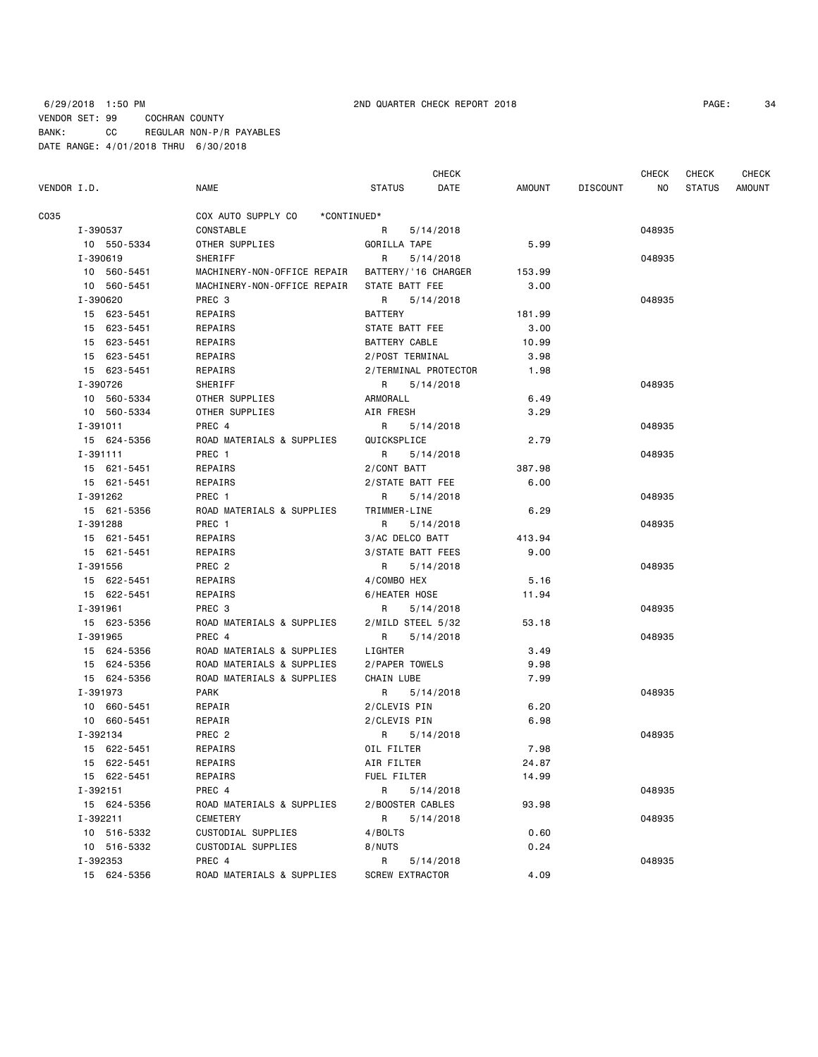6/29/2018 1:50 PM 2ND QUARTER CHECK REPORT 2018

VENDOR SET: 99 COCHRAN COUNTY
BANK: CC REGULAR NON-P/R PAYABLES
DATE RANGE: 4/01/2018 THRU 6/30/2018

| VENDOR I.D. | NAME | STATUS | CHECK DATE | AMOUNT | DISCOUNT | CHECK NO | CHECK STATUS | CHECK AMOUNT |
|---|---|---|---|---|---|---|---|---|
| C035 | COX AUTO SUPPLY CO *CONTINUED* | | | | | | | |
| I-390537 | CONSTABLE | R | 5/14/2018 | | | 048935 | | |
| 10 550-5334 | OTHER SUPPLIES | GORILLA TAPE | | 5.99 | | | | |
| I-390619 | SHERIFF | R | 5/14/2018 | | | 048935 | | |
| 10 560-5451 | MACHINERY-NON-OFFICE REPAIR | BATTERY/'16 CHARGER | | 153.99 | | | | |
| 10 560-5451 | MACHINERY-NON-OFFICE REPAIR | STATE BATT FEE | | 3.00 | | | | |
| I-390620 | PREC 3 | R | 5/14/2018 | | | 048935 | | |
| 15 623-5451 | REPAIRS | BATTERY | | 181.99 | | | | |
| 15 623-5451 | REPAIRS | STATE BATT FEE | | 3.00 | | | | |
| 15 623-5451 | REPAIRS | BATTERY CABLE | | 10.99 | | | | |
| 15 623-5451 | REPAIRS | 2/POST TERMINAL | | 3.98 | | | | |
| 15 623-5451 | REPAIRS | 2/TERMINAL PROTECTOR | | 1.98 | | | | |
| I-390726 | SHERIFF | R | 5/14/2018 | | | 048935 | | |
| 10 560-5334 | OTHER SUPPLIES | ARMORALL | | 6.49 | | | | |
| 10 560-5334 | OTHER SUPPLIES | AIR FRESH | | 3.29 | | | | |
| I-391011 | PREC 4 | R | 5/14/2018 | | | 048935 | | |
| 15 624-5356 | ROAD MATERIALS & SUPPLIES | QUICKSPLICE | | 2.79 | | | | |
| I-391111 | PREC 1 | R | 5/14/2018 | | | 048935 | | |
| 15 621-5451 | REPAIRS | 2/CONT BATT | | 387.98 | | | | |
| 15 621-5451 | REPAIRS | 2/STATE BATT FEE | | 6.00 | | | | |
| I-391262 | PREC 1 | R | 5/14/2018 | | | 048935 | | |
| 15 621-5356 | ROAD MATERIALS & SUPPLIES | TRIMMER-LINE | | 6.29 | | | | |
| I-391288 | PREC 1 | R | 5/14/2018 | | | 048935 | | |
| 15 621-5451 | REPAIRS | 3/AC DELCO BATT | | 413.94 | | | | |
| 15 621-5451 | REPAIRS | 3/STATE BATT FEES | | 9.00 | | | | |
| I-391556 | PREC 2 | R | 5/14/2018 | | | 048935 | | |
| 15 622-5451 | REPAIRS | 4/COMBO HEX | | 5.16 | | | | |
| 15 622-5451 | REPAIRS | 6/HEATER HOSE | | 11.94 | | | | |
| I-391961 | PREC 3 | R | 5/14/2018 | | | 048935 | | |
| 15 623-5356 | ROAD MATERIALS & SUPPLIES | 2/MILD STEEL 5/32 | | 53.18 | | | | |
| I-391965 | PREC 4 | R | 5/14/2018 | | | 048935 | | |
| 15 624-5356 | ROAD MATERIALS & SUPPLIES | LIGHTER | | 3.49 | | | | |
| 15 624-5356 | ROAD MATERIALS & SUPPLIES | 2/PAPER TOWELS | | 9.98 | | | | |
| 15 624-5356 | ROAD MATERIALS & SUPPLIES | CHAIN LUBE | | 7.99 | | | | |
| I-391973 | PARK | R | 5/14/2018 | | | 048935 | | |
| 10 660-5451 | REPAIR | 2/CLEVIS PIN | | 6.20 | | | | |
| 10 660-5451 | REPAIR | 2/CLEVIS PIN | | 6.98 | | | | |
| I-392134 | PREC 2 | R | 5/14/2018 | | | 048935 | | |
| 15 622-5451 | REPAIRS | OIL FILTER | | 7.98 | | | | |
| 15 622-5451 | REPAIRS | AIR FILTER | | 24.87 | | | | |
| 15 622-5451 | REPAIRS | FUEL FILTER | | 14.99 | | | | |
| I-392151 | PREC 4 | R | 5/14/2018 | | | 048935 | | |
| 15 624-5356 | ROAD MATERIALS & SUPPLIES | 2/BOOSTER CABLES | | 93.98 | | | | |
| I-392211 | CEMETERY | R | 5/14/2018 | | | 048935 | | |
| 10 516-5332 | CUSTODIAL SUPPLIES | 4/BOLTS | | 0.60 | | | | |
| 10 516-5332 | CUSTODIAL SUPPLIES | 8/NUTS | | 0.24 | | | | |
| I-392353 | PREC 4 | R | 5/14/2018 | | | 048935 | | |
| 15 624-5356 | ROAD MATERIALS & SUPPLIES | SCREW EXTRACTOR | | 4.09 | | | | |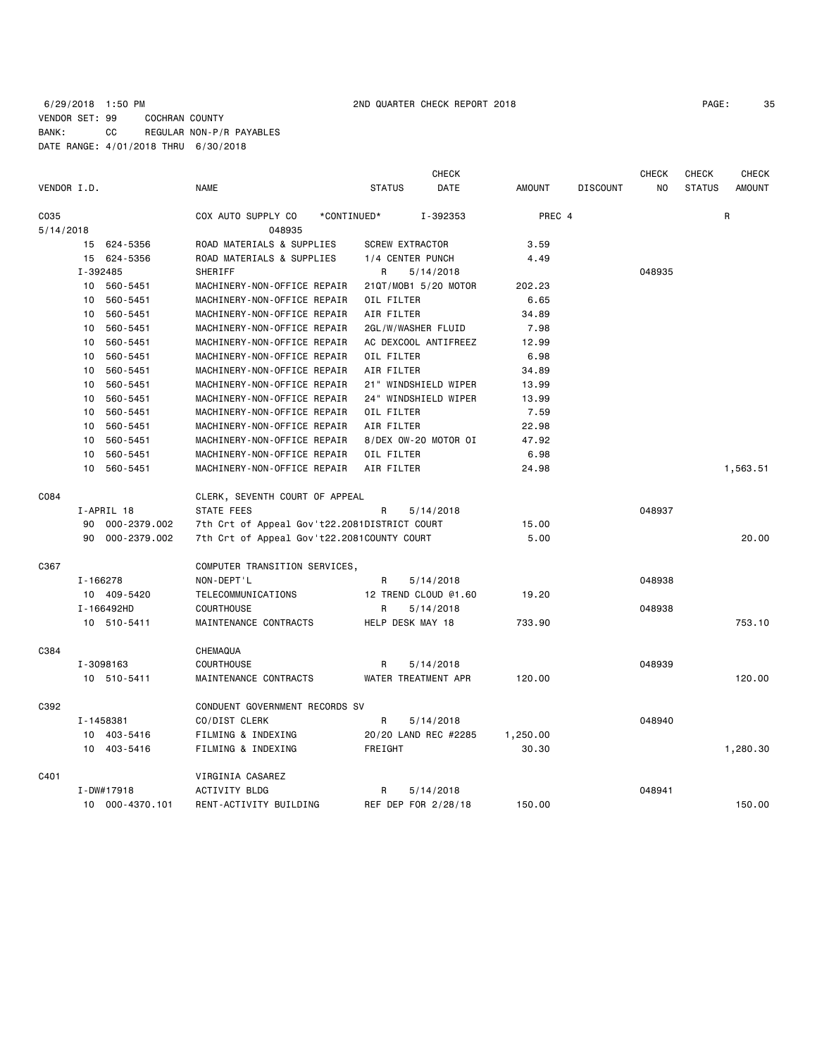6/29/2018 1:50 PM 2ND QUARTER CHECK REPORT 2018
VENDOR SET: 99 COCHRAN COUNTY
BANK: CC REGULAR NON-P/R PAYABLES
DATE RANGE: 4/01/2018 THRU 6/30/2018

| VENDOR I.D. | NAME | STATUS | CHECK DATE | AMOUNT | DISCOUNT | CHECK NO | CHECK STATUS | CHECK AMOUNT |
|---|---|---|---|---|---|---|---|---|
| C035 | COX AUTO SUPPLY CO *CONTINUED* | | I-392353 | PREC 4 | | | R | |
| 5/14/2018 | 048935 | | | | | | | |
| 15 624-5356 | ROAD MATERIALS & SUPPLIES | SCREW EXTRACTOR | | 3.59 | | | | |
| 15 624-5356 | ROAD MATERIALS & SUPPLIES | 1/4 CENTER PUNCH | | 4.49 | | | | |
| I-392485 | SHERIFF | R | 5/14/2018 | | | 048935 | | |
| 10 560-5451 | MACHINERY-NON-OFFICE REPAIR | 21QT/MOB1 5/20 MOTOR | | 202.23 | | | | |
| 10 560-5451 | MACHINERY-NON-OFFICE REPAIR | OIL FILTER | | 6.65 | | | | |
| 10 560-5451 | MACHINERY-NON-OFFICE REPAIR | AIR FILTER | | 34.89 | | | | |
| 10 560-5451 | MACHINERY-NON-OFFICE REPAIR | 2GL/W/WASHER FLUID | | 7.98 | | | | |
| 10 560-5451 | MACHINERY-NON-OFFICE REPAIR | AC DEXCOOL ANTIFREEZ | | 12.99 | | | | |
| 10 560-5451 | MACHINERY-NON-OFFICE REPAIR | OIL FILTER | | 6.98 | | | | |
| 10 560-5451 | MACHINERY-NON-OFFICE REPAIR | AIR FILTER | | 34.89 | | | | |
| 10 560-5451 | MACHINERY-NON-OFFICE REPAIR | 21" WINDSHIELD WIPER | | 13.99 | | | | |
| 10 560-5451 | MACHINERY-NON-OFFICE REPAIR | 24" WINDSHIELD WIPER | | 13.99 | | | | |
| 10 560-5451 | MACHINERY-NON-OFFICE REPAIR | OIL FILTER | | 7.59 | | | | |
| 10 560-5451 | MACHINERY-NON-OFFICE REPAIR | AIR FILTER | | 22.98 | | | | |
| 10 560-5451 | MACHINERY-NON-OFFICE REPAIR | 8/DEX OW-20 MOTOR OI | | 47.92 | | | | |
| 10 560-5451 | MACHINERY-NON-OFFICE REPAIR | OIL FILTER | | 6.98 | | | | |
| 10 560-5451 | MACHINERY-NON-OFFICE REPAIR | AIR FILTER | | 24.98 | | | | 1,563.51 |
| C084 | CLERK, SEVENTH COURT OF APPEAL | | | | | | | |
| I-APRIL 18 | STATE FEES | R | 5/14/2018 | | | 048937 | | |
| 90 000-2379.002 | 7th Crt of Appeal Gov't22.2081 | DISTRICT COURT | | 15.00 | | | | |
| 90 000-2379.002 | 7th Crt of Appeal Gov't22.2081 | COUNTY COURT | | 5.00 | | | | 20.00 |
| C367 | COMPUTER TRANSITION SERVICES, | | | | | | | |
| I-166278 | NON-DEPT'L | R | 5/14/2018 | | | 048938 | | |
| 10 409-5420 | TELECOMMUNICATIONS | 12 TREND CLOUD @1.60 | | 19.20 | | | | |
| I-166492HD | COURTHOUSE | R | 5/14/2018 | | | 048938 | | |
| 10 510-5411 | MAINTENANCE CONTRACTS | HELP DESK MAY 18 | | 733.90 | | | | 753.10 |
| C384 | CHEMAQUA | | | | | | | |
| I-3098163 | COURTHOUSE | R | 5/14/2018 | | | 048939 | | |
| 10 510-5411 | MAINTENANCE CONTRACTS | WATER TREATMENT APR | | 120.00 | | | | 120.00 |
| C392 | CONDUENT GOVERNMENT RECORDS SV | | | | | | | |
| I-1458381 | CO/DIST CLERK | R | 5/14/2018 | | | 048940 | | |
| 10 403-5416 | FILMING & INDEXING | 20/20 LAND REC #2285 | | 1,250.00 | | | | |
| 10 403-5416 | FILMING & INDEXING | FREIGHT | | 30.30 | | | | 1,280.30 |
| C401 | VIRGINIA CASAREZ | | | | | | | |
| I-DW#17918 | ACTIVITY BLDG | R | 5/14/2018 | | | 048941 | | |
| 10 000-4370.101 | RENT-ACTIVITY BUILDING | REF DEP FOR 2/28/18 | | 150.00 | | | | 150.00 |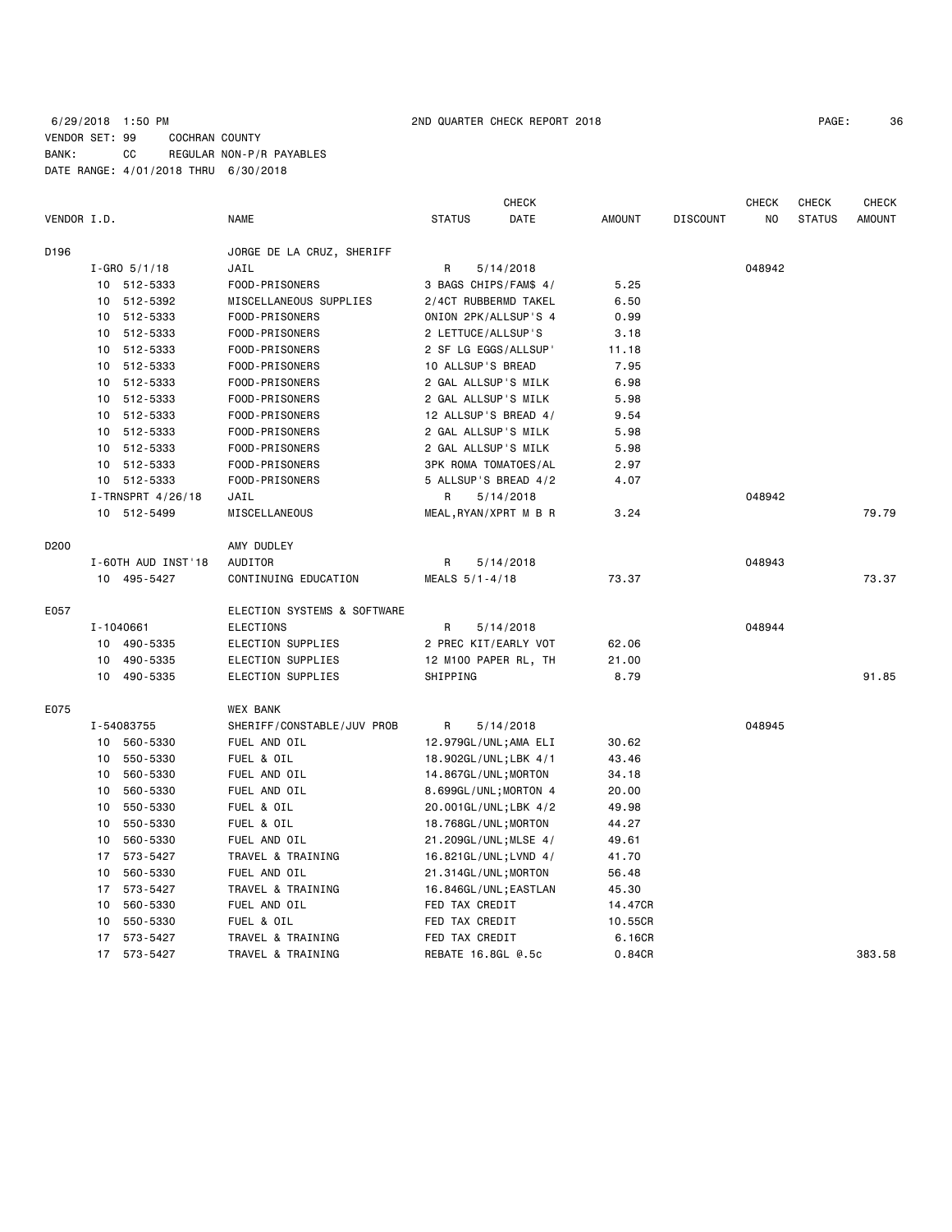6/29/2018 1:50 PM 2ND QUARTER CHECK REPORT 2018

VENDOR SET: 99 COCHRAN COUNTY
BANK: CC REGULAR NON-P/R PAYABLES
DATE RANGE: 4/01/2018 THRU 6/30/2018

| VENDOR I.D. | NAME | STATUS | CHECK DATE | AMOUNT | DISCOUNT | CHECK NO | CHECK STATUS | CHECK AMOUNT |
|---|---|---|---|---|---|---|---|---|
| D196 | JORGE DE LA CRUZ, SHERIFF | | | | | | | |
| I-GRO 5/1/18 | JAIL | R | 5/14/2018 | | | 048942 | | |
| 10 512-5333 | FOOD-PRISONERS | 3 BAGS CHIPS/FAM$ 4/ | | 5.25 | | | | |
| 10 512-5392 | MISCELLANEOUS SUPPLIES | 2/4CT RUBBERMD TAKEL | | 6.50 | | | | |
| 10 512-5333 | FOOD-PRISONERS | ONION 2PK/ALLSUP'S 4 | | 0.99 | | | | |
| 10 512-5333 | FOOD-PRISONERS | 2 LETTUCE/ALLSUP'S | | 3.18 | | | | |
| 10 512-5333 | FOOD-PRISONERS | 2 SF LG EGGS/ALLSUP' | | 11.18 | | | | |
| 10 512-5333 | FOOD-PRISONERS | 10 ALLSUP'S BREAD | | 7.95 | | | | |
| 10 512-5333 | FOOD-PRISONERS | 2 GAL ALLSUP'S MILK | | 6.98 | | | | |
| 10 512-5333 | FOOD-PRISONERS | 2 GAL ALLSUP'S MILK | | 5.98 | | | | |
| 10 512-5333 | FOOD-PRISONERS | 12 ALLSUP'S BREAD 4/ | | 9.54 | | | | |
| 10 512-5333 | FOOD-PRISONERS | 2 GAL ALLSUP'S MILK | | 5.98 | | | | |
| 10 512-5333 | FOOD-PRISONERS | 2 GAL ALLSUP'S MILK | | 5.98 | | | | |
| 10 512-5333 | FOOD-PRISONERS | 3PK ROMA TOMATOES/AL | | 2.97 | | | | |
| 10 512-5333 | FOOD-PRISONERS | 5 ALLSUP'S BREAD 4/2 | | 4.07 | | | | |
| I-TRNSPRT 4/26/18 | JAIL | R | 5/14/2018 | | | 048942 | | |
| 10 512-5499 | MISCELLANEOUS | MEAL,RYAN/XPRT M B R | | 3.24 | | | | 79.79 |
| D200 | AMY DUDLEY | | | | | | | |
| I-60TH AUD INST'18 | AUDITOR | R | 5/14/2018 | | | 048943 | | |
| 10 495-5427 | CONTINUING EDUCATION | MEALS 5/1-4/18 | | 73.37 | | | | 73.37 |
| E057 | ELECTION SYSTEMS & SOFTWARE | | | | | | | |
| I-1040661 | ELECTIONS | R | 5/14/2018 | | | 048944 | | |
| 10 490-5335 | ELECTION SUPPLIES | 2 PREC KIT/EARLY VOT | | 62.06 | | | | |
| 10 490-5335 | ELECTION SUPPLIES | 12 M100 PAPER RL, TH | | 21.00 | | | | |
| 10 490-5335 | ELECTION SUPPLIES | SHIPPING | | 8.79 | | | | 91.85 |
| E075 | WEX BANK | | | | | | | |
| I-54083755 | SHERIFF/CONSTABLE/JUV PROB | R | 5/14/2018 | | | 048945 | | |
| 10 560-5330 | FUEL AND OIL | 12.979GL/UNL;AMA ELI | | 30.62 | | | | |
| 10 550-5330 | FUEL & OIL | 18.902GL/UNL;LBK 4/1 | | 43.46 | | | | |
| 10 560-5330 | FUEL AND OIL | 14.867GL/UNL;MORTON | | 34.18 | | | | |
| 10 560-5330 | FUEL AND OIL | 8.699GL/UNL;MORTON 4 | | 20.00 | | | | |
| 10 550-5330 | FUEL & OIL | 20.001GL/UNL;LBK 4/2 | | 49.98 | | | | |
| 10 550-5330 | FUEL & OIL | 18.768GL/UNL;MORTON | | 44.27 | | | | |
| 10 560-5330 | FUEL AND OIL | 21.209GL/UNL;MLSE 4/ | | 49.61 | | | | |
| 17 573-5427 | TRAVEL & TRAINING | 16.821GL/UNL;LVND 4/ | | 41.70 | | | | |
| 10 560-5330 | FUEL AND OIL | 21.314GL/UNL;MORTON | | 56.48 | | | | |
| 17 573-5427 | TRAVEL & TRAINING | 16.846GL/UNL;EASTLAN | | 45.30 | | | | |
| 10 560-5330 | FUEL AND OIL | FED TAX CREDIT | | 14.47CR | | | | |
| 10 550-5330 | FUEL & OIL | FED TAX CREDIT | | 10.55CR | | | | |
| 17 573-5427 | TRAVEL & TRAINING | FED TAX CREDIT | | 6.16CR | | | | |
| 17 573-5427 | TRAVEL & TRAINING | REBATE 16.8GL @.5c | | 0.84CR | | | | 383.58 |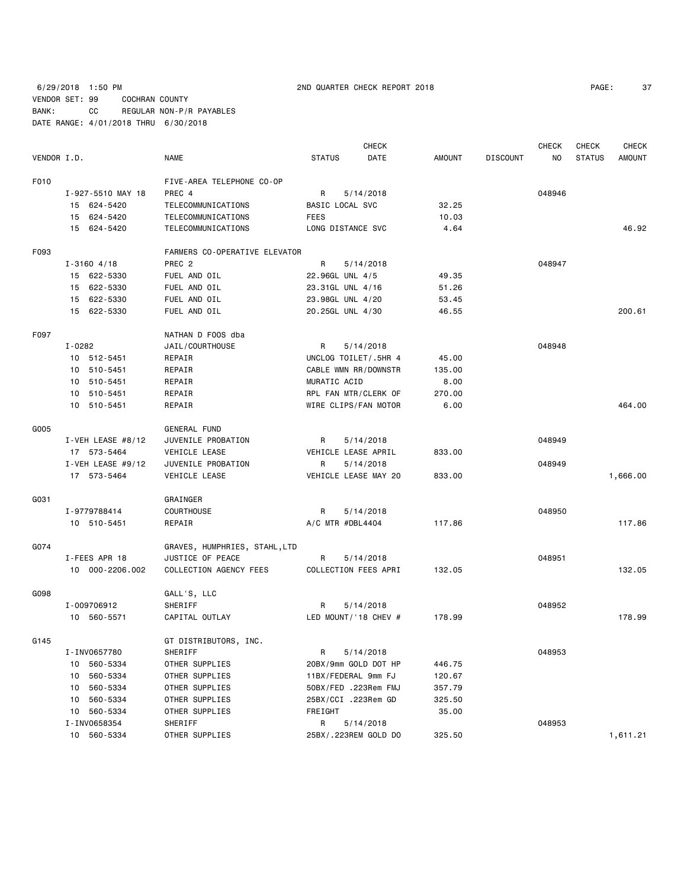6/29/2018 1:50 PM 2ND QUARTER CHECK REPORT 2018

VENDOR SET: 99 COCHRAN COUNTY

BANK: CC REGULAR NON-P/R PAYABLES

DATE RANGE: 4/01/2018 THRU 6/30/2018

| VENDOR I.D. | NAME | STATUS | CHECK DATE | AMOUNT | DISCOUNT | CHECK NO | CHECK STATUS | CHECK AMOUNT |
|---|---|---|---|---|---|---|---|---|
| F010 | FIVE-AREA TELEPHONE CO-OP | | | | | | | |
| I-927-5510 MAY 18 | PREC 4 | R | 5/14/2018 | | | 048946 | | |
| 15 624-5420 | TELECOMMUNICATIONS | BASIC LOCAL SVC | | 32.25 | | | | |
| 15 624-5420 | TELECOMMUNICATIONS | FEES | | 10.03 | | | | |
| 15 624-5420 | TELECOMMUNICATIONS | LONG DISTANCE SVC | | 4.64 | | | | 46.92 |
| F093 | FARMERS CO-OPERATIVE ELEVATOR | | | | | | | |
| I-3160 4/18 | PREC 2 | R | 5/14/2018 | | | 048947 | | |
| 15 622-5330 | FUEL AND OIL | 22.96GL UNL 4/5 | | 49.35 | | | | |
| 15 622-5330 | FUEL AND OIL | 23.31GL UNL 4/16 | | 51.26 | | | | |
| 15 622-5330 | FUEL AND OIL | 23.98GL UNL 4/20 | | 53.45 | | | | |
| 15 622-5330 | FUEL AND OIL | 20.25GL UNL 4/30 | | 46.55 | | | | 200.61 |
| F097 | NATHAN D FOOS dba | | | | | | | |
| I-0282 | JAIL/COURTHOUSE | R | 5/14/2018 | | | 048948 | | |
| 10 512-5451 | REPAIR | UNCLOG TOILET/.5HR 4 | | 45.00 | | | | |
| 10 510-5451 | REPAIR | CABLE WMN RR/DOWNSTR | | 135.00 | | | | |
| 10 510-5451 | REPAIR | MURATIC ACID | | 8.00 | | | | |
| 10 510-5451 | REPAIR | RPL FAN MTR/CLERK OF | | 270.00 | | | | |
| 10 510-5451 | REPAIR | WIRE CLIPS/FAN MOTOR | | 6.00 | | | | 464.00 |
| G005 | GENERAL FUND | | | | | | | |
| I-VEH LEASE #8/12 | JUVENILE PROBATION | R | 5/14/2018 | | | 048949 | | |
| 17 573-5464 | VEHICLE LEASE | VEHICLE LEASE APRIL | | 833.00 | | | | |
| I-VEH LEASE #9/12 | JUVENILE PROBATION | R | 5/14/2018 | | | 048949 | | |
| 17 573-5464 | VEHICLE LEASE | VEHICLE LEASE MAY 20 | | 833.00 | | | | 1,666.00 |
| G031 | GRAINGER | | | | | | | |
| I-9779788414 | COURTHOUSE | R | 5/14/2018 | | | 048950 | | |
| 10 510-5451 | REPAIR | A/C MTR #DBL4404 | | 117.86 | | | | 117.86 |
| G074 | GRAVES, HUMPHRIES, STAHL,LTD | | | | | | | |
| I-FEES APR 18 | JUSTICE OF PEACE | R | 5/14/2018 | | | 048951 | | |
| 10 000-2206.002 | COLLECTION AGENCY FEES | COLLECTION FEES APRI | | 132.05 | | | | 132.05 |
| G098 | GALL'S, LLC | | | | | | | |
| I-009706912 | SHERIFF | R | 5/14/2018 | | | 048952 | | |
| 10 560-5571 | CAPITAL OUTLAY | LED MOUNT/'18 CHEV # | | 178.99 | | | | 178.99 |
| G145 | GT DISTRIBUTORS, INC. | | | | | | | |
| I-INV0657780 | SHERIFF | R | 5/14/2018 | | | 048953 | | |
| 10 560-5334 | OTHER SUPPLIES | 20BX/9mm GOLD DOT HP | | 446.75 | | | | |
| 10 560-5334 | OTHER SUPPLIES | 11BX/FEDERAL 9mm FJ | | 120.67 | | | | |
| 10 560-5334 | OTHER SUPPLIES | 50BX/FED .223Rem FMJ | | 357.79 | | | | |
| 10 560-5334 | OTHER SUPPLIES | 25BX/CCI .223Rem GD | | 325.50 | | | | |
| 10 560-5334 | OTHER SUPPLIES | FREIGHT | | 35.00 | | | | |
| I-INV0658354 | SHERIFF | R | 5/14/2018 | | | 048953 | | |
| 10 560-5334 | OTHER SUPPLIES | 25BX/.223REM GOLD DO | | 325.50 | | | | 1,611.21 |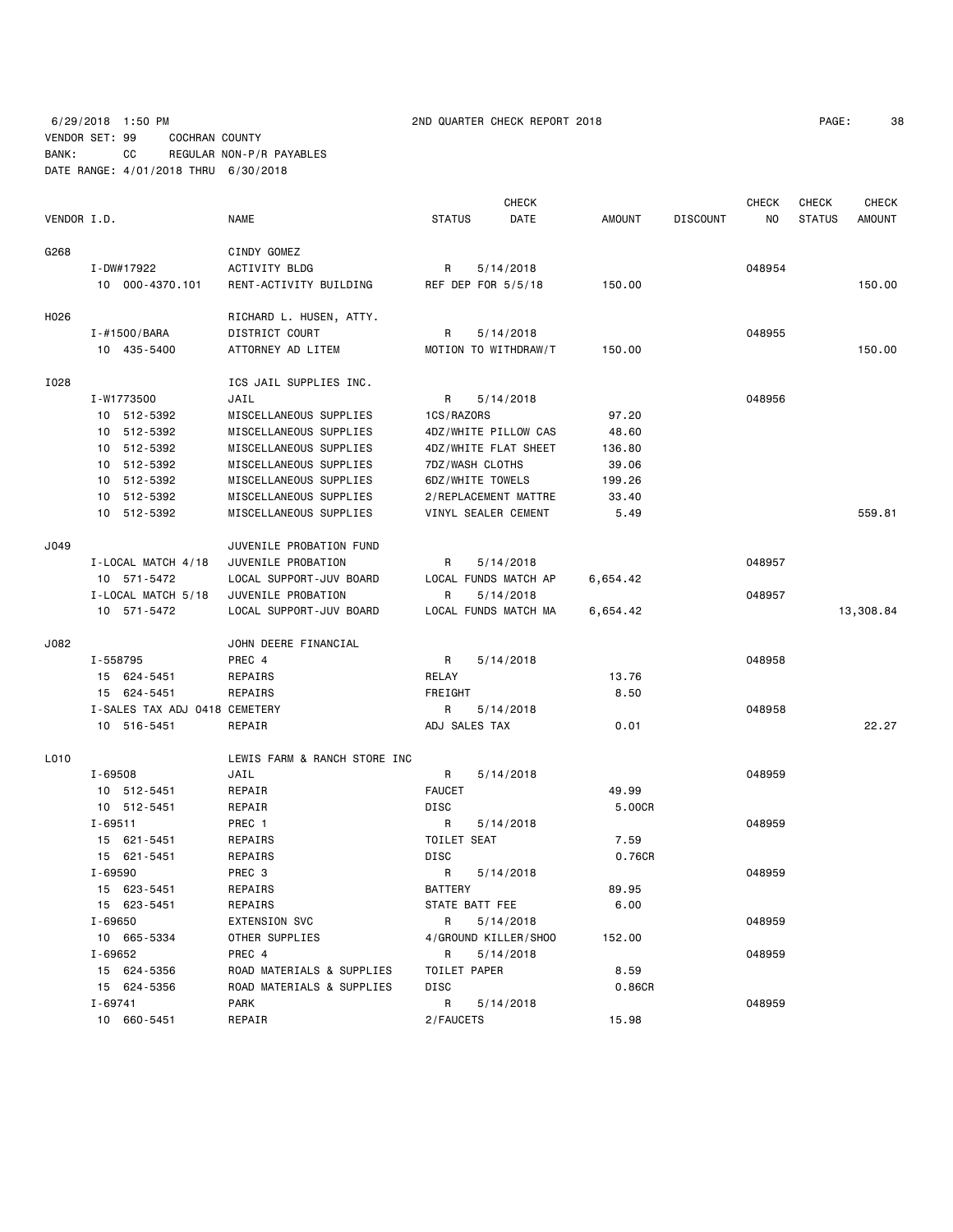6/29/2018 1:50 PM 2ND QUARTER CHECK REPORT 2018

VENDOR SET: 99 COCHRAN COUNTY
BANK: CC REGULAR NON-P/R PAYABLES
DATE RANGE: 4/01/2018 THRU 6/30/2018

| VENDOR I.D. | NAME | STATUS | CHECK DATE | AMOUNT | DISCOUNT | CHECK NO | CHECK STATUS | CHECK AMOUNT |
|---|---|---|---|---|---|---|---|---|
| G268 | CINDY GOMEZ | | | | | | | |
| I-DW#17922 | ACTIVITY BLDG | R | 5/14/2018 | | | 048954 | | |
| 10 000-4370.101 | RENT-ACTIVITY BUILDING | REF DEP FOR 5/5/18 | | 150.00 | | | | 150.00 |
| H026 | RICHARD L. HUSEN, ATTY. | | | | | | | |
| I-#1500/BARA | DISTRICT COURT | R | 5/14/2018 | | | 048955 | | |
| 10 435-5400 | ATTORNEY AD LITEM | MOTION TO WITHDRAW/T | | 150.00 | | | | 150.00 |
| I028 | ICS JAIL SUPPLIES INC. | | | | | | | |
| I-W1773500 | JAIL | R | 5/14/2018 | | | 048956 | | |
| 10 512-5392 | MISCELLANEOUS SUPPLIES | 1CS/RAZORS | | 97.20 | | | | |
| 10 512-5392 | MISCELLANEOUS SUPPLIES | 4DZ/WHITE PILLOW CAS | | 48.60 | | | | |
| 10 512-5392 | MISCELLANEOUS SUPPLIES | 4DZ/WHITE FLAT SHEET | | 136.80 | | | | |
| 10 512-5392 | MISCELLANEOUS SUPPLIES | 7DZ/WASH CLOTHS | | 39.06 | | | | |
| 10 512-5392 | MISCELLANEOUS SUPPLIES | 6DZ/WHITE TOWELS | | 199.26 | | | | |
| 10 512-5392 | MISCELLANEOUS SUPPLIES | 2/REPLACEMENT MATTRE | | 33.40 | | | | |
| 10 512-5392 | MISCELLANEOUS SUPPLIES | VINYL SEALER CEMENT | | 5.49 | | | | 559.81 |
| J049 | JUVENILE PROBATION FUND | | | | | | | |
| I-LOCAL MATCH 4/18 | JUVENILE PROBATION | R | 5/14/2018 | | | 048957 | | |
| 10 571-5472 | LOCAL SUPPORT-JUV BOARD | LOCAL FUNDS MATCH AP | | 6,654.42 | | | | |
| I-LOCAL MATCH 5/18 | JUVENILE PROBATION | R | 5/14/2018 | | | 048957 | | |
| 10 571-5472 | LOCAL SUPPORT-JUV BOARD | LOCAL FUNDS MATCH MA | | 6,654.42 | | | | 13,308.84 |
| J082 | JOHN DEERE FINANCIAL | | | | | | | |
| I-558795 | PREC 4 | R | 5/14/2018 | | | 048958 | | |
| 15 624-5451 | REPAIRS | RELAY | | 13.76 | | | | |
| 15 624-5451 | REPAIRS | FREIGHT | | 8.50 | | | | |
| I-SALES TAX ADJ 0418 | CEMETERY | R | 5/14/2018 | | | 048958 | | |
| 10 516-5451 | REPAIR | ADJ SALES TAX | | 0.01 | | | | 22.27 |
| L010 | LEWIS FARM & RANCH STORE INC | | | | | | | |
| I-69508 | JAIL | R | 5/14/2018 | | | 048959 | | |
| 10 512-5451 | REPAIR | FAUCET | | 49.99 | | | | |
| 10 512-5451 | REPAIR | DISC | | 5.00CR | | | | |
| I-69511 | PREC 1 | R | 5/14/2018 | | | 048959 | | |
| 15 621-5451 | REPAIRS | TOILET SEAT | | 7.59 | | | | |
| 15 621-5451 | REPAIRS | DISC | | 0.76CR | | | | |
| I-69590 | PREC 3 | R | 5/14/2018 | | | 048959 | | |
| 15 623-5451 | REPAIRS | BATTERY | | 89.95 | | | | |
| 15 623-5451 | REPAIRS | STATE BATT FEE | | 6.00 | | | | |
| I-69650 | EXTENSION SVC | R | 5/14/2018 | | | 048959 | | |
| 10 665-5334 | OTHER SUPPLIES | 4/GROUND KILLER/SHOO | | 152.00 | | | | |
| I-69652 | PREC 4 | R | 5/14/2018 | | | 048959 | | |
| 15 624-5356 | ROAD MATERIALS & SUPPLIES | TOILET PAPER | | 8.59 | | | | |
| 15 624-5356 | ROAD MATERIALS & SUPPLIES | DISC | | 0.86CR | | | | |
| I-69741 | PARK | R | 5/14/2018 | | | 048959 | | |
| 10 660-5451 | REPAIR | 2/FAUCETS | | 15.98 | | | | |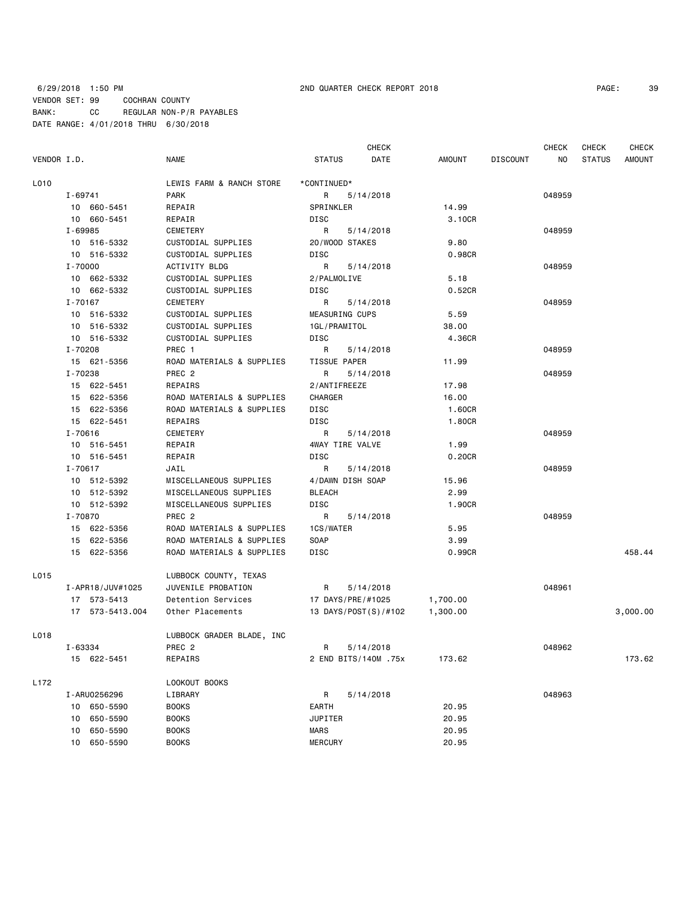6/29/2018 1:50 PM 2ND QUARTER CHECK REPORT 2018

VENDOR SET: 99 COCHRAN COUNTY
BANK: CC REGULAR NON-P/R PAYABLES
DATE RANGE: 4/01/2018 THRU 6/30/2018

| VENDOR I.D. | NAME | STATUS | CHECK DATE | AMOUNT | DISCOUNT | CHECK NO | CHECK STATUS | CHECK AMOUNT |
|---|---|---|---|---|---|---|---|---|
| L010 | LEWIS FARM & RANCH STORE | *CONTINUED* | | | | | | |
| I-69741 | PARK | R | 5/14/2018 | | | 048959 | | |
| 10 660-5451 | REPAIR | SPRINKLER | | 14.99 | | | | |
| 10 660-5451 | REPAIR | DISC | | 3.10CR | | | | |
| I-69985 | CEMETERY | R | 5/14/2018 | | | 048959 | | |
| 10 516-5332 | CUSTODIAL SUPPLIES | 20/WOOD STAKES | | 9.80 | | | | |
| 10 516-5332 | CUSTODIAL SUPPLIES | DISC | | 0.98CR | | | | |
| I-70000 | ACTIVITY BLDG | R | 5/14/2018 | | | 048959 | | |
| 10 662-5332 | CUSTODIAL SUPPLIES | 2/PALMOLIVE | | 5.18 | | | | |
| 10 662-5332 | CUSTODIAL SUPPLIES | DISC | | 0.52CR | | | | |
| I-70167 | CEMETERY | R | 5/14/2018 | | | 048959 | | |
| 10 516-5332 | CUSTODIAL SUPPLIES | MEASURING CUPS | | 5.59 | | | | |
| 10 516-5332 | CUSTODIAL SUPPLIES | 1GL/PRAMITOL | | 38.00 | | | | |
| 10 516-5332 | CUSTODIAL SUPPLIES | DISC | | 4.36CR | | | | |
| I-70208 | PREC 1 | R | 5/14/2018 | | | 048959 | | |
| 15 621-5356 | ROAD MATERIALS & SUPPLIES | TISSUE PAPER | | 11.99 | | | | |
| I-70238 | PREC 2 | R | 5/14/2018 | | | 048959 | | |
| 15 622-5451 | REPAIRS | 2/ANTIFREEZE | | 17.98 | | | | |
| 15 622-5356 | ROAD MATERIALS & SUPPLIES | CHARGER | | 16.00 | | | | |
| 15 622-5356 | ROAD MATERIALS & SUPPLIES | DISC | | 1.60CR | | | | |
| 15 622-5451 | REPAIRS | DISC | | 1.80CR | | | | |
| I-70616 | CEMETERY | R | 5/14/2018 | | | 048959 | | |
| 10 516-5451 | REPAIR | 4WAY TIRE VALVE | | 1.99 | | | | |
| 10 516-5451 | REPAIR | DISC | | 0.20CR | | | | |
| I-70617 | JAIL | R | 5/14/2018 | | | 048959 | | |
| 10 512-5392 | MISCELLANEOUS SUPPLIES | 4/DAWN DISH SOAP | | 15.96 | | | | |
| 10 512-5392 | MISCELLANEOUS SUPPLIES | BLEACH | | 2.99 | | | | |
| 10 512-5392 | MISCELLANEOUS SUPPLIES | DISC | | 1.90CR | | | | |
| I-70870 | PREC 2 | R | 5/14/2018 | | | 048959 | | |
| 15 622-5356 | ROAD MATERIALS & SUPPLIES | 1CS/WATER | | 5.95 | | | | |
| 15 622-5356 | ROAD MATERIALS & SUPPLIES | SOAP | | 3.99 | | | | |
| 15 622-5356 | ROAD MATERIALS & SUPPLIES | DISC | | 0.99CR | | | | 458.44 |
| L015 | LUBBOCK COUNTY, TEXAS | | | | | | | |
| I-APR18/JUV#1025 | JUVENILE PROBATION | R | 5/14/2018 | | | 048961 | | |
| 17 573-5413 | Detention Services | 17 DAYS/PRE/#1025 | | 1,700.00 | | | | |
| 17 573-5413.004 | Other Placements | 13 DAYS/POST(S)/#102 | | 1,300.00 | | | | 3,000.00 |
| L018 | LUBBOCK GRADER BLADE, INC | | | | | | | |
| I-63334 | PREC 2 | R | 5/14/2018 | | | 048962 | | |
| 15 622-5451 | REPAIRS | 2 END BITS/140M .75x | | 173.62 | | | | 173.62 |
| L172 | LOOKOUT BOOKS | | | | | | | |
| I-ARU0256296 | LIBRARY | R | 5/14/2018 | | | 048963 | | |
| 10 650-5590 | BOOKS | EARTH | | 20.95 | | | | |
| 10 650-5590 | BOOKS | JUPITER | | 20.95 | | | | |
| 10 650-5590 | BOOKS | MARS | | 20.95 | | | | |
| 10 650-5590 | BOOKS | MERCURY | | 20.95 | | | | |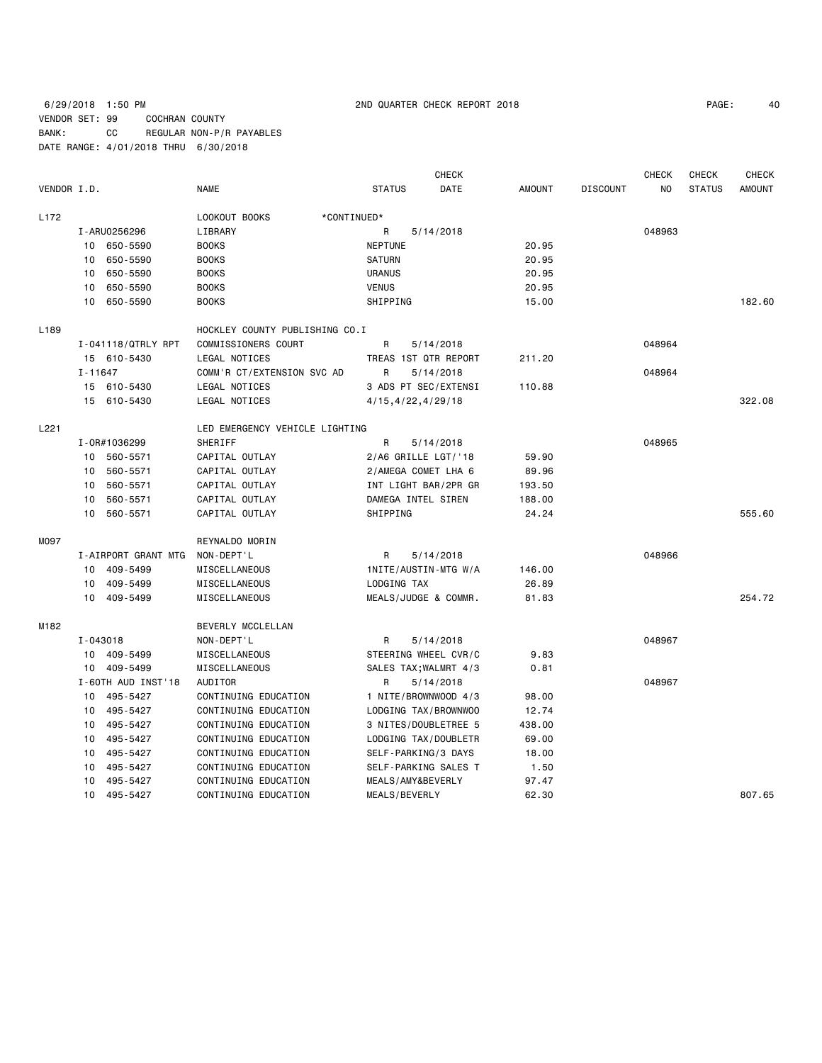6/29/2018 1:50 PM 2ND QUARTER CHECK REPORT 2018

VENDOR SET: 99 COCHRAN COUNTY
BANK: CC REGULAR NON-P/R PAYABLES
DATE RANGE: 4/01/2018 THRU 6/30/2018

| VENDOR I.D. | | NAME | STATUS | CHECK DATE | AMOUNT | DISCOUNT | CHECK NO | CHECK STATUS | CHECK AMOUNT |
|---|---|---|---|---|---|---|---|---|---|
| L172 | | LOOKOUT BOOKS *CONTINUED* | | | | | | | |
| | I-ARU0256296 | LIBRARY | R | 5/14/2018 | | | 048963 | | |
| | 10 650-5590 | BOOKS | NEPTUNE | | 20.95 | | | | |
| | 10 650-5590 | BOOKS | SATURN | | 20.95 | | | | |
| | 10 650-5590 | BOOKS | URANUS | | 20.95 | | | | |
| | 10 650-5590 | BOOKS | VENUS | | 20.95 | | | | |
| | 10 650-5590 | BOOKS | SHIPPING | | 15.00 | | | | 182.60 |
| L189 | | HOCKLEY COUNTY PUBLISHING CO.I | | | | | | | |
| | I-041118/QTRLY RPT | COMMISSIONERS COURT | R | 5/14/2018 | | | 048964 | | |
| | 15 610-5430 | LEGAL NOTICES | TREAS 1ST QTR REPORT | | 211.20 | | | | |
| | I-11647 | COMM'R CT/EXTENSION SVC AD | R | 5/14/2018 | | | 048964 | | |
| | 15 610-5430 | LEGAL NOTICES | 3 ADS PT SEC/EXTENSI | | 110.88 | | | | |
| | 15 610-5430 | LEGAL NOTICES | 4/15,4/22,4/29/18 | | | | | | 322.08 |
| L221 | | LED EMERGENCY VEHICLE LIGHTING | | | | | | | |
| | I-OR#1036299 | SHERIFF | R | 5/14/2018 | | | 048965 | | |
| | 10 560-5571 | CAPITAL OUTLAY | 2/A6 GRILLE LGT/'18 | | 59.90 | | | | |
| | 10 560-5571 | CAPITAL OUTLAY | 2/AMEGA COMET LHA 6 | | 89.96 | | | | |
| | 10 560-5571 | CAPITAL OUTLAY | INT LIGHT BAR/2PR GR | | 193.50 | | | | |
| | 10 560-5571 | CAPITAL OUTLAY | DAMEGA INTEL SIREN | | 188.00 | | | | |
| | 10 560-5571 | CAPITAL OUTLAY | SHIPPING | | 24.24 | | | | 555.60 |
| M097 | | REYNALDO MORIN | | | | | | | |
| | I-AIRPORT GRANT MTG | NON-DEPT'L | R | 5/14/2018 | | | 048966 | | |
| | 10 409-5499 | MISCELLANEOUS | 1NITE/AUSTIN-MTG W/A | | 146.00 | | | | |
| | 10 409-5499 | MISCELLANEOUS | LODGING TAX | | 26.89 | | | | |
| | 10 409-5499 | MISCELLANEOUS | MEALS/JUDGE & COMMR. | | 81.83 | | | | 254.72 |
| M182 | | BEVERLY MCCLELLAN | | | | | | | |
| | I-043018 | NON-DEPT'L | R | 5/14/2018 | | | 048967 | | |
| | 10 409-5499 | MISCELLANEOUS | STEERING WHEEL CVR/C | | 9.83 | | | | |
| | 10 409-5499 | MISCELLANEOUS | SALES TAX;WALMRT 4/3 | | 0.81 | | | | |
| | I-60TH AUD INST'18 | AUDITOR | R | 5/14/2018 | | | 048967 | | |
| | 10 495-5427 | CONTINUING EDUCATION | 1 NITE/BROWNWOOD 4/3 | | 98.00 | | | | |
| | 10 495-5427 | CONTINUING EDUCATION | LODGING TAX/BROWNWOO | | 12.74 | | | | |
| | 10 495-5427 | CONTINUING EDUCATION | 3 NITES/DOUBLETREE 5 | | 438.00 | | | | |
| | 10 495-5427 | CONTINUING EDUCATION | LODGING TAX/DOUBLETR | | 69.00 | | | | |
| | 10 495-5427 | CONTINUING EDUCATION | SELF-PARKING/3 DAYS | | 18.00 | | | | |
| | 10 495-5427 | CONTINUING EDUCATION | SELF-PARKING SALES T | | 1.50 | | | | |
| | 10 495-5427 | CONTINUING EDUCATION | MEALS/AMY&BEVERLY | | 97.47 | | | | |
| | 10 495-5427 | CONTINUING EDUCATION | MEALS/BEVERLY | | 62.30 | | | | 807.65 |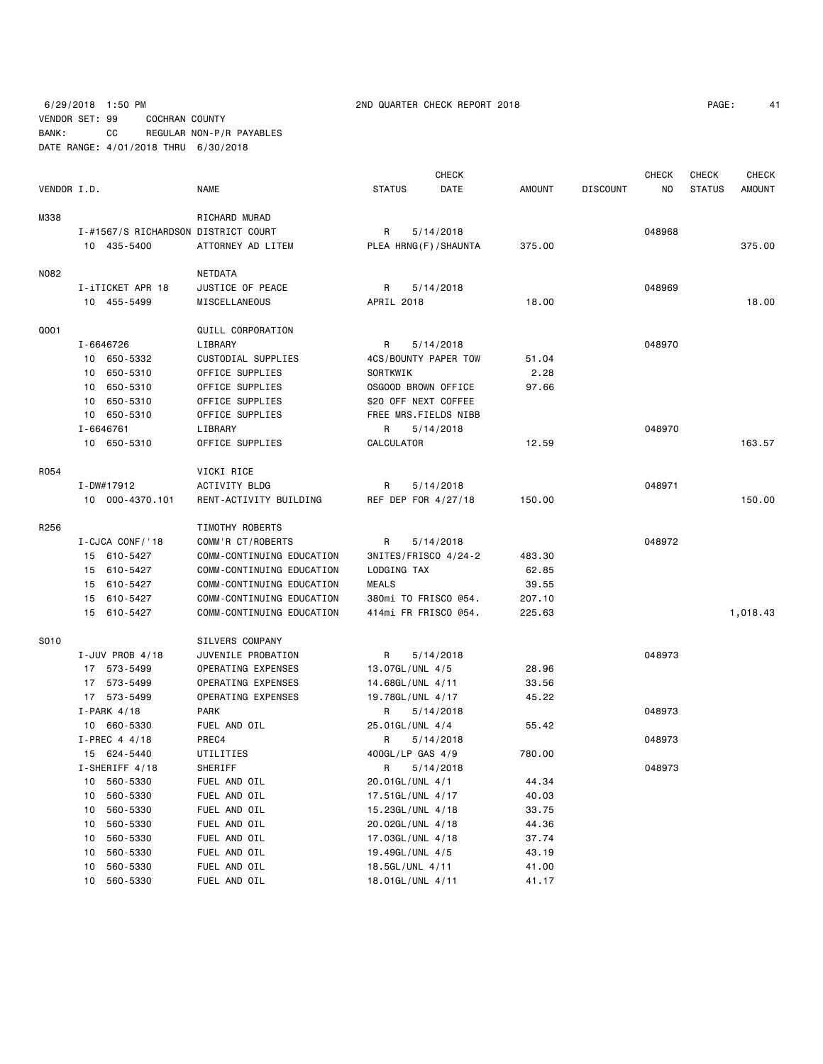6/29/2018 1:50 PM 2ND QUARTER CHECK REPORT 2018

VENDOR SET: 99 COCHRAN COUNTY
BANK: CC REGULAR NON-P/R PAYABLES
DATE RANGE: 4/01/2018 THRU 6/30/2018

| VENDOR I.D. | NAME | STATUS | CHECK DATE | AMOUNT | DISCOUNT | CHECK NO | CHECK STATUS | CHECK AMOUNT |
|---|---|---|---|---|---|---|---|---|
| M338 | RICHARD MURAD | | | | | | | |
| I-#1567/S RICHARDSON DISTRICT COURT | | R | 5/14/2018 | | | 048968 | | |
| 10 435-5400 | ATTORNEY AD LITEM | PLEA HRNG(F)/SHAUNTA | | 375.00 | | | | 375.00 |
| N082 | NETDATA | | | | | | | |
| I-iTICKET APR 18 | JUSTICE OF PEACE | R | 5/14/2018 | | | 048969 | | |
| 10 455-5499 | MISCELLANEOUS | APRIL 2018 | | 18.00 | | | | 18.00 |
| Q001 | QUILL CORPORATION | | | | | | | |
| I-6646726 | LIBRARY | R | 5/14/2018 | | | 048970 | | |
| 10 650-5332 | CUSTODIAL SUPPLIES | 4CS/BOUNTY PAPER TOW | | 51.04 | | | | |
| 10 650-5310 | OFFICE SUPPLIES | SORTKWIK | | 2.28 | | | | |
| 10 650-5310 | OFFICE SUPPLIES | OSGOOD BROWN OFFICE | | 97.66 | | | | |
| 10 650-5310 | OFFICE SUPPLIES | $20 OFF NEXT COFFEE | | | | | | |
| 10 650-5310 | OFFICE SUPPLIES | FREE MRS.FIELDS NIBB | | | | | | |
| I-6646761 | LIBRARY | R | 5/14/2018 | | | 048970 | | |
| 10 650-5310 | OFFICE SUPPLIES | CALCULATOR | | 12.59 | | | | 163.57 |
| R054 | VICKI RICE | | | | | | | |
| I-DW#17912 | ACTIVITY BLDG | R | 5/14/2018 | | | 048971 | | |
| 10 000-4370.101 | RENT-ACTIVITY BUILDING | REF DEP FOR 4/27/18 | | 150.00 | | | | 150.00 |
| R256 | TIMOTHY ROBERTS | | | | | | | |
| I-CJCA CONF/'18 | COMM'R CT/ROBERTS | R | 5/14/2018 | | | 048972 | | |
| 15 610-5427 | COMM-CONTINUING EDUCATION | 3NITES/FRISCO 4/24-2 | | 483.30 | | | | |
| 15 610-5427 | COMM-CONTINUING EDUCATION | LODGING TAX | | 62.85 | | | | |
| 15 610-5427 | COMM-CONTINUING EDUCATION | MEALS | | 39.55 | | | | |
| 15 610-5427 | COMM-CONTINUING EDUCATION | 380mi TO FRISCO @54. | | 207.10 | | | | |
| 15 610-5427 | COMM-CONTINUING EDUCATION | 414mi FR FRISCO @54. | | 225.63 | | | | 1,018.43 |
| S010 | SILVERS COMPANY | | | | | | | |
| I-JUV PROB 4/18 | JUVENILE PROBATION | R | 5/14/2018 | | | 048973 | | |
| 17 573-5499 | OPERATING EXPENSES | 13.07GL/UNL 4/5 | | 28.96 | | | | |
| 17 573-5499 | OPERATING EXPENSES | 14.68GL/UNL 4/11 | | 33.56 | | | | |
| 17 573-5499 | OPERATING EXPENSES | 19.78GL/UNL 4/17 | | 45.22 | | | | |
| I-PARK 4/18 | PARK | R | 5/14/2018 | | | 048973 | | |
| 10 660-5330 | FUEL AND OIL | 25.01GL/UNL 4/4 | | 55.42 | | | | |
| I-PREC 4 4/18 | PREC4 | R | 5/14/2018 | | | 048973 | | |
| 15 624-5440 | UTILITIES | 400GL/LP GAS 4/9 | | 780.00 | | | | |
| I-SHERIFF 4/18 | SHERIFF | R | 5/14/2018 | | | 048973 | | |
| 10 560-5330 | FUEL AND OIL | 20.01GL/UNL 4/1 | | 44.34 | | | | |
| 10 560-5330 | FUEL AND OIL | 17.51GL/UNL 4/17 | | 40.03 | | | | |
| 10 560-5330 | FUEL AND OIL | 15.23GL/UNL 4/18 | | 33.75 | | | | |
| 10 560-5330 | FUEL AND OIL | 20.02GL/UNL 4/18 | | 44.36 | | | | |
| 10 560-5330 | FUEL AND OIL | 17.03GL/UNL 4/18 | | 37.74 | | | | |
| 10 560-5330 | FUEL AND OIL | 19.49GL/UNL 4/5 | | 43.19 | | | | |
| 10 560-5330 | FUEL AND OIL | 18.5GL/UNL 4/11 | | 41.00 | | | | |
| 10 560-5330 | FUEL AND OIL | 18.01GL/UNL 4/11 | | 41.17 | | | | |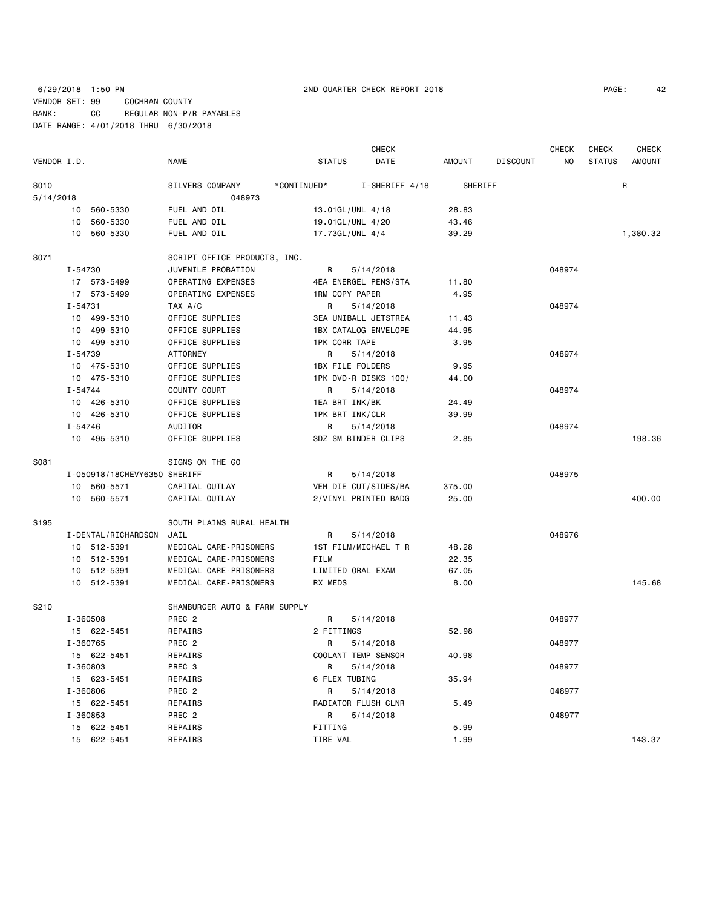6/29/2018 1:50 PM 2ND QUARTER CHECK REPORT 2018

VENDOR SET: 99 COCHRAN COUNTY

BANK: CC REGULAR NON-P/R PAYABLES

DATE RANGE: 4/01/2018 THRU 6/30/2018

| VENDOR I.D. | NAME | STATUS | CHECK DATE | AMOUNT | DISCOUNT | CHECK NO | CHECK STATUS | CHECK AMOUNT |
|---|---|---|---|---|---|---|---|---|
| S010 | SILVERS COMPANY | *CONTINUED* | I-SHERIFF 4/18 | SHERIFF | | | R | |
| 5/14/2018 | 048973 | | | | | | | |
| 10 560-5330 | FUEL AND OIL | 13.01GL/UNL 4/18 | | 28.83 | | | | |
| 10 560-5330 | FUEL AND OIL | 19.01GL/UNL 4/20 | | 43.46 | | | | |
| 10 560-5330 | FUEL AND OIL | 17.73GL/UNL 4/4 | | 39.29 | | | | 1,380.32 |
| S071 | SCRIPT OFFICE PRODUCTS, INC. | | | | | | | |
| I-54730 | JUVENILE PROBATION | R | 5/14/2018 | | | 048974 | | |
| 17 573-5499 | OPERATING EXPENSES | 4EA ENERGEL PENS/STA | | 11.80 | | | | |
| 17 573-5499 | OPERATING EXPENSES | 1RM COPY PAPER | | 4.95 | | | | |
| I-54731 | TAX A/C | R | 5/14/2018 | | | 048974 | | |
| 10 499-5310 | OFFICE SUPPLIES | 3EA UNIBALL JETSTREA | | 11.43 | | | | |
| 10 499-5310 | OFFICE SUPPLIES | 1BX CATALOG ENVELOPE | | 44.95 | | | | |
| 10 499-5310 | OFFICE SUPPLIES | 1PK CORR TAPE | | 3.95 | | | | |
| I-54739 | ATTORNEY | R | 5/14/2018 | | | 048974 | | |
| 10 475-5310 | OFFICE SUPPLIES | 1BX FILE FOLDERS | | 9.95 | | | | |
| 10 475-5310 | OFFICE SUPPLIES | 1PK DVD-R DISKS 100/ | | 44.00 | | | | |
| I-54744 | COUNTY COURT | R | 5/14/2018 | | | 048974 | | |
| 10 426-5310 | OFFICE SUPPLIES | 1EA BRT INK/BK | | 24.49 | | | | |
| 10 426-5310 | OFFICE SUPPLIES | 1PK BRT INK/CLR | | 39.99 | | | | |
| I-54746 | AUDITOR | R | 5/14/2018 | | | 048974 | | |
| 10 495-5310 | OFFICE SUPPLIES | 3DZ SM BINDER CLIPS | | 2.85 | | | | 198.36 |
| S081 | SIGNS ON THE GO | | | | | | | |
| I-050918/18CHEVY6350 | SHERIFF | R | 5/14/2018 | | | 048975 | | |
| 10 560-5571 | CAPITAL OUTLAY | VEH DIE CUT/SIDES/BA | | 375.00 | | | | |
| 10 560-5571 | CAPITAL OUTLAY | 2/VINYL PRINTED BADG | | 25.00 | | | | 400.00 |
| S195 | SOUTH PLAINS RURAL HEALTH | | | | | | | |
| I-DENTAL/RICHARDSON | JAIL | R | 5/14/2018 | | | 048976 | | |
| 10 512-5391 | MEDICAL CARE-PRISONERS | 1ST FILM/MICHAEL T R | | 48.28 | | | | |
| 10 512-5391 | MEDICAL CARE-PRISONERS | FILM | | 22.35 | | | | |
| 10 512-5391 | MEDICAL CARE-PRISONERS | LIMITED ORAL EXAM | | 67.05 | | | | |
| 10 512-5391 | MEDICAL CARE-PRISONERS | RX MEDS | | 8.00 | | | | 145.68 |
| S210 | SHAMBURGER AUTO & FARM SUPPLY | | | | | | | |
| I-360508 | PREC 2 | R | 5/14/2018 | | | 048977 | | |
| 15 622-5451 | REPAIRS | 2 FITTINGS | | 52.98 | | | | |
| I-360765 | PREC 2 | R | 5/14/2018 | | | 048977 | | |
| 15 622-5451 | REPAIRS | COOLANT TEMP SENSOR | | 40.98 | | | | |
| I-360803 | PREC 3 | R | 5/14/2018 | | | 048977 | | |
| 15 623-5451 | REPAIRS | 6 FLEX TUBING | | 35.94 | | | | |
| I-360806 | PREC 2 | R | 5/14/2018 | | | 048977 | | |
| 15 622-5451 | REPAIRS | RADIATOR FLUSH CLNR | | 5.49 | | | | |
| I-360853 | PREC 2 | R | 5/14/2018 | | | 048977 | | |
| 15 622-5451 | REPAIRS | FITTING | | 5.99 | | | | |
| 15 622-5451 | REPAIRS | TIRE VAL | | 1.99 | | | | 143.37 |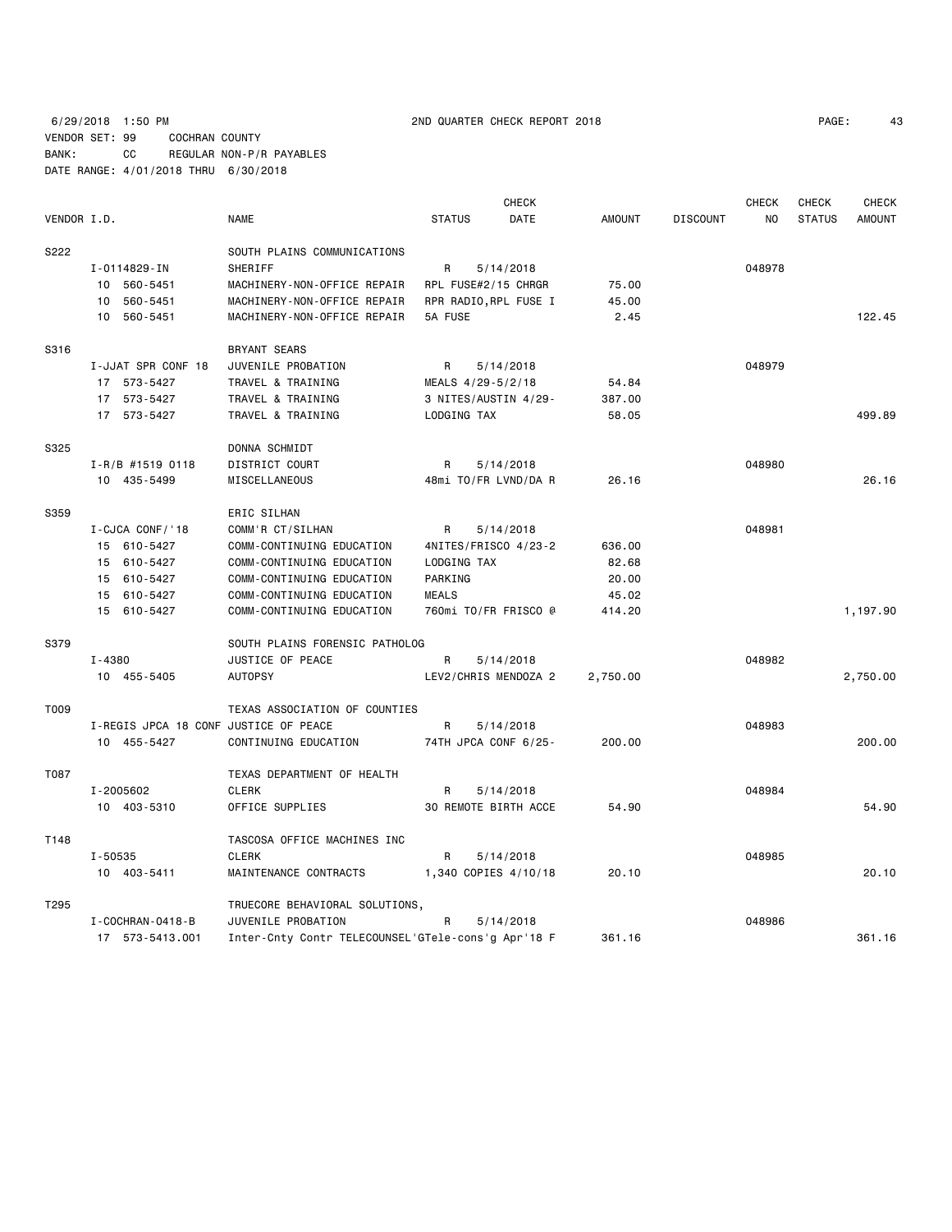6/29/2018 1:50 PM 2ND QUARTER CHECK REPORT 2018

VENDOR SET: 99 COCHRAN COUNTY
BANK: CC REGULAR NON-P/R PAYABLES
DATE RANGE: 4/01/2018 THRU 6/30/2018

| VENDOR I.D. | NAME | STATUS | CHECK DATE | AMOUNT | DISCOUNT | CHECK NO | CHECK STATUS | CHECK AMOUNT |
|---|---|---|---|---|---|---|---|---|
| S222 | SOUTH PLAINS COMMUNICATIONS | | | | | | | |
| I-0114829-IN | SHERIFF | R | 5/14/2018 | | | 048978 | | |
| 10 560-5451 | MACHINERY-NON-OFFICE REPAIR | RPL FUSE#2/15 CHRGR | | 75.00 | | | | |
| 10 560-5451 | MACHINERY-NON-OFFICE REPAIR | RPR RADIO,RPL FUSE I | | 45.00 | | | | |
| 10 560-5451 | MACHINERY-NON-OFFICE REPAIR | 5A FUSE | | 2.45 | | | | 122.45 |
| S316 | BRYANT SEARS | | | | | | | |
| I-JJAT SPR CONF 18 | JUVENILE PROBATION | R | 5/14/2018 | | | 048979 | | |
| 17 573-5427 | TRAVEL & TRAINING | MEALS 4/29-5/2/18 | | 54.84 | | | | |
| 17 573-5427 | TRAVEL & TRAINING | 3 NITES/AUSTIN 4/29- | | 387.00 | | | | |
| 17 573-5427 | TRAVEL & TRAINING | LODGING TAX | | 58.05 | | | | 499.89 |
| S325 | DONNA SCHMIDT | | | | | | | |
| I-R/B #1519 0118 | DISTRICT COURT | R | 5/14/2018 | | | 048980 | | |
| 10 435-5499 | MISCELLANEOUS | 48mi TO/FR LVND/DA R | | 26.16 | | | | 26.16 |
| S359 | ERIC SILHAN | | | | | | | |
| I-CJCA CONF/'18 | COMM'R CT/SILHAN | R | 5/14/2018 | | | 048981 | | |
| 15 610-5427 | COMM-CONTINUING EDUCATION | 4NITES/FRISCO 4/23-2 | | 636.00 | | | | |
| 15 610-5427 | COMM-CONTINUING EDUCATION | LODGING TAX | | 82.68 | | | | |
| 15 610-5427 | COMM-CONTINUING EDUCATION | PARKING | | 20.00 | | | | |
| 15 610-5427 | COMM-CONTINUING EDUCATION | MEALS | | 45.02 | | | | |
| 15 610-5427 | COMM-CONTINUING EDUCATION | 760mi TO/FR FRISCO @ | | 414.20 | | | | 1,197.90 |
| S379 | SOUTH PLAINS FORENSIC PATHOLOG | | | | | | | |
| I-4380 | JUSTICE OF PEACE | R | 5/14/2018 | | | 048982 | | |
| 10 455-5405 | AUTOPSY | LEV2/CHRIS MENDOZA 2 | | 2,750.00 | | | | 2,750.00 |
| T009 | TEXAS ASSOCIATION OF COUNTIES | | | | | | | |
| I-REGIS JPCA 18 CONF | JUSTICE OF PEACE | R | 5/14/2018 | | | 048983 | | |
| 10 455-5427 | CONTINUING EDUCATION | 74TH JPCA CONF 6/25- | | 200.00 | | | | 200.00 |
| T087 | TEXAS DEPARTMENT OF HEALTH | | | | | | | |
| I-2005602 | CLERK | R | 5/14/2018 | | | 048984 | | |
| 10 403-5310 | OFFICE SUPPLIES | 30 REMOTE BIRTH ACCE | | 54.90 | | | | 54.90 |
| T148 | TASCOSA OFFICE MACHINES INC | | | | | | | |
| I-50535 | CLERK | R | 5/14/2018 | | | 048985 | | |
| 10 403-5411 | MAINTENANCE CONTRACTS | 1,340 COPIES 4/10/18 | | 20.10 | | | | 20.10 |
| T295 | TRUECORE BEHAVIORAL SOLUTIONS, | | | | | | | |
| I-COCHRAN-0418-B | JUVENILE PROBATION | R | 5/14/2018 | | | 048986 | | |
| 17 573-5413.001 | Inter-Cnty Contr TELECOUNSEL | 'GTele-cons'g Apr'18 F | | 361.16 | | | | 361.16 |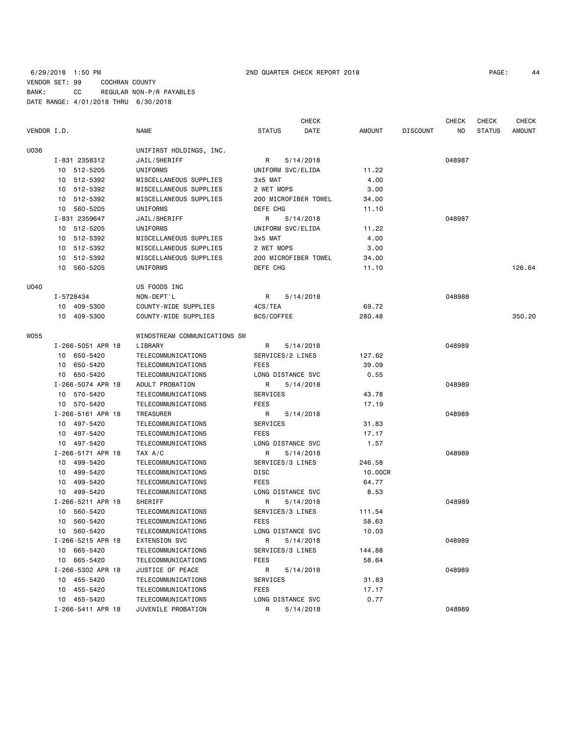6/29/2018 1:50 PM 2ND QUARTER CHECK REPORT 2018

VENDOR SET: 99 COCHRAN COUNTY
BANK: CC REGULAR NON-P/R PAYABLES
DATE RANGE: 4/01/2018 THRU 6/30/2018

| VENDOR I.D. | NAME | STATUS | CHECK DATE | AMOUNT | DISCOUNT | CHECK NO | CHECK STATUS | CHECK AMOUNT |
|---|---|---|---|---|---|---|---|---|
| U036 | UNIFIRST HOLDINGS, INC. | | | | | | | |
| I-831 2358312 | JAIL/SHERIFF | R | 5/14/2018 | | | 048987 | | |
| 10 512-5205 | UNIFORMS | UNIFORM SVC/ELIDA | | 11.22 | | | | |
| 10 512-5392 | MISCELLANEOUS SUPPLIES | 3x5 MAT | | 4.00 | | | | |
| 10 512-5392 | MISCELLANEOUS SUPPLIES | 2 WET MOPS | | 3.00 | | | | |
| 10 512-5392 | MISCELLANEOUS SUPPLIES | 200 MICROFIBER TOWEL | | 34.00 | | | | |
| 10 560-5205 | UNIFORMS | DEFE CHG | | 11.10 | | | | |
| I-831 2359647 | JAIL/SHERIFF | R | 5/14/2018 | | | 048987 | | |
| 10 512-5205 | UNIFORMS | UNIFORM SVC/ELIDA | | 11.22 | | | | |
| 10 512-5392 | MISCELLANEOUS SUPPLIES | 3x5 MAT | | 4.00 | | | | |
| 10 512-5392 | MISCELLANEOUS SUPPLIES | 2 WET MOPS | | 3.00 | | | | |
| 10 512-5392 | MISCELLANEOUS SUPPLIES | 200 MICROFIBER TOWEL | | 34.00 | | | | |
| 10 560-5205 | UNIFORMS | DEFE CHG | | 11.10 | | | | 126.64 |
| U040 | US FOODS INC | | | | | | | |
| I-5728434 | NON-DEPT'L | R | 5/14/2018 | | | 048988 | | |
| 10 409-5300 | COUNTY-WIDE SUPPLIES | 4CS/TEA | | 69.72 | | | | |
| 10 409-5300 | COUNTY-WIDE SUPPLIES | 8CS/COFFEE | | 280.48 | | | | 350.20 |
| W055 | WINDSTREAM COMMUNICATIONS SW | | | | | | | |
| I-266-5051 APR 18 | LIBRARY | R | 5/14/2018 | | | 048989 | | |
| 10 650-5420 | TELECOMMUNICATIONS | SERVICES/2 LINES | | 127.62 | | | | |
| 10 650-5420 | TELECOMMUNICATIONS | FEES | | 39.09 | | | | |
| 10 650-5420 | TELECOMMUNICATIONS | LONG DISTANCE SVC | | 0.55 | | | | |
| I-266-5074 APR 18 | ADULT PROBATION | R | 5/14/2018 | | | 048989 | | |
| 10 570-5420 | TELECOMMUNICATIONS | SERVICES | | 43.78 | | | | |
| 10 570-5420 | TELECOMMUNICATIONS | FEES | | 17.19 | | | | |
| I-266-5161 APR 18 | TREASURER | R | 5/14/2018 | | | 048989 | | |
| 10 497-5420 | TELECOMMUNICATIONS | SERVICES | | 31.83 | | | | |
| 10 497-5420 | TELECOMMUNICATIONS | FEES | | 17.17 | | | | |
| 10 497-5420 | TELECOMMUNICATIONS | LONG DISTANCE SVC | | 1.57 | | | | |
| I-266-5171 APR 18 | TAX A/C | R | 5/14/2018 | | | 048989 | | |
| 10 499-5420 | TELECOMMUNICATIONS | SERVICES/3 LINES | | 246.58 | | | | |
| 10 499-5420 | TELECOMMUNICATIONS | DISC | | 10.00CR | | | | |
| 10 499-5420 | TELECOMMUNICATIONS | FEES | | 64.77 | | | | |
| 10 499-5420 | TELECOMMUNICATIONS | LONG DISTANCE SVC | | 8.53 | | | | |
| I-266-5211 APR 18 | SHERIFF | R | 5/14/2018 | | | 048989 | | |
| 10 560-5420 | TELECOMMUNICATIONS | SERVICES/3 LINES | | 111.54 | | | | |
| 10 560-5420 | TELECOMMUNICATIONS | FEES | | 58.63 | | | | |
| 10 560-5420 | TELECOMMUNICATIONS | LONG DISTANCE SVC | | 10.03 | | | | |
| I-266-5215 APR 18 | EXTENSION SVC | R | 5/14/2018 | | | 048989 | | |
| 10 665-5420 | TELECOMMUNICATIONS | SERVICES/3 LINES | | 144.88 | | | | |
| 10 665-5420 | TELECOMMUNICATIONS | FEES | | 58.64 | | | | |
| I-266-5302 APR 18 | JUSTICE OF PEACE | R | 5/14/2018 | | | 048989 | | |
| 10 455-5420 | TELECOMMUNICATIONS | SERVICES | | 31.83 | | | | |
| 10 455-5420 | TELECOMMUNICATIONS | FEES | | 17.17 | | | | |
| 10 455-5420 | TELECOMMUNICATIONS | LONG DISTANCE SVC | | 0.77 | | | | |
| I-266-5411 APR 18 | JUVENILE PROBATION | R | 5/14/2018 | | | 048989 | | |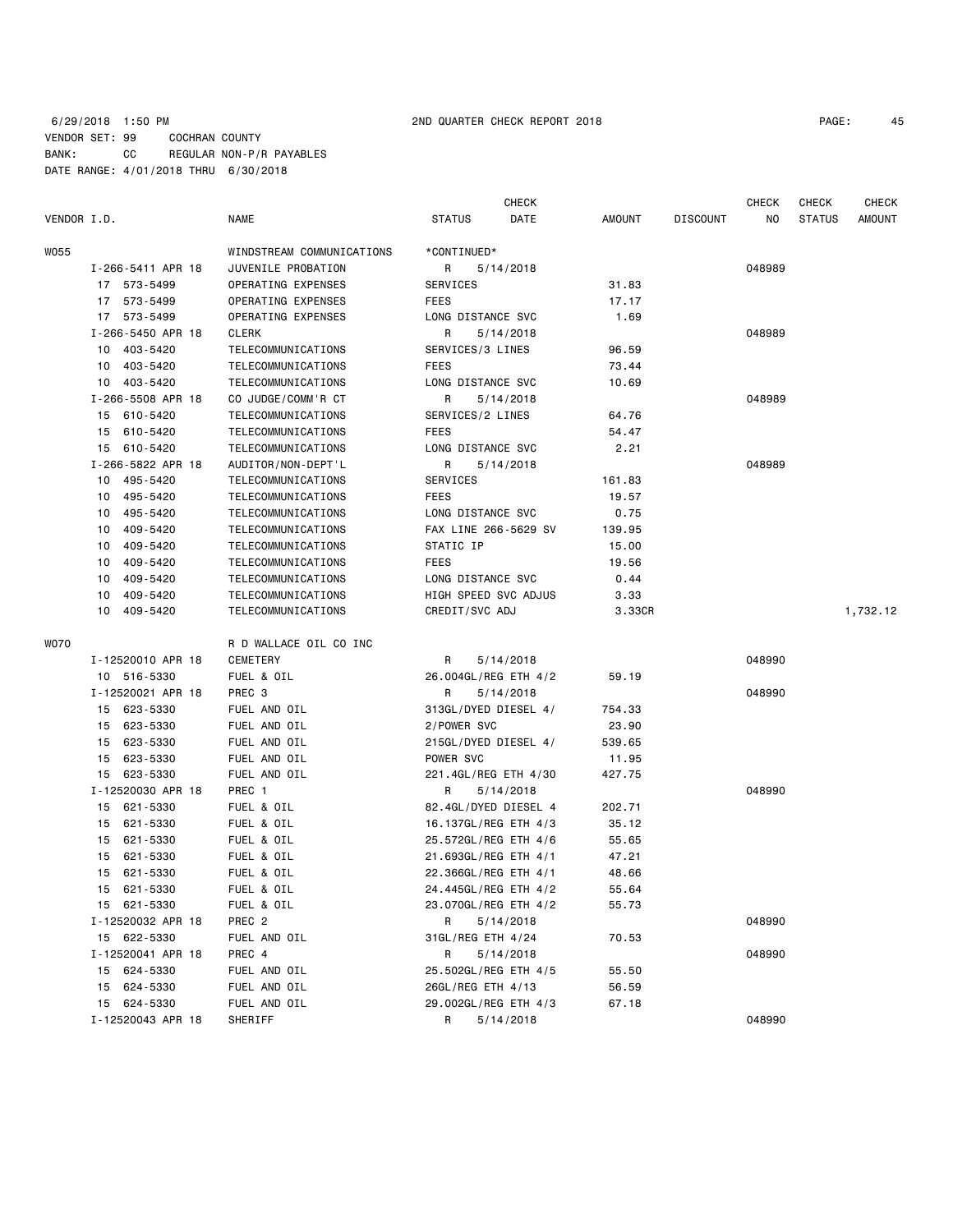6/29/2018 1:50 PM 2ND QUARTER CHECK REPORT 2018
VENDOR SET: 99 COCHRAN COUNTY
BANK: CC REGULAR NON-P/R PAYABLES
DATE RANGE: 4/01/2018 THRU 6/30/2018

| VENDOR I.D. | NAME | STATUS | CHECK DATE | AMOUNT | DISCOUNT | CHECK NO | CHECK STATUS | CHECK AMOUNT |
|---|---|---|---|---|---|---|---|---|
| W055 | WINDSTREAM COMMUNICATIONS | *CONTINUED* | | | | | | |
| I-266-5411 APR 18 | JUVENILE PROBATION | R | 5/14/2018 | | | 048989 | | |
| 17 573-5499 | OPERATING EXPENSES | SERVICES | | 31.83 | | | | |
| 17 573-5499 | OPERATING EXPENSES | FEES | | 17.17 | | | | |
| 17 573-5499 | OPERATING EXPENSES | LONG DISTANCE SVC | | 1.69 | | | | |
| I-266-5450 APR 18 | CLERK | R | 5/14/2018 | | | 048989 | | |
| 10 403-5420 | TELECOMMUNICATIONS | SERVICES/3 LINES | | 96.59 | | | | |
| 10 403-5420 | TELECOMMUNICATIONS | FEES | | 73.44 | | | | |
| 10 403-5420 | TELECOMMUNICATIONS | LONG DISTANCE SVC | | 10.69 | | | | |
| I-266-5508 APR 18 | CO JUDGE/COMM'R CT | R | 5/14/2018 | | | 048989 | | |
| 15 610-5420 | TELECOMMUNICATIONS | SERVICES/2 LINES | | 64.76 | | | | |
| 15 610-5420 | TELECOMMUNICATIONS | FEES | | 54.47 | | | | |
| 15 610-5420 | TELECOMMUNICATIONS | LONG DISTANCE SVC | | 2.21 | | | | |
| I-266-5822 APR 18 | AUDITOR/NON-DEPT'L | R | 5/14/2018 | | | 048989 | | |
| 10 495-5420 | TELECOMMUNICATIONS | SERVICES | | 161.83 | | | | |
| 10 495-5420 | TELECOMMUNICATIONS | FEES | | 19.57 | | | | |
| 10 495-5420 | TELECOMMUNICATIONS | LONG DISTANCE SVC | | 0.75 | | | | |
| 10 409-5420 | TELECOMMUNICATIONS | FAX LINE 266-5629 SV | | 139.95 | | | | |
| 10 409-5420 | TELECOMMUNICATIONS | STATIC IP | | 15.00 | | | | |
| 10 409-5420 | TELECOMMUNICATIONS | FEES | | 19.56 | | | | |
| 10 409-5420 | TELECOMMUNICATIONS | LONG DISTANCE SVC | | 0.44 | | | | |
| 10 409-5420 | TELECOMMUNICATIONS | HIGH SPEED SVC ADJUS | | 3.33 | | | | |
| 10 409-5420 | TELECOMMUNICATIONS | CREDIT/SVC ADJ | | 3.33CR | | | | 1,732.12 |
| W070 | R D WALLACE OIL CO INC | | | | | | | |
| I-12520010 APR 18 | CEMETERY | R | 5/14/2018 | | | 048990 | | |
| 10 516-5330 | FUEL & OIL | 26.004GL/REG ETH 4/2 | | 59.19 | | | | |
| I-12520021 APR 18 | PREC 3 | R | 5/14/2018 | | | 048990 | | |
| 15 623-5330 | FUEL AND OIL | 313GL/DYED DIESEL 4/ | | 754.33 | | | | |
| 15 623-5330 | FUEL AND OIL | 2/POWER SVC | | 23.90 | | | | |
| 15 623-5330 | FUEL AND OIL | 215GL/DYED DIESEL 4/ | | 539.65 | | | | |
| 15 623-5330 | FUEL AND OIL | POWER SVC | | 11.95 | | | | |
| 15 623-5330 | FUEL AND OIL | 221.4GL/REG ETH 4/30 | | 427.75 | | | | |
| I-12520030 APR 18 | PREC 1 | R | 5/14/2018 | | | 048990 | | |
| 15 621-5330 | FUEL & OIL | 82.4GL/DYED DIESEL 4 | | 202.71 | | | | |
| 15 621-5330 | FUEL & OIL | 16.137GL/REG ETH 4/3 | | 35.12 | | | | |
| 15 621-5330 | FUEL & OIL | 25.572GL/REG ETH 4/6 | | 55.65 | | | | |
| 15 621-5330 | FUEL & OIL | 21.693GL/REG ETH 4/1 | | 47.21 | | | | |
| 15 621-5330 | FUEL & OIL | 22.366GL/REG ETH 4/1 | | 48.66 | | | | |
| 15 621-5330 | FUEL & OIL | 24.445GL/REG ETH 4/2 | | 55.64 | | | | |
| 15 621-5330 | FUEL & OIL | 23.070GL/REG ETH 4/2 | | 55.73 | | | | |
| I-12520032 APR 18 | PREC 2 | R | 5/14/2018 | | | 048990 | | |
| 15 622-5330 | FUEL AND OIL | 31GL/REG ETH 4/24 | | 70.53 | | | | |
| I-12520041 APR 18 | PREC 4 | R | 5/14/2018 | | | 048990 | | |
| 15 624-5330 | FUEL AND OIL | 25.502GL/REG ETH 4/5 | | 55.50 | | | | |
| 15 624-5330 | FUEL AND OIL | 26GL/REG ETH 4/13 | | 56.59 | | | | |
| 15 624-5330 | FUEL AND OIL | 29.002GL/REG ETH 4/3 | | 67.18 | | | | |
| I-12520043 APR 18 | SHERIFF | R | 5/14/2018 | | | 048990 | | |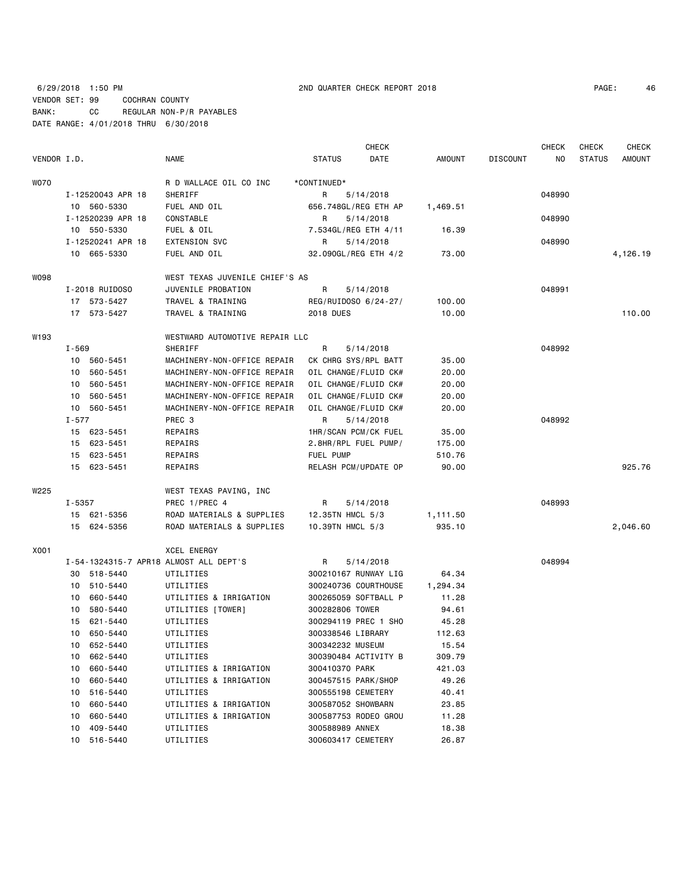6/29/2018 1:50 PM 2ND QUARTER CHECK REPORT 2018

VENDOR SET: 99 COCHRAN COUNTY
BANK: CC REGULAR NON-P/R PAYABLES
DATE RANGE: 4/01/2018 THRU 6/30/2018

| VENDOR I.D. | | NAME | STATUS | CHECK DATE | AMOUNT | DISCOUNT | CHECK NO | CHECK STATUS | CHECK AMOUNT |
|---|---|---|---|---|---|---|---|---|---|
| W070 | | R D WALLACE OIL CO INC | *CONTINUED* | | | | | | |
| | I-12520043 APR 18 | SHERIFF | R | 5/14/2018 | | | 048990 | | |
| | 10 560-5330 | FUEL AND OIL | 656.748GL/REG ETH AP | | 1,469.51 | | | | |
| | I-12520239 APR 18 | CONSTABLE | R | 5/14/2018 | | | 048990 | | |
| | 10 550-5330 | FUEL & OIL | 7.534GL/REG ETH 4/11 | | 16.39 | | | | |
| | I-12520241 APR 18 | EXTENSION SVC | R | 5/14/2018 | | | 048990 | | |
| | 10 665-5330 | FUEL AND OIL | 32.090GL/REG ETH 4/2 | | 73.00 | | | | 4,126.19 |
| W098 | | WEST TEXAS JUVENILE CHIEF'S AS | | | | | | | |
| | I-2018 RUIDOSO | JUVENILE PROBATION | R | 5/14/2018 | | | 048991 | | |
| | 17 573-5427 | TRAVEL & TRAINING | REG/RUIDOSO 6/24-27/ | | 100.00 | | | | |
| | 17 573-5427 | TRAVEL & TRAINING | 2018 DUES | | 10.00 | | | | 110.00 |
| W193 | | WESTWARD AUTOMOTIVE REPAIR LLC | | | | | | | |
| | I-569 | SHERIFF | R | 5/14/2018 | | | 048992 | | |
| | 10 560-5451 | MACHINERY-NON-OFFICE REPAIR | CK CHRG SYS/RPL BATT | | 35.00 | | | | |
| | 10 560-5451 | MACHINERY-NON-OFFICE REPAIR | OIL CHANGE/FLUID CK# | | 20.00 | | | | |
| | 10 560-5451 | MACHINERY-NON-OFFICE REPAIR | OIL CHANGE/FLUID CK# | | 20.00 | | | | |
| | 10 560-5451 | MACHINERY-NON-OFFICE REPAIR | OIL CHANGE/FLUID CK# | | 20.00 | | | | |
| | 10 560-5451 | MACHINERY-NON-OFFICE REPAIR | OIL CHANGE/FLUID CK# | | 20.00 | | | | |
| | I-577 | PREC 3 | R | 5/14/2018 | | | 048992 | | |
| | 15 623-5451 | REPAIRS | 1HR/SCAN PCM/CK FUEL | | 35.00 | | | | |
| | 15 623-5451 | REPAIRS | 2.8HR/RPL FUEL PUMP/ | | 175.00 | | | | |
| | 15 623-5451 | REPAIRS | FUEL PUMP | | 510.76 | | | | |
| | 15 623-5451 | REPAIRS | RELASH PCM/UPDATE OP | | 90.00 | | | | 925.76 |
| W225 | | WEST TEXAS PAVING, INC | | | | | | | |
| | I-5357 | PREC 1/PREC 4 | R | 5/14/2018 | | | 048993 | | |
| | 15 621-5356 | ROAD MATERIALS & SUPPLIES | 12.35TN HMCL 5/3 | | 1,111.50 | | | | |
| | 15 624-5356 | ROAD MATERIALS & SUPPLIES | 10.39TN HMCL 5/3 | | 935.10 | | | | 2,046.60 |
| X001 | | XCEL ENERGY | | | | | | | |
| | I-54-1324315-7 APR18 | ALMOST ALL DEPT'S | R | 5/14/2018 | | | 048994 | | |
| | 30 518-5440 | UTILITIES | 300210167 RUNWAY LIG | | 64.34 | | | | |
| | 10 510-5440 | UTILITIES | 300240736 COURTHOUSE | | 1,294.34 | | | | |
| | 10 660-5440 | UTILITIES & IRRIGATION | 300265059 SOFTBALL P | | 11.28 | | | | |
| | 10 580-5440 | UTILITIES [TOWER] | 300282806 TOWER | | 94.61 | | | | |
| | 15 621-5440 | UTILITIES | 300294119 PREC 1 SHO | | 45.28 | | | | |
| | 10 650-5440 | UTILITIES | 300338546 LIBRARY | | 112.63 | | | | |
| | 10 652-5440 | UTILITIES | 300342232 MUSEUM | | 15.54 | | | | |
| | 10 662-5440 | UTILITIES | 300390484 ACTIVITY B | | 309.79 | | | | |
| | 10 660-5440 | UTILITIES & IRRIGATION | 300410370 PARK | | 421.03 | | | | |
| | 10 660-5440 | UTILITIES & IRRIGATION | 300457515 PARK/SHOP | | 49.26 | | | | |
| | 10 516-5440 | UTILITIES | 300555198 CEMETERY | | 40.41 | | | | |
| | 10 660-5440 | UTILITIES & IRRIGATION | 300587052 SHOWBARN | | 23.85 | | | | |
| | 10 660-5440 | UTILITIES & IRRIGATION | 300587753 RODEO GROU | | 11.28 | | | | |
| | 10 409-5440 | UTILITIES | 300588989 ANNEX | | 18.38 | | | | |
| | 10 516-5440 | UTILITIES | 300603417 CEMETERY | | 26.87 | | | | |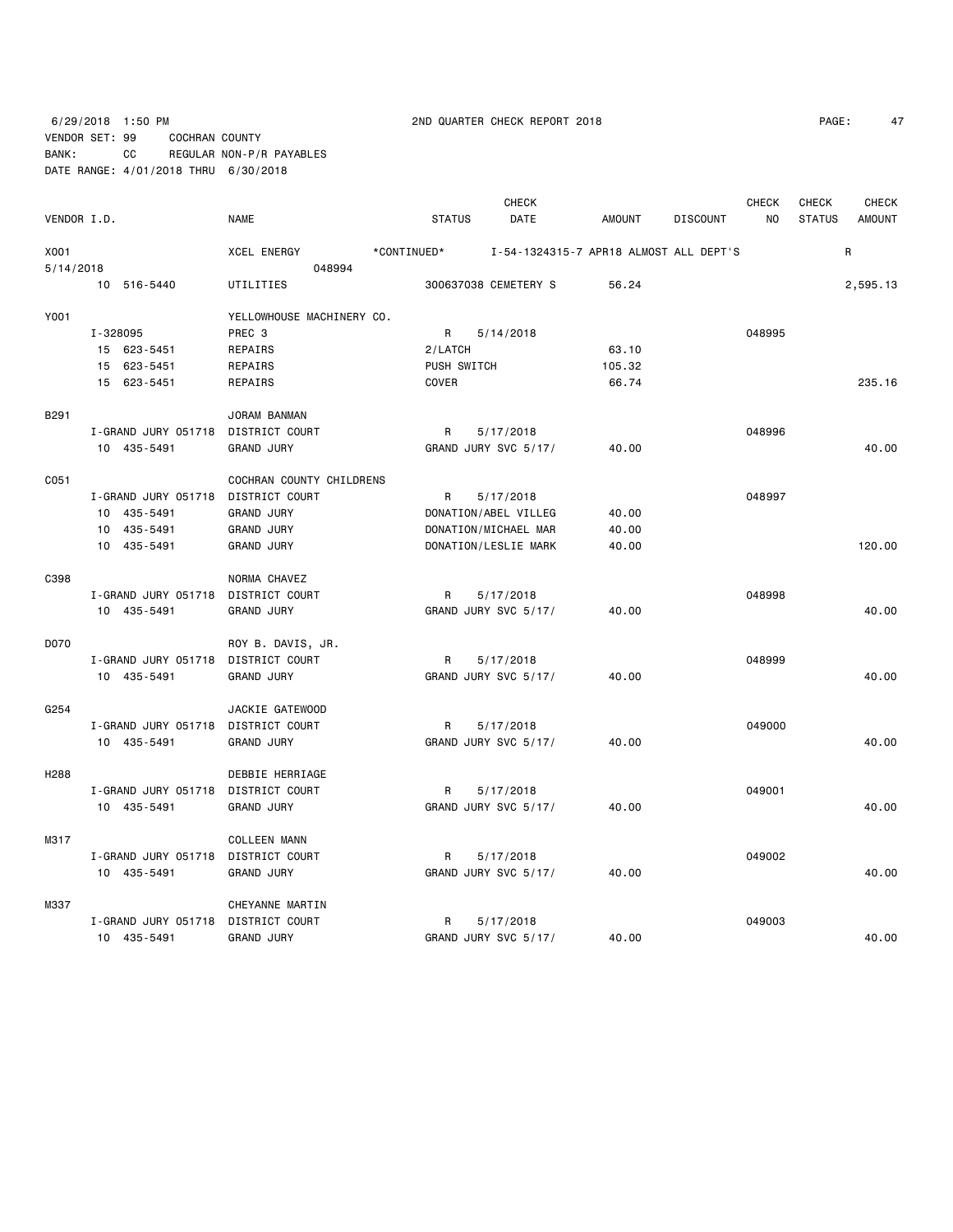6/29/2018 1:50 PM 2ND QUARTER CHECK REPORT 2018 PAGE: 47

VENDOR SET: 99 COCHRAN COUNTY

BANK: CC REGULAR NON-P/R PAYABLES

DATE RANGE: 4/01/2018 THRU 6/30/2018

| VENDOR I.D. | | NAME | STATUS | CHECK DATE | AMOUNT | DISCOUNT | CHECK NO | CHECK STATUS | CHECK AMOUNT |
|---|---|---|---|---|---|---|---|---|---|
| X001 | | XCEL ENERGY | *CONTINUED* | I-54-1324315-7 APR18 ALMOST ALL DEPT'S | | | | R | |
| 5/14/2018 | | 048994 | | | | | | | |
| | 10 516-5440 | UTILITIES | 300637038 CEMETERY S | | 56.24 | | | | 2,595.13 |
| Y001 | | YELLOWHOUSE MACHINERY CO. | | | | | | | |
| | I-328095 | PREC 3 | R | 5/14/2018 | | | 048995 | | |
| | 15 623-5451 | REPAIRS | 2/LATCH | | 63.10 | | | | |
| | 15 623-5451 | REPAIRS | PUSH SWITCH | | 105.32 | | | | |
| | 15 623-5451 | REPAIRS | COVER | | 66.74 | | | | 235.16 |
| B291 | | JORAM BANMAN | | | | | | | |
| | I-GRAND JURY 051718 | DISTRICT COURT | R | 5/17/2018 | | | 048996 | | |
| | 10 435-5491 | GRAND JURY | GRAND JURY SVC 5/17/ | | 40.00 | | | | 40.00 |
| C051 | | COCHRAN COUNTY CHILDRENS | | | | | | | |
| | I-GRAND JURY 051718 | DISTRICT COURT | R | 5/17/2018 | | | 048997 | | |
| | 10 435-5491 | GRAND JURY | DONATION/ABEL VILLEG | | 40.00 | | | | |
| | 10 435-5491 | GRAND JURY | DONATION/MICHAEL MAR | | 40.00 | | | | |
| | 10 435-5491 | GRAND JURY | DONATION/LESLIE MARK | | 40.00 | | | | 120.00 |
| C398 | | NORMA CHAVEZ | | | | | | | |
| | I-GRAND JURY 051718 | DISTRICT COURT | R | 5/17/2018 | | | 048998 | | |
| | 10 435-5491 | GRAND JURY | GRAND JURY SVC 5/17/ | | 40.00 | | | | 40.00 |
| D070 | | ROY B. DAVIS, JR. | | | | | | | |
| | I-GRAND JURY 051718 | DISTRICT COURT | R | 5/17/2018 | | | 048999 | | |
| | 10 435-5491 | GRAND JURY | GRAND JURY SVC 5/17/ | | 40.00 | | | | 40.00 |
| G254 | | JACKIE GATEWOOD | | | | | | | |
| | I-GRAND JURY 051718 | DISTRICT COURT | R | 5/17/2018 | | | 049000 | | |
| | 10 435-5491 | GRAND JURY | GRAND JURY SVC 5/17/ | | 40.00 | | | | 40.00 |
| H288 | | DEBBIE HERRIAGE | | | | | | | |
| | I-GRAND JURY 051718 | DISTRICT COURT | R | 5/17/2018 | | | 049001 | | |
| | 10 435-5491 | GRAND JURY | GRAND JURY SVC 5/17/ | | 40.00 | | | | 40.00 |
| M317 | | COLLEEN MANN | | | | | | | |
| | I-GRAND JURY 051718 | DISTRICT COURT | R | 5/17/2018 | | | 049002 | | |
| | 10 435-5491 | GRAND JURY | GRAND JURY SVC 5/17/ | | 40.00 | | | | 40.00 |
| M337 | | CHEYANNE MARTIN | | | | | | | |
| | I-GRAND JURY 051718 | DISTRICT COURT | R | 5/17/2018 | | | 049003 | | |
| | 10 435-5491 | GRAND JURY | GRAND JURY SVC 5/17/ | | 40.00 | | | | 40.00 |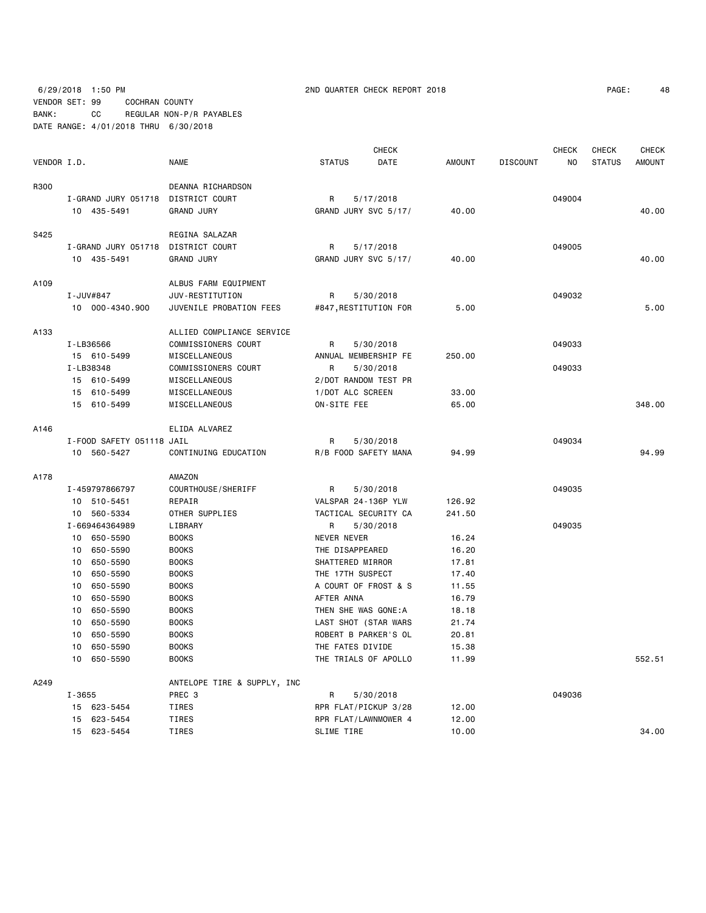6/29/2018 1:50 PM 2ND QUARTER CHECK REPORT 2018

VENDOR SET: 99 COCHRAN COUNTY
BANK: CC REGULAR NON-P/R PAYABLES
DATE RANGE: 4/01/2018 THRU 6/30/2018

| VENDOR I.D. | | NAME | STATUS | CHECK DATE | AMOUNT | DISCOUNT | CHECK NO | CHECK STATUS | CHECK AMOUNT |
|---|---|---|---|---|---|---|---|---|---|
| R300 | | DEANNA RICHARDSON | | | | | | | |
| | I-GRAND JURY 051718 | DISTRICT COURT | R | 5/17/2018 | | | 049004 | | |
| | 10 435-5491 | GRAND JURY | GRAND JURY SVC 5/17/ | | 40.00 | | | | 40.00 |
| S425 | | REGINA SALAZAR | | | | | | | |
| | I-GRAND JURY 051718 | DISTRICT COURT | R | 5/17/2018 | | | 049005 | | |
| | 10 435-5491 | GRAND JURY | GRAND JURY SVC 5/17/ | | 40.00 | | | | 40.00 |
| A109 | | ALBUS FARM EQUIPMENT | | | | | | | |
| | I-JUV#847 | JUV-RESTITUTION | R | 5/30/2018 | | | 049032 | | |
| | 10 000-4340.900 | JUVENILE PROBATION FEES | #847,RESTITUTION FOR | | 5.00 | | | | 5.00 |
| A133 | | ALLIED COMPLIANCE SERVICE | | | | | | | |
| | I-LB36566 | COMMISSIONERS COURT | R | 5/30/2018 | | | 049033 | | |
| | 15 610-5499 | MISCELLANEOUS | ANNUAL MEMBERSHIP FE | | 250.00 | | | | |
| | I-LB38348 | COMMISSIONERS COURT | R | 5/30/2018 | | | 049033 | | |
| | 15 610-5499 | MISCELLANEOUS | 2/DOT RANDOM TEST PR | | | | | | |
| | 15 610-5499 | MISCELLANEOUS | 1/DOT ALC SCREEN | | 33.00 | | | | |
| | 15 610-5499 | MISCELLANEOUS | ON-SITE FEE | | 65.00 | | | | 348.00 |
| A146 | | ELIDA ALVAREZ | | | | | | | |
| | I-FOOD SAFETY 051118 | JAIL | R | 5/30/2018 | | | 049034 | | |
| | 10 560-5427 | CONTINUING EDUCATION | R/B FOOD SAFETY MANA | | 94.99 | | | | 94.99 |
| A178 | | AMAZON | | | | | | | |
| | I-459797866797 | COURTHOUSE/SHERIFF | R | 5/30/2018 | | | 049035 | | |
| | 10 510-5451 | REPAIR | VALSPAR 24-136P YLW | | 126.92 | | | | |
| | 10 560-5334 | OTHER SUPPLIES | TACTICAL SECURITY CA | | 241.50 | | | | |
| | I-669464364989 | LIBRARY | R | 5/30/2018 | | | 049035 | | |
| | 10 650-5590 | BOOKS | NEVER NEVER | | 16.24 | | | | |
| | 10 650-5590 | BOOKS | THE DISAPPEARED | | 16.20 | | | | |
| | 10 650-5590 | BOOKS | SHATTERED MIRROR | | 17.81 | | | | |
| | 10 650-5590 | BOOKS | THE 17TH SUSPECT | | 17.40 | | | | |
| | 10 650-5590 | BOOKS | A COURT OF FROST & S | | 11.55 | | | | |
| | 10 650-5590 | BOOKS | AFTER ANNA | | 16.79 | | | | |
| | 10 650-5590 | BOOKS | THEN SHE WAS GONE:A | | 18.18 | | | | |
| | 10 650-5590 | BOOKS | LAST SHOT (STAR WARS | | 21.74 | | | | |
| | 10 650-5590 | BOOKS | ROBERT B PARKER'S OL | | 20.81 | | | | |
| | 10 650-5590 | BOOKS | THE FATES DIVIDE | | 15.38 | | | | |
| | 10 650-5590 | BOOKS | THE TRIALS OF APOLLO | | 11.99 | | | | 552.51 |
| A249 | | ANTELOPE TIRE & SUPPLY, INC | | | | | | | |
| | I-3655 | PREC 3 | R | 5/30/2018 | | | 049036 | | |
| | 15 623-5454 | TIRES | RPR FLAT/PICKUP 3/28 | | 12.00 | | | | |
| | 15 623-5454 | TIRES | RPR FLAT/LAWNMOWER 4 | | 12.00 | | | | |
| | 15 623-5454 | TIRES | SLIME TIRE | | 10.00 | | | | 34.00 |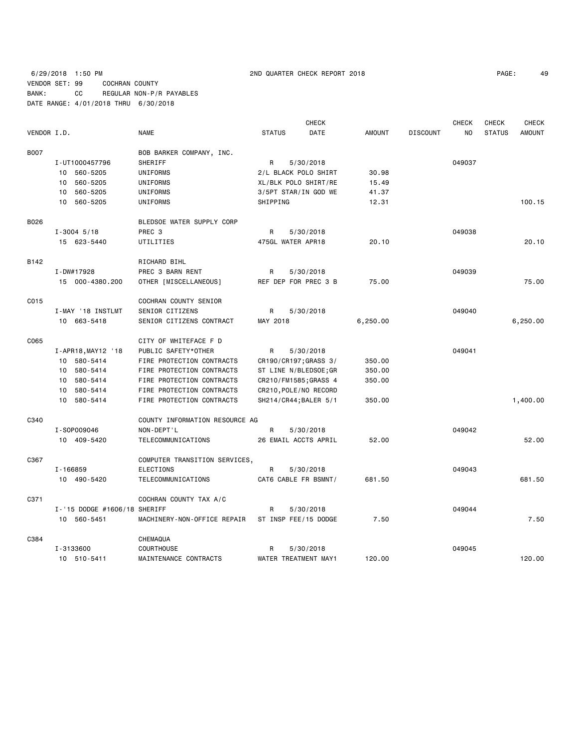6/29/2018 1:50 PM 2ND QUARTER CHECK REPORT 2018

VENDOR SET: 99 COCHRAN COUNTY
BANK: CC REGULAR NON-P/R PAYABLES
DATE RANGE: 4/01/2018 THRU 6/30/2018

| VENDOR I.D. | NAME | STATUS | CHECK DATE | AMOUNT | DISCOUNT | CHECK NO | CHECK STATUS | CHECK AMOUNT |
|---|---|---|---|---|---|---|---|---|
| B007 | BOB BARKER COMPANY, INC. | | | | | | | |
| I-UT1000457796 | SHERIFF | R | 5/30/2018 | | | 049037 | | |
| 10 560-5205 | UNIFORMS | 2/L BLACK POLO SHIRT | | 30.98 | | | | |
| 10 560-5205 | UNIFORMS | XL/BLK POLO SHIRT/RE | | 15.49 | | | | |
| 10 560-5205 | UNIFORMS | 3/5PT STAR/IN GOD WE | | 41.37 | | | | |
| 10 560-5205 | UNIFORMS | SHIPPING | | 12.31 | | | | 100.15 |
| B026 | BLEDSOE WATER SUPPLY CORP | | | | | | | |
| I-3004 5/18 | PREC 3 | R | 5/30/2018 | | | 049038 | | |
| 15 623-5440 | UTILITIES | 475GL WATER APR18 | | 20.10 | | | | 20.10 |
| B142 | RICHARD BIHL | | | | | | | |
| I-DW#17928 | PREC 3 BARN RENT | R | 5/30/2018 | | | 049039 | | |
| 15 000-4380.200 | OTHER [MISCELLANEOUS] | REF DEP FOR PREC 3 B | | 75.00 | | | | 75.00 |
| C015 | COCHRAN COUNTY SENIOR | | | | | | | |
| I-MAY '18 INSTLMT | SENIOR CITIZENS | R | 5/30/2018 | | | 049040 | | |
| 10 663-5418 | SENIOR CITIZENS CONTRACT | MAY 2018 | | 6,250.00 | | | | 6,250.00 |
| C065 | CITY OF WHITEFACE F D | | | | | | | |
| I-APR18,MAY12 '18 | PUBLIC SAFETY*OTHER | R | 5/30/2018 | | | 049041 | | |
| 10 580-5414 | FIRE PROTECTION CONTRACTS | CR190/CR197;GRASS 3/ | | 350.00 | | | | |
| 10 580-5414 | FIRE PROTECTION CONTRACTS | ST LINE N/BLEDSOE;GR | | 350.00 | | | | |
| 10 580-5414 | FIRE PROTECTION CONTRACTS | CR210/FM1585;GRASS 4 | | 350.00 | | | | |
| 10 580-5414 | FIRE PROTECTION CONTRACTS | CR210,POLE/NO RECORD | | | | | | |
| 10 580-5414 | FIRE PROTECTION CONTRACTS | SH214/CR44;BALER 5/1 | | 350.00 | | | | 1,400.00 |
| C340 | COUNTY INFORMATION RESOURCE AG | | | | | | | |
| I-SOP009046 | NON-DEPT'L | R | 5/30/2018 | | | 049042 | | |
| 10 409-5420 | TELECOMMUNICATIONS | 26 EMAIL ACCTS APRIL | | 52.00 | | | | 52.00 |
| C367 | COMPUTER TRANSITION SERVICES, | | | | | | | |
| I-166859 | ELECTIONS | R | 5/30/2018 | | | 049043 | | |
| 10 490-5420 | TELECOMMUNICATIONS | CAT6 CABLE FR BSMNT/ | | 681.50 | | | | 681.50 |
| C371 | COCHRAN COUNTY TAX A/C | | | | | | | |
| I-'15 DODGE #1606/18 | SHERIFF | R | 5/30/2018 | | | 049044 | | |
| 10 560-5451 | MACHINERY-NON-OFFICE REPAIR | ST INSP FEE/15 DODGE | | 7.50 | | | | 7.50 |
| C384 | CHEMAQUA | | | | | | | |
| I-3133600 | COURTHOUSE | R | 5/30/2018 | | | 049045 | | |
| 10 510-5411 | MAINTENANCE CONTRACTS | WATER TREATMENT MAY1 | | 120.00 | | | | 120.00 |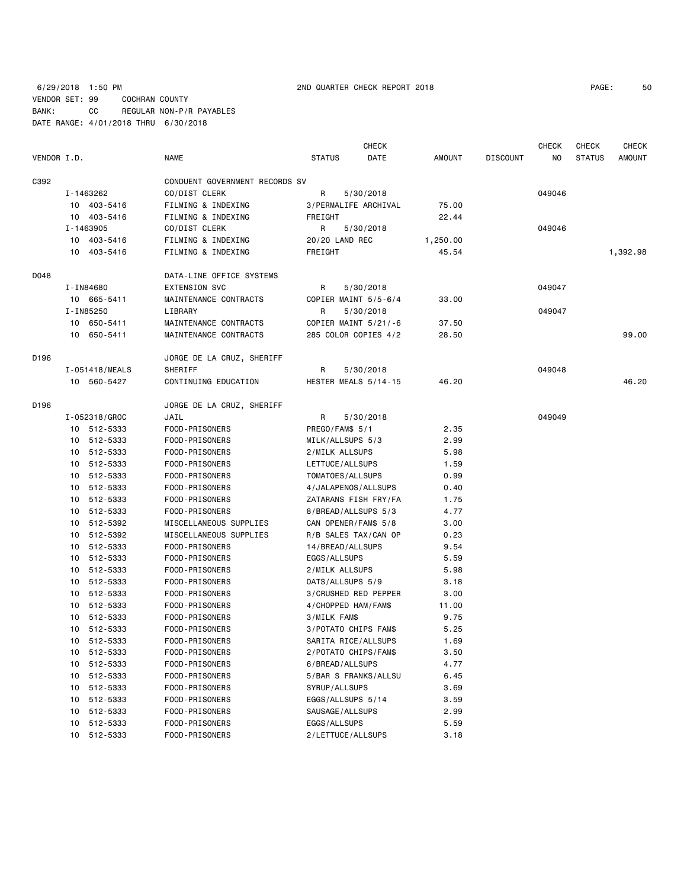6/29/2018 1:50 PM 2ND QUARTER CHECK REPORT 2018 PAGE: 50

VENDOR SET: 99 COCHRAN COUNTY

BANK: CC REGULAR NON-P/R PAYABLES

DATE RANGE: 4/01/2018 THRU 6/30/2018

| VENDOR I.D. | NAME | STATUS | CHECK DATE | AMOUNT | DISCOUNT | CHECK NO | CHECK STATUS | CHECK AMOUNT |
|---|---|---|---|---|---|---|---|---|
| C392 | CONDUENT GOVERNMENT RECORDS SV | | | | | | | |
| I-1463262 | CO/DIST CLERK | R | 5/30/2018 | | | 049046 | | |
| 10 403-5416 | FILMING & INDEXING | 3/PERMALIFE ARCHIVAL | | 75.00 | | | | |
| 10 403-5416 | FILMING & INDEXING | FREIGHT | | 22.44 | | | | |
| I-1463905 | CO/DIST CLERK | R | 5/30/2018 | | | 049046 | | |
| 10 403-5416 | FILMING & INDEXING | 20/20 LAND REC | | 1,250.00 | | | | |
| 10 403-5416 | FILMING & INDEXING | FREIGHT | | 45.54 | | | | 1,392.98 |
| D048 | DATA-LINE OFFICE SYSTEMS | | | | | | | |
| I-IN84680 | EXTENSION SVC | R | 5/30/2018 | | | 049047 | | |
| 10 665-5411 | MAINTENANCE CONTRACTS | COPIER MAINT 5/5-6/4 | | 33.00 | | | | |
| I-IN85250 | LIBRARY | R | 5/30/2018 | | | 049047 | | |
| 10 650-5411 | MAINTENANCE CONTRACTS | COPIER MAINT 5/21/-6 | | 37.50 | | | | |
| 10 650-5411 | MAINTENANCE CONTRACTS | 285 COLOR COPIES 4/2 | | 28.50 | | | | 99.00 |
| D196 | JORGE DE LA CRUZ, SHERIFF | | | | | | | |
| I-051418/MEALS | SHERIFF | R | 5/30/2018 | | | 049048 | | |
| 10 560-5427 | CONTINUING EDUCATION | HESTER MEALS 5/14-15 | | 46.20 | | | | 46.20 |
| D196 | JORGE DE LA CRUZ, SHERIFF | | | | | | | |
| I-052318/GROC | JAIL | R | 5/30/2018 | | | 049049 | | |
| 10 512-5333 | FOOD-PRISONERS | PREGO/FAM$ 5/1 | | 2.35 | | | | |
| 10 512-5333 | FOOD-PRISONERS | MILK/ALLSUPS 5/3 | | 2.99 | | | | |
| 10 512-5333 | FOOD-PRISONERS | 2/MILK ALLSUPS | | 5.98 | | | | |
| 10 512-5333 | FOOD-PRISONERS | LETTUCE/ALLSUPS | | 1.59 | | | | |
| 10 512-5333 | FOOD-PRISONERS | TOMATOES/ALLSUPS | | 0.99 | | | | |
| 10 512-5333 | FOOD-PRISONERS | 4/JALAPENOS/ALLSUPS | | 0.40 | | | | |
| 10 512-5333 | FOOD-PRISONERS | ZATARANS FISH FRY/FA | | 1.75 | | | | |
| 10 512-5333 | FOOD-PRISONERS | 8/BREAD/ALLSUPS 5/3 | | 4.77 | | | | |
| 10 512-5392 | MISCELLANEOUS SUPPLIES | CAN OPENER/FAM$ 5/8 | | 3.00 | | | | |
| 10 512-5392 | MISCELLANEOUS SUPPLIES | R/B SALES TAX/CAN OP | | 0.23 | | | | |
| 10 512-5333 | FOOD-PRISONERS | 14/BREAD/ALLSUPS | | 9.54 | | | | |
| 10 512-5333 | FOOD-PRISONERS | EGGS/ALLSUPS | | 5.59 | | | | |
| 10 512-5333 | FOOD-PRISONERS | 2/MILK ALLSUPS | | 5.98 | | | | |
| 10 512-5333 | FOOD-PRISONERS | OATS/ALLSUPS 5/9 | | 3.18 | | | | |
| 10 512-5333 | FOOD-PRISONERS | 3/CRUSHED RED PEPPER | | 3.00 | | | | |
| 10 512-5333 | FOOD-PRISONERS | 4/CHOPPED HAM/FAM$ | | 11.00 | | | | |
| 10 512-5333 | FOOD-PRISONERS | 3/MILK FAM$ | | 9.75 | | | | |
| 10 512-5333 | FOOD-PRISONERS | 3/POTATO CHIPS FAM$ | | 5.25 | | | | |
| 10 512-5333 | FOOD-PRISONERS | SARITA RICE/ALLSUPS | | 1.69 | | | | |
| 10 512-5333 | FOOD-PRISONERS | 2/POTATO CHIPS/FAM$ | | 3.50 | | | | |
| 10 512-5333 | FOOD-PRISONERS | 6/BREAD/ALLSUPS | | 4.77 | | | | |
| 10 512-5333 | FOOD-PRISONERS | 5/BAR S FRANKS/ALLSU | | 6.45 | | | | |
| 10 512-5333 | FOOD-PRISONERS | SYRUP/ALLSUPS | | 3.69 | | | | |
| 10 512-5333 | FOOD-PRISONERS | EGGS/ALLSUPS 5/14 | | 3.59 | | | | |
| 10 512-5333 | FOOD-PRISONERS | SAUSAGE/ALLSUPS | | 2.99 | | | | |
| 10 512-5333 | FOOD-PRISONERS | EGGS/ALLSUPS | | 5.59 | | | | |
| 10 512-5333 | FOOD-PRISONERS | 2/LETTUCE/ALLSUPS | | 3.18 | | | | |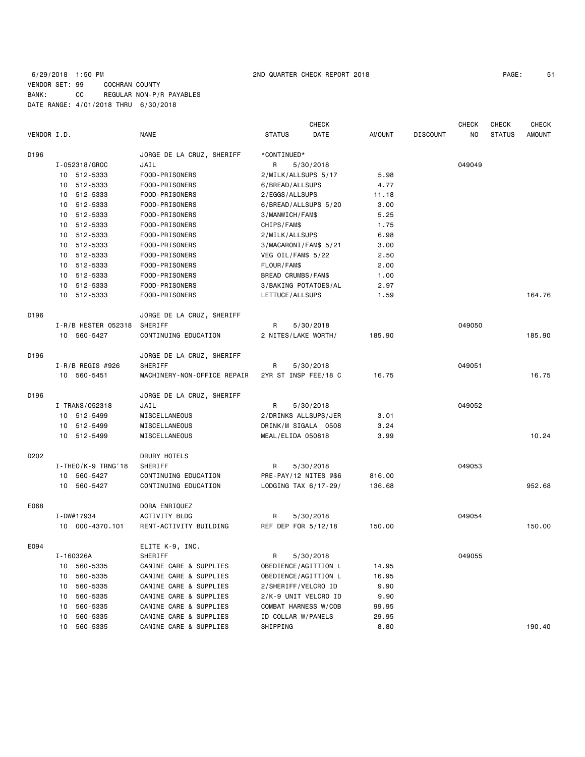6/29/2018 1:50 PM 2ND QUARTER CHECK REPORT 2018

VENDOR SET: 99 COCHRAN COUNTY
BANK: CC REGULAR NON-P/R PAYABLES
DATE RANGE: 4/01/2018 THRU 6/30/2018

| VENDOR I.D. | NAME | STATUS | CHECK DATE | AMOUNT | DISCOUNT | CHECK NO | CHECK STATUS | CHECK AMOUNT |
|---|---|---|---|---|---|---|---|---|
| D196 | JORGE DE LA CRUZ, SHERIFF | *CONTINUED* | | | | | | |
| I-052318/GROC | JAIL | R | 5/30/2018 | | | 049049 | | |
| 10 512-5333 | FOOD-PRISONERS | 2/MILK/ALLSUPS 5/17 | | 5.98 | | | | |
| 10 512-5333 | FOOD-PRISONERS | 6/BREAD/ALLSUPS | | 4.77 | | | | |
| 10 512-5333 | FOOD-PRISONERS | 2/EGGS/ALLSUPS | | 11.18 | | | | |
| 10 512-5333 | FOOD-PRISONERS | 6/BREAD/ALLSUPS 5/20 | | 3.00 | | | | |
| 10 512-5333 | FOOD-PRISONERS | 3/MANWICH/FAM$ | | 5.25 | | | | |
| 10 512-5333 | FOOD-PRISONERS | CHIPS/FAM$ | | 1.75 | | | | |
| 10 512-5333 | FOOD-PRISONERS | 2/MILK/ALLSUPS | | 6.98 | | | | |
| 10 512-5333 | FOOD-PRISONERS | 3/MACARONI/FAM$ 5/21 | | 3.00 | | | | |
| 10 512-5333 | FOOD-PRISONERS | VEG OIL/FAM$ 5/22 | | 2.50 | | | | |
| 10 512-5333 | FOOD-PRISONERS | FLOUR/FAM$ | | 2.00 | | | | |
| 10 512-5333 | FOOD-PRISONERS | BREAD CRUMBS/FAM$ | | 1.00 | | | | |
| 10 512-5333 | FOOD-PRISONERS | 3/BAKING POTATOES/AL | | 2.97 | | | | |
| 10 512-5333 | FOOD-PRISONERS | LETTUCE/ALLSUPS | | 1.59 | | | | 164.76 |
| D196 | JORGE DE LA CRUZ, SHERIFF | | | | | | | |
| I-R/B HESTER 052318 | SHERIFF | R | 5/30/2018 | | | 049050 | | |
| 10 560-5427 | CONTINUING EDUCATION | 2 NITES/LAKE WORTH/ | | 185.90 | | | | 185.90 |
| D196 | JORGE DE LA CRUZ, SHERIFF | | | | | | | |
| I-R/B REGIS #926 | SHERIFF | R | 5/30/2018 | | | 049051 | | |
| 10 560-5451 | MACHINERY-NON-OFFICE REPAIR | 2YR ST INSP FEE/18 C | | 16.75 | | | | 16.75 |
| D196 | JORGE DE LA CRUZ, SHERIFF | | | | | | | |
| I-TRANS/052318 | JAIL | R | 5/30/2018 | | | 049052 | | |
| 10 512-5499 | MISCELLANEOUS | 2/DRINKS ALLSUPS/JER | | 3.01 | | | | |
| 10 512-5499 | MISCELLANEOUS | DRINK/M SIGALA 0508 | | 3.24 | | | | |
| 10 512-5499 | MISCELLANEOUS | MEAL/ELIDA 050818 | | 3.99 | | | | 10.24 |
| D202 | DRURY HOTELS | | | | | | | |
| I-THEO/K-9 TRNG'18 | SHERIFF | R | 5/30/2018 | | | 049053 | | |
| 10 560-5427 | CONTINUING EDUCATION | PRE-PAY/12 NITES @$6 | | 816.00 | | | | |
| 10 560-5427 | CONTINUING EDUCATION | LODGING TAX 6/17-29/ | | 136.68 | | | | 952.68 |
| E068 | DORA ENRIQUEZ | | | | | | | |
| I-DW#17934 | ACTIVITY BLDG | R | 5/30/2018 | | | 049054 | | |
| 10 000-4370.101 | RENT-ACTIVITY BUILDING | REF DEP FOR 5/12/18 | | 150.00 | | | | 150.00 |
| E094 | ELITE K-9, INC. | | | | | | | |
| I-160326A | SHERIFF | R | 5/30/2018 | | | 049055 | | |
| 10 560-5335 | CANINE CARE & SUPPLIES | OBEDIENCE/AGITTION L | | 14.95 | | | | |
| 10 560-5335 | CANINE CARE & SUPPLIES | OBEDIENCE/AGITTION L | | 16.95 | | | | |
| 10 560-5335 | CANINE CARE & SUPPLIES | 2/SHERIFF/VELCRO ID | | 9.90 | | | | |
| 10 560-5335 | CANINE CARE & SUPPLIES | 2/K-9 UNIT VELCRO ID | | 9.90 | | | | |
| 10 560-5335 | CANINE CARE & SUPPLIES | COMBAT HARNESS W/COB | | 99.95 | | | | |
| 10 560-5335 | CANINE CARE & SUPPLIES | ID COLLAR W/PANELS | | 29.95 | | | | |
| 10 560-5335 | CANINE CARE & SUPPLIES | SHIPPING | | 8.80 | | | | 190.40 |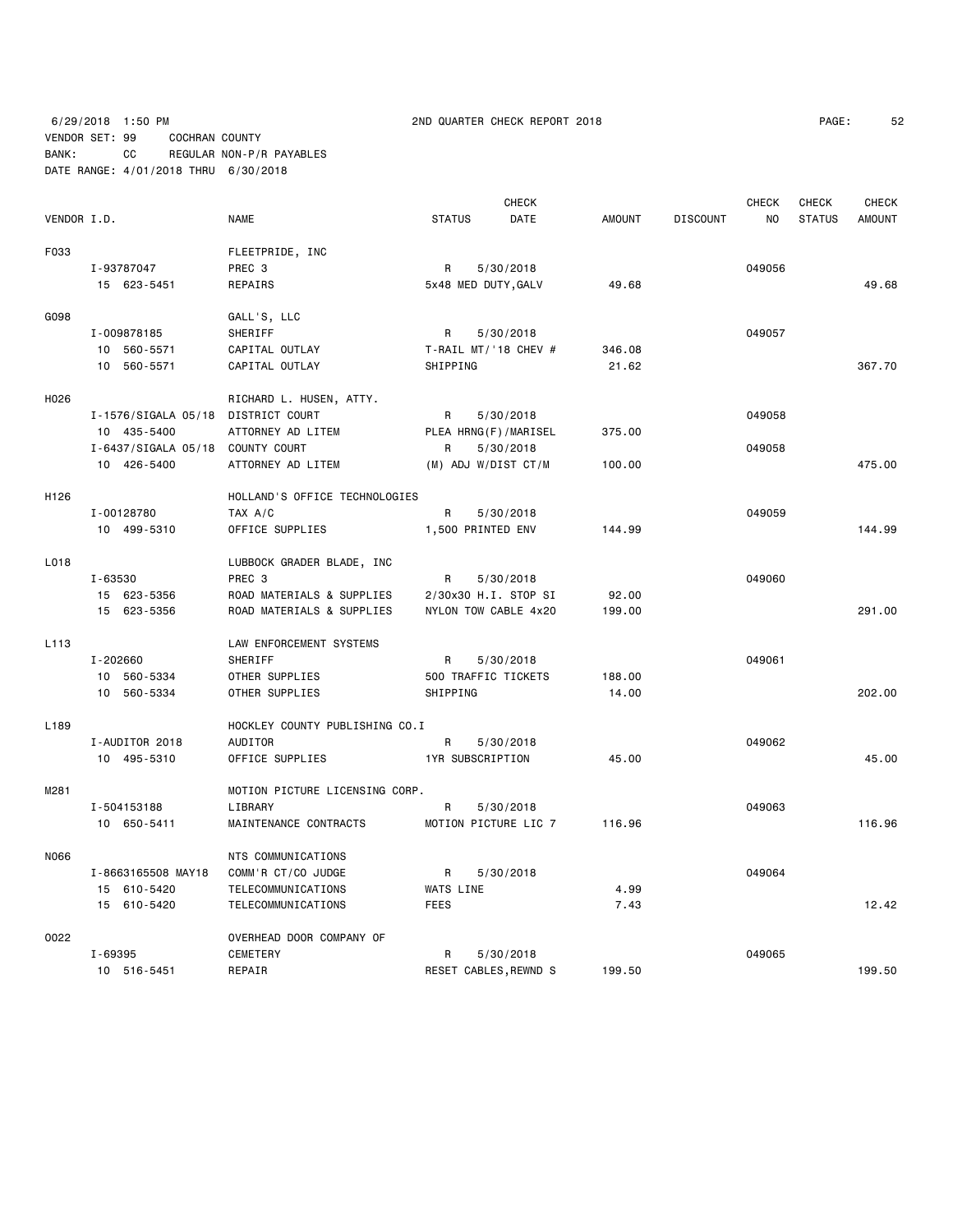6/29/2018 1:50 PM 2ND QUARTER CHECK REPORT 2018
VENDOR SET: 99 COCHRAN COUNTY
BANK: CC REGULAR NON-P/R PAYABLES
DATE RANGE: 4/01/2018 THRU 6/30/2018

| VENDOR I.D. | NAME | STATUS | CHECK DATE | AMOUNT | DISCOUNT | CHECK NO | CHECK STATUS | CHECK AMOUNT |
|---|---|---|---|---|---|---|---|---|
| F033 | FLEETPRIDE, INC | | | | | | | |
| I-93787047 | PREC 3 | R | 5/30/2018 | | | 049056 | | |
| 15 623-5451 | REPAIRS | 5x48 MED DUTY,GALV | | 49.68 | | | | 49.68 |
| G098 | GALL'S, LLC | | | | | | | |
| I-009878185 | SHERIFF | R | 5/30/2018 | | | 049057 | | |
| 10 560-5571 | CAPITAL OUTLAY | T-RAIL MT/'18 CHEV # | | 346.08 | | | | |
| 10 560-5571 | CAPITAL OUTLAY | SHIPPING | | 21.62 | | | | 367.70 |
| H026 | RICHARD L. HUSEN, ATTY. | | | | | | | |
| I-1576/SIGALA 05/18 | DISTRICT COURT | R | 5/30/2018 | | | 049058 | | |
| 10 435-5400 | ATTORNEY AD LITEM | PLEA HRNG(F)/MARISEL | | 375.00 | | | | |
| I-6437/SIGALA 05/18 | COUNTY COURT | R | 5/30/2018 | | | 049058 | | |
| 10 426-5400 | ATTORNEY AD LITEM | (M) ADJ W/DIST CT/M | | 100.00 | | | | 475.00 |
| H126 | HOLLAND'S OFFICE TECHNOLOGIES | | | | | | | |
| I-00128780 | TAX A/C | R | 5/30/2018 | | | 049059 | | |
| 10 499-5310 | OFFICE SUPPLIES | 1,500 PRINTED ENV | | 144.99 | | | | 144.99 |
| L018 | LUBBOCK GRADER BLADE, INC | | | | | | | |
| I-63530 | PREC 3 | R | 5/30/2018 | | | 049060 | | |
| 15 623-5356 | ROAD MATERIALS & SUPPLIES | 2/30x30 H.I. STOP SI | | 92.00 | | | | |
| 15 623-5356 | ROAD MATERIALS & SUPPLIES | NYLON TOW CABLE 4x20 | | 199.00 | | | | 291.00 |
| L113 | LAW ENFORCEMENT SYSTEMS | | | | | | | |
| I-202660 | SHERIFF | R | 5/30/2018 | | | 049061 | | |
| 10 560-5334 | OTHER SUPPLIES | 500 TRAFFIC TICKETS | | 188.00 | | | | |
| 10 560-5334 | OTHER SUPPLIES | SHIPPING | | 14.00 | | | | 202.00 |
| L189 | HOCKLEY COUNTY PUBLISHING CO.I | | | | | | | |
| I-AUDITOR 2018 | AUDITOR | R | 5/30/2018 | | | 049062 | | |
| 10 495-5310 | OFFICE SUPPLIES | 1YR SUBSCRIPTION | | 45.00 | | | | 45.00 |
| M281 | MOTION PICTURE LICENSING CORP. | | | | | | | |
| I-504153188 | LIBRARY | R | 5/30/2018 | | | 049063 | | |
| 10 650-5411 | MAINTENANCE CONTRACTS | MOTION PICTURE LIC 7 | | 116.96 | | | | 116.96 |
| N066 | NTS COMMUNICATIONS | | | | | | | |
| I-8663165508 MAY18 | COMM'R CT/CO JUDGE | R | 5/30/2018 | | | 049064 | | |
| 15 610-5420 | TELECOMMUNICATIONS | WATS LINE | | 4.99 | | | | |
| 15 610-5420 | TELECOMMUNICATIONS | FEES | | 7.43 | | | | 12.42 |
| O022 | OVERHEAD DOOR COMPANY OF | | | | | | | |
| I-69395 | CEMETERY | R | 5/30/2018 | | | 049065 | | |
| 10 516-5451 | REPAIR | RESET CABLES,REWND S | | 199.50 | | | | 199.50 |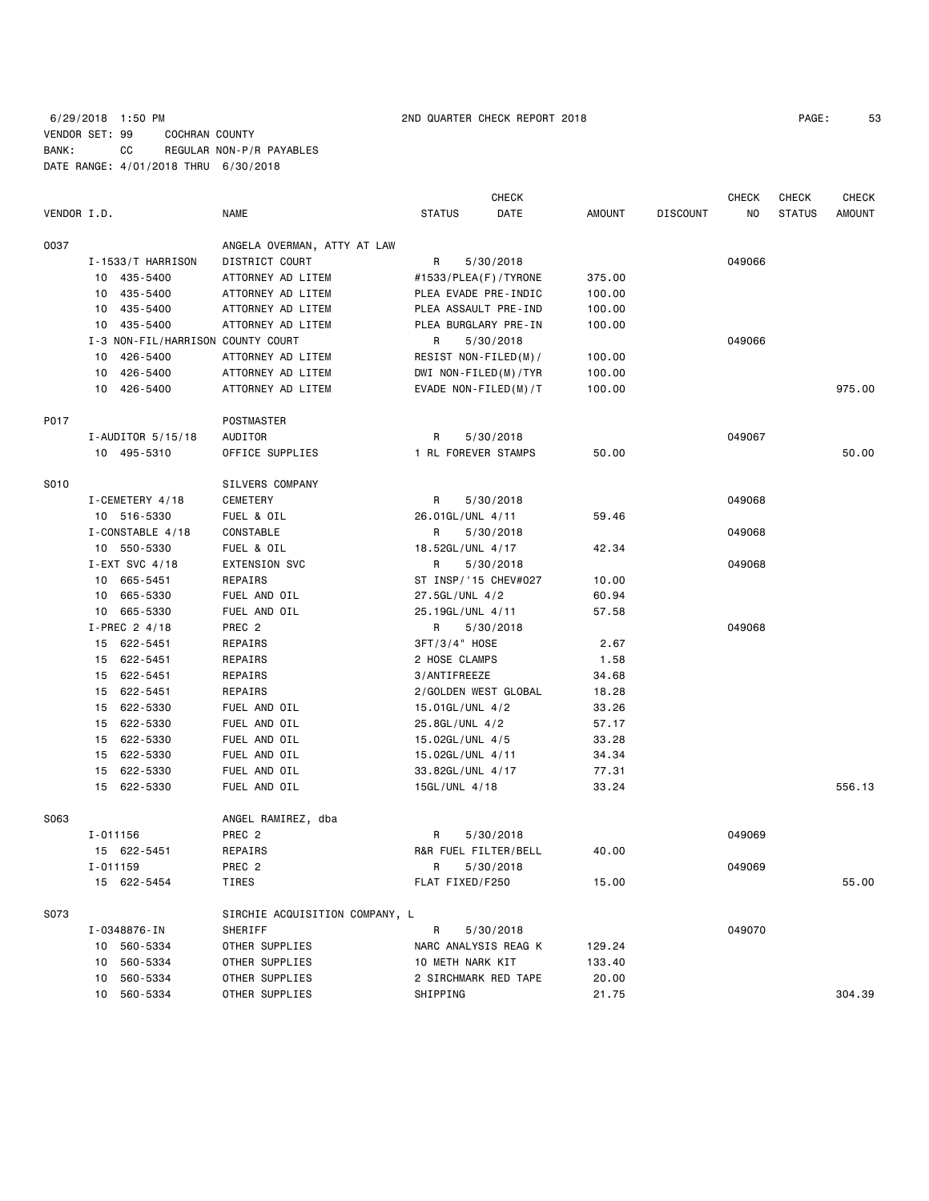6/29/2018 1:50 PM 2ND QUARTER CHECK REPORT 2018

VENDOR SET: 99 COCHRAN COUNTY
BANK: CC REGULAR NON-P/R PAYABLES
DATE RANGE: 4/01/2018 THRU 6/30/2018

| VENDOR I.D. | NAME | STATUS | CHECK DATE | AMOUNT | DISCOUNT | CHECK NO | CHECK STATUS | CHECK AMOUNT |
|---|---|---|---|---|---|---|---|---|
| 0037 | ANGELA OVERMAN, ATTY AT LAW | | | | | | | |
| I-1533/T HARRISON | DISTRICT COURT | R | 5/30/2018 | | | 049066 | | |
| 10 435-5400 | ATTORNEY AD LITEM | #1533/PLEA(F)/TYRONE | | 375.00 | | | | |
| 10 435-5400 | ATTORNEY AD LITEM | PLEA EVADE PRE-INDIC | | 100.00 | | | | |
| 10 435-5400 | ATTORNEY AD LITEM | PLEA ASSAULT PRE-IND | | 100.00 | | | | |
| 10 435-5400 | ATTORNEY AD LITEM | PLEA BURGLARY PRE-IN | | 100.00 | | | | |
| I-3 NON-FIL/HARRISON | COUNTY COURT | R | 5/30/2018 | | | 049066 | | |
| 10 426-5400 | ATTORNEY AD LITEM | RESIST NON-FILED(M)/ | | 100.00 | | | | |
| 10 426-5400 | ATTORNEY AD LITEM | DWI NON-FILED(M)/TYR | | 100.00 | | | | |
| 10 426-5400 | ATTORNEY AD LITEM | EVADE NON-FILED(M)/T | | 100.00 | | | | 975.00 |
| P017 | POSTMASTER | | | | | | | |
| I-AUDITOR 5/15/18 | AUDITOR | R | 5/30/2018 | | | 049067 | | |
| 10 495-5310 | OFFICE SUPPLIES | 1 RL FOREVER STAMPS | | 50.00 | | | | 50.00 |
| S010 | SILVERS COMPANY | | | | | | | |
| I-CEMETERY 4/18 | CEMETERY | R | 5/30/2018 | | | 049068 | | |
| 10 516-5330 | FUEL & OIL | 26.01GL/UNL 4/11 | | 59.46 | | | | |
| I-CONSTABLE 4/18 | CONSTABLE | R | 5/30/2018 | | | 049068 | | |
| 10 550-5330 | FUEL & OIL | 18.52GL/UNL 4/17 | | 42.34 | | | | |
| I-EXT SVC 4/18 | EXTENSION SVC | R | 5/30/2018 | | | 049068 | | |
| 10 665-5451 | REPAIRS | ST INSP/'15 CHEV#027 | | 10.00 | | | | |
| 10 665-5330 | FUEL AND OIL | 27.5GL/UNL 4/2 | | 60.94 | | | | |
| 10 665-5330 | FUEL AND OIL | 25.19GL/UNL 4/11 | | 57.58 | | | | |
| I-PREC 2 4/18 | PREC 2 | R | 5/30/2018 | | | 049068 | | |
| 15 622-5451 | REPAIRS | 3FT/3/4" HOSE | | 2.67 | | | | |
| 15 622-5451 | REPAIRS | 2 HOSE CLAMPS | | 1.58 | | | | |
| 15 622-5451 | REPAIRS | 3/ANTIFREEZE | | 34.68 | | | | |
| 15 622-5451 | REPAIRS | 2/GOLDEN WEST GLOBAL | | 18.28 | | | | |
| 15 622-5330 | FUEL AND OIL | 15.01GL/UNL 4/2 | | 33.26 | | | | |
| 15 622-5330 | FUEL AND OIL | 25.8GL/UNL 4/2 | | 57.17 | | | | |
| 15 622-5330 | FUEL AND OIL | 15.02GL/UNL 4/5 | | 33.28 | | | | |
| 15 622-5330 | FUEL AND OIL | 15.02GL/UNL 4/11 | | 34.34 | | | | |
| 15 622-5330 | FUEL AND OIL | 33.82GL/UNL 4/17 | | 77.31 | | | | |
| 15 622-5330 | FUEL AND OIL | 15GL/UNL 4/18 | | 33.24 | | | | 556.13 |
| S063 | ANGEL RAMIREZ, dba | | | | | | | |
| I-011156 | PREC 2 | R | 5/30/2018 | | | 049069 | | |
| 15 622-5451 | REPAIRS | R&R FUEL FILTER/BELL | | 40.00 | | | | |
| I-011159 | PREC 2 | R | 5/30/2018 | | | 049069 | | |
| 15 622-5454 | TIRES | FLAT FIXED/F250 | | 15.00 | | | | 55.00 |
| S073 | SIRCHIE ACQUISITION COMPANY, L | | | | | | | |
| I-0348876-IN | SHERIFF | R | 5/30/2018 | | | 049070 | | |
| 10 560-5334 | OTHER SUPPLIES | NARC ANALYSIS REAG K | | 129.24 | | | | |
| 10 560-5334 | OTHER SUPPLIES | 10 METH NARK KIT | | 133.40 | | | | |
| 10 560-5334 | OTHER SUPPLIES | 2 SIRCHMARK RED TAPE | | 20.00 | | | | |
| 10 560-5334 | OTHER SUPPLIES | SHIPPING | | 21.75 | | | | 304.39 |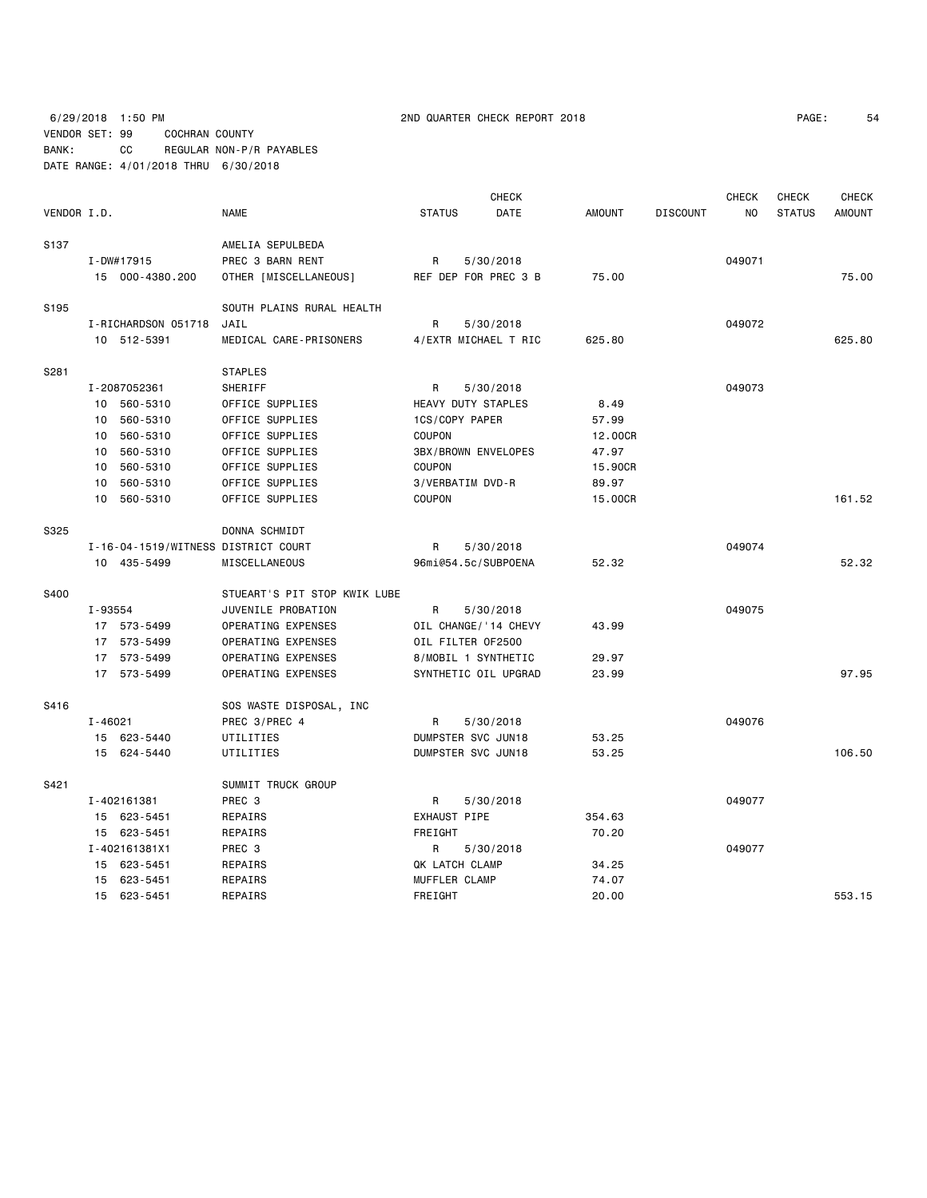6/29/2018 1:50 PM 2ND QUARTER CHECK REPORT 2018

VENDOR SET: 99 COCHRAN COUNTY
BANK: CC REGULAR NON-P/R PAYABLES
DATE RANGE: 4/01/2018 THRU 6/30/2018

| VENDOR I.D. | NAME | STATUS | CHECK DATE | AMOUNT | DISCOUNT | CHECK NO | CHECK STATUS | CHECK AMOUNT |
|---|---|---|---|---|---|---|---|---|
| S137 | AMELIA SEPULBEDA | | | | | | | |
| I-DW#17915 | PREC 3 BARN RENT | R | 5/30/2018 | | | 049071 | | |
| 15 000-4380.200 | OTHER [MISCELLANEOUS] | REF DEP FOR PREC 3 B | | 75.00 | | | | 75.00 |
| S195 | SOUTH PLAINS RURAL HEALTH | | | | | | | |
| I-RICHARDSON 051718 | JAIL | R | 5/30/2018 | | | 049072 | | |
| 10 512-5391 | MEDICAL CARE-PRISONERS | 4/EXTR MICHAEL T RIC | | 625.80 | | | | 625.80 |
| S281 | STAPLES | | | | | | | |
| I-2087052361 | SHERIFF | R | 5/30/2018 | | | 049073 | | |
| 10 560-5310 | OFFICE SUPPLIES | HEAVY DUTY STAPLES | | 8.49 | | | | |
| 10 560-5310 | OFFICE SUPPLIES | 1CS/COPY PAPER | | 57.99 | | | | |
| 10 560-5310 | OFFICE SUPPLIES | COUPON | | 12.00CR | | | | |
| 10 560-5310 | OFFICE SUPPLIES | 3BX/BROWN ENVELOPES | | 47.97 | | | | |
| 10 560-5310 | OFFICE SUPPLIES | COUPON | | 15.90CR | | | | |
| 10 560-5310 | OFFICE SUPPLIES | 3/VERBATIM DVD-R | | 89.97 | | | | |
| 10 560-5310 | OFFICE SUPPLIES | COUPON | | 15.00CR | | | | 161.52 |
| S325 | DONNA SCHMIDT | | | | | | | |
| I-16-04-1519/WITNESS | DISTRICT COURT | R | 5/30/2018 | | | 049074 | | |
| 10 435-5499 | MISCELLANEOUS | 96mi@54.5c/SUBPOENA | | 52.32 | | | | 52.32 |
| S400 | STUEART'S PIT STOP KWIK LUBE | | | | | | | |
| I-93554 | JUVENILE PROBATION | R | 5/30/2018 | | | 049075 | | |
| 17 573-5499 | OPERATING EXPENSES | OIL CHANGE/'14 CHEVY | | 43.99 | | | | |
| 17 573-5499 | OPERATING EXPENSES | OIL FILTER OF2500 | | | | | | |
| 17 573-5499 | OPERATING EXPENSES | 8/MOBIL 1 SYNTHETIC | | 29.97 | | | | |
| 17 573-5499 | OPERATING EXPENSES | SYNTHETIC OIL UPGRAD | | 23.99 | | | | 97.95 |
| S416 | SOS WASTE DISPOSAL, INC | | | | | | | |
| I-46021 | PREC 3/PREC 4 | R | 5/30/2018 | | | 049076 | | |
| 15 623-5440 | UTILITIES | DUMPSTER SVC JUN18 | | 53.25 | | | | |
| 15 624-5440 | UTILITIES | DUMPSTER SVC JUN18 | | 53.25 | | | | 106.50 |
| S421 | SUMMIT TRUCK GROUP | | | | | | | |
| I-402161381 | PREC 3 | R | 5/30/2018 | | | 049077 | | |
| 15 623-5451 | REPAIRS | EXHAUST PIPE | | 354.63 | | | | |
| 15 623-5451 | REPAIRS | FREIGHT | | 70.20 | | | | |
| I-402161381X1 | PREC 3 | R | 5/30/2018 | | | 049077 | | |
| 15 623-5451 | REPAIRS | QK LATCH CLAMP | | 34.25 | | | | |
| 15 623-5451 | REPAIRS | MUFFLER CLAMP | | 74.07 | | | | |
| 15 623-5451 | REPAIRS | FREIGHT | | 20.00 | | | | 553.15 |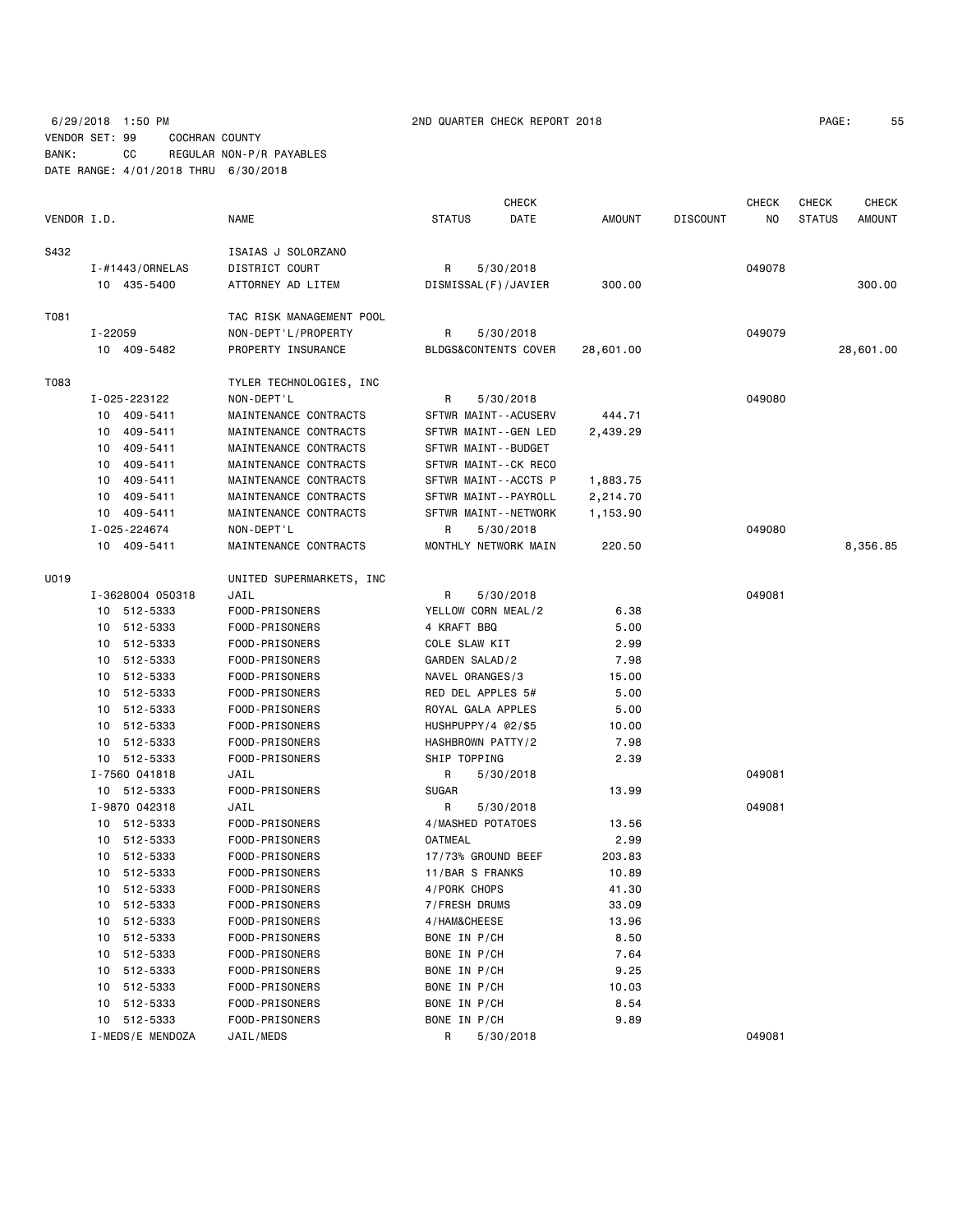6/29/2018 1:50 PM 2ND QUARTER CHECK REPORT 2018 PAGE: 55
VENDOR SET: 99 COCHRAN COUNTY
BANK: CC REGULAR NON-P/R PAYABLES
DATE RANGE: 4/01/2018 THRU 6/30/2018

| VENDOR I.D. | | NAME | STATUS | CHECK DATE | AMOUNT | DISCOUNT | CHECK NO | CHECK STATUS | CHECK AMOUNT |
|---|---|---|---|---|---|---|---|---|---|
| S432 | | ISAIAS J SOLORZANO | | | | | | | |
| | I-#1443/ORNELAS | DISTRICT COURT | R | 5/30/2018 | | | 049078 | | |
| | 10 435-5400 | ATTORNEY AD LITEM | DISMISSAL(F)/JAVIER | | 300.00 | | | | 300.00 |
| T081 | | TAC RISK MANAGEMENT POOL | | | | | | | |
| | I-22059 | NON-DEPT'L/PROPERTY | R | 5/30/2018 | | | 049079 | | |
| | 10 409-5482 | PROPERTY INSURANCE | BLDGS&CONTENTS COVER | | 28,601.00 | | | | 28,601.00 |
| T083 | | TYLER TECHNOLOGIES, INC | | | | | | | |
| | I-025-223122 | NON-DEPT'L | R | 5/30/2018 | | | 049080 | | |
| | 10 409-5411 | MAINTENANCE CONTRACTS | SFTWR MAINT--ACUSERV | | 444.71 | | | | |
| | 10 409-5411 | MAINTENANCE CONTRACTS | SFTWR MAINT--GEN LED | | 2,439.29 | | | | |
| | 10 409-5411 | MAINTENANCE CONTRACTS | SFTWR MAINT--BUDGET | | | | | | |
| | 10 409-5411 | MAINTENANCE CONTRACTS | SFTWR MAINT--CK RECO | | | | | | |
| | 10 409-5411 | MAINTENANCE CONTRACTS | SFTWR MAINT--ACCTS P | | 1,883.75 | | | | |
| | 10 409-5411 | MAINTENANCE CONTRACTS | SFTWR MAINT--PAYROLL | | 2,214.70 | | | | |
| | 10 409-5411 | MAINTENANCE CONTRACTS | SFTWR MAINT--NETWORK | | 1,153.90 | | | | |
| | I-025-224674 | NON-DEPT'L | R | 5/30/2018 | | | 049080 | | |
| | 10 409-5411 | MAINTENANCE CONTRACTS | MONTHLY NETWORK MAIN | | 220.50 | | | | 8,356.85 |
| U019 | | UNITED SUPERMARKETS, INC | | | | | | | |
| | I-3628004 050318 | JAIL | R | 5/30/2018 | | | 049081 | | |
| | 10 512-5333 | FOOD-PRISONERS | YELLOW CORN MEAL/2 | | 6.38 | | | | |
| | 10 512-5333 | FOOD-PRISONERS | 4 KRAFT BBQ | | 5.00 | | | | |
| | 10 512-5333 | FOOD-PRISONERS | COLE SLAW KIT | | 2.99 | | | | |
| | 10 512-5333 | FOOD-PRISONERS | GARDEN SALAD/2 | | 7.98 | | | | |
| | 10 512-5333 | FOOD-PRISONERS | NAVEL ORANGES/3 | | 15.00 | | | | |
| | 10 512-5333 | FOOD-PRISONERS | RED DEL APPLES 5# | | 5.00 | | | | |
| | 10 512-5333 | FOOD-PRISONERS | ROYAL GALA APPLES | | 5.00 | | | | |
| | 10 512-5333 | FOOD-PRISONERS | HUSHPUPPY/4 @2/$5 | | 10.00 | | | | |
| | 10 512-5333 | FOOD-PRISONERS | HASHBROWN PATTY/2 | | 7.98 | | | | |
| | 10 512-5333 | FOOD-PRISONERS | SHIP TOPPING | | 2.39 | | | | |
| | I-7560 041818 | JAIL | R | 5/30/2018 | | | 049081 | | |
| | 10 512-5333 | FOOD-PRISONERS | SUGAR | | 13.99 | | | | |
| | I-9870 042318 | JAIL | R | 5/30/2018 | | | 049081 | | |
| | 10 512-5333 | FOOD-PRISONERS | 4/MASHED POTATOES | | 13.56 | | | | |
| | 10 512-5333 | FOOD-PRISONERS | OATMEAL | | 2.99 | | | | |
| | 10 512-5333 | FOOD-PRISONERS | 17/73% GROUND BEEF | | 203.83 | | | | |
| | 10 512-5333 | FOOD-PRISONERS | 11/BAR S FRANKS | | 10.89 | | | | |
| | 10 512-5333 | FOOD-PRISONERS | 4/PORK CHOPS | | 41.30 | | | | |
| | 10 512-5333 | FOOD-PRISONERS | 7/FRESH DRUMS | | 33.09 | | | | |
| | 10 512-5333 | FOOD-PRISONERS | 4/HAM&CHEESE | | 13.96 | | | | |
| | 10 512-5333 | FOOD-PRISONERS | BONE IN P/CH | | 8.50 | | | | |
| | 10 512-5333 | FOOD-PRISONERS | BONE IN P/CH | | 7.64 | | | | |
| | 10 512-5333 | FOOD-PRISONERS | BONE IN P/CH | | 9.25 | | | | |
| | 10 512-5333 | FOOD-PRISONERS | BONE IN P/CH | | 10.03 | | | | |
| | 10 512-5333 | FOOD-PRISONERS | BONE IN P/CH | | 8.54 | | | | |
| | 10 512-5333 | FOOD-PRISONERS | BONE IN P/CH | | 9.89 | | | | |
| | I-MEDS/E MENDOZA | JAIL/MEDS | R | 5/30/2018 | | | 049081 | | |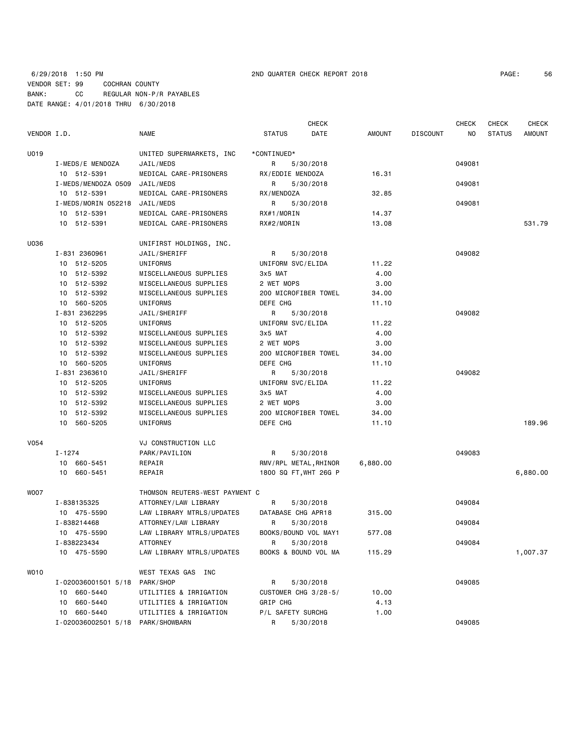6/29/2018 1:50 PM 2ND QUARTER CHECK REPORT 2018

VENDOR SET: 99 COCHRAN COUNTY
BANK: CC REGULAR NON-P/R PAYABLES
DATE RANGE: 4/01/2018 THRU 6/30/2018

| VENDOR I.D. | NAME | STATUS | CHECK DATE | AMOUNT | DISCOUNT | CHECK NO | CHECK STATUS | CHECK AMOUNT |
|---|---|---|---|---|---|---|---|---|
| U019 | UNITED SUPERMARKETS, INC | *CONTINUED* | | | | | | |
| I-MEDS/E MENDOZA | JAIL/MEDS | R | 5/30/2018 | | | 049081 | | |
| 10 512-5391 | MEDICAL CARE-PRISONERS | RX/EDDIE MENDOZA | | 16.31 | | | | |
| I-MEDS/MENDOZA 0509 | JAIL/MEDS | R | 5/30/2018 | | | 049081 | | |
| 10 512-5391 | MEDICAL CARE-PRISONERS | RX/MENDOZA | | 32.85 | | | | |
| I-MEDS/MORIN 052218 | JAIL/MEDS | R | 5/30/2018 | | | 049081 | | |
| 10 512-5391 | MEDICAL CARE-PRISONERS | RX#1/MORIN | | 14.37 | | | | |
| 10 512-5391 | MEDICAL CARE-PRISONERS | RX#2/MORIN | | 13.08 | | | | 531.79 |
| U036 | UNIFIRST HOLDINGS, INC. | | | | | | | |
| I-831 2360961 | JAIL/SHERIFF | R | 5/30/2018 | | | 049082 | | |
| 10 512-5205 | UNIFORMS | UNIFORM SVC/ELIDA | | 11.22 | | | | |
| 10 512-5392 | MISCELLANEOUS SUPPLIES | 3x5 MAT | | 4.00 | | | | |
| 10 512-5392 | MISCELLANEOUS SUPPLIES | 2 WET MOPS | | 3.00 | | | | |
| 10 512-5392 | MISCELLANEOUS SUPPLIES | 200 MICROFIBER TOWEL | | 34.00 | | | | |
| 10 560-5205 | UNIFORMS | DEFE CHG | | 11.10 | | | | |
| I-831 2362295 | JAIL/SHERIFF | R | 5/30/2018 | | | 049082 | | |
| 10 512-5205 | UNIFORMS | UNIFORM SVC/ELIDA | | 11.22 | | | | |
| 10 512-5392 | MISCELLANEOUS SUPPLIES | 3x5 MAT | | 4.00 | | | | |
| 10 512-5392 | MISCELLANEOUS SUPPLIES | 2 WET MOPS | | 3.00 | | | | |
| 10 512-5392 | MISCELLANEOUS SUPPLIES | 200 MICROFIBER TOWEL | | 34.00 | | | | |
| 10 560-5205 | UNIFORMS | DEFE CHG | | 11.10 | | | | |
| I-831 2363610 | JAIL/SHERIFF | R | 5/30/2018 | | | 049082 | | |
| 10 512-5205 | UNIFORMS | UNIFORM SVC/ELIDA | | 11.22 | | | | |
| 10 512-5392 | MISCELLANEOUS SUPPLIES | 3x5 MAT | | 4.00 | | | | |
| 10 512-5392 | MISCELLANEOUS SUPPLIES | 2 WET MOPS | | 3.00 | | | | |
| 10 512-5392 | MISCELLANEOUS SUPPLIES | 200 MICROFIBER TOWEL | | 34.00 | | | | |
| 10 560-5205 | UNIFORMS | DEFE CHG | | 11.10 | | | | 189.96 |
| V054 | VJ CONSTRUCTION LLC | | | | | | | |
| I-1274 | PARK/PAVILION | R | 5/30/2018 | | | 049083 | | |
| 10 660-5451 | REPAIR | RMV/RPL METAL,RHINOR | | 6,880.00 | | | | |
| 10 660-5451 | REPAIR | 1800 SQ FT,WHT 26G P | | | | | | 6,880.00 |
| W007 | THOMSON REUTERS-WEST PAYMENT C | | | | | | | |
| I-838135325 | ATTORNEY/LAW LIBRARY | R | 5/30/2018 | | | 049084 | | |
| 10 475-5590 | LAW LIBRARY MTRLS/UPDATES | DATABASE CHG APR18 | | 315.00 | | | | |
| I-838214468 | ATTORNEY/LAW LIBRARY | R | 5/30/2018 | | | 049084 | | |
| 10 475-5590 | LAW LIBRARY MTRLS/UPDATES | BOOKS/BOUND VOL MAY1 | | 577.08 | | | | |
| I-838223434 | ATTORNEY | R | 5/30/2018 | | | 049084 | | |
| 10 475-5590 | LAW LIBRARY MTRLS/UPDATES | BOOKS & BOUND VOL MA | | 115.29 | | | | 1,007.37 |
| W010 | WEST TEXAS GAS INC | | | | | | | |
| I-020036001501 5/18 | PARK/SHOP | R | 5/30/2018 | | | 049085 | | |
| 10 660-5440 | UTILITIES & IRRIGATION | CUSTOMER CHG 3/28-5/ | | 10.00 | | | | |
| 10 660-5440 | UTILITIES & IRRIGATION | GRIP CHG | | 4.13 | | | | |
| 10 660-5440 | UTILITIES & IRRIGATION | P/L SAFETY SURCHG | | 1.00 | | | | |
| I-020036002501 5/18 | PARK/SHOWBARN | R | 5/30/2018 | | | 049085 | | |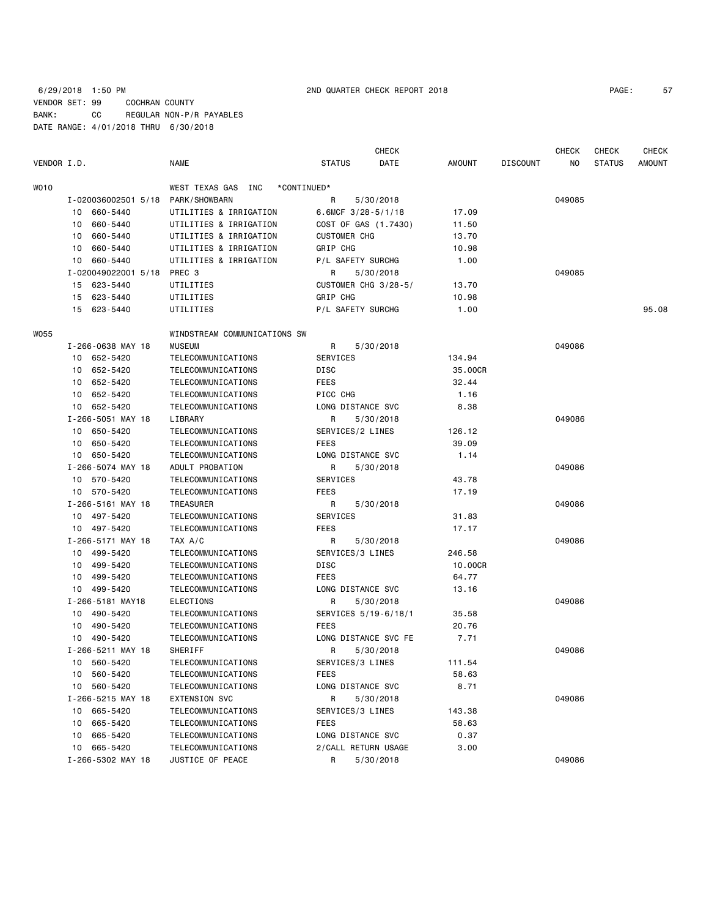6/29/2018 1:50 PM 2ND QUARTER CHECK REPORT 2018 PAGE: 57
VENDOR SET: 99 COCHRAN COUNTY
BANK: CC REGULAR NON-P/R PAYABLES
DATE RANGE: 4/01/2018 THRU 6/30/2018

| VENDOR I.D. | NAME | STATUS | CHECK DATE | AMOUNT | DISCOUNT | CHECK NO | CHECK STATUS | CHECK AMOUNT |
|---|---|---|---|---|---|---|---|---|
| W010 | WEST TEXAS GAS INC *CONTINUED* | | | | | | | |
| I-020036002501 5/18 | PARK/SHOWBARN | R | 5/30/2018 | | | 049085 | | |
| 10 660-5440 | UTILITIES & IRRIGATION | 6.6MCF 3/28-5/1/18 | | 17.09 | | | | |
| 10 660-5440 | UTILITIES & IRRIGATION | COST OF GAS (1.7430) | | 11.50 | | | | |
| 10 660-5440 | UTILITIES & IRRIGATION | CUSTOMER CHG | | 13.70 | | | | |
| 10 660-5440 | UTILITIES & IRRIGATION | GRIP CHG | | 10.98 | | | | |
| 10 660-5440 | UTILITIES & IRRIGATION | P/L SAFETY SURCHG | | 1.00 | | | | |
| I-020049022001 5/18 | PREC 3 | R | 5/30/2018 | | | 049085 | | |
| 15 623-5440 | UTILITIES | CUSTOMER CHG 3/28-5/ | | 13.70 | | | | |
| 15 623-5440 | UTILITIES | GRIP CHG | | 10.98 | | | | |
| 15 623-5440 | UTILITIES | P/L SAFETY SURCHG | | 1.00 | | | | 95.08 |
| W055 | WINDSTREAM COMMUNICATIONS SW | | | | | | | |
| I-266-0638 MAY 18 | MUSEUM | R | 5/30/2018 | | | 049086 | | |
| 10 652-5420 | TELECOMMUNICATIONS | SERVICES | | 134.94 | | | | |
| 10 652-5420 | TELECOMMUNICATIONS | DISC | | 35.00CR | | | | |
| 10 652-5420 | TELECOMMUNICATIONS | FEES | | 32.44 | | | | |
| 10 652-5420 | TELECOMMUNICATIONS | PICC CHG | | 1.16 | | | | |
| 10 652-5420 | TELECOMMUNICATIONS | LONG DISTANCE SVC | | 8.38 | | | | |
| I-266-5051 MAY 18 | LIBRARY | R | 5/30/2018 | | | 049086 | | |
| 10 650-5420 | TELECOMMUNICATIONS | SERVICES/2 LINES | | 126.12 | | | | |
| 10 650-5420 | TELECOMMUNICATIONS | FEES | | 39.09 | | | | |
| 10 650-5420 | TELECOMMUNICATIONS | LONG DISTANCE SVC | | 1.14 | | | | |
| I-266-5074 MAY 18 | ADULT PROBATION | R | 5/30/2018 | | | 049086 | | |
| 10 570-5420 | TELECOMMUNICATIONS | SERVICES | | 43.78 | | | | |
| 10 570-5420 | TELECOMMUNICATIONS | FEES | | 17.19 | | | | |
| I-266-5161 MAY 18 | TREASURER | R | 5/30/2018 | | | 049086 | | |
| 10 497-5420 | TELECOMMUNICATIONS | SERVICES | | 31.83 | | | | |
| 10 497-5420 | TELECOMMUNICATIONS | FEES | | 17.17 | | | | |
| I-266-5171 MAY 18 | TAX A/C | R | 5/30/2018 | | | 049086 | | |
| 10 499-5420 | TELECOMMUNICATIONS | SERVICES/3 LINES | | 246.58 | | | | |
| 10 499-5420 | TELECOMMUNICATIONS | DISC | | 10.00CR | | | | |
| 10 499-5420 | TELECOMMUNICATIONS | FEES | | 64.77 | | | | |
| 10 499-5420 | TELECOMMUNICATIONS | LONG DISTANCE SVC | | 13.16 | | | | |
| I-266-5181 MAY18 | ELECTIONS | R | 5/30/2018 | | | 049086 | | |
| 10 490-5420 | TELECOMMUNICATIONS | SERVICES 5/19-6/18/1 | | 35.58 | | | | |
| 10 490-5420 | TELECOMMUNICATIONS | FEES | | 20.76 | | | | |
| 10 490-5420 | TELECOMMUNICATIONS | LONG DISTANCE SVC FE | | 7.71 | | | | |
| I-266-5211 MAY 18 | SHERIFF | R | 5/30/2018 | | | 049086 | | |
| 10 560-5420 | TELECOMMUNICATIONS | SERVICES/3 LINES | | 111.54 | | | | |
| 10 560-5420 | TELECOMMUNICATIONS | FEES | | 58.63 | | | | |
| 10 560-5420 | TELECOMMUNICATIONS | LONG DISTANCE SVC | | 8.71 | | | | |
| I-266-5215 MAY 18 | EXTENSION SVC | R | 5/30/2018 | | | 049086 | | |
| 10 665-5420 | TELECOMMUNICATIONS | SERVICES/3 LINES | | 143.38 | | | | |
| 10 665-5420 | TELECOMMUNICATIONS | FEES | | 58.63 | | | | |
| 10 665-5420 | TELECOMMUNICATIONS | LONG DISTANCE SVC | | 0.37 | | | | |
| 10 665-5420 | TELECOMMUNICATIONS | 2/CALL RETURN USAGE | | 3.00 | | | | |
| I-266-5302 MAY 18 | JUSTICE OF PEACE | R | 5/30/2018 | | | 049086 | | |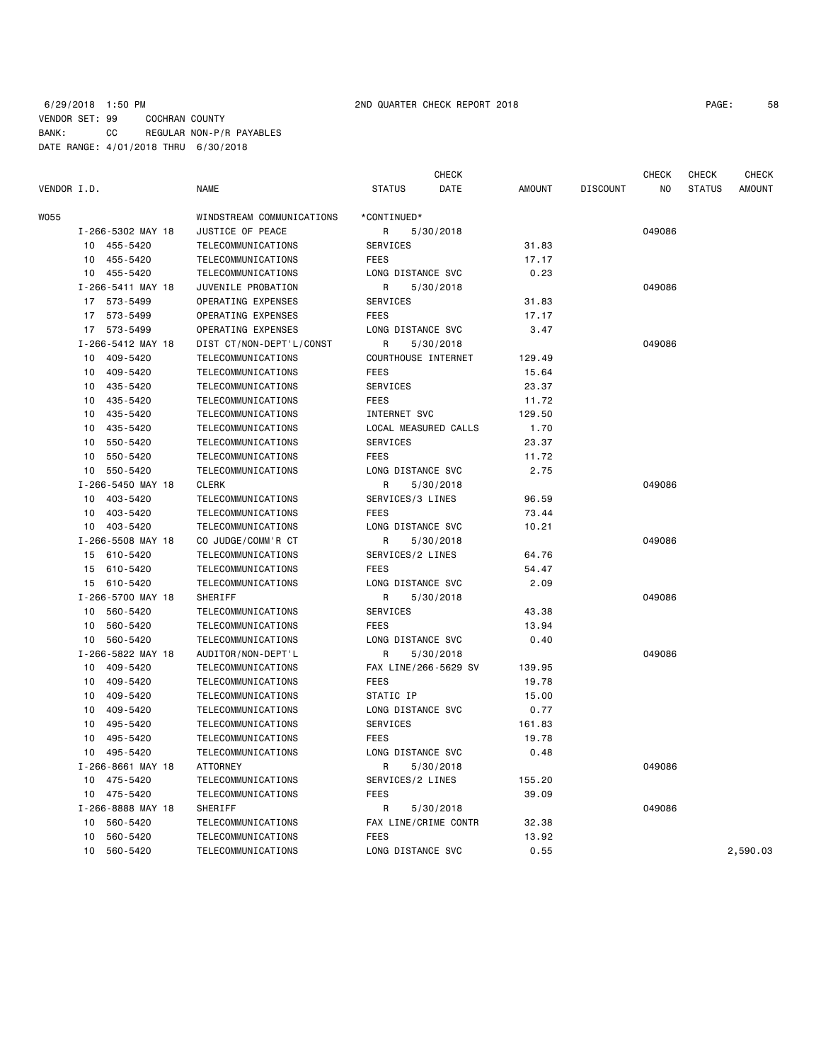6/29/2018 1:50 PM 2ND QUARTER CHECK REPORT 2018 PAGE: 58

VENDOR SET: 99 COCHRAN COUNTY

BANK: CC REGULAR NON-P/R PAYABLES

DATE RANGE: 4/01/2018 THRU 6/30/2018

| VENDOR I.D. | NAME | STATUS | CHECK DATE | AMOUNT | DISCOUNT | CHECK NO | CHECK STATUS | CHECK AMOUNT |
|---|---|---|---|---|---|---|---|---|
| W055 | WINDSTREAM COMMUNICATIONS | *CONTINUED* | | | | | | |
| I-266-5302 MAY 18 | JUSTICE OF PEACE | R | 5/30/2018 | | | 049086 | | |
| 10 455-5420 | TELECOMMUNICATIONS | SERVICES | | 31.83 | | | | |
| 10 455-5420 | TELECOMMUNICATIONS | FEES | | 17.17 | | | | |
| 10 455-5420 | TELECOMMUNICATIONS | LONG DISTANCE SVC | | 0.23 | | | | |
| I-266-5411 MAY 18 | JUVENILE PROBATION | R | 5/30/2018 | | | 049086 | | |
| 17 573-5499 | OPERATING EXPENSES | SERVICES | | 31.83 | | | | |
| 17 573-5499 | OPERATING EXPENSES | FEES | | 17.17 | | | | |
| 17 573-5499 | OPERATING EXPENSES | LONG DISTANCE SVC | | 3.47 | | | | |
| I-266-5412 MAY 18 | DIST CT/NON-DEPT'L/CONST | R | 5/30/2018 | | | 049086 | | |
| 10 409-5420 | TELECOMMUNICATIONS | COURTHOUSE INTERNET | | 129.49 | | | | |
| 10 409-5420 | TELECOMMUNICATIONS | FEES | | 15.64 | | | | |
| 10 435-5420 | TELECOMMUNICATIONS | SERVICES | | 23.37 | | | | |
| 10 435-5420 | TELECOMMUNICATIONS | FEES | | 11.72 | | | | |
| 10 435-5420 | TELECOMMUNICATIONS | INTERNET SVC | | 129.50 | | | | |
| 10 435-5420 | TELECOMMUNICATIONS | LOCAL MEASURED CALLS | | 1.70 | | | | |
| 10 550-5420 | TELECOMMUNICATIONS | SERVICES | | 23.37 | | | | |
| 10 550-5420 | TELECOMMUNICATIONS | FEES | | 11.72 | | | | |
| 10 550-5420 | TELECOMMUNICATIONS | LONG DISTANCE SVC | | 2.75 | | | | |
| I-266-5450 MAY 18 | CLERK | R | 5/30/2018 | | | 049086 | | |
| 10 403-5420 | TELECOMMUNICATIONS | SERVICES/3 LINES | | 96.59 | | | | |
| 10 403-5420 | TELECOMMUNICATIONS | FEES | | 73.44 | | | | |
| 10 403-5420 | TELECOMMUNICATIONS | LONG DISTANCE SVC | | 10.21 | | | | |
| I-266-5508 MAY 18 | CO JUDGE/COMM'R CT | R | 5/30/2018 | | | 049086 | | |
| 15 610-5420 | TELECOMMUNICATIONS | SERVICES/2 LINES | | 64.76 | | | | |
| 15 610-5420 | TELECOMMUNICATIONS | FEES | | 54.47 | | | | |
| 15 610-5420 | TELECOMMUNICATIONS | LONG DISTANCE SVC | | 2.09 | | | | |
| I-266-5700 MAY 18 | SHERIFF | R | 5/30/2018 | | | 049086 | | |
| 10 560-5420 | TELECOMMUNICATIONS | SERVICES | | 43.38 | | | | |
| 10 560-5420 | TELECOMMUNICATIONS | FEES | | 13.94 | | | | |
| 10 560-5420 | TELECOMMUNICATIONS | LONG DISTANCE SVC | | 0.40 | | | | |
| I-266-5822 MAY 18 | AUDITOR/NON-DEPT'L | R | 5/30/2018 | | | 049086 | | |
| 10 409-5420 | TELECOMMUNICATIONS | FAX LINE/266-5629 SV | | 139.95 | | | | |
| 10 409-5420 | TELECOMMUNICATIONS | FEES | | 19.78 | | | | |
| 10 409-5420 | TELECOMMUNICATIONS | STATIC IP | | 15.00 | | | | |
| 10 409-5420 | TELECOMMUNICATIONS | LONG DISTANCE SVC | | 0.77 | | | | |
| 10 495-5420 | TELECOMMUNICATIONS | SERVICES | | 161.83 | | | | |
| 10 495-5420 | TELECOMMUNICATIONS | FEES | | 19.78 | | | | |
| 10 495-5420 | TELECOMMUNICATIONS | LONG DISTANCE SVC | | 0.48 | | | | |
| I-266-8661 MAY 18 | ATTORNEY | R | 5/30/2018 | | | 049086 | | |
| 10 475-5420 | TELECOMMUNICATIONS | SERVICES/2 LINES | | 155.20 | | | | |
| 10 475-5420 | TELECOMMUNICATIONS | FEES | | 39.09 | | | | |
| I-266-8888 MAY 18 | SHERIFF | R | 5/30/2018 | | | 049086 | | |
| 10 560-5420 | TELECOMMUNICATIONS | FAX LINE/CRIME CONTR | | 32.38 | | | | |
| 10 560-5420 | TELECOMMUNICATIONS | FEES | | 13.92 | | | | |
| 10 560-5420 | TELECOMMUNICATIONS | LONG DISTANCE SVC | | 0.55 | | | | 2,590.03 |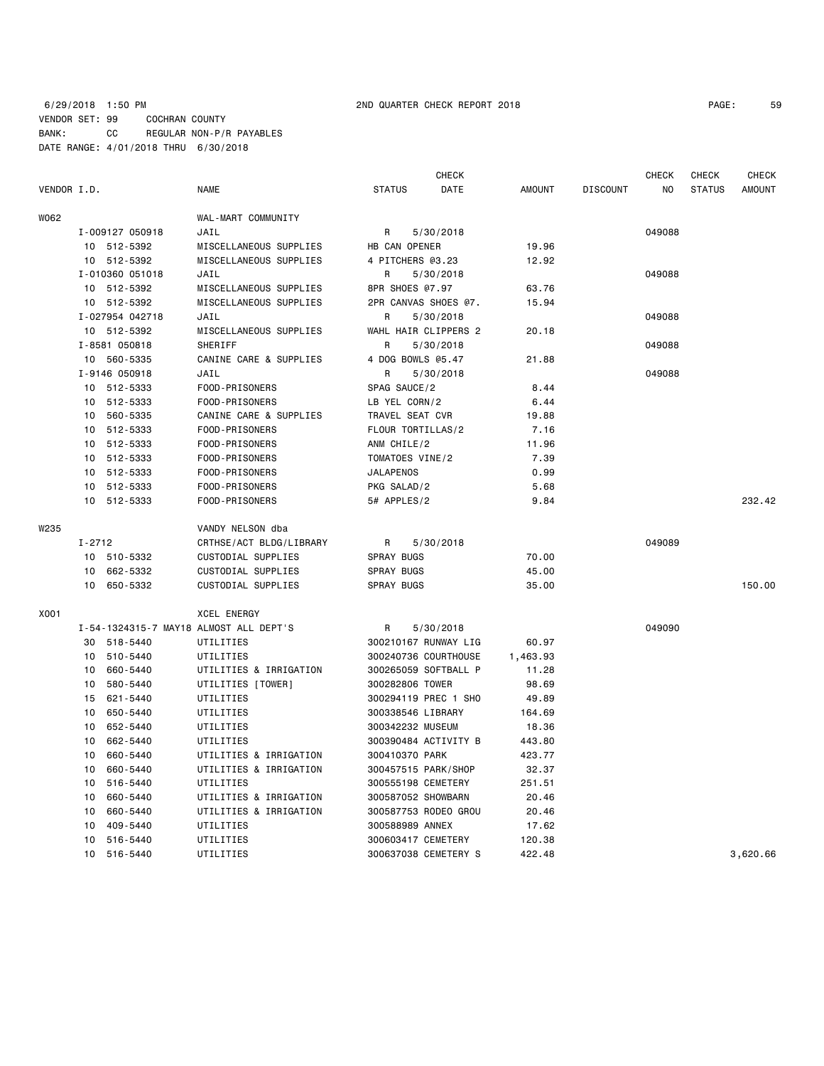6/29/2018 1:50 PM 2ND QUARTER CHECK REPORT 2018

VENDOR SET: 99 COCHRAN COUNTY
BANK: CC REGULAR NON-P/R PAYABLES
DATE RANGE: 4/01/2018 THRU 6/30/2018

| VENDOR I.D. | | NAME | STATUS | CHECK DATE | AMOUNT | DISCOUNT | CHECK NO | CHECK STATUS | CHECK AMOUNT |
|---|---|---|---|---|---|---|---|---|---|
| W062 | | WAL-MART COMMUNITY | | | | | | | |
| | I-009127 050918 | JAIL | R | 5/30/2018 | | | 049088 | | |
| | 10 512-5392 | MISCELLANEOUS SUPPLIES | HB CAN OPENER | | 19.96 | | | | |
| | 10 512-5392 | MISCELLANEOUS SUPPLIES | 4 PITCHERS @3.23 | | 12.92 | | | | |
| | I-010360 051018 | JAIL | R | 5/30/2018 | | | 049088 | | |
| | 10 512-5392 | MISCELLANEOUS SUPPLIES | 8PR SHOES @7.97 | | 63.76 | | | | |
| | 10 512-5392 | MISCELLANEOUS SUPPLIES | 2PR CANVAS SHOES @7. | | 15.94 | | | | |
| | I-027954 042718 | JAIL | R | 5/30/2018 | | | 049088 | | |
| | 10 512-5392 | MISCELLANEOUS SUPPLIES | WAHL HAIR CLIPPERS 2 | | 20.18 | | | | |
| | I-8581 050818 | SHERIFF | R | 5/30/2018 | | | 049088 | | |
| | 10 560-5335 | CANINE CARE & SUPPLIES | 4 DOG BOWLS @5.47 | | 21.88 | | | | |
| | I-9146 050918 | JAIL | R | 5/30/2018 | | | 049088 | | |
| | 10 512-5333 | FOOD-PRISONERS | SPAG SAUCE/2 | | 8.44 | | | | |
| | 10 512-5333 | FOOD-PRISONERS | LB YEL CORN/2 | | 6.44 | | | | |
| | 10 560-5335 | CANINE CARE & SUPPLIES | TRAVEL SEAT CVR | | 19.88 | | | | |
| | 10 512-5333 | FOOD-PRISONERS | FLOUR TORTILLAS/2 | | 7.16 | | | | |
| | 10 512-5333 | FOOD-PRISONERS | ANM CHILE/2 | | 11.96 | | | | |
| | 10 512-5333 | FOOD-PRISONERS | TOMATOES VINE/2 | | 7.39 | | | | |
| | 10 512-5333 | FOOD-PRISONERS | JALAPENOS | | 0.99 | | | | |
| | 10 512-5333 | FOOD-PRISONERS | PKG SALAD/2 | | 5.68 | | | | |
| | 10 512-5333 | FOOD-PRISONERS | 5# APPLES/2 | | 9.84 | | | | 232.42 |
| W235 | | VANDY NELSON dba | | | | | | | |
| | I-2712 | CRTHSE/ACT BLDG/LIBRARY | R | 5/30/2018 | | | 049089 | | |
| | 10 510-5332 | CUSTODIAL SUPPLIES | SPRAY BUGS | | 70.00 | | | | |
| | 10 662-5332 | CUSTODIAL SUPPLIES | SPRAY BUGS | | 45.00 | | | | |
| | 10 650-5332 | CUSTODIAL SUPPLIES | SPRAY BUGS | | 35.00 | | | | 150.00 |
| X001 | | XCEL ENERGY | | | | | | | |
| | I-54-1324315-7 MAY18 | ALMOST ALL DEPT'S | R | 5/30/2018 | | | 049090 | | |
| | 30 518-5440 | UTILITIES | 300210167 RUNWAY LIG | | 60.97 | | | | |
| | 10 510-5440 | UTILITIES | 300240736 COURTHOUSE | | 1,463.93 | | | | |
| | 10 660-5440 | UTILITIES & IRRIGATION | 300265059 SOFTBALL P | | 11.28 | | | | |
| | 10 580-5440 | UTILITIES [TOWER] | 300282806 TOWER | | 98.69 | | | | |
| | 15 621-5440 | UTILITIES | 300294119 PREC 1 SHO | | 49.89 | | | | |
| | 10 650-5440 | UTILITIES | 300338546 LIBRARY | | 164.69 | | | | |
| | 10 652-5440 | UTILITIES | 300342232 MUSEUM | | 18.36 | | | | |
| | 10 662-5440 | UTILITIES | 300390484 ACTIVITY B | | 443.80 | | | | |
| | 10 660-5440 | UTILITIES & IRRIGATION | 300410370 PARK | | 423.77 | | | | |
| | 10 660-5440 | UTILITIES & IRRIGATION | 300457515 PARK/SHOP | | 32.37 | | | | |
| | 10 516-5440 | UTILITIES | 300555198 CEMETERY | | 251.51 | | | | |
| | 10 660-5440 | UTILITIES & IRRIGATION | 300587052 SHOWBARN | | 20.46 | | | | |
| | 10 660-5440 | UTILITIES & IRRIGATION | 300587753 RODEO GROU | | 20.46 | | | | |
| | 10 409-5440 | UTILITIES | 300588989 ANNEX | | 17.62 | | | | |
| | 10 516-5440 | UTILITIES | 300603417 CEMETERY | | 120.38 | | | | |
| | 10 516-5440 | UTILITIES | 300637038 CEMETERY S | | 422.48 | | | | 3,620.66 |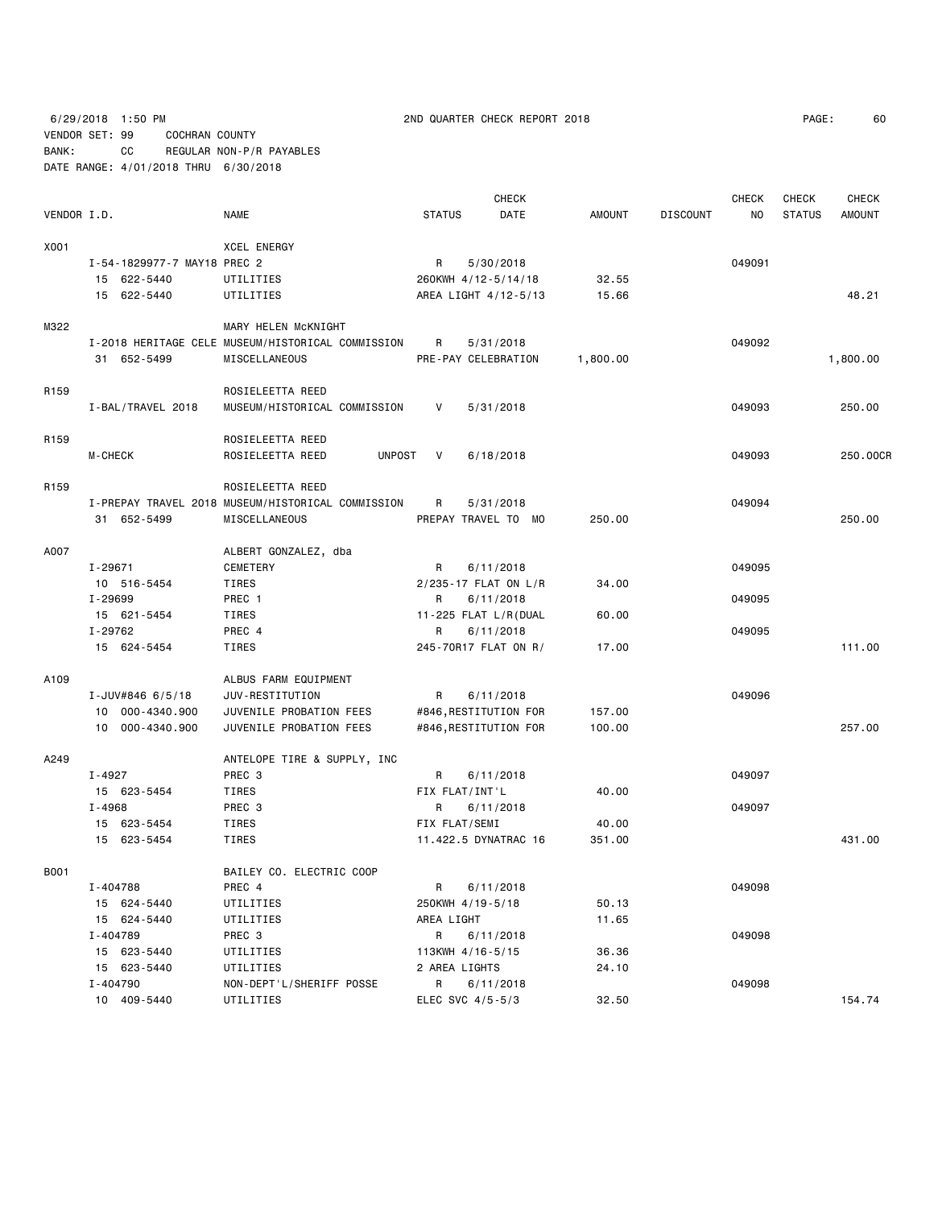6/29/2018 1:50 PM 2ND QUARTER CHECK REPORT 2018

VENDOR SET: 99 COCHRAN COUNTY

BANK: CC REGULAR NON-P/R PAYABLES

DATE RANGE: 4/01/2018 THRU 6/30/2018

| VENDOR I.D. | NAME | STATUS | CHECK DATE | AMOUNT | DISCOUNT | CHECK NO | CHECK STATUS | CHECK AMOUNT |
|---|---|---|---|---|---|---|---|---|
| X001 | XCEL ENERGY | | | | | | | |
| I-54-1829977-7 MAY18 PREC 2 | | R | 5/30/2018 | | | 049091 | | |
| 15 622-5440 | UTILITIES | 260KWH 4/12-5/14/18 | | 32.55 | | | | |
| 15 622-5440 | UTILITIES | AREA LIGHT 4/12-5/13 | | 15.66 | | | | 48.21 |
| M322 | MARY HELEN McKNIGHT | | | | | | | |
| I-2018 HERITAGE CELE | MUSEUM/HISTORICAL COMMISSION | R | 5/31/2018 | | | 049092 | | |
| 31 652-5499 | MISCELLANEOUS | PRE-PAY CELEBRATION | | 1,800.00 | | | | 1,800.00 |
| R159 | ROSIELEETTA REED | | | | | | | |
| I-BAL/TRAVEL 2018 | MUSEUM/HISTORICAL COMMISSION | V | 5/31/2018 | | | 049093 | | 250.00 |
| R159 | ROSIELEETTA REED | | | | | | | |
| M-CHECK | ROSIELEETTA REED UNPOST | V | 6/18/2018 | | | 049093 | | 250.00CR |
| R159 | ROSIELEETTA REED | | | | | | | |
| I-PREPAY TRAVEL 2018 | MUSEUM/HISTORICAL COMMISSION | R | 5/31/2018 | | | 049094 | | |
| 31 652-5499 | MISCELLANEOUS | PREPAY TRAVEL TO MO | | 250.00 | | | | 250.00 |
| A007 | ALBERT GONZALEZ, dba | | | | | | | |
| I-29671 | CEMETERY | R | 6/11/2018 | | | 049095 | | |
| 10 516-5454 | TIRES | 2/235-17 FLAT ON L/R | | 34.00 | | | | |
| I-29699 | PREC 1 | R | 6/11/2018 | | | 049095 | | |
| 15 621-5454 | TIRES | 11-225 FLAT L/R(DUAL | | 60.00 | | | | |
| I-29762 | PREC 4 | R | 6/11/2018 | | | 049095 | | |
| 15 624-5454 | TIRES | 245-70R17 FLAT ON R/ | | 17.00 | | | | 111.00 |
| A109 | ALBUS FARM EQUIPMENT | | | | | | | |
| I-JUV#846 6/5/18 | JUV-RESTITUTION | R | 6/11/2018 | | | 049096 | | |
| 10 000-4340.900 | JUVENILE PROBATION FEES | #846,RESTITUTION FOR | | 157.00 | | | | |
| 10 000-4340.900 | JUVENILE PROBATION FEES | #846,RESTITUTION FOR | | 100.00 | | | | 257.00 |
| A249 | ANTELOPE TIRE & SUPPLY, INC | | | | | | | |
| I-4927 | PREC 3 | R | 6/11/2018 | | | 049097 | | |
| 15 623-5454 | TIRES | FIX FLAT/INT'L | | 40.00 | | | | |
| I-4968 | PREC 3 | R | 6/11/2018 | | | 049097 | | |
| 15 623-5454 | TIRES | FIX FLAT/SEMI | | 40.00 | | | | |
| 15 623-5454 | TIRES | 11.422.5 DYNATRAC 16 | | 351.00 | | | | 431.00 |
| B001 | BAILEY CO. ELECTRIC COOP | | | | | | | |
| I-404788 | PREC 4 | R | 6/11/2018 | | | 049098 | | |
| 15 624-5440 | UTILITIES | 250KWH 4/19-5/18 | | 50.13 | | | | |
| 15 624-5440 | UTILITIES | AREA LIGHT | | 11.65 | | | | |
| I-404789 | PREC 3 | R | 6/11/2018 | | | 049098 | | |
| 15 623-5440 | UTILITIES | 113KWH 4/16-5/15 | | 36.36 | | | | |
| 15 623-5440 | UTILITIES | 2 AREA LIGHTS | | 24.10 | | | | |
| I-404790 | NON-DEPT'L/SHERIFF POSSE | R | 6/11/2018 | | | 049098 | | |
| 10 409-5440 | UTILITIES | ELEC SVC 4/5-5/3 | | 32.50 | | | | 154.74 |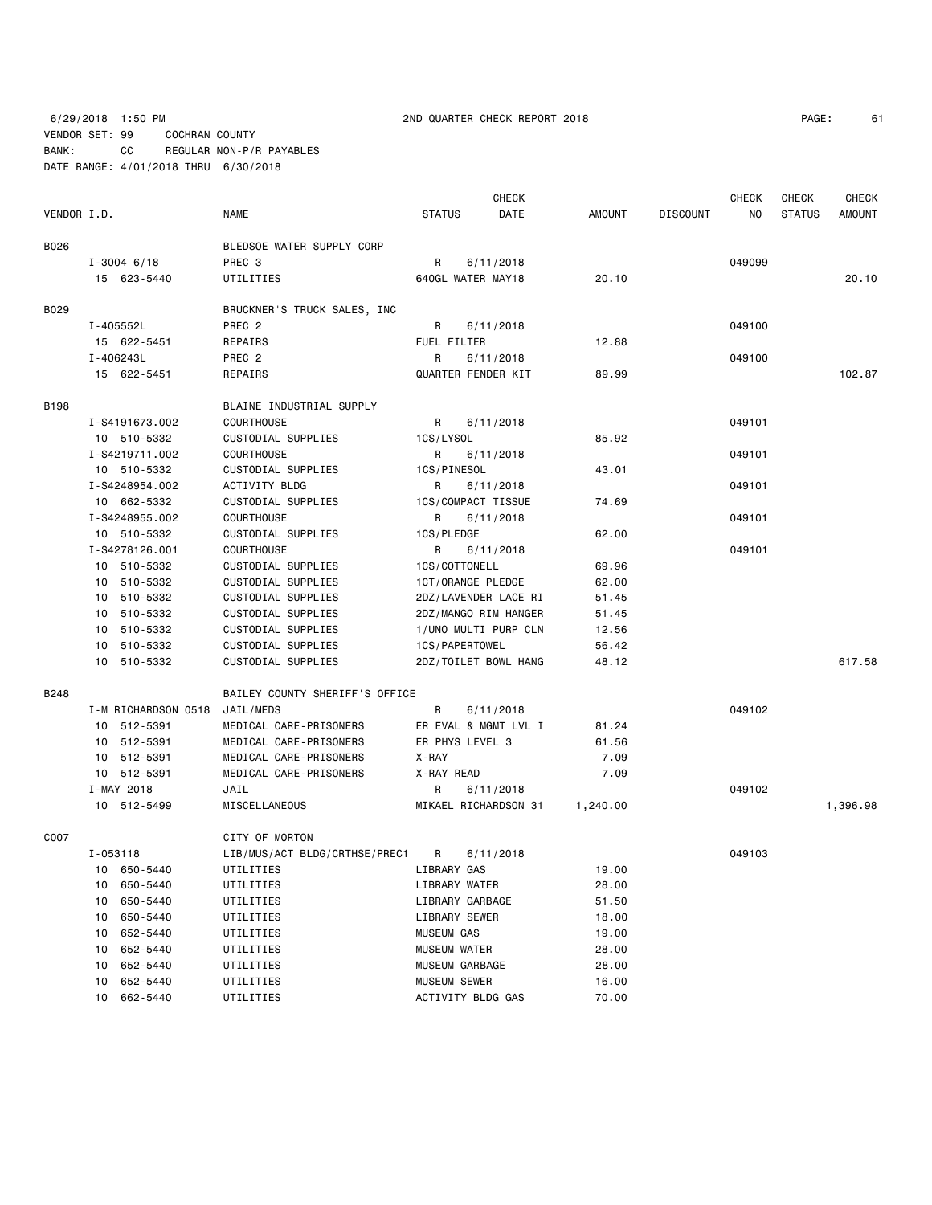6/29/2018 1:50 PM 2ND QUARTER CHECK REPORT 2018

VENDOR SET: 99 COCHRAN COUNTY
BANK: CC REGULAR NON-P/R PAYABLES
DATE RANGE: 4/01/2018 THRU 6/30/2018

| VENDOR I.D. | NAME | STATUS | CHECK DATE | AMOUNT | DISCOUNT | CHECK NO | CHECK STATUS | CHECK AMOUNT |
|---|---|---|---|---|---|---|---|---|
| B026 | BLEDSOE WATER SUPPLY CORP | | | | | | | |
| I-3004 6/18 | PREC 3 | R | 6/11/2018 | | | 049099 | | |
| 15 623-5440 | UTILITIES | 640GL WATER MAY18 | | 20.10 | | | | 20.10 |
| B029 | BRUCKNER'S TRUCK SALES, INC | | | | | | | |
| I-405552L | PREC 2 | R | 6/11/2018 | | | 049100 | | |
| 15 622-5451 | REPAIRS | FUEL FILTER | | 12.88 | | | | |
| I-406243L | PREC 2 | R | 6/11/2018 | | | 049100 | | |
| 15 622-5451 | REPAIRS | QUARTER FENDER KIT | | 89.99 | | | | 102.87 |
| B198 | BLAINE INDUSTRIAL SUPPLY | | | | | | | |
| I-S4191673.002 | COURTHOUSE | R | 6/11/2018 | | | 049101 | | |
| 10 510-5332 | CUSTODIAL SUPPLIES | 1CS/LYSOL | | 85.92 | | | | |
| I-S4219711.002 | COURTHOUSE | R | 6/11/2018 | | | 049101 | | |
| 10 510-5332 | CUSTODIAL SUPPLIES | 1CS/PINESOL | | 43.01 | | | | |
| I-S4248954.002 | ACTIVITY BLDG | R | 6/11/2018 | | | 049101 | | |
| 10 662-5332 | CUSTODIAL SUPPLIES | 1CS/COMPACT TISSUE | | 74.69 | | | | |
| I-S4248955.002 | COURTHOUSE | R | 6/11/2018 | | | 049101 | | |
| 10 510-5332 | CUSTODIAL SUPPLIES | 1CS/PLEDGE | | 62.00 | | | | |
| I-S4278126.001 | COURTHOUSE | R | 6/11/2018 | | | 049101 | | |
| 10 510-5332 | CUSTODIAL SUPPLIES | 1CS/COTTONELL | | 69.96 | | | | |
| 10 510-5332 | CUSTODIAL SUPPLIES | 1CT/ORANGE PLEDGE | | 62.00 | | | | |
| 10 510-5332 | CUSTODIAL SUPPLIES | 2DZ/LAVENDER LACE RI | | 51.45 | | | | |
| 10 510-5332 | CUSTODIAL SUPPLIES | 2DZ/MANGO RIM HANGER | | 51.45 | | | | |
| 10 510-5332 | CUSTODIAL SUPPLIES | 1/UNO MULTI PURP CLN | | 12.56 | | | | |
| 10 510-5332 | CUSTODIAL SUPPLIES | 1CS/PAPERTOWEL | | 56.42 | | | | |
| 10 510-5332 | CUSTODIAL SUPPLIES | 2DZ/TOILET BOWL HANG | | 48.12 | | | | 617.58 |
| B248 | BAILEY COUNTY SHERIFF'S OFFICE | | | | | | | |
| I-M RICHARDSON 0518 | JAIL/MEDS | R | 6/11/2018 | | | 049102 | | |
| 10 512-5391 | MEDICAL CARE-PRISONERS | ER EVAL & MGMT LVL I | | 81.24 | | | | |
| 10 512-5391 | MEDICAL CARE-PRISONERS | ER PHYS LEVEL 3 | | 61.56 | | | | |
| 10 512-5391 | MEDICAL CARE-PRISONERS | X-RAY | | 7.09 | | | | |
| 10 512-5391 | MEDICAL CARE-PRISONERS | X-RAY READ | | 7.09 | | | | |
| I-MAY 2018 | JAIL | R | 6/11/2018 | | | 049102 | | |
| 10 512-5499 | MISCELLANEOUS | MIKAEL RICHARDSON 31 | | 1,240.00 | | | | 1,396.98 |
| C007 | CITY OF MORTON | | | | | | | |
| I-053118 | LIB/MUS/ACT BLDG/CRTHSE/PREC1 | R | 6/11/2018 | | | 049103 | | |
| 10 650-5440 | UTILITIES | LIBRARY GAS | | 19.00 | | | | |
| 10 650-5440 | UTILITIES | LIBRARY WATER | | 28.00 | | | | |
| 10 650-5440 | UTILITIES | LIBRARY GARBAGE | | 51.50 | | | | |
| 10 650-5440 | UTILITIES | LIBRARY SEWER | | 18.00 | | | | |
| 10 652-5440 | UTILITIES | MUSEUM GAS | | 19.00 | | | | |
| 10 652-5440 | UTILITIES | MUSEUM WATER | | 28.00 | | | | |
| 10 652-5440 | UTILITIES | MUSEUM GARBAGE | | 28.00 | | | | |
| 10 652-5440 | UTILITIES | MUSEUM SEWER | | 16.00 | | | | |
| 10 662-5440 | UTILITIES | ACTIVITY BLDG GAS | | 70.00 | | | | |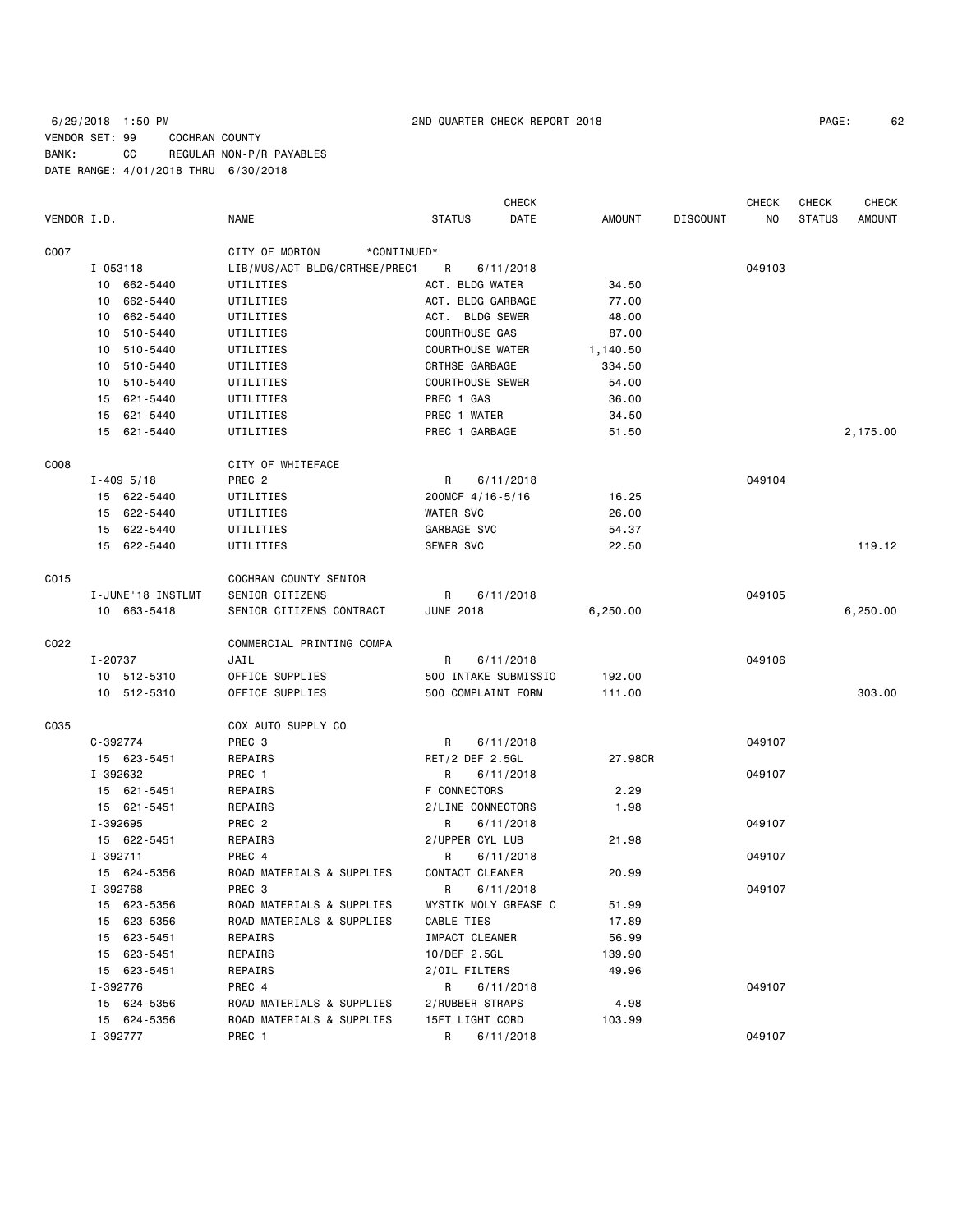6/29/2018 1:50 PM 2ND QUARTER CHECK REPORT 2018

VENDOR SET: 99 COCHRAN COUNTY
BANK: CC REGULAR NON-P/R PAYABLES
DATE RANGE: 4/01/2018 THRU 6/30/2018

| VENDOR I.D. | NAME | STATUS | CHECK DATE | AMOUNT | DISCOUNT | CHECK NO | CHECK STATUS | CHECK AMOUNT |
|---|---|---|---|---|---|---|---|---|
| C007 | CITY OF MORTON *CONTINUED* | | | | | | | |
| I-053118 | LIB/MUS/ACT BLDG/CRTHSE/PREC1 | R | 6/11/2018 | | | 049103 | | |
| 10 662-5440 | UTILITIES | ACT. BLDG WATER | | 34.50 | | | | |
| 10 662-5440 | UTILITIES | ACT. BLDG GARBAGE | | 77.00 | | | | |
| 10 662-5440 | UTILITIES | ACT. BLDG SEWER | | 48.00 | | | | |
| 10 510-5440 | UTILITIES | COURTHOUSE GAS | | 87.00 | | | | |
| 10 510-5440 | UTILITIES | COURTHOUSE WATER | | 1,140.50 | | | | |
| 10 510-5440 | UTILITIES | CRTHSE GARBAGE | | 334.50 | | | | |
| 10 510-5440 | UTILITIES | COURTHOUSE SEWER | | 54.00 | | | | |
| 15 621-5440 | UTILITIES | PREC 1 GAS | | 36.00 | | | | |
| 15 621-5440 | UTILITIES | PREC 1 WATER | | 34.50 | | | | |
| 15 621-5440 | UTILITIES | PREC 1 GARBAGE | | 51.50 | | | | 2,175.00 |
| C008 | CITY OF WHITEFACE | | | | | | | |
| I-409 5/18 | PREC 2 | R | 6/11/2018 | | | 049104 | | |
| 15 622-5440 | UTILITIES | 200MCF 4/16-5/16 | | 16.25 | | | | |
| 15 622-5440 | UTILITIES | WATER SVC | | 26.00 | | | | |
| 15 622-5440 | UTILITIES | GARBAGE SVC | | 54.37 | | | | |
| 15 622-5440 | UTILITIES | SEWER SVC | | 22.50 | | | | 119.12 |
| C015 | COCHRAN COUNTY SENIOR | | | | | | | |
| I-JUNE'18 INSTLMT | SENIOR CITIZENS | R | 6/11/2018 | | | 049105 | | |
| 10 663-5418 | SENIOR CITIZENS CONTRACT | JUNE 2018 | | 6,250.00 | | | | 6,250.00 |
| C022 | COMMERCIAL PRINTING COMPA | | | | | | | |
| I-20737 | JAIL | R | 6/11/2018 | | | 049106 | | |
| 10 512-5310 | OFFICE SUPPLIES | 500 INTAKE SUBMISSIO | | 192.00 | | | | |
| 10 512-5310 | OFFICE SUPPLIES | 500 COMPLAINT FORM | | 111.00 | | | | 303.00 |
| C035 | COX AUTO SUPPLY CO | | | | | | | |
| C-392774 | PREC 3 | R | 6/11/2018 | | | 049107 | | |
| 15 623-5451 | REPAIRS | RET/2 DEF 2.5GL | | 27.98CR | | | | |
| I-392632 | PREC 1 | R | 6/11/2018 | | | 049107 | | |
| 15 621-5451 | REPAIRS | F CONNECTORS | | 2.29 | | | | |
| 15 621-5451 | REPAIRS | 2/LINE CONNECTORS | | 1.98 | | | | |
| I-392695 | PREC 2 | R | 6/11/2018 | | | 049107 | | |
| 15 622-5451 | REPAIRS | 2/UPPER CYL LUB | | 21.98 | | | | |
| I-392711 | PREC 4 | R | 6/11/2018 | | | 049107 | | |
| 15 624-5356 | ROAD MATERIALS & SUPPLIES | CONTACT CLEANER | | 20.99 | | | | |
| I-392768 | PREC 3 | R | 6/11/2018 | | | 049107 | | |
| 15 623-5356 | ROAD MATERIALS & SUPPLIES | MYSTIK MOLY GREASE C | | 51.99 | | | | |
| 15 623-5356 | ROAD MATERIALS & SUPPLIES | CABLE TIES | | 17.89 | | | | |
| 15 623-5451 | REPAIRS | IMPACT CLEANER | | 56.99 | | | | |
| 15 623-5451 | REPAIRS | 10/DEF 2.5GL | | 139.90 | | | | |
| 15 623-5451 | REPAIRS | 2/OIL FILTERS | | 49.96 | | | | |
| I-392776 | PREC 4 | R | 6/11/2018 | | | 049107 | | |
| 15 624-5356 | ROAD MATERIALS & SUPPLIES | 2/RUBBER STRAPS | | 4.98 | | | | |
| 15 624-5356 | ROAD MATERIALS & SUPPLIES | 15FT LIGHT CORD | | 103.99 | | | | |
| I-392777 | PREC 1 | R | 6/11/2018 | | | 049107 | | |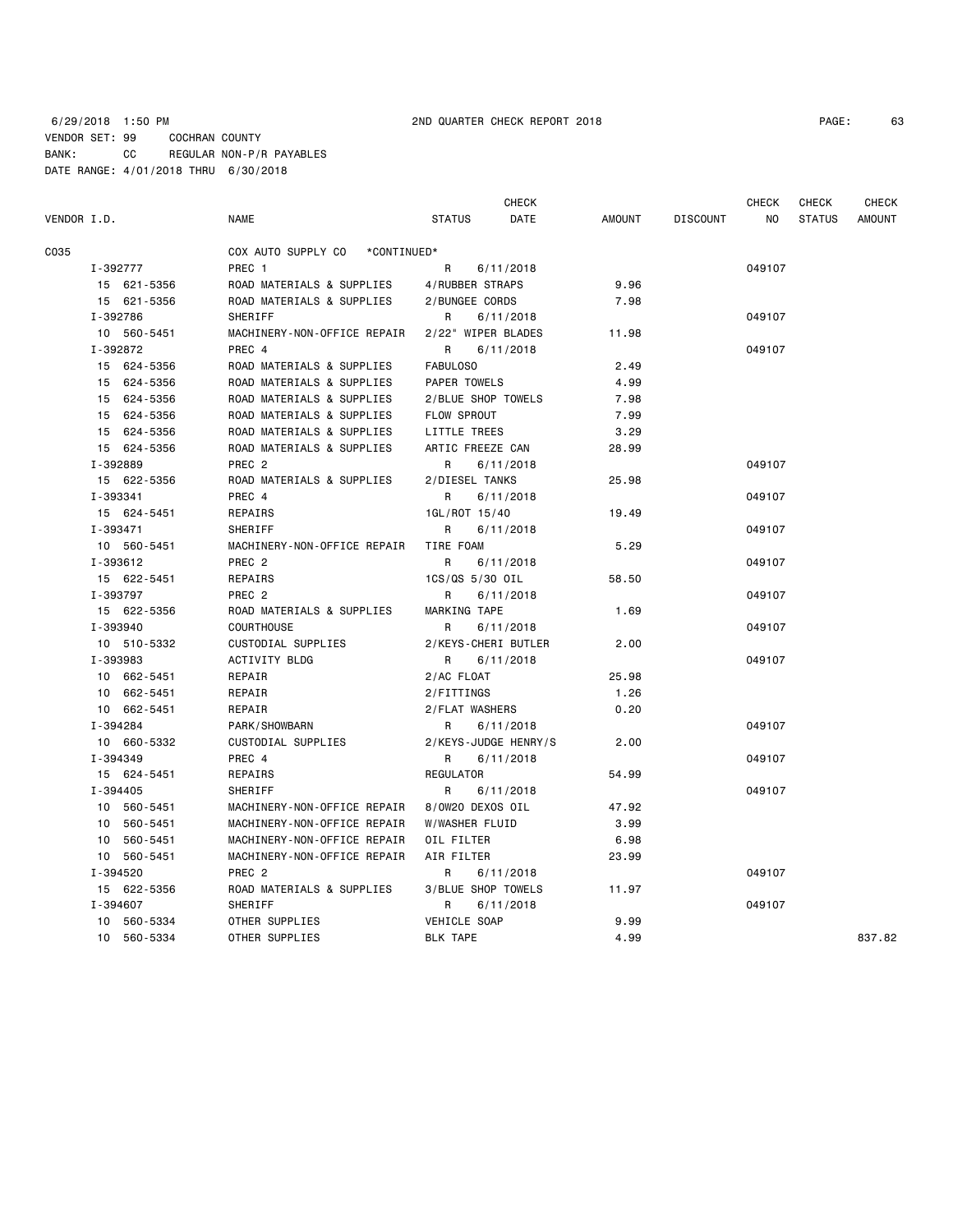6/29/2018 1:50 PM 2ND QUARTER CHECK REPORT 2018

VENDOR SET: 99 COCHRAN COUNTY
BANK: CC REGULAR NON-P/R PAYABLES
DATE RANGE: 4/01/2018 THRU 6/30/2018

| VENDOR I.D. | NAME | STATUS | CHECK DATE | AMOUNT | DISCOUNT | CHECK NO | CHECK STATUS | CHECK AMOUNT |
|---|---|---|---|---|---|---|---|---|
| C035 | COX AUTO SUPPLY CO *CONTINUED* | | | | | | | |
| I-392777 | PREC 1 | R | 6/11/2018 | | | 049107 | | |
| 15 621-5356 | ROAD MATERIALS & SUPPLIES | 4/RUBBER STRAPS | | 9.96 | | | | |
| 15 621-5356 | ROAD MATERIALS & SUPPLIES | 2/BUNGEE CORDS | | 7.98 | | | | |
| I-392786 | SHERIFF | R | 6/11/2018 | | | 049107 | | |
| 10 560-5451 | MACHINERY-NON-OFFICE REPAIR | 2/22" WIPER BLADES | | 11.98 | | | | |
| I-392872 | PREC 4 | R | 6/11/2018 | | | 049107 | | |
| 15 624-5356 | ROAD MATERIALS & SUPPLIES | FABULOSO | | 2.49 | | | | |
| 15 624-5356 | ROAD MATERIALS & SUPPLIES | PAPER TOWELS | | 4.99 | | | | |
| 15 624-5356 | ROAD MATERIALS & SUPPLIES | 2/BLUE SHOP TOWELS | | 7.98 | | | | |
| 15 624-5356 | ROAD MATERIALS & SUPPLIES | FLOW SPROUT | | 7.99 | | | | |
| 15 624-5356 | ROAD MATERIALS & SUPPLIES | LITTLE TREES | | 3.29 | | | | |
| 15 624-5356 | ROAD MATERIALS & SUPPLIES | ARTIC FREEZE CAN | | 28.99 | | | | |
| I-392889 | PREC 2 | R | 6/11/2018 | | | 049107 | | |
| 15 622-5356 | ROAD MATERIALS & SUPPLIES | 2/DIESEL TANKS | | 25.98 | | | | |
| I-393341 | PREC 4 | R | 6/11/2018 | | | 049107 | | |
| 15 624-5451 | REPAIRS | 1GL/ROT 15/40 | | 19.49 | | | | |
| I-393471 | SHERIFF | R | 6/11/2018 | | | 049107 | | |
| 10 560-5451 | MACHINERY-NON-OFFICE REPAIR | TIRE FOAM | | 5.29 | | | | |
| I-393612 | PREC 2 | R | 6/11/2018 | | | 049107 | | |
| 15 622-5451 | REPAIRS | 1CS/QS 5/30 OIL | | 58.50 | | | | |
| I-393797 | PREC 2 | R | 6/11/2018 | | | 049107 | | |
| 15 622-5356 | ROAD MATERIALS & SUPPLIES | MARKING TAPE | | 1.69 | | | | |
| I-393940 | COURTHOUSE | R | 6/11/2018 | | | 049107 | | |
| 10 510-5332 | CUSTODIAL SUPPLIES | 2/KEYS-CHERI BUTLER | | 2.00 | | | | |
| I-393983 | ACTIVITY BLDG | R | 6/11/2018 | | | 049107 | | |
| 10 662-5451 | REPAIR | 2/AC FLOAT | | 25.98 | | | | |
| 10 662-5451 | REPAIR | 2/FITTINGS | | 1.26 | | | | |
| 10 662-5451 | REPAIR | 2/FLAT WASHERS | | 0.20 | | | | |
| I-394284 | PARK/SHOWBARN | R | 6/11/2018 | | | 049107 | | |
| 10 660-5332 | CUSTODIAL SUPPLIES | 2/KEYS-JUDGE HENRY/S | | 2.00 | | | | |
| I-394349 | PREC 4 | R | 6/11/2018 | | | 049107 | | |
| 15 624-5451 | REPAIRS | REGULATOR | | 54.99 | | | | |
| I-394405 | SHERIFF | R | 6/11/2018 | | | 049107 | | |
| 10 560-5451 | MACHINERY-NON-OFFICE REPAIR | 8/0W20 DEXOS OIL | | 47.92 | | | | |
| 10 560-5451 | MACHINERY-NON-OFFICE REPAIR | W/WASHER FLUID | | 3.99 | | | | |
| 10 560-5451 | MACHINERY-NON-OFFICE REPAIR | OIL FILTER | | 6.98 | | | | |
| 10 560-5451 | MACHINERY-NON-OFFICE REPAIR | AIR FILTER | | 23.99 | | | | |
| I-394520 | PREC 2 | R | 6/11/2018 | | | 049107 | | |
| 15 622-5356 | ROAD MATERIALS & SUPPLIES | 3/BLUE SHOP TOWELS | | 11.97 | | | | |
| I-394607 | SHERIFF | R | 6/11/2018 | | | 049107 | | |
| 10 560-5334 | OTHER SUPPLIES | VEHICLE SOAP | | 9.99 | | | | |
| 10 560-5334 | OTHER SUPPLIES | BLK TAPE | | 4.99 | | | | 837.82 |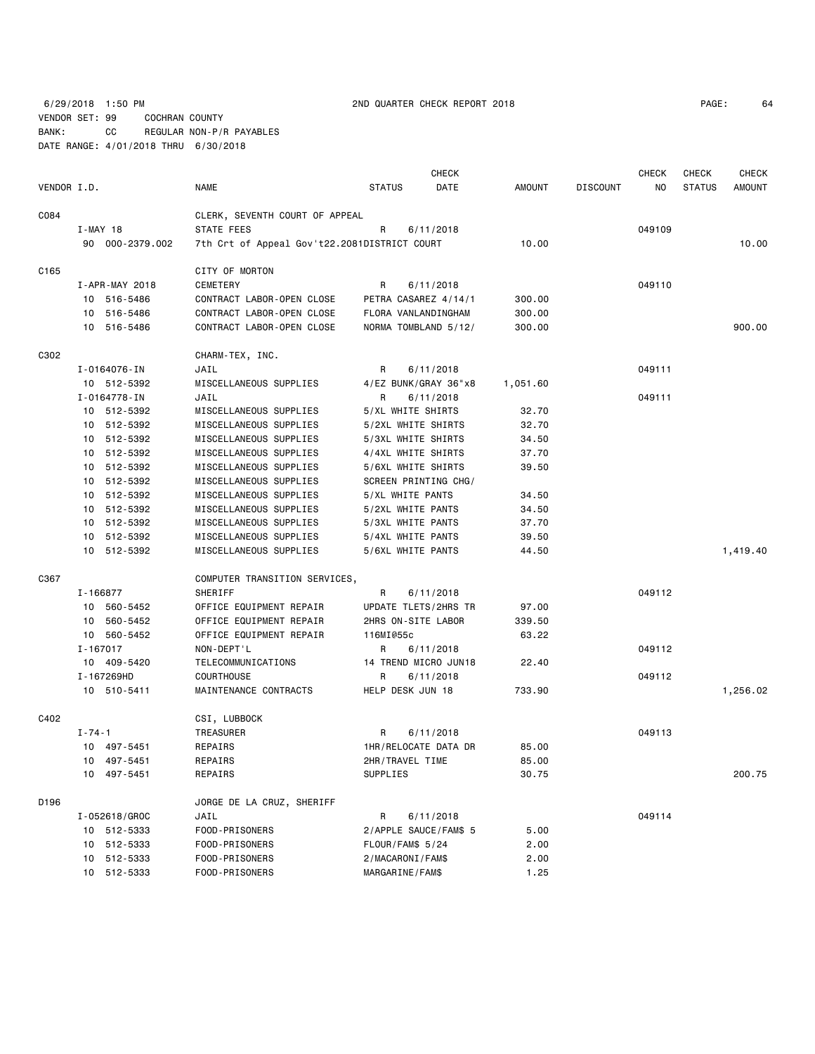6/29/2018 1:50 PM 2ND QUARTER CHECK REPORT 2018

VENDOR SET: 99 COCHRAN COUNTY
BANK: CC REGULAR NON-P/R PAYABLES
DATE RANGE: 4/01/2018 THRU 6/30/2018

| VENDOR I.D. | NAME | STATUS | CHECK DATE | AMOUNT | DISCOUNT | CHECK NO | CHECK STATUS | CHECK AMOUNT |
|---|---|---|---|---|---|---|---|---|
| C084 | CLERK, SEVENTH COURT OF APPEAL | | | | | | | |
| I-MAY 18 | STATE FEES | R | 6/11/2018 | | | 049109 | | |
| 90 000-2379.002 | 7th Crt of Appeal Gov't22.2081 | DISTRICT COURT | | 10.00 | | | | 10.00 |
| C165 | CITY OF MORTON | | | | | | | |
| I-APR-MAY 2018 | CEMETERY | R | 6/11/2018 | | | 049110 | | |
| 10 516-5486 | CONTRACT LABOR-OPEN CLOSE | PETRA CASAREZ 4/14/1 | | 300.00 | | | | |
| 10 516-5486 | CONTRACT LABOR-OPEN CLOSE | FLORA VANLANDINGHAM | | 300.00 | | | | |
| 10 516-5486 | CONTRACT LABOR-OPEN CLOSE | NORMA TOMBLAND 5/12/ | | 300.00 | | | | 900.00 |
| C302 | CHARM-TEX, INC. | | | | | | | |
| I-0164076-IN | JAIL | R | 6/11/2018 | | | 049111 | | |
| 10 512-5392 | MISCELLANEOUS SUPPLIES | 4/EZ BUNK/GRAY 36"x8 | | 1,051.60 | | | | |
| I-0164778-IN | JAIL | R | 6/11/2018 | | | 049111 | | |
| 10 512-5392 | MISCELLANEOUS SUPPLIES | 5/XL WHITE SHIRTS | | 32.70 | | | | |
| 10 512-5392 | MISCELLANEOUS SUPPLIES | 5/2XL WHITE SHIRTS | | 32.70 | | | | |
| 10 512-5392 | MISCELLANEOUS SUPPLIES | 5/3XL WHITE SHIRTS | | 34.50 | | | | |
| 10 512-5392 | MISCELLANEOUS SUPPLIES | 4/4XL WHITE SHIRTS | | 37.70 | | | | |
| 10 512-5392 | MISCELLANEOUS SUPPLIES | 5/6XL WHITE SHIRTS | | 39.50 | | | | |
| 10 512-5392 | MISCELLANEOUS SUPPLIES | SCREEN PRINTING CHG/ | | | | | | |
| 10 512-5392 | MISCELLANEOUS SUPPLIES | 5/XL WHITE PANTS | | 34.50 | | | | |
| 10 512-5392 | MISCELLANEOUS SUPPLIES | 5/2XL WHITE PANTS | | 34.50 | | | | |
| 10 512-5392 | MISCELLANEOUS SUPPLIES | 5/3XL WHITE PANTS | | 37.70 | | | | |
| 10 512-5392 | MISCELLANEOUS SUPPLIES | 5/4XL WHITE PANTS | | 39.50 | | | | |
| 10 512-5392 | MISCELLANEOUS SUPPLIES | 5/6XL WHITE PANTS | | 44.50 | | | | 1,419.40 |
| C367 | COMPUTER TRANSITION SERVICES, | | | | | | | |
| I-166877 | SHERIFF | R | 6/11/2018 | | | 049112 | | |
| 10 560-5452 | OFFICE EQUIPMENT REPAIR | UPDATE TLETS/2HRS TR | | 97.00 | | | | |
| 10 560-5452 | OFFICE EQUIPMENT REPAIR | 2HRS ON-SITE LABOR | | 339.50 | | | | |
| 10 560-5452 | OFFICE EQUIPMENT REPAIR | 116MI@55c | | 63.22 | | | | |
| I-167017 | NON-DEPT'L | R | 6/11/2018 | | | 049112 | | |
| 10 409-5420 | TELECOMMUNICATIONS | 14 TREND MICRO JUN18 | | 22.40 | | | | |
| I-167269HD | COURTHOUSE | R | 6/11/2018 | | | 049112 | | |
| 10 510-5411 | MAINTENANCE CONTRACTS | HELP DESK JUN 18 | | 733.90 | | | | 1,256.02 |
| C402 | CSI, LUBBOCK | | | | | | | |
| I-74-1 | TREASURER | R | 6/11/2018 | | | 049113 | | |
| 10 497-5451 | REPAIRS | 1HR/RELOCATE DATA DR | | 85.00 | | | | |
| 10 497-5451 | REPAIRS | 2HR/TRAVEL TIME | | 85.00 | | | | |
| 10 497-5451 | REPAIRS | SUPPLIES | | 30.75 | | | | 200.75 |
| D196 | JORGE DE LA CRUZ, SHERIFF | | | | | | | |
| I-052618/GROC | JAIL | R | 6/11/2018 | | | 049114 | | |
| 10 512-5333 | FOOD-PRISONERS | 2/APPLE SAUCE/FAM$ 5 | | 5.00 | | | | |
| 10 512-5333 | FOOD-PRISONERS | FLOUR/FAM$ 5/24 | | 2.00 | | | | |
| 10 512-5333 | FOOD-PRISONERS | 2/MACARONI/FAM$ | | 2.00 | | | | |
| 10 512-5333 | FOOD-PRISONERS | MARGARINE/FAM$ | | 1.25 | | | | |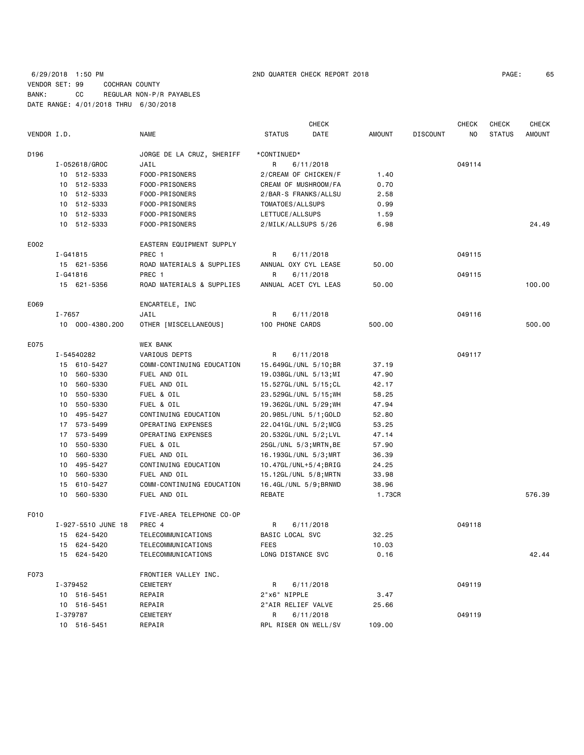6/29/2018 1:50 PM 2ND QUARTER CHECK REPORT 2018

VENDOR SET: 99 COCHRAN COUNTY
BANK: CC REGULAR NON-P/R PAYABLES
DATE RANGE: 4/01/2018 THRU 6/30/2018

| VENDOR I.D. | NAME | STATUS | CHECK DATE | AMOUNT | DISCOUNT | CHECK NO | CHECK STATUS | CHECK AMOUNT |
|---|---|---|---|---|---|---|---|---|
| D196 | JORGE DE LA CRUZ, SHERIFF | *CONTINUED* | | | | | | |
| I-052618/GROC | JAIL | R | 6/11/2018 | | | 049114 | | |
| 10 512-5333 | FOOD-PRISONERS | 2/CREAM OF CHICKEN/F | | 1.40 | | | | |
| 10 512-5333 | FOOD-PRISONERS | CREAM OF MUSHROOM/FA | | 0.70 | | | | |
| 10 512-5333 | FOOD-PRISONERS | 2/BAR-S FRANKS/ALLSU | | 2.58 | | | | |
| 10 512-5333 | FOOD-PRISONERS | TOMATOES/ALLSUPS | | 0.99 | | | | |
| 10 512-5333 | FOOD-PRISONERS | LETTUCE/ALLSUPS | | 1.59 | | | | |
| 10 512-5333 | FOOD-PRISONERS | 2/MILK/ALLSUPS 5/26 | | 6.98 | | | | 24.49 |
| E002 | EASTERN EQUIPMENT SUPPLY | | | | | | | |
| I-G41815 | PREC 1 | R | 6/11/2018 | | | 049115 | | |
| 15 621-5356 | ROAD MATERIALS & SUPPLIES | ANNUAL OXY CYL LEASE | | 50.00 | | | | |
| I-G41816 | PREC 1 | R | 6/11/2018 | | | 049115 | | |
| 15 621-5356 | ROAD MATERIALS & SUPPLIES | ANNUAL ACET CYL LEAS | | 50.00 | | | | 100.00 |
| E069 | ENCARTELE, INC | | | | | | | |
| I-7657 | JAIL | R | 6/11/2018 | | | 049116 | | |
| 10 000-4380.200 | OTHER [MISCELLANEOUS] | 100 PHONE CARDS | | 500.00 | | | | 500.00 |
| E075 | WEX BANK | | | | | | | |
| I-54540282 | VARIOUS DEPTS | R | 6/11/2018 | | | 049117 | | |
| 15 610-5427 | COMM-CONTINUING EDUCATION | 15.649GL/UNL 5/10;BR | | 37.19 | | | | |
| 10 560-5330 | FUEL AND OIL | 19.038GL/UNL 5/13;MI | | 47.90 | | | | |
| 10 560-5330 | FUEL AND OIL | 15.527GL/UNL 5/15;CL | | 42.17 | | | | |
| 10 550-5330 | FUEL & OIL | 23.529GL/UNL 5/15;WH | | 58.25 | | | | |
| 10 550-5330 | FUEL & OIL | 19.362GL/UNL 5/29;WH | | 47.94 | | | | |
| 10 495-5427 | CONTINUING EDUCATION | 20.985L/UNL 5/1;GOLD | | 52.80 | | | | |
| 17 573-5499 | OPERATING EXPENSES | 22.041GL/UNL 5/2;MCG | | 53.25 | | | | |
| 17 573-5499 | OPERATING EXPENSES | 20.532GL/UNL 5/2;LVL | | 47.14 | | | | |
| 10 550-5330 | FUEL & OIL | 25GL/UNL 5/3;MRTN,BE | | 57.90 | | | | |
| 10 560-5330 | FUEL AND OIL | 16.193GL/UNL 5/3;MRT | | 36.39 | | | | |
| 10 495-5427 | CONTINUING EDUCATION | 10.47GL/UNL+5/4;BRIG | | 24.25 | | | | |
| 10 560-5330 | FUEL AND OIL | 15.12GL/UNL 5/8;MRTN | | 33.98 | | | | |
| 15 610-5427 | COMM-CONTINUING EDUCATION | 16.4GL/UNL 5/9;BRNWD | | 38.96 | | | | |
| 10 560-5330 | FUEL AND OIL | REBATE | | 1.73CR | | | | 576.39 |
| F010 | FIVE-AREA TELEPHONE CO-OP | | | | | | | |
| I-927-5510 JUNE 18 | PREC 4 | R | 6/11/2018 | | | 049118 | | |
| 15 624-5420 | TELECOMMUNICATIONS | BASIC LOCAL SVC | | 32.25 | | | | |
| 15 624-5420 | TELECOMMUNICATIONS | FEES | | 10.03 | | | | |
| 15 624-5420 | TELECOMMUNICATIONS | LONG DISTANCE SVC | | 0.16 | | | | 42.44 |
| F073 | FRONTIER VALLEY INC. | | | | | | | |
| I-379452 | CEMETERY | R | 6/11/2018 | | | 049119 | | |
| 10 516-5451 | REPAIR | 2"x6" NIPPLE | | 3.47 | | | | |
| 10 516-5451 | REPAIR | 2"AIR RELIEF VALVE | | 25.66 | | | | |
| I-379787 | CEMETERY | R | 6/11/2018 | | | 049119 | | |
| 10 516-5451 | REPAIR | RPL RISER ON WELL/SV | | 109.00 | | | | |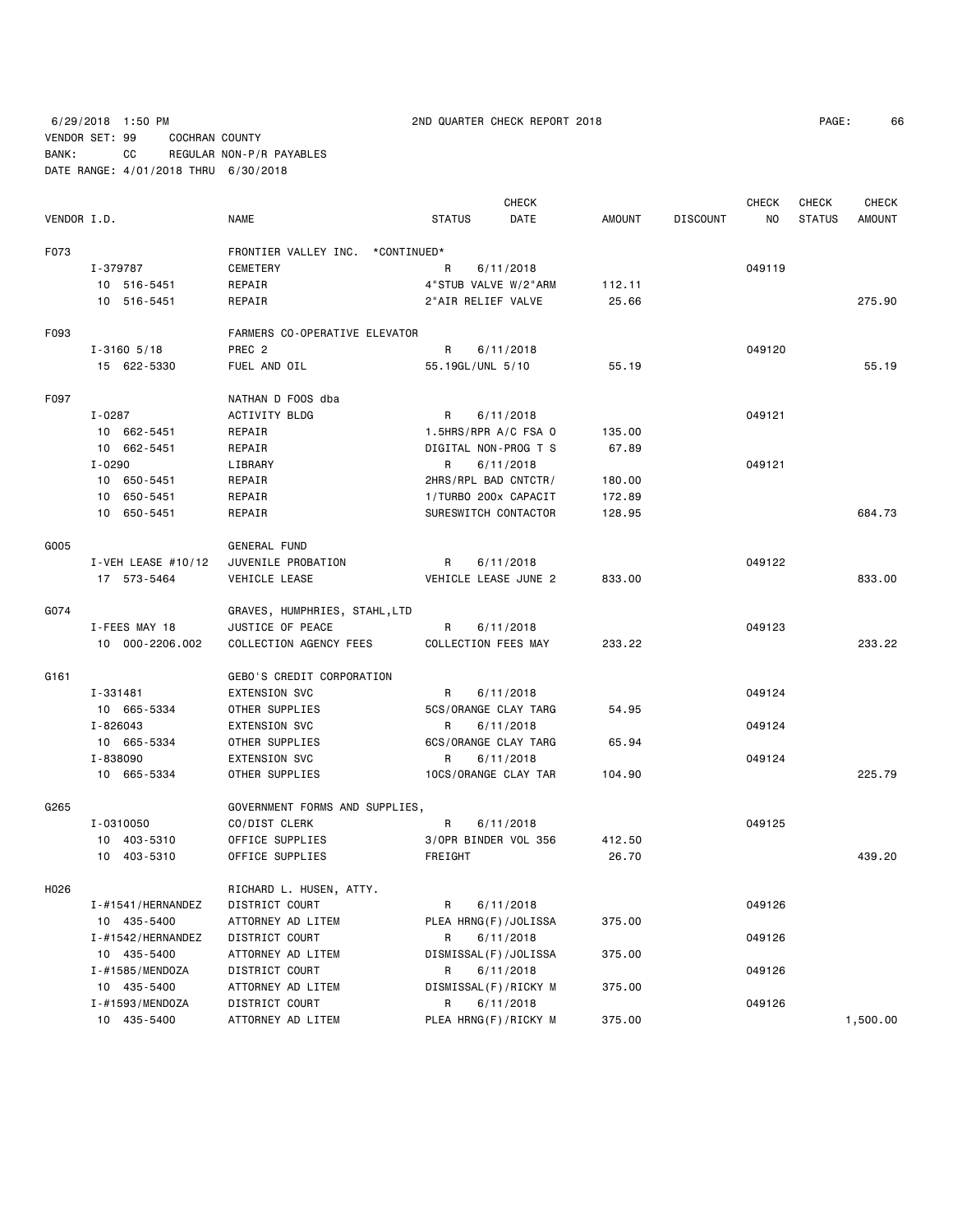6/29/2018 1:50 PM 2ND QUARTER CHECK REPORT 2018

VENDOR SET: 99 COCHRAN COUNTY
BANK: CC REGULAR NON-P/R PAYABLES
DATE RANGE: 4/01/2018 THRU 6/30/2018

| VENDOR I.D. | NAME | STATUS | CHECK DATE | AMOUNT | DISCOUNT | CHECK NO | CHECK STATUS | CHECK AMOUNT |
|---|---|---|---|---|---|---|---|---|
| F073 | FRONTIER VALLEY INC. *CONTINUED* | | | | | | | |
| I-379787 | CEMETERY | R | 6/11/2018 | | | 049119 | | |
| 10 516-5451 | REPAIR | 4"STUB VALVE W/2"ARM | | 112.11 | | | | |
| 10 516-5451 | REPAIR | 2"AIR RELIEF VALVE | | 25.66 | | | | 275.90 |
| F093 | FARMERS CO-OPERATIVE ELEVATOR | | | | | | | |
| I-3160 5/18 | PREC 2 | R | 6/11/2018 | | | 049120 | | |
| 15 622-5330 | FUEL AND OIL | 55.19GL/UNL 5/10 | | 55.19 | | | | 55.19 |
| F097 | NATHAN D FOOS dba | | | | | | | |
| I-0287 | ACTIVITY BLDG | R | 6/11/2018 | | | 049121 | | |
| 10 662-5451 | REPAIR | 1.5HRS/RPR A/C FSA O | | 135.00 | | | | |
| 10 662-5451 | REPAIR | DIGITAL NON-PROG T S | | 67.89 | | | | |
| I-0290 | LIBRARY | R | 6/11/2018 | | | 049121 | | |
| 10 650-5451 | REPAIR | 2HRS/RPL BAD CNTCTR/ | | 180.00 | | | | |
| 10 650-5451 | REPAIR | 1/TURBO 200x CAPACIT | | 172.89 | | | | |
| 10 650-5451 | REPAIR | SURESWITCH CONTACTOR | | 128.95 | | | | 684.73 |
| G005 | GENERAL FUND | | | | | | | |
| I-VEH LEASE #10/12 | JUVENILE PROBATION | R | 6/11/2018 | | | 049122 | | |
| 17 573-5464 | VEHICLE LEASE | VEHICLE LEASE JUNE 2 | | 833.00 | | | | 833.00 |
| G074 | GRAVES, HUMPHRIES, STAHL,LTD | | | | | | | |
| I-FEES MAY 18 | JUSTICE OF PEACE | R | 6/11/2018 | | | 049123 | | |
| 10 000-2206.002 | COLLECTION AGENCY FEES | COLLECTION FEES MAY | | 233.22 | | | | 233.22 |
| G161 | GEBO'S CREDIT CORPORATION | | | | | | | |
| I-331481 | EXTENSION SVC | R | 6/11/2018 | | | 049124 | | |
| 10 665-5334 | OTHER SUPPLIES | 5CS/ORANGE CLAY TARG | | 54.95 | | | | |
| I-826043 | EXTENSION SVC | R | 6/11/2018 | | | 049124 | | |
| 10 665-5334 | OTHER SUPPLIES | 6CS/ORANGE CLAY TARG | | 65.94 | | | | |
| I-838090 | EXTENSION SVC | R | 6/11/2018 | | | 049124 | | |
| 10 665-5334 | OTHER SUPPLIES | 10CS/ORANGE CLAY TAR | | 104.90 | | | | 225.79 |
| G265 | GOVERNMENT FORMS AND SUPPLIES, | | | | | | | |
| I-0310050 | CO/DIST CLERK | R | 6/11/2018 | | | 049125 | | |
| 10 403-5310 | OFFICE SUPPLIES | 3/OPR BINDER VOL 356 | | 412.50 | | | | |
| 10 403-5310 | OFFICE SUPPLIES | FREIGHT | | 26.70 | | | | 439.20 |
| H026 | RICHARD L. HUSEN, ATTY. | | | | | | | |
| I-#1541/HERNANDEZ | DISTRICT COURT | R | 6/11/2018 | | | 049126 | | |
| 10 435-5400 | ATTORNEY AD LITEM | PLEA HRNG(F)/JOLISSA | | 375.00 | | | | |
| I-#1542/HERNANDEZ | DISTRICT COURT | R | 6/11/2018 | | | 049126 | | |
| 10 435-5400 | ATTORNEY AD LITEM | DISMISSAL(F)/JOLISSA | | 375.00 | | | | |
| I-#1585/MENDOZA | DISTRICT COURT | R | 6/11/2018 | | | 049126 | | |
| 10 435-5400 | ATTORNEY AD LITEM | DISMISSAL(F)/RICKY M | | 375.00 | | | | |
| I-#1593/MENDOZA | DISTRICT COURT | R | 6/11/2018 | | | 049126 | | |
| 10 435-5400 | ATTORNEY AD LITEM | PLEA HRNG(F)/RICKY M | | 375.00 | | | | 1,500.00 |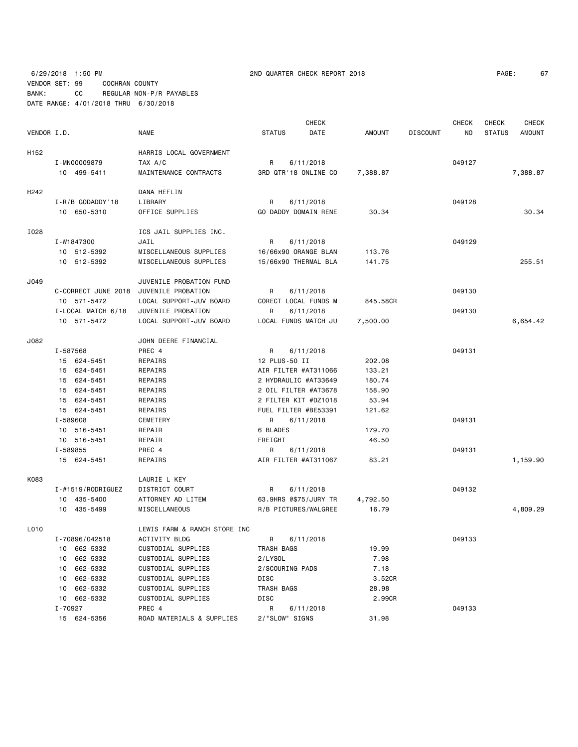6/29/2018 1:50 PM 2ND QUARTER CHECK REPORT 2018 PAGE: 67
VENDOR SET: 99 COCHRAN COUNTY
BANK: CC REGULAR NON-P/R PAYABLES
DATE RANGE: 4/01/2018 THRU 6/30/2018

| VENDOR I.D. | NAME | STATUS | CHECK DATE | AMOUNT | DISCOUNT | CHECK NO | CHECK STATUS | CHECK AMOUNT |
|---|---|---|---|---|---|---|---|---|
| H152 | HARRIS LOCAL GOVERNMENT | | | | | | | |
| I-MN00009879 | TAX A/C | R | 6/11/2018 | | | 049127 | | |
| 10 499-5411 | MAINTENANCE CONTRACTS | 3RD QTR'18 ONLINE CO | | 7,388.87 | | | | 7,388.87 |
| H242 | DANA HEFLIN | | | | | | | |
| I-R/B GODADDY'18 | LIBRARY | R | 6/11/2018 | | | 049128 | | |
| 10 650-5310 | OFFICE SUPPLIES | GO DADDY DOMAIN RENE | | 30.34 | | | | 30.34 |
| I028 | ICS JAIL SUPPLIES INC. | | | | | | | |
| I-W1847300 | JAIL | R | 6/11/2018 | | | 049129 | | |
| 10 512-5392 | MISCELLANEOUS SUPPLIES | 16/66x90 ORANGE BLAN | | 113.76 | | | | |
| 10 512-5392 | MISCELLANEOUS SUPPLIES | 15/66x90 THERMAL BLA | | 141.75 | | | | 255.51 |
| J049 | JUVENILE PROBATION FUND | | | | | | | |
| C-CORRECT JUNE 2018 | JUVENILE PROBATION | R | 6/11/2018 | | | 049130 | | |
| 10 571-5472 | LOCAL SUPPORT-JUV BOARD | CORECT LOCAL FUNDS M | | 845.58CR | | | | |
| I-LOCAL MATCH 6/18 | JUVENILE PROBATION | R | 6/11/2018 | | | 049130 | | |
| 10 571-5472 | LOCAL SUPPORT-JUV BOARD | LOCAL FUNDS MATCH JU | | 7,500.00 | | | | 6,654.42 |
| J082 | JOHN DEERE FINANCIAL | | | | | | | |
| I-587568 | PREC 4 | R | 6/11/2018 | | | 049131 | | |
| 15 624-5451 | REPAIRS | 12 PLUS-50 II | | 202.08 | | | | |
| 15 624-5451 | REPAIRS | AIR FILTER #AT311066 | | 133.21 | | | | |
| 15 624-5451 | REPAIRS | 2 HYDRAULIC #AT33649 | | 180.74 | | | | |
| 15 624-5451 | REPAIRS | 2 OIL FILTER #AT3678 | | 158.90 | | | | |
| 15 624-5451 | REPAIRS | 2 FILTER KIT #DZ1018 | | 53.94 | | | | |
| 15 624-5451 | REPAIRS | FUEL FILTER #BE53391 | | 121.62 | | | | |
| I-589608 | CEMETERY | R | 6/11/2018 | | | 049131 | | |
| 10 516-5451 | REPAIR | 6 BLADES | | 179.70 | | | | |
| 10 516-5451 | REPAIR | FREIGHT | | 46.50 | | | | |
| I-589855 | PREC 4 | R | 6/11/2018 | | | 049131 | | |
| 15 624-5451 | REPAIRS | AIR FILTER #AT311067 | | 83.21 | | | | 1,159.90 |
| K083 | LAURIE L KEY | | | | | | | |
| I-#1519/RODRIGUEZ | DISTRICT COURT | R | 6/11/2018 | | | 049132 | | |
| 10 435-5400 | ATTORNEY AD LITEM | 63.9HRS @$75/JURY TR | | 4,792.50 | | | | |
| 10 435-5499 | MISCELLANEOUS | R/B PICTURES/WALGREE | | 16.79 | | | | 4,809.29 |
| L010 | LEWIS FARM & RANCH STORE INC | | | | | | | |
| I-70896/042518 | ACTIVITY BLDG | R | 6/11/2018 | | | 049133 | | |
| 10 662-5332 | CUSTODIAL SUPPLIES | TRASH BAGS | | 19.99 | | | | |
| 10 662-5332 | CUSTODIAL SUPPLIES | 2/LYSOL | | 7.98 | | | | |
| 10 662-5332 | CUSTODIAL SUPPLIES | 2/SCOURING PADS | | 7.18 | | | | |
| 10 662-5332 | CUSTODIAL SUPPLIES | DISC | | 3.52CR | | | | |
| 10 662-5332 | CUSTODIAL SUPPLIES | TRASH BAGS | | 28.98 | | | | |
| 10 662-5332 | CUSTODIAL SUPPLIES | DISC | | 2.99CR | | | | |
| I-70927 | PREC 4 | R | 6/11/2018 | | | 049133 | | |
| 15 624-5356 | ROAD MATERIALS & SUPPLIES | 2/"SLOW" SIGNS | | 31.98 | | | | |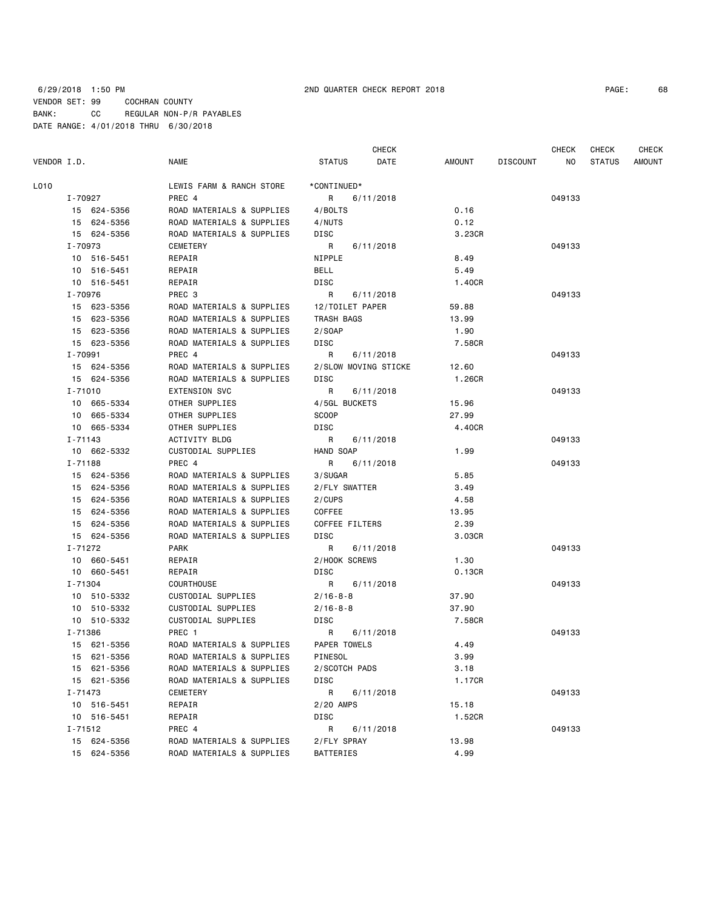6/29/2018 1:50 PM 2ND QUARTER CHECK REPORT 2018

VENDOR SET: 99 COCHRAN COUNTY
BANK: CC REGULAR NON-P/R PAYABLES
DATE RANGE: 4/01/2018 THRU 6/30/2018

| VENDOR I.D. | NAME | STATUS | CHECK DATE | AMOUNT | DISCOUNT | CHECK NO | CHECK STATUS | CHECK AMOUNT |
|---|---|---|---|---|---|---|---|---|
| L010 | LEWIS FARM & RANCH STORE | *CONTINUED* | | | | | | |
| I-70927 | PREC 4 | R | 6/11/2018 | | | 049133 | | |
| 15 624-5356 | ROAD MATERIALS & SUPPLIES | 4/BOLTS | | 0.16 | | | | |
| 15 624-5356 | ROAD MATERIALS & SUPPLIES | 4/NUTS | | 0.12 | | | | |
| 15 624-5356 | ROAD MATERIALS & SUPPLIES | DISC | | 3.23CR | | | | |
| I-70973 | CEMETERY | R | 6/11/2018 | | | 049133 | | |
| 10 516-5451 | REPAIR | NIPPLE | | 8.49 | | | | |
| 10 516-5451 | REPAIR | BELL | | 5.49 | | | | |
| 10 516-5451 | REPAIR | DISC | | 1.40CR | | | | |
| I-70976 | PREC 3 | R | 6/11/2018 | | | 049133 | | |
| 15 623-5356 | ROAD MATERIALS & SUPPLIES | 12/TOILET PAPER | | 59.88 | | | | |
| 15 623-5356 | ROAD MATERIALS & SUPPLIES | TRASH BAGS | | 13.99 | | | | |
| 15 623-5356 | ROAD MATERIALS & SUPPLIES | 2/SOAP | | 1.90 | | | | |
| 15 623-5356 | ROAD MATERIALS & SUPPLIES | DISC | | 7.58CR | | | | |
| I-70991 | PREC 4 | R | 6/11/2018 | | | 049133 | | |
| 15 624-5356 | ROAD MATERIALS & SUPPLIES | 2/SLOW MOVING STICKE | | 12.60 | | | | |
| 15 624-5356 | ROAD MATERIALS & SUPPLIES | DISC | | 1.26CR | | | | |
| I-71010 | EXTENSION SVC | R | 6/11/2018 | | | 049133 | | |
| 10 665-5334 | OTHER SUPPLIES | 4/5GL BUCKETS | | 15.96 | | | | |
| 10 665-5334 | OTHER SUPPLIES | SCOOP | | 27.99 | | | | |
| 10 665-5334 | OTHER SUPPLIES | DISC | | 4.40CR | | | | |
| I-71143 | ACTIVITY BLDG | R | 6/11/2018 | | | 049133 | | |
| 10 662-5332 | CUSTODIAL SUPPLIES | HAND SOAP | | 1.99 | | | | |
| I-71188 | PREC 4 | R | 6/11/2018 | | | 049133 | | |
| 15 624-5356 | ROAD MATERIALS & SUPPLIES | 3/SUGAR | | 5.85 | | | | |
| 15 624-5356 | ROAD MATERIALS & SUPPLIES | 2/FLY SWATTER | | 3.49 | | | | |
| 15 624-5356 | ROAD MATERIALS & SUPPLIES | 2/CUPS | | 4.58 | | | | |
| 15 624-5356 | ROAD MATERIALS & SUPPLIES | COFFEE | | 13.95 | | | | |
| 15 624-5356 | ROAD MATERIALS & SUPPLIES | COFFEE FILTERS | | 2.39 | | | | |
| 15 624-5356 | ROAD MATERIALS & SUPPLIES | DISC | | 3.03CR | | | | |
| I-71272 | PARK | R | 6/11/2018 | | | 049133 | | |
| 10 660-5451 | REPAIR | 2/HOOK SCREWS | | 1.30 | | | | |
| 10 660-5451 | REPAIR | DISC | | 0.13CR | | | | |
| I-71304 | COURTHOUSE | R | 6/11/2018 | | | 049133 | | |
| 10 510-5332 | CUSTODIAL SUPPLIES | 2/16-8-8 | | 37.90 | | | | |
| 10 510-5332 | CUSTODIAL SUPPLIES | 2/16-8-8 | | 37.90 | | | | |
| 10 510-5332 | CUSTODIAL SUPPLIES | DISC | | 7.58CR | | | | |
| I-71386 | PREC 1 | R | 6/11/2018 | | | 049133 | | |
| 15 621-5356 | ROAD MATERIALS & SUPPLIES | PAPER TOWELS | | 4.49 | | | | |
| 15 621-5356 | ROAD MATERIALS & SUPPLIES | PINESOL | | 3.99 | | | | |
| 15 621-5356 | ROAD MATERIALS & SUPPLIES | 2/SCOTCH PADS | | 3.18 | | | | |
| 15 621-5356 | ROAD MATERIALS & SUPPLIES | DISC | | 1.17CR | | | | |
| I-71473 | CEMETERY | R | 6/11/2018 | | | 049133 | | |
| 10 516-5451 | REPAIR | 2/20 AMPS | | 15.18 | | | | |
| 10 516-5451 | REPAIR | DISC | | 1.52CR | | | | |
| I-71512 | PREC 4 | R | 6/11/2018 | | | 049133 | | |
| 15 624-5356 | ROAD MATERIALS & SUPPLIES | 2/FLY SPRAY | | 13.98 | | | | |
| 15 624-5356 | ROAD MATERIALS & SUPPLIES | BATTERIES | | 4.99 | | | | |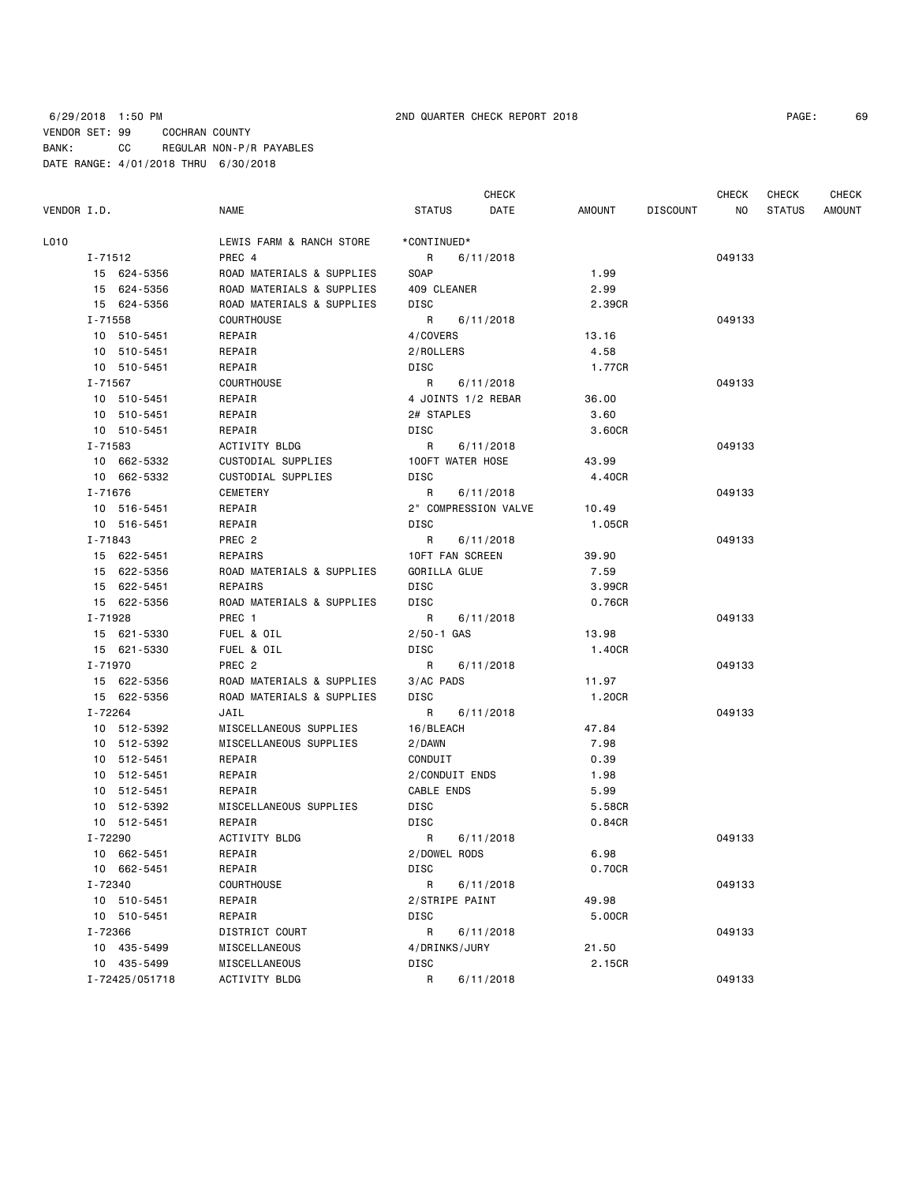6/29/2018 1:50 PM 2ND QUARTER CHECK REPORT 2018

VENDOR SET: 99 COCHRAN COUNTY
BANK: CC REGULAR NON-P/R PAYABLES
DATE RANGE: 4/01/2018 THRU 6/30/2018

| VENDOR I.D. | NAME | STATUS | CHECK DATE | AMOUNT | DISCOUNT | CHECK NO | CHECK STATUS | CHECK AMOUNT |
|---|---|---|---|---|---|---|---|---|
| L010 | LEWIS FARM & RANCH STORE | *CONTINUED* | | | | | | |
| I-71512 | PREC 4 | R | 6/11/2018 | | | 049133 | | |
| 15 624-5356 | ROAD MATERIALS & SUPPLIES | SOAP | | 1.99 | | | | |
| 15 624-5356 | ROAD MATERIALS & SUPPLIES | 409 CLEANER | | 2.99 | | | | |
| 15 624-5356 | ROAD MATERIALS & SUPPLIES | DISC | | 2.39CR | | | | |
| I-71558 | COURTHOUSE | R | 6/11/2018 | | | 049133 | | |
| 10 510-5451 | REPAIR | 4/COVERS | | 13.16 | | | | |
| 10 510-5451 | REPAIR | 2/ROLLERS | | 4.58 | | | | |
| 10 510-5451 | REPAIR | DISC | | 1.77CR | | | | |
| I-71567 | COURTHOUSE | R | 6/11/2018 | | | 049133 | | |
| 10 510-5451 | REPAIR | 4 JOINTS 1/2 REBAR | | 36.00 | | | | |
| 10 510-5451 | REPAIR | 2# STAPLES | | 3.60 | | | | |
| 10 510-5451 | REPAIR | DISC | | 3.60CR | | | | |
| I-71583 | ACTIVITY BLDG | R | 6/11/2018 | | | 049133 | | |
| 10 662-5332 | CUSTODIAL SUPPLIES | 100FT WATER HOSE | | 43.99 | | | | |
| 10 662-5332 | CUSTODIAL SUPPLIES | DISC | | 4.40CR | | | | |
| I-71676 | CEMETERY | R | 6/11/2018 | | | 049133 | | |
| 10 516-5451 | REPAIR | 2" COMPRESSION VALVE | | 10.49 | | | | |
| 10 516-5451 | REPAIR | DISC | | 1.05CR | | | | |
| I-71843 | PREC 2 | R | 6/11/2018 | | | 049133 | | |
| 15 622-5451 | REPAIRS | 10FT FAN SCREEN | | 39.90 | | | | |
| 15 622-5356 | ROAD MATERIALS & SUPPLIES | GORILLA GLUE | | 7.59 | | | | |
| 15 622-5451 | REPAIRS | DISC | | 3.99CR | | | | |
| 15 622-5356 | ROAD MATERIALS & SUPPLIES | DISC | | 0.76CR | | | | |
| I-71928 | PREC 1 | R | 6/11/2018 | | | 049133 | | |
| 15 621-5330 | FUEL & OIL | 2/50-1 GAS | | 13.98 | | | | |
| 15 621-5330 | FUEL & OIL | DISC | | 1.40CR | | | | |
| I-71970 | PREC 2 | R | 6/11/2018 | | | 049133 | | |
| 15 622-5356 | ROAD MATERIALS & SUPPLIES | 3/AC PADS | | 11.97 | | | | |
| 15 622-5356 | ROAD MATERIALS & SUPPLIES | DISC | | 1.20CR | | | | |
| I-72264 | JAIL | R | 6/11/2018 | | | 049133 | | |
| 10 512-5392 | MISCELLANEOUS SUPPLIES | 16/BLEACH | | 47.84 | | | | |
| 10 512-5392 | MISCELLANEOUS SUPPLIES | 2/DAWN | | 7.98 | | | | |
| 10 512-5451 | REPAIR | CONDUIT | | 0.39 | | | | |
| 10 512-5451 | REPAIR | 2/CONDUIT ENDS | | 1.98 | | | | |
| 10 512-5451 | REPAIR | CABLE ENDS | | 5.99 | | | | |
| 10 512-5392 | MISCELLANEOUS SUPPLIES | DISC | | 5.58CR | | | | |
| 10 512-5451 | REPAIR | DISC | | 0.84CR | | | | |
| I-72290 | ACTIVITY BLDG | R | 6/11/2018 | | | 049133 | | |
| 10 662-5451 | REPAIR | 2/DOWEL RODS | | 6.98 | | | | |
| 10 662-5451 | REPAIR | DISC | | 0.70CR | | | | |
| I-72340 | COURTHOUSE | R | 6/11/2018 | | | 049133 | | |
| 10 510-5451 | REPAIR | 2/STRIPE PAINT | | 49.98 | | | | |
| 10 510-5451 | REPAIR | DISC | | 5.00CR | | | | |
| I-72366 | DISTRICT COURT | R | 6/11/2018 | | | 049133 | | |
| 10 435-5499 | MISCELLANEOUS | 4/DRINKS/JURY | | 21.50 | | | | |
| 10 435-5499 | MISCELLANEOUS | DISC | | 2.15CR | | | | |
| I-72425/051718 | ACTIVITY BLDG | R | 6/11/2018 | | | 049133 | | |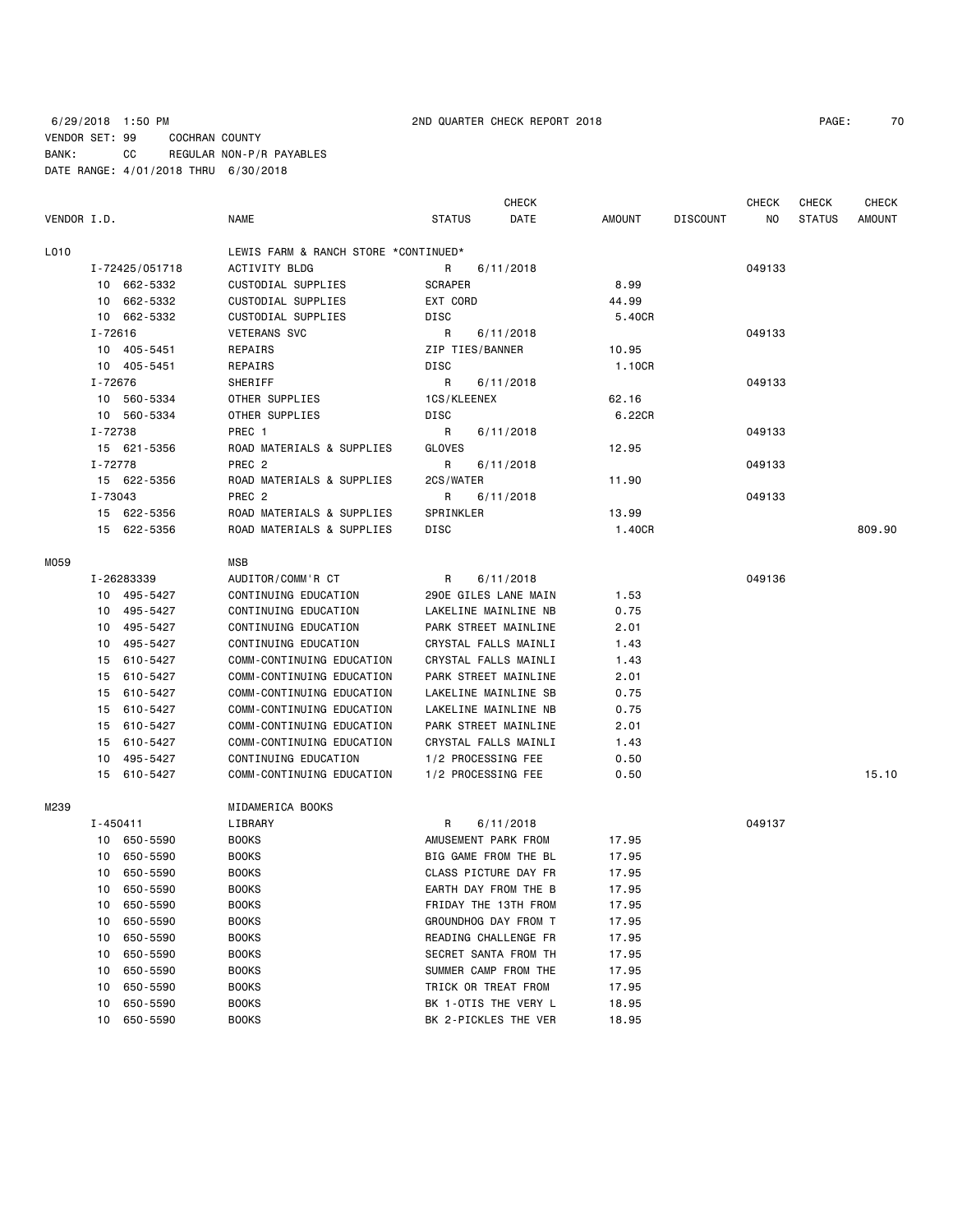6/29/2018 1:50 PM 2ND QUARTER CHECK REPORT 2018

VENDOR SET: 99 COCHRAN COUNTY
BANK: CC REGULAR NON-P/R PAYABLES
DATE RANGE: 4/01/2018 THRU 6/30/2018

| VENDOR I.D. | NAME | STATUS | CHECK DATE | AMOUNT | DISCOUNT | CHECK NO | CHECK STATUS | CHECK AMOUNT |
|---|---|---|---|---|---|---|---|---|
| L010 | LEWIS FARM & RANCH STORE *CONTINUED* | | | | | | | |
| I-72425/051718 | ACTIVITY BLDG | R | 6/11/2018 | | | 049133 | | |
| 10 662-5332 | CUSTODIAL SUPPLIES | SCRAPER | | 8.99 | | | | |
| 10 662-5332 | CUSTODIAL SUPPLIES | EXT CORD | | 44.99 | | | | |
| 10 662-5332 | CUSTODIAL SUPPLIES | DISC | | 5.40CR | | | | |
| I-72616 | VETERANS SVC | R | 6/11/2018 | | | 049133 | | |
| 10 405-5451 | REPAIRS | ZIP TIES/BANNER | | 10.95 | | | | |
| 10 405-5451 | REPAIRS | DISC | | 1.10CR | | | | |
| I-72676 | SHERIFF | R | 6/11/2018 | | | 049133 | | |
| 10 560-5334 | OTHER SUPPLIES | 1CS/KLEENEX | | 62.16 | | | | |
| 10 560-5334 | OTHER SUPPLIES | DISC | | 6.22CR | | | | |
| I-72738 | PREC 1 | R | 6/11/2018 | | | 049133 | | |
| 15 621-5356 | ROAD MATERIALS & SUPPLIES | GLOVES | | 12.95 | | | | |
| I-72778 | PREC 2 | R | 6/11/2018 | | | 049133 | | |
| 15 622-5356 | ROAD MATERIALS & SUPPLIES | 2CS/WATER | | 11.90 | | | | |
| I-73043 | PREC 2 | R | 6/11/2018 | | | 049133 | | |
| 15 622-5356 | ROAD MATERIALS & SUPPLIES | SPRINKLER | | 13.99 | | | | |
| 15 622-5356 | ROAD MATERIALS & SUPPLIES | DISC | | 1.40CR | | | | 809.90 |
| M059 | MSB | | | | | | | |
| I-26283339 | AUDITOR/COMM'R CT | R | 6/11/2018 | | | 049136 | | |
| 10 495-5427 | CONTINUING EDUCATION | 290E GILES LANE MAIN | | 1.53 | | | | |
| 10 495-5427 | CONTINUING EDUCATION | LAKELINE MAINLINE NB | | 0.75 | | | | |
| 10 495-5427 | CONTINUING EDUCATION | PARK STREET MAINLINE | | 2.01 | | | | |
| 10 495-5427 | CONTINUING EDUCATION | CRYSTAL FALLS MAINLI | | 1.43 | | | | |
| 15 610-5427 | COMM-CONTINUING EDUCATION | CRYSTAL FALLS MAINLI | | 1.43 | | | | |
| 15 610-5427 | COMM-CONTINUING EDUCATION | PARK STREET MAINLINE | | 2.01 | | | | |
| 15 610-5427 | COMM-CONTINUING EDUCATION | LAKELINE MAINLINE SB | | 0.75 | | | | |
| 15 610-5427 | COMM-CONTINUING EDUCATION | LAKELINE MAINLINE NB | | 0.75 | | | | |
| 15 610-5427 | COMM-CONTINUING EDUCATION | PARK STREET MAINLINE | | 2.01 | | | | |
| 15 610-5427 | COMM-CONTINUING EDUCATION | CRYSTAL FALLS MAINLI | | 1.43 | | | | |
| 10 495-5427 | CONTINUING EDUCATION | 1/2 PROCESSING FEE | | 0.50 | | | | |
| 15 610-5427 | COMM-CONTINUING EDUCATION | 1/2 PROCESSING FEE | | 0.50 | | | | 15.10 |
| M239 | MIDAMERICA BOOKS | | | | | | | |
| I-450411 | LIBRARY | R | 6/11/2018 | | | 049137 | | |
| 10 650-5590 | BOOKS | AMUSEMENT PARK FROM | | 17.95 | | | | |
| 10 650-5590 | BOOKS | BIG GAME FROM THE BL | | 17.95 | | | | |
| 10 650-5590 | BOOKS | CLASS PICTURE DAY FR | | 17.95 | | | | |
| 10 650-5590 | BOOKS | EARTH DAY FROM THE B | | 17.95 | | | | |
| 10 650-5590 | BOOKS | FRIDAY THE 13TH FROM | | 17.95 | | | | |
| 10 650-5590 | BOOKS | GROUNDHOG DAY FROM T | | 17.95 | | | | |
| 10 650-5590 | BOOKS | READING CHALLENGE FR | | 17.95 | | | | |
| 10 650-5590 | BOOKS | SECRET SANTA FROM TH | | 17.95 | | | | |
| 10 650-5590 | BOOKS | SUMMER CAMP FROM THE | | 17.95 | | | | |
| 10 650-5590 | BOOKS | TRICK OR TREAT FROM | | 17.95 | | | | |
| 10 650-5590 | BOOKS | BK 1-OTIS THE VERY L | | 18.95 | | | | |
| 10 650-5590 | BOOKS | BK 2-PICKLES THE VER | | 18.95 | | | | |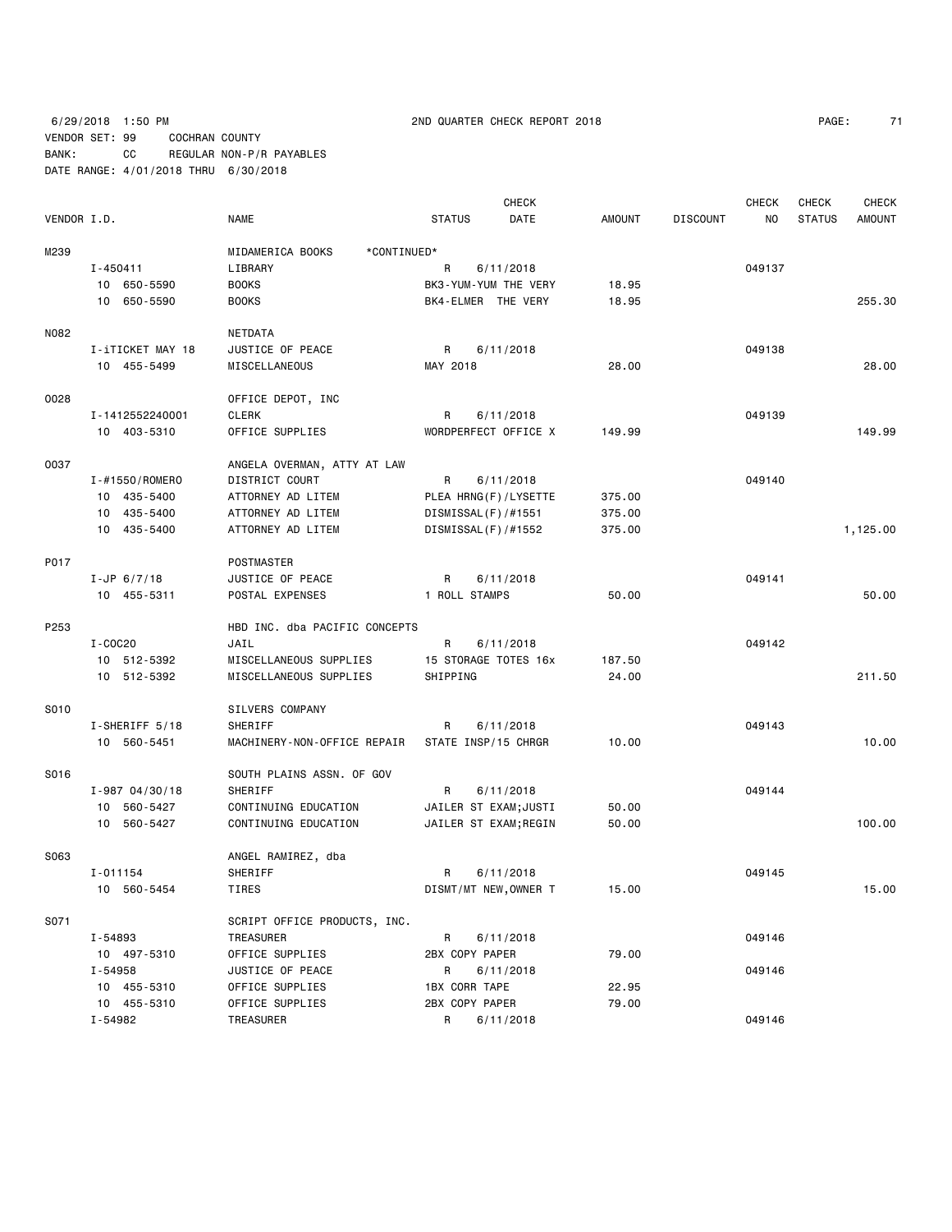6/29/2018 1:50 PM 2ND QUARTER CHECK REPORT 2018

VENDOR SET: 99 COCHRAN COUNTY
BANK: CC REGULAR NON-P/R PAYABLES
DATE RANGE: 4/01/2018 THRU 6/30/2018

| VENDOR I.D. | NAME | STATUS | CHECK DATE | AMOUNT | DISCOUNT | CHECK NO | CHECK STATUS | CHECK AMOUNT |
|---|---|---|---|---|---|---|---|---|
| M239 | MIDAMERICA BOOKS *CONTINUED* | | | | | | | |
| I-450411 | LIBRARY | R | 6/11/2018 | | | 049137 | | |
| 10 650-5590 | BOOKS | BK3-YUM-YUM THE VERY | | 18.95 | | | | |
| 10 650-5590 | BOOKS | BK4-ELMER THE VERY | | 18.95 | | | | 255.30 |
| N082 | NETDATA | | | | | | | |
| I-iTICKET MAY 18 | JUSTICE OF PEACE | R | 6/11/2018 | | | 049138 | | |
| 10 455-5499 | MISCELLANEOUS | MAY 2018 | | 28.00 | | | | 28.00 |
| O028 | OFFICE DEPOT, INC | | | | | | | |
| I-1412552240001 | CLERK | R | 6/11/2018 | | | 049139 | | |
| 10 403-5310 | OFFICE SUPPLIES | WORDPERFECT OFFICE X | | 149.99 | | | | 149.99 |
| O037 | ANGELA OVERMAN, ATTY AT LAW | | | | | | | |
| I-#1550/ROMERO | DISTRICT COURT | R | 6/11/2018 | | | 049140 | | |
| 10 435-5400 | ATTORNEY AD LITEM | PLEA HRNG(F)/LYSETTE | | 375.00 | | | | |
| 10 435-5400 | ATTORNEY AD LITEM | DISMISSAL(F)/#1551 | | 375.00 | | | | |
| 10 435-5400 | ATTORNEY AD LITEM | DISMISSAL(F)/#1552 | | 375.00 | | | | 1,125.00 |
| P017 | POSTMASTER | | | | | | | |
| I-JP 6/7/18 | JUSTICE OF PEACE | R | 6/11/2018 | | | 049141 | | |
| 10 455-5311 | POSTAL EXPENSES | 1 ROLL STAMPS | | 50.00 | | | | 50.00 |
| P253 | HBD INC. dba PACIFIC CONCEPTS | | | | | | | |
| I-COC20 | JAIL | R | 6/11/2018 | | | 049142 | | |
| 10 512-5392 | MISCELLANEOUS SUPPLIES | 15 STORAGE TOTES 16x | | 187.50 | | | | |
| 10 512-5392 | MISCELLANEOUS SUPPLIES | SHIPPING | | 24.00 | | | | 211.50 |
| S010 | SILVERS COMPANY | | | | | | | |
| I-SHERIFF 5/18 | SHERIFF | R | 6/11/2018 | | | 049143 | | |
| 10 560-5451 | MACHINERY-NON-OFFICE REPAIR | STATE INSP/15 CHRGR | | 10.00 | | | | 10.00 |
| S016 | SOUTH PLAINS ASSN. OF GOV | | | | | | | |
| I-987 04/30/18 | SHERIFF | R | 6/11/2018 | | | 049144 | | |
| 10 560-5427 | CONTINUING EDUCATION | JAILER ST EXAM;JUSTI | | 50.00 | | | | |
| 10 560-5427 | CONTINUING EDUCATION | JAILER ST EXAM;REGIN | | 50.00 | | | | 100.00 |
| S063 | ANGEL RAMIREZ, dba | | | | | | | |
| I-011154 | SHERIFF | R | 6/11/2018 | | | 049145 | | |
| 10 560-5454 | TIRES | DISMT/MT NEW,OWNER T | | 15.00 | | | | 15.00 |
| S071 | SCRIPT OFFICE PRODUCTS, INC. | | | | | | | |
| I-54893 | TREASURER | R | 6/11/2018 | | | 049146 | | |
| 10 497-5310 | OFFICE SUPPLIES | 2BX COPY PAPER | | 79.00 | | | | |
| I-54958 | JUSTICE OF PEACE | R | 6/11/2018 | | | 049146 | | |
| 10 455-5310 | OFFICE SUPPLIES | 1BX CORR TAPE | | 22.95 | | | | |
| 10 455-5310 | OFFICE SUPPLIES | 2BX COPY PAPER | | 79.00 | | | | |
| I-54982 | TREASURER | R | 6/11/2018 | | | 049146 | | |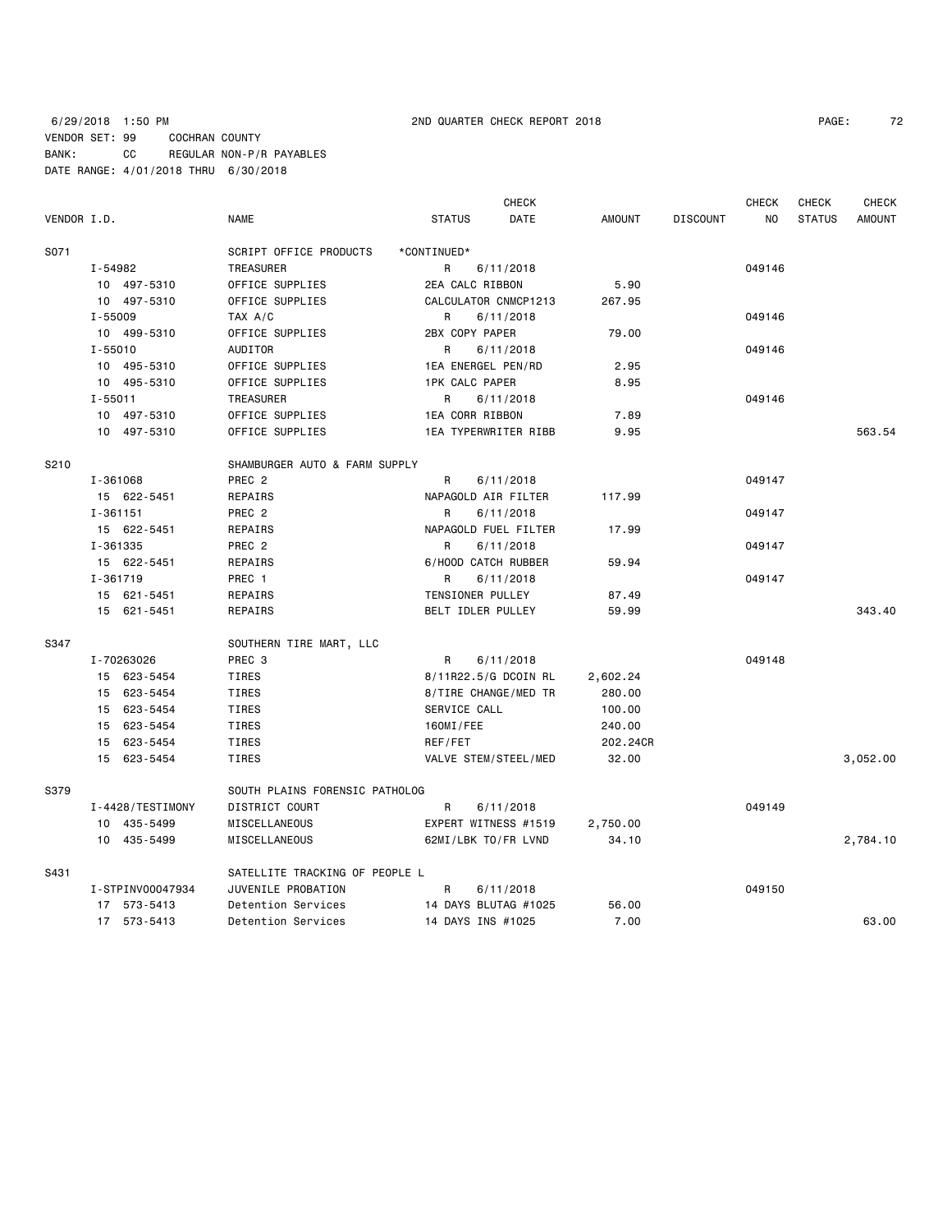6/29/2018 1:50 PM 2ND QUARTER CHECK REPORT 2018

VENDOR SET: 99 COCHRAN COUNTY
BANK: CC REGULAR NON-P/R PAYABLES
DATE RANGE: 4/01/2018 THRU 6/30/2018

| VENDOR I.D. | NAME | STATUS | CHECK DATE | AMOUNT | DISCOUNT | CHECK NO | CHECK STATUS | CHECK AMOUNT |
|---|---|---|---|---|---|---|---|---|
| S071 | SCRIPT OFFICE PRODUCTS | *CONTINUED* | | | | | | |
| I-54982 | TREASURER | R | 6/11/2018 | | | 049146 | | |
| 10 497-5310 | OFFICE SUPPLIES | 2EA CALC RIBBON | | 5.90 | | | | |
| 10 497-5310 | OFFICE SUPPLIES | CALCULATOR CNMCP1213 | | 267.95 | | | | |
| I-55009 | TAX A/C | R | 6/11/2018 | | | 049146 | | |
| 10 499-5310 | OFFICE SUPPLIES | 2BX COPY PAPER | | 79.00 | | | | |
| I-55010 | AUDITOR | R | 6/11/2018 | | | 049146 | | |
| 10 495-5310 | OFFICE SUPPLIES | 1EA ENERGEL PEN/RD | | 2.95 | | | | |
| 10 495-5310 | OFFICE SUPPLIES | 1PK CALC PAPER | | 8.95 | | | | |
| I-55011 | TREASURER | R | 6/11/2018 | | | 049146 | | |
| 10 497-5310 | OFFICE SUPPLIES | 1EA CORR RIBBON | | 7.89 | | | | |
| 10 497-5310 | OFFICE SUPPLIES | 1EA TYPERWRITER RIBB | | 9.95 | | | | 563.54 |
| S210 | SHAMBURGER AUTO & FARM SUPPLY | | | | | | | |
| I-361068 | PREC 2 | R | 6/11/2018 | | | 049147 | | |
| 15 622-5451 | REPAIRS | NAPAGOLD AIR FILTER | | 117.99 | | | | |
| I-361151 | PREC 2 | R | 6/11/2018 | | | 049147 | | |
| 15 622-5451 | REPAIRS | NAPAGOLD FUEL FILTER | | 17.99 | | | | |
| I-361335 | PREC 2 | R | 6/11/2018 | | | 049147 | | |
| 15 622-5451 | REPAIRS | 6/HOOD CATCH RUBBER | | 59.94 | | | | |
| I-361719 | PREC 1 | R | 6/11/2018 | | | 049147 | | |
| 15 621-5451 | REPAIRS | TENSIONER PULLEY | | 87.49 | | | | |
| 15 621-5451 | REPAIRS | BELT IDLER PULLEY | | 59.99 | | | | 343.40 |
| S347 | SOUTHERN TIRE MART, LLC | | | | | | | |
| I-70263026 | PREC 3 | R | 6/11/2018 | | | 049148 | | |
| 15 623-5454 | TIRES | 8/11R22.5/G DCOIN RL | | 2,602.24 | | | | |
| 15 623-5454 | TIRES | 8/TIRE CHANGE/MED TR | | 280.00 | | | | |
| 15 623-5454 | TIRES | SERVICE CALL | | 100.00 | | | | |
| 15 623-5454 | TIRES | 160MI/FEE | | 240.00 | | | | |
| 15 623-5454 | TIRES | REF/FET | | 202.24CR | | | | |
| 15 623-5454 | TIRES | VALVE STEM/STEEL/MED | | 32.00 | | | | 3,052.00 |
| S379 | SOUTH PLAINS FORENSIC PATHOLOG | | | | | | | |
| I-4428/TESTIMONY | DISTRICT COURT | R | 6/11/2018 | | | 049149 | | |
| 10 435-5499 | MISCELLANEOUS | EXPERT WITNESS #1519 | | 2,750.00 | | | | |
| 10 435-5499 | MISCELLANEOUS | 62MI/LBK TO/FR LVND | | 34.10 | | | | 2,784.10 |
| S431 | SATELLITE TRACKING OF PEOPLE L | | | | | | | |
| I-STPINV00047934 | JUVENILE PROBATION | R | 6/11/2018 | | | 049150 | | |
| 17 573-5413 | Detention Services | 14 DAYS BLUTAG #1025 | | 56.00 | | | | |
| 17 573-5413 | Detention Services | 14 DAYS INS #1025 | | 7.00 | | | | 63.00 |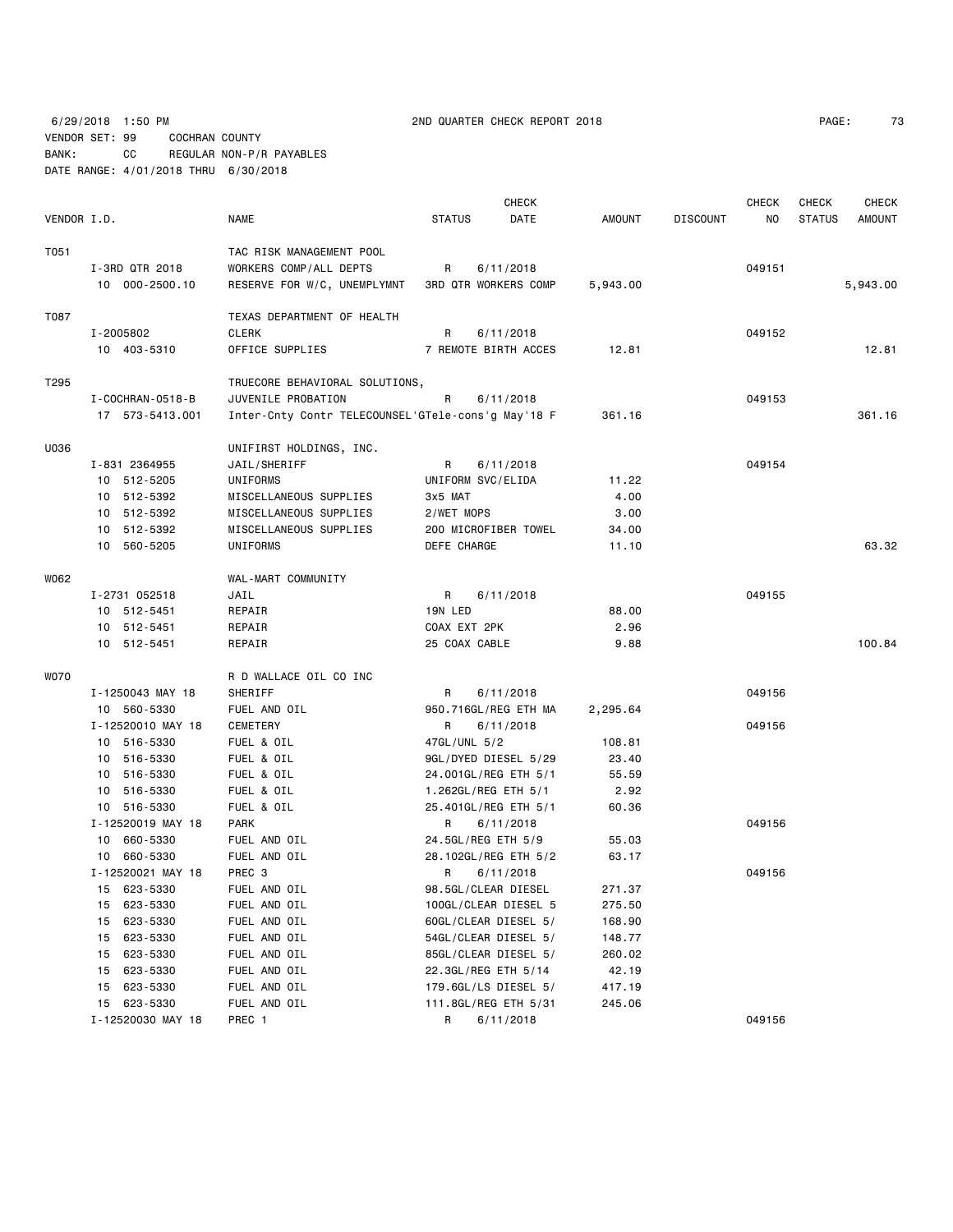6/29/2018 1:50 PM 2ND QUARTER CHECK REPORT 2018
VENDOR SET: 99 COCHRAN COUNTY
BANK: CC REGULAR NON-P/R PAYABLES
DATE RANGE: 4/01/2018 THRU 6/30/2018

| VENDOR I.D. | NAME | STATUS | CHECK DATE | AMOUNT | DISCOUNT | CHECK NO | CHECK STATUS | CHECK AMOUNT |
|---|---|---|---|---|---|---|---|---|
| T051 | TAC RISK MANAGEMENT POOL | | | | | | | |
| I-3RD QTR 2018 | WORKERS COMP/ALL DEPTS | R | 6/11/2018 | | | 049151 | | |
| 10 000-2500.10 | RESERVE FOR W/C, UNEMPLYMNT | 3RD QTR WORKERS COMP | | 5,943.00 | | | | 5,943.00 |
| T087 | TEXAS DEPARTMENT OF HEALTH | | | | | | | |
| I-2005802 | CLERK | R | 6/11/2018 | | | 049152 | | |
| 10 403-5310 | OFFICE SUPPLIES | 7 REMOTE BIRTH ACCES | | 12.81 | | | | 12.81 |
| T295 | TRUECORE BEHAVIORAL SOLUTIONS, | | | | | | | |
| I-COCHRAN-0518-B | JUVENILE PROBATION | R | 6/11/2018 | | | 049153 | | |
| 17 573-5413.001 | Inter-Cnty Contr TELECOUNSEL'GTele-cons'g May'18 F | | | 361.16 | | | | 361.16 |
| U036 | UNIFIRST HOLDINGS, INC. | | | | | | | |
| I-831 2364955 | JAIL/SHERIFF | R | 6/11/2018 | | | 049154 | | |
| 10 512-5205 | UNIFORMS | UNIFORM SVC/ELIDA | | 11.22 | | | | |
| 10 512-5392 | MISCELLANEOUS SUPPLIES | 3x5 MAT | | 4.00 | | | | |
| 10 512-5392 | MISCELLANEOUS SUPPLIES | 2/WET MOPS | | 3.00 | | | | |
| 10 512-5392 | MISCELLANEOUS SUPPLIES | 200 MICROFIBER TOWEL | | 34.00 | | | | |
| 10 560-5205 | UNIFORMS | DEFE CHARGE | | 11.10 | | | | 63.32 |
| W062 | WAL-MART COMMUNITY | | | | | | | |
| I-2731 052518 | JAIL | R | 6/11/2018 | | | 049155 | | |
| 10 512-5451 | REPAIR | 19N LED | | 88.00 | | | | |
| 10 512-5451 | REPAIR | COAX EXT 2PK | | 2.96 | | | | |
| 10 512-5451 | REPAIR | 25 COAX CABLE | | 9.88 | | | | 100.84 |
| W070 | R D WALLACE OIL CO INC | | | | | | | |
| I-1250043 MAY 18 | SHERIFF | R | 6/11/2018 | | | 049156 | | |
| 10 560-5330 | FUEL AND OIL | 950.716GL/REG ETH MA | | 2,295.64 | | | | |
| I-12520010 MAY 18 | CEMETERY | R | 6/11/2018 | | | 049156 | | |
| 10 516-5330 | FUEL & OIL | 47GL/UNL 5/2 | | 108.81 | | | | |
| 10 516-5330 | FUEL & OIL | 9GL/DYED DIESEL 5/29 | | 23.40 | | | | |
| 10 516-5330 | FUEL & OIL | 24.001GL/REG ETH 5/1 | | 55.59 | | | | |
| 10 516-5330 | FUEL & OIL | 1.262GL/REG ETH 5/1 | | 2.92 | | | | |
| 10 516-5330 | FUEL & OIL | 25.401GL/REG ETH 5/1 | | 60.36 | | | | |
| I-12520019 MAY 18 | PARK | R | 6/11/2018 | | | 049156 | | |
| 10 660-5330 | FUEL AND OIL | 24.5GL/REG ETH 5/9 | | 55.03 | | | | |
| 10 660-5330 | FUEL AND OIL | 28.102GL/REG ETH 5/2 | | 63.17 | | | | |
| I-12520021 MAY 18 | PREC 3 | R | 6/11/2018 | | | 049156 | | |
| 15 623-5330 | FUEL AND OIL | 98.5GL/CLEAR DIESEL | | 271.37 | | | | |
| 15 623-5330 | FUEL AND OIL | 100GL/CLEAR DIESEL 5 | | 275.50 | | | | |
| 15 623-5330 | FUEL AND OIL | 60GL/CLEAR DIESEL 5/ | | 168.90 | | | | |
| 15 623-5330 | FUEL AND OIL | 54GL/CLEAR DIESEL 5/ | | 148.77 | | | | |
| 15 623-5330 | FUEL AND OIL | 85GL/CLEAR DIESEL 5/ | | 260.02 | | | | |
| 15 623-5330 | FUEL AND OIL | 22.3GL/REG ETH 5/14 | | 42.19 | | | | |
| 15 623-5330 | FUEL AND OIL | 179.6GL/LS DIESEL 5/ | | 417.19 | | | | |
| 15 623-5330 | FUEL AND OIL | 111.8GL/REG ETH 5/31 | | 245.06 | | | | |
| I-12520030 MAY 18 | PREC 1 | R | 6/11/2018 | | | 049156 | | |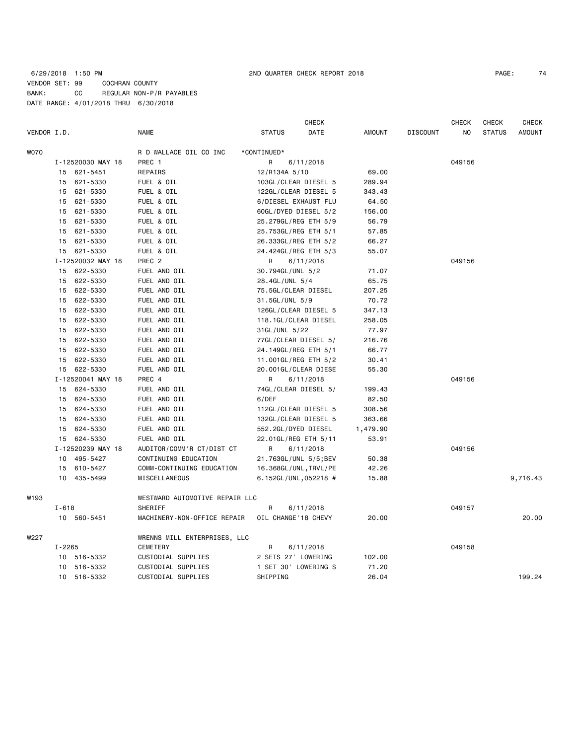6/29/2018 1:50 PM 2ND QUARTER CHECK REPORT 2018

VENDOR SET: 99 COCHRAN COUNTY
BANK: CC REGULAR NON-P/R PAYABLES
DATE RANGE: 4/01/2018 THRU 6/30/2018

| VENDOR I.D. | NAME | STATUS | CHECK DATE | AMOUNT | DISCOUNT | CHECK NO | CHECK STATUS | CHECK AMOUNT |
|---|---|---|---|---|---|---|---|---|
| W070 | R D WALLACE OIL CO INC | *CONTINUED* | | | | | | |
| I-12520030 MAY 18 | PREC 1 | R | 6/11/2018 | | | 049156 | | |
| 15 621-5451 | REPAIRS | 12/R134A 5/10 | | 69.00 | | | | |
| 15 621-5330 | FUEL & OIL | 103GL/CLEAR DIESEL 5 | | 289.94 | | | | |
| 15 621-5330 | FUEL & OIL | 122GL/CLEAR DIESEL 5 | | 343.43 | | | | |
| 15 621-5330 | FUEL & OIL | 6/DIESEL EXHAUST FLU | | 64.50 | | | | |
| 15 621-5330 | FUEL & OIL | 60GL/DYED DIESEL 5/2 | | 156.00 | | | | |
| 15 621-5330 | FUEL & OIL | 25.279GL/REG ETH 5/9 | | 56.79 | | | | |
| 15 621-5330 | FUEL & OIL | 25.753GL/REG ETH 5/1 | | 57.85 | | | | |
| 15 621-5330 | FUEL & OIL | 26.333GL/REG ETH 5/2 | | 66.27 | | | | |
| 15 621-5330 | FUEL & OIL | 24.424GL/REG ETH 5/3 | | 55.07 | | | | |
| I-12520032 MAY 18 | PREC 2 | R | 6/11/2018 | | | 049156 | | |
| 15 622-5330 | FUEL AND OIL | 30.794GL/UNL 5/2 | | 71.07 | | | | |
| 15 622-5330 | FUEL AND OIL | 28.4GL/UNL 5/4 | | 65.75 | | | | |
| 15 622-5330 | FUEL AND OIL | 75.5GL/CLEAR DIESEL | | 207.25 | | | | |
| 15 622-5330 | FUEL AND OIL | 31.5GL/UNL 5/9 | | 70.72 | | | | |
| 15 622-5330 | FUEL AND OIL | 126GL/CLEAR DIESEL 5 | | 347.13 | | | | |
| 15 622-5330 | FUEL AND OIL | 118.1GL/CLEAR DIESEL | | 258.05 | | | | |
| 15 622-5330 | FUEL AND OIL | 31GL/UNL 5/22 | | 77.97 | | | | |
| 15 622-5330 | FUEL AND OIL | 77GL/CLEAR DIESEL 5/ | | 216.76 | | | | |
| 15 622-5330 | FUEL AND OIL | 24.149GL/REG ETH 5/1 | | 66.77 | | | | |
| 15 622-5330 | FUEL AND OIL | 11.001GL/REG ETH 5/2 | | 30.41 | | | | |
| 15 622-5330 | FUEL AND OIL | 20.001GL/CLEAR DIESE | | 55.30 | | | | |
| I-12520041 MAY 18 | PREC 4 | R | 6/11/2018 | | | 049156 | | |
| 15 624-5330 | FUEL AND OIL | 74GL/CLEAR DIESEL 5/ | | 199.43 | | | | |
| 15 624-5330 | FUEL AND OIL | 6/DEF | | 82.50 | | | | |
| 15 624-5330 | FUEL AND OIL | 112GL/CLEAR DIESEL 5 | | 308.56 | | | | |
| 15 624-5330 | FUEL AND OIL | 132GL/CLEAR DIESEL 5 | | 363.66 | | | | |
| 15 624-5330 | FUEL AND OIL | 552.2GL/DYED DIESEL | | 1,479.90 | | | | |
| 15 624-5330 | FUEL AND OIL | 22.01GL/REG ETH 5/11 | | 53.91 | | | | |
| I-12520239 MAY 18 | AUDITOR/COMM'R CT/DIST CT | R | 6/11/2018 | | | 049156 | | |
| 10 495-5427 | CONTINUING EDUCATION | 21.763GL/UNL 5/5;BEV | | 50.38 | | | | |
| 15 610-5427 | COMM-CONTINUING EDUCATION | 16.368GL/UNL,TRVL/PE | | 42.26 | | | | |
| 10 435-5499 | MISCELLANEOUS | 6.152GL/UNL,052218 # | | 15.88 | | | | 9,716.43 |
| W193 | WESTWARD AUTOMOTIVE REPAIR LLC | | | | | | | |
| I-618 | SHERIFF | R | 6/11/2018 | | | 049157 | | |
| 10 560-5451 | MACHINERY-NON-OFFICE REPAIR | OIL CHANGE'18 CHEVY | | 20.00 | | | | 20.00 |
| W227 | WRENNS MILL ENTERPRISES, LLC | | | | | | | |
| I-2265 | CEMETERY | R | 6/11/2018 | | | 049158 | | |
| 10 516-5332 | CUSTODIAL SUPPLIES | 2 SETS 27' LOWERING | | 102.00 | | | | |
| 10 516-5332 | CUSTODIAL SUPPLIES | 1 SET 30' LOWERING S | | 71.20 | | | | |
| 10 516-5332 | CUSTODIAL SUPPLIES | SHIPPING | | 26.04 | | | | 199.24 |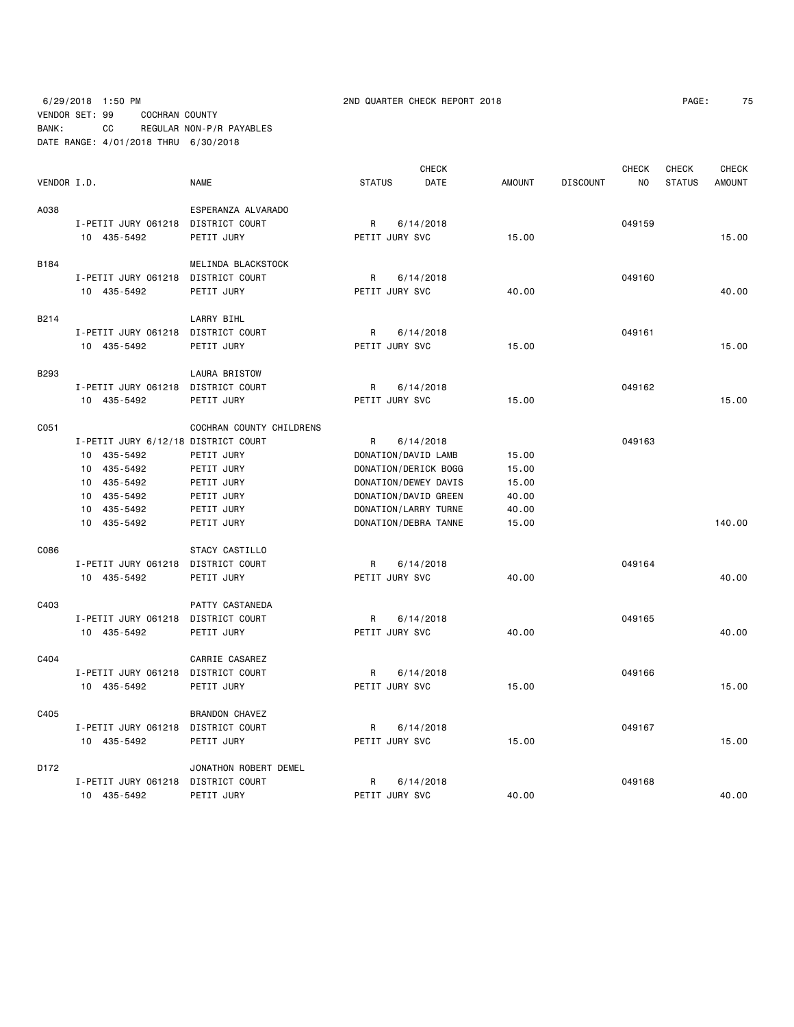6/29/2018 1:50 PM 2ND QUARTER CHECK REPORT 2018

VENDOR SET: 99 COCHRAN COUNTY
BANK: CC REGULAR NON-P/R PAYABLES
DATE RANGE: 4/01/2018 THRU 6/30/2018

| VENDOR I.D. | | NAME | STATUS | CHECK DATE | AMOUNT | DISCOUNT | CHECK NO | CHECK STATUS | CHECK AMOUNT |
|---|---|---|---|---|---|---|---|---|---|
| A038 | | ESPERANZA ALVARADO | | | | | | | |
| | I-PETIT JURY 061218 | DISTRICT COURT | R | 6/14/2018 | | | 049159 | | |
| | 10 435-5492 | PETIT JURY | PETIT JURY SVC | | 15.00 | | | | 15.00 |
| B184 | | MELINDA BLACKSTOCK | | | | | | | |
| | I-PETIT JURY 061218 | DISTRICT COURT | R | 6/14/2018 | | | 049160 | | |
| | 10 435-5492 | PETIT JURY | PETIT JURY SVC | | 40.00 | | | | 40.00 |
| B214 | | LARRY BIHL | | | | | | | |
| | I-PETIT JURY 061218 | DISTRICT COURT | R | 6/14/2018 | | | 049161 | | |
| | 10 435-5492 | PETIT JURY | PETIT JURY SVC | | 15.00 | | | | 15.00 |
| B293 | | LAURA BRISTOW | | | | | | | |
| | I-PETIT JURY 061218 | DISTRICT COURT | R | 6/14/2018 | | | 049162 | | |
| | 10 435-5492 | PETIT JURY | PETIT JURY SVC | | 15.00 | | | | 15.00 |
| C051 | | COCHRAN COUNTY CHILDRENS | | | | | | | |
| | I-PETIT JURY 6/12/18 | DISTRICT COURT | R | 6/14/2018 | | | 049163 | | |
| | 10 435-5492 | PETIT JURY | DONATION/DAVID LAMB | | 15.00 | | | | |
| | 10 435-5492 | PETIT JURY | DONATION/DERICK BOGG | | 15.00 | | | | |
| | 10 435-5492 | PETIT JURY | DONATION/DEWEY DAVIS | | 15.00 | | | | |
| | 10 435-5492 | PETIT JURY | DONATION/DAVID GREEN | | 40.00 | | | | |
| | 10 435-5492 | PETIT JURY | DONATION/LARRY TURNE | | 40.00 | | | | |
| | 10 435-5492 | PETIT JURY | DONATION/DEBRA TANNE | | 15.00 | | | | 140.00 |
| C086 | | STACY CASTILLO | | | | | | | |
| | I-PETIT JURY 061218 | DISTRICT COURT | R | 6/14/2018 | | | 049164 | | |
| | 10 435-5492 | PETIT JURY | PETIT JURY SVC | | 40.00 | | | | 40.00 |
| C403 | | PATTY CASTANEDA | | | | | | | |
| | I-PETIT JURY 061218 | DISTRICT COURT | R | 6/14/2018 | | | 049165 | | |
| | 10 435-5492 | PETIT JURY | PETIT JURY SVC | | 40.00 | | | | 40.00 |
| C404 | | CARRIE CASAREZ | | | | | | | |
| | I-PETIT JURY 061218 | DISTRICT COURT | R | 6/14/2018 | | | 049166 | | |
| | 10 435-5492 | PETIT JURY | PETIT JURY SVC | | 15.00 | | | | 15.00 |
| C405 | | BRANDON CHAVEZ | | | | | | | |
| | I-PETIT JURY 061218 | DISTRICT COURT | R | 6/14/2018 | | | 049167 | | |
| | 10 435-5492 | PETIT JURY | PETIT JURY SVC | | 15.00 | | | | 15.00 |
| D172 | | JONATHON ROBERT DEMEL | | | | | | | |
| | I-PETIT JURY 061218 | DISTRICT COURT | R | 6/14/2018 | | | 049168 | | |
| | 10 435-5492 | PETIT JURY | PETIT JURY SVC | | 40.00 | | | | 40.00 |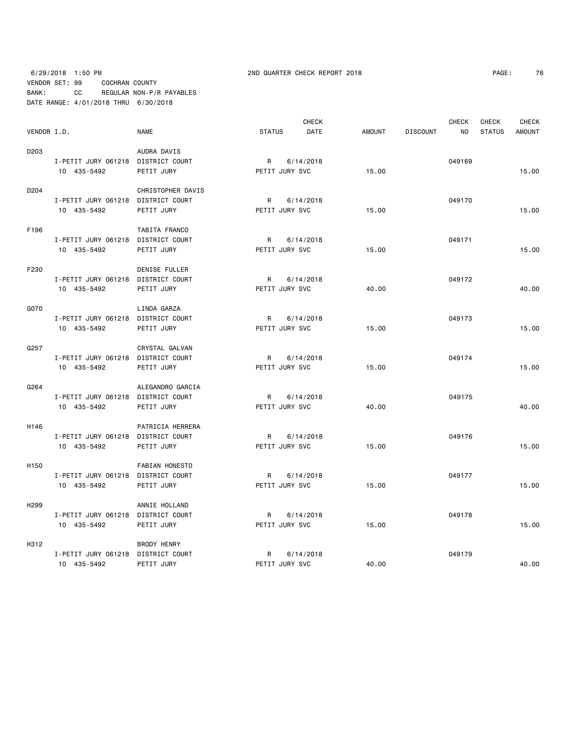6/29/2018 1:50 PM 2ND QUARTER CHECK REPORT 2018
VENDOR SET: 99 COCHRAN COUNTY
BANK: CC REGULAR NON-P/R PAYABLES
DATE RANGE: 4/01/2018 THRU 6/30/2018

| VENDOR I.D. | NAME | STATUS | CHECK DATE | AMOUNT | DISCOUNT | CHECK NO | CHECK STATUS | CHECK AMOUNT |
|---|---|---|---|---|---|---|---|---|
| D203 | AUDRA DAVIS | | | | | | | |
| I-PETIT JURY 061218 | DISTRICT COURT | R | 6/14/2018 | | | 049169 | | |
| 10 435-5492 | PETIT JURY | PETIT JURY SVC | | 15.00 | | | | 15.00 |
| D204 | CHRISTOPHER DAVIS | | | | | | | |
| I-PETIT JURY 061218 | DISTRICT COURT | R | 6/14/2018 | | | 049170 | | |
| 10 435-5492 | PETIT JURY | PETIT JURY SVC | | 15.00 | | | | 15.00 |
| F196 | TABITA FRANCO | | | | | | | |
| I-PETIT JURY 061218 | DISTRICT COURT | R | 6/14/2018 | | | 049171 | | |
| 10 435-5492 | PETIT JURY | PETIT JURY SVC | | 15.00 | | | | 15.00 |
| F230 | DENISE FULLER | | | | | | | |
| I-PETIT JURY 061218 | DISTRICT COURT | R | 6/14/2018 | | | 049172 | | |
| 10 435-5492 | PETIT JURY | PETIT JURY SVC | | 40.00 | | | | 40.00 |
| G070 | LINDA GARZA | | | | | | | |
| I-PETIT JURY 061218 | DISTRICT COURT | R | 6/14/2018 | | | 049173 | | |
| 10 435-5492 | PETIT JURY | PETIT JURY SVC | | 15.00 | | | | 15.00 |
| G257 | CRYSTAL GALVAN | | | | | | | |
| I-PETIT JURY 061218 | DISTRICT COURT | R | 6/14/2018 | | | 049174 | | |
| 10 435-5492 | PETIT JURY | PETIT JURY SVC | | 15.00 | | | | 15.00 |
| G264 | ALEGANDRO GARCIA | | | | | | | |
| I-PETIT JURY 061218 | DISTRICT COURT | R | 6/14/2018 | | | 049175 | | |
| 10 435-5492 | PETIT JURY | PETIT JURY SVC | | 40.00 | | | | 40.00 |
| H146 | PATRICIA HERRERA | | | | | | | |
| I-PETIT JURY 061218 | DISTRICT COURT | R | 6/14/2018 | | | 049176 | | |
| 10 435-5492 | PETIT JURY | PETIT JURY SVC | | 15.00 | | | | 15.00 |
| H150 | FABIAN HONESTO | | | | | | | |
| I-PETIT JURY 061218 | DISTRICT COURT | R | 6/14/2018 | | | 049177 | | |
| 10 435-5492 | PETIT JURY | PETIT JURY SVC | | 15.00 | | | | 15.00 |
| H299 | ANNIE HOLLAND | | | | | | | |
| I-PETIT JURY 061218 | DISTRICT COURT | R | 6/14/2018 | | | 049178 | | |
| 10 435-5492 | PETIT JURY | PETIT JURY SVC | | 15.00 | | | | 15.00 |
| H312 | BRODY HENRY | | | | | | | |
| I-PETIT JURY 061218 | DISTRICT COURT | R | 6/14/2018 | | | 049179 | | |
| 10 435-5492 | PETIT JURY | PETIT JURY SVC | | 40.00 | | | | 40.00 |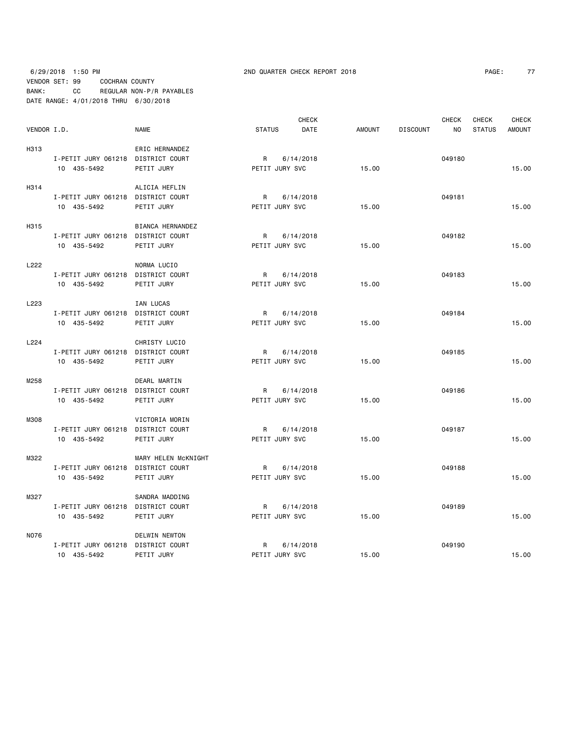6/29/2018 1:50 PM 2ND QUARTER CHECK REPORT 2018

VENDOR SET: 99 COCHRAN COUNTY
BANK: CC REGULAR NON-P/R PAYABLES
DATE RANGE: 4/01/2018 THRU 6/30/2018

| VENDOR I.D. | | NAME | STATUS | CHECK DATE | AMOUNT | DISCOUNT | CHECK NO | CHECK STATUS | CHECK AMOUNT |
|---|---|---|---|---|---|---|---|---|---|
| H313 | | ERIC HERNANDEZ | | | | | | | |
| | I-PETIT JURY 061218 | DISTRICT COURT | R | 6/14/2018 | | | 049180 | | |
| | 10 435-5492 | PETIT JURY | PETIT JURY SVC | | 15.00 | | | | 15.00 |
| H314 | | ALICIA HEFLIN | | | | | | | |
| | I-PETIT JURY 061218 | DISTRICT COURT | R | 6/14/2018 | | | 049181 | | |
| | 10 435-5492 | PETIT JURY | PETIT JURY SVC | | 15.00 | | | | 15.00 |
| H315 | | BIANCA HERNANDEZ | | | | | | | |
| | I-PETIT JURY 061218 | DISTRICT COURT | R | 6/14/2018 | | | 049182 | | |
| | 10 435-5492 | PETIT JURY | PETIT JURY SVC | | 15.00 | | | | 15.00 |
| L222 | | NORMA LUCIO | | | | | | | |
| | I-PETIT JURY 061218 | DISTRICT COURT | R | 6/14/2018 | | | 049183 | | |
| | 10 435-5492 | PETIT JURY | PETIT JURY SVC | | 15.00 | | | | 15.00 |
| L223 | | IAN LUCAS | | | | | | | |
| | I-PETIT JURY 061218 | DISTRICT COURT | R | 6/14/2018 | | | 049184 | | |
| | 10 435-5492 | PETIT JURY | PETIT JURY SVC | | 15.00 | | | | 15.00 |
| L224 | | CHRISTY LUCIO | | | | | | | |
| | I-PETIT JURY 061218 | DISTRICT COURT | R | 6/14/2018 | | | 049185 | | |
| | 10 435-5492 | PETIT JURY | PETIT JURY SVC | | 15.00 | | | | 15.00 |
| M258 | | DEARL MARTIN | | | | | | | |
| | I-PETIT JURY 061218 | DISTRICT COURT | R | 6/14/2018 | | | 049186 | | |
| | 10 435-5492 | PETIT JURY | PETIT JURY SVC | | 15.00 | | | | 15.00 |
| M308 | | VICTORIA MORIN | | | | | | | |
| | I-PETIT JURY 061218 | DISTRICT COURT | R | 6/14/2018 | | | 049187 | | |
| | 10 435-5492 | PETIT JURY | PETIT JURY SVC | | 15.00 | | | | 15.00 |
| M322 | | MARY HELEN McKNIGHT | | | | | | | |
| | I-PETIT JURY 061218 | DISTRICT COURT | R | 6/14/2018 | | | 049188 | | |
| | 10 435-5492 | PETIT JURY | PETIT JURY SVC | | 15.00 | | | | 15.00 |
| M327 | | SANDRA MADDING | | | | | | | |
| | I-PETIT JURY 061218 | DISTRICT COURT | R | 6/14/2018 | | | 049189 | | |
| | 10 435-5492 | PETIT JURY | PETIT JURY SVC | | 15.00 | | | | 15.00 |
| N076 | | DELWIN NEWTON | | | | | | | |
| | I-PETIT JURY 061218 | DISTRICT COURT | R | 6/14/2018 | | | 049190 | | |
| | 10 435-5492 | PETIT JURY | PETIT JURY SVC | | 15.00 | | | | 15.00 |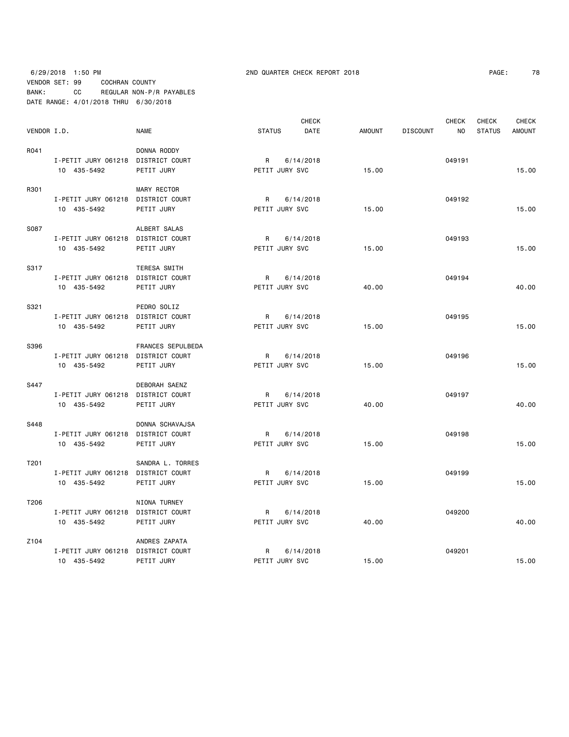6/29/2018 1:50 PM 2ND QUARTER CHECK REPORT 2018
VENDOR SET: 99 COCHRAN COUNTY
BANK: CC REGULAR NON-P/R PAYABLES
DATE RANGE: 4/01/2018 THRU 6/30/2018

| VENDOR I.D. | | NAME | STATUS | CHECK DATE | AMOUNT | DISCOUNT | CHECK NO | CHECK STATUS | CHECK AMOUNT |
|---|---|---|---|---|---|---|---|---|---|
| R041 | | DONNA RODDY | | | | | | | |
| | I-PETIT JURY 061218 | DISTRICT COURT | R | 6/14/2018 | | | 049191 | | |
| | 10 435-5492 | PETIT JURY | PETIT JURY SVC | | 15.00 | | | | 15.00 |
| R301 | | MARY RECTOR | | | | | | | |
| | I-PETIT JURY 061218 | DISTRICT COURT | R | 6/14/2018 | | | 049192 | | |
| | 10 435-5492 | PETIT JURY | PETIT JURY SVC | | 15.00 | | | | 15.00 |
| S087 | | ALBERT SALAS | | | | | | | |
| | I-PETIT JURY 061218 | DISTRICT COURT | R | 6/14/2018 | | | 049193 | | |
| | 10 435-5492 | PETIT JURY | PETIT JURY SVC | | 15.00 | | | | 15.00 |
| S317 | | TERESA SMITH | | | | | | | |
| | I-PETIT JURY 061218 | DISTRICT COURT | R | 6/14/2018 | | | 049194 | | |
| | 10 435-5492 | PETIT JURY | PETIT JURY SVC | | 40.00 | | | | 40.00 |
| S321 | | PEDRO SOLIZ | | | | | | | |
| | I-PETIT JURY 061218 | DISTRICT COURT | R | 6/14/2018 | | | 049195 | | |
| | 10 435-5492 | PETIT JURY | PETIT JURY SVC | | 15.00 | | | | 15.00 |
| S396 | | FRANCES SEPULBEDA | | | | | | | |
| | I-PETIT JURY 061218 | DISTRICT COURT | R | 6/14/2018 | | | 049196 | | |
| | 10 435-5492 | PETIT JURY | PETIT JURY SVC | | 15.00 | | | | 15.00 |
| S447 | | DEBORAH SAENZ | | | | | | | |
| | I-PETIT JURY 061218 | DISTRICT COURT | R | 6/14/2018 | | | 049197 | | |
| | 10 435-5492 | PETIT JURY | PETIT JURY SVC | | 40.00 | | | | 40.00 |
| S448 | | DONNA SCHAVAJSA | | | | | | | |
| | I-PETIT JURY 061218 | DISTRICT COURT | R | 6/14/2018 | | | 049198 | | |
| | 10 435-5492 | PETIT JURY | PETIT JURY SVC | | 15.00 | | | | 15.00 |
| T201 | | SANDRA L. TORRES | | | | | | | |
| | I-PETIT JURY 061218 | DISTRICT COURT | R | 6/14/2018 | | | 049199 | | |
| | 10 435-5492 | PETIT JURY | PETIT JURY SVC | | 15.00 | | | | 15.00 |
| T206 | | NIONA TURNEY | | | | | | | |
| | I-PETIT JURY 061218 | DISTRICT COURT | R | 6/14/2018 | | | 049200 | | |
| | 10 435-5492 | PETIT JURY | PETIT JURY SVC | | 40.00 | | | | 40.00 |
| Z104 | | ANDRES ZAPATA | | | | | | | |
| | I-PETIT JURY 061218 | DISTRICT COURT | R | 6/14/2018 | | | 049201 | | |
| | 10 435-5492 | PETIT JURY | PETIT JURY SVC | | 15.00 | | | | 15.00 |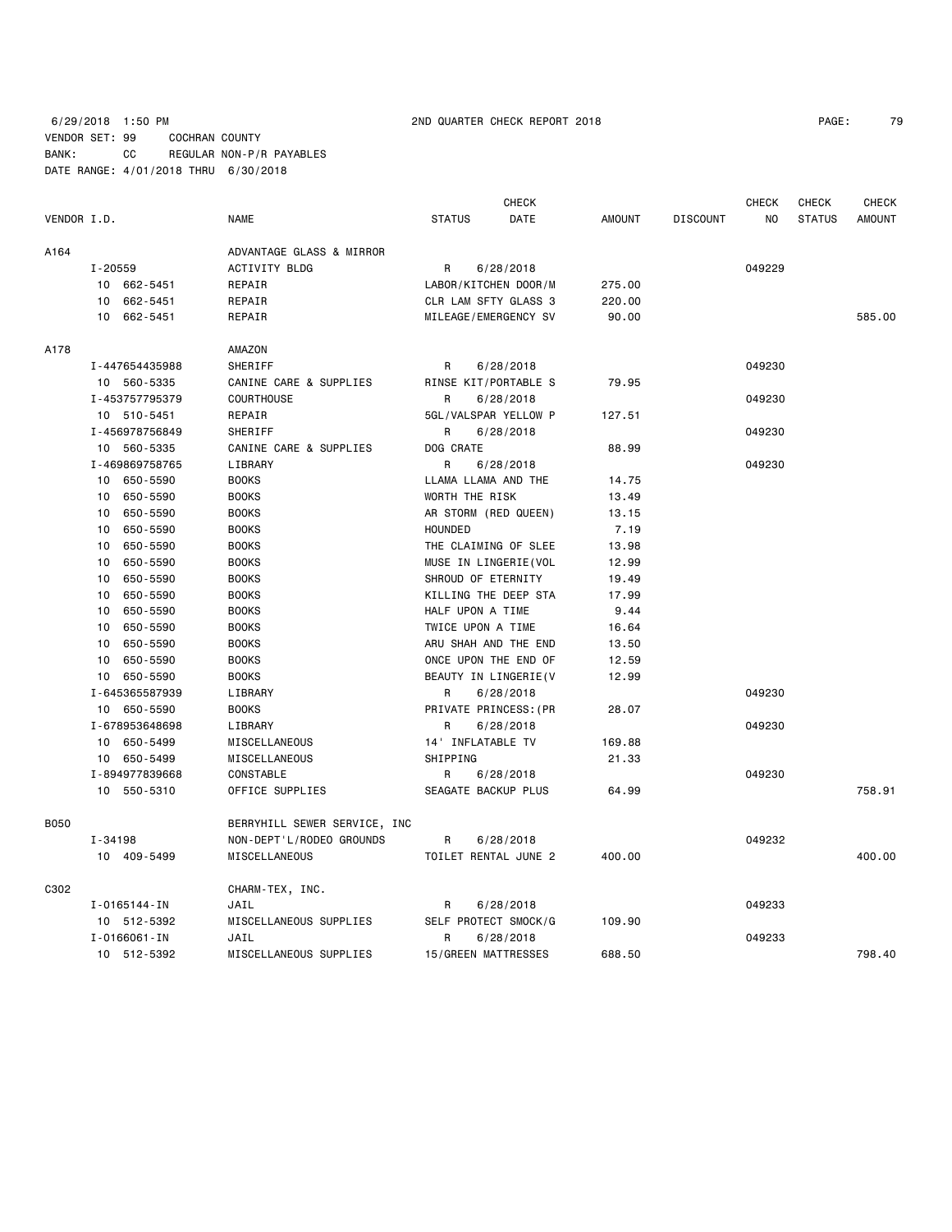6/29/2018 1:50 PM 2ND QUARTER CHECK REPORT 2018

VENDOR SET: 99 COCHRAN COUNTY
BANK: CC REGULAR NON-P/R PAYABLES
DATE RANGE: 4/01/2018 THRU 6/30/2018

| VENDOR I.D. | NAME | STATUS | CHECK DATE | AMOUNT | DISCOUNT | CHECK NO | CHECK STATUS | CHECK AMOUNT |
|---|---|---|---|---|---|---|---|---|
| A164 | ADVANTAGE GLASS & MIRROR | | | | | | | |
| I-20559 | ACTIVITY BLDG | R | 6/28/2018 | | | 049229 | | |
| 10 662-5451 | REPAIR | LABOR/KITCHEN DOOR/M | | 275.00 | | | | |
| 10 662-5451 | REPAIR | CLR LAM SFTY GLASS 3 | | 220.00 | | | | |
| 10 662-5451 | REPAIR | MILEAGE/EMERGENCY SV | | 90.00 | | | | 585.00 |
| A178 | AMAZON | | | | | | | |
| I-447654435988 | SHERIFF | R | 6/28/2018 | | | 049230 | | |
| 10 560-5335 | CANINE CARE & SUPPLIES | RINSE KIT/PORTABLE S | | 79.95 | | | | |
| I-453757795379 | COURTHOUSE | R | 6/28/2018 | | | 049230 | | |
| 10 510-5451 | REPAIR | 5GL/VALSPAR YELLOW P | | 127.51 | | | | |
| I-456978756849 | SHERIFF | R | 6/28/2018 | | | 049230 | | |
| 10 560-5335 | CANINE CARE & SUPPLIES | DOG CRATE | | 88.99 | | | | |
| I-469869758765 | LIBRARY | R | 6/28/2018 | | | 049230 | | |
| 10 650-5590 | BOOKS | LLAMA LLAMA AND THE | | 14.75 | | | | |
| 10 650-5590 | BOOKS | WORTH THE RISK | | 13.49 | | | | |
| 10 650-5590 | BOOKS | AR STORM (RED QUEEN) | | 13.15 | | | | |
| 10 650-5590 | BOOKS | HOUNDED | | 7.19 | | | | |
| 10 650-5590 | BOOKS | THE CLAIMING OF SLEE | | 13.98 | | | | |
| 10 650-5590 | BOOKS | MUSE IN LINGERIE(VOL | | 12.99 | | | | |
| 10 650-5590 | BOOKS | SHROUD OF ETERNITY | | 19.49 | | | | |
| 10 650-5590 | BOOKS | KILLING THE DEEP STA | | 17.99 | | | | |
| 10 650-5590 | BOOKS | HALF UPON A TIME | | 9.44 | | | | |
| 10 650-5590 | BOOKS | TWICE UPON A TIME | | 16.64 | | | | |
| 10 650-5590 | BOOKS | ARU SHAH AND THE END | | 13.50 | | | | |
| 10 650-5590 | BOOKS | ONCE UPON THE END OF | | 12.59 | | | | |
| 10 650-5590 | BOOKS | BEAUTY IN LINGERIE(V | | 12.99 | | | | |
| I-645365587939 | LIBRARY | R | 6/28/2018 | | | 049230 | | |
| 10 650-5590 | BOOKS | PRIVATE PRINCESS:(PR | | 28.07 | | | | |
| I-678953648698 | LIBRARY | R | 6/28/2018 | | | 049230 | | |
| 10 650-5499 | MISCELLANEOUS | 14' INFLATABLE TV | | 169.88 | | | | |
| 10 650-5499 | MISCELLANEOUS | SHIPPING | | 21.33 | | | | |
| I-894977839668 | CONSTABLE | R | 6/28/2018 | | | 049230 | | |
| 10 550-5310 | OFFICE SUPPLIES | SEAGATE BACKUP PLUS | | 64.99 | | | | 758.91 |
| B050 | BERRYHILL SEWER SERVICE, INC | | | | | | | |
| I-34198 | NON-DEPT'L/RODEO GROUNDS | R | 6/28/2018 | | | 049232 | | |
| 10 409-5499 | MISCELLANEOUS | TOILET RENTAL JUNE 2 | | 400.00 | | | | 400.00 |
| C302 | CHARM-TEX, INC. | | | | | | | |
| I-0165144-IN | JAIL | R | 6/28/2018 | | | 049233 | | |
| 10 512-5392 | MISCELLANEOUS SUPPLIES | SELF PROTECT SMOCK/G | | 109.90 | | | | |
| I-0166061-IN | JAIL | R | 6/28/2018 | | | 049233 | | |
| 10 512-5392 | MISCELLANEOUS SUPPLIES | 15/GREEN MATTRESSES | | 688.50 | | | | 798.40 |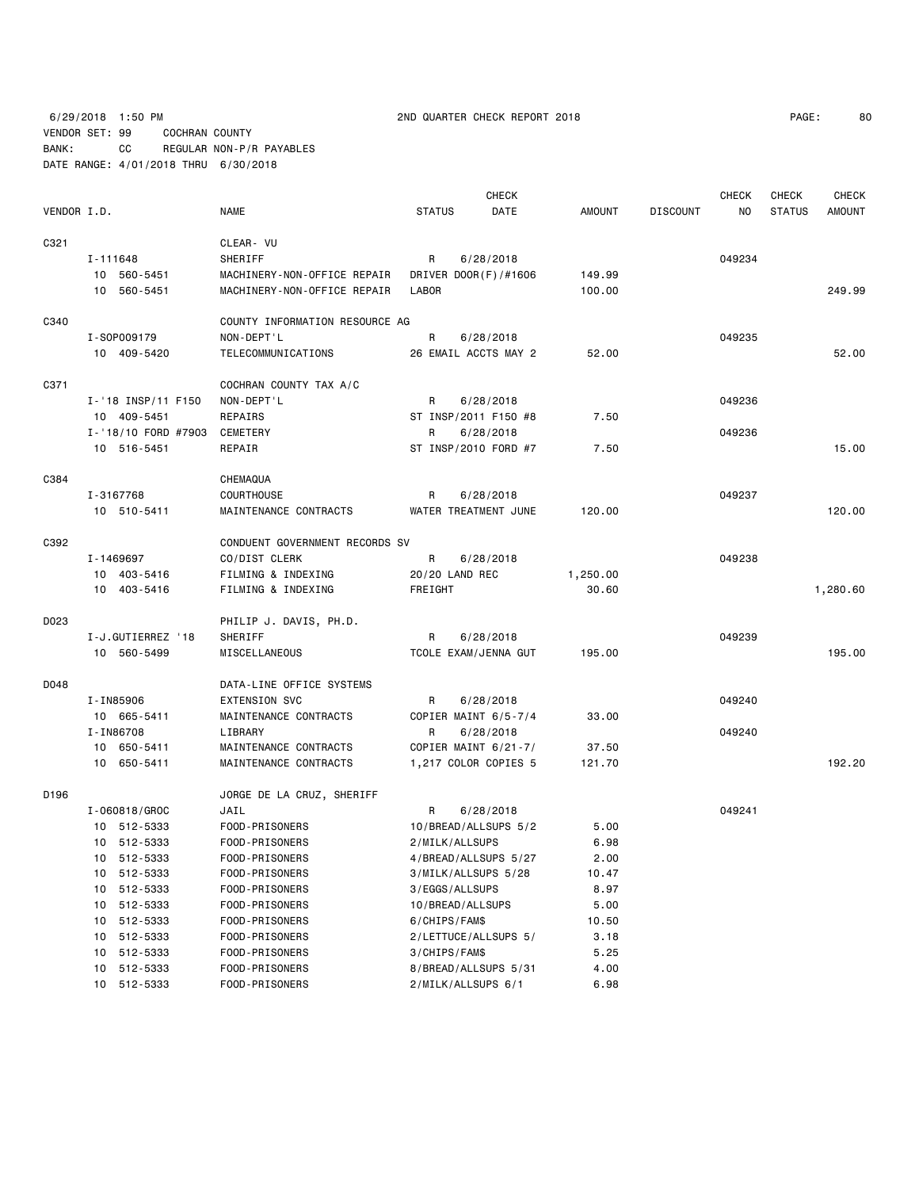6/29/2018 1:50 PM 2ND QUARTER CHECK REPORT 2018

VENDOR SET: 99 COCHRAN COUNTY
BANK: CC REGULAR NON-P/R PAYABLES
DATE RANGE: 4/01/2018 THRU 6/30/2018

| VENDOR I.D. | NAME | STATUS | CHECK DATE | AMOUNT | DISCOUNT | CHECK NO | CHECK STATUS | CHECK AMOUNT |
|---|---|---|---|---|---|---|---|---|
| C321 | CLEAR- VU | | | | | | | |
| I-111648 | SHERIFF | R | 6/28/2018 | | | 049234 | | |
| 10 560-5451 | MACHINERY-NON-OFFICE REPAIR | DRIVER DOOR(F)/#1606 | | 149.99 | | | | |
| 10 560-5451 | MACHINERY-NON-OFFICE REPAIR | LABOR | | 100.00 | | | | 249.99 |
| C340 | COUNTY INFORMATION RESOURCE AG | | | | | | | |
| I-SOP009179 | NON-DEPT'L | R | 6/28/2018 | | | 049235 | | |
| 10 409-5420 | TELECOMMUNICATIONS | 26 EMAIL ACCTS MAY 2 | | 52.00 | | | | 52.00 |
| C371 | COCHRAN COUNTY TAX A/C | | | | | | | |
| I-'18 INSP/11 F150 | NON-DEPT'L | R | 6/28/2018 | | | 049236 | | |
| 10 409-5451 | REPAIRS | ST INSP/2011 F150 #8 | | 7.50 | | | | |
| I-'18/10 FORD #7903 | CEMETERY | R | 6/28/2018 | | | 049236 | | |
| 10 516-5451 | REPAIR | ST INSP/2010 FORD #7 | | 7.50 | | | | 15.00 |
| C384 | CHEMAQUA | | | | | | | |
| I-3167768 | COURTHOUSE | R | 6/28/2018 | | | 049237 | | |
| 10 510-5411 | MAINTENANCE CONTRACTS | WATER TREATMENT JUNE | | 120.00 | | | | 120.00 |
| C392 | CONDUENT GOVERNMENT RECORDS SV | | | | | | | |
| I-1469697 | CO/DIST CLERK | R | 6/28/2018 | | | 049238 | | |
| 10 403-5416 | FILMING & INDEXING | 20/20 LAND REC | | 1,250.00 | | | | |
| 10 403-5416 | FILMING & INDEXING | FREIGHT | | 30.60 | | | | 1,280.60 |
| D023 | PHILIP J. DAVIS, PH.D. | | | | | | | |
| I-J.GUTIERREZ '18 | SHERIFF | R | 6/28/2018 | | | 049239 | | |
| 10 560-5499 | MISCELLANEOUS | TCOLE EXAM/JENNA GUT | | 195.00 | | | | 195.00 |
| D048 | DATA-LINE OFFICE SYSTEMS | | | | | | | |
| I-IN85906 | EXTENSION SVC | R | 6/28/2018 | | | 049240 | | |
| 10 665-5411 | MAINTENANCE CONTRACTS | COPIER MAINT 6/5-7/4 | | 33.00 | | | | |
| I-IN86708 | LIBRARY | R | 6/28/2018 | | | 049240 | | |
| 10 650-5411 | MAINTENANCE CONTRACTS | COPIER MAINT 6/21-7/ | | 37.50 | | | | |
| 10 650-5411 | MAINTENANCE CONTRACTS | 1,217 COLOR COPIES 5 | | 121.70 | | | | 192.20 |
| D196 | JORGE DE LA CRUZ, SHERIFF | | | | | | | |
| I-060818/GROC | JAIL | R | 6/28/2018 | | | 049241 | | |
| 10 512-5333 | FOOD-PRISONERS | 10/BREAD/ALLSUPS 5/2 | | 5.00 | | | | |
| 10 512-5333 | FOOD-PRISONERS | 2/MILK/ALLSUPS | | 6.98 | | | | |
| 10 512-5333 | FOOD-PRISONERS | 4/BREAD/ALLSUPS 5/27 | | 2.00 | | | | |
| 10 512-5333 | FOOD-PRISONERS | 3/MILK/ALLSUPS 5/28 | | 10.47 | | | | |
| 10 512-5333 | FOOD-PRISONERS | 3/EGGS/ALLSUPS | | 8.97 | | | | |
| 10 512-5333 | FOOD-PRISONERS | 10/BREAD/ALLSUPS | | 5.00 | | | | |
| 10 512-5333 | FOOD-PRISONERS | 6/CHIPS/FAM$ | | 10.50 | | | | |
| 10 512-5333 | FOOD-PRISONERS | 2/LETTUCE/ALLSUPS 5/ | | 3.18 | | | | |
| 10 512-5333 | FOOD-PRISONERS | 3/CHIPS/FAM$ | | 5.25 | | | | |
| 10 512-5333 | FOOD-PRISONERS | 8/BREAD/ALLSUPS 5/31 | | 4.00 | | | | |
| 10 512-5333 | FOOD-PRISONERS | 2/MILK/ALLSUPS 6/1 | | 6.98 | | | | |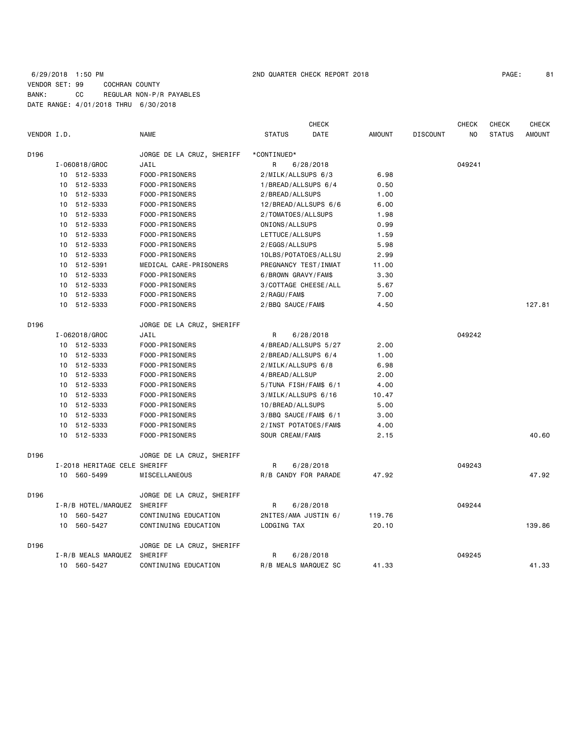6/29/2018 1:50 PM    2ND QUARTER CHECK REPORT 2018

VENDOR SET: 99    COCHRAN COUNTY
BANK: CC    REGULAR NON-P/R PAYABLES
DATE RANGE: 4/01/2018 THRU 6/30/2018

| VENDOR I.D. | NAME | STATUS | CHECK DATE | AMOUNT | DISCOUNT | CHECK NO | CHECK STATUS | CHECK AMOUNT |
|---|---|---|---|---|---|---|---|---|
| D196 | JORGE DE LA CRUZ, SHERIFF | *CONTINUED* | | | | | | |
| I-060818/GROC | JAIL | R | 6/28/2018 | | | 049241 | | |
| 10 512-5333 | FOOD-PRISONERS | 2/MILK/ALLSUPS 6/3 | | 6.98 | | | | |
| 10 512-5333 | FOOD-PRISONERS | 1/BREAD/ALLSUPS 6/4 | | 0.50 | | | | |
| 10 512-5333 | FOOD-PRISONERS | 2/BREAD/ALLSUPS | | 1.00 | | | | |
| 10 512-5333 | FOOD-PRISONERS | 12/BREAD/ALLSUPS 6/6 | | 6.00 | | | | |
| 10 512-5333 | FOOD-PRISONERS | 2/TOMATOES/ALLSUPS | | 1.98 | | | | |
| 10 512-5333 | FOOD-PRISONERS | ONIONS/ALLSUPS | | 0.99 | | | | |
| 10 512-5333 | FOOD-PRISONERS | LETTUCE/ALLSUPS | | 1.59 | | | | |
| 10 512-5333 | FOOD-PRISONERS | 2/EGGS/ALLSUPS | | 5.98 | | | | |
| 10 512-5333 | FOOD-PRISONERS | 10LBS/POTATOES/ALLSU | | 2.99 | | | | |
| 10 512-5391 | MEDICAL CARE-PRISONERS | PREGNANCY TEST/INMAT | | 11.00 | | | | |
| 10 512-5333 | FOOD-PRISONERS | 6/BROWN GRAVY/FAM$ | | 3.30 | | | | |
| 10 512-5333 | FOOD-PRISONERS | 3/COTTAGE CHEESE/ALL | | 5.67 | | | | |
| 10 512-5333 | FOOD-PRISONERS | 2/RAGU/FAM$ | | 7.00 | | | | |
| 10 512-5333 | FOOD-PRISONERS | 2/BBQ SAUCE/FAM$ | | 4.50 | | | | 127.81 |
| D196 | JORGE DE LA CRUZ, SHERIFF | | | | | | | |
| I-062018/GROC | JAIL | R | 6/28/2018 | | | 049242 | | |
| 10 512-5333 | FOOD-PRISONERS | 4/BREAD/ALLSUPS 5/27 | | 2.00 | | | | |
| 10 512-5333 | FOOD-PRISONERS | 2/BREAD/ALLSUPS 6/4 | | 1.00 | | | | |
| 10 512-5333 | FOOD-PRISONERS | 2/MILK/ALLSUPS 6/8 | | 6.98 | | | | |
| 10 512-5333 | FOOD-PRISONERS | 4/BREAD/ALLSUP | | 2.00 | | | | |
| 10 512-5333 | FOOD-PRISONERS | 5/TUNA FISH/FAM$ 6/1 | | 4.00 | | | | |
| 10 512-5333 | FOOD-PRISONERS | 3/MILK/ALLSUPS 6/16 | | 10.47 | | | | |
| 10 512-5333 | FOOD-PRISONERS | 10/BREAD/ALLSUPS | | 5.00 | | | | |
| 10 512-5333 | FOOD-PRISONERS | 3/BBQ SAUCE/FAM$ 6/1 | | 3.00 | | | | |
| 10 512-5333 | FOOD-PRISONERS | 2/INST POTATOES/FAM$ | | 4.00 | | | | |
| 10 512-5333 | FOOD-PRISONERS | SOUR CREAM/FAM$ | | 2.15 | | | | 40.60 |
| D196 | JORGE DE LA CRUZ, SHERIFF | | | | | | | |
| I-2018 HERITAGE CELE | SHERIFF | R | 6/28/2018 | | | 049243 | | |
| 10 560-5499 | MISCELLANEOUS | R/B CANDY FOR PARADE | | 47.92 | | | | 47.92 |
| D196 | JORGE DE LA CRUZ, SHERIFF | | | | | | | |
| I-R/B HOTEL/MARQUEZ | SHERIFF | R | 6/28/2018 | | | 049244 | | |
| 10 560-5427 | CONTINUING EDUCATION | 2NITES/AMA JUSTIN 6/ | | 119.76 | | | | |
| 10 560-5427 | CONTINUING EDUCATION | LODGING TAX | | 20.10 | | | | 139.86 |
| D196 | JORGE DE LA CRUZ, SHERIFF | | | | | | | |
| I-R/B MEALS MARQUEZ | SHERIFF | R | 6/28/2018 | | | 049245 | | |
| 10 560-5427 | CONTINUING EDUCATION | R/B MEALS MARQUEZ SC | | 41.33 | | | | 41.33 |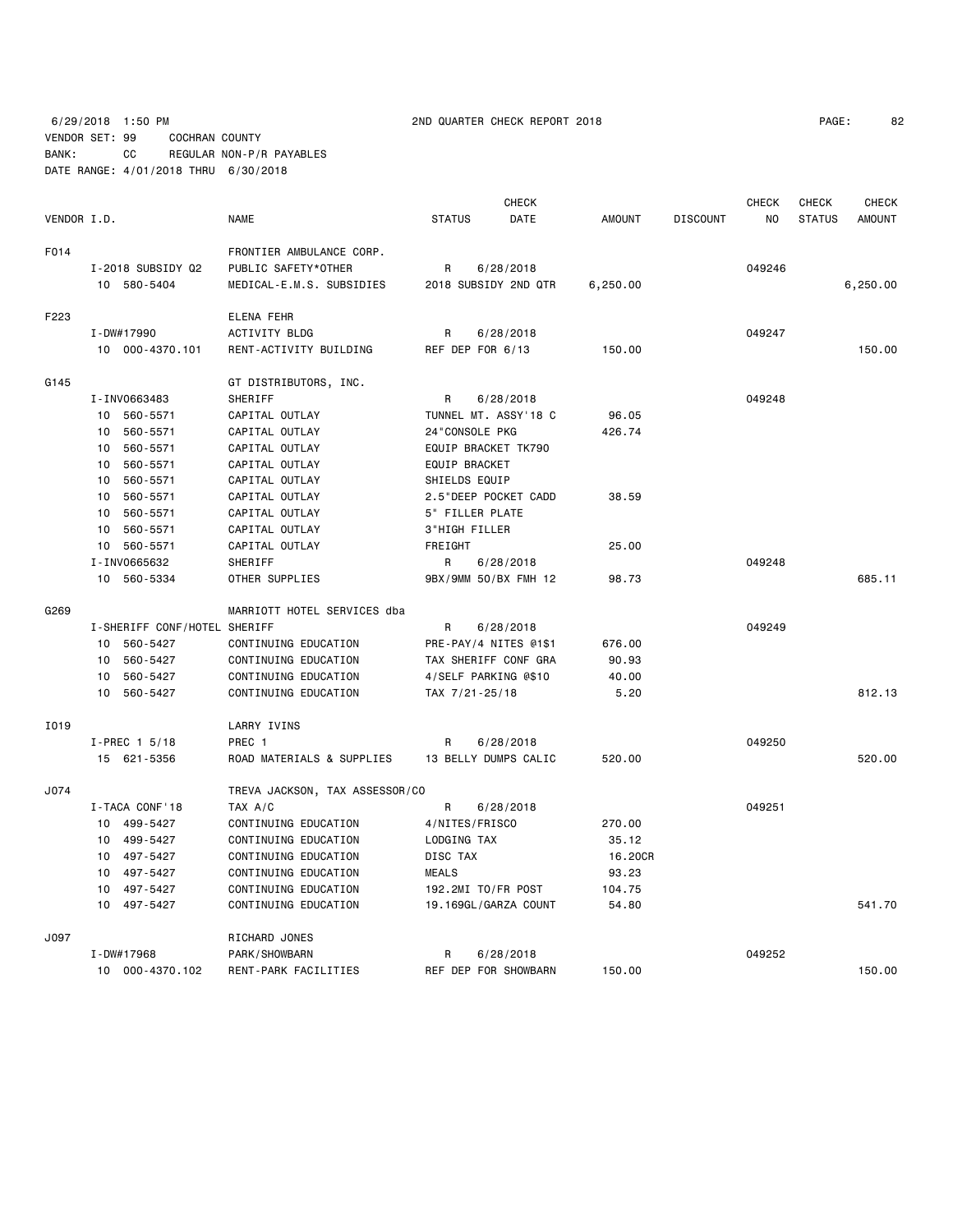6/29/2018 1:50 PM 2ND QUARTER CHECK REPORT 2018

VENDOR SET: 99 COCHRAN COUNTY
BANK: CC REGULAR NON-P/R PAYABLES
DATE RANGE: 4/01/2018 THRU 6/30/2018

| VENDOR I.D. | NAME | STATUS | CHECK DATE | AMOUNT | DISCOUNT | CHECK NO | CHECK STATUS | CHECK AMOUNT |
|---|---|---|---|---|---|---|---|---|
| F014 | FRONTIER AMBULANCE CORP. | | | | | | | |
| I-2018 SUBSIDY Q2 | PUBLIC SAFETY*OTHER | R | 6/28/2018 | | | 049246 | | |
| 10 580-5404 | MEDICAL-E.M.S. SUBSIDIES | 2018 SUBSIDY 2ND QTR | | 6,250.00 | | | | 6,250.00 |
| F223 | ELENA FEHR | | | | | | | |
| I-DW#17990 | ACTIVITY BLDG | R | 6/28/2018 | | | 049247 | | |
| 10 000-4370.101 | RENT-ACTIVITY BUILDING | REF DEP FOR 6/13 | | 150.00 | | | | 150.00 |
| G145 | GT DISTRIBUTORS, INC. | | | | | | | |
| I-INV0663483 | SHERIFF | R | 6/28/2018 | | | 049248 | | |
| 10 560-5571 | CAPITAL OUTLAY | TUNNEL MT. ASSY'18 C | | 96.05 | | | | |
| 10 560-5571 | CAPITAL OUTLAY | 24"CONSOLE PKG | | 426.74 | | | | |
| 10 560-5571 | CAPITAL OUTLAY | EQUIP BRACKET TK790 | | | | | | |
| 10 560-5571 | CAPITAL OUTLAY | EQUIP BRACKET | | | | | | |
| 10 560-5571 | CAPITAL OUTLAY | SHIELDS EQUIP | | | | | | |
| 10 560-5571 | CAPITAL OUTLAY | 2.5"DEEP POCKET CADD | | 38.59 | | | | |
| 10 560-5571 | CAPITAL OUTLAY | 5" FILLER PLATE | | | | | | |
| 10 560-5571 | CAPITAL OUTLAY | 3"HIGH FILLER | | | | | | |
| 10 560-5571 | CAPITAL OUTLAY | FREIGHT | | 25.00 | | | | |
| I-INV0665632 | SHERIFF | R | 6/28/2018 | | | 049248 | | |
| 10 560-5334 | OTHER SUPPLIES | 9BX/9MM 50/BX FMH 12 | | 98.73 | | | | 685.11 |
| G269 | MARRIOTT HOTEL SERVICES dba | | | | | | | |
| I-SHERIFF CONF/HOTEL | SHERIFF | R | 6/28/2018 | | | 049249 | | |
| 10 560-5427 | CONTINUING EDUCATION | PRE-PAY/4 NITES @1$1 | | 676.00 | | | | |
| 10 560-5427 | CONTINUING EDUCATION | TAX SHERIFF CONF GRA | | 90.93 | | | | |
| 10 560-5427 | CONTINUING EDUCATION | 4/SELF PARKING @$10 | | 40.00 | | | | |
| 10 560-5427 | CONTINUING EDUCATION | TAX 7/21-25/18 | | 5.20 | | | | 812.13 |
| I019 | LARRY IVINS | | | | | | | |
| I-PREC 1 5/18 | PREC 1 | R | 6/28/2018 | | | 049250 | | |
| 15 621-5356 | ROAD MATERIALS & SUPPLIES | 13 BELLY DUMPS CALIC | | 520.00 | | | | 520.00 |
| J074 | TREVA JACKSON, TAX ASSESSOR/CO | | | | | | | |
| I-TACA CONF'18 | TAX A/C | R | 6/28/2018 | | | 049251 | | |
| 10 499-5427 | CONTINUING EDUCATION | 4/NITES/FRISCO | | 270.00 | | | | |
| 10 499-5427 | CONTINUING EDUCATION | LODGING TAX | | 35.12 | | | | |
| 10 497-5427 | CONTINUING EDUCATION | DISC TAX | | 16.20CR | | | | |
| 10 497-5427 | CONTINUING EDUCATION | MEALS | | 93.23 | | | | |
| 10 497-5427 | CONTINUING EDUCATION | 192.2MI TO/FR POST | | 104.75 | | | | |
| 10 497-5427 | CONTINUING EDUCATION | 19.169GL/GARZA COUNT | | 54.80 | | | | 541.70 |
| J097 | RICHARD JONES | | | | | | | |
| I-DW#17968 | PARK/SHOWBARN | R | 6/28/2018 | | | 049252 | | |
| 10 000-4370.102 | RENT-PARK FACILITIES | REF DEP FOR SHOWBARN | | 150.00 | | | | 150.00 |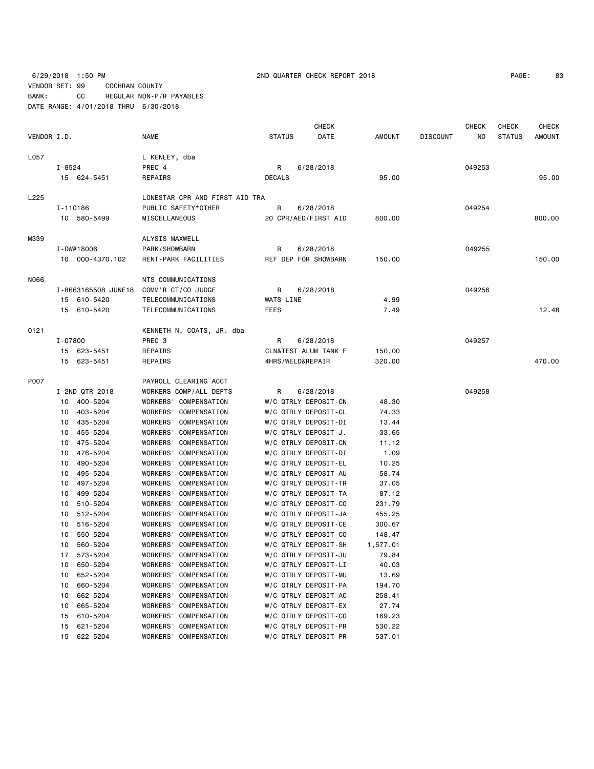6/29/2018 1:50 PM 2ND QUARTER CHECK REPORT 2018

VENDOR SET: 99 COCHRAN COUNTY
BANK: CC REGULAR NON-P/R PAYABLES
DATE RANGE: 4/01/2018 THRU 6/30/2018

| VENDOR I.D. | NAME | STATUS | CHECK DATE | AMOUNT | DISCOUNT | CHECK NO | CHECK STATUS | CHECK AMOUNT |
|---|---|---|---|---|---|---|---|---|
| L057 | L KENLEY, dba | | | | | | | |
| I-8524 | PREC 4 | R | 6/28/2018 | | | 049253 | | |
| 15 624-5451 | REPAIRS | DECALS | | 95.00 | | | | 95.00 |
| L225 | LONESTAR CPR AND FIRST AID TRA | | | | | | | |
| I-110186 | PUBLIC SAFETY*OTHER | R | 6/28/2018 | | | 049254 | | |
| 10 580-5499 | MISCELLANEOUS | 20 CPR/AED/FIRST AID | | 800.00 | | | | 800.00 |
| M339 | ALYSIS MAXWELL | | | | | | | |
| I-DW#18006 | PARK/SHOWBARN | R | 6/28/2018 | | | 049255 | | |
| 10 000-4370.102 | RENT-PARK FACILITIES | REF DEP FOR SHOWBARN | | 150.00 | | | | 150.00 |
| N066 | NTS COMMUNICATIONS | | | | | | | |
| I-8663165508 JUNE18 | COMM'R CT/CO JUDGE | R | 6/28/2018 | | | 049256 | | |
| 15 610-5420 | TELECOMMUNICATIONS | WATS LINE | | 4.99 | | | | |
| 15 610-5420 | TELECOMMUNICATIONS | FEES | | 7.49 | | | | 12.48 |
| O121 | KENNETH N. COATS, JR. dba | | | | | | | |
| I-07800 | PREC 3 | R | 6/28/2018 | | | 049257 | | |
| 15 623-5451 | REPAIRS | CLN&TEST ALUM TANK F | | 150.00 | | | | |
| 15 623-5451 | REPAIRS | 4HRS/WELD&REPAIR | | 320.00 | | | | 470.00 |
| P007 | PAYROLL CLEARING ACCT | | | | | | | |
| I-2ND QTR 2018 | WORKERS COMP/ALL DEPTS | R | 6/28/2018 | | | 049258 | | |
| 10 400-5204 | WORKERS' COMPENSATION | W/C QTRLY DEPOSIT-CN | | 48.30 | | | | |
| 10 403-5204 | WORKERS' COMPENSATION | W/C QTRLY DEPOSIT-CL | | 74.33 | | | | |
| 10 435-5204 | WORKERS' COMPENSATION | W/C QTRLY DEPOSIT-DI | | 13.44 | | | | |
| 10 455-5204 | WORKERS' COMPENSATION | W/C QTRLY DEPOSIT-J. | | 33.65 | | | | |
| 10 475-5204 | WORKERS' COMPENSATION | W/C QTRLY DEPOSIT-CN | | 11.12 | | | | |
| 10 476-5204 | WORKERS' COMPENSATION | W/C QTRLY DEPOSIT-DI | | 1.09 | | | | |
| 10 490-5204 | WORKERS' COMPENSATION | W/C QTRLY DEPOSIT-EL | | 10.25 | | | | |
| 10 495-5204 | WORKERS' COMPENSATION | W/C QTRLY DEPOSIT-AU | | 58.74 | | | | |
| 10 497-5204 | WORKERS' COMPENSATION | W/C QTRLY DEPOSIT-TR | | 37.05 | | | | |
| 10 499-5204 | WORKERS' COMPENSATION | W/C QTRLY DEPOSIT-TA | | 87.12 | | | | |
| 10 510-5204 | WORKERS' COMPENSATION | W/C QTRLY DEPOSIT-CO | | 231.79 | | | | |
| 10 512-5204 | WORKERS' COMPENSATION | W/C QTRLY DEPOSIT-JA | | 455.25 | | | | |
| 10 516-5204 | WORKERS' COMPENSATION | W/C QTRLY DEPOSIT-CE | | 300.67 | | | | |
| 10 550-5204 | WORKERS' COMPENSATION | W/C QTRLY DEPOSIT-CO | | 148.47 | | | | |
| 10 560-5204 | WORKERS' COMPENSATION | W/C QTRLY DEPOSIT-SH | | 1,577.01 | | | | |
| 17 573-5204 | WORKERS' COMPENSATION | W/C QTRLY DEPOSIT-JU | | 79.84 | | | | |
| 10 650-5204 | WORKERS' COMPENSATION | W/C QTRLY DEPOSIT-LI | | 40.03 | | | | |
| 10 652-5204 | WORKERS' COMPENSATION | W/C QTRLY DEPOSIT-MU | | 13.69 | | | | |
| 10 660-5204 | WORKERS' COMPENSATION | W/C QTRLY DEPOSIT-PA | | 194.70 | | | | |
| 10 662-5204 | WORKERS' COMPENSATION | W/C QTRLY DEPOSIT-AC | | 258.41 | | | | |
| 10 665-5204 | WORKERS' COMPENSATION | W/C QTRLY DEPOSIT-EX | | 27.74 | | | | |
| 15 610-5204 | WORKERS' COMPENSATION | W/C QTRLY DEPOSIT-CO | | 169.23 | | | | |
| 15 621-5204 | WORKERS' COMPENSATION | W/C QTRLY DEPOSIT-PR | | 530.22 | | | | |
| 15 622-5204 | WORKERS' COMPENSATION | W/C QTRLY DEPOSIT-PR | | 537.01 | | | | |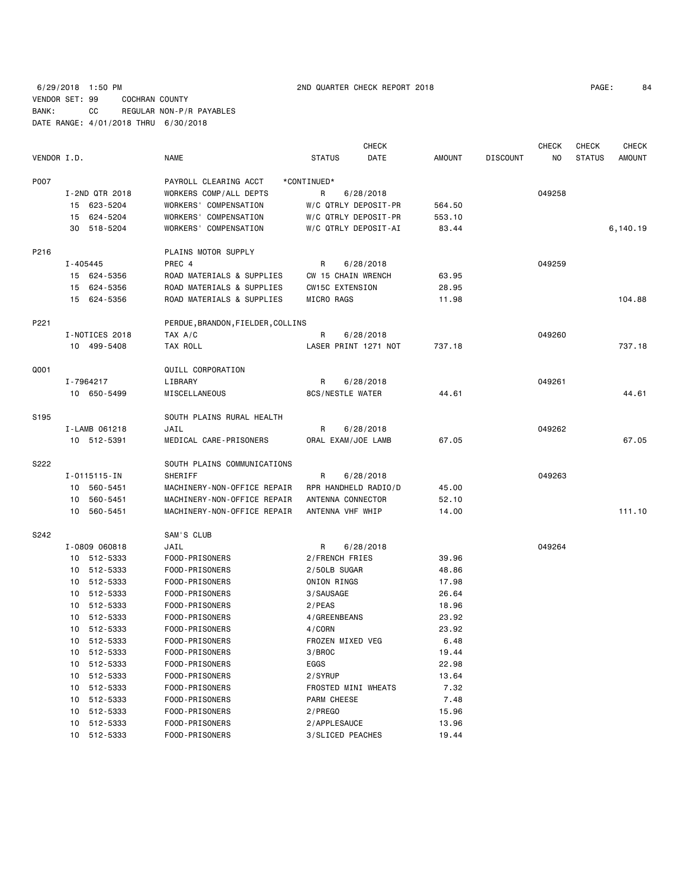6/29/2018 1:50 PM 2ND QUARTER CHECK REPORT 2018 PAGE: 84

VENDOR SET: 99 COCHRAN COUNTY
BANK: CC REGULAR NON-P/R PAYABLES
DATE RANGE: 4/01/2018 THRU 6/30/2018

| VENDOR I.D. | NAME | STATUS | CHECK DATE | AMOUNT | DISCOUNT | CHECK NO | CHECK STATUS | CHECK AMOUNT |
|---|---|---|---|---|---|---|---|---|
| P007 | PAYROLL CLEARING ACCT | *CONTINUED* | | | | | | |
| I-2ND QTR 2018 | WORKERS COMP/ALL DEPTS | R | 6/28/2018 | | | 049258 | | |
| 15 623-5204 | WORKERS' COMPENSATION | W/C QTRLY DEPOSIT-PR | | 564.50 | | | | |
| 15 624-5204 | WORKERS' COMPENSATION | W/C QTRLY DEPOSIT-PR | | 553.10 | | | | |
| 30 518-5204 | WORKERS' COMPENSATION | W/C QTRLY DEPOSIT-AI | | 83.44 | | | | 6,140.19 |
| P216 | PLAINS MOTOR SUPPLY | | | | | | | |
| I-405445 | PREC 4 | R | 6/28/2018 | | | 049259 | | |
| 15 624-5356 | ROAD MATERIALS & SUPPLIES | CW 15 CHAIN WRENCH | | 63.95 | | | | |
| 15 624-5356 | ROAD MATERIALS & SUPPLIES | CW15C EXTENSION | | 28.95 | | | | |
| 15 624-5356 | ROAD MATERIALS & SUPPLIES | MICRO RAGS | | 11.98 | | | | 104.88 |
| P221 | PERDUE,BRANDON,FIELDER,COLLINS | | | | | | | |
| I-NOTICES 2018 | TAX A/C | R | 6/28/2018 | | | 049260 | | |
| 10 499-5408 | TAX ROLL | LASER PRINT 1271 NOT | | 737.18 | | | | 737.18 |
| Q001 | QUILL CORPORATION | | | | | | | |
| I-7964217 | LIBRARY | R | 6/28/2018 | | | 049261 | | |
| 10 650-5499 | MISCELLANEOUS | 8CS/NESTLE WATER | | 44.61 | | | | 44.61 |
| S195 | SOUTH PLAINS RURAL HEALTH | | | | | | | |
| I-LAMB 061218 | JAIL | R | 6/28/2018 | | | 049262 | | |
| 10 512-5391 | MEDICAL CARE-PRISONERS | ORAL EXAM/JOE LAMB | | 67.05 | | | | 67.05 |
| S222 | SOUTH PLAINS COMMUNICATIONS | | | | | | | |
| I-0115115-IN | SHERIFF | R | 6/28/2018 | | | 049263 | | |
| 10 560-5451 | MACHINERY-NON-OFFICE REPAIR | RPR HANDHELD RADIO/D | | 45.00 | | | | |
| 10 560-5451 | MACHINERY-NON-OFFICE REPAIR | ANTENNA CONNECTOR | | 52.10 | | | | |
| 10 560-5451 | MACHINERY-NON-OFFICE REPAIR | ANTENNA VHF WHIP | | 14.00 | | | | 111.10 |
| S242 | SAM'S CLUB | | | | | | | |
| I-0809 060818 | JAIL | R | 6/28/2018 | | | 049264 | | |
| 10 512-5333 | FOOD-PRISONERS | 2/FRENCH FRIES | | 39.96 | | | | |
| 10 512-5333 | FOOD-PRISONERS | 2/50LB SUGAR | | 48.86 | | | | |
| 10 512-5333 | FOOD-PRISONERS | ONION RINGS | | 17.98 | | | | |
| 10 512-5333 | FOOD-PRISONERS | 3/SAUSAGE | | 26.64 | | | | |
| 10 512-5333 | FOOD-PRISONERS | 2/PEAS | | 18.96 | | | | |
| 10 512-5333 | FOOD-PRISONERS | 4/GREENBEANS | | 23.92 | | | | |
| 10 512-5333 | FOOD-PRISONERS | 4/CORN | | 23.92 | | | | |
| 10 512-5333 | FOOD-PRISONERS | FROZEN MIXED VEG | | 6.48 | | | | |
| 10 512-5333 | FOOD-PRISONERS | 3/BROC | | 19.44 | | | | |
| 10 512-5333 | FOOD-PRISONERS | EGGS | | 22.98 | | | | |
| 10 512-5333 | FOOD-PRISONERS | 2/SYRUP | | 13.64 | | | | |
| 10 512-5333 | FOOD-PRISONERS | FROSTED MINI WHEATS | | 7.32 | | | | |
| 10 512-5333 | FOOD-PRISONERS | PARM CHEESE | | 7.48 | | | | |
| 10 512-5333 | FOOD-PRISONERS | 2/PREGO | | 15.96 | | | | |
| 10 512-5333 | FOOD-PRISONERS | 2/APPLESAUCE | | 13.96 | | | | |
| 10 512-5333 | FOOD-PRISONERS | 3/SLICED PEACHES | | 19.44 | | | | |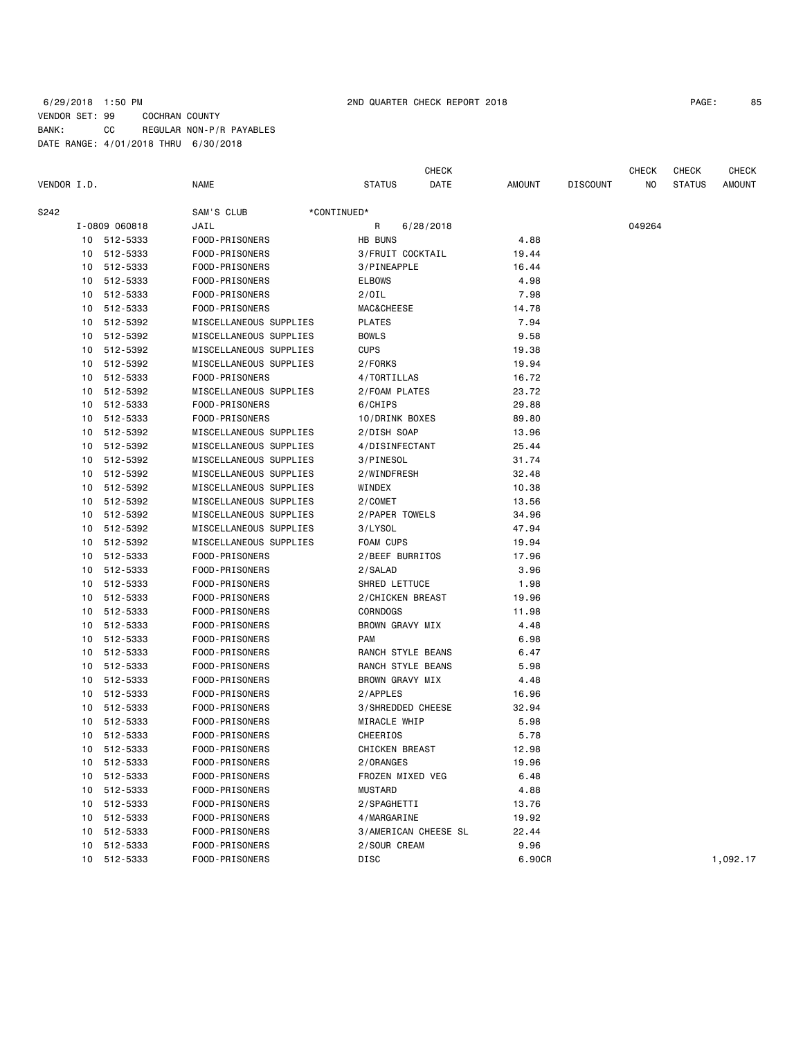6/29/2018 1:50 PM 2ND QUARTER CHECK REPORT 2018

VENDOR SET: 99 COCHRAN COUNTY
BANK: CC REGULAR NON-P/R PAYABLES
DATE RANGE: 4/01/2018 THRU 6/30/2018

| VENDOR I.D. | | NAME | STATUS | CHECK DATE | AMOUNT | DISCOUNT | CHECK NO | CHECK STATUS | CHECK AMOUNT |
|---|---|---|---|---|---|---|---|---|---|
| S242 | | SAM'S CLUB | *CONTINUED* | | | | | | |
| | I-0809 060818 | JAIL | R | 6/28/2018 | | | 049264 | | |
| | 10 512-5333 | FOOD-PRISONERS | HB BUNS | | 4.88 | | | | |
| | 10 512-5333 | FOOD-PRISONERS | 3/FRUIT COCKTAIL | | 19.44 | | | | |
| | 10 512-5333 | FOOD-PRISONERS | 3/PINEAPPLE | | 16.44 | | | | |
| | 10 512-5333 | FOOD-PRISONERS | ELBOWS | | 4.98 | | | | |
| | 10 512-5333 | FOOD-PRISONERS | 2/OIL | | 7.98 | | | | |
| | 10 512-5333 | FOOD-PRISONERS | MAC&CHEESE | | 14.78 | | | | |
| | 10 512-5392 | MISCELLANEOUS SUPPLIES | PLATES | | 7.94 | | | | |
| | 10 512-5392 | MISCELLANEOUS SUPPLIES | BOWLS | | 9.58 | | | | |
| | 10 512-5392 | MISCELLANEOUS SUPPLIES | CUPS | | 19.38 | | | | |
| | 10 512-5392 | MISCELLANEOUS SUPPLIES | 2/FORKS | | 19.94 | | | | |
| | 10 512-5333 | FOOD-PRISONERS | 4/TORTILLAS | | 16.72 | | | | |
| | 10 512-5392 | MISCELLANEOUS SUPPLIES | 2/FOAM PLATES | | 23.72 | | | | |
| | 10 512-5333 | FOOD-PRISONERS | 6/CHIPS | | 29.88 | | | | |
| | 10 512-5333 | FOOD-PRISONERS | 10/DRINK BOXES | | 89.80 | | | | |
| | 10 512-5392 | MISCELLANEOUS SUPPLIES | 2/DISH SOAP | | 13.96 | | | | |
| | 10 512-5392 | MISCELLANEOUS SUPPLIES | 4/DISINFECTANT | | 25.44 | | | | |
| | 10 512-5392 | MISCELLANEOUS SUPPLIES | 3/PINESOL | | 31.74 | | | | |
| | 10 512-5392 | MISCELLANEOUS SUPPLIES | 2/WINDFRESH | | 32.48 | | | | |
| | 10 512-5392 | MISCELLANEOUS SUPPLIES | WINDEX | | 10.38 | | | | |
| | 10 512-5392 | MISCELLANEOUS SUPPLIES | 2/COMET | | 13.56 | | | | |
| | 10 512-5392 | MISCELLANEOUS SUPPLIES | 2/PAPER TOWELS | | 34.96 | | | | |
| | 10 512-5392 | MISCELLANEOUS SUPPLIES | 3/LYSOL | | 47.94 | | | | |
| | 10 512-5392 | MISCELLANEOUS SUPPLIES | FOAM CUPS | | 19.94 | | | | |
| | 10 512-5333 | FOOD-PRISONERS | 2/BEEF BURRITOS | | 17.96 | | | | |
| | 10 512-5333 | FOOD-PRISONERS | 2/SALAD | | 3.96 | | | | |
| | 10 512-5333 | FOOD-PRISONERS | SHRED LETTUCE | | 1.98 | | | | |
| | 10 512-5333 | FOOD-PRISONERS | 2/CHICKEN BREAST | | 19.96 | | | | |
| | 10 512-5333 | FOOD-PRISONERS | CORNDOGS | | 11.98 | | | | |
| | 10 512-5333 | FOOD-PRISONERS | BROWN GRAVY MIX | | 4.48 | | | | |
| | 10 512-5333 | FOOD-PRISONERS | PAM | | 6.98 | | | | |
| | 10 512-5333 | FOOD-PRISONERS | RANCH STYLE BEANS | | 6.47 | | | | |
| | 10 512-5333 | FOOD-PRISONERS | RANCH STYLE BEANS | | 5.98 | | | | |
| | 10 512-5333 | FOOD-PRISONERS | BROWN GRAVY MIX | | 4.48 | | | | |
| | 10 512-5333 | FOOD-PRISONERS | 2/APPLES | | 16.96 | | | | |
| | 10 512-5333 | FOOD-PRISONERS | 3/SHREDDED CHEESE | | 32.94 | | | | |
| | 10 512-5333 | FOOD-PRISONERS | MIRACLE WHIP | | 5.98 | | | | |
| | 10 512-5333 | FOOD-PRISONERS | CHEERIOS | | 5.78 | | | | |
| | 10 512-5333 | FOOD-PRISONERS | CHICKEN BREAST | | 12.98 | | | | |
| | 10 512-5333 | FOOD-PRISONERS | 2/ORANGES | | 19.96 | | | | |
| | 10 512-5333 | FOOD-PRISONERS | FROZEN MIXED VEG | | 6.48 | | | | |
| | 10 512-5333 | FOOD-PRISONERS | MUSTARD | | 4.88 | | | | |
| | 10 512-5333 | FOOD-PRISONERS | 2/SPAGHETTI | | 13.76 | | | | |
| | 10 512-5333 | FOOD-PRISONERS | 4/MARGARINE | | 19.92 | | | | |
| | 10 512-5333 | FOOD-PRISONERS | 3/AMERICAN CHEESE SL | | 22.44 | | | | |
| | 10 512-5333 | FOOD-PRISONERS | 2/SOUR CREAM | | 9.96 | | | | |
| | 10 512-5333 | FOOD-PRISONERS | DISC | | 6.90CR | | | | 1,092.17 |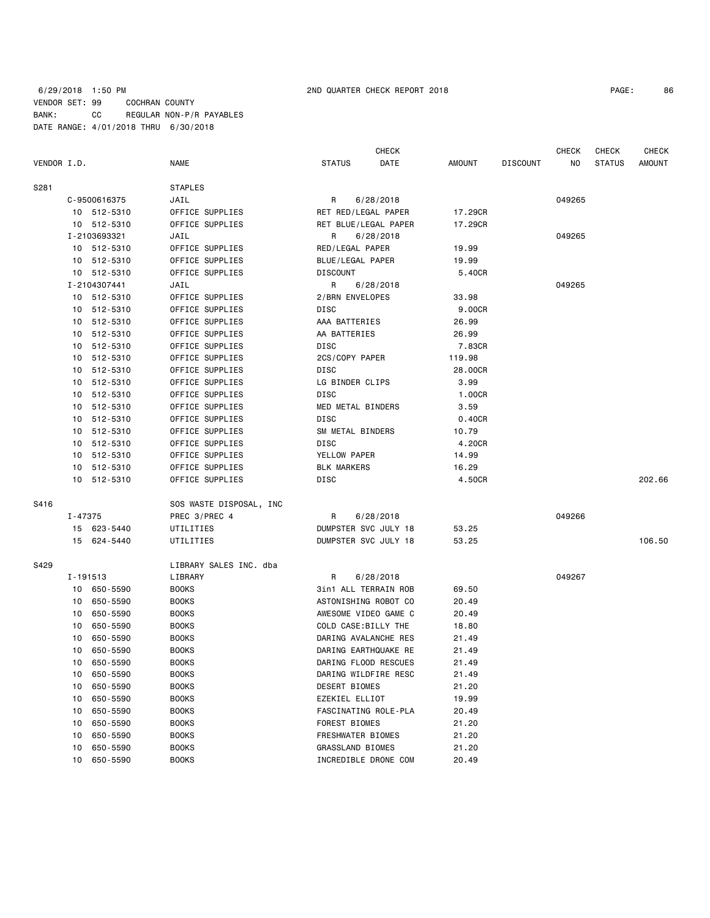6/29/2018 1:50 PM 2ND QUARTER CHECK REPORT 2018

VENDOR SET: 99 COCHRAN COUNTY
BANK: CC REGULAR NON-P/R PAYABLES
DATE RANGE: 4/01/2018 THRU 6/30/2018

| VENDOR I.D. | NAME | STATUS | CHECK DATE | AMOUNT | DISCOUNT | CHECK NO | CHECK STATUS | CHECK AMOUNT |
|---|---|---|---|---|---|---|---|---|
| S281 | STAPLES | | | | | | | |
| C-9500616375 | JAIL | R | 6/28/2018 | | | 049265 | | |
| 10 512-5310 | OFFICE SUPPLIES | RET RED/LEGAL PAPER | | 17.29CR | | | | |
| 10 512-5310 | OFFICE SUPPLIES | RET BLUE/LEGAL PAPER | | 17.29CR | | | | |
| I-2103693321 | JAIL | R | 6/28/2018 | | | 049265 | | |
| 10 512-5310 | OFFICE SUPPLIES | RED/LEGAL PAPER | | 19.99 | | | | |
| 10 512-5310 | OFFICE SUPPLIES | BLUE/LEGAL PAPER | | 19.99 | | | | |
| 10 512-5310 | OFFICE SUPPLIES | DISCOUNT | | 5.40CR | | | | |
| I-2104307441 | JAIL | R | 6/28/2018 | | | 049265 | | |
| 10 512-5310 | OFFICE SUPPLIES | 2/BRN ENVELOPES | | 33.98 | | | | |
| 10 512-5310 | OFFICE SUPPLIES | DISC | | 9.00CR | | | | |
| 10 512-5310 | OFFICE SUPPLIES | AAA BATTERIES | | 26.99 | | | | |
| 10 512-5310 | OFFICE SUPPLIES | AA BATTERIES | | 26.99 | | | | |
| 10 512-5310 | OFFICE SUPPLIES | DISC | | 7.83CR | | | | |
| 10 512-5310 | OFFICE SUPPLIES | 2CS/COPY PAPER | | 119.98 | | | | |
| 10 512-5310 | OFFICE SUPPLIES | DISC | | 28.00CR | | | | |
| 10 512-5310 | OFFICE SUPPLIES | LG BINDER CLIPS | | 3.99 | | | | |
| 10 512-5310 | OFFICE SUPPLIES | DISC | | 1.00CR | | | | |
| 10 512-5310 | OFFICE SUPPLIES | MED METAL BINDERS | | 3.59 | | | | |
| 10 512-5310 | OFFICE SUPPLIES | DISC | | 0.40CR | | | | |
| 10 512-5310 | OFFICE SUPPLIES | SM METAL BINDERS | | 10.79 | | | | |
| 10 512-5310 | OFFICE SUPPLIES | DISC | | 4.20CR | | | | |
| 10 512-5310 | OFFICE SUPPLIES | YELLOW PAPER | | 14.99 | | | | |
| 10 512-5310 | OFFICE SUPPLIES | BLK MARKERS | | 16.29 | | | | |
| 10 512-5310 | OFFICE SUPPLIES | DISC | | 4.50CR | | | | 202.66 |
| S416 | SOS WASTE DISPOSAL, INC | | | | | | | |
| I-47375 | PREC 3/PREC 4 | R | 6/28/2018 | | | 049266 | | |
| 15 623-5440 | UTILITIES | DUMPSTER SVC JULY 18 | | 53.25 | | | | |
| 15 624-5440 | UTILITIES | DUMPSTER SVC JULY 18 | | 53.25 | | | | 106.50 |
| S429 | LIBRARY SALES INC. dba | | | | | | | |
| I-191513 | LIBRARY | R | 6/28/2018 | | | 049267 | | |
| 10 650-5590 | BOOKS | 3in1 ALL TERRAIN ROB | | 69.50 | | | | |
| 10 650-5590 | BOOKS | ASTONISHING ROBOT CO | | 20.49 | | | | |
| 10 650-5590 | BOOKS | AWESOME VIDEO GAME C | | 20.49 | | | | |
| 10 650-5590 | BOOKS | COLD CASE:BILLY THE | | 18.80 | | | | |
| 10 650-5590 | BOOKS | DARING AVALANCHE RES | | 21.49 | | | | |
| 10 650-5590 | BOOKS | DARING EARTHQUAKE RE | | 21.49 | | | | |
| 10 650-5590 | BOOKS | DARING FLOOD RESCUES | | 21.49 | | | | |
| 10 650-5590 | BOOKS | DARING WILDFIRE RESC | | 21.49 | | | | |
| 10 650-5590 | BOOKS | DESERT BIOMES | | 21.20 | | | | |
| 10 650-5590 | BOOKS | EZEKIEL ELLIOT | | 19.99 | | | | |
| 10 650-5590 | BOOKS | FASCINATING ROLE-PLA | | 20.49 | | | | |
| 10 650-5590 | BOOKS | FOREST BIOMES | | 21.20 | | | | |
| 10 650-5590 | BOOKS | FRESHWATER BIOMES | | 21.20 | | | | |
| 10 650-5590 | BOOKS | GRASSLAND BIOMES | | 21.20 | | | | |
| 10 650-5590 | BOOKS | INCREDIBLE DRONE COM | | 20.49 | | | | |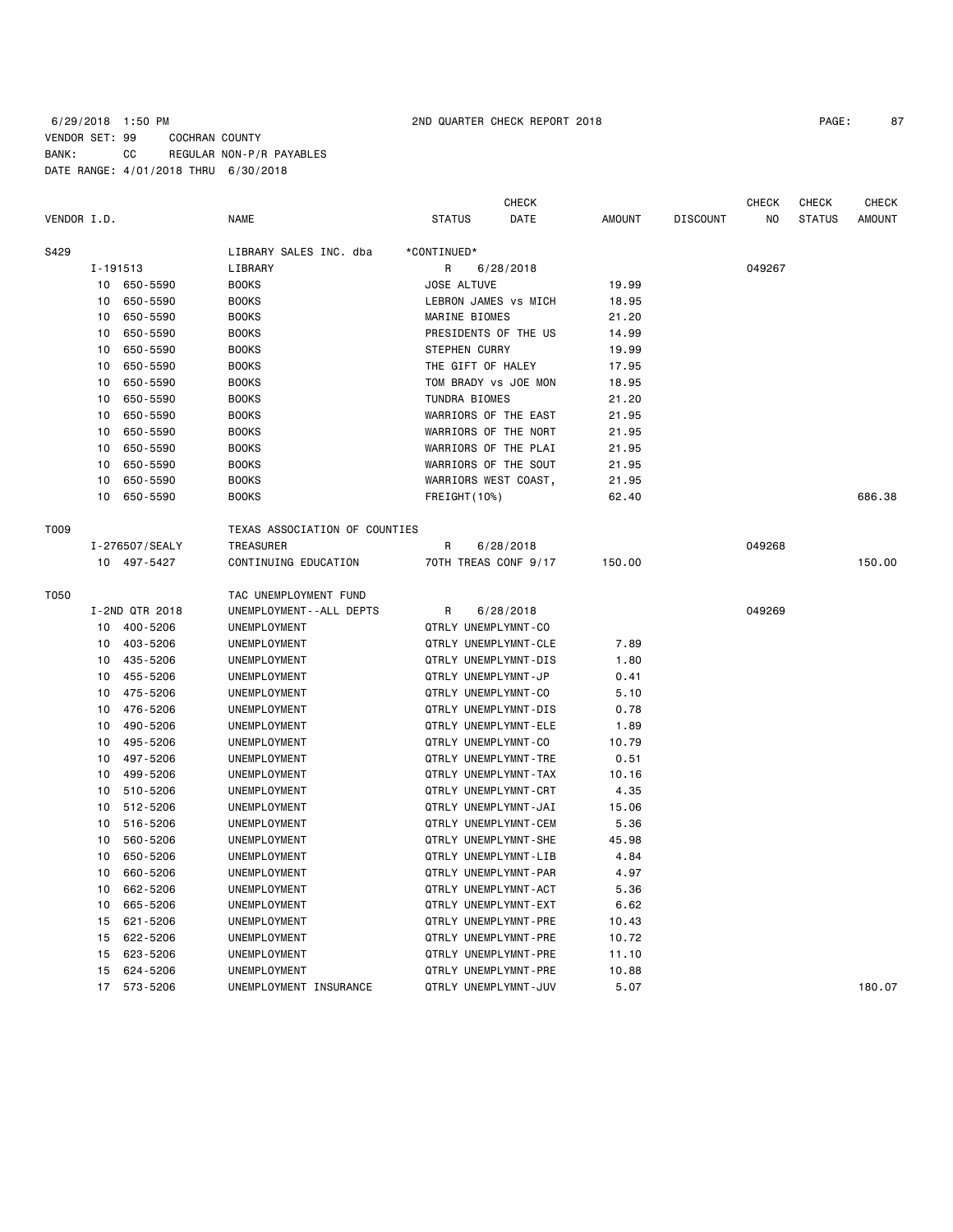6/29/2018 1:50 PM 2ND QUARTER CHECK REPORT 2018
VENDOR SET: 99 COCHRAN COUNTY
BANK: CC REGULAR NON-P/R PAYABLES
DATE RANGE: 4/01/2018 THRU 6/30/2018

| VENDOR I.D. | | NAME | STATUS | CHECK DATE | AMOUNT | DISCOUNT | CHECK NO | CHECK STATUS | CHECK AMOUNT |
|---|---|---|---|---|---|---|---|---|---|
| S429 | | LIBRARY SALES INC. dba | *CONTINUED* | | | | | | |
| I-191513 | | LIBRARY | R | 6/28/2018 | | | 049267 | | |
| 10 | 650-5590 | BOOKS | JOSE ALTUVE | | 19.99 | | | | |
| 10 | 650-5590 | BOOKS | LEBRON JAMES vs MICH | | 18.95 | | | | |
| 10 | 650-5590 | BOOKS | MARINE BIOMES | | 21.20 | | | | |
| 10 | 650-5590 | BOOKS | PRESIDENTS OF THE US | | 14.99 | | | | |
| 10 | 650-5590 | BOOKS | STEPHEN CURRY | | 19.99 | | | | |
| 10 | 650-5590 | BOOKS | THE GIFT OF HALEY | | 17.95 | | | | |
| 10 | 650-5590 | BOOKS | TOM BRADY vs JOE MON | | 18.95 | | | | |
| 10 | 650-5590 | BOOKS | TUNDRA BIOMES | | 21.20 | | | | |
| 10 | 650-5590 | BOOKS | WARRIORS OF THE EAST | | 21.95 | | | | |
| 10 | 650-5590 | BOOKS | WARRIORS OF THE NORT | | 21.95 | | | | |
| 10 | 650-5590 | BOOKS | WARRIORS OF THE PLAI | | 21.95 | | | | |
| 10 | 650-5590 | BOOKS | WARRIORS OF THE SOUT | | 21.95 | | | | |
| 10 | 650-5590 | BOOKS | WARRIORS WEST COAST, | | 21.95 | | | | |
| 10 | 650-5590 | BOOKS | FREIGHT(10%) | | 62.40 | | | | 686.38 |
| T009 | | TEXAS ASSOCIATION OF COUNTIES | | | | | | | |
| I-276507/SEALY | | TREASURER | R | 6/28/2018 | | | 049268 | | |
| 10 | 497-5427 | CONTINUING EDUCATION | 70TH TREAS CONF 9/17 | | 150.00 | | | | 150.00 |
| T050 | | TAC UNEMPLOYMENT FUND | | | | | | | |
| I-2ND QTR 2018 | | UNEMPLOYMENT--ALL DEPTS | R | 6/28/2018 | | | 049269 | | |
| 10 | 400-5206 | UNEMPLOYMENT | QTRLY UNEMPLYMNT-CO | | | | | | |
| 10 | 403-5206 | UNEMPLOYMENT | QTRLY UNEMPLYMNT-CLE | | 7.89 | | | | |
| 10 | 435-5206 | UNEMPLOYMENT | QTRLY UNEMPLYMNT-DIS | | 1.80 | | | | |
| 10 | 455-5206 | UNEMPLOYMENT | QTRLY UNEMPLYMNT-JP | | 0.41 | | | | |
| 10 | 475-5206 | UNEMPLOYMENT | QTRLY UNEMPLYMNT-CO | | 5.10 | | | | |
| 10 | 476-5206 | UNEMPLOYMENT | QTRLY UNEMPLYMNT-DIS | | 0.78 | | | | |
| 10 | 490-5206 | UNEMPLOYMENT | QTRLY UNEMPLYMNT-ELE | | 1.89 | | | | |
| 10 | 495-5206 | UNEMPLOYMENT | QTRLY UNEMPLYMNT-CO | | 10.79 | | | | |
| 10 | 497-5206 | UNEMPLOYMENT | QTRLY UNEMPLYMNT-TRE | | 0.51 | | | | |
| 10 | 499-5206 | UNEMPLOYMENT | QTRLY UNEMPLYMNT-TAX | | 10.16 | | | | |
| 10 | 510-5206 | UNEMPLOYMENT | QTRLY UNEMPLYMNT-CRT | | 4.35 | | | | |
| 10 | 512-5206 | UNEMPLOYMENT | QTRLY UNEMPLYMNT-JAI | | 15.06 | | | | |
| 10 | 516-5206 | UNEMPLOYMENT | QTRLY UNEMPLYMNT-CEM | | 5.36 | | | | |
| 10 | 560-5206 | UNEMPLOYMENT | QTRLY UNEMPLYMNT-SHE | | 45.98 | | | | |
| 10 | 650-5206 | UNEMPLOYMENT | QTRLY UNEMPLYMNT-LIB | | 4.84 | | | | |
| 10 | 660-5206 | UNEMPLOYMENT | QTRLY UNEMPLYMNT-PAR | | 4.97 | | | | |
| 10 | 662-5206 | UNEMPLOYMENT | QTRLY UNEMPLYMNT-ACT | | 5.36 | | | | |
| 10 | 665-5206 | UNEMPLOYMENT | QTRLY UNEMPLYMNT-EXT | | 6.62 | | | | |
| 15 | 621-5206 | UNEMPLOYMENT | QTRLY UNEMPLYMNT-PRE | | 10.43 | | | | |
| 15 | 622-5206 | UNEMPLOYMENT | QTRLY UNEMPLYMNT-PRE | | 10.72 | | | | |
| 15 | 623-5206 | UNEMPLOYMENT | QTRLY UNEMPLYMNT-PRE | | 11.10 | | | | |
| 15 | 624-5206 | UNEMPLOYMENT | QTRLY UNEMPLYMNT-PRE | | 10.88 | | | | |
| 17 | 573-5206 | UNEMPLOYMENT INSURANCE | QTRLY UNEMPLYMNT-JUV | | 5.07 | | | | 180.07 |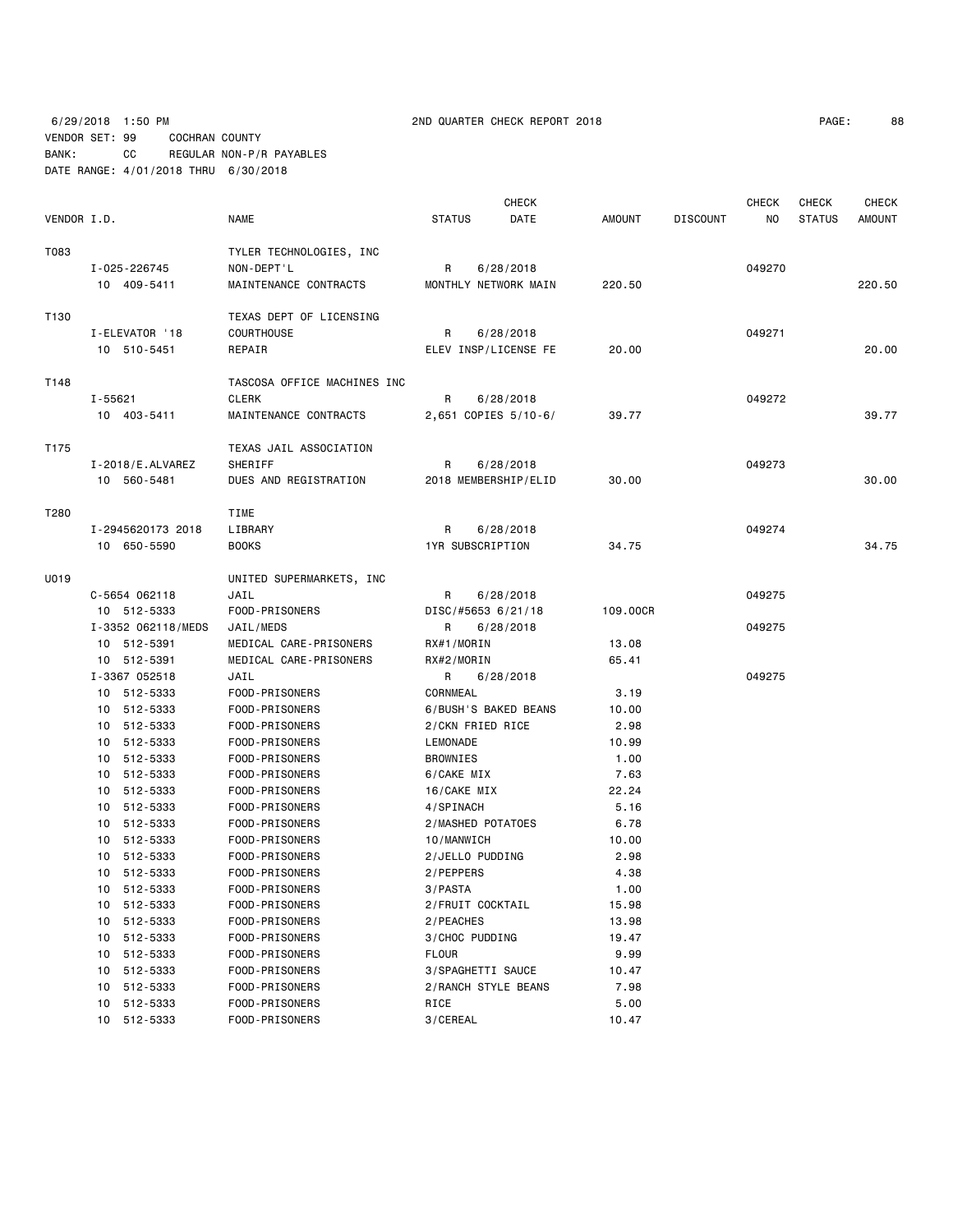6/29/2018 1:50 PM 2ND QUARTER CHECK REPORT 2018

VENDOR SET: 99 COCHRAN COUNTY
BANK: CC REGULAR NON-P/R PAYABLES
DATE RANGE: 4/01/2018 THRU 6/30/2018

| VENDOR I.D. | NAME | STATUS | CHECK DATE | AMOUNT | DISCOUNT | CHECK NO | CHECK STATUS | CHECK AMOUNT |
|---|---|---|---|---|---|---|---|---|
| T083 | TYLER TECHNOLOGIES, INC | | | | | | | |
| I-025-226745 | NON-DEPT'L | R | 6/28/2018 | | | 049270 | | |
| 10 409-5411 | MAINTENANCE CONTRACTS | MONTHLY NETWORK MAIN | | 220.50 | | | | 220.50 |
| T130 | TEXAS DEPT OF LICENSING | | | | | | | |
| I-ELEVATOR '18 | COURTHOUSE | R | 6/28/2018 | | | 049271 | | |
| 10 510-5451 | REPAIR | ELEV INSP/LICENSE FE | | 20.00 | | | | 20.00 |
| T148 | TASCOSA OFFICE MACHINES INC | | | | | | | |
| I-55621 | CLERK | R | 6/28/2018 | | | 049272 | | |
| 10 403-5411 | MAINTENANCE CONTRACTS | 2,651 COPIES 5/10-6/ | | 39.77 | | | | 39.77 |
| T175 | TEXAS JAIL ASSOCIATION | | | | | | | |
| I-2018/E.ALVAREZ | SHERIFF | R | 6/28/2018 | | | 049273 | | |
| 10 560-5481 | DUES AND REGISTRATION | 2018 MEMBERSHIP/ELID | | 30.00 | | | | 30.00 |
| T280 | TIME | | | | | | | |
| I-2945620173 2018 | LIBRARY | R | 6/28/2018 | | | 049274 | | |
| 10 650-5590 | BOOKS | 1YR SUBSCRIPTION | | 34.75 | | | | 34.75 |
| U019 | UNITED SUPERMARKETS, INC | | | | | | | |
| C-5654 062118 | JAIL | R | 6/28/2018 | | | 049275 | | |
| 10 512-5333 | FOOD-PRISONERS | DISC/#5653 6/21/18 | | 109.00CR | | | | |
| I-3352 062118/MEDS | JAIL/MEDS | R | 6/28/2018 | | | 049275 | | |
| 10 512-5391 | MEDICAL CARE-PRISONERS | RX#1/MORIN | | 13.08 | | | | |
| 10 512-5391 | MEDICAL CARE-PRISONERS | RX#2/MORIN | | 65.41 | | | | |
| I-3367 052518 | JAIL | R | 6/28/2018 | | | 049275 | | |
| 10 512-5333 | FOOD-PRISONERS | CORNMEAL | | 3.19 | | | | |
| 10 512-5333 | FOOD-PRISONERS | 6/BUSH'S BAKED BEANS | | 10.00 | | | | |
| 10 512-5333 | FOOD-PRISONERS | 2/CKN FRIED RICE | | 2.98 | | | | |
| 10 512-5333 | FOOD-PRISONERS | LEMONADE | | 10.99 | | | | |
| 10 512-5333 | FOOD-PRISONERS | BROWNIES | | 1.00 | | | | |
| 10 512-5333 | FOOD-PRISONERS | 6/CAKE MIX | | 7.63 | | | | |
| 10 512-5333 | FOOD-PRISONERS | 16/CAKE MIX | | 22.24 | | | | |
| 10 512-5333 | FOOD-PRISONERS | 4/SPINACH | | 5.16 | | | | |
| 10 512-5333 | FOOD-PRISONERS | 2/MASHED POTATOES | | 6.78 | | | | |
| 10 512-5333 | FOOD-PRISONERS | 10/MANWICH | | 10.00 | | | | |
| 10 512-5333 | FOOD-PRISONERS | 2/JELLO PUDDING | | 2.98 | | | | |
| 10 512-5333 | FOOD-PRISONERS | 2/PEPPERS | | 4.38 | | | | |
| 10 512-5333 | FOOD-PRISONERS | 3/PASTA | | 1.00 | | | | |
| 10 512-5333 | FOOD-PRISONERS | 2/FRUIT COCKTAIL | | 15.98 | | | | |
| 10 512-5333 | FOOD-PRISONERS | 2/PEACHES | | 13.98 | | | | |
| 10 512-5333 | FOOD-PRISONERS | 3/CHOC PUDDING | | 19.47 | | | | |
| 10 512-5333 | FOOD-PRISONERS | FLOUR | | 9.99 | | | | |
| 10 512-5333 | FOOD-PRISONERS | 3/SPAGHETTI SAUCE | | 10.47 | | | | |
| 10 512-5333 | FOOD-PRISONERS | 2/RANCH STYLE BEANS | | 7.98 | | | | |
| 10 512-5333 | FOOD-PRISONERS | RICE | | 5.00 | | | | |
| 10 512-5333 | FOOD-PRISONERS | 3/CEREAL | | 10.47 | | | | |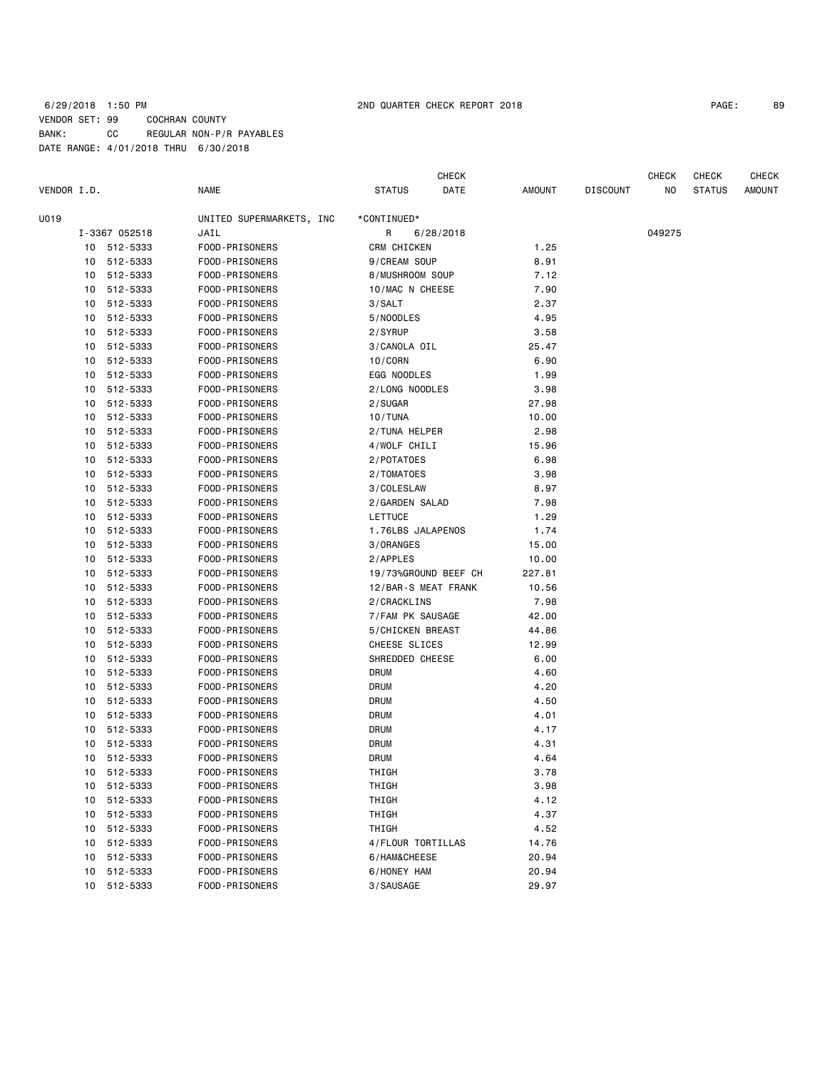6/29/2018 1:50 PM 2ND QUARTER CHECK REPORT 2018
VENDOR SET: 99 COCHRAN COUNTY
BANK: CC REGULAR NON-P/R PAYABLES
DATE RANGE: 4/01/2018 THRU 6/30/2018

| VENDOR I.D. | | NAME | STATUS | CHECK DATE | AMOUNT | DISCOUNT | CHECK NO | CHECK STATUS | CHECK AMOUNT |
|---|---|---|---|---|---|---|---|---|---|
| U019 | | UNITED SUPERMARKETS, INC | *CONTINUED* | | | | | | |
| | I-3367 052518 | JAIL | R | 6/28/2018 | | | 049275 | | |
| 10 | 512-5333 | FOOD-PRISONERS | CRM CHICKEN | | 1.25 | | | | |
| 10 | 512-5333 | FOOD-PRISONERS | 9/CREAM SOUP | | 8.91 | | | | |
| 10 | 512-5333 | FOOD-PRISONERS | 8/MUSHROOM SOUP | | 7.12 | | | | |
| 10 | 512-5333 | FOOD-PRISONERS | 10/MAC N CHEESE | | 7.90 | | | | |
| 10 | 512-5333 | FOOD-PRISONERS | 3/SALT | | 2.37 | | | | |
| 10 | 512-5333 | FOOD-PRISONERS | 5/NOODLES | | 4.95 | | | | |
| 10 | 512-5333 | FOOD-PRISONERS | 2/SYRUP | | 3.58 | | | | |
| 10 | 512-5333 | FOOD-PRISONERS | 3/CANOLA OIL | | 25.47 | | | | |
| 10 | 512-5333 | FOOD-PRISONERS | 10/CORN | | 6.90 | | | | |
| 10 | 512-5333 | FOOD-PRISONERS | EGG NOODLES | | 1.99 | | | | |
| 10 | 512-5333 | FOOD-PRISONERS | 2/LONG NOODLES | | 3.98 | | | | |
| 10 | 512-5333 | FOOD-PRISONERS | 2/SUGAR | | 27.98 | | | | |
| 10 | 512-5333 | FOOD-PRISONERS | 10/TUNA | | 10.00 | | | | |
| 10 | 512-5333 | FOOD-PRISONERS | 2/TUNA HELPER | | 2.98 | | | | |
| 10 | 512-5333 | FOOD-PRISONERS | 4/WOLF CHILI | | 15.96 | | | | |
| 10 | 512-5333 | FOOD-PRISONERS | 2/POTATOES | | 6.98 | | | | |
| 10 | 512-5333 | FOOD-PRISONERS | 2/TOMATOES | | 3.98 | | | | |
| 10 | 512-5333 | FOOD-PRISONERS | 3/COLESLAW | | 8.97 | | | | |
| 10 | 512-5333 | FOOD-PRISONERS | 2/GARDEN SALAD | | 7.98 | | | | |
| 10 | 512-5333 | FOOD-PRISONERS | LETTUCE | | 1.29 | | | | |
| 10 | 512-5333 | FOOD-PRISONERS | 1.76LBS JALAPENOS | | 1.74 | | | | |
| 10 | 512-5333 | FOOD-PRISONERS | 3/ORANGES | | 15.00 | | | | |
| 10 | 512-5333 | FOOD-PRISONERS | 2/APPLES | | 10.00 | | | | |
| 10 | 512-5333 | FOOD-PRISONERS | 19/73%GROUND BEEF CH | | 227.81 | | | | |
| 10 | 512-5333 | FOOD-PRISONERS | 12/BAR-S MEAT FRANK | | 10.56 | | | | |
| 10 | 512-5333 | FOOD-PRISONERS | 2/CRACKLINS | | 7.98 | | | | |
| 10 | 512-5333 | FOOD-PRISONERS | 7/FAM PK SAUSAGE | | 42.00 | | | | |
| 10 | 512-5333 | FOOD-PRISONERS | 5/CHICKEN BREAST | | 44.86 | | | | |
| 10 | 512-5333 | FOOD-PRISONERS | CHEESE SLICES | | 12.99 | | | | |
| 10 | 512-5333 | FOOD-PRISONERS | SHREDDED CHEESE | | 6.00 | | | | |
| 10 | 512-5333 | FOOD-PRISONERS | DRUM | | 4.60 | | | | |
| 10 | 512-5333 | FOOD-PRISONERS | DRUM | | 4.20 | | | | |
| 10 | 512-5333 | FOOD-PRISONERS | DRUM | | 4.50 | | | | |
| 10 | 512-5333 | FOOD-PRISONERS | DRUM | | 4.01 | | | | |
| 10 | 512-5333 | FOOD-PRISONERS | DRUM | | 4.17 | | | | |
| 10 | 512-5333 | FOOD-PRISONERS | DRUM | | 4.31 | | | | |
| 10 | 512-5333 | FOOD-PRISONERS | DRUM | | 4.64 | | | | |
| 10 | 512-5333 | FOOD-PRISONERS | THIGH | | 3.78 | | | | |
| 10 | 512-5333 | FOOD-PRISONERS | THIGH | | 3.98 | | | | |
| 10 | 512-5333 | FOOD-PRISONERS | THIGH | | 4.12 | | | | |
| 10 | 512-5333 | FOOD-PRISONERS | THIGH | | 4.37 | | | | |
| 10 | 512-5333 | FOOD-PRISONERS | THIGH | | 4.52 | | | | |
| 10 | 512-5333 | FOOD-PRISONERS | 4/FLOUR TORTILLAS | | 14.76 | | | | |
| 10 | 512-5333 | FOOD-PRISONERS | 6/HAM&CHEESE | | 20.94 | | | | |
| 10 | 512-5333 | FOOD-PRISONERS | 6/HONEY HAM | | 20.94 | | | | |
| 10 | 512-5333 | FOOD-PRISONERS | 3/SAUSAGE | | 29.97 | | | | |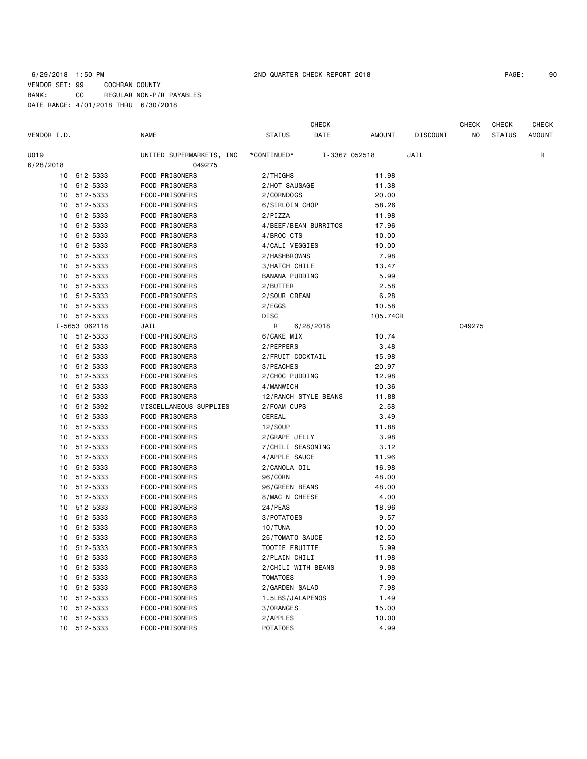6/29/2018 1:50 PM 2ND QUARTER CHECK REPORT 2018

VENDOR SET: 99 COCHRAN COUNTY
BANK: CC REGULAR NON-P/R PAYABLES
DATE RANGE: 4/01/2018 THRU 6/30/2018

| VENDOR I.D. | | NAME | STATUS | CHECK DATE | AMOUNT | DISCOUNT | CHECK NO | CHECK STATUS | CHECK AMOUNT |
|---|---|---|---|---|---|---|---|---|---|
| U019 | | UNITED SUPERMARKETS, INC | *CONTINUED* | I-3367 052518 | | JAIL | | | R |
| 6/28/2018 | | 049275 | | | | | | | |
| 10 | 512-5333 | FOOD-PRISONERS | 2/THIGHS | | 11.98 | | | | |
| 10 | 512-5333 | FOOD-PRISONERS | 2/HOT SAUSAGE | | 11.38 | | | | |
| 10 | 512-5333 | FOOD-PRISONERS | 2/CORNDOGS | | 20.00 | | | | |
| 10 | 512-5333 | FOOD-PRISONERS | 6/SIRLOIN CHOP | | 58.26 | | | | |
| 10 | 512-5333 | FOOD-PRISONERS | 2/PIZZA | | 11.98 | | | | |
| 10 | 512-5333 | FOOD-PRISONERS | 4/BEEF/BEAN BURRITOS | | 17.96 | | | | |
| 10 | 512-5333 | FOOD-PRISONERS | 4/BROC CTS | | 10.00 | | | | |
| 10 | 512-5333 | FOOD-PRISONERS | 4/CALI VEGGIES | | 10.00 | | | | |
| 10 | 512-5333 | FOOD-PRISONERS | 2/HASHBROWNS | | 7.98 | | | | |
| 10 | 512-5333 | FOOD-PRISONERS | 3/HATCH CHILE | | 13.47 | | | | |
| 10 | 512-5333 | FOOD-PRISONERS | BANANA PUDDING | | 5.99 | | | | |
| 10 | 512-5333 | FOOD-PRISONERS | 2/BUTTER | | 2.58 | | | | |
| 10 | 512-5333 | FOOD-PRISONERS | 2/SOUR CREAM | | 6.28 | | | | |
| 10 | 512-5333 | FOOD-PRISONERS | 2/EGGS | | 10.58 | | | | |
| 10 | 512-5333 | FOOD-PRISONERS | DISC | | 105.74CR | | | | |
| I-5653 062118 | | JAIL | R | 6/28/2018 | | | 049275 | | |
| 10 | 512-5333 | FOOD-PRISONERS | 6/CAKE MIX | | 10.74 | | | | |
| 10 | 512-5333 | FOOD-PRISONERS | 2/PEPPERS | | 3.48 | | | | |
| 10 | 512-5333 | FOOD-PRISONERS | 2/FRUIT COCKTAIL | | 15.98 | | | | |
| 10 | 512-5333 | FOOD-PRISONERS | 3/PEACHES | | 20.97 | | | | |
| 10 | 512-5333 | FOOD-PRISONERS | 2/CHOC PUDDING | | 12.98 | | | | |
| 10 | 512-5333 | FOOD-PRISONERS | 4/MANWICH | | 10.36 | | | | |
| 10 | 512-5333 | FOOD-PRISONERS | 12/RANCH STYLE BEANS | | 11.88 | | | | |
| 10 | 512-5392 | MISCELLANEOUS SUPPLIES | 2/FOAM CUPS | | 2.58 | | | | |
| 10 | 512-5333 | FOOD-PRISONERS | CEREAL | | 3.49 | | | | |
| 10 | 512-5333 | FOOD-PRISONERS | 12/SOUP | | 11.88 | | | | |
| 10 | 512-5333 | FOOD-PRISONERS | 2/GRAPE JELLY | | 3.98 | | | | |
| 10 | 512-5333 | FOOD-PRISONERS | 7/CHILI SEASONING | | 3.12 | | | | |
| 10 | 512-5333 | FOOD-PRISONERS | 4/APPLE SAUCE | | 11.96 | | | | |
| 10 | 512-5333 | FOOD-PRISONERS | 2/CANOLA OIL | | 16.98 | | | | |
| 10 | 512-5333 | FOOD-PRISONERS | 96/CORN | | 48.00 | | | | |
| 10 | 512-5333 | FOOD-PRISONERS | 96/GREEN BEANS | | 48.00 | | | | |
| 10 | 512-5333 | FOOD-PRISONERS | 8/MAC N CHEESE | | 4.00 | | | | |
| 10 | 512-5333 | FOOD-PRISONERS | 24/PEAS | | 18.96 | | | | |
| 10 | 512-5333 | FOOD-PRISONERS | 3/POTATOES | | 9.57 | | | | |
| 10 | 512-5333 | FOOD-PRISONERS | 10/TUNA | | 10.00 | | | | |
| 10 | 512-5333 | FOOD-PRISONERS | 25/TOMATO SAUCE | | 12.50 | | | | |
| 10 | 512-5333 | FOOD-PRISONERS | TOOTIE FRUITTE | | 5.99 | | | | |
| 10 | 512-5333 | FOOD-PRISONERS | 2/PLAIN CHILI | | 11.98 | | | | |
| 10 | 512-5333 | FOOD-PRISONERS | 2/CHILI WITH BEANS | | 9.98 | | | | |
| 10 | 512-5333 | FOOD-PRISONERS | TOMATOES | | 1.99 | | | | |
| 10 | 512-5333 | FOOD-PRISONERS | 2/GARDEN SALAD | | 7.98 | | | | |
| 10 | 512-5333 | FOOD-PRISONERS | 1.5LBS/JALAPENOS | | 1.49 | | | | |
| 10 | 512-5333 | FOOD-PRISONERS | 3/ORANGES | | 15.00 | | | | |
| 10 | 512-5333 | FOOD-PRISONERS | 2/APPLES | | 10.00 | | | | |
| 10 | 512-5333 | FOOD-PRISONERS | POTATOES | | 4.99 | | | | |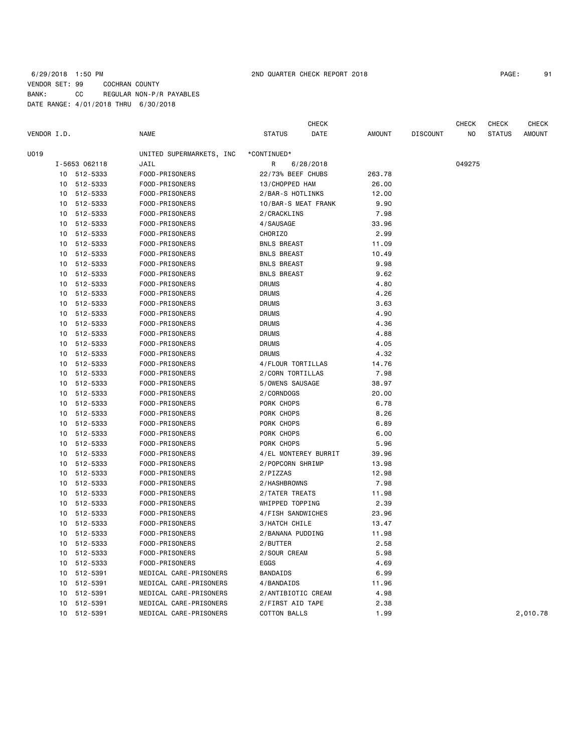6/29/2018 1:50 PM 2ND QUARTER CHECK REPORT 2018

VENDOR SET: 99 COCHRAN COUNTY
BANK: CC REGULAR NON-P/R PAYABLES
DATE RANGE: 4/01/2018 THRU 6/30/2018

| VENDOR I.D. | | NAME | STATUS | CHECK DATE | AMOUNT | DISCOUNT | CHECK NO | CHECK STATUS | CHECK AMOUNT |
|---|---|---|---|---|---|---|---|---|---|
| U019 | | UNITED SUPERMARKETS, INC | *CONTINUED* | | | | | | |
| | I-5653 062118 | JAIL | R | 6/28/2018 | | | 049275 | | |
| 10 | 512-5333 | FOOD-PRISONERS | 22/73% BEEF CHUBS | | 263.78 | | | | |
| 10 | 512-5333 | FOOD-PRISONERS | 13/CHOPPED HAM | | 26.00 | | | | |
| 10 | 512-5333 | FOOD-PRISONERS | 2/BAR-S HOTLINKS | | 12.00 | | | | |
| 10 | 512-5333 | FOOD-PRISONERS | 10/BAR-S MEAT FRANK | | 9.90 | | | | |
| 10 | 512-5333 | FOOD-PRISONERS | 2/CRACKLINS | | 7.98 | | | | |
| 10 | 512-5333 | FOOD-PRISONERS | 4/SAUSAGE | | 33.96 | | | | |
| 10 | 512-5333 | FOOD-PRISONERS | CHORIZO | | 2.99 | | | | |
| 10 | 512-5333 | FOOD-PRISONERS | BNLS BREAST | | 11.09 | | | | |
| 10 | 512-5333 | FOOD-PRISONERS | BNLS BREAST | | 10.49 | | | | |
| 10 | 512-5333 | FOOD-PRISONERS | BNLS BREAST | | 9.98 | | | | |
| 10 | 512-5333 | FOOD-PRISONERS | BNLS BREAST | | 9.62 | | | | |
| 10 | 512-5333 | FOOD-PRISONERS | DRUMS | | 4.80 | | | | |
| 10 | 512-5333 | FOOD-PRISONERS | DRUMS | | 4.26 | | | | |
| 10 | 512-5333 | FOOD-PRISONERS | DRUMS | | 3.63 | | | | |
| 10 | 512-5333 | FOOD-PRISONERS | DRUMS | | 4.90 | | | | |
| 10 | 512-5333 | FOOD-PRISONERS | DRUMS | | 4.36 | | | | |
| 10 | 512-5333 | FOOD-PRISONERS | DRUMS | | 4.88 | | | | |
| 10 | 512-5333 | FOOD-PRISONERS | DRUMS | | 4.05 | | | | |
| 10 | 512-5333 | FOOD-PRISONERS | DRUMS | | 4.32 | | | | |
| 10 | 512-5333 | FOOD-PRISONERS | 4/FLOUR TORTILLAS | | 14.76 | | | | |
| 10 | 512-5333 | FOOD-PRISONERS | 2/CORN TORTILLAS | | 7.98 | | | | |
| 10 | 512-5333 | FOOD-PRISONERS | 5/OWENS SAUSAGE | | 38.97 | | | | |
| 10 | 512-5333 | FOOD-PRISONERS | 2/CORNDOGS | | 20.00 | | | | |
| 10 | 512-5333 | FOOD-PRISONERS | PORK CHOPS | | 6.78 | | | | |
| 10 | 512-5333 | FOOD-PRISONERS | PORK CHOPS | | 8.26 | | | | |
| 10 | 512-5333 | FOOD-PRISONERS | PORK CHOPS | | 6.89 | | | | |
| 10 | 512-5333 | FOOD-PRISONERS | PORK CHOPS | | 6.00 | | | | |
| 10 | 512-5333 | FOOD-PRISONERS | PORK CHOPS | | 5.96 | | | | |
| 10 | 512-5333 | FOOD-PRISONERS | 4/EL MONTEREY BURRIT | | 39.96 | | | | |
| 10 | 512-5333 | FOOD-PRISONERS | 2/POPCORN SHRIMP | | 13.98 | | | | |
| 10 | 512-5333 | FOOD-PRISONERS | 2/PIZZAS | | 12.98 | | | | |
| 10 | 512-5333 | FOOD-PRISONERS | 2/HASHBROWNS | | 7.98 | | | | |
| 10 | 512-5333 | FOOD-PRISONERS | 2/TATER TREATS | | 11.98 | | | | |
| 10 | 512-5333 | FOOD-PRISONERS | WHIPPED TOPPING | | 2.39 | | | | |
| 10 | 512-5333 | FOOD-PRISONERS | 4/FISH SANDWICHES | | 23.96 | | | | |
| 10 | 512-5333 | FOOD-PRISONERS | 3/HATCH CHILE | | 13.47 | | | | |
| 10 | 512-5333 | FOOD-PRISONERS | 2/BANANA PUDDING | | 11.98 | | | | |
| 10 | 512-5333 | FOOD-PRISONERS | 2/BUTTER | | 2.58 | | | | |
| 10 | 512-5333 | FOOD-PRISONERS | 2/SOUR CREAM | | 5.98 | | | | |
| 10 | 512-5333 | FOOD-PRISONERS | EGGS | | 4.69 | | | | |
| 10 | 512-5391 | MEDICAL CARE-PRISONERS | BANDAIDS | | 6.99 | | | | |
| 10 | 512-5391 | MEDICAL CARE-PRISONERS | 4/BANDAIDS | | 11.96 | | | | |
| 10 | 512-5391 | MEDICAL CARE-PRISONERS | 2/ANTIBIOTIC CREAM | | 4.98 | | | | |
| 10 | 512-5391 | MEDICAL CARE-PRISONERS | 2/FIRST AID TAPE | | 2.38 | | | | |
| 10 | 512-5391 | MEDICAL CARE-PRISONERS | COTTON BALLS | | 1.99 | | | | 2,010.78 |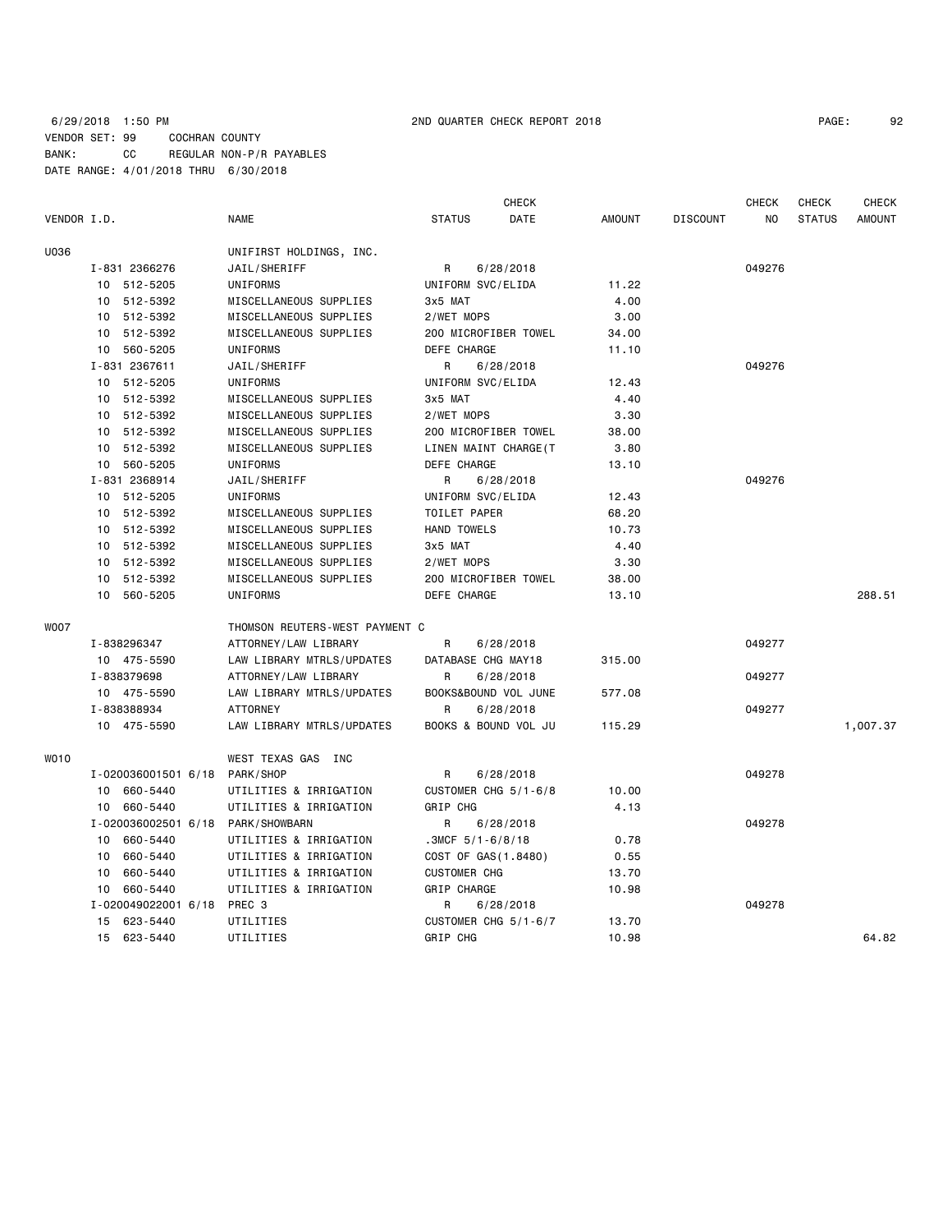6/29/2018 1:50 PM 2ND QUARTER CHECK REPORT 2018

VENDOR SET: 99 COCHRAN COUNTY
BANK: CC REGULAR NON-P/R PAYABLES
DATE RANGE: 4/01/2018 THRU 6/30/2018

| VENDOR I.D. | NAME | STATUS | CHECK DATE | AMOUNT | DISCOUNT | CHECK NO | CHECK STATUS | CHECK AMOUNT |
|---|---|---|---|---|---|---|---|---|
| U036 | UNIFIRST HOLDINGS, INC. | | | | | | | |
| I-831 2366276 | JAIL/SHERIFF | R | 6/28/2018 | | | 049276 | | |
| 10 512-5205 | UNIFORMS | UNIFORM SVC/ELIDA | | 11.22 | | | | |
| 10 512-5392 | MISCELLANEOUS SUPPLIES | 3x5 MAT | | 4.00 | | | | |
| 10 512-5392 | MISCELLANEOUS SUPPLIES | 2/WET MOPS | | 3.00 | | | | |
| 10 512-5392 | MISCELLANEOUS SUPPLIES | 200 MICROFIBER TOWEL | | 34.00 | | | | |
| 10 560-5205 | UNIFORMS | DEFE CHARGE | | 11.10 | | | | |
| I-831 2367611 | JAIL/SHERIFF | R | 6/28/2018 | | | 049276 | | |
| 10 512-5205 | UNIFORMS | UNIFORM SVC/ELIDA | | 12.43 | | | | |
| 10 512-5392 | MISCELLANEOUS SUPPLIES | 3x5 MAT | | 4.40 | | | | |
| 10 512-5392 | MISCELLANEOUS SUPPLIES | 2/WET MOPS | | 3.30 | | | | |
| 10 512-5392 | MISCELLANEOUS SUPPLIES | 200 MICROFIBER TOWEL | | 38.00 | | | | |
| 10 512-5392 | MISCELLANEOUS SUPPLIES | LINEN MAINT CHARGE(T | | 3.80 | | | | |
| 10 560-5205 | UNIFORMS | DEFE CHARGE | | 13.10 | | | | |
| I-831 2368914 | JAIL/SHERIFF | R | 6/28/2018 | | | 049276 | | |
| 10 512-5205 | UNIFORMS | UNIFORM SVC/ELIDA | | 12.43 | | | | |
| 10 512-5392 | MISCELLANEOUS SUPPLIES | TOILET PAPER | | 68.20 | | | | |
| 10 512-5392 | MISCELLANEOUS SUPPLIES | HAND TOWELS | | 10.73 | | | | |
| 10 512-5392 | MISCELLANEOUS SUPPLIES | 3x5 MAT | | 4.40 | | | | |
| 10 512-5392 | MISCELLANEOUS SUPPLIES | 2/WET MOPS | | 3.30 | | | | |
| 10 512-5392 | MISCELLANEOUS SUPPLIES | 200 MICROFIBER TOWEL | | 38.00 | | | | |
| 10 560-5205 | UNIFORMS | DEFE CHARGE | | 13.10 | | | | 288.51 |
| W007 | THOMSON REUTERS-WEST PAYMENT C | | | | | | | |
| I-838296347 | ATTORNEY/LAW LIBRARY | R | 6/28/2018 | | | 049277 | | |
| 10 475-5590 | LAW LIBRARY MTRLS/UPDATES | DATABASE CHG MAY18 | | 315.00 | | | | |
| I-838379698 | ATTORNEY/LAW LIBRARY | R | 6/28/2018 | | | 049277 | | |
| 10 475-5590 | LAW LIBRARY MTRLS/UPDATES | BOOKS&BOUND VOL JUNE | | 577.08 | | | | |
| I-838388934 | ATTORNEY | R | 6/28/2018 | | | 049277 | | |
| 10 475-5590 | LAW LIBRARY MTRLS/UPDATES | BOOKS & BOUND VOL JU | | 115.29 | | | | 1,007.37 |
| W010 | WEST TEXAS GAS INC | | | | | | | |
| I-020036001501 6/18 | PARK/SHOP | R | 6/28/2018 | | | 049278 | | |
| 10 660-5440 | UTILITIES & IRRIGATION | CUSTOMER CHG 5/1-6/8 | | 10.00 | | | | |
| 10 660-5440 | UTILITIES & IRRIGATION | GRIP CHG | | 4.13 | | | | |
| I-020036002501 6/18 | PARK/SHOWBARN | R | 6/28/2018 | | | 049278 | | |
| 10 660-5440 | UTILITIES & IRRIGATION | .3MCF 5/1-6/8/18 | | 0.78 | | | | |
| 10 660-5440 | UTILITIES & IRRIGATION | COST OF GAS(1.8480) | | 0.55 | | | | |
| 10 660-5440 | UTILITIES & IRRIGATION | CUSTOMER CHG | | 13.70 | | | | |
| 10 660-5440 | UTILITIES & IRRIGATION | GRIP CHARGE | | 10.98 | | | | |
| I-020049022001 6/18 | PREC 3 | R | 6/28/2018 | | | 049278 | | |
| 15 623-5440 | UTILITIES | CUSTOMER CHG 5/1-6/7 | | 13.70 | | | | |
| 15 623-5440 | UTILITIES | GRIP CHG | | 10.98 | | | | 64.82 |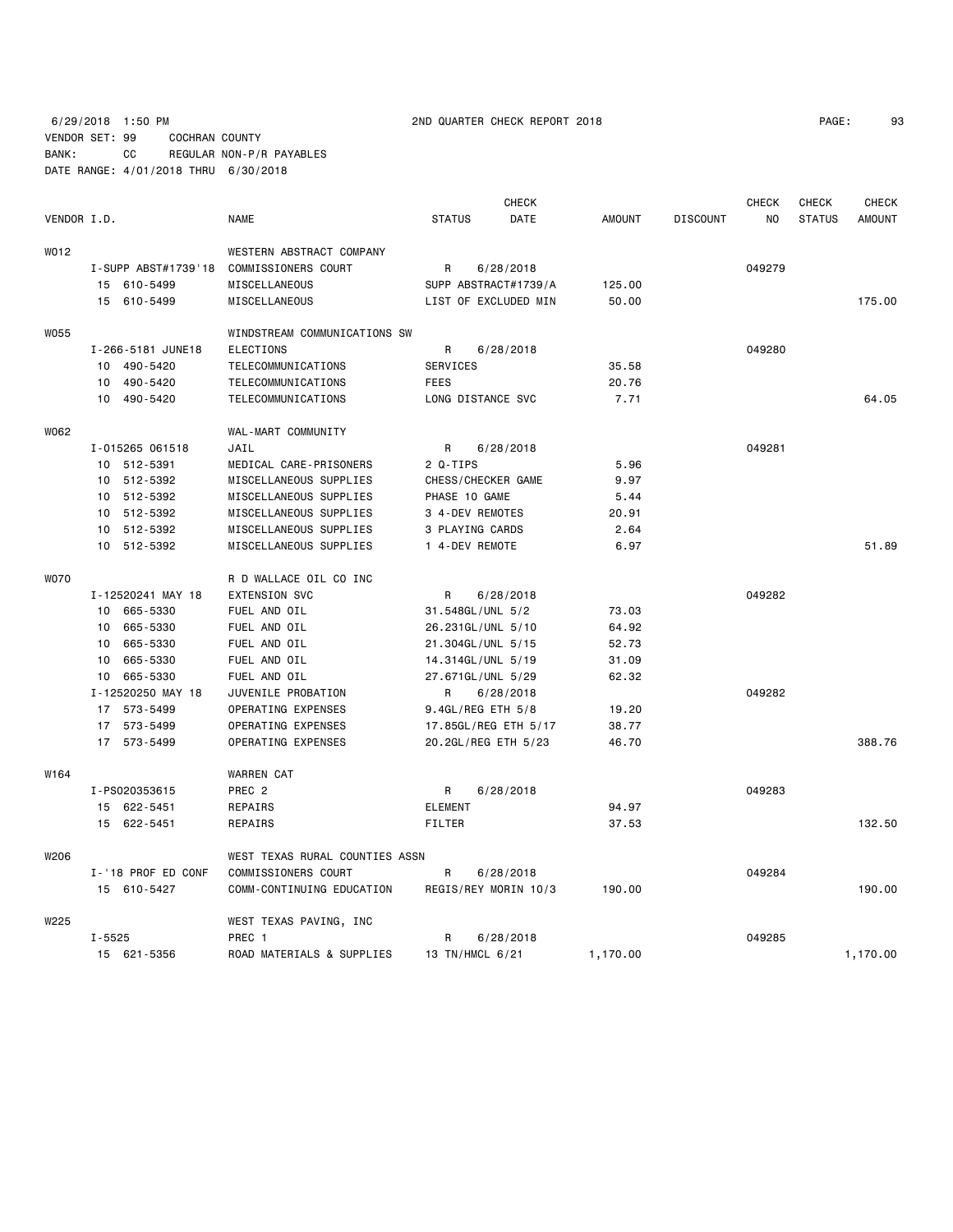6/29/2018 1:50 PM 2ND QUARTER CHECK REPORT 2018

VENDOR SET: 99 COCHRAN COUNTY
BANK: CC REGULAR NON-P/R PAYABLES
DATE RANGE: 4/01/2018 THRU 6/30/2018

| VENDOR I.D. | NAME | STATUS | CHECK DATE | AMOUNT | DISCOUNT | CHECK NO | CHECK STATUS | CHECK AMOUNT |
|---|---|---|---|---|---|---|---|---|
| W012 | WESTERN ABSTRACT COMPANY | | | | | | | |
| I-SUPP ABST#1739'18 | COMMISSIONERS COURT | R | 6/28/2018 | | | 049279 | | |
| 15 610-5499 | MISCELLANEOUS | SUPP ABSTRACT#1739/A | | 125.00 | | | | |
| 15 610-5499 | MISCELLANEOUS | LIST OF EXCLUDED MIN | | 50.00 | | | | 175.00 |
| W055 | WINDSTREAM COMMUNICATIONS SW | | | | | | | |
| I-266-5181 JUNE18 | ELECTIONS | R | 6/28/2018 | | | 049280 | | |
| 10 490-5420 | TELECOMMUNICATIONS | SERVICES | | 35.58 | | | | |
| 10 490-5420 | TELECOMMUNICATIONS | FEES | | 20.76 | | | | |
| 10 490-5420 | TELECOMMUNICATIONS | LONG DISTANCE SVC | | 7.71 | | | | 64.05 |
| W062 | WAL-MART COMMUNITY | | | | | | | |
| I-015265 061518 | JAIL | R | 6/28/2018 | | | 049281 | | |
| 10 512-5391 | MEDICAL CARE-PRISONERS | 2 Q-TIPS | | 5.96 | | | | |
| 10 512-5392 | MISCELLANEOUS SUPPLIES | CHESS/CHECKER GAME | | 9.97 | | | | |
| 10 512-5392 | MISCELLANEOUS SUPPLIES | PHASE 10 GAME | | 5.44 | | | | |
| 10 512-5392 | MISCELLANEOUS SUPPLIES | 3 4-DEV REMOTES | | 20.91 | | | | |
| 10 512-5392 | MISCELLANEOUS SUPPLIES | 3 PLAYING CARDS | | 2.64 | | | | |
| 10 512-5392 | MISCELLANEOUS SUPPLIES | 1 4-DEV REMOTE | | 6.97 | | | | 51.89 |
| W070 | R D WALLACE OIL CO INC | | | | | | | |
| I-12520241 MAY 18 | EXTENSION SVC | R | 6/28/2018 | | | 049282 | | |
| 10 665-5330 | FUEL AND OIL | 31.548GL/UNL 5/2 | | 73.03 | | | | |
| 10 665-5330 | FUEL AND OIL | 26.231GL/UNL 5/10 | | 64.92 | | | | |
| 10 665-5330 | FUEL AND OIL | 21.304GL/UNL 5/15 | | 52.73 | | | | |
| 10 665-5330 | FUEL AND OIL | 14.314GL/UNL 5/19 | | 31.09 | | | | |
| 10 665-5330 | FUEL AND OIL | 27.671GL/UNL 5/29 | | 62.32 | | | | |
| I-12520250 MAY 18 | JUVENILE PROBATION | R | 6/28/2018 | | | 049282 | | |
| 17 573-5499 | OPERATING EXPENSES | 9.4GL/REG ETH 5/8 | | 19.20 | | | | |
| 17 573-5499 | OPERATING EXPENSES | 17.85GL/REG ETH 5/17 | | 38.77 | | | | |
| 17 573-5499 | OPERATING EXPENSES | 20.2GL/REG ETH 5/23 | | 46.70 | | | | 388.76 |
| W164 | WARREN CAT | | | | | | | |
| I-PS020353615 | PREC 2 | R | 6/28/2018 | | | 049283 | | |
| 15 622-5451 | REPAIRS | ELEMENT | | 94.97 | | | | |
| 15 622-5451 | REPAIRS | FILTER | | 37.53 | | | | 132.50 |
| W206 | WEST TEXAS RURAL COUNTIES ASSN | | | | | | | |
| I-'18 PROF ED CONF | COMMISSIONERS COURT | R | 6/28/2018 | | | 049284 | | |
| 15 610-5427 | COMM-CONTINUING EDUCATION | REGIS/REY MORIN 10/3 | | 190.00 | | | | 190.00 |
| W225 | WEST TEXAS PAVING, INC | | | | | | | |
| I-5525 | PREC 1 | R | 6/28/2018 | | | 049285 | | |
| 15 621-5356 | ROAD MATERIALS & SUPPLIES | 13 TN/HMCL 6/21 | | 1,170.00 | | | | 1,170.00 |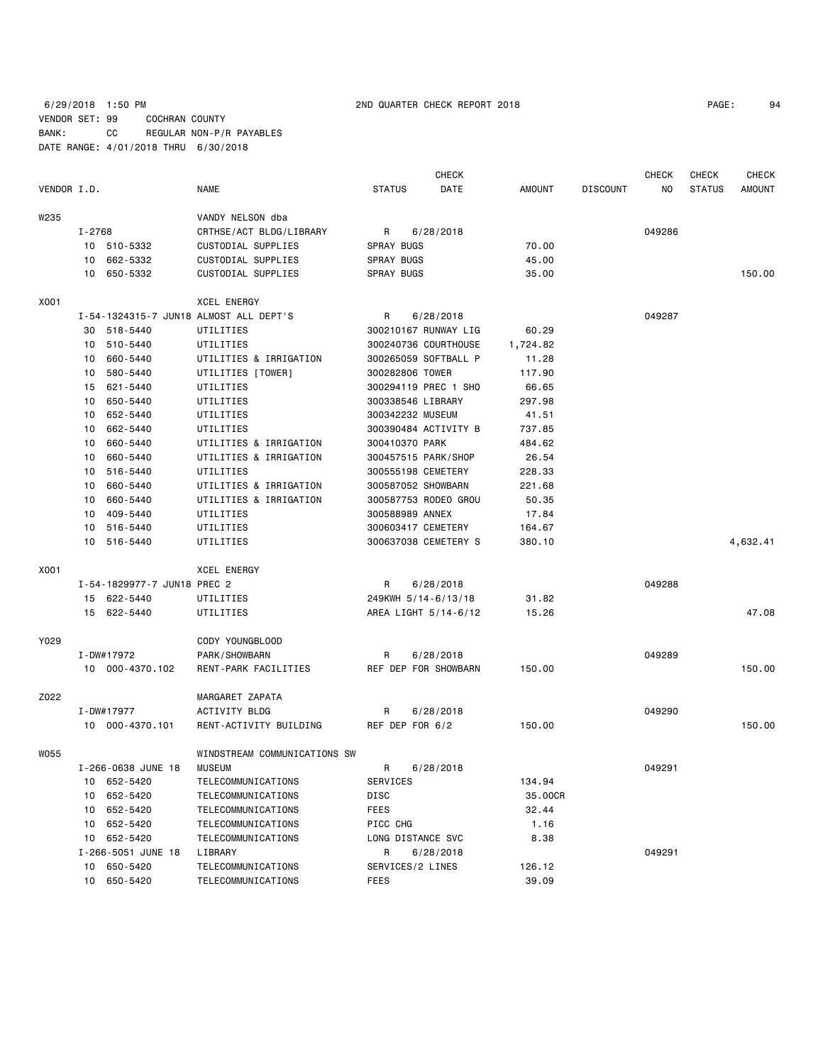6/29/2018 1:50 PM 2ND QUARTER CHECK REPORT 2018

VENDOR SET: 99 COCHRAN COUNTY
BANK: CC REGULAR NON-P/R PAYABLES
DATE RANGE: 4/01/2018 THRU 6/30/2018

| VENDOR I.D. | NAME | STATUS | CHECK DATE | AMOUNT | DISCOUNT | CHECK NO | CHECK STATUS | CHECK AMOUNT |
|---|---|---|---|---|---|---|---|---|
| W235 | VANDY NELSON dba | | | | | | | |
| I-2768 | CRTHSE/ACT BLDG/LIBRARY | R | 6/28/2018 | | | 049286 | | |
| 10 510-5332 | CUSTODIAL SUPPLIES | SPRAY BUGS | | 70.00 | | | | |
| 10 662-5332 | CUSTODIAL SUPPLIES | SPRAY BUGS | | 45.00 | | | | |
| 10 650-5332 | CUSTODIAL SUPPLIES | SPRAY BUGS | | 35.00 | | | | 150.00 |
| X001 | XCEL ENERGY | | | | | | | |
| I-54-1324315-7 JUN18 | ALMOST ALL DEPT'S | R | 6/28/2018 | | | 049287 | | |
| 30 518-5440 | UTILITIES | 300210167 RUNWAY LIG | | 60.29 | | | | |
| 10 510-5440 | UTILITIES | 300240736 COURTHOUSE | | 1,724.82 | | | | |
| 10 660-5440 | UTILITIES & IRRIGATION | 300265059 SOFTBALL P | | 11.28 | | | | |
| 10 580-5440 | UTILITIES [TOWER] | 300282806 TOWER | | 117.90 | | | | |
| 15 621-5440 | UTILITIES | 300294119 PREC 1 SHO | | 66.65 | | | | |
| 10 650-5440 | UTILITIES | 300338546 LIBRARY | | 297.98 | | | | |
| 10 652-5440 | UTILITIES | 300342232 MUSEUM | | 41.51 | | | | |
| 10 662-5440 | UTILITIES | 300390484 ACTIVITY B | | 737.85 | | | | |
| 10 660-5440 | UTILITIES & IRRIGATION | 300410370 PARK | | 484.62 | | | | |
| 10 660-5440 | UTILITIES & IRRIGATION | 300457515 PARK/SHOP | | 26.54 | | | | |
| 10 516-5440 | UTILITIES | 300555198 CEMETERY | | 228.33 | | | | |
| 10 660-5440 | UTILITIES & IRRIGATION | 300587052 SHOWBARN | | 221.68 | | | | |
| 10 660-5440 | UTILITIES & IRRIGATION | 300587753 RODEO GROU | | 50.35 | | | | |
| 10 409-5440 | UTILITIES | 300588989 ANNEX | | 17.84 | | | | |
| 10 516-5440 | UTILITIES | 300603417 CEMETERY | | 164.67 | | | | |
| 10 516-5440 | UTILITIES | 300637038 CEMETERY S | | 380.10 | | | | 4,632.41 |
| X001 | XCEL ENERGY | | | | | | | |
| I-54-1829977-7 JUN18 | PREC 2 | R | 6/28/2018 | | | 049288 | | |
| 15 622-5440 | UTILITIES | 249KWH 5/14-6/13/18 | | 31.82 | | | | |
| 15 622-5440 | UTILITIES | AREA LIGHT 5/14-6/12 | | 15.26 | | | | 47.08 |
| Y029 | CODY YOUNGBLOOD | | | | | | | |
| I-DW#17972 | PARK/SHOWBARN | R | 6/28/2018 | | | 049289 | | |
| 10 000-4370.102 | RENT-PARK FACILITIES | REF DEP FOR SHOWBARN | | 150.00 | | | | 150.00 |
| Z022 | MARGARET ZAPATA | | | | | | | |
| I-DW#17977 | ACTIVITY BLDG | R | 6/28/2018 | | | 049290 | | |
| 10 000-4370.101 | RENT-ACTIVITY BUILDING | REF DEP FOR 6/2 | | 150.00 | | | | 150.00 |
| W055 | WINDSTREAM COMMUNICATIONS SW | | | | | | | |
| I-266-0638 JUNE 18 | MUSEUM | R | 6/28/2018 | | | 049291 | | |
| 10 652-5420 | TELECOMMUNICATIONS | SERVICES | | 134.94 | | | | |
| 10 652-5420 | TELECOMMUNICATIONS | DISC | | 35.00CR | | | | |
| 10 652-5420 | TELECOMMUNICATIONS | FEES | | 32.44 | | | | |
| 10 652-5420 | TELECOMMUNICATIONS | PICC CHG | | 1.16 | | | | |
| 10 652-5420 | TELECOMMUNICATIONS | LONG DISTANCE SVC | | 8.38 | | | | |
| I-266-5051 JUNE 18 | LIBRARY | R | 6/28/2018 | | | 049291 | | |
| 10 650-5420 | TELECOMMUNICATIONS | SERVICES/2 LINES | | 126.12 | | | | |
| 10 650-5420 | TELECOMMUNICATIONS | FEES | | 39.09 | | | | |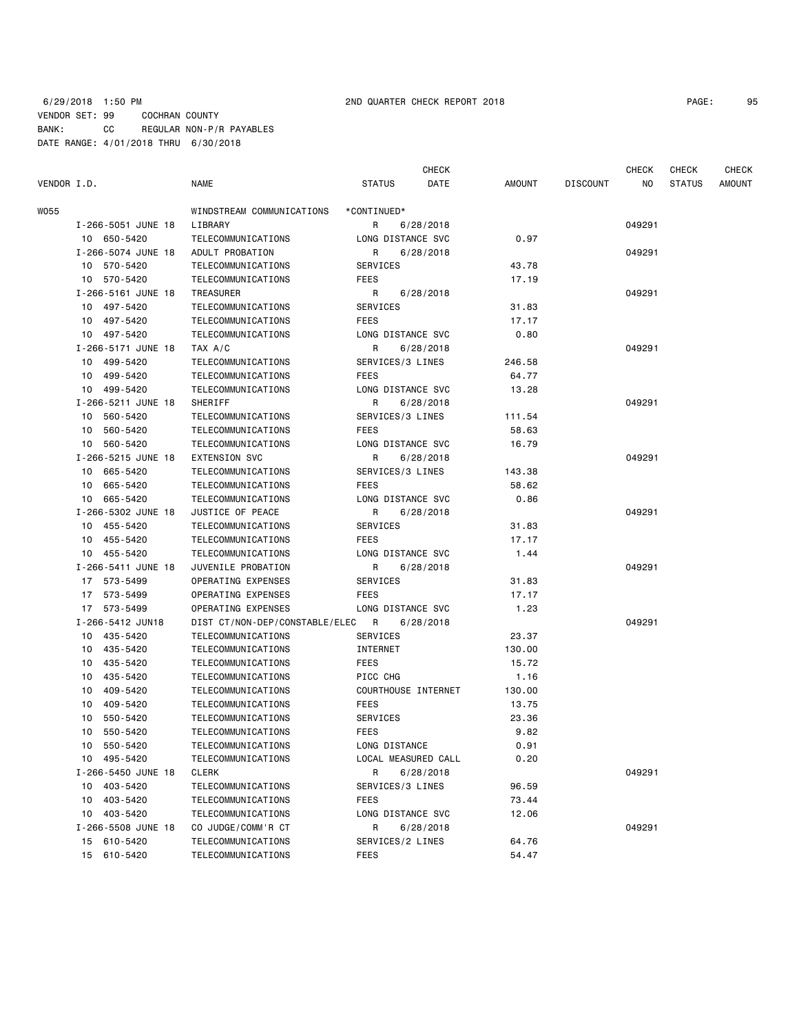6/29/2018 1:50 PM 2ND QUARTER CHECK REPORT 2018

VENDOR SET: 99 COCHRAN COUNTY
BANK: CC REGULAR NON-P/R PAYABLES
DATE RANGE: 4/01/2018 THRU 6/30/2018

| VENDOR I.D. | NAME | STATUS | CHECK DATE | AMOUNT | DISCOUNT | CHECK NO | CHECK STATUS | CHECK AMOUNT |
|---|---|---|---|---|---|---|---|---|
| W055 | WINDSTREAM COMMUNICATIONS | *CONTINUED* | | | | | | |
| I-266-5051 JUNE 18 | LIBRARY | R | 6/28/2018 | | | 049291 | | |
| 10 650-5420 | TELECOMMUNICATIONS | LONG DISTANCE SVC | | 0.97 | | | | |
| I-266-5074 JUNE 18 | ADULT PROBATION | R | 6/28/2018 | | | 049291 | | |
| 10 570-5420 | TELECOMMUNICATIONS | SERVICES | | 43.78 | | | | |
| 10 570-5420 | TELECOMMUNICATIONS | FEES | | 17.19 | | | | |
| I-266-5161 JUNE 18 | TREASURER | R | 6/28/2018 | | | 049291 | | |
| 10 497-5420 | TELECOMMUNICATIONS | SERVICES | | 31.83 | | | | |
| 10 497-5420 | TELECOMMUNICATIONS | FEES | | 17.17 | | | | |
| 10 497-5420 | TELECOMMUNICATIONS | LONG DISTANCE SVC | | 0.80 | | | | |
| I-266-5171 JUNE 18 | TAX A/C | R | 6/28/2018 | | | 049291 | | |
| 10 499-5420 | TELECOMMUNICATIONS | SERVICES/3 LINES | | 246.58 | | | | |
| 10 499-5420 | TELECOMMUNICATIONS | FEES | | 64.77 | | | | |
| 10 499-5420 | TELECOMMUNICATIONS | LONG DISTANCE SVC | | 13.28 | | | | |
| I-266-5211 JUNE 18 | SHERIFF | R | 6/28/2018 | | | 049291 | | |
| 10 560-5420 | TELECOMMUNICATIONS | SERVICES/3 LINES | | 111.54 | | | | |
| 10 560-5420 | TELECOMMUNICATIONS | FEES | | 58.63 | | | | |
| 10 560-5420 | TELECOMMUNICATIONS | LONG DISTANCE SVC | | 16.79 | | | | |
| I-266-5215 JUNE 18 | EXTENSION SVC | R | 6/28/2018 | | | 049291 | | |
| 10 665-5420 | TELECOMMUNICATIONS | SERVICES/3 LINES | | 143.38 | | | | |
| 10 665-5420 | TELECOMMUNICATIONS | FEES | | 58.62 | | | | |
| 10 665-5420 | TELECOMMUNICATIONS | LONG DISTANCE SVC | | 0.86 | | | | |
| I-266-5302 JUNE 18 | JUSTICE OF PEACE | R | 6/28/2018 | | | 049291 | | |
| 10 455-5420 | TELECOMMUNICATIONS | SERVICES | | 31.83 | | | | |
| 10 455-5420 | TELECOMMUNICATIONS | FEES | | 17.17 | | | | |
| 10 455-5420 | TELECOMMUNICATIONS | LONG DISTANCE SVC | | 1.44 | | | | |
| I-266-5411 JUNE 18 | JUVENILE PROBATION | R | 6/28/2018 | | | 049291 | | |
| 17 573-5499 | OPERATING EXPENSES | SERVICES | | 31.83 | | | | |
| 17 573-5499 | OPERATING EXPENSES | FEES | | 17.17 | | | | |
| 17 573-5499 | OPERATING EXPENSES | LONG DISTANCE SVC | | 1.23 | | | | |
| I-266-5412 JUN18 | DIST CT/NON-DEP/CONSTABLE/ELEC | R | 6/28/2018 | | | 049291 | | |
| 10 435-5420 | TELECOMMUNICATIONS | SERVICES | | 23.37 | | | | |
| 10 435-5420 | TELECOMMUNICATIONS | INTERNET | | 130.00 | | | | |
| 10 435-5420 | TELECOMMUNICATIONS | FEES | | 15.72 | | | | |
| 10 435-5420 | TELECOMMUNICATIONS | PICC CHG | | 1.16 | | | | |
| 10 409-5420 | TELECOMMUNICATIONS | COURTHOUSE INTERNET | | 130.00 | | | | |
| 10 409-5420 | TELECOMMUNICATIONS | FEES | | 13.75 | | | | |
| 10 550-5420 | TELECOMMUNICATIONS | SERVICES | | 23.36 | | | | |
| 10 550-5420 | TELECOMMUNICATIONS | FEES | | 9.82 | | | | |
| 10 550-5420 | TELECOMMUNICATIONS | LONG DISTANCE | | 0.91 | | | | |
| 10 495-5420 | TELECOMMUNICATIONS | LOCAL MEASURED CALL | | 0.20 | | | | |
| I-266-5450 JUNE 18 | CLERK | R | 6/28/2018 | | | 049291 | | |
| 10 403-5420 | TELECOMMUNICATIONS | SERVICES/3 LINES | | 96.59 | | | | |
| 10 403-5420 | TELECOMMUNICATIONS | FEES | | 73.44 | | | | |
| 10 403-5420 | TELECOMMUNICATIONS | LONG DISTANCE SVC | | 12.06 | | | | |
| I-266-5508 JUNE 18 | CO JUDGE/COMM'R CT | R | 6/28/2018 | | | 049291 | | |
| 15 610-5420 | TELECOMMUNICATIONS | SERVICES/2 LINES | | 64.76 | | | | |
| 15 610-5420 | TELECOMMUNICATIONS | FEES | | 54.47 | | | | |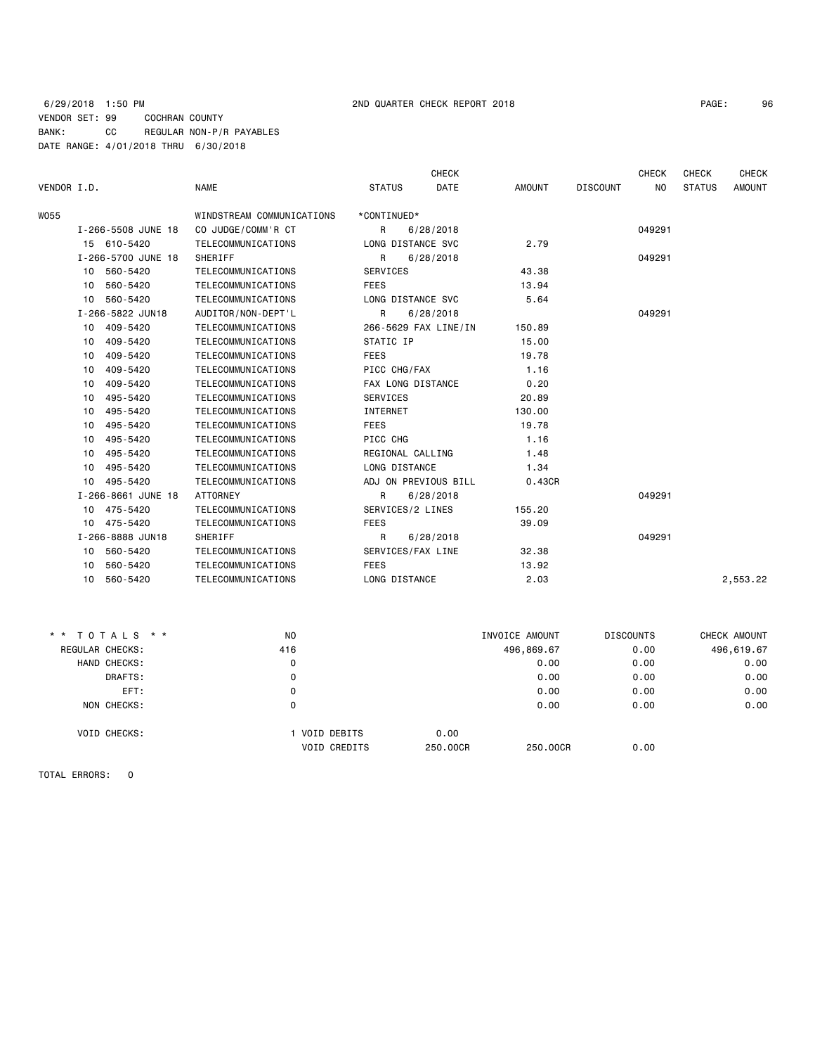6/29/2018 1:50 PM 2ND QUARTER CHECK REPORT 2018

VENDOR SET: 99 COCHRAN COUNTY
BANK: CC REGULAR NON-P/R PAYABLES
DATE RANGE: 4/01/2018 THRU 6/30/2018

| VENDOR I.D. | NAME | STATUS | CHECK DATE | AMOUNT | DISCOUNT | CHECK NO | CHECK STATUS | CHECK AMOUNT |
|---|---|---|---|---|---|---|---|---|
| W055 | WINDSTREAM COMMUNICATIONS | *CONTINUED* | | | | | | |
| I-266-5508 JUNE 18 | CO JUDGE/COMM'R CT | R | 6/28/2018 | | | 049291 | | |
| 15 610-5420 | TELECOMMUNICATIONS | LONG DISTANCE SVC | | 2.79 | | | | |
| I-266-5700 JUNE 18 | SHERIFF | R | 6/28/2018 | | | 049291 | | |
| 10 560-5420 | TELECOMMUNICATIONS | SERVICES | | 43.38 | | | | |
| 10 560-5420 | TELECOMMUNICATIONS | FEES | | 13.94 | | | | |
| 10 560-5420 | TELECOMMUNICATIONS | LONG DISTANCE SVC | | 5.64 | | | | |
| I-266-5822 JUN18 | AUDITOR/NON-DEPT'L | R | 6/28/2018 | | | 049291 | | |
| 10 409-5420 | TELECOMMUNICATIONS | 266-5629 FAX LINE/IN | | 150.89 | | | | |
| 10 409-5420 | TELECOMMUNICATIONS | STATIC IP | | 15.00 | | | | |
| 10 409-5420 | TELECOMMUNICATIONS | FEES | | 19.78 | | | | |
| 10 409-5420 | TELECOMMUNICATIONS | PICC CHG/FAX | | 1.16 | | | | |
| 10 409-5420 | TELECOMMUNICATIONS | FAX LONG DISTANCE | | 0.20 | | | | |
| 10 495-5420 | TELECOMMUNICATIONS | SERVICES | | 20.89 | | | | |
| 10 495-5420 | TELECOMMUNICATIONS | INTERNET | | 130.00 | | | | |
| 10 495-5420 | TELECOMMUNICATIONS | FEES | | 19.78 | | | | |
| 10 495-5420 | TELECOMMUNICATIONS | PICC CHG | | 1.16 | | | | |
| 10 495-5420 | TELECOMMUNICATIONS | REGIONAL CALLING | | 1.48 | | | | |
| 10 495-5420 | TELECOMMUNICATIONS | LONG DISTANCE | | 1.34 | | | | |
| 10 495-5420 | TELECOMMUNICATIONS | ADJ ON PREVIOUS BILL | | 0.43CR | | | | |
| I-266-8661 JUNE 18 | ATTORNEY | R | 6/28/2018 | | | 049291 | | |
| 10 475-5420 | TELECOMMUNICATIONS | SERVICES/2 LINES | | 155.20 | | | | |
| 10 475-5420 | TELECOMMUNICATIONS | FEES | | 39.09 | | | | |
| I-266-8888 JUN18 | SHERIFF | R | 6/28/2018 | | | 049291 | | |
| 10 560-5420 | TELECOMMUNICATIONS | SERVICES/FAX LINE | | 32.38 | | | | |
| 10 560-5420 | TELECOMMUNICATIONS | FEES | | 13.92 | | | | |
| 10 560-5420 | TELECOMMUNICATIONS | LONG DISTANCE | | 2.03 | | | | 2,553.22 |

| * * TOTALS * * | NO | | INVOICE AMOUNT | DISCOUNTS | CHECK AMOUNT |
|---|---|---|---|---|---|
| REGULAR CHECKS: | 416 | | 496,869.67 | 0.00 | 496,619.67 |
| HAND CHECKS: | 0 | | 0.00 | 0.00 | 0.00 |
| DRAFTS: | 0 | | 0.00 | 0.00 | 0.00 |
| EFT: | 0 | | 0.00 | 0.00 | 0.00 |
| NON CHECKS: | 0 | | 0.00 | 0.00 | 0.00 |
| VOID CHECKS: | 1 VOID DEBITS | 0.00 | | | |
| | VOID CREDITS | 250.00CR | 250.00CR | 0.00 | |

TOTAL ERRORS: 0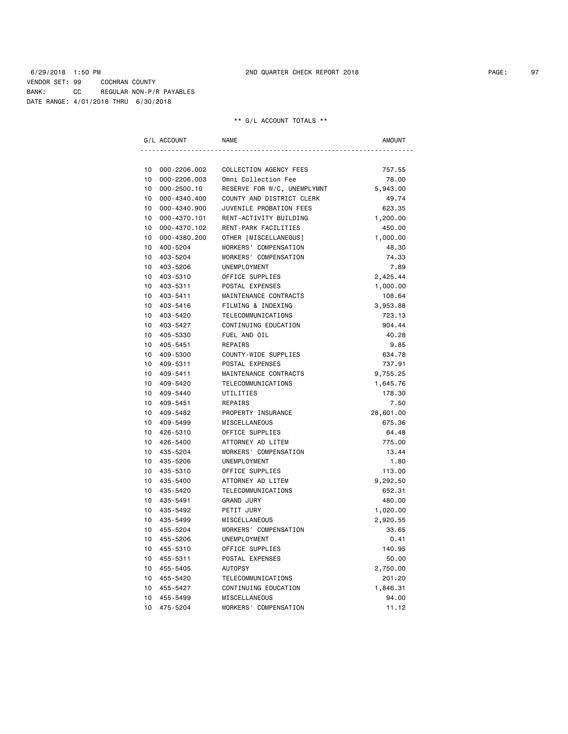6/29/2018 1:50 PM 2ND QUARTER CHECK REPORT 2018

VENDOR SET: 99 COCHRAN COUNTY
BANK: CC REGULAR NON-P/R PAYABLES
DATE RANGE: 4/01/2018 THRU 6/30/2018

** G/L ACCOUNT TOTALS **

| | G/L ACCOUNT | NAME | AMOUNT |
|---|---|---|---|
| 10 | 000-2206.002 | COLLECTION AGENCY FEES | 757.55 |
| 10 | 000-2206.003 | Omni Collection Fee | 78.00 |
| 10 | 000-2500.10 | RESERVE FOR W/C, UNEMPLYMNT | 5,943.00 |
| 10 | 000-4340.400 | COUNTY AND DISTRICT CLERK | 49.74 |
| 10 | 000-4340.900 | JUVENILE PROBATION FEES | 623.35 |
| 10 | 000-4370.101 | RENT-ACTIVITY BUILDING | 1,200.00 |
| 10 | 000-4370.102 | RENT-PARK FACILITIES | 450.00 |
| 10 | 000-4380.200 | OTHER [MISCELLANEOUS] | 1,000.00 |
| 10 | 400-5204 | WORKERS' COMPENSATION | 48.30 |
| 10 | 403-5204 | WORKERS' COMPENSATION | 74.33 |
| 10 | 403-5206 | UNEMPLOYMENT | 7.89 |
| 10 | 403-5310 | OFFICE SUPPLIES | 2,425.44 |
| 10 | 403-5311 | POSTAL EXPENSES | 1,000.00 |
| 10 | 403-5411 | MAINTENANCE CONTRACTS | 108.64 |
| 10 | 403-5416 | FILMING & INDEXING | 3,953.88 |
| 10 | 403-5420 | TELECOMMUNICATIONS | 723.13 |
| 10 | 403-5427 | CONTINUING EDUCATION | 904.44 |
| 10 | 405-5330 | FUEL AND OIL | 40.28 |
| 10 | 405-5451 | REPAIRS | 9.85 |
| 10 | 409-5300 | COUNTY-WIDE SUPPLIES | 634.78 |
| 10 | 409-5311 | POSTAL EXPENSES | 737.91 |
| 10 | 409-5411 | MAINTENANCE CONTRACTS | 9,755.25 |
| 10 | 409-5420 | TELECOMMUNICATIONS | 1,645.76 |
| 10 | 409-5440 | UTILITIES | 178.30 |
| 10 | 409-5451 | REPAIRS | 7.50 |
| 10 | 409-5482 | PROPERTY INSURANCE | 28,601.00 |
| 10 | 409-5499 | MISCELLANEOUS | 675.36 |
| 10 | 426-5310 | OFFICE SUPPLIES | 64.48 |
| 10 | 426-5400 | ATTORNEY AD LITEM | 775.00 |
| 10 | 435-5204 | WORKERS' COMPENSATION | 13.44 |
| 10 | 435-5206 | UNEMPLOYMENT | 1.80 |
| 10 | 435-5310 | OFFICE SUPPLIES | 113.00 |
| 10 | 435-5400 | ATTORNEY AD LITEM | 9,292.50 |
| 10 | 435-5420 | TELECOMMUNICATIONS | 652.31 |
| 10 | 435-5491 | GRAND JURY | 480.00 |
| 10 | 435-5492 | PETIT JURY | 1,020.00 |
| 10 | 435-5499 | MISCELLANEOUS | 2,920.55 |
| 10 | 455-5204 | WORKERS' COMPENSATION | 33.65 |
| 10 | 455-5206 | UNEMPLOYMENT | 0.41 |
| 10 | 455-5310 | OFFICE SUPPLIES | 140.95 |
| 10 | 455-5311 | POSTAL EXPENSES | 50.00 |
| 10 | 455-5405 | AUTOPSY | 2,750.00 |
| 10 | 455-5420 | TELECOMMUNICATIONS | 201.20 |
| 10 | 455-5427 | CONTINUING EDUCATION | 1,846.31 |
| 10 | 455-5499 | MISCELLANEOUS | 94.00 |
| 10 | 475-5204 | WORKERS' COMPENSATION | 11.12 |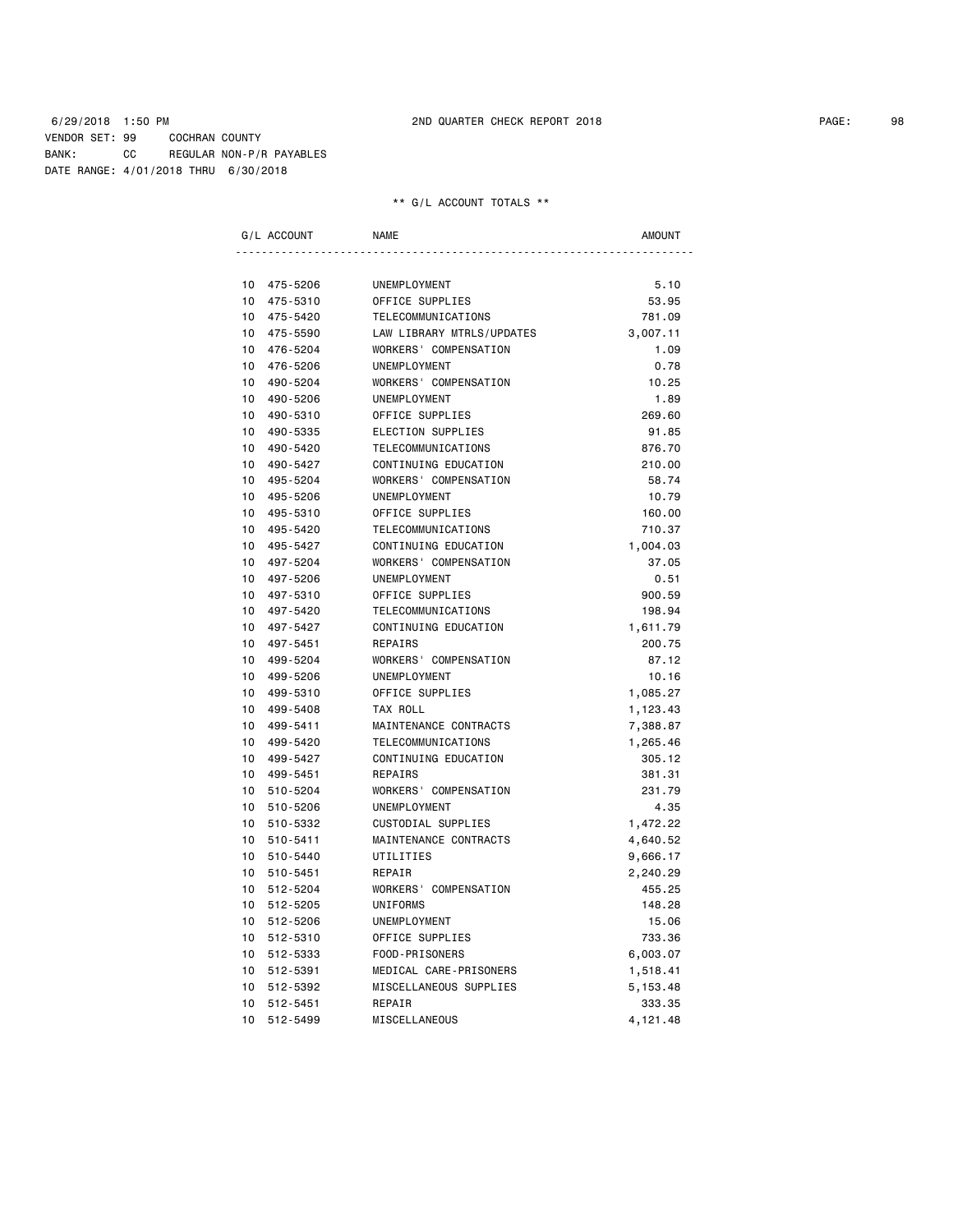6/29/2018 1:50 PM 2ND QUARTER CHECK REPORT 2018

VENDOR SET: 99 COCHRAN COUNTY
BANK: CC REGULAR NON-P/R PAYABLES
DATE RANGE: 4/01/2018 THRU 6/30/2018

** G/L ACCOUNT TOTALS **

| G/L ACCOUNT | NAME | AMOUNT |
|---|---|---|
| 10 475-5206 | UNEMPLOYMENT | 5.10 |
| 10 475-5310 | OFFICE SUPPLIES | 53.95 |
| 10 475-5420 | TELECOMMUNICATIONS | 781.09 |
| 10 475-5590 | LAW LIBRARY MTRLS/UPDATES | 3,007.11 |
| 10 476-5204 | WORKERS' COMPENSATION | 1.09 |
| 10 476-5206 | UNEMPLOYMENT | 0.78 |
| 10 490-5204 | WORKERS' COMPENSATION | 10.25 |
| 10 490-5206 | UNEMPLOYMENT | 1.89 |
| 10 490-5310 | OFFICE SUPPLIES | 269.60 |
| 10 490-5335 | ELECTION SUPPLIES | 91.85 |
| 10 490-5420 | TELECOMMUNICATIONS | 876.70 |
| 10 490-5427 | CONTINUING EDUCATION | 210.00 |
| 10 495-5204 | WORKERS' COMPENSATION | 58.74 |
| 10 495-5206 | UNEMPLOYMENT | 10.79 |
| 10 495-5310 | OFFICE SUPPLIES | 160.00 |
| 10 495-5420 | TELECOMMUNICATIONS | 710.37 |
| 10 495-5427 | CONTINUING EDUCATION | 1,004.03 |
| 10 497-5204 | WORKERS' COMPENSATION | 37.05 |
| 10 497-5206 | UNEMPLOYMENT | 0.51 |
| 10 497-5310 | OFFICE SUPPLIES | 900.59 |
| 10 497-5420 | TELECOMMUNICATIONS | 198.94 |
| 10 497-5427 | CONTINUING EDUCATION | 1,611.79 |
| 10 497-5451 | REPAIRS | 200.75 |
| 10 499-5204 | WORKERS' COMPENSATION | 87.12 |
| 10 499-5206 | UNEMPLOYMENT | 10.16 |
| 10 499-5310 | OFFICE SUPPLIES | 1,085.27 |
| 10 499-5408 | TAX ROLL | 1,123.43 |
| 10 499-5411 | MAINTENANCE CONTRACTS | 7,388.87 |
| 10 499-5420 | TELECOMMUNICATIONS | 1,265.46 |
| 10 499-5427 | CONTINUING EDUCATION | 305.12 |
| 10 499-5451 | REPAIRS | 381.31 |
| 10 510-5204 | WORKERS' COMPENSATION | 231.79 |
| 10 510-5206 | UNEMPLOYMENT | 4.35 |
| 10 510-5332 | CUSTODIAL SUPPLIES | 1,472.22 |
| 10 510-5411 | MAINTENANCE CONTRACTS | 4,640.52 |
| 10 510-5440 | UTILITIES | 9,666.17 |
| 10 510-5451 | REPAIR | 2,240.29 |
| 10 512-5204 | WORKERS' COMPENSATION | 455.25 |
| 10 512-5205 | UNIFORMS | 148.28 |
| 10 512-5206 | UNEMPLOYMENT | 15.06 |
| 10 512-5310 | OFFICE SUPPLIES | 733.36 |
| 10 512-5333 | FOOD-PRISONERS | 6,003.07 |
| 10 512-5391 | MEDICAL CARE-PRISONERS | 1,518.41 |
| 10 512-5392 | MISCELLANEOUS SUPPLIES | 5,153.48 |
| 10 512-5451 | REPAIR | 333.35 |
| 10 512-5499 | MISCELLANEOUS | 4,121.48 |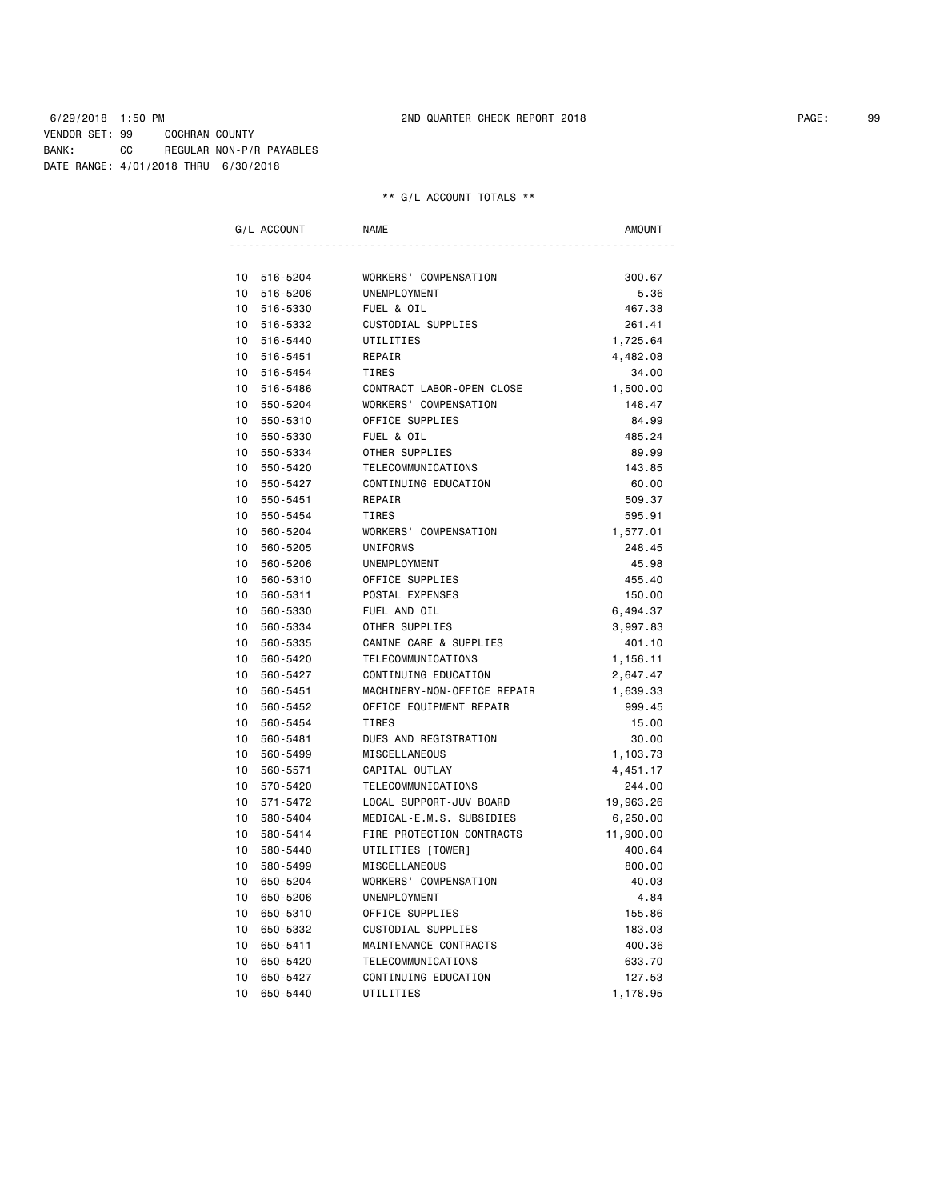6/29/2018 1:50 PM 2ND QUARTER CHECK REPORT 2018

VENDOR SET: 99 COCHRAN COUNTY
BANK: CC REGULAR NON-P/R PAYABLES
DATE RANGE: 4/01/2018 THRU 6/30/2018

** G/L ACCOUNT TOTALS **

| G/L ACCOUNT | NAME | AMOUNT |
|---|---|---|
| 10 516-5204 | WORKERS' COMPENSATION | 300.67 |
| 10 516-5206 | UNEMPLOYMENT | 5.36 |
| 10 516-5330 | FUEL & OIL | 467.38 |
| 10 516-5332 | CUSTODIAL SUPPLIES | 261.41 |
| 10 516-5440 | UTILITIES | 1,725.64 |
| 10 516-5451 | REPAIR | 4,482.08 |
| 10 516-5454 | TIRES | 34.00 |
| 10 516-5486 | CONTRACT LABOR-OPEN CLOSE | 1,500.00 |
| 10 550-5204 | WORKERS' COMPENSATION | 148.47 |
| 10 550-5310 | OFFICE SUPPLIES | 84.99 |
| 10 550-5330 | FUEL & OIL | 485.24 |
| 10 550-5334 | OTHER SUPPLIES | 89.99 |
| 10 550-5420 | TELECOMMUNICATIONS | 143.85 |
| 10 550-5427 | CONTINUING EDUCATION | 60.00 |
| 10 550-5451 | REPAIR | 509.37 |
| 10 550-5454 | TIRES | 595.91 |
| 10 560-5204 | WORKERS' COMPENSATION | 1,577.01 |
| 10 560-5205 | UNIFORMS | 248.45 |
| 10 560-5206 | UNEMPLOYMENT | 45.98 |
| 10 560-5310 | OFFICE SUPPLIES | 455.40 |
| 10 560-5311 | POSTAL EXPENSES | 150.00 |
| 10 560-5330 | FUEL AND OIL | 6,494.37 |
| 10 560-5334 | OTHER SUPPLIES | 3,997.83 |
| 10 560-5335 | CANINE CARE & SUPPLIES | 401.10 |
| 10 560-5420 | TELECOMMUNICATIONS | 1,156.11 |
| 10 560-5427 | CONTINUING EDUCATION | 2,647.47 |
| 10 560-5451 | MACHINERY-NON-OFFICE REPAIR | 1,639.33 |
| 10 560-5452 | OFFICE EQUIPMENT REPAIR | 999.45 |
| 10 560-5454 | TIRES | 15.00 |
| 10 560-5481 | DUES AND REGISTRATION | 30.00 |
| 10 560-5499 | MISCELLANEOUS | 1,103.73 |
| 10 560-5571 | CAPITAL OUTLAY | 4,451.17 |
| 10 570-5420 | TELECOMMUNICATIONS | 244.00 |
| 10 571-5472 | LOCAL SUPPORT-JUV BOARD | 19,963.26 |
| 10 580-5404 | MEDICAL-E.M.S. SUBSIDIES | 6,250.00 |
| 10 580-5414 | FIRE PROTECTION CONTRACTS | 11,900.00 |
| 10 580-5440 | UTILITIES [TOWER] | 400.64 |
| 10 580-5499 | MISCELLANEOUS | 800.00 |
| 10 650-5204 | WORKERS' COMPENSATION | 40.03 |
| 10 650-5206 | UNEMPLOYMENT | 4.84 |
| 10 650-5310 | OFFICE SUPPLIES | 155.86 |
| 10 650-5332 | CUSTODIAL SUPPLIES | 183.03 |
| 10 650-5411 | MAINTENANCE CONTRACTS | 400.36 |
| 10 650-5420 | TELECOMMUNICATIONS | 633.70 |
| 10 650-5427 | CONTINUING EDUCATION | 127.53 |
| 10 650-5440 | UTILITIES | 1,178.95 |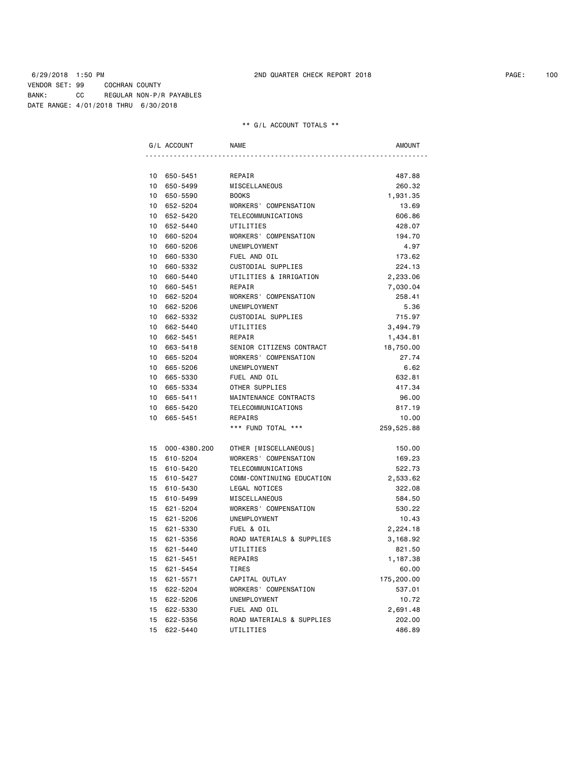6/29/2018 1:50 PM 2ND QUARTER CHECK REPORT 2018

VENDOR SET: 99 COCHRAN COUNTY
BANK: CC REGULAR NON-P/R PAYABLES
DATE RANGE: 4/01/2018 THRU 6/30/2018

** G/L ACCOUNT TOTALS **

| G/L ACCOUNT | NAME | AMOUNT |
|---|---|---|
| 10 650-5451 | REPAIR | 487.88 |
| 10 650-5499 | MISCELLANEOUS | 260.32 |
| 10 650-5590 | BOOKS | 1,931.35 |
| 10 652-5204 | WORKERS' COMPENSATION | 13.69 |
| 10 652-5420 | TELECOMMUNICATIONS | 606.86 |
| 10 652-5440 | UTILITIES | 428.07 |
| 10 660-5204 | WORKERS' COMPENSATION | 194.70 |
| 10 660-5206 | UNEMPLOYMENT | 4.97 |
| 10 660-5330 | FUEL AND OIL | 173.62 |
| 10 660-5332 | CUSTODIAL SUPPLIES | 224.13 |
| 10 660-5440 | UTILITIES & IRRIGATION | 2,233.06 |
| 10 660-5451 | REPAIR | 7,030.04 |
| 10 662-5204 | WORKERS' COMPENSATION | 258.41 |
| 10 662-5206 | UNEMPLOYMENT | 5.36 |
| 10 662-5332 | CUSTODIAL SUPPLIES | 715.97 |
| 10 662-5440 | UTILITIES | 3,494.79 |
| 10 662-5451 | REPAIR | 1,434.81 |
| 10 663-5418 | SENIOR CITIZENS CONTRACT | 18,750.00 |
| 10 665-5204 | WORKERS' COMPENSATION | 27.74 |
| 10 665-5206 | UNEMPLOYMENT | 6.62 |
| 10 665-5330 | FUEL AND OIL | 632.81 |
| 10 665-5334 | OTHER SUPPLIES | 417.34 |
| 10 665-5411 | MAINTENANCE CONTRACTS | 96.00 |
| 10 665-5420 | TELECOMMUNICATIONS | 817.19 |
| 10 665-5451 | REPAIRS | 10.00 |
| | *** FUND TOTAL *** | 259,525.88 |
| 15 000-4380.200 | OTHER [MISCELLANEOUS] | 150.00 |
| 15 610-5204 | WORKERS' COMPENSATION | 169.23 |
| 15 610-5420 | TELECOMMUNICATIONS | 522.73 |
| 15 610-5427 | COMM-CONTINUING EDUCATION | 2,533.62 |
| 15 610-5430 | LEGAL NOTICES | 322.08 |
| 15 610-5499 | MISCELLANEOUS | 584.50 |
| 15 621-5204 | WORKERS' COMPENSATION | 530.22 |
| 15 621-5206 | UNEMPLOYMENT | 10.43 |
| 15 621-5330 | FUEL & OIL | 2,224.18 |
| 15 621-5356 | ROAD MATERIALS & SUPPLIES | 3,168.92 |
| 15 621-5440 | UTILITIES | 821.50 |
| 15 621-5451 | REPAIRS | 1,187.38 |
| 15 621-5454 | TIRES | 60.00 |
| 15 621-5571 | CAPITAL OUTLAY | 175,200.00 |
| 15 622-5204 | WORKERS' COMPENSATION | 537.01 |
| 15 622-5206 | UNEMPLOYMENT | 10.72 |
| 15 622-5330 | FUEL AND OIL | 2,691.48 |
| 15 622-5356 | ROAD MATERIALS & SUPPLIES | 202.00 |
| 15 622-5440 | UTILITIES | 486.89 |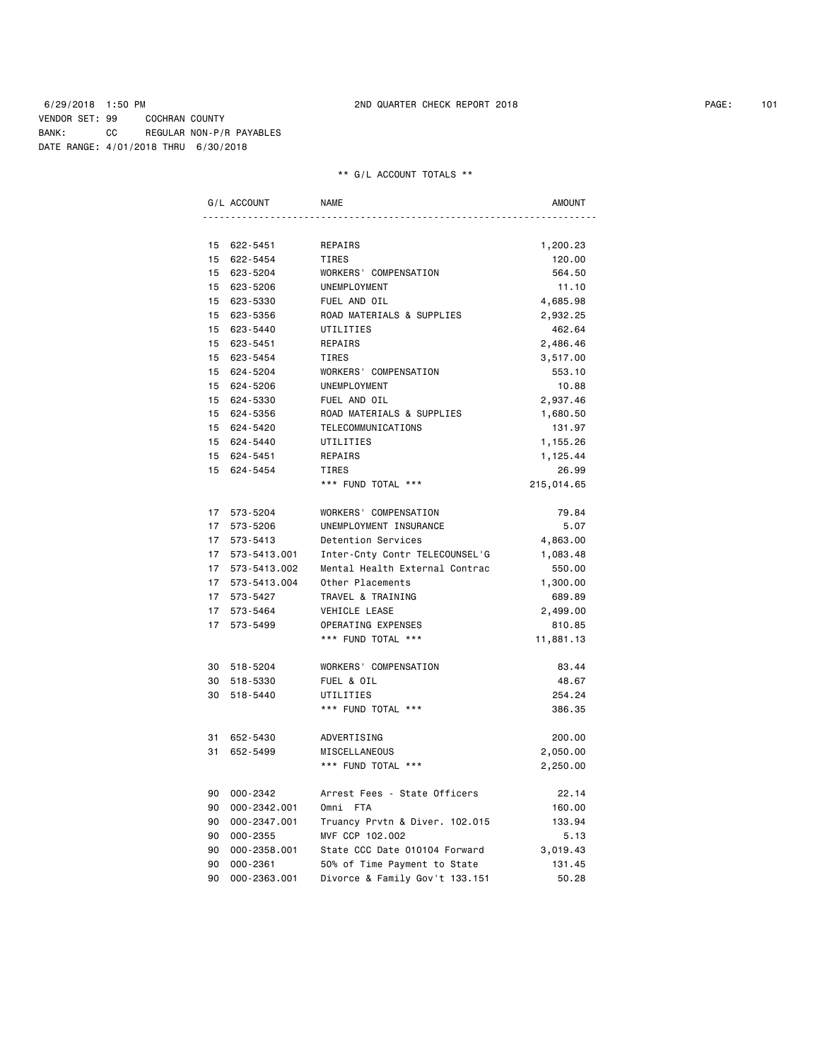6/29/2018 1:50 PM 2ND QUARTER CHECK REPORT 2018

VENDOR SET: 99 COCHRAN COUNTY
BANK: CC REGULAR NON-P/R PAYABLES
DATE RANGE: 4/01/2018 THRU 6/30/2018

** G/L ACCOUNT TOTALS **

| G/L ACCOUNT | NAME | AMOUNT |
|---|---|---|
| 15 622-5451 | REPAIRS | 1,200.23 |
| 15 622-5454 | TIRES | 120.00 |
| 15 623-5204 | WORKERS' COMPENSATION | 564.50 |
| 15 623-5206 | UNEMPLOYMENT | 11.10 |
| 15 623-5330 | FUEL AND OIL | 4,685.98 |
| 15 623-5356 | ROAD MATERIALS & SUPPLIES | 2,932.25 |
| 15 623-5440 | UTILITIES | 462.64 |
| 15 623-5451 | REPAIRS | 2,486.46 |
| 15 623-5454 | TIRES | 3,517.00 |
| 15 624-5204 | WORKERS' COMPENSATION | 553.10 |
| 15 624-5206 | UNEMPLOYMENT | 10.88 |
| 15 624-5330 | FUEL AND OIL | 2,937.46 |
| 15 624-5356 | ROAD MATERIALS & SUPPLIES | 1,680.50 |
| 15 624-5420 | TELECOMMUNICATIONS | 131.97 |
| 15 624-5440 | UTILITIES | 1,155.26 |
| 15 624-5451 | REPAIRS | 1,125.44 |
| 15 624-5454 | TIRES | 26.99 |
| | *** FUND TOTAL *** | 215,014.65 |
| 17 573-5204 | WORKERS' COMPENSATION | 79.84 |
| 17 573-5206 | UNEMPLOYMENT INSURANCE | 5.07 |
| 17 573-5413 | Detention Services | 4,863.00 |
| 17 573-5413.001 | Inter-Cnty Contr TELECOUNSEL'G | 1,083.48 |
| 17 573-5413.002 | Mental Health External Contrac | 550.00 |
| 17 573-5413.004 | Other Placements | 1,300.00 |
| 17 573-5427 | TRAVEL & TRAINING | 689.89 |
| 17 573-5464 | VEHICLE LEASE | 2,499.00 |
| 17 573-5499 | OPERATING EXPENSES | 810.85 |
| | *** FUND TOTAL *** | 11,881.13 |
| 30 518-5204 | WORKERS' COMPENSATION | 83.44 |
| 30 518-5330 | FUEL & OIL | 48.67 |
| 30 518-5440 | UTILITIES | 254.24 |
| | *** FUND TOTAL *** | 386.35 |
| 31 652-5430 | ADVERTISING | 200.00 |
| 31 652-5499 | MISCELLANEOUS | 2,050.00 |
| | *** FUND TOTAL *** | 2,250.00 |
| 90 000-2342 | Arrest Fees - State Officers | 22.14 |
| 90 000-2342.001 | Omni FTA | 160.00 |
| 90 000-2347.001 | Truancy Prvtn & Diver. 102.015 | 133.94 |
| 90 000-2355 | MVF CCP 102.002 | 5.13 |
| 90 000-2358.001 | State CCC Date 010104 Forward | 3,019.43 |
| 90 000-2361 | 50% of Time Payment to State | 131.45 |
| 90 000-2363.001 | Divorce & Family Gov't 133.151 | 50.28 |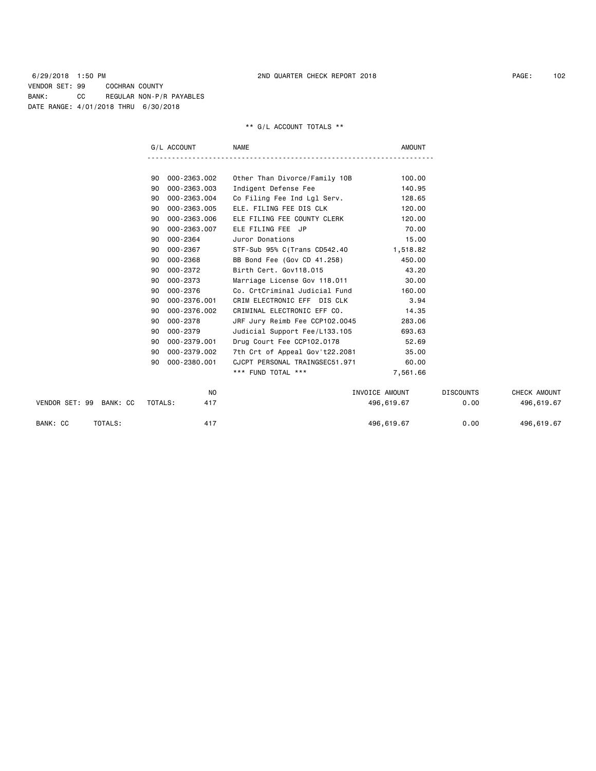6/29/2018 1:50 PM 2ND QUARTER CHECK REPORT 2018

VENDOR SET: 99 COCHRAN COUNTY
BANK: CC REGULAR NON-P/R PAYABLES
DATE RANGE: 4/01/2018 THRU 6/30/2018

** G/L ACCOUNT TOTALS **

| | G/L ACCOUNT | NAME | AMOUNT |
|---|---|---|---|
| 90 | 000-2363.002 | Other Than Divorce/Family 10B | 100.00 |
| 90 | 000-2363.003 | Indigent Defense Fee | 140.95 |
| 90 | 000-2363.004 | Co Filing Fee Ind Lgl Serv. | 128.65 |
| 90 | 000-2363.005 | ELE. FILING FEE DIS CLK | 120.00 |
| 90 | 000-2363.006 | ELE FILING FEE COUNTY CLERK | 120.00 |
| 90 | 000-2363.007 | ELE FILING FEE JP | 70.00 |
| 90 | 000-2364 | Juror Donations | 15.00 |
| 90 | 000-2367 | STF-Sub 95% C(Trans CD542.40 | 1,518.82 |
| 90 | 000-2368 | BB Bond Fee (Gov CD 41.258) | 450.00 |
| 90 | 000-2372 | Birth Cert. Gov118.015 | 43.20 |
| 90 | 000-2373 | Marriage License Gov 118.011 | 30.00 |
| 90 | 000-2376 | Co. CrtCriminal Judicial Fund | 160.00 |
| 90 | 000-2376.001 | CRIM ELECTRONIC EFF DIS CLK | 3.94 |
| 90 | 000-2376.002 | CRIMINAL ELECTRONIC EFF CO. | 14.35 |
| 90 | 000-2378 | JRF Jury Reimb Fee CCP102.0045 | 283.06 |
| 90 | 000-2379 | Judicial Support Fee/L133.105 | 693.63 |
| 90 | 000-2379.001 | Drug Court Fee CCP102.0178 | 52.69 |
| 90 | 000-2379.002 | 7th Crt of Appeal Gov't22.2081 | 35.00 |
| 90 | 000-2380.001 | CJCPT PERSONAL TRAINGSEC51.971 | 60.00 |
| | | *** FUND TOTAL *** | 7,561.66 |

| | NO | INVOICE AMOUNT | DISCOUNTS | CHECK AMOUNT |
|---|---|---|---|---|
| VENDOR SET: 99 BANK: CC TOTALS: | 417 | 496,619.67 | 0.00 | 496,619.67 |
| BANK: CC TOTALS: | 417 | 496,619.67 | 0.00 | 496,619.67 |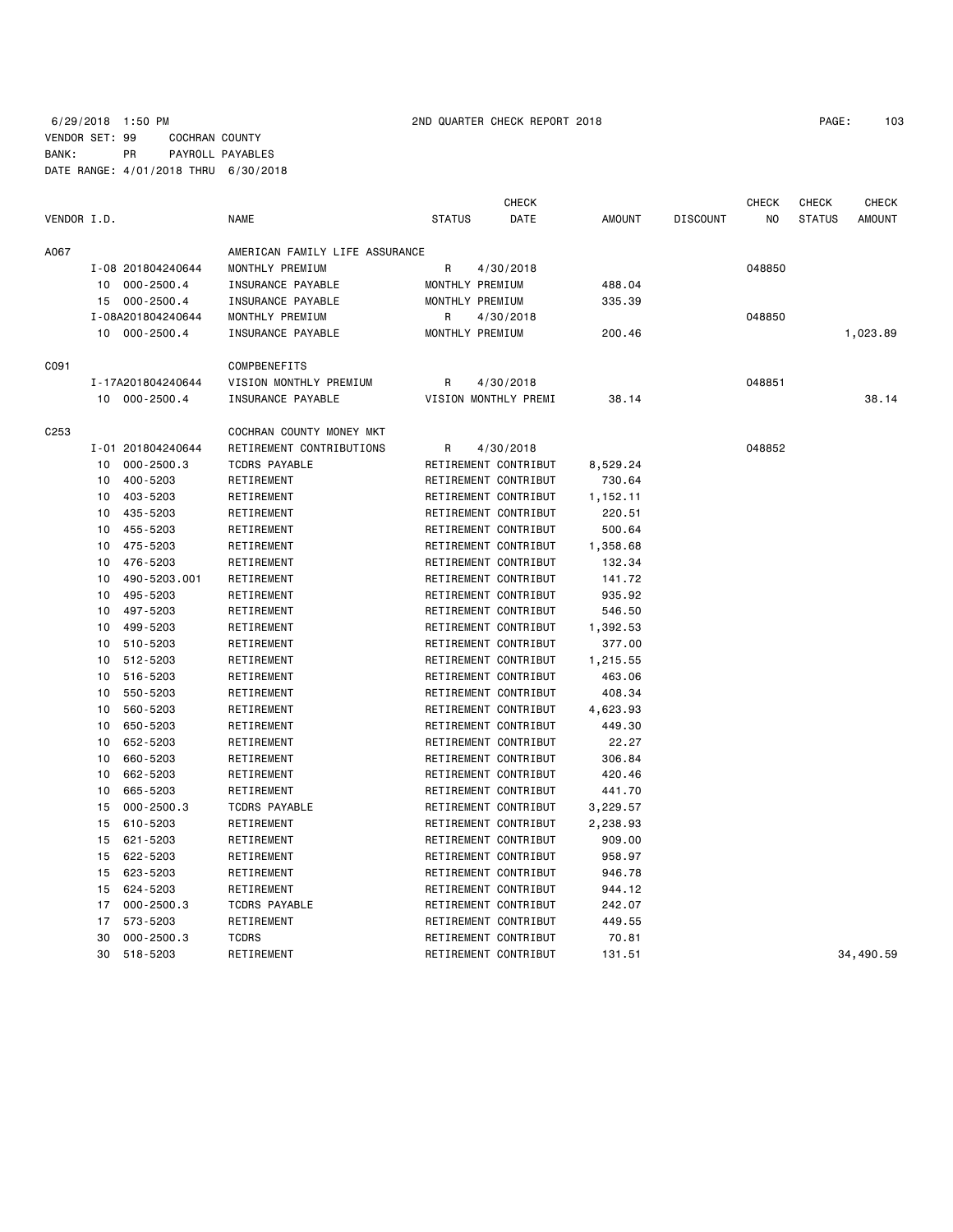6/29/2018 1:50 PM 2ND QUARTER CHECK REPORT 2018

VENDOR SET: 99 COCHRAN COUNTY
BANK: PR PAYROLL PAYABLES
DATE RANGE: 4/01/2018 THRU 6/30/2018

| VENDOR I.D. | | NAME | STATUS | CHECK DATE | AMOUNT | DISCOUNT | CHECK NO | CHECK STATUS | CHECK AMOUNT |
|---|---|---|---|---|---|---|---|---|---|
| A067 | | AMERICAN FAMILY LIFE ASSURANCE | | | | | | | |
| | I-08 201804240644 | MONTHLY PREMIUM | R | 4/30/2018 | | | 048850 | | |
| | 10 000-2500.4 | INSURANCE PAYABLE | MONTHLY PREMIUM | | 488.04 | | | | |
| | 15 000-2500.4 | INSURANCE PAYABLE | MONTHLY PREMIUM | | 335.39 | | | | |
| | I-08A201804240644 | MONTHLY PREMIUM | R | 4/30/2018 | | | 048850 | | |
| | 10 000-2500.4 | INSURANCE PAYABLE | MONTHLY PREMIUM | | 200.46 | | | | 1,023.89 |
| C091 | | COMPBENEFITS | | | | | | | |
| | I-17A201804240644 | VISION MONTHLY PREMIUM | R | 4/30/2018 | | | 048851 | | |
| | 10 000-2500.4 | INSURANCE PAYABLE | VISION MONTHLY PREMI | | 38.14 | | | | 38.14 |
| C253 | | COCHRAN COUNTY MONEY MKT | | | | | | | |
| | I-01 201804240644 | RETIREMENT CONTRIBUTIONS | R | 4/30/2018 | | | 048852 | | |
| | 10 000-2500.3 | TCDRS PAYABLE | RETIREMENT CONTRIBUT | | 8,529.24 | | | | |
| | 10 400-5203 | RETIREMENT | RETIREMENT CONTRIBUT | | 730.64 | | | | |
| | 10 403-5203 | RETIREMENT | RETIREMENT CONTRIBUT | | 1,152.11 | | | | |
| | 10 435-5203 | RETIREMENT | RETIREMENT CONTRIBUT | | 220.51 | | | | |
| | 10 455-5203 | RETIREMENT | RETIREMENT CONTRIBUT | | 500.64 | | | | |
| | 10 475-5203 | RETIREMENT | RETIREMENT CONTRIBUT | | 1,358.68 | | | | |
| | 10 476-5203 | RETIREMENT | RETIREMENT CONTRIBUT | | 132.34 | | | | |
| | 10 490-5203.001 | RETIREMENT | RETIREMENT CONTRIBUT | | 141.72 | | | | |
| | 10 495-5203 | RETIREMENT | RETIREMENT CONTRIBUT | | 935.92 | | | | |
| | 10 497-5203 | RETIREMENT | RETIREMENT CONTRIBUT | | 546.50 | | | | |
| | 10 499-5203 | RETIREMENT | RETIREMENT CONTRIBUT | | 1,392.53 | | | | |
| | 10 510-5203 | RETIREMENT | RETIREMENT CONTRIBUT | | 377.00 | | | | |
| | 10 512-5203 | RETIREMENT | RETIREMENT CONTRIBUT | | 1,215.55 | | | | |
| | 10 516-5203 | RETIREMENT | RETIREMENT CONTRIBUT | | 463.06 | | | | |
| | 10 550-5203 | RETIREMENT | RETIREMENT CONTRIBUT | | 408.34 | | | | |
| | 10 560-5203 | RETIREMENT | RETIREMENT CONTRIBUT | | 4,623.93 | | | | |
| | 10 650-5203 | RETIREMENT | RETIREMENT CONTRIBUT | | 449.30 | | | | |
| | 10 652-5203 | RETIREMENT | RETIREMENT CONTRIBUT | | 22.27 | | | | |
| | 10 660-5203 | RETIREMENT | RETIREMENT CONTRIBUT | | 306.84 | | | | |
| | 10 662-5203 | RETIREMENT | RETIREMENT CONTRIBUT | | 420.46 | | | | |
| | 10 665-5203 | RETIREMENT | RETIREMENT CONTRIBUT | | 441.70 | | | | |
| | 15 000-2500.3 | TCDRS PAYABLE | RETIREMENT CONTRIBUT | | 3,229.57 | | | | |
| | 15 610-5203 | RETIREMENT | RETIREMENT CONTRIBUT | | 2,238.93 | | | | |
| | 15 621-5203 | RETIREMENT | RETIREMENT CONTRIBUT | | 909.00 | | | | |
| | 15 622-5203 | RETIREMENT | RETIREMENT CONTRIBUT | | 958.97 | | | | |
| | 15 623-5203 | RETIREMENT | RETIREMENT CONTRIBUT | | 946.78 | | | | |
| | 15 624-5203 | RETIREMENT | RETIREMENT CONTRIBUT | | 944.12 | | | | |
| | 17 000-2500.3 | TCDRS PAYABLE | RETIREMENT CONTRIBUT | | 242.07 | | | | |
| | 17 573-5203 | RETIREMENT | RETIREMENT CONTRIBUT | | 449.55 | | | | |
| | 30 000-2500.3 | TCDRS | RETIREMENT CONTRIBUT | | 70.81 | | | | |
| | 30 518-5203 | RETIREMENT | RETIREMENT CONTRIBUT | | 131.51 | | | | 34,490.59 |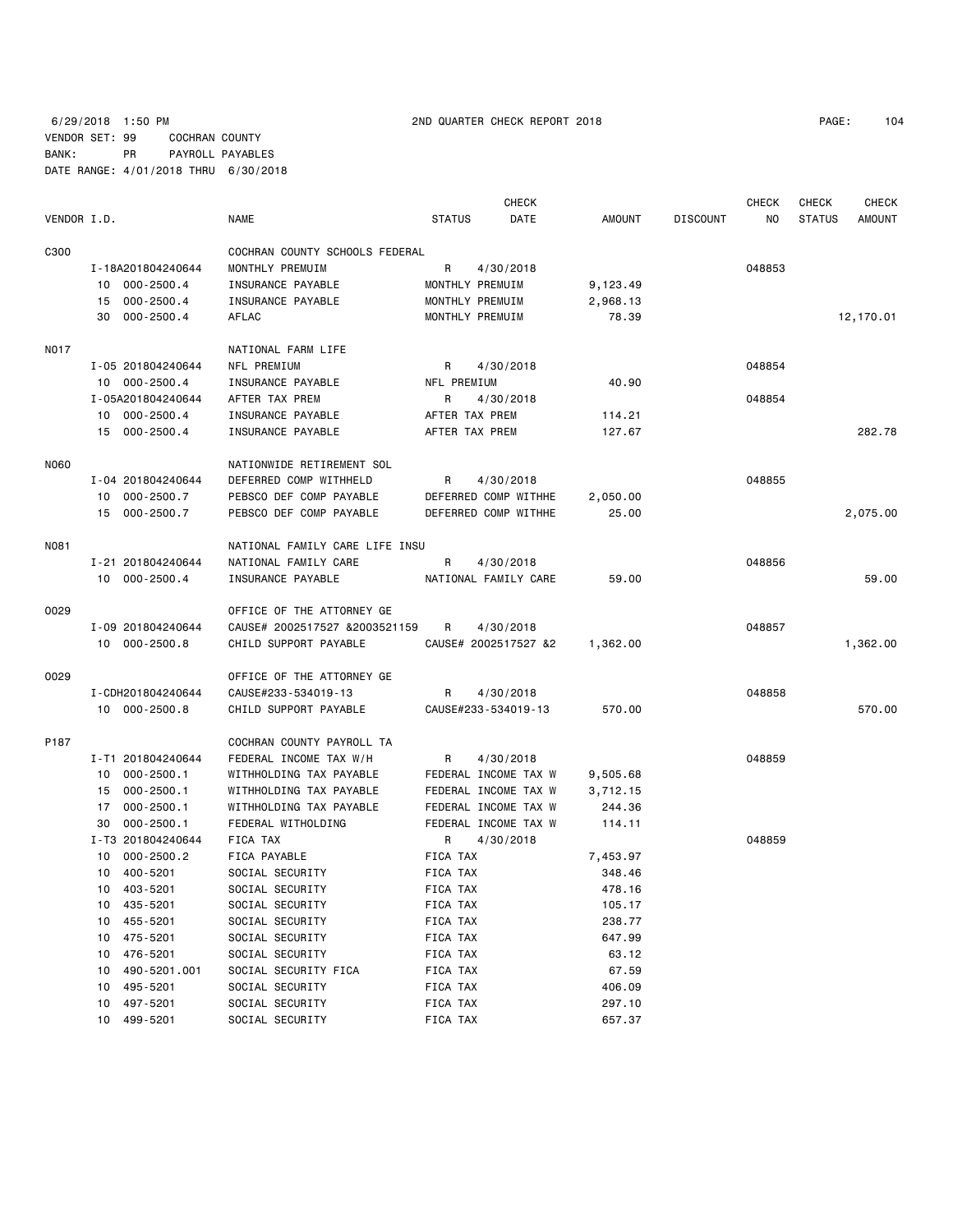6/29/2018 1:50 PM 2ND QUARTER CHECK REPORT 2018

VENDOR SET: 99 COCHRAN COUNTY
BANK: PR PAYROLL PAYABLES
DATE RANGE: 4/01/2018 THRU 6/30/2018

| VENDOR I.D. | | NAME | STATUS | CHECK DATE | AMOUNT | DISCOUNT | CHECK NO | CHECK STATUS | CHECK AMOUNT |
|---|---|---|---|---|---|---|---|---|---|
| C300 | | COCHRAN COUNTY SCHOOLS FEDERAL | | | | | | | |
| | I-18A201804240644 | MONTHLY PREMUIM | R | 4/30/2018 | | | 048853 | | |
| | 10 000-2500.4 | INSURANCE PAYABLE | MONTHLY PREMUIM | | 9,123.49 | | | | |
| | 15 000-2500.4 | INSURANCE PAYABLE | MONTHLY PREMUIM | | 2,968.13 | | | | |
| | 30 000-2500.4 | AFLAC | MONTHLY PREMUIM | | 78.39 | | | | 12,170.01 |
| N017 | | NATIONAL FARM LIFE | | | | | | | |
| | I-05 201804240644 | NFL PREMIUM | R | 4/30/2018 | | | 048854 | | |
| | 10 000-2500.4 | INSURANCE PAYABLE | NFL PREMIUM | | 40.90 | | | | |
| | I-05A201804240644 | AFTER TAX PREM | R | 4/30/2018 | | | 048854 | | |
| | 10 000-2500.4 | INSURANCE PAYABLE | AFTER TAX PREM | | 114.21 | | | | |
| | 15 000-2500.4 | INSURANCE PAYABLE | AFTER TAX PREM | | 127.67 | | | | 282.78 |
| N060 | | NATIONWIDE RETIREMENT SOL | | | | | | | |
| | I-04 201804240644 | DEFERRED COMP WITHHELD | R | 4/30/2018 | | | 048855 | | |
| | 10 000-2500.7 | PEBSCO DEF COMP PAYABLE | DEFERRED COMP WITHHE | | 2,050.00 | | | | |
| | 15 000-2500.7 | PEBSCO DEF COMP PAYABLE | DEFERRED COMP WITHHE | | 25.00 | | | | 2,075.00 |
| N081 | | NATIONAL FAMILY CARE LIFE INSU | | | | | | | |
| | I-21 201804240644 | NATIONAL FAMILY CARE | R | 4/30/2018 | | | 048856 | | |
| | 10 000-2500.4 | INSURANCE PAYABLE | NATIONAL FAMILY CARE | | 59.00 | | | | 59.00 |
| O029 | | OFFICE OF THE ATTORNEY GE | | | | | | | |
| | I-09 201804240644 | CAUSE# 2002517527 &2003521159 | R | 4/30/2018 | | | 048857 | | |
| | 10 000-2500.8 | CHILD SUPPORT PAYABLE | CAUSE# 2002517527 &2 | | 1,362.00 | | | | 1,362.00 |
| O029 | | OFFICE OF THE ATTORNEY GE | | | | | | | |
| | I-CDH201804240644 | CAUSE#233-534019-13 | R | 4/30/2018 | | | 048858 | | |
| | 10 000-2500.8 | CHILD SUPPORT PAYABLE | CAUSE#233-534019-13 | | 570.00 | | | | 570.00 |
| P187 | | COCHRAN COUNTY PAYROLL TA | | | | | | | |
| | I-T1 201804240644 | FEDERAL INCOME TAX W/H | R | 4/30/2018 | | | 048859 | | |
| | 10 000-2500.1 | WITHHOLDING TAX PAYABLE | FEDERAL INCOME TAX W | | 9,505.68 | | | | |
| | 15 000-2500.1 | WITHHOLDING TAX PAYABLE | FEDERAL INCOME TAX W | | 3,712.15 | | | | |
| | 17 000-2500.1 | WITHHOLDING TAX PAYABLE | FEDERAL INCOME TAX W | | 244.36 | | | | |
| | 30 000-2500.1 | FEDERAL WITHOLDING | FEDERAL INCOME TAX W | | 114.11 | | | | |
| | I-T3 201804240644 | FICA TAX | R | 4/30/2018 | | | 048859 | | |
| | 10 000-2500.2 | FICA PAYABLE | FICA TAX | | 7,453.97 | | | | |
| | 10 400-5201 | SOCIAL SECURITY | FICA TAX | | 348.46 | | | | |
| | 10 403-5201 | SOCIAL SECURITY | FICA TAX | | 478.16 | | | | |
| | 10 435-5201 | SOCIAL SECURITY | FICA TAX | | 105.17 | | | | |
| | 10 455-5201 | SOCIAL SECURITY | FICA TAX | | 238.77 | | | | |
| | 10 475-5201 | SOCIAL SECURITY | FICA TAX | | 647.99 | | | | |
| | 10 476-5201 | SOCIAL SECURITY | FICA TAX | | 63.12 | | | | |
| | 10 490-5201.001 | SOCIAL SECURITY FICA | FICA TAX | | 67.59 | | | | |
| | 10 495-5201 | SOCIAL SECURITY | FICA TAX | | 406.09 | | | | |
| | 10 497-5201 | SOCIAL SECURITY | FICA TAX | | 297.10 | | | | |
| | 10 499-5201 | SOCIAL SECURITY | FICA TAX | | 657.37 | | | | |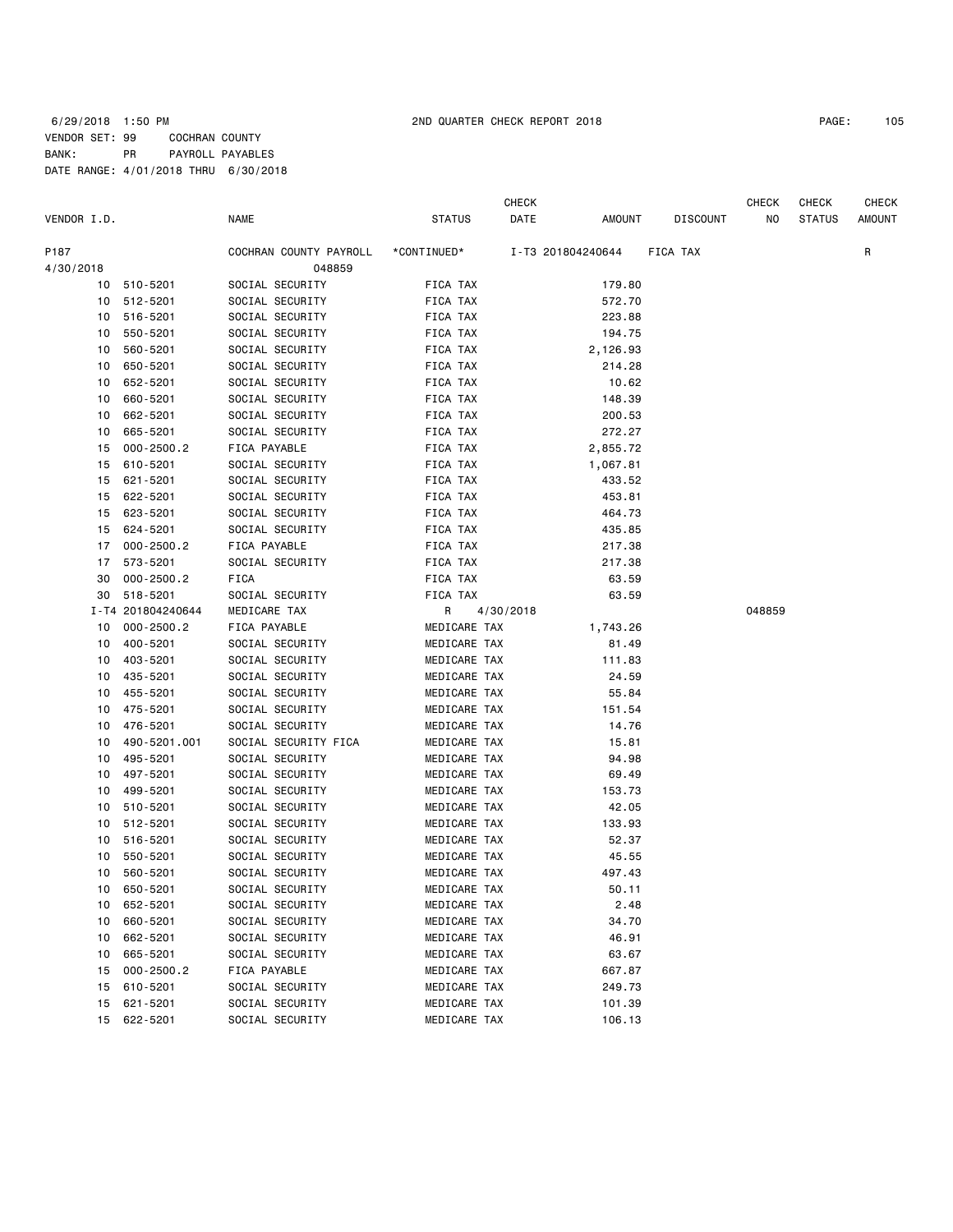6/29/2018 1:50 PM 2ND QUARTER CHECK REPORT 2018

VENDOR SET: 99 COCHRAN COUNTY
BANK: PR PAYROLL PAYABLES
DATE RANGE: 4/01/2018 THRU 6/30/2018

| VENDOR I.D. | | NAME | STATUS | CHECK DATE | AMOUNT | DISCOUNT | CHECK NO | CHECK STATUS | CHECK AMOUNT |
|---|---|---|---|---|---|---|---|---|---|
| P187 | | COCHRAN COUNTY PAYROLL | \*CONTINUED\* | I-T3 201804240644 | | FICA TAX | | | R |
| 4/30/2018 | | 048859 | | | | | | | |
| 10 | 510-5201 | SOCIAL SECURITY | FICA TAX | | 179.80 | | | | |
| 10 | 512-5201 | SOCIAL SECURITY | FICA TAX | | 572.70 | | | | |
| 10 | 516-5201 | SOCIAL SECURITY | FICA TAX | | 223.88 | | | | |
| 10 | 550-5201 | SOCIAL SECURITY | FICA TAX | | 194.75 | | | | |
| 10 | 560-5201 | SOCIAL SECURITY | FICA TAX | | 2,126.93 | | | | |
| 10 | 650-5201 | SOCIAL SECURITY | FICA TAX | | 214.28 | | | | |
| 10 | 652-5201 | SOCIAL SECURITY | FICA TAX | | 10.62 | | | | |
| 10 | 660-5201 | SOCIAL SECURITY | FICA TAX | | 148.39 | | | | |
| 10 | 662-5201 | SOCIAL SECURITY | FICA TAX | | 200.53 | | | | |
| 10 | 665-5201 | SOCIAL SECURITY | FICA TAX | | 272.27 | | | | |
| 15 | 000-2500.2 | FICA PAYABLE | FICA TAX | | 2,855.72 | | | | |
| 15 | 610-5201 | SOCIAL SECURITY | FICA TAX | | 1,067.81 | | | | |
| 15 | 621-5201 | SOCIAL SECURITY | FICA TAX | | 433.52 | | | | |
| 15 | 622-5201 | SOCIAL SECURITY | FICA TAX | | 453.81 | | | | |
| 15 | 623-5201 | SOCIAL SECURITY | FICA TAX | | 464.73 | | | | |
| 15 | 624-5201 | SOCIAL SECURITY | FICA TAX | | 435.85 | | | | |
| 17 | 000-2500.2 | FICA PAYABLE | FICA TAX | | 217.38 | | | | |
| 17 | 573-5201 | SOCIAL SECURITY | FICA TAX | | 217.38 | | | | |
| 30 | 000-2500.2 | FICA | FICA TAX | | 63.59 | | | | |
| 30 | 518-5201 | SOCIAL SECURITY | FICA TAX | | 63.59 | | | | |
| I-T4 | 201804240644 | MEDICARE TAX | R | 4/30/2018 | | | 048859 | | |
| 10 | 000-2500.2 | FICA PAYABLE | MEDICARE TAX | | 1,743.26 | | | | |
| 10 | 400-5201 | SOCIAL SECURITY | MEDICARE TAX | | 81.49 | | | | |
| 10 | 403-5201 | SOCIAL SECURITY | MEDICARE TAX | | 111.83 | | | | |
| 10 | 435-5201 | SOCIAL SECURITY | MEDICARE TAX | | 24.59 | | | | |
| 10 | 455-5201 | SOCIAL SECURITY | MEDICARE TAX | | 55.84 | | | | |
| 10 | 475-5201 | SOCIAL SECURITY | MEDICARE TAX | | 151.54 | | | | |
| 10 | 476-5201 | SOCIAL SECURITY | MEDICARE TAX | | 14.76 | | | | |
| 10 | 490-5201.001 | SOCIAL SECURITY FICA | MEDICARE TAX | | 15.81 | | | | |
| 10 | 495-5201 | SOCIAL SECURITY | MEDICARE TAX | | 94.98 | | | | |
| 10 | 497-5201 | SOCIAL SECURITY | MEDICARE TAX | | 69.49 | | | | |
| 10 | 499-5201 | SOCIAL SECURITY | MEDICARE TAX | | 153.73 | | | | |
| 10 | 510-5201 | SOCIAL SECURITY | MEDICARE TAX | | 42.05 | | | | |
| 10 | 512-5201 | SOCIAL SECURITY | MEDICARE TAX | | 133.93 | | | | |
| 10 | 516-5201 | SOCIAL SECURITY | MEDICARE TAX | | 52.37 | | | | |
| 10 | 550-5201 | SOCIAL SECURITY | MEDICARE TAX | | 45.55 | | | | |
| 10 | 560-5201 | SOCIAL SECURITY | MEDICARE TAX | | 497.43 | | | | |
| 10 | 650-5201 | SOCIAL SECURITY | MEDICARE TAX | | 50.11 | | | | |
| 10 | 652-5201 | SOCIAL SECURITY | MEDICARE TAX | | 2.48 | | | | |
| 10 | 660-5201 | SOCIAL SECURITY | MEDICARE TAX | | 34.70 | | | | |
| 10 | 662-5201 | SOCIAL SECURITY | MEDICARE TAX | | 46.91 | | | | |
| 10 | 665-5201 | SOCIAL SECURITY | MEDICARE TAX | | 63.67 | | | | |
| 15 | 000-2500.2 | FICA PAYABLE | MEDICARE TAX | | 667.87 | | | | |
| 15 | 610-5201 | SOCIAL SECURITY | MEDICARE TAX | | 249.73 | | | | |
| 15 | 621-5201 | SOCIAL SECURITY | MEDICARE TAX | | 101.39 | | | | |
| 15 | 622-5201 | SOCIAL SECURITY | MEDICARE TAX | | 106.13 | | | | |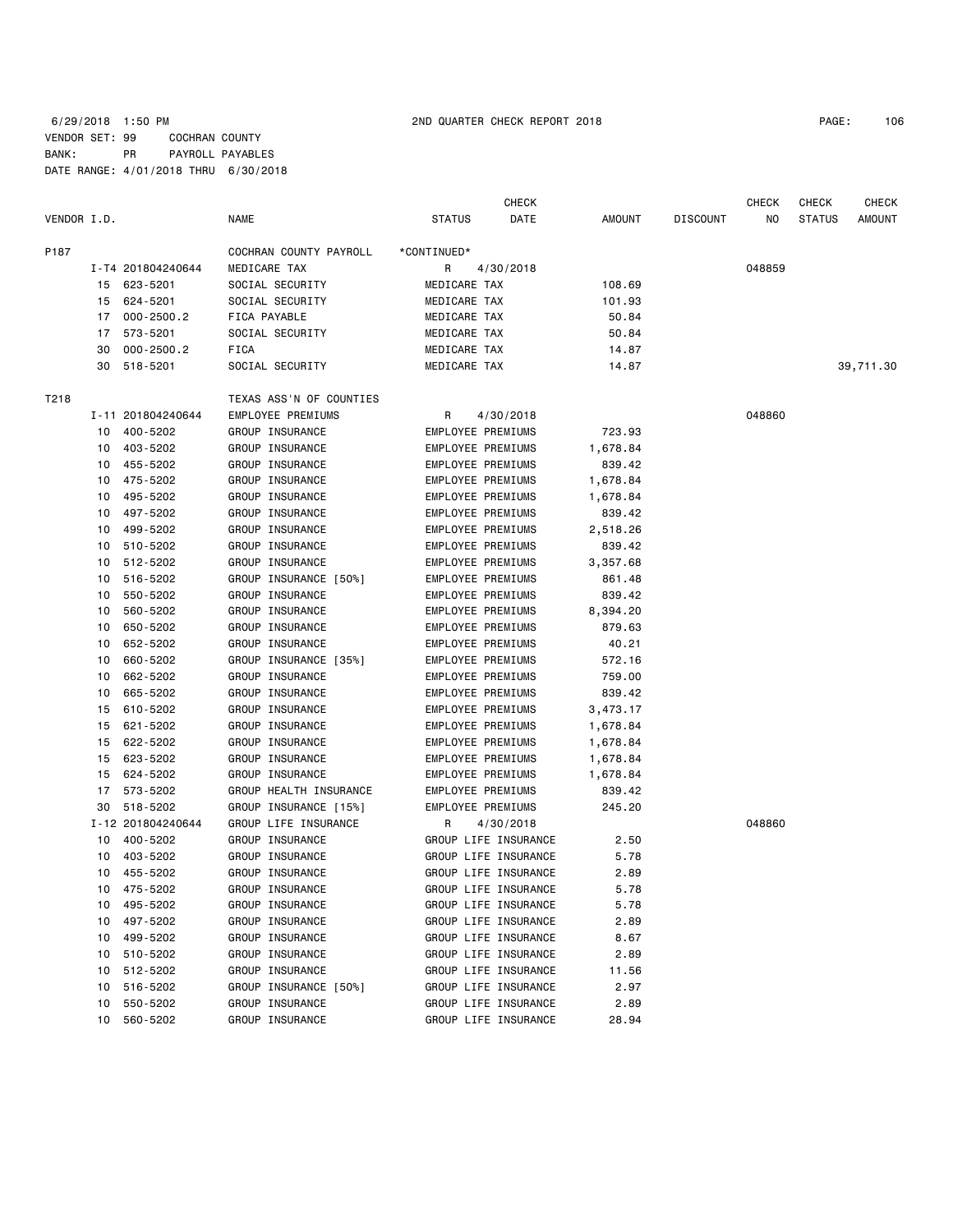6/29/2018 1:50 PM 2ND QUARTER CHECK REPORT 2018

VENDOR SET: 99 COCHRAN COUNTY
BANK: PR PAYROLL PAYABLES
DATE RANGE: 4/01/2018 THRU 6/30/2018

| VENDOR I.D. | | NAME | STATUS | CHECK DATE | AMOUNT | DISCOUNT | CHECK NO | CHECK STATUS | CHECK AMOUNT |
|---|---|---|---|---|---|---|---|---|---|
| P187 | | COCHRAN COUNTY PAYROLL | \*CONTINUED\* | | | | | | |
| | I-T4 201804240644 | MEDICARE TAX | R | 4/30/2018 | | | 048859 | | |
| | 15 623-5201 | SOCIAL SECURITY | MEDICARE TAX | | 108.69 | | | | |
| | 15 624-5201 | SOCIAL SECURITY | MEDICARE TAX | | 101.93 | | | | |
| | 17 000-2500.2 | FICA PAYABLE | MEDICARE TAX | | 50.84 | | | | |
| | 17 573-5201 | SOCIAL SECURITY | MEDICARE TAX | | 50.84 | | | | |
| | 30 000-2500.2 | FICA | MEDICARE TAX | | 14.87 | | | | |
| | 30 518-5201 | SOCIAL SECURITY | MEDICARE TAX | | 14.87 | | | | 39,711.30 |
| T218 | | TEXAS ASS'N OF COUNTIES | | | | | | | |
| | I-11 201804240644 | EMPLOYEE PREMIUMS | R | 4/30/2018 | | | 048860 | | |
| | 10 400-5202 | GROUP INSURANCE | EMPLOYEE PREMIUMS | | 723.93 | | | | |
| | 10 403-5202 | GROUP INSURANCE | EMPLOYEE PREMIUMS | | 1,678.84 | | | | |
| | 10 455-5202 | GROUP INSURANCE | EMPLOYEE PREMIUMS | | 839.42 | | | | |
| | 10 475-5202 | GROUP INSURANCE | EMPLOYEE PREMIUMS | | 1,678.84 | | | | |
| | 10 495-5202 | GROUP INSURANCE | EMPLOYEE PREMIUMS | | 1,678.84 | | | | |
| | 10 497-5202 | GROUP INSURANCE | EMPLOYEE PREMIUMS | | 839.42 | | | | |
| | 10 499-5202 | GROUP INSURANCE | EMPLOYEE PREMIUMS | | 2,518.26 | | | | |
| | 10 510-5202 | GROUP INSURANCE | EMPLOYEE PREMIUMS | | 839.42 | | | | |
| | 10 512-5202 | GROUP INSURANCE | EMPLOYEE PREMIUMS | | 3,357.68 | | | | |
| | 10 516-5202 | GROUP INSURANCE [50%] | EMPLOYEE PREMIUMS | | 861.48 | | | | |
| | 10 550-5202 | GROUP INSURANCE | EMPLOYEE PREMIUMS | | 839.42 | | | | |
| | 10 560-5202 | GROUP INSURANCE | EMPLOYEE PREMIUMS | | 8,394.20 | | | | |
| | 10 650-5202 | GROUP INSURANCE | EMPLOYEE PREMIUMS | | 879.63 | | | | |
| | 10 652-5202 | GROUP INSURANCE | EMPLOYEE PREMIUMS | | 40.21 | | | | |
| | 10 660-5202 | GROUP INSURANCE [35%] | EMPLOYEE PREMIUMS | | 572.16 | | | | |
| | 10 662-5202 | GROUP INSURANCE | EMPLOYEE PREMIUMS | | 759.00 | | | | |
| | 10 665-5202 | GROUP INSURANCE | EMPLOYEE PREMIUMS | | 839.42 | | | | |
| | 15 610-5202 | GROUP INSURANCE | EMPLOYEE PREMIUMS | | 3,473.17 | | | | |
| | 15 621-5202 | GROUP INSURANCE | EMPLOYEE PREMIUMS | | 1,678.84 | | | | |
| | 15 622-5202 | GROUP INSURANCE | EMPLOYEE PREMIUMS | | 1,678.84 | | | | |
| | 15 623-5202 | GROUP INSURANCE | EMPLOYEE PREMIUMS | | 1,678.84 | | | | |
| | 15 624-5202 | GROUP INSURANCE | EMPLOYEE PREMIUMS | | 1,678.84 | | | | |
| | 17 573-5202 | GROUP HEALTH INSURANCE | EMPLOYEE PREMIUMS | | 839.42 | | | | |
| | 30 518-5202 | GROUP INSURANCE [15%] | EMPLOYEE PREMIUMS | | 245.20 | | | | |
| | I-12 201804240644 | GROUP LIFE INSURANCE | R | 4/30/2018 | | | 048860 | | |
| | 10 400-5202 | GROUP INSURANCE | GROUP LIFE INSURANCE | | 2.50 | | | | |
| | 10 403-5202 | GROUP INSURANCE | GROUP LIFE INSURANCE | | 5.78 | | | | |
| | 10 455-5202 | GROUP INSURANCE | GROUP LIFE INSURANCE | | 2.89 | | | | |
| | 10 475-5202 | GROUP INSURANCE | GROUP LIFE INSURANCE | | 5.78 | | | | |
| | 10 495-5202 | GROUP INSURANCE | GROUP LIFE INSURANCE | | 5.78 | | | | |
| | 10 497-5202 | GROUP INSURANCE | GROUP LIFE INSURANCE | | 2.89 | | | | |
| | 10 499-5202 | GROUP INSURANCE | GROUP LIFE INSURANCE | | 8.67 | | | | |
| | 10 510-5202 | GROUP INSURANCE | GROUP LIFE INSURANCE | | 2.89 | | | | |
| | 10 512-5202 | GROUP INSURANCE | GROUP LIFE INSURANCE | | 11.56 | | | | |
| | 10 516-5202 | GROUP INSURANCE [50%] | GROUP LIFE INSURANCE | | 2.97 | | | | |
| | 10 550-5202 | GROUP INSURANCE | GROUP LIFE INSURANCE | | 2.89 | | | | |
| | 10 560-5202 | GROUP INSURANCE | GROUP LIFE INSURANCE | | 28.94 | | | | |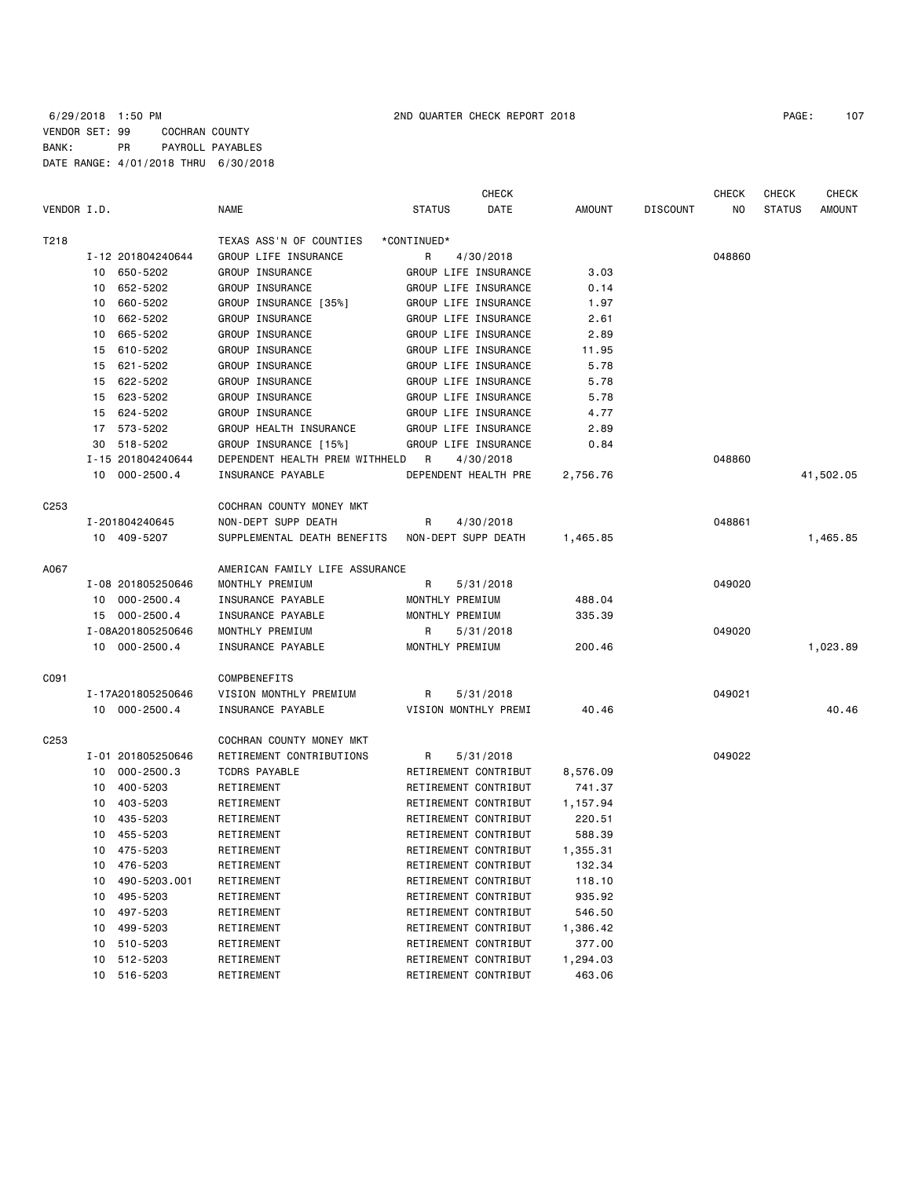6/29/2018 1:50 PM 2ND QUARTER CHECK REPORT 2018

VENDOR SET: 99 COCHRAN COUNTY
BANK: PR PAYROLL PAYABLES
DATE RANGE: 4/01/2018 THRU 6/30/2018

| VENDOR I.D. | | NAME | STATUS | CHECK DATE | AMOUNT | DISCOUNT | CHECK NO | CHECK STATUS | CHECK AMOUNT |
|---|---|---|---|---|---|---|---|---|---|
| T218 | | TEXAS ASS'N OF COUNTIES | *CONTINUED* | | | | | | |
| | I-12 201804240644 | GROUP LIFE INSURANCE | R | 4/30/2018 | | | 048860 | | |
| | 10 650-5202 | GROUP INSURANCE | GROUP LIFE INSURANCE | | 3.03 | | | | |
| | 10 652-5202 | GROUP INSURANCE | GROUP LIFE INSURANCE | | 0.14 | | | | |
| | 10 660-5202 | GROUP INSURANCE [35%] | GROUP LIFE INSURANCE | | 1.97 | | | | |
| | 10 662-5202 | GROUP INSURANCE | GROUP LIFE INSURANCE | | 2.61 | | | | |
| | 10 665-5202 | GROUP INSURANCE | GROUP LIFE INSURANCE | | 2.89 | | | | |
| | 15 610-5202 | GROUP INSURANCE | GROUP LIFE INSURANCE | | 11.95 | | | | |
| | 15 621-5202 | GROUP INSURANCE | GROUP LIFE INSURANCE | | 5.78 | | | | |
| | 15 622-5202 | GROUP INSURANCE | GROUP LIFE INSURANCE | | 5.78 | | | | |
| | 15 623-5202 | GROUP INSURANCE | GROUP LIFE INSURANCE | | 5.78 | | | | |
| | 15 624-5202 | GROUP INSURANCE | GROUP LIFE INSURANCE | | 4.77 | | | | |
| | 17 573-5202 | GROUP HEALTH INSURANCE | GROUP LIFE INSURANCE | | 2.89 | | | | |
| | 30 518-5202 | GROUP INSURANCE [15%] | GROUP LIFE INSURANCE | | 0.84 | | | | |
| | I-15 201804240644 | DEPENDENT HEALTH PREM WITHHELD | R | 4/30/2018 | | | 048860 | | |
| | 10 000-2500.4 | INSURANCE PAYABLE | DEPENDENT HEALTH PRE | | 2,756.76 | | | | 41,502.05 |
| C253 | | COCHRAN COUNTY MONEY MKT | | | | | | | |
| | I-201804240645 | NON-DEPT SUPP DEATH | R | 4/30/2018 | | | 048861 | | |
| | 10 409-5207 | SUPPLEMENTAL DEATH BENEFITS | NON-DEPT SUPP DEATH | | 1,465.85 | | | | 1,465.85 |
| A067 | | AMERICAN FAMILY LIFE ASSURANCE | | | | | | | |
| | I-08 201805250646 | MONTHLY PREMIUM | R | 5/31/2018 | | | 049020 | | |
| | 10 000-2500.4 | INSURANCE PAYABLE | MONTHLY PREMIUM | | 488.04 | | | | |
| | 15 000-2500.4 | INSURANCE PAYABLE | MONTHLY PREMIUM | | 335.39 | | | | |
| | I-08A201805250646 | MONTHLY PREMIUM | R | 5/31/2018 | | | 049020 | | |
| | 10 000-2500.4 | INSURANCE PAYABLE | MONTHLY PREMIUM | | 200.46 | | | | 1,023.89 |
| C091 | | COMPBENEFITS | | | | | | | |
| | I-17A201805250646 | VISION MONTHLY PREMIUM | R | 5/31/2018 | | | 049021 | | |
| | 10 000-2500.4 | INSURANCE PAYABLE | VISION MONTHLY PREMI | | 40.46 | | | | 40.46 |
| C253 | | COCHRAN COUNTY MONEY MKT | | | | | | | |
| | I-01 201805250646 | RETIREMENT CONTRIBUTIONS | R | 5/31/2018 | | | 049022 | | |
| | 10 000-2500.3 | TCDRS PAYABLE | RETIREMENT CONTRIBUT | | 8,576.09 | | | | |
| | 10 400-5203 | RETIREMENT | RETIREMENT CONTRIBUT | | 741.37 | | | | |
| | 10 403-5203 | RETIREMENT | RETIREMENT CONTRIBUT | | 1,157.94 | | | | |
| | 10 435-5203 | RETIREMENT | RETIREMENT CONTRIBUT | | 220.51 | | | | |
| | 10 455-5203 | RETIREMENT | RETIREMENT CONTRIBUT | | 588.39 | | | | |
| | 10 475-5203 | RETIREMENT | RETIREMENT CONTRIBUT | | 1,355.31 | | | | |
| | 10 476-5203 | RETIREMENT | RETIREMENT CONTRIBUT | | 132.34 | | | | |
| | 10 490-5203.001 | RETIREMENT | RETIREMENT CONTRIBUT | | 118.10 | | | | |
| | 10 495-5203 | RETIREMENT | RETIREMENT CONTRIBUT | | 935.92 | | | | |
| | 10 497-5203 | RETIREMENT | RETIREMENT CONTRIBUT | | 546.50 | | | | |
| | 10 499-5203 | RETIREMENT | RETIREMENT CONTRIBUT | | 1,386.42 | | | | |
| | 10 510-5203 | RETIREMENT | RETIREMENT CONTRIBUT | | 377.00 | | | | |
| | 10 512-5203 | RETIREMENT | RETIREMENT CONTRIBUT | | 1,294.03 | | | | |
| | 10 516-5203 | RETIREMENT | RETIREMENT CONTRIBUT | | 463.06 | | | | |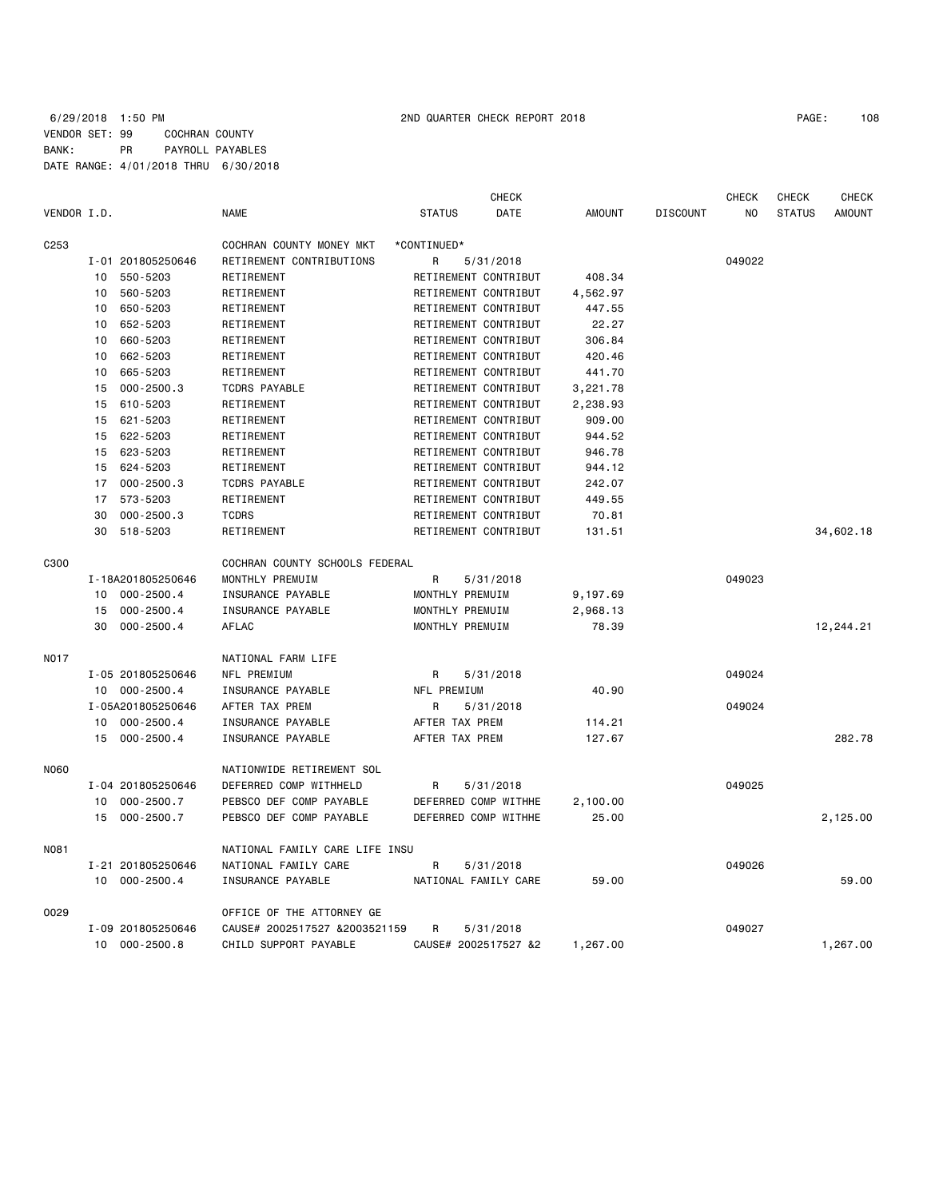6/29/2018 1:50 PM 2ND QUARTER CHECK REPORT 2018

VENDOR SET: 99 COCHRAN COUNTY
BANK: PR PAYROLL PAYABLES
DATE RANGE: 4/01/2018 THRU 6/30/2018

| VENDOR I.D. | | NAME | STATUS | CHECK DATE | AMOUNT | DISCOUNT | CHECK NO | CHECK STATUS | CHECK AMOUNT |
|---|---|---|---|---|---|---|---|---|---|
| C253 | | COCHRAN COUNTY MONEY MKT | *CONTINUED* | | | | | | |
| | I-01 201805250646 | RETIREMENT CONTRIBUTIONS | R | 5/31/2018 | | | 049022 | | |
| | 10 550-5203 | RETIREMENT | RETIREMENT CONTRIBUT | | 408.34 | | | | |
| | 10 560-5203 | RETIREMENT | RETIREMENT CONTRIBUT | | 4,562.97 | | | | |
| | 10 650-5203 | RETIREMENT | RETIREMENT CONTRIBUT | | 447.55 | | | | |
| | 10 652-5203 | RETIREMENT | RETIREMENT CONTRIBUT | | 22.27 | | | | |
| | 10 660-5203 | RETIREMENT | RETIREMENT CONTRIBUT | | 306.84 | | | | |
| | 10 662-5203 | RETIREMENT | RETIREMENT CONTRIBUT | | 420.46 | | | | |
| | 10 665-5203 | RETIREMENT | RETIREMENT CONTRIBUT | | 441.70 | | | | |
| | 15 000-2500.3 | TCDRS PAYABLE | RETIREMENT CONTRIBUT | | 3,221.78 | | | | |
| | 15 610-5203 | RETIREMENT | RETIREMENT CONTRIBUT | | 2,238.93 | | | | |
| | 15 621-5203 | RETIREMENT | RETIREMENT CONTRIBUT | | 909.00 | | | | |
| | 15 622-5203 | RETIREMENT | RETIREMENT CONTRIBUT | | 944.52 | | | | |
| | 15 623-5203 | RETIREMENT | RETIREMENT CONTRIBUT | | 946.78 | | | | |
| | 15 624-5203 | RETIREMENT | RETIREMENT CONTRIBUT | | 944.12 | | | | |
| | 17 000-2500.3 | TCDRS PAYABLE | RETIREMENT CONTRIBUT | | 242.07 | | | | |
| | 17 573-5203 | RETIREMENT | RETIREMENT CONTRIBUT | | 449.55 | | | | |
| | 30 000-2500.3 | TCDRS | RETIREMENT CONTRIBUT | | 70.81 | | | | |
| | 30 518-5203 | RETIREMENT | RETIREMENT CONTRIBUT | | 131.51 | | | | 34,602.18 |
| C300 | | COCHRAN COUNTY SCHOOLS FEDERAL | | | | | | | |
| | I-18A201805250646 | MONTHLY PREMUIM | R | 5/31/2018 | | | 049023 | | |
| | 10 000-2500.4 | INSURANCE PAYABLE | MONTHLY PREMUIM | | 9,197.69 | | | | |
| | 15 000-2500.4 | INSURANCE PAYABLE | MONTHLY PREMUIM | | 2,968.13 | | | | |
| | 30 000-2500.4 | AFLAC | MONTHLY PREMUIM | | 78.39 | | | | 12,244.21 |
| N017 | | NATIONAL FARM LIFE | | | | | | | |
| | I-05 201805250646 | NFL PREMIUM | R | 5/31/2018 | | | 049024 | | |
| | 10 000-2500.4 | INSURANCE PAYABLE | NFL PREMIUM | | 40.90 | | | | |
| | I-05A201805250646 | AFTER TAX PREM | R | 5/31/2018 | | | 049024 | | |
| | 10 000-2500.4 | INSURANCE PAYABLE | AFTER TAX PREM | | 114.21 | | | | |
| | 15 000-2500.4 | INSURANCE PAYABLE | AFTER TAX PREM | | 127.67 | | | | 282.78 |
| N060 | | NATIONWIDE RETIREMENT SOL | | | | | | | |
| | I-04 201805250646 | DEFERRED COMP WITHHELD | R | 5/31/2018 | | | 049025 | | |
| | 10 000-2500.7 | PEBSCO DEF COMP PAYABLE | DEFERRED COMP WITHHE | | 2,100.00 | | | | |
| | 15 000-2500.7 | PEBSCO DEF COMP PAYABLE | DEFERRED COMP WITHHE | | 25.00 | | | | 2,125.00 |
| N081 | | NATIONAL FAMILY CARE LIFE INSU | | | | | | | |
| | I-21 201805250646 | NATIONAL FAMILY CARE | R | 5/31/2018 | | | 049026 | | |
| | 10 000-2500.4 | INSURANCE PAYABLE | NATIONAL FAMILY CARE | | 59.00 | | | | 59.00 |
| O029 | | OFFICE OF THE ATTORNEY GE | | | | | | | |
| | I-09 201805250646 | CAUSE# 2002517527 &2003521159 | R | 5/31/2018 | | | 049027 | | |
| | 10 000-2500.8 | CHILD SUPPORT PAYABLE | CAUSE# 2002517527 &2 | | 1,267.00 | | | | 1,267.00 |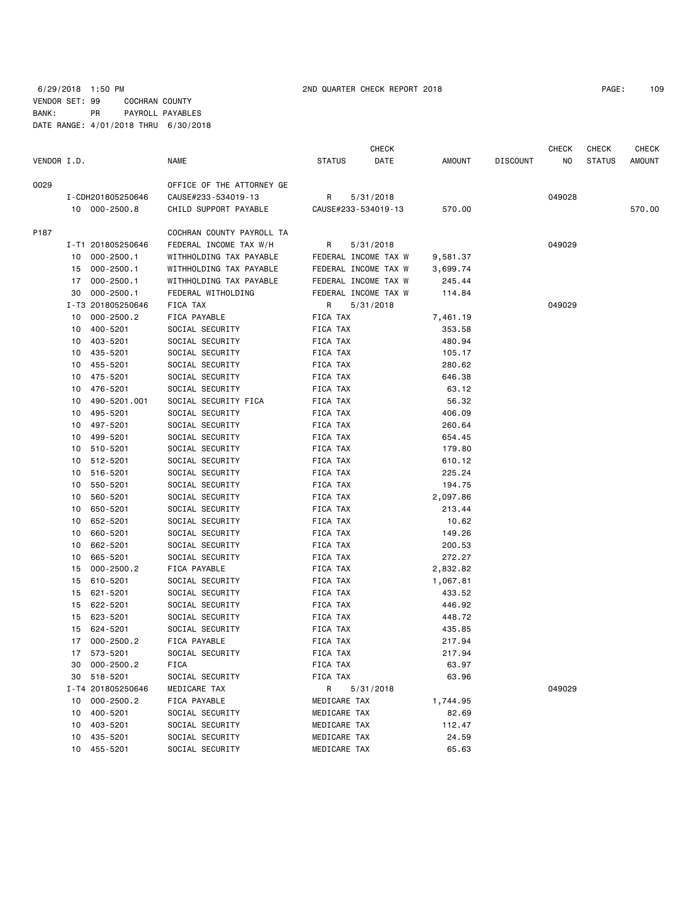6/29/2018 1:50 PM 2ND QUARTER CHECK REPORT 2018

VENDOR SET: 99 COCHRAN COUNTY
BANK: PR PAYROLL PAYABLES
DATE RANGE: 4/01/2018 THRU 6/30/2018

| VENDOR I.D. | | NAME | STATUS | CHECK DATE | AMOUNT | DISCOUNT | CHECK NO | CHECK STATUS | CHECK AMOUNT |
|---|---|---|---|---|---|---|---|---|---|
| 0029 | | OFFICE OF THE ATTORNEY GE | | | | | | | |
| | I-CDH201805250646 | CAUSE#233-534019-13 | R | 5/31/2018 | | | 049028 | | |
| | 10 000-2500.8 | CHILD SUPPORT PAYABLE | CAUSE#233-534019-13 | | 570.00 | | | | 570.00 |
| P187 | | COCHRAN COUNTY PAYROLL TA | | | | | | | |
| | I-T1 201805250646 | FEDERAL INCOME TAX W/H | R | 5/31/2018 | | | 049029 | | |
| | 10 000-2500.1 | WITHHOLDING TAX PAYABLE | FEDERAL INCOME TAX W | | 9,581.37 | | | | |
| | 15 000-2500.1 | WITHHOLDING TAX PAYABLE | FEDERAL INCOME TAX W | | 3,699.74 | | | | |
| | 17 000-2500.1 | WITHHOLDING TAX PAYABLE | FEDERAL INCOME TAX W | | 245.44 | | | | |
| | 30 000-2500.1 | FEDERAL WITHOLDING | FEDERAL INCOME TAX W | | 114.84 | | | | |
| | I-T3 201805250646 | FICA TAX | R | 5/31/2018 | | | 049029 | | |
| | 10 000-2500.2 | FICA PAYABLE | FICA TAX | | 7,461.19 | | | | |
| | 10 400-5201 | SOCIAL SECURITY | FICA TAX | | 353.58 | | | | |
| | 10 403-5201 | SOCIAL SECURITY | FICA TAX | | 480.94 | | | | |
| | 10 435-5201 | SOCIAL SECURITY | FICA TAX | | 105.17 | | | | |
| | 10 455-5201 | SOCIAL SECURITY | FICA TAX | | 280.62 | | | | |
| | 10 475-5201 | SOCIAL SECURITY | FICA TAX | | 646.38 | | | | |
| | 10 476-5201 | SOCIAL SECURITY | FICA TAX | | 63.12 | | | | |
| | 10 490-5201.001 | SOCIAL SECURITY FICA | FICA TAX | | 56.32 | | | | |
| | 10 495-5201 | SOCIAL SECURITY | FICA TAX | | 406.09 | | | | |
| | 10 497-5201 | SOCIAL SECURITY | FICA TAX | | 260.64 | | | | |
| | 10 499-5201 | SOCIAL SECURITY | FICA TAX | | 654.45 | | | | |
| | 10 510-5201 | SOCIAL SECURITY | FICA TAX | | 179.80 | | | | |
| | 10 512-5201 | SOCIAL SECURITY | FICA TAX | | 610.12 | | | | |
| | 10 516-5201 | SOCIAL SECURITY | FICA TAX | | 225.24 | | | | |
| | 10 550-5201 | SOCIAL SECURITY | FICA TAX | | 194.75 | | | | |
| | 10 560-5201 | SOCIAL SECURITY | FICA TAX | | 2,097.86 | | | | |
| | 10 650-5201 | SOCIAL SECURITY | FICA TAX | | 213.44 | | | | |
| | 10 652-5201 | SOCIAL SECURITY | FICA TAX | | 10.62 | | | | |
| | 10 660-5201 | SOCIAL SECURITY | FICA TAX | | 149.26 | | | | |
| | 10 662-5201 | SOCIAL SECURITY | FICA TAX | | 200.53 | | | | |
| | 10 665-5201 | SOCIAL SECURITY | FICA TAX | | 272.27 | | | | |
| | 15 000-2500.2 | FICA PAYABLE | FICA TAX | | 2,832.82 | | | | |
| | 15 610-5201 | SOCIAL SECURITY | FICA TAX | | 1,067.81 | | | | |
| | 15 621-5201 | SOCIAL SECURITY | FICA TAX | | 433.52 | | | | |
| | 15 622-5201 | SOCIAL SECURITY | FICA TAX | | 446.92 | | | | |
| | 15 623-5201 | SOCIAL SECURITY | FICA TAX | | 448.72 | | | | |
| | 15 624-5201 | SOCIAL SECURITY | FICA TAX | | 435.85 | | | | |
| | 17 000-2500.2 | FICA PAYABLE | FICA TAX | | 217.94 | | | | |
| | 17 573-5201 | SOCIAL SECURITY | FICA TAX | | 217.94 | | | | |
| | 30 000-2500.2 | FICA | FICA TAX | | 63.97 | | | | |
| | 30 518-5201 | SOCIAL SECURITY | FICA TAX | | 63.96 | | | | |
| | I-T4 201805250646 | MEDICARE TAX | R | 5/31/2018 | | | 049029 | | |
| | 10 000-2500.2 | FICA PAYABLE | MEDICARE TAX | | 1,744.95 | | | | |
| | 10 400-5201 | SOCIAL SECURITY | MEDICARE TAX | | 82.69 | | | | |
| | 10 403-5201 | SOCIAL SECURITY | MEDICARE TAX | | 112.47 | | | | |
| | 10 435-5201 | SOCIAL SECURITY | MEDICARE TAX | | 24.59 | | | | |
| | 10 455-5201 | SOCIAL SECURITY | MEDICARE TAX | | 65.63 | | | | |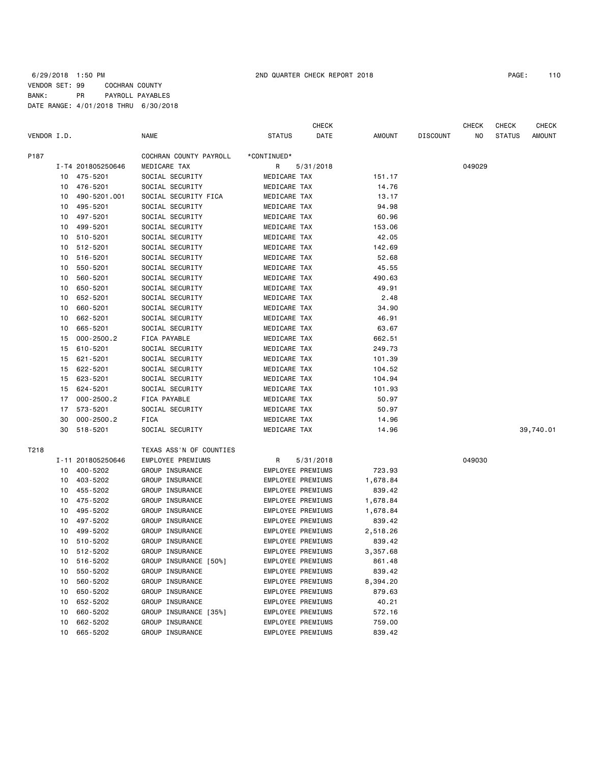6/29/2018 1:50 PM 2ND QUARTER CHECK REPORT 2018

VENDOR SET: 99 COCHRAN COUNTY
BANK: PR PAYROLL PAYABLES
DATE RANGE: 4/01/2018 THRU 6/30/2018

| VENDOR I.D. | | NAME | STATUS | CHECK DATE | AMOUNT | DISCOUNT | CHECK NO | CHECK STATUS | CHECK AMOUNT |
|---|---|---|---|---|---|---|---|---|---|
| P187 | | COCHRAN COUNTY PAYROLL | *CONTINUED* | | | | | | |
| | I-T4 201805250646 | MEDICARE TAX | R | 5/31/2018 | | | 049029 | | |
| | 10 475-5201 | SOCIAL SECURITY | MEDICARE TAX | | 151.17 | | | | |
| | 10 476-5201 | SOCIAL SECURITY | MEDICARE TAX | | 14.76 | | | | |
| | 10 490-5201.001 | SOCIAL SECURITY FICA | MEDICARE TAX | | 13.17 | | | | |
| | 10 495-5201 | SOCIAL SECURITY | MEDICARE TAX | | 94.98 | | | | |
| | 10 497-5201 | SOCIAL SECURITY | MEDICARE TAX | | 60.96 | | | | |
| | 10 499-5201 | SOCIAL SECURITY | MEDICARE TAX | | 153.06 | | | | |
| | 10 510-5201 | SOCIAL SECURITY | MEDICARE TAX | | 42.05 | | | | |
| | 10 512-5201 | SOCIAL SECURITY | MEDICARE TAX | | 142.69 | | | | |
| | 10 516-5201 | SOCIAL SECURITY | MEDICARE TAX | | 52.68 | | | | |
| | 10 550-5201 | SOCIAL SECURITY | MEDICARE TAX | | 45.55 | | | | |
| | 10 560-5201 | SOCIAL SECURITY | MEDICARE TAX | | 490.63 | | | | |
| | 10 650-5201 | SOCIAL SECURITY | MEDICARE TAX | | 49.91 | | | | |
| | 10 652-5201 | SOCIAL SECURITY | MEDICARE TAX | | 2.48 | | | | |
| | 10 660-5201 | SOCIAL SECURITY | MEDICARE TAX | | 34.90 | | | | |
| | 10 662-5201 | SOCIAL SECURITY | MEDICARE TAX | | 46.91 | | | | |
| | 10 665-5201 | SOCIAL SECURITY | MEDICARE TAX | | 63.67 | | | | |
| | 15 000-2500.2 | FICA PAYABLE | MEDICARE TAX | | 662.51 | | | | |
| | 15 610-5201 | SOCIAL SECURITY | MEDICARE TAX | | 249.73 | | | | |
| | 15 621-5201 | SOCIAL SECURITY | MEDICARE TAX | | 101.39 | | | | |
| | 15 622-5201 | SOCIAL SECURITY | MEDICARE TAX | | 104.52 | | | | |
| | 15 623-5201 | SOCIAL SECURITY | MEDICARE TAX | | 104.94 | | | | |
| | 15 624-5201 | SOCIAL SECURITY | MEDICARE TAX | | 101.93 | | | | |
| | 17 000-2500.2 | FICA PAYABLE | MEDICARE TAX | | 50.97 | | | | |
| | 17 573-5201 | SOCIAL SECURITY | MEDICARE TAX | | 50.97 | | | | |
| | 30 000-2500.2 | FICA | MEDICARE TAX | | 14.96 | | | | |
| | 30 518-5201 | SOCIAL SECURITY | MEDICARE TAX | | 14.96 | | | | 39,740.01 |
| T218 | | TEXAS ASS'N OF COUNTIES | | | | | | | |
| | I-11 201805250646 | EMPLOYEE PREMIUMS | R | 5/31/2018 | | | 049030 | | |
| | 10 400-5202 | GROUP INSURANCE | EMPLOYEE PREMIUMS | | 723.93 | | | | |
| | 10 403-5202 | GROUP INSURANCE | EMPLOYEE PREMIUMS | | 1,678.84 | | | | |
| | 10 455-5202 | GROUP INSURANCE | EMPLOYEE PREMIUMS | | 839.42 | | | | |
| | 10 475-5202 | GROUP INSURANCE | EMPLOYEE PREMIUMS | | 1,678.84 | | | | |
| | 10 495-5202 | GROUP INSURANCE | EMPLOYEE PREMIUMS | | 1,678.84 | | | | |
| | 10 497-5202 | GROUP INSURANCE | EMPLOYEE PREMIUMS | | 839.42 | | | | |
| | 10 499-5202 | GROUP INSURANCE | EMPLOYEE PREMIUMS | | 2,518.26 | | | | |
| | 10 510-5202 | GROUP INSURANCE | EMPLOYEE PREMIUMS | | 839.42 | | | | |
| | 10 512-5202 | GROUP INSURANCE | EMPLOYEE PREMIUMS | | 3,357.68 | | | | |
| | 10 516-5202 | GROUP INSURANCE [50%] | EMPLOYEE PREMIUMS | | 861.48 | | | | |
| | 10 550-5202 | GROUP INSURANCE | EMPLOYEE PREMIUMS | | 839.42 | | | | |
| | 10 560-5202 | GROUP INSURANCE | EMPLOYEE PREMIUMS | | 8,394.20 | | | | |
| | 10 650-5202 | GROUP INSURANCE | EMPLOYEE PREMIUMS | | 879.63 | | | | |
| | 10 652-5202 | GROUP INSURANCE | EMPLOYEE PREMIUMS | | 40.21 | | | | |
| | 10 660-5202 | GROUP INSURANCE [35%] | EMPLOYEE PREMIUMS | | 572.16 | | | | |
| | 10 662-5202 | GROUP INSURANCE | EMPLOYEE PREMIUMS | | 759.00 | | | | |
| | 10 665-5202 | GROUP INSURANCE | EMPLOYEE PREMIUMS | | 839.42 | | | | |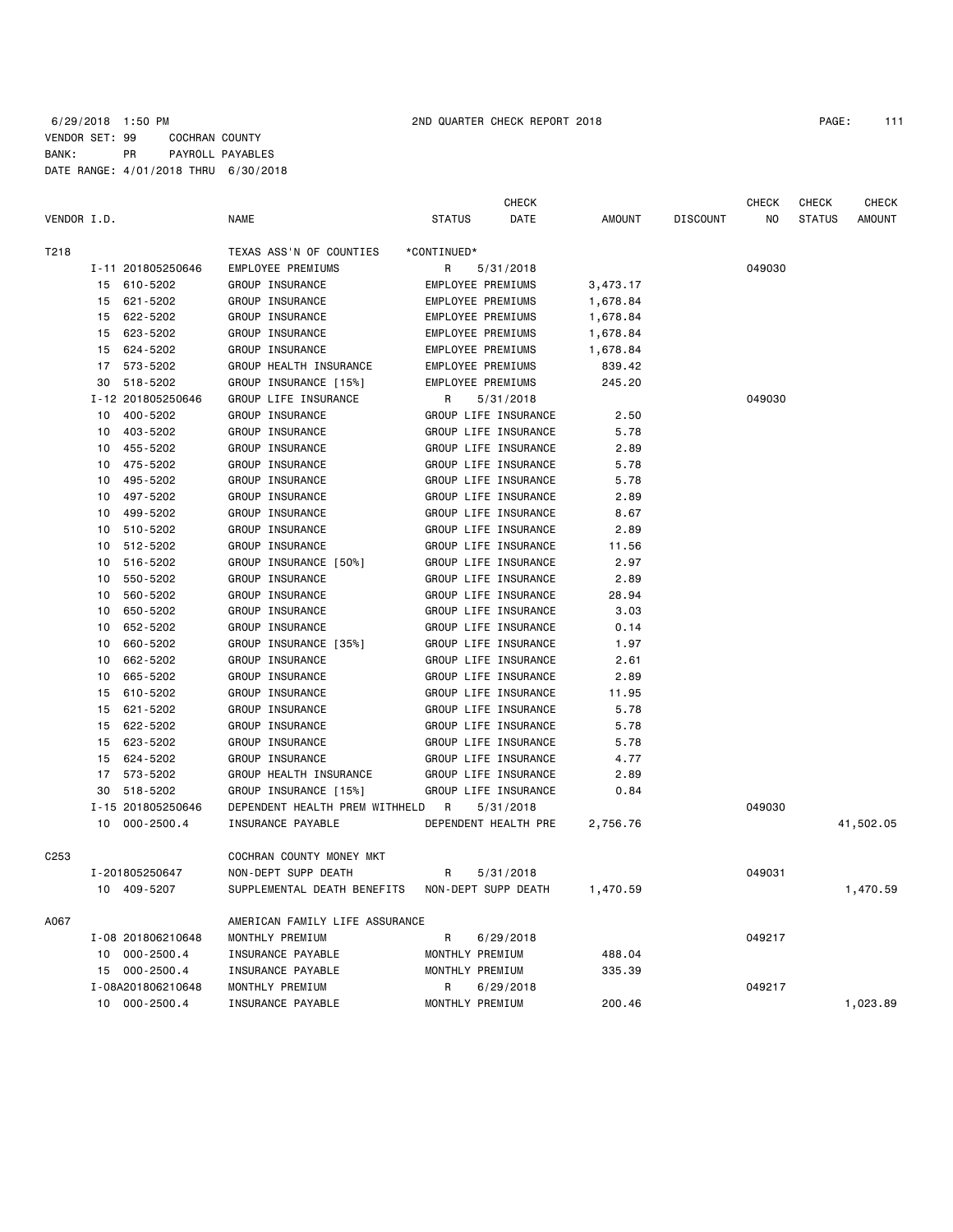6/29/2018 1:50 PM 2ND QUARTER CHECK REPORT 2018

VENDOR SET: 99 COCHRAN COUNTY
BANK: PR PAYROLL PAYABLES
DATE RANGE: 4/01/2018 THRU 6/30/2018

| VENDOR I.D. | | NAME | STATUS | CHECK DATE | AMOUNT | DISCOUNT | CHECK NO | CHECK STATUS | CHECK AMOUNT |
|---|---|---|---|---|---|---|---|---|---|
| T218 | | TEXAS ASS'N OF COUNTIES | *CONTINUED* | | | | | | |
| | I-11 201805250646 | EMPLOYEE PREMIUMS | R | 5/31/2018 | | | 049030 | | |
| | 15 610-5202 | GROUP INSURANCE | EMPLOYEE PREMIUMS | | 3,473.17 | | | | |
| | 15 621-5202 | GROUP INSURANCE | EMPLOYEE PREMIUMS | | 1,678.84 | | | | |
| | 15 622-5202 | GROUP INSURANCE | EMPLOYEE PREMIUMS | | 1,678.84 | | | | |
| | 15 623-5202 | GROUP INSURANCE | EMPLOYEE PREMIUMS | | 1,678.84 | | | | |
| | 15 624-5202 | GROUP INSURANCE | EMPLOYEE PREMIUMS | | 1,678.84 | | | | |
| | 17 573-5202 | GROUP HEALTH INSURANCE | EMPLOYEE PREMIUMS | | 839.42 | | | | |
| | 30 518-5202 | GROUP INSURANCE [15%] | EMPLOYEE PREMIUMS | | 245.20 | | | | |
| | I-12 201805250646 | GROUP LIFE INSURANCE | R | 5/31/2018 | | | 049030 | | |
| | 10 400-5202 | GROUP INSURANCE | GROUP LIFE INSURANCE | | 2.50 | | | | |
| | 10 403-5202 | GROUP INSURANCE | GROUP LIFE INSURANCE | | 5.78 | | | | |
| | 10 455-5202 | GROUP INSURANCE | GROUP LIFE INSURANCE | | 2.89 | | | | |
| | 10 475-5202 | GROUP INSURANCE | GROUP LIFE INSURANCE | | 5.78 | | | | |
| | 10 495-5202 | GROUP INSURANCE | GROUP LIFE INSURANCE | | 5.78 | | | | |
| | 10 497-5202 | GROUP INSURANCE | GROUP LIFE INSURANCE | | 2.89 | | | | |
| | 10 499-5202 | GROUP INSURANCE | GROUP LIFE INSURANCE | | 8.67 | | | | |
| | 10 510-5202 | GROUP INSURANCE | GROUP LIFE INSURANCE | | 2.89 | | | | |
| | 10 512-5202 | GROUP INSURANCE | GROUP LIFE INSURANCE | | 11.56 | | | | |
| | 10 516-5202 | GROUP INSURANCE [50%] | GROUP LIFE INSURANCE | | 2.97 | | | | |
| | 10 550-5202 | GROUP INSURANCE | GROUP LIFE INSURANCE | | 2.89 | | | | |
| | 10 560-5202 | GROUP INSURANCE | GROUP LIFE INSURANCE | | 28.94 | | | | |
| | 10 650-5202 | GROUP INSURANCE | GROUP LIFE INSURANCE | | 3.03 | | | | |
| | 10 652-5202 | GROUP INSURANCE | GROUP LIFE INSURANCE | | 0.14 | | | | |
| | 10 660-5202 | GROUP INSURANCE [35%] | GROUP LIFE INSURANCE | | 1.97 | | | | |
| | 10 662-5202 | GROUP INSURANCE | GROUP LIFE INSURANCE | | 2.61 | | | | |
| | 10 665-5202 | GROUP INSURANCE | GROUP LIFE INSURANCE | | 2.89 | | | | |
| | 15 610-5202 | GROUP INSURANCE | GROUP LIFE INSURANCE | | 11.95 | | | | |
| | 15 621-5202 | GROUP INSURANCE | GROUP LIFE INSURANCE | | 5.78 | | | | |
| | 15 622-5202 | GROUP INSURANCE | GROUP LIFE INSURANCE | | 5.78 | | | | |
| | 15 623-5202 | GROUP INSURANCE | GROUP LIFE INSURANCE | | 5.78 | | | | |
| | 15 624-5202 | GROUP INSURANCE | GROUP LIFE INSURANCE | | 4.77 | | | | |
| | 17 573-5202 | GROUP HEALTH INSURANCE | GROUP LIFE INSURANCE | | 2.89 | | | | |
| | 30 518-5202 | GROUP INSURANCE [15%] | GROUP LIFE INSURANCE | | 0.84 | | | | |
| | I-15 201805250646 | DEPENDENT HEALTH PREM WITHHELD | R | 5/31/2018 | | | 049030 | | |
| | 10 000-2500.4 | INSURANCE PAYABLE | DEPENDENT HEALTH PRE | | 2,756.76 | | | | 41,502.05 |
| C253 | | COCHRAN COUNTY MONEY MKT | | | | | | | |
| | I-201805250647 | NON-DEPT SUPP DEATH | R | 5/31/2018 | | | 049031 | | |
| | 10 409-5207 | SUPPLEMENTAL DEATH BENEFITS | NON-DEPT SUPP DEATH | | 1,470.59 | | | | 1,470.59 |
| A067 | | AMERICAN FAMILY LIFE ASSURANCE | | | | | | | |
| | I-08 201806210648 | MONTHLY PREMIUM | R | 6/29/2018 | | | 049217 | | |
| | 10 000-2500.4 | INSURANCE PAYABLE | MONTHLY PREMIUM | | 488.04 | | | | |
| | 15 000-2500.4 | INSURANCE PAYABLE | MONTHLY PREMIUM | | 335.39 | | | | |
| | I-08A201806210648 | MONTHLY PREMIUM | R | 6/29/2018 | | | 049217 | | |
| | 10 000-2500.4 | INSURANCE PAYABLE | MONTHLY PREMIUM | | 200.46 | | | | 1,023.89 |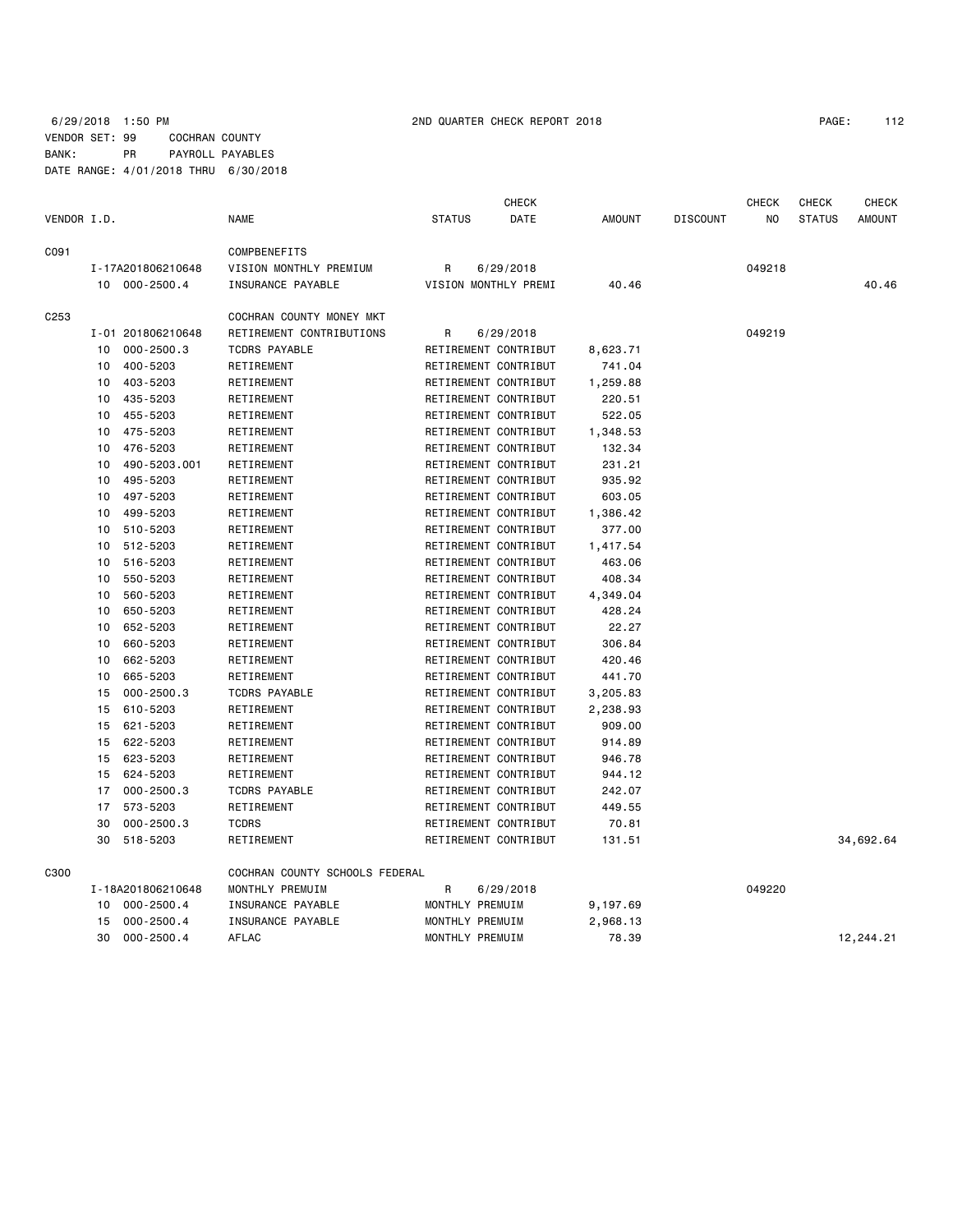6/29/2018 1:50 PM 2ND QUARTER CHECK REPORT 2018

VENDOR SET: 99 COCHRAN COUNTY
BANK: PR PAYROLL PAYABLES
DATE RANGE: 4/01/2018 THRU 6/30/2018

| VENDOR I.D. | | NAME | STATUS | CHECK DATE | AMOUNT | DISCOUNT | CHECK NO | CHECK STATUS | CHECK AMOUNT |
|---|---|---|---|---|---|---|---|---|---|
| C091 | | COMPBENEFITS | | | | | | | |
| | I-17A201806210648 | VISION MONTHLY PREMIUM | R | 6/29/2018 | | | 049218 | | |
| | 10 000-2500.4 | INSURANCE PAYABLE | VISION MONTHLY PREMI | | 40.46 | | | | 40.46 |
| C253 | | COCHRAN COUNTY MONEY MKT | | | | | | | |
| | I-01 201806210648 | RETIREMENT CONTRIBUTIONS | R | 6/29/2018 | | | 049219 | | |
| | 10 000-2500.3 | TCDRS PAYABLE | RETIREMENT CONTRIBUT | | 8,623.71 | | | | |
| | 10 400-5203 | RETIREMENT | RETIREMENT CONTRIBUT | | 741.04 | | | | |
| | 10 403-5203 | RETIREMENT | RETIREMENT CONTRIBUT | | 1,259.88 | | | | |
| | 10 435-5203 | RETIREMENT | RETIREMENT CONTRIBUT | | 220.51 | | | | |
| | 10 455-5203 | RETIREMENT | RETIREMENT CONTRIBUT | | 522.05 | | | | |
| | 10 475-5203 | RETIREMENT | RETIREMENT CONTRIBUT | | 1,348.53 | | | | |
| | 10 476-5203 | RETIREMENT | RETIREMENT CONTRIBUT | | 132.34 | | | | |
| | 10 490-5203.001 | RETIREMENT | RETIREMENT CONTRIBUT | | 231.21 | | | | |
| | 10 495-5203 | RETIREMENT | RETIREMENT CONTRIBUT | | 935.92 | | | | |
| | 10 497-5203 | RETIREMENT | RETIREMENT CONTRIBUT | | 603.05 | | | | |
| | 10 499-5203 | RETIREMENT | RETIREMENT CONTRIBUT | | 1,386.42 | | | | |
| | 10 510-5203 | RETIREMENT | RETIREMENT CONTRIBUT | | 377.00 | | | | |
| | 10 512-5203 | RETIREMENT | RETIREMENT CONTRIBUT | | 1,417.54 | | | | |
| | 10 516-5203 | RETIREMENT | RETIREMENT CONTRIBUT | | 463.06 | | | | |
| | 10 550-5203 | RETIREMENT | RETIREMENT CONTRIBUT | | 408.34 | | | | |
| | 10 560-5203 | RETIREMENT | RETIREMENT CONTRIBUT | | 4,349.04 | | | | |
| | 10 650-5203 | RETIREMENT | RETIREMENT CONTRIBUT | | 428.24 | | | | |
| | 10 652-5203 | RETIREMENT | RETIREMENT CONTRIBUT | | 22.27 | | | | |
| | 10 660-5203 | RETIREMENT | RETIREMENT CONTRIBUT | | 306.84 | | | | |
| | 10 662-5203 | RETIREMENT | RETIREMENT CONTRIBUT | | 420.46 | | | | |
| | 10 665-5203 | RETIREMENT | RETIREMENT CONTRIBUT | | 441.70 | | | | |
| | 15 000-2500.3 | TCDRS PAYABLE | RETIREMENT CONTRIBUT | | 3,205.83 | | | | |
| | 15 610-5203 | RETIREMENT | RETIREMENT CONTRIBUT | | 2,238.93 | | | | |
| | 15 621-5203 | RETIREMENT | RETIREMENT CONTRIBUT | | 909.00 | | | | |
| | 15 622-5203 | RETIREMENT | RETIREMENT CONTRIBUT | | 914.89 | | | | |
| | 15 623-5203 | RETIREMENT | RETIREMENT CONTRIBUT | | 946.78 | | | | |
| | 15 624-5203 | RETIREMENT | RETIREMENT CONTRIBUT | | 944.12 | | | | |
| | 17 000-2500.3 | TCDRS PAYABLE | RETIREMENT CONTRIBUT | | 242.07 | | | | |
| | 17 573-5203 | RETIREMENT | RETIREMENT CONTRIBUT | | 449.55 | | | | |
| | 30 000-2500.3 | TCDRS | RETIREMENT CONTRIBUT | | 70.81 | | | | |
| | 30 518-5203 | RETIREMENT | RETIREMENT CONTRIBUT | | 131.51 | | | | 34,692.64 |
| C300 | | COCHRAN COUNTY SCHOOLS FEDERAL | | | | | | | |
| | I-18A201806210648 | MONTHLY PREMUIM | R | 6/29/2018 | | | 049220 | | |
| | 10 000-2500.4 | INSURANCE PAYABLE | MONTHLY PREMUIM | | 9,197.69 | | | | |
| | 15 000-2500.4 | INSURANCE PAYABLE | MONTHLY PREMUIM | | 2,968.13 | | | | |
| | 30 000-2500.4 | AFLAC | MONTHLY PREMUIM | | 78.39 | | | | 12,244.21 |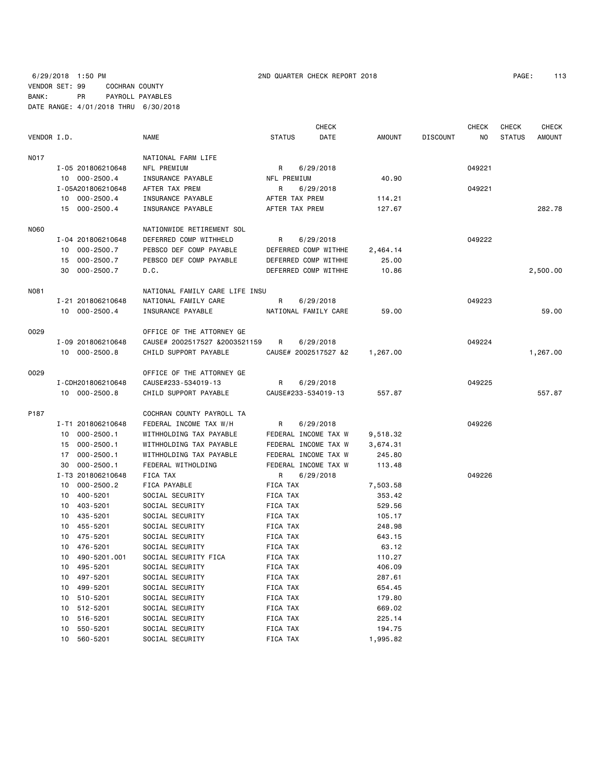6/29/2018 1:50 PM 2ND QUARTER CHECK REPORT 2018

VENDOR SET: 99 COCHRAN COUNTY
BANK: PR PAYROLL PAYABLES
DATE RANGE: 4/01/2018 THRU 6/30/2018

| VENDOR I.D. | | NAME | STATUS | CHECK DATE | AMOUNT | DISCOUNT | CHECK NO | CHECK STATUS | CHECK AMOUNT |
|---|---|---|---|---|---|---|---|---|---|
| N017 | | NATIONAL FARM LIFE | | | | | | | |
| | I-05 201806210648 | NFL PREMIUM | R | 6/29/2018 | | | 049221 | | |
| | 10 000-2500.4 | INSURANCE PAYABLE | NFL PREMIUM | | 40.90 | | | | |
| | I-05A201806210648 | AFTER TAX PREM | R | 6/29/2018 | | | 049221 | | |
| | 10 000-2500.4 | INSURANCE PAYABLE | AFTER TAX PREM | | 114.21 | | | | |
| | 15 000-2500.4 | INSURANCE PAYABLE | AFTER TAX PREM | | 127.67 | | | | 282.78 |
| N060 | | NATIONWIDE RETIREMENT SOL | | | | | | | |
| | I-04 201806210648 | DEFERRED COMP WITHHELD | R | 6/29/2018 | | | 049222 | | |
| | 10 000-2500.7 | PEBSCO DEF COMP PAYABLE | DEFERRED COMP WITHHE | | 2,464.14 | | | | |
| | 15 000-2500.7 | PEBSCO DEF COMP PAYABLE | DEFERRED COMP WITHHE | | 25.00 | | | | |
| | 30 000-2500.7 | D.C. | DEFERRED COMP WITHHE | | 10.86 | | | | 2,500.00 |
| N081 | | NATIONAL FAMILY CARE LIFE INSU | | | | | | | |
| | I-21 201806210648 | NATIONAL FAMILY CARE | R | 6/29/2018 | | | 049223 | | |
| | 10 000-2500.4 | INSURANCE PAYABLE | NATIONAL FAMILY CARE | | 59.00 | | | | 59.00 |
| O029 | | OFFICE OF THE ATTORNEY GE | | | | | | | |
| | I-09 201806210648 | CAUSE# 2002517527 &2003521159 | R | 6/29/2018 | | | 049224 | | |
| | 10 000-2500.8 | CHILD SUPPORT PAYABLE | CAUSE# 2002517527 &2 | | 1,267.00 | | | | 1,267.00 |
| O029 | | OFFICE OF THE ATTORNEY GE | | | | | | | |
| | I-CDH201806210648 | CAUSE#233-534019-13 | R | 6/29/2018 | | | 049225 | | |
| | 10 000-2500.8 | CHILD SUPPORT PAYABLE | CAUSE#233-534019-13 | | 557.87 | | | | 557.87 |
| P187 | | COCHRAN COUNTY PAYROLL TA | | | | | | | |
| | I-T1 201806210648 | FEDERAL INCOME TAX W/H | R | 6/29/2018 | | | 049226 | | |
| | 10 000-2500.1 | WITHHOLDING TAX PAYABLE | FEDERAL INCOME TAX W | | 9,518.32 | | | | |
| | 15 000-2500.1 | WITHHOLDING TAX PAYABLE | FEDERAL INCOME TAX W | | 3,674.31 | | | | |
| | 17 000-2500.1 | WITHHOLDING TAX PAYABLE | FEDERAL INCOME TAX W | | 245.80 | | | | |
| | 30 000-2500.1 | FEDERAL WITHOLDING | FEDERAL INCOME TAX W | | 113.48 | | | | |
| | I-T3 201806210648 | FICA TAX | R | 6/29/2018 | | | 049226 | | |
| | 10 000-2500.2 | FICA PAYABLE | FICA TAX | | 7,503.58 | | | | |
| | 10 400-5201 | SOCIAL SECURITY | FICA TAX | | 353.42 | | | | |
| | 10 403-5201 | SOCIAL SECURITY | FICA TAX | | 529.56 | | | | |
| | 10 435-5201 | SOCIAL SECURITY | FICA TAX | | 105.17 | | | | |
| | 10 455-5201 | SOCIAL SECURITY | FICA TAX | | 248.98 | | | | |
| | 10 475-5201 | SOCIAL SECURITY | FICA TAX | | 643.15 | | | | |
| | 10 476-5201 | SOCIAL SECURITY | FICA TAX | | 63.12 | | | | |
| | 10 490-5201.001 | SOCIAL SECURITY FICA | FICA TAX | | 110.27 | | | | |
| | 10 495-5201 | SOCIAL SECURITY | FICA TAX | | 406.09 | | | | |
| | 10 497-5201 | SOCIAL SECURITY | FICA TAX | | 287.61 | | | | |
| | 10 499-5201 | SOCIAL SECURITY | FICA TAX | | 654.45 | | | | |
| | 10 510-5201 | SOCIAL SECURITY | FICA TAX | | 179.80 | | | | |
| | 10 512-5201 | SOCIAL SECURITY | FICA TAX | | 669.02 | | | | |
| | 10 516-5201 | SOCIAL SECURITY | FICA TAX | | 225.14 | | | | |
| | 10 550-5201 | SOCIAL SECURITY | FICA TAX | | 194.75 | | | | |
| | 10 560-5201 | SOCIAL SECURITY | FICA TAX | | 1,995.82 | | | | |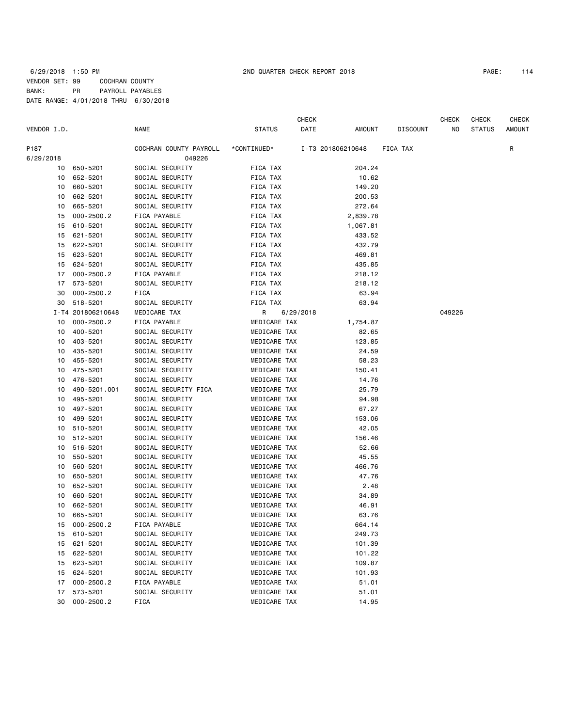6/29/2018 1:50 PM 2ND QUARTER CHECK REPORT 2018

VENDOR SET: 99 COCHRAN COUNTY
BANK: PR PAYROLL PAYABLES
DATE RANGE: 4/01/2018 THRU 6/30/2018

| VENDOR I.D. | | NAME | STATUS | CHECK DATE | AMOUNT | DISCOUNT | CHECK NO | CHECK STATUS | CHECK AMOUNT |
|---|---|---|---|---|---|---|---|---|---|
| P187 | | COCHRAN COUNTY PAYROLL | *CONTINUED* | I-T3 201806210648 | | FICA TAX | | | R |
| 6/29/2018 | | 049226 | | | | | | | |
| 10 | 650-5201 | SOCIAL SECURITY | FICA TAX | | 204.24 | | | | |
| 10 | 652-5201 | SOCIAL SECURITY | FICA TAX | | 10.62 | | | | |
| 10 | 660-5201 | SOCIAL SECURITY | FICA TAX | | 149.20 | | | | |
| 10 | 662-5201 | SOCIAL SECURITY | FICA TAX | | 200.53 | | | | |
| 10 | 665-5201 | SOCIAL SECURITY | FICA TAX | | 272.64 | | | | |
| 15 | 000-2500.2 | FICA PAYABLE | FICA TAX | | 2,839.78 | | | | |
| 15 | 610-5201 | SOCIAL SECURITY | FICA TAX | | 1,067.81 | | | | |
| 15 | 621-5201 | SOCIAL SECURITY | FICA TAX | | 433.52 | | | | |
| 15 | 622-5201 | SOCIAL SECURITY | FICA TAX | | 432.79 | | | | |
| 15 | 623-5201 | SOCIAL SECURITY | FICA TAX | | 469.81 | | | | |
| 15 | 624-5201 | SOCIAL SECURITY | FICA TAX | | 435.85 | | | | |
| 17 | 000-2500.2 | FICA PAYABLE | FICA TAX | | 218.12 | | | | |
| 17 | 573-5201 | SOCIAL SECURITY | FICA TAX | | 218.12 | | | | |
| 30 | 000-2500.2 | FICA | FICA TAX | | 63.94 | | | | |
| 30 | 518-5201 | SOCIAL SECURITY | FICA TAX | | 63.94 | | | | |
| | I-T4 201806210648 | MEDICARE TAX | R | 6/29/2018 | | | 049226 | | |
| 10 | 000-2500.2 | FICA PAYABLE | MEDICARE TAX | | 1,754.87 | | | | |
| 10 | 400-5201 | SOCIAL SECURITY | MEDICARE TAX | | 82.65 | | | | |
| 10 | 403-5201 | SOCIAL SECURITY | MEDICARE TAX | | 123.85 | | | | |
| 10 | 435-5201 | SOCIAL SECURITY | MEDICARE TAX | | 24.59 | | | | |
| 10 | 455-5201 | SOCIAL SECURITY | MEDICARE TAX | | 58.23 | | | | |
| 10 | 475-5201 | SOCIAL SECURITY | MEDICARE TAX | | 150.41 | | | | |
| 10 | 476-5201 | SOCIAL SECURITY | MEDICARE TAX | | 14.76 | | | | |
| 10 | 490-5201.001 | SOCIAL SECURITY FICA | MEDICARE TAX | | 25.79 | | | | |
| 10 | 495-5201 | SOCIAL SECURITY | MEDICARE TAX | | 94.98 | | | | |
| 10 | 497-5201 | SOCIAL SECURITY | MEDICARE TAX | | 67.27 | | | | |
| 10 | 499-5201 | SOCIAL SECURITY | MEDICARE TAX | | 153.06 | | | | |
| 10 | 510-5201 | SOCIAL SECURITY | MEDICARE TAX | | 42.05 | | | | |
| 10 | 512-5201 | SOCIAL SECURITY | MEDICARE TAX | | 156.46 | | | | |
| 10 | 516-5201 | SOCIAL SECURITY | MEDICARE TAX | | 52.66 | | | | |
| 10 | 550-5201 | SOCIAL SECURITY | MEDICARE TAX | | 45.55 | | | | |
| 10 | 560-5201 | SOCIAL SECURITY | MEDICARE TAX | | 466.76 | | | | |
| 10 | 650-5201 | SOCIAL SECURITY | MEDICARE TAX | | 47.76 | | | | |
| 10 | 652-5201 | SOCIAL SECURITY | MEDICARE TAX | | 2.48 | | | | |
| 10 | 660-5201 | SOCIAL SECURITY | MEDICARE TAX | | 34.89 | | | | |
| 10 | 662-5201 | SOCIAL SECURITY | MEDICARE TAX | | 46.91 | | | | |
| 10 | 665-5201 | SOCIAL SECURITY | MEDICARE TAX | | 63.76 | | | | |
| 15 | 000-2500.2 | FICA PAYABLE | MEDICARE TAX | | 664.14 | | | | |
| 15 | 610-5201 | SOCIAL SECURITY | MEDICARE TAX | | 249.73 | | | | |
| 15 | 621-5201 | SOCIAL SECURITY | MEDICARE TAX | | 101.39 | | | | |
| 15 | 622-5201 | SOCIAL SECURITY | MEDICARE TAX | | 101.22 | | | | |
| 15 | 623-5201 | SOCIAL SECURITY | MEDICARE TAX | | 109.87 | | | | |
| 15 | 624-5201 | SOCIAL SECURITY | MEDICARE TAX | | 101.93 | | | | |
| 17 | 000-2500.2 | FICA PAYABLE | MEDICARE TAX | | 51.01 | | | | |
| 17 | 573-5201 | SOCIAL SECURITY | MEDICARE TAX | | 51.01 | | | | |
| 30 | 000-2500.2 | FICA | MEDICARE TAX | | 14.95 | | | | |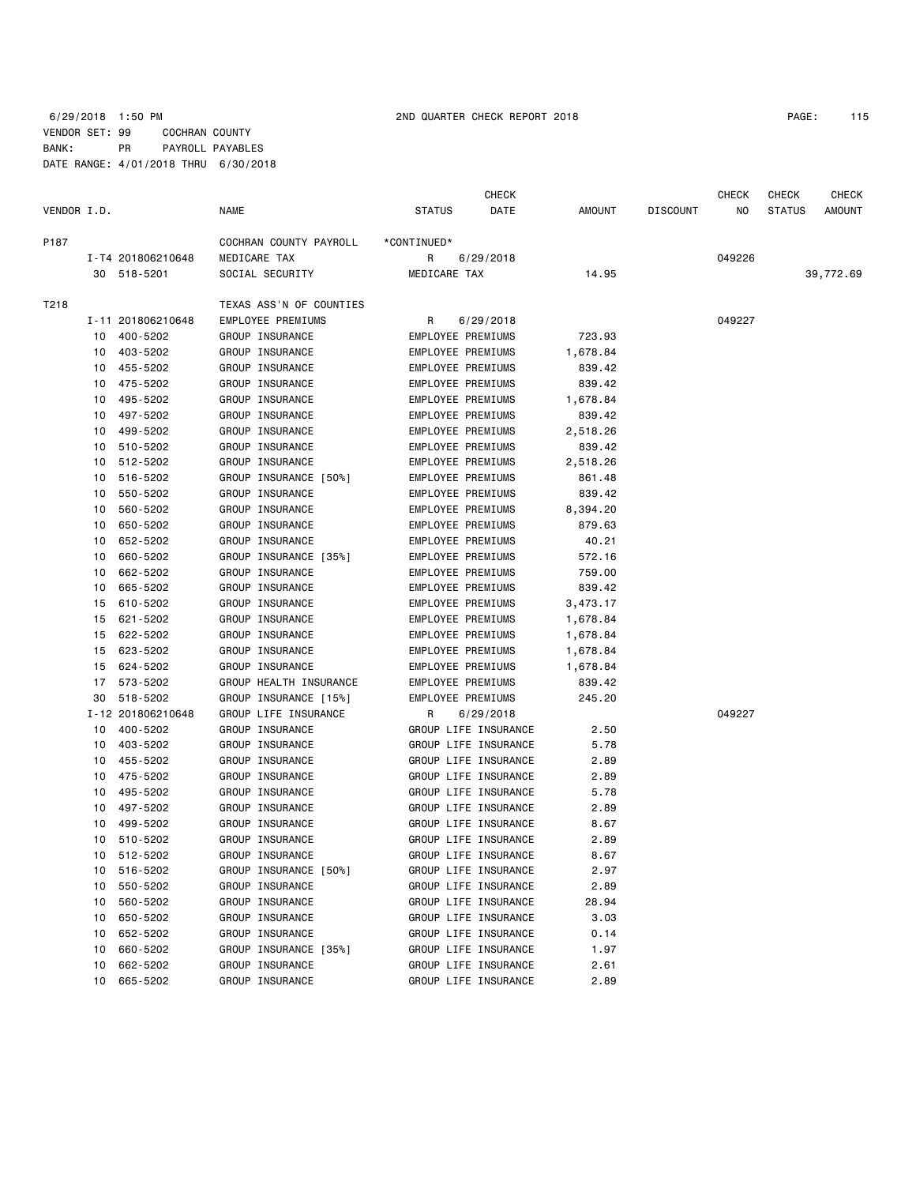6/29/2018 1:50 PM 2ND QUARTER CHECK REPORT 2018

VENDOR SET: 99 COCHRAN COUNTY
BANK: PR PAYROLL PAYABLES
DATE RANGE: 4/01/2018 THRU 6/30/2018

| VENDOR I.D. | | NAME | STATUS | CHECK DATE | AMOUNT | DISCOUNT | CHECK NO | CHECK STATUS | CHECK AMOUNT |
|---|---|---|---|---|---|---|---|---|---|
| P187 | | COCHRAN COUNTY PAYROLL | *CONTINUED* | | | | | | |
| | I-T4 201806210648 | MEDICARE TAX | R | 6/29/2018 | | | 049226 | | |
| | 30 518-5201 | SOCIAL SECURITY | MEDICARE TAX | | 14.95 | | | | 39,772.69 |
| T218 | | TEXAS ASS'N OF COUNTIES | | | | | | | |
| | I-11 201806210648 | EMPLOYEE PREMIUMS | R | 6/29/2018 | | | 049227 | | |
| | 10 400-5202 | GROUP INSURANCE | EMPLOYEE PREMIUMS | | 723.93 | | | | |
| | 10 403-5202 | GROUP INSURANCE | EMPLOYEE PREMIUMS | | 1,678.84 | | | | |
| | 10 455-5202 | GROUP INSURANCE | EMPLOYEE PREMIUMS | | 839.42 | | | | |
| | 10 475-5202 | GROUP INSURANCE | EMPLOYEE PREMIUMS | | 839.42 | | | | |
| | 10 495-5202 | GROUP INSURANCE | EMPLOYEE PREMIUMS | | 1,678.84 | | | | |
| | 10 497-5202 | GROUP INSURANCE | EMPLOYEE PREMIUMS | | 839.42 | | | | |
| | 10 499-5202 | GROUP INSURANCE | EMPLOYEE PREMIUMS | | 2,518.26 | | | | |
| | 10 510-5202 | GROUP INSURANCE | EMPLOYEE PREMIUMS | | 839.42 | | | | |
| | 10 512-5202 | GROUP INSURANCE | EMPLOYEE PREMIUMS | | 2,518.26 | | | | |
| | 10 516-5202 | GROUP INSURANCE [50%] | EMPLOYEE PREMIUMS | | 861.48 | | | | |
| | 10 550-5202 | GROUP INSURANCE | EMPLOYEE PREMIUMS | | 839.42 | | | | |
| | 10 560-5202 | GROUP INSURANCE | EMPLOYEE PREMIUMS | | 8,394.20 | | | | |
| | 10 650-5202 | GROUP INSURANCE | EMPLOYEE PREMIUMS | | 879.63 | | | | |
| | 10 652-5202 | GROUP INSURANCE | EMPLOYEE PREMIUMS | | 40.21 | | | | |
| | 10 660-5202 | GROUP INSURANCE [35%] | EMPLOYEE PREMIUMS | | 572.16 | | | | |
| | 10 662-5202 | GROUP INSURANCE | EMPLOYEE PREMIUMS | | 759.00 | | | | |
| | 10 665-5202 | GROUP INSURANCE | EMPLOYEE PREMIUMS | | 839.42 | | | | |
| | 15 610-5202 | GROUP INSURANCE | EMPLOYEE PREMIUMS | | 3,473.17 | | | | |
| | 15 621-5202 | GROUP INSURANCE | EMPLOYEE PREMIUMS | | 1,678.84 | | | | |
| | 15 622-5202 | GROUP INSURANCE | EMPLOYEE PREMIUMS | | 1,678.84 | | | | |
| | 15 623-5202 | GROUP INSURANCE | EMPLOYEE PREMIUMS | | 1,678.84 | | | | |
| | 15 624-5202 | GROUP INSURANCE | EMPLOYEE PREMIUMS | | 1,678.84 | | | | |
| | 17 573-5202 | GROUP HEALTH INSURANCE | EMPLOYEE PREMIUMS | | 839.42 | | | | |
| | 30 518-5202 | GROUP INSURANCE [15%] | EMPLOYEE PREMIUMS | | 245.20 | | | | |
| | I-12 201806210648 | GROUP LIFE INSURANCE | R | 6/29/2018 | | | 049227 | | |
| | 10 400-5202 | GROUP INSURANCE | GROUP LIFE INSURANCE | | 2.50 | | | | |
| | 10 403-5202 | GROUP INSURANCE | GROUP LIFE INSURANCE | | 5.78 | | | | |
| | 10 455-5202 | GROUP INSURANCE | GROUP LIFE INSURANCE | | 2.89 | | | | |
| | 10 475-5202 | GROUP INSURANCE | GROUP LIFE INSURANCE | | 2.89 | | | | |
| | 10 495-5202 | GROUP INSURANCE | GROUP LIFE INSURANCE | | 5.78 | | | | |
| | 10 497-5202 | GROUP INSURANCE | GROUP LIFE INSURANCE | | 2.89 | | | | |
| | 10 499-5202 | GROUP INSURANCE | GROUP LIFE INSURANCE | | 8.67 | | | | |
| | 10 510-5202 | GROUP INSURANCE | GROUP LIFE INSURANCE | | 2.89 | | | | |
| | 10 512-5202 | GROUP INSURANCE | GROUP LIFE INSURANCE | | 8.67 | | | | |
| | 10 516-5202 | GROUP INSURANCE [50%] | GROUP LIFE INSURANCE | | 2.97 | | | | |
| | 10 550-5202 | GROUP INSURANCE | GROUP LIFE INSURANCE | | 2.89 | | | | |
| | 10 560-5202 | GROUP INSURANCE | GROUP LIFE INSURANCE | | 28.94 | | | | |
| | 10 650-5202 | GROUP INSURANCE | GROUP LIFE INSURANCE | | 3.03 | | | | |
| | 10 652-5202 | GROUP INSURANCE | GROUP LIFE INSURANCE | | 0.14 | | | | |
| | 10 660-5202 | GROUP INSURANCE [35%] | GROUP LIFE INSURANCE | | 1.97 | | | | |
| | 10 662-5202 | GROUP INSURANCE | GROUP LIFE INSURANCE | | 2.61 | | | | |
| | 10 665-5202 | GROUP INSURANCE | GROUP LIFE INSURANCE | | 2.89 | | | | |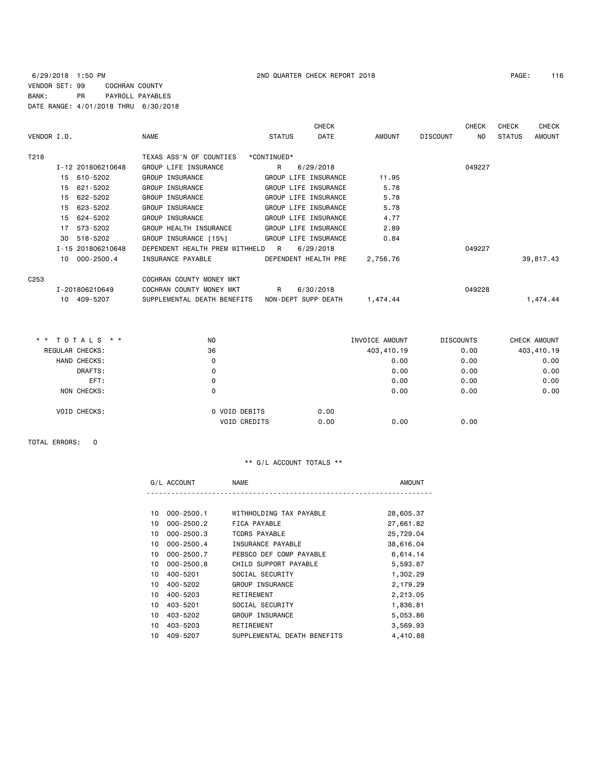6/29/2018 1:50 PM 2ND QUARTER CHECK REPORT 2018

VENDOR SET: 99 COCHRAN COUNTY
BANK: PR PAYROLL PAYABLES
DATE RANGE: 4/01/2018 THRU 6/30/2018

| VENDOR I.D. | NAME | STATUS | CHECK DATE | AMOUNT | DISCOUNT | CHECK NO | CHECK STATUS | CHECK AMOUNT |
|---|---|---|---|---|---|---|---|---|
| T218 | TEXAS ASS'N OF COUNTIES | *CONTINUED* | | | | | | |
| I-12 201806210648 | GROUP LIFE INSURANCE | R | 6/29/2018 | | | 049227 | | |
| 15 610-5202 | GROUP INSURANCE | GROUP LIFE INSURANCE | | 11.95 | | | | |
| 15 621-5202 | GROUP INSURANCE | GROUP LIFE INSURANCE | | 5.78 | | | | |
| 15 622-5202 | GROUP INSURANCE | GROUP LIFE INSURANCE | | 5.78 | | | | |
| 15 623-5202 | GROUP INSURANCE | GROUP LIFE INSURANCE | | 5.78 | | | | |
| 15 624-5202 | GROUP INSURANCE | GROUP LIFE INSURANCE | | 4.77 | | | | |
| 17 573-5202 | GROUP HEALTH INSURANCE | GROUP LIFE INSURANCE | | 2.89 | | | | |
| 30 518-5202 | GROUP INSURANCE [15%] | GROUP LIFE INSURANCE | | 0.84 | | | | |
| I-15 201806210648 | DEPENDENT HEALTH PREM WITHHELD | R | 6/29/2018 | | | 049227 | | |
| 10 000-2500.4 | INSURANCE PAYABLE | DEPENDENT HEALTH PRE | | 2,756.76 | | | | 39,817.43 |
| C253 | COCHRAN COUNTY MONEY MKT | | | | | | | |
| I-201806210649 | COCHRAN COUNTY MONEY MKT | R | 6/30/2018 | | | 049228 | | |
| 10 409-5207 | SUPPLEMENTAL DEATH BENEFITS | NON-DEPT SUPP DEATH | | 1,474.44 | | | | 1,474.44 |

| ** TOTALS ** | NO | | INVOICE AMOUNT | DISCOUNTS | CHECK AMOUNT |
|---|---|---|---|---|---|
| REGULAR CHECKS: | 36 | | 403,410.19 | 0.00 | 403,410.19 |
| HAND CHECKS: | 0 | | 0.00 | 0.00 | 0.00 |
| DRAFTS: | 0 | | 0.00 | 0.00 | 0.00 |
| EFT: | 0 | | 0.00 | 0.00 | 0.00 |
| NON CHECKS: | 0 | | 0.00 | 0.00 | 0.00 |
| VOID CHECKS: | 0 VOID DEBITS | 0.00 | | | |
| | VOID CREDITS | 0.00 | 0.00 | 0.00 | |

TOTAL ERRORS: 0

** G/L ACCOUNT TOTALS **

| G/L ACCOUNT | NAME | AMOUNT |
|---|---|---|
| 10 000-2500.1 | WITHHOLDING TAX PAYABLE | 28,605.37 |
| 10 000-2500.2 | FICA PAYABLE | 27,661.82 |
| 10 000-2500.3 | TCDRS PAYABLE | 25,729.04 |
| 10 000-2500.4 | INSURANCE PAYABLE | 38,616.04 |
| 10 000-2500.7 | PEBSCO DEF COMP PAYABLE | 6,614.14 |
| 10 000-2500.8 | CHILD SUPPORT PAYABLE | 5,593.87 |
| 10 400-5201 | SOCIAL SECURITY | 1,302.29 |
| 10 400-5202 | GROUP INSURANCE | 2,179.29 |
| 10 400-5203 | RETIREMENT | 2,213.05 |
| 10 403-5201 | SOCIAL SECURITY | 1,836.81 |
| 10 403-5202 | GROUP INSURANCE | 5,053.86 |
| 10 403-5203 | RETIREMENT | 3,569.93 |
| 10 409-5207 | SUPPLEMENTAL DEATH BENEFITS | 4,410.88 |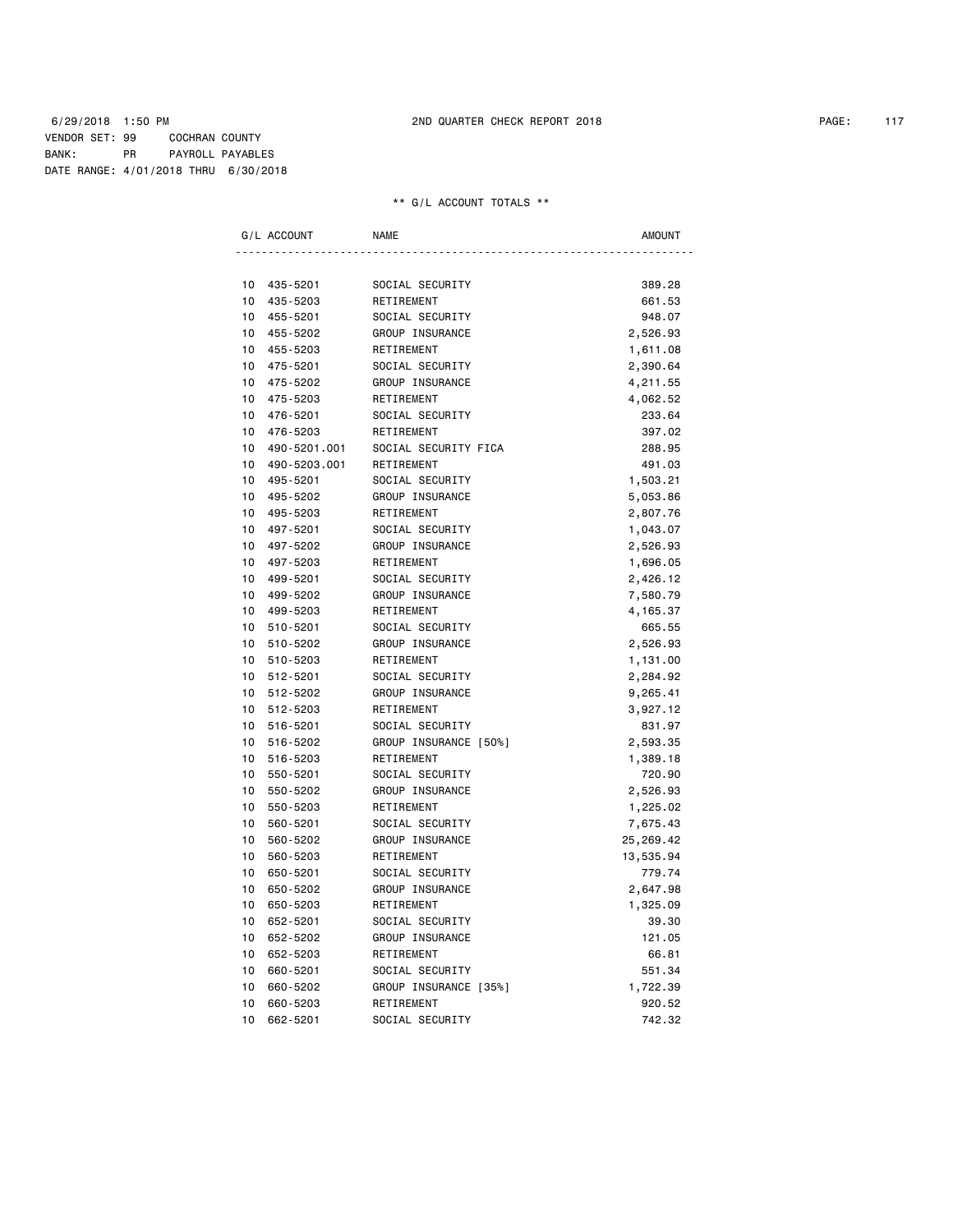6/29/2018 1:50 PM  2ND QUARTER CHECK REPORT 2018

VENDOR SET: 99  COCHRAN COUNTY
BANK: PR  PAYROLL PAYABLES
DATE RANGE: 4/01/2018 THRU 6/30/2018

** G/L ACCOUNT TOTALS **

| G/L ACCOUNT | NAME | AMOUNT |
|---|---|---|
| 10 435-5201 | SOCIAL SECURITY | 389.28 |
| 10 435-5203 | RETIREMENT | 661.53 |
| 10 455-5201 | SOCIAL SECURITY | 948.07 |
| 10 455-5202 | GROUP INSURANCE | 2,526.93 |
| 10 455-5203 | RETIREMENT | 1,611.08 |
| 10 475-5201 | SOCIAL SECURITY | 2,390.64 |
| 10 475-5202 | GROUP INSURANCE | 4,211.55 |
| 10 475-5203 | RETIREMENT | 4,062.52 |
| 10 476-5201 | SOCIAL SECURITY | 233.64 |
| 10 476-5203 | RETIREMENT | 397.02 |
| 10 490-5201.001 | SOCIAL SECURITY FICA | 288.95 |
| 10 490-5203.001 | RETIREMENT | 491.03 |
| 10 495-5201 | SOCIAL SECURITY | 1,503.21 |
| 10 495-5202 | GROUP INSURANCE | 5,053.86 |
| 10 495-5203 | RETIREMENT | 2,807.76 |
| 10 497-5201 | SOCIAL SECURITY | 1,043.07 |
| 10 497-5202 | GROUP INSURANCE | 2,526.93 |
| 10 497-5203 | RETIREMENT | 1,696.05 |
| 10 499-5201 | SOCIAL SECURITY | 2,426.12 |
| 10 499-5202 | GROUP INSURANCE | 7,580.79 |
| 10 499-5203 | RETIREMENT | 4,165.37 |
| 10 510-5201 | SOCIAL SECURITY | 665.55 |
| 10 510-5202 | GROUP INSURANCE | 2,526.93 |
| 10 510-5203 | RETIREMENT | 1,131.00 |
| 10 512-5201 | SOCIAL SECURITY | 2,284.92 |
| 10 512-5202 | GROUP INSURANCE | 9,265.41 |
| 10 512-5203 | RETIREMENT | 3,927.12 |
| 10 516-5201 | SOCIAL SECURITY | 831.97 |
| 10 516-5202 | GROUP INSURANCE [50%] | 2,593.35 |
| 10 516-5203 | RETIREMENT | 1,389.18 |
| 10 550-5201 | SOCIAL SECURITY | 720.90 |
| 10 550-5202 | GROUP INSURANCE | 2,526.93 |
| 10 550-5203 | RETIREMENT | 1,225.02 |
| 10 560-5201 | SOCIAL SECURITY | 7,675.43 |
| 10 560-5202 | GROUP INSURANCE | 25,269.42 |
| 10 560-5203 | RETIREMENT | 13,535.94 |
| 10 650-5201 | SOCIAL SECURITY | 779.74 |
| 10 650-5202 | GROUP INSURANCE | 2,647.98 |
| 10 650-5203 | RETIREMENT | 1,325.09 |
| 10 652-5201 | SOCIAL SECURITY | 39.30 |
| 10 652-5202 | GROUP INSURANCE | 121.05 |
| 10 652-5203 | RETIREMENT | 66.81 |
| 10 660-5201 | SOCIAL SECURITY | 551.34 |
| 10 660-5202 | GROUP INSURANCE [35%] | 1,722.39 |
| 10 660-5203 | RETIREMENT | 920.52 |
| 10 662-5201 | SOCIAL SECURITY | 742.32 |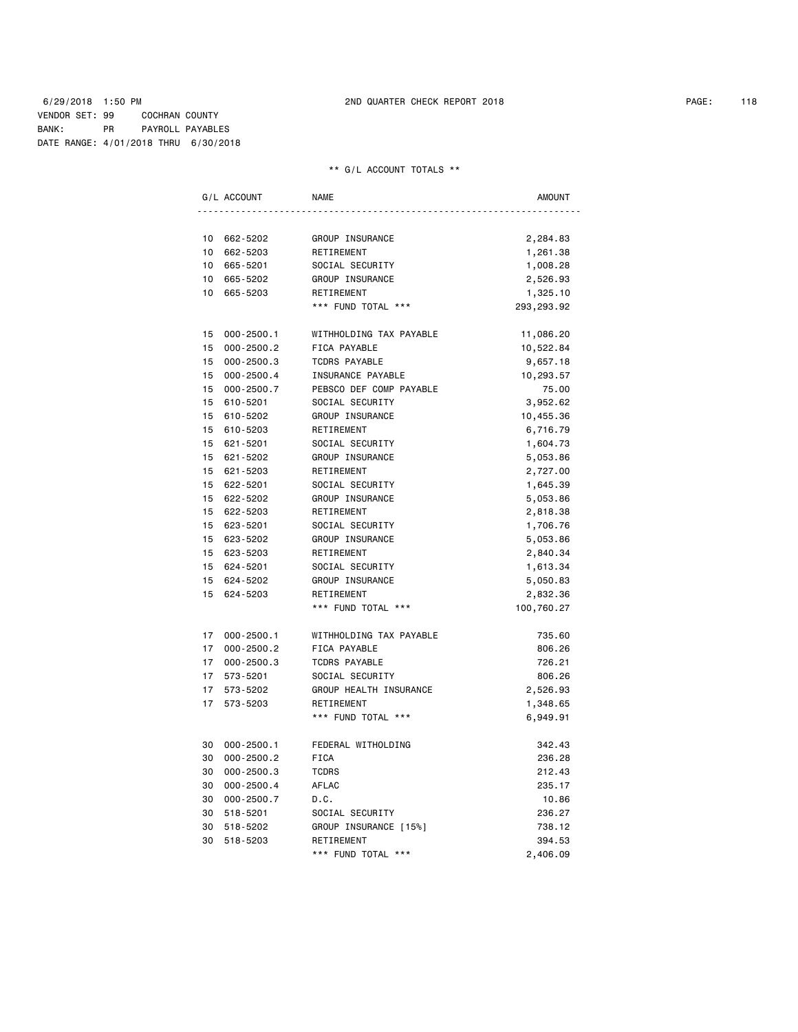6/29/2018 1:50 PM 2ND QUARTER CHECK REPORT 2018

VENDOR SET: 99 COCHRAN COUNTY
BANK: PR PAYROLL PAYABLES
DATE RANGE: 4/01/2018 THRU 6/30/2018

** G/L ACCOUNT TOTALS **

| G/L ACCOUNT | | NAME | AMOUNT |
|---|---|---|---|
| 10 | 662-5202 | GROUP INSURANCE | 2,284.83 |
| 10 | 662-5203 | RETIREMENT | 1,261.38 |
| 10 | 665-5201 | SOCIAL SECURITY | 1,008.28 |
| 10 | 665-5202 | GROUP INSURANCE | 2,526.93 |
| 10 | 665-5203 | RETIREMENT | 1,325.10 |
| | | *** FUND TOTAL *** | 293,293.92 |
| 15 | 000-2500.1 | WITHHOLDING TAX PAYABLE | 11,086.20 |
| 15 | 000-2500.2 | FICA PAYABLE | 10,522.84 |
| 15 | 000-2500.3 | TCDRS PAYABLE | 9,657.18 |
| 15 | 000-2500.4 | INSURANCE PAYABLE | 10,293.57 |
| 15 | 000-2500.7 | PEBSCO DEF COMP PAYABLE | 75.00 |
| 15 | 610-5201 | SOCIAL SECURITY | 3,952.62 |
| 15 | 610-5202 | GROUP INSURANCE | 10,455.36 |
| 15 | 610-5203 | RETIREMENT | 6,716.79 |
| 15 | 621-5201 | SOCIAL SECURITY | 1,604.73 |
| 15 | 621-5202 | GROUP INSURANCE | 5,053.86 |
| 15 | 621-5203 | RETIREMENT | 2,727.00 |
| 15 | 622-5201 | SOCIAL SECURITY | 1,645.39 |
| 15 | 622-5202 | GROUP INSURANCE | 5,053.86 |
| 15 | 622-5203 | RETIREMENT | 2,818.38 |
| 15 | 623-5201 | SOCIAL SECURITY | 1,706.76 |
| 15 | 623-5202 | GROUP INSURANCE | 5,053.86 |
| 15 | 623-5203 | RETIREMENT | 2,840.34 |
| 15 | 624-5201 | SOCIAL SECURITY | 1,613.34 |
| 15 | 624-5202 | GROUP INSURANCE | 5,050.83 |
| 15 | 624-5203 | RETIREMENT | 2,832.36 |
| | | *** FUND TOTAL *** | 100,760.27 |
| 17 | 000-2500.1 | WITHHOLDING TAX PAYABLE | 735.60 |
| 17 | 000-2500.2 | FICA PAYABLE | 806.26 |
| 17 | 000-2500.3 | TCDRS PAYABLE | 726.21 |
| 17 | 573-5201 | SOCIAL SECURITY | 806.26 |
| 17 | 573-5202 | GROUP HEALTH INSURANCE | 2,526.93 |
| 17 | 573-5203 | RETIREMENT | 1,348.65 |
| | | *** FUND TOTAL *** | 6,949.91 |
| 30 | 000-2500.1 | FEDERAL WITHOLDING | 342.43 |
| 30 | 000-2500.2 | FICA | 236.28 |
| 30 | 000-2500.3 | TCDRS | 212.43 |
| 30 | 000-2500.4 | AFLAC | 235.17 |
| 30 | 000-2500.7 | D.C. | 10.86 |
| 30 | 518-5201 | SOCIAL SECURITY | 236.27 |
| 30 | 518-5202 | GROUP INSURANCE [15%] | 738.12 |
| 30 | 518-5203 | RETIREMENT | 394.53 |
| | | *** FUND TOTAL *** | 2,406.09 |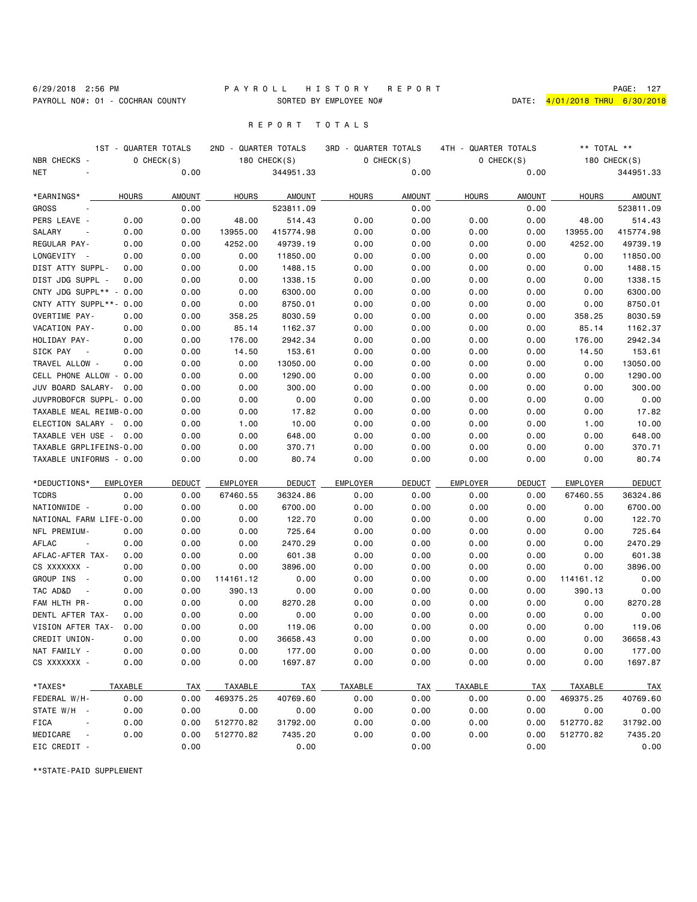6/29/2018 2:56 PM P A Y R O L L H I S T O R Y R E P O R T

PAYROLL NO#: 01 - COCHRAN COUNTY SORTED BY EMPLOYEE NO# DATE: 4/01/2018 THRU 6/30/2018

R E P O R T T O T A L S

| | 1ST - QUARTER TOTALS | | 2ND - QUARTER TOTALS | | 3RD - QUARTER TOTALS | | 4TH - QUARTER TOTALS | | ** TOTAL ** | |
|---|---|---|---|---|---|---|---|---|---|---|
| NBR CHECKS - | 0 CHECK(S) | | 180 CHECK(S) | | 0 CHECK(S) | | 0 CHECK(S) | | 180 CHECK(S) | |
| NET - | | 0.00 | | 344951.33 | | 0.00 | | 0.00 | | 344951.33 |

| *EARNINGS* | HOURS | AMOUNT | HOURS | AMOUNT | HOURS | AMOUNT | HOURS | AMOUNT | HOURS | AMOUNT |
|---|---|---|---|---|---|---|---|---|---|---|
| GROSS - | | 0.00 | | 523811.09 | | 0.00 | | 0.00 | | 523811.09 |
| PERS LEAVE - | 0.00 | 0.00 | 48.00 | 514.43 | 0.00 | 0.00 | 0.00 | 0.00 | 48.00 | 514.43 |
| SALARY - | 0.00 | 0.00 | 13955.00 | 415774.98 | 0.00 | 0.00 | 0.00 | 0.00 | 13955.00 | 415774.98 |
| REGULAR PAY- | 0.00 | 0.00 | 4252.00 | 49739.19 | 0.00 | 0.00 | 0.00 | 0.00 | 4252.00 | 49739.19 |
| LONGEVITY - | 0.00 | 0.00 | 0.00 | 11850.00 | 0.00 | 0.00 | 0.00 | 0.00 | 0.00 | 11850.00 |
| DIST ATTY SUPPL- | 0.00 | 0.00 | 0.00 | 1488.15 | 0.00 | 0.00 | 0.00 | 0.00 | 0.00 | 1488.15 |
| DIST JDG SUPPL - | 0.00 | 0.00 | 0.00 | 1338.15 | 0.00 | 0.00 | 0.00 | 0.00 | 0.00 | 1338.15 |
| CNTY JDG SUPPL** - | 0.00 | 0.00 | 0.00 | 6300.00 | 0.00 | 0.00 | 0.00 | 0.00 | 0.00 | 6300.00 |
| CNTY ATTY SUPPL**- | 0.00 | 0.00 | 0.00 | 8750.01 | 0.00 | 0.00 | 0.00 | 0.00 | 0.00 | 8750.01 |
| OVERTIME PAY- | 0.00 | 0.00 | 358.25 | 8030.59 | 0.00 | 0.00 | 0.00 | 0.00 | 358.25 | 8030.59 |
| VACATION PAY- | 0.00 | 0.00 | 85.14 | 1162.37 | 0.00 | 0.00 | 0.00 | 0.00 | 85.14 | 1162.37 |
| HOLIDAY PAY- | 0.00 | 0.00 | 176.00 | 2942.34 | 0.00 | 0.00 | 0.00 | 0.00 | 176.00 | 2942.34 |
| SICK PAY - | 0.00 | 0.00 | 14.50 | 153.61 | 0.00 | 0.00 | 0.00 | 0.00 | 14.50 | 153.61 |
| TRAVEL ALLOW - | 0.00 | 0.00 | 0.00 | 13050.00 | 0.00 | 0.00 | 0.00 | 0.00 | 0.00 | 13050.00 |
| CELL PHONE ALLOW - | 0.00 | 0.00 | 0.00 | 1290.00 | 0.00 | 0.00 | 0.00 | 0.00 | 0.00 | 1290.00 |
| JUV BOARD SALARY- | 0.00 | 0.00 | 0.00 | 300.00 | 0.00 | 0.00 | 0.00 | 0.00 | 0.00 | 300.00 |
| JUVPROBOFCR SUPPL- | 0.00 | 0.00 | 0.00 | 0.00 | 0.00 | 0.00 | 0.00 | 0.00 | 0.00 | 0.00 |
| TAXABLE MEAL REIMB- | 0.00 | 0.00 | 0.00 | 17.82 | 0.00 | 0.00 | 0.00 | 0.00 | 0.00 | 17.82 |
| ELECTION SALARY - | 0.00 | 0.00 | 1.00 | 10.00 | 0.00 | 0.00 | 0.00 | 0.00 | 1.00 | 10.00 |
| TAXABLE VEH USE - | 0.00 | 0.00 | 0.00 | 648.00 | 0.00 | 0.00 | 0.00 | 0.00 | 0.00 | 648.00 |
| TAXABLE GRPLIFEINS- | 0.00 | 0.00 | 0.00 | 370.71 | 0.00 | 0.00 | 0.00 | 0.00 | 0.00 | 370.71 |
| TAXABLE UNIFORMS - | 0.00 | 0.00 | 0.00 | 80.74 | 0.00 | 0.00 | 0.00 | 0.00 | 0.00 | 80.74 |

| *DEDUCTIONS* | EMPLOYER | DEDUCT | EMPLOYER | DEDUCT | EMPLOYER | DEDUCT | EMPLOYER | DEDUCT | EMPLOYER | DEDUCT |
|---|---|---|---|---|---|---|---|---|---|---|
| TCDRS | 0.00 | 0.00 | 67460.55 | 36324.86 | 0.00 | 0.00 | 0.00 | 0.00 | 67460.55 | 36324.86 |
| NATIONWIDE - | 0.00 | 0.00 | 0.00 | 6700.00 | 0.00 | 0.00 | 0.00 | 0.00 | 0.00 | 6700.00 |
| NATIONAL FARM LIFE- | 0.00 | 0.00 | 0.00 | 122.70 | 0.00 | 0.00 | 0.00 | 0.00 | 0.00 | 122.70 |
| NFL PREMIUM- | 0.00 | 0.00 | 0.00 | 725.64 | 0.00 | 0.00 | 0.00 | 0.00 | 0.00 | 725.64 |
| AFLAC - | 0.00 | 0.00 | 0.00 | 2470.29 | 0.00 | 0.00 | 0.00 | 0.00 | 0.00 | 2470.29 |
| AFLAC-AFTER TAX- | 0.00 | 0.00 | 0.00 | 601.38 | 0.00 | 0.00 | 0.00 | 0.00 | 0.00 | 601.38 |
| CS XXXXXXX - | 0.00 | 0.00 | 0.00 | 3896.00 | 0.00 | 0.00 | 0.00 | 0.00 | 0.00 | 3896.00 |
| GROUP INS - | 0.00 | 0.00 | 114161.12 | 0.00 | 0.00 | 0.00 | 0.00 | 0.00 | 114161.12 | 0.00 |
| TAC AD&D - | 0.00 | 0.00 | 390.13 | 0.00 | 0.00 | 0.00 | 0.00 | 0.00 | 390.13 | 0.00 |
| FAM HLTH PR- | 0.00 | 0.00 | 0.00 | 8270.28 | 0.00 | 0.00 | 0.00 | 0.00 | 0.00 | 8270.28 |
| DENTL AFTER TAX- | 0.00 | 0.00 | 0.00 | 0.00 | 0.00 | 0.00 | 0.00 | 0.00 | 0.00 | 0.00 |
| VISION AFTER TAX- | 0.00 | 0.00 | 0.00 | 119.06 | 0.00 | 0.00 | 0.00 | 0.00 | 0.00 | 119.06 |
| CREDIT UNION- | 0.00 | 0.00 | 0.00 | 36658.43 | 0.00 | 0.00 | 0.00 | 0.00 | 0.00 | 36658.43 |
| NAT FAMILY - | 0.00 | 0.00 | 0.00 | 177.00 | 0.00 | 0.00 | 0.00 | 0.00 | 0.00 | 177.00 |
| CS XXXXXXX - | 0.00 | 0.00 | 0.00 | 1697.87 | 0.00 | 0.00 | 0.00 | 0.00 | 0.00 | 1697.87 |

| *TAXES* | TAXABLE | TAX | TAXABLE | TAX | TAXABLE | TAX | TAXABLE | TAX | TAXABLE | TAX |
|---|---|---|---|---|---|---|---|---|---|---|
| FEDERAL W/H- | 0.00 | 0.00 | 469375.25 | 40769.60 | 0.00 | 0.00 | 0.00 | 0.00 | 469375.25 | 40769.60 |
| STATE W/H - | 0.00 | 0.00 | 0.00 | 0.00 | 0.00 | 0.00 | 0.00 | 0.00 | 0.00 | 0.00 |
| FICA - | 0.00 | 0.00 | 512770.82 | 31792.00 | 0.00 | 0.00 | 0.00 | 0.00 | 512770.82 | 31792.00 |
| MEDICARE - | 0.00 | 0.00 | 512770.82 | 7435.20 | 0.00 | 0.00 | 0.00 | 0.00 | 512770.82 | 7435.20 |
| EIC CREDIT - | | 0.00 | | 0.00 | | 0.00 | | 0.00 | | 0.00 |

**STATE-PAID SUPPLEMENT